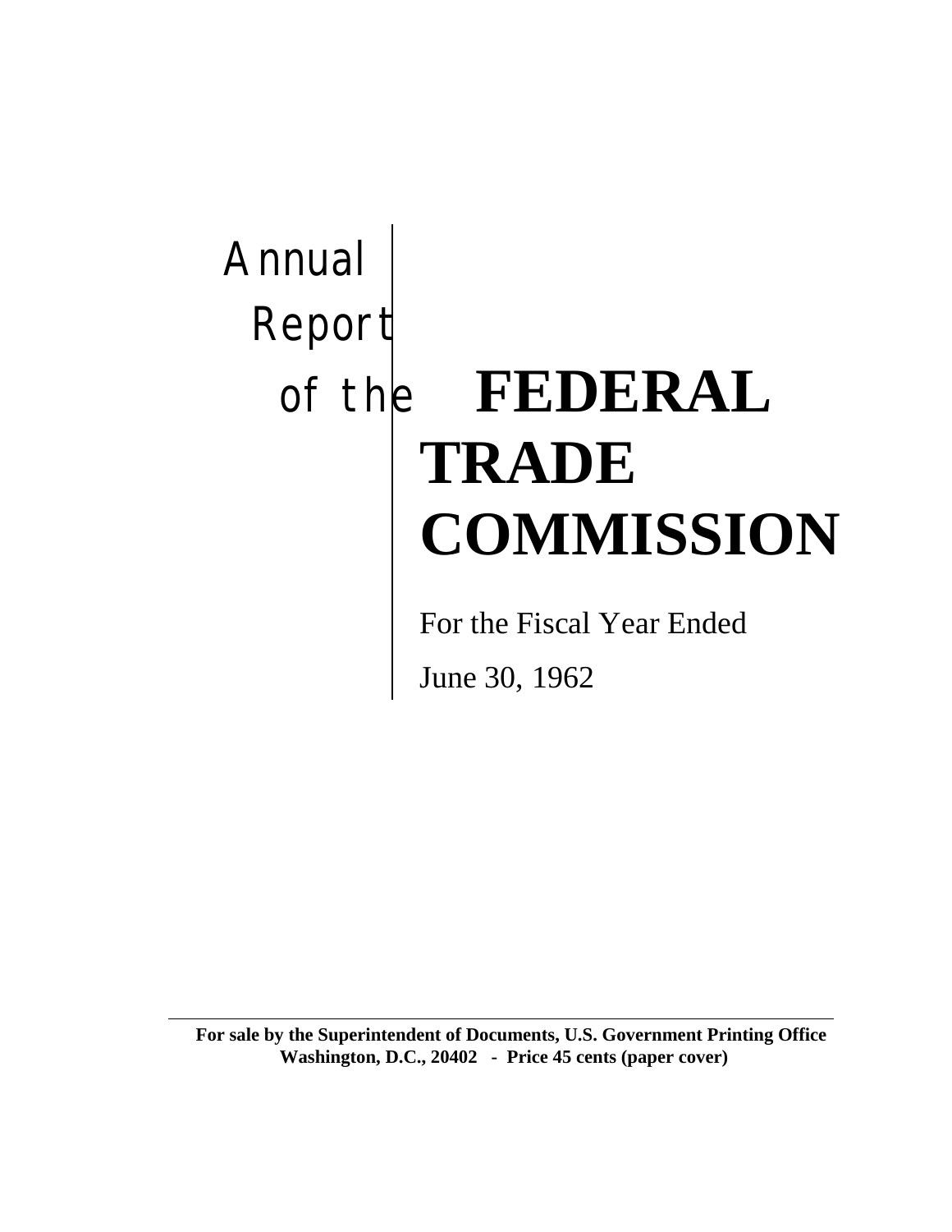# Annual Report of the FEDERAL TRADE COMMISSION

For the Fiscal Year Ended

June 30, 1962

---

**For sale by the Superintendent of Documents, U.S. Government Printing Office Washington, D.C., 20402 - Price 45 cents (paper cover)**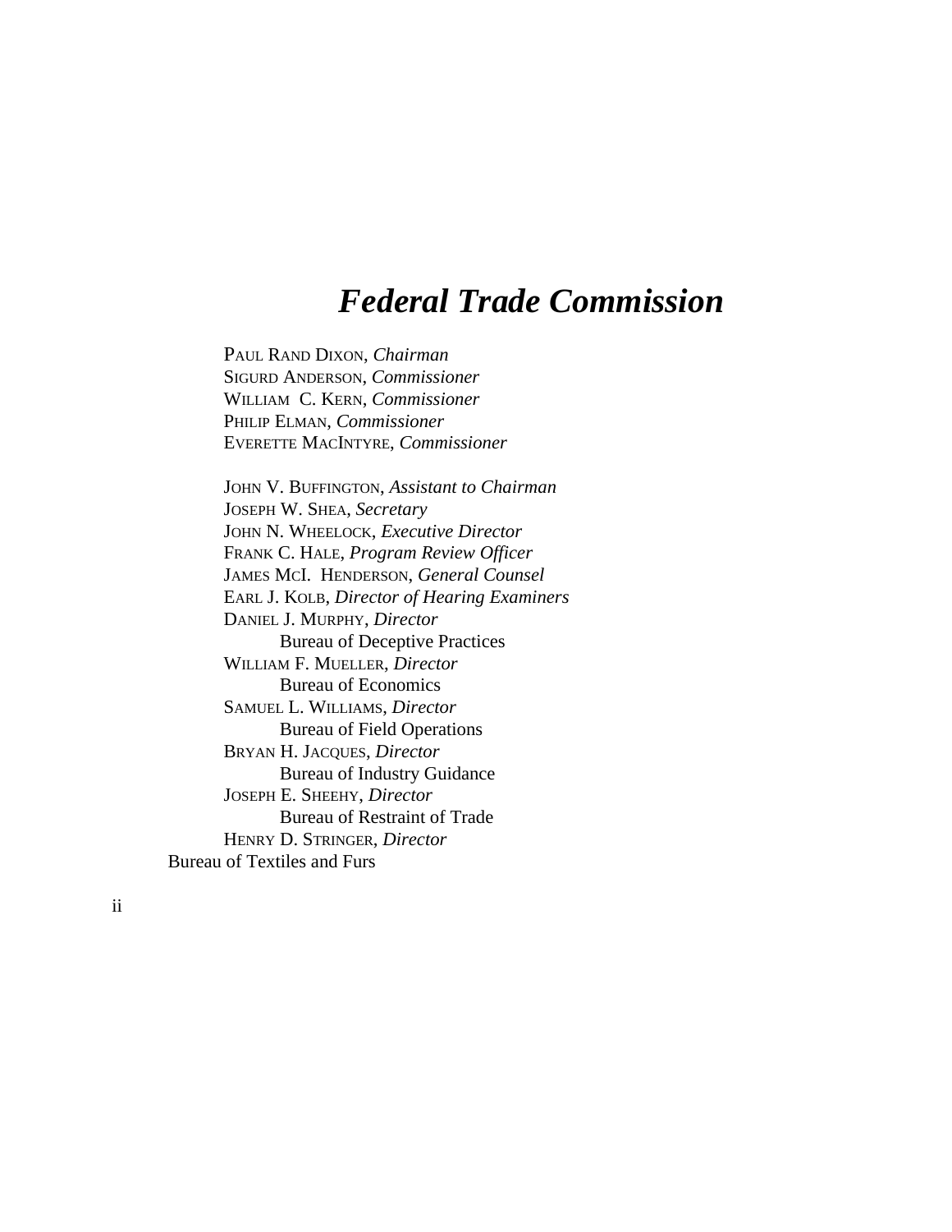# *Federal Trade Commission*

PAUL RAND DIXON, *Chairman*
SIGURD ANDERSON, *Commissioner*
WILLIAM C. KERN, *Commissioner*
PHILIP ELMAN, *Commissioner*
EVERETTE MACINTYRE, *Commissioner*

JOHN V. BUFFINGTON, *Assistant to Chairman*
JOSEPH W. SHEA, *Secretary*
JOHN N. WHEELOCK, *Executive Director*
FRANK C. HALE, *Program Review Officer*
JAMES MCI. HENDERSON, *General Counsel*
EARL J. KOLB, *Director of Hearing Examiners*
DANIEL J. MURPHY, *Director*
Bureau of Deceptive Practices
WILLIAM F. MUELLER, *Director*
Bureau of Economics
SAMUEL L. WILLIAMS, *Director*
Bureau of Field Operations
BRYAN H. JACQUES, *Director*
Bureau of Industry Guidance
JOSEPH E. SHEEHY, *Director*
Bureau of Restraint of Trade
HENRY D. STRINGER, *Director*
Bureau of Textiles and Furs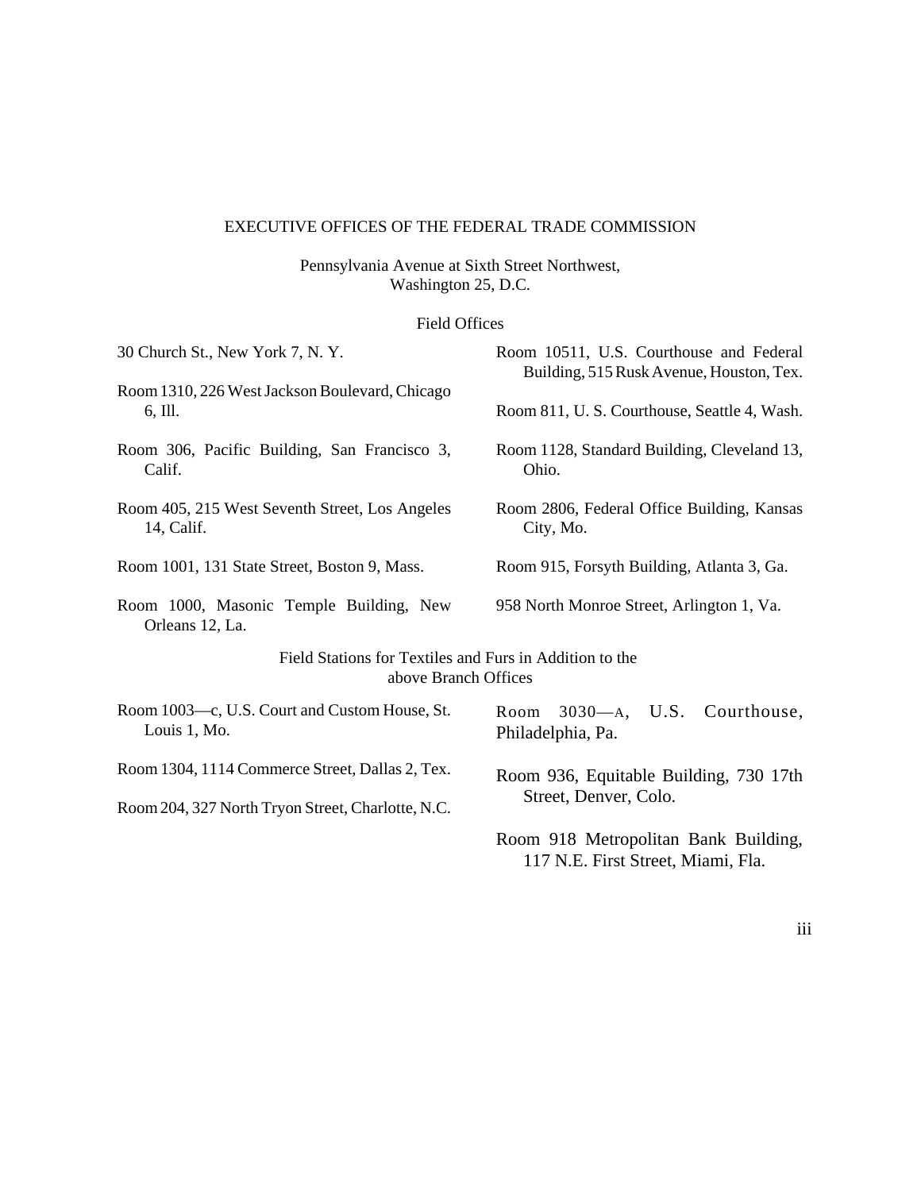## EXECUTIVE OFFICES OF THE FEDERAL TRADE COMMISSION

Pennsylvania Avenue at Sixth Street Northwest,
Washington 25, D.C.

### Field Offices

30 Church St., New York 7, N. Y.

Room 1310, 226 West Jackson Boulevard, Chicago 6, Ill.

Room 306, Pacific Building, San Francisco 3, Calif.

Room 405, 215 West Seventh Street, Los Angeles 14, Calif.

Room 1001, 131 State Street, Boston 9, Mass.

Room 1000, Masonic Temple Building, New Orleans 12, La.

Room 10511, U.S. Courthouse and Federal Building, 515 Rusk Avenue, Houston, Tex.

Room 811, U. S. Courthouse, Seattle 4, Wash.

Room 1128, Standard Building, Cleveland 13, Ohio.

Room 2806, Federal Office Building, Kansas City, Mo.

Room 915, Forsyth Building, Atlanta 3, Ga.

958 North Monroe Street, Arlington 1, Va.

### Field Stations for Textiles and Furs in Addition to the above Branch Offices

Room 1003—c, U.S. Court and Custom House, St. Louis 1, Mo.

Room 1304, 1114 Commerce Street, Dallas 2, Tex.

Room 204, 327 North Tryon Street, Charlotte, N.C.

Room 3030—A, U.S. Courthouse, Philadelphia, Pa.

Room 936, Equitable Building, 730 17th Street, Denver, Colo.

Room 918 Metropolitan Bank Building, 117 N.E. First Street, Miami, Fla.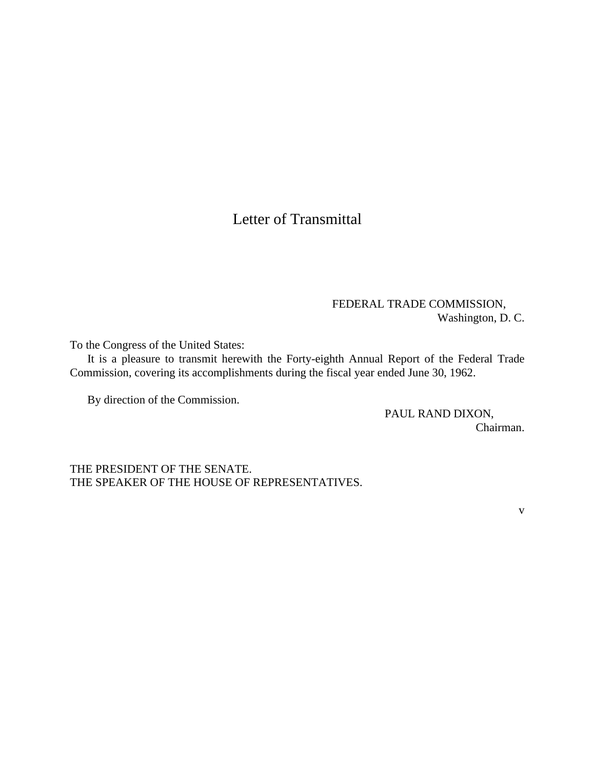# Letter of Transmittal

FEDERAL TRADE COMMISSION,
Washington, D. C.

To the Congress of the United States:

It is a pleasure to transmit herewith the Forty-eighth Annual Report of the Federal Trade Commission, covering its accomplishments during the fiscal year ended June 30, 1962.

By direction of the Commission.

PAUL RAND DIXON,
Chairman.

THE PRESIDENT OF THE SENATE.
THE SPEAKER OF THE HOUSE OF REPRESENTATIVES.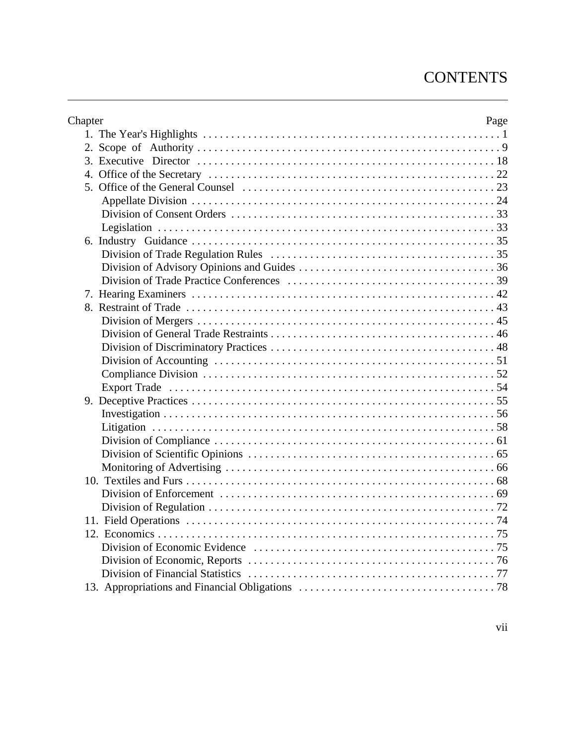# CONTENTS

| Chapter | Page |
|---|---|
| 1. The Year's Highlights | 1 |
| 2. Scope of Authority | 9 |
| 3. Executive Director | 18 |
| 4. Office of the Secretary | 22 |
| 5. Office of the General Counsel | 23 |
| Appellate Division | 24 |
| Division of Consent Orders | 33 |
| Legislation | 33 |
| 6. Industry Guidance | 35 |
| Division of Trade Regulation Rules | 35 |
| Division of Advisory Opinions and Guides | 36 |
| Division of Trade Practice Conferences | 39 |
| 7. Hearing Examiners | 42 |
| 8. Restraint of Trade | 43 |
| Division of Mergers | 45 |
| Division of General Trade Restraints | 46 |
| Division of Discriminatory Practices | 48 |
| Division of Accounting | 51 |
| Compliance Division | 52 |
| Export Trade | 54 |
| 9. Deceptive Practices | 55 |
| Investigation | 56 |
| Litigation | 58 |
| Division of Compliance | 61 |
| Division of Scientific Opinions | 65 |
| Monitoring of Advertising | 66 |
| 10. Textiles and Furs | 68 |
| Division of Enforcement | 69 |
| Division of Regulation | 72 |
| 11. Field Operations | 74 |
| 12. Economics | 75 |
| Division of Economic Evidence | 75 |
| Division of Economic, Reports | 76 |
| Division of Financial Statistics | 77 |
| 13. Appropriations and Financial Obligations | 78 |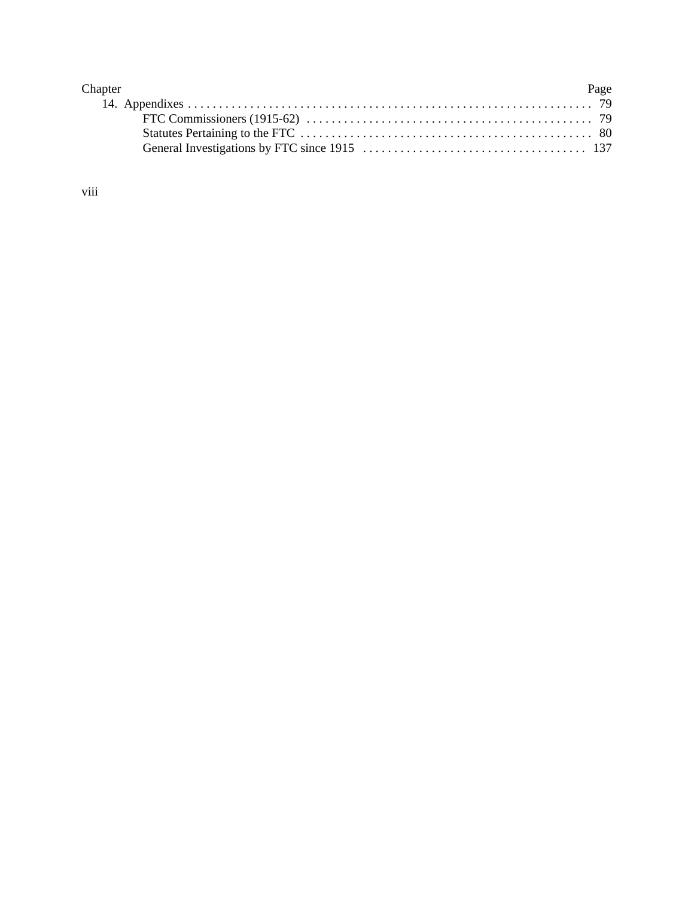| Chapter | Page |
| --- | --- |
| 14. Appendixes | 79 |
| FTC Commissioners (1915-62) | 79 |
| Statutes Pertaining to the FTC | 80 |
| General Investigations by FTC since 1915 | 137 |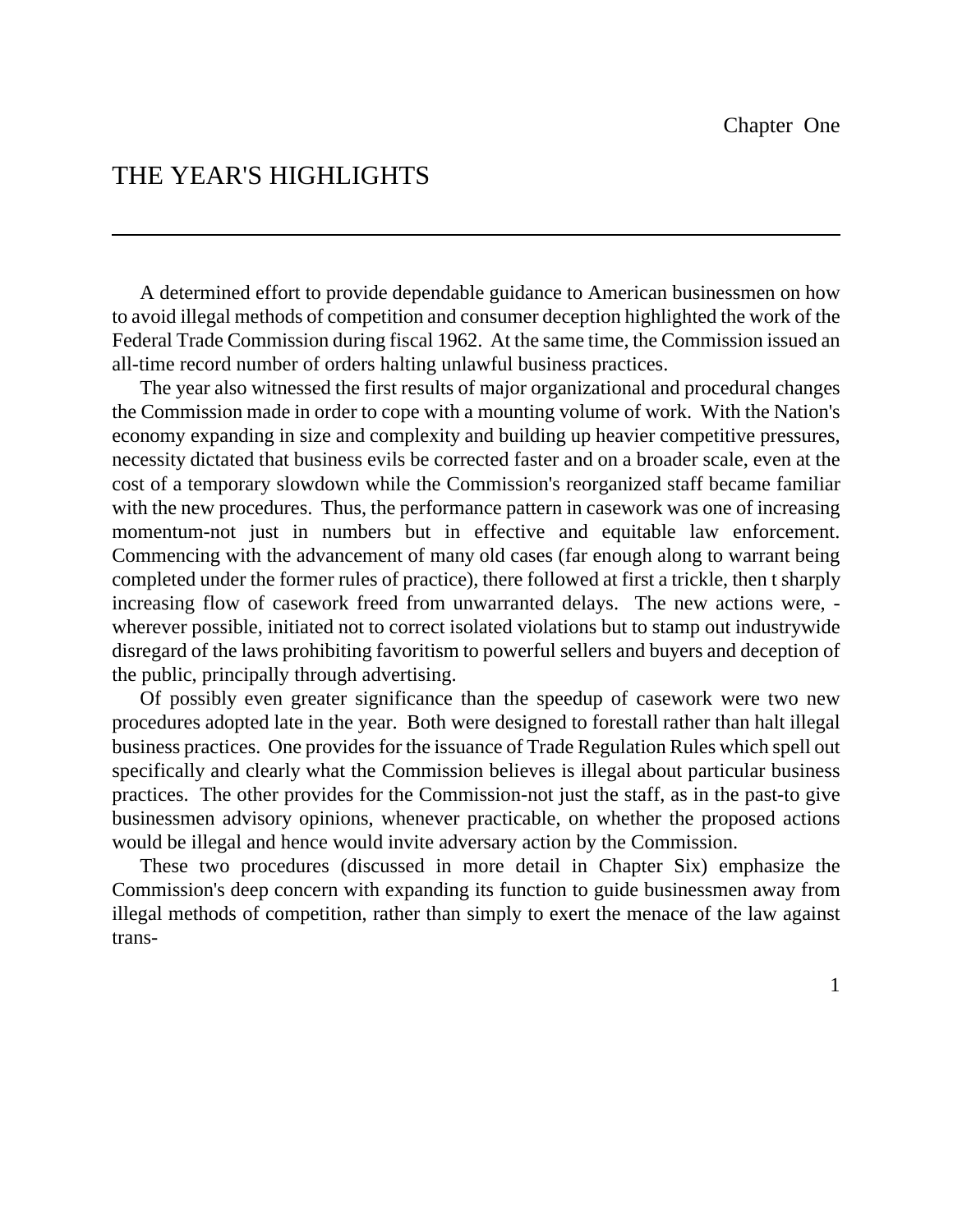Chapter One

# THE YEAR'S HIGHLIGHTS

A determined effort to provide dependable guidance to American businessmen on how to avoid illegal methods of competition and consumer deception highlighted the work of the Federal Trade Commission during fiscal 1962. At the same time, the Commission issued an all-time record number of orders halting unlawful business practices.

The year also witnessed the first results of major organizational and procedural changes the Commission made in order to cope with a mounting volume of work. With the Nation's economy expanding in size and complexity and building up heavier competitive pressures, necessity dictated that business evils be corrected faster and on a broader scale, even at the cost of a temporary slowdown while the Commission's reorganized staff became familiar with the new procedures. Thus, the performance pattern in casework was one of increasing momentum-not just in numbers but in effective and equitable law enforcement. Commencing with the advancement of many old cases (far enough along to warrant being completed under the former rules of practice), there followed at first a trickle, then t sharply increasing flow of casework freed from unwarranted delays. The new actions were, - wherever possible, initiated not to correct isolated violations but to stamp out industrywide disregard of the laws prohibiting favoritism to powerful sellers and buyers and deception of the public, principally through advertising.

Of possibly even greater significance than the speedup of casework were two new procedures adopted late in the year. Both were designed to forestall rather than halt illegal business practices. One provides for the issuance of Trade Regulation Rules which spell out specifically and clearly what the Commission believes is illegal about particular business practices. The other provides for the Commission-not just the staff, as in the past-to give businessmen advisory opinions, whenever practicable, on whether the proposed actions would be illegal and hence would invite adversary action by the Commission.

These two procedures (discussed in more detail in Chapter Six) emphasize the Commission's deep concern with expanding its function to guide businessmen away from illegal methods of competition, rather than simply to exert the menace of the law against trans-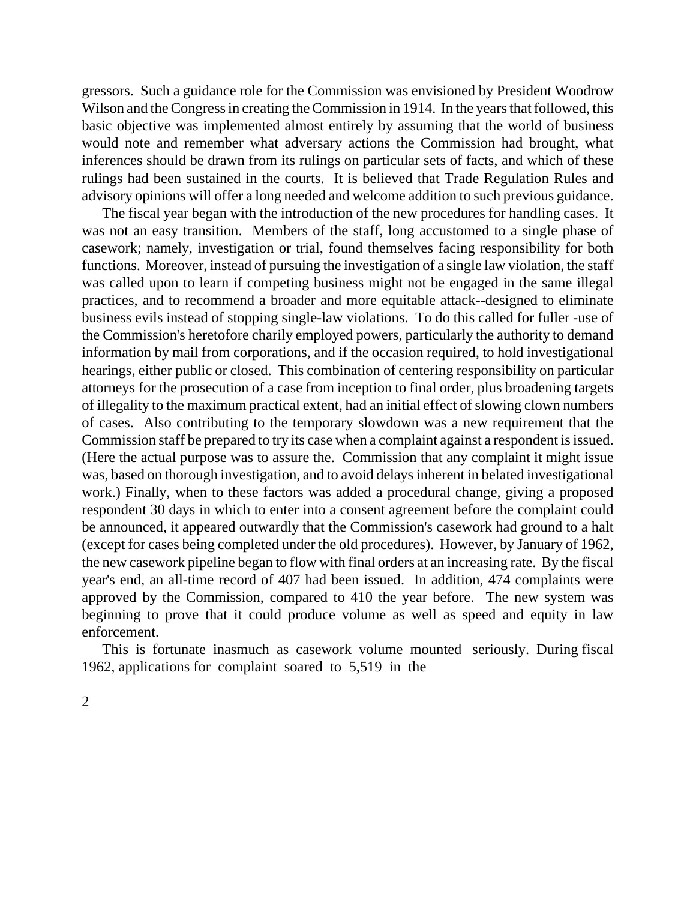gressors. Such a guidance role for the Commission was envisioned by President Woodrow Wilson and the Congress in creating the Commission in 1914. In the years that followed, this basic objective was implemented almost entirely by assuming that the world of business would note and remember what adversary actions the Commission had brought, what inferences should be drawn from its rulings on particular sets of facts, and which of these rulings had been sustained in the courts. It is believed that Trade Regulation Rules and advisory opinions will offer a long needed and welcome addition to such previous guidance.

The fiscal year began with the introduction of the new procedures for handling cases. It was not an easy transition. Members of the staff, long accustomed to a single phase of casework; namely, investigation or trial, found themselves facing responsibility for both functions. Moreover, instead of pursuing the investigation of a single law violation, the staff was called upon to learn if competing business might not be engaged in the same illegal practices, and to recommend a broader and more equitable attack--designed to eliminate business evils instead of stopping single-law violations. To do this called for fuller -use of the Commission's heretofore charily employed powers, particularly the authority to demand information by mail from corporations, and if the occasion required, to hold investigational hearings, either public or closed. This combination of centering responsibility on particular attorneys for the prosecution of a case from inception to final order, plus broadening targets of illegality to the maximum practical extent, had an initial effect of slowing clown numbers of cases. Also contributing to the temporary slowdown was a new requirement that the Commission staff be prepared to try its case when a complaint against a respondent is issued. (Here the actual purpose was to assure the. Commission that any complaint it might issue was, based on thorough investigation, and to avoid delays inherent in belated investigational work.) Finally, when to these factors was added a procedural change, giving a proposed respondent 30 days in which to enter into a consent agreement before the complaint could be announced, it appeared outwardly that the Commission's casework had ground to a halt (except for cases being completed under the old procedures). However, by January of 1962, the new casework pipeline began to flow with final orders at an increasing rate. By the fiscal year's end, an all-time record of 407 had been issued. In addition, 474 complaints were approved by the Commission, compared to 410 the year before. The new system was beginning to prove that it could produce volume as well as speed and equity in law enforcement.

This is fortunate inasmuch as casework volume mounted seriously. During fiscal 1962, applications for complaint soared to 5,519 in the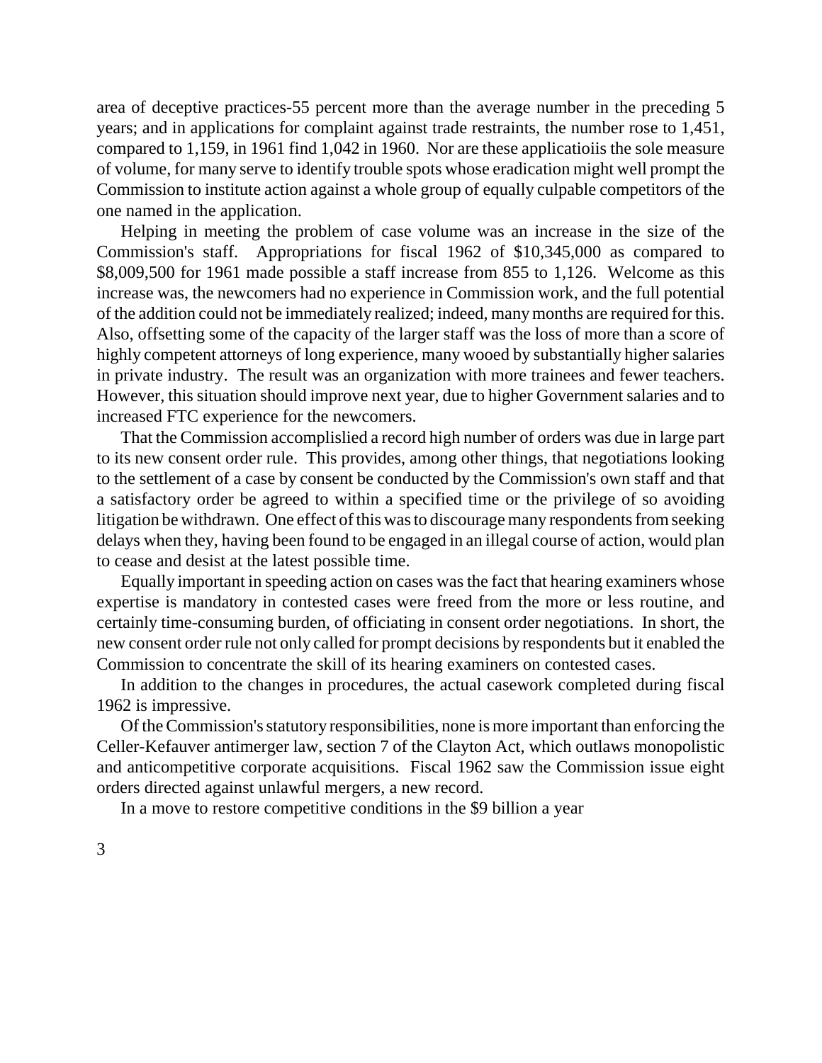area of deceptive practices-55 percent more than the average number in the preceding 5 years; and in applications for complaint against trade restraints, the number rose to 1,451, compared to 1,159, in 1961 find 1,042 in 1960. Nor are these applicatioiis the sole measure of volume, for many serve to identify trouble spots whose eradication might well prompt the Commission to institute action against a whole group of equally culpable competitors of the one named in the application.

Helping in meeting the problem of case volume was an increase in the size of the Commission's staff. Appropriations for fiscal 1962 of $10,345,000 as compared to $8,009,500 for 1961 made possible a staff increase from 855 to 1,126. Welcome as this increase was, the newcomers had no experience in Commission work, and the full potential of the addition could not be immediately realized; indeed, many months are required for this. Also, offsetting some of the capacity of the larger staff was the loss of more than a score of highly competent attorneys of long experience, many wooed by substantially higher salaries in private industry. The result was an organization with more trainees and fewer teachers. However, this situation should improve next year, due to higher Government salaries and to increased FTC experience for the newcomers.

That the Commission accomplislied a record high number of orders was due in large part to its new consent order rule. This provides, among other things, that negotiations looking to the settlement of a case by consent be conducted by the Commission's own staff and that a satisfactory order be agreed to within a specified time or the privilege of so avoiding litigation be withdrawn. One effect of this was to discourage many respondents from seeking delays when they, having been found to be engaged in an illegal course of action, would plan to cease and desist at the latest possible time.

Equally important in speeding action on cases was the fact that hearing examiners whose expertise is mandatory in contested cases were freed from the more or less routine, and certainly time-consuming burden, of officiating in consent order negotiations. In short, the new consent order rule not only called for prompt decisions by respondents but it enabled the Commission to concentrate the skill of its hearing examiners on contested cases.

In addition to the changes in procedures, the actual casework completed during fiscal 1962 is impressive.

Of the Commission's statutory responsibilities, none is more important than enforcing the Celler-Kefauver antimerger law, section 7 of the Clayton Act, which outlaws monopolistic and anticompetitive corporate acquisitions. Fiscal 1962 saw the Commission issue eight orders directed against unlawful mergers, a new record.

In a move to restore competitive conditions in the $9 billion a year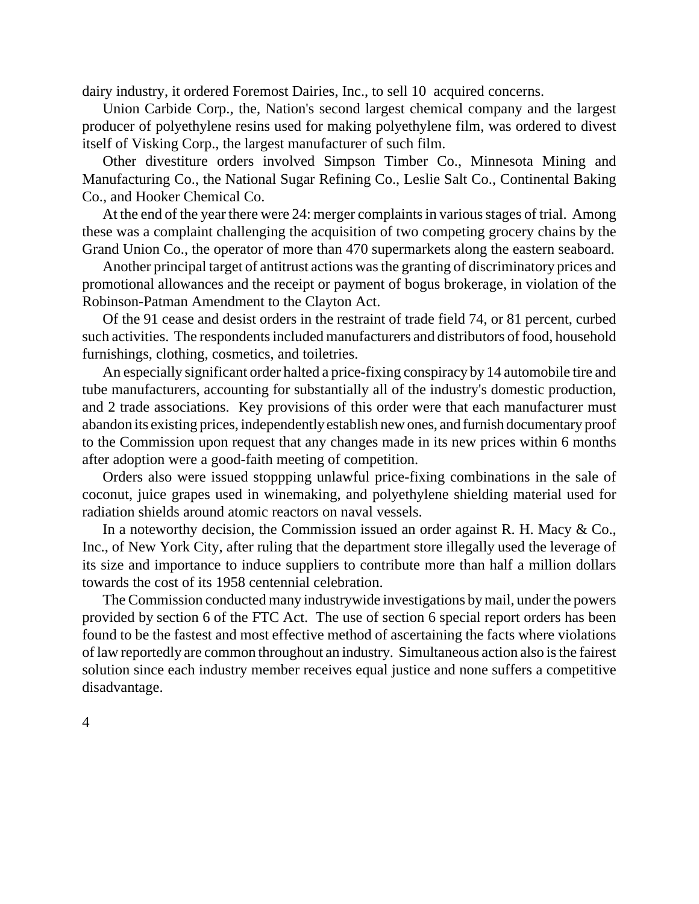dairy industry, it ordered Foremost Dairies, Inc., to sell 10 acquired concerns.

Union Carbide Corp., the, Nation's second largest chemical company and the largest producer of polyethylene resins used for making polyethylene film, was ordered to divest itself of Visking Corp., the largest manufacturer of such film.

Other divestiture orders involved Simpson Timber Co., Minnesota Mining and Manufacturing Co., the National Sugar Refining Co., Leslie Salt Co., Continental Baking Co., and Hooker Chemical Co.

At the end of the year there were 24: merger complaints in various stages of trial. Among these was a complaint challenging the acquisition of two competing grocery chains by the Grand Union Co., the operator of more than 470 supermarkets along the eastern seaboard.

Another principal target of antitrust actions was the granting of discriminatory prices and promotional allowances and the receipt or payment of bogus brokerage, in violation of the Robinson-Patman Amendment to the Clayton Act.

Of the 91 cease and desist orders in the restraint of trade field 74, or 81 percent, curbed such activities. The respondents included manufacturers and distributors of food, household furnishings, clothing, cosmetics, and toiletries.

An especially significant order halted a price-fixing conspiracy by 14 automobile tire and tube manufacturers, accounting for substantially all of the industry's domestic production, and 2 trade associations. Key provisions of this order were that each manufacturer must abandon its existing prices, independently establish new ones, and furnish documentary proof to the Commission upon request that any changes made in its new prices within 6 months after adoption were a good-faith meeting of competition.

Orders also were issued stoppping unlawful price-fixing combinations in the sale of coconut, juice grapes used in winemaking, and polyethylene shielding material used for radiation shields around atomic reactors on naval vessels.

In a noteworthy decision, the Commission issued an order against R. H. Macy & Co., Inc., of New York City, after ruling that the department store illegally used the leverage of its size and importance to induce suppliers to contribute more than half a million dollars towards the cost of its 1958 centennial celebration.

The Commission conducted many industrywide investigations by mail, under the powers provided by section 6 of the FTC Act. The use of section 6 special report orders has been found to be the fastest and most effective method of ascertaining the facts where violations of law reportedly are common throughout an industry. Simultaneous action also is the fairest solution since each industry member receives equal justice and none suffers a competitive disadvantage.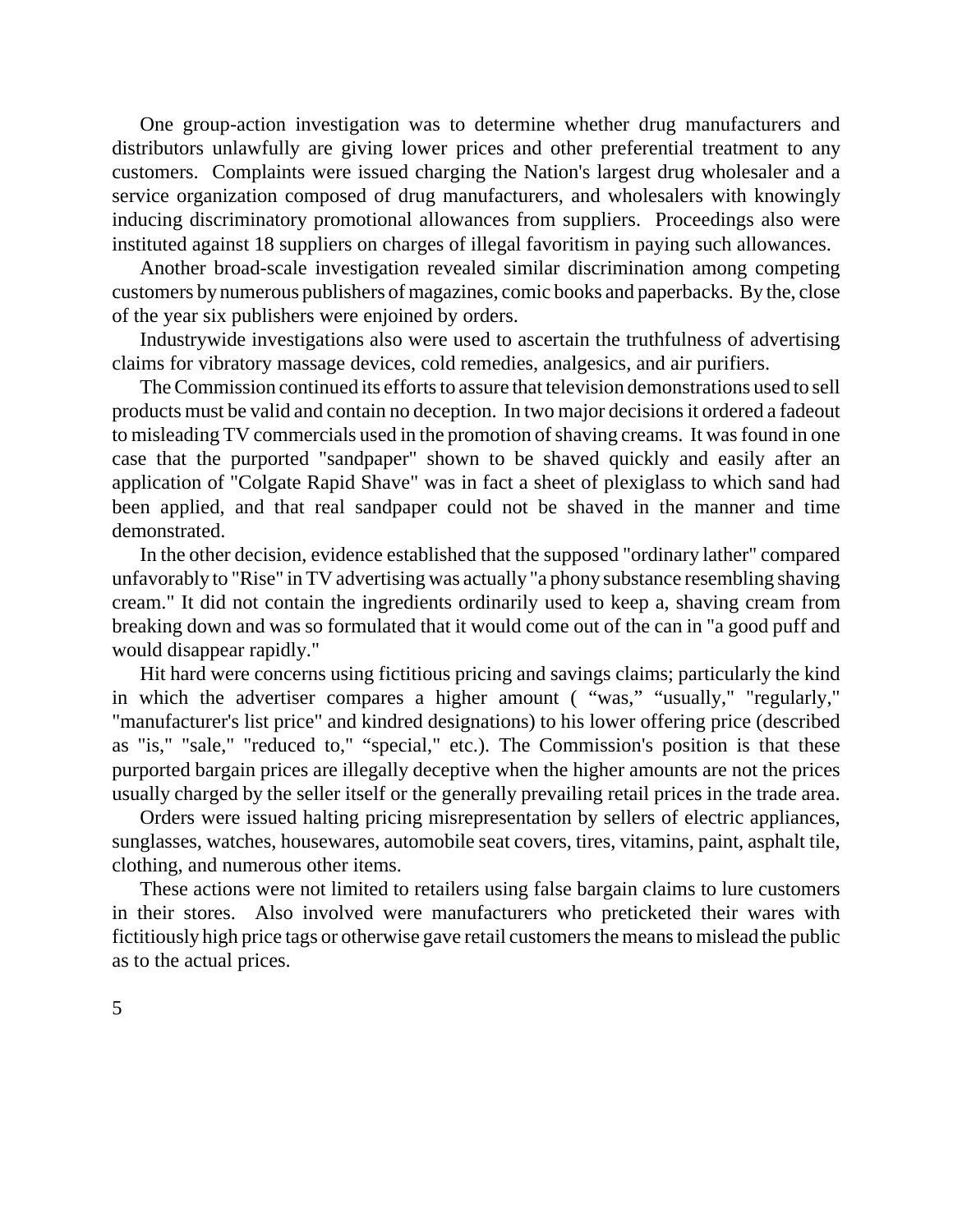One group-action investigation was to determine whether drug manufacturers and distributors unlawfully are giving lower prices and other preferential treatment to any customers. Complaints were issued charging the Nation's largest drug wholesaler and a service organization composed of drug manufacturers, and wholesalers with knowingly inducing discriminatory promotional allowances from suppliers. Proceedings also were instituted against 18 suppliers on charges of illegal favoritism in paying such allowances.

Another broad-scale investigation revealed similar discrimination among competing customers by numerous publishers of magazines, comic books and paperbacks. By the, close of the year six publishers were enjoined by orders.

Industrywide investigations also were used to ascertain the truthfulness of advertising claims for vibratory massage devices, cold remedies, analgesics, and air purifiers.

The Commission continued its efforts to assure that television demonstrations used to sell products must be valid and contain no deception. In two major decisions it ordered a fadeout to misleading TV commercials used in the promotion of shaving creams. It was found in one case that the purported "sandpaper" shown to be shaved quickly and easily after an application of "Colgate Rapid Shave" was in fact a sheet of plexiglass to which sand had been applied, and that real sandpaper could not be shaved in the manner and time demonstrated.

In the other decision, evidence established that the supposed "ordinary lather" compared unfavorably to "Rise" in TV advertising was actually "a phony substance resembling shaving cream." It did not contain the ingredients ordinarily used to keep a, shaving cream from breaking down and was so formulated that it would come out of the can in "a good puff and would disappear rapidly."

Hit hard were concerns using fictitious pricing and savings claims; particularly the kind in which the advertiser compares a higher amount ( “was,” “usually," "regularly," "manufacturer's list price" and kindred designations) to his lower offering price (described as "is," "sale," "reduced to," “special," etc.). The Commission's position is that these purported bargain prices are illegally deceptive when the higher amounts are not the prices usually charged by the seller itself or the generally prevailing retail prices in the trade area.

Orders were issued halting pricing misrepresentation by sellers of electric appliances, sunglasses, watches, housewares, automobile seat covers, tires, vitamins, paint, asphalt tile, clothing, and numerous other items.

These actions were not limited to retailers using false bargain claims to lure customers in their stores. Also involved were manufacturers who preticketed their wares with fictitiously high price tags or otherwise gave retail customers the means to mislead the public as to the actual prices.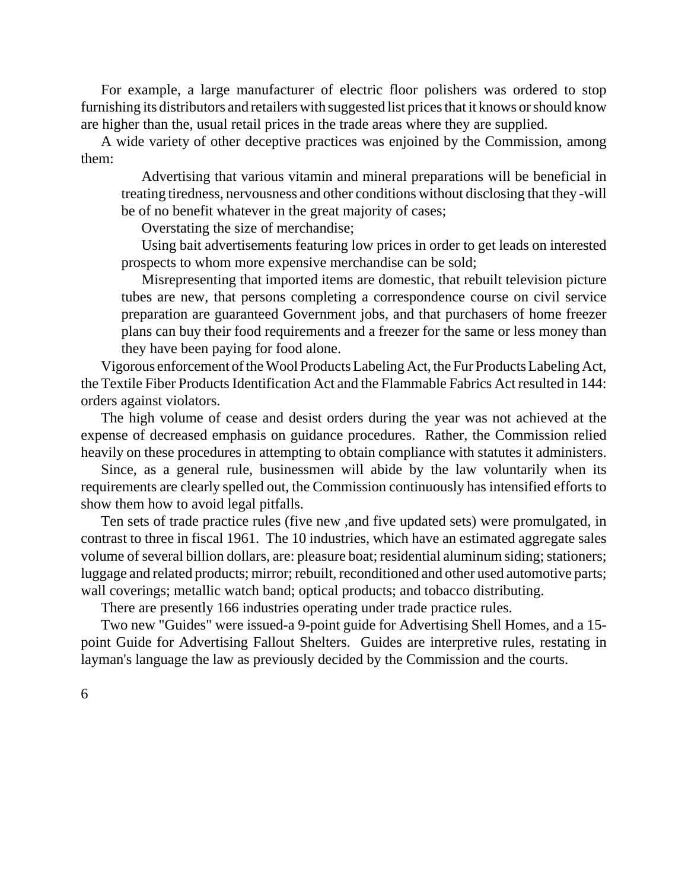For example, a large manufacturer of electric floor polishers was ordered to stop furnishing its distributors and retailers with suggested list prices that it knows or should know are higher than the, usual retail prices in the trade areas where they are supplied.

A wide variety of other deceptive practices was enjoined by the Commission, among them:

> Advertising that various vitamin and mineral preparations will be beneficial in treating tiredness, nervousness and other conditions without disclosing that they -will be of no benefit whatever in the great majority of cases;
>
> Overstating the size of merchandise;
>
> Using bait advertisements featuring low prices in order to get leads on interested prospects to whom more expensive merchandise can be sold;
>
> Misrepresenting that imported items are domestic, that rebuilt television picture tubes are new, that persons completing a correspondence course on civil service preparation are guaranteed Government jobs, and that purchasers of home freezer plans can buy their food requirements and a freezer for the same or less money than they have been paying for food alone.

Vigorous enforcement of the Wool Products Labeling Act, the Fur Products Labeling Act, the Textile Fiber Products Identification Act and the Flammable Fabrics Act resulted in 144: orders against violators.

The high volume of cease and desist orders during the year was not achieved at the expense of decreased emphasis on guidance procedures. Rather, the Commission relied heavily on these procedures in attempting to obtain compliance with statutes it administers.

Since, as a general rule, businessmen will abide by the law voluntarily when its requirements are clearly spelled out, the Commission continuously has intensified efforts to show them how to avoid legal pitfalls.

Ten sets of trade practice rules (five new ,and five updated sets) were promulgated, in contrast to three in fiscal 1961. The 10 industries, which have an estimated aggregate sales volume of several billion dollars, are: pleasure boat; residential aluminum siding; stationers; luggage and related products; mirror; rebuilt, reconditioned and other used automotive parts; wall coverings; metallic watch band; optical products; and tobacco distributing.

There are presently 166 industries operating under trade practice rules.

Two new "Guides" were issued-a 9-point guide for Advertising Shell Homes, and a 15-point Guide for Advertising Fallout Shelters. Guides are interpretive rules, restating in layman's language the law as previously decided by the Commission and the courts.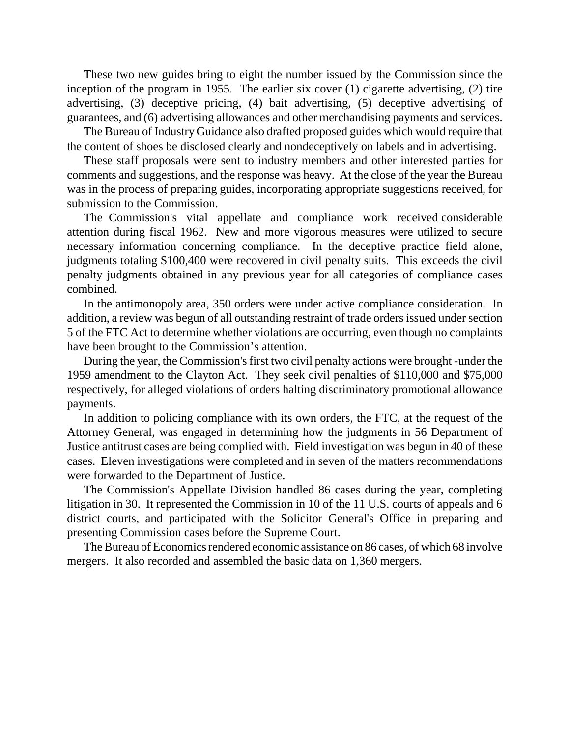These two new guides bring to eight the number issued by the Commission since the inception of the program in 1955. The earlier six cover (1) cigarette advertising, (2) tire advertising, (3) deceptive pricing, (4) bait advertising, (5) deceptive advertising of guarantees, and (6) advertising allowances and other merchandising payments and services.

The Bureau of Industry Guidance also drafted proposed guides which would require that the content of shoes be disclosed clearly and nondeceptively on labels and in advertising.

These staff proposals were sent to industry members and other interested parties for comments and suggestions, and the response was heavy. At the close of the year the Bureau was in the process of preparing guides, incorporating appropriate suggestions received, for submission to the Commission.

The Commission's vital appellate and compliance work received considerable attention during fiscal 1962. New and more vigorous measures were utilized to secure necessary information concerning compliance. In the deceptive practice field alone, judgments totaling $100,400 were recovered in civil penalty suits. This exceeds the civil penalty judgments obtained in any previous year for all categories of compliance cases combined.

In the antimonopoly area, 350 orders were under active compliance consideration. In addition, a review was begun of all outstanding restraint of trade orders issued under section 5 of the FTC Act to determine whether violations are occurring, even though no complaints have been brought to the Commission's attention.

During the year, the Commission's first two civil penalty actions were brought -under the 1959 amendment to the Clayton Act. They seek civil penalties of $110,000 and $75,000 respectively, for alleged violations of orders halting discriminatory promotional allowance payments.

In addition to policing compliance with its own orders, the FTC, at the request of the Attorney General, was engaged in determining how the judgments in 56 Department of Justice antitrust cases are being complied with. Field investigation was begun in 40 of these cases. Eleven investigations were completed and in seven of the matters recommendations were forwarded to the Department of Justice.

The Commission's Appellate Division handled 86 cases during the year, completing litigation in 30. It represented the Commission in 10 of the 11 U.S. courts of appeals and 6 district courts, and participated with the Solicitor General's Office in preparing and presenting Commission cases before the Supreme Court.

The Bureau of Economics rendered economic assistance on 86 cases, of which 68 involve mergers. It also recorded and assembled the basic data on 1,360 mergers.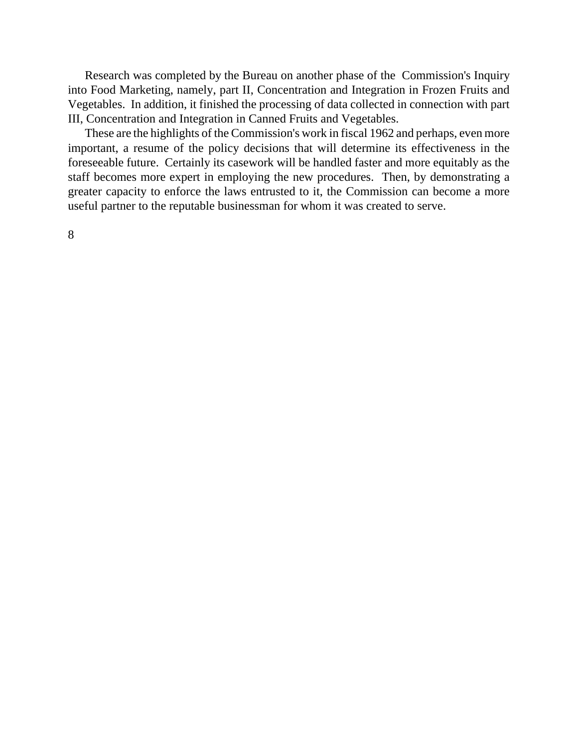Research was completed by the Bureau on another phase of the Commission's Inquiry into Food Marketing, namely, part II, Concentration and Integration in Frozen Fruits and Vegetables. In addition, it finished the processing of data collected in connection with part III, Concentration and Integration in Canned Fruits and Vegetables.

These are the highlights of the Commission's work in fiscal 1962 and perhaps, even more important, a resume of the policy decisions that will determine its effectiveness in the foreseeable future. Certainly its casework will be handled faster and more equitably as the staff becomes more expert in employing the new procedures. Then, by demonstrating a greater capacity to enforce the laws entrusted to it, the Commission can become a more useful partner to the reputable businessman for whom it was created to serve.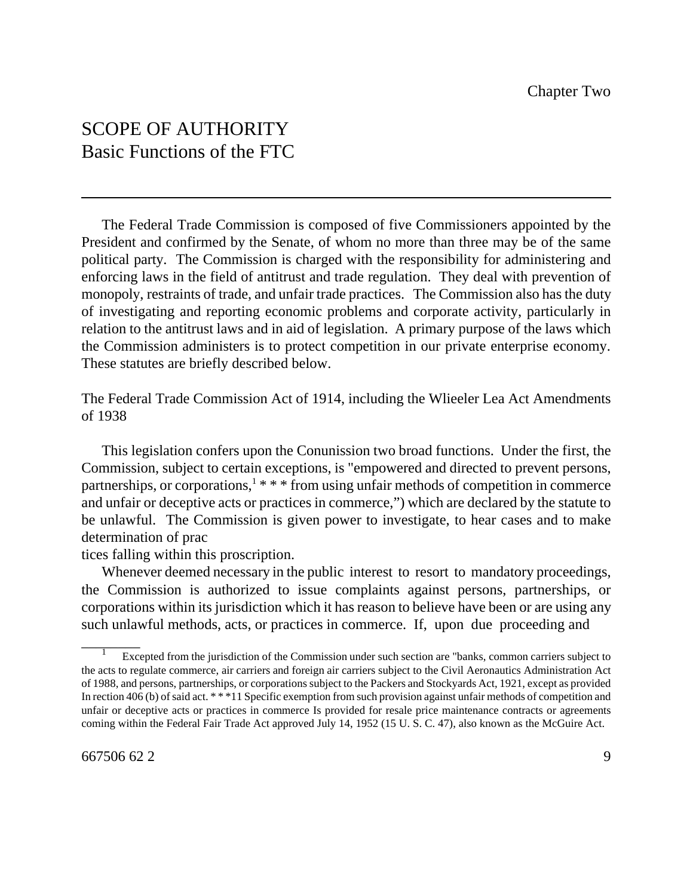Chapter Two

# SCOPE OF AUTHORITY
## Basic Functions of the FTC

---

The Federal Trade Commission is composed of five Commissioners appointed by the President and confirmed by the Senate, of whom no more than three may be of the same political party. The Commission is charged with the responsibility for administering and enforcing laws in the field of antitrust and trade regulation. They deal with prevention of monopoly, restraints of trade, and unfair trade practices. The Commission also has the duty of investigating and reporting economic problems and corporate activity, particularly in relation to the antitrust laws and in aid of legislation. A primary purpose of the laws which the Commission administers is to protect competition in our private enterprise economy. These statutes are briefly described below.

### The Federal Trade Commission Act of 1914, including the Wlieeler Lea Act Amendments of 1938

This legislation confers upon the Conunission two broad functions. Under the first, the Commission, subject to certain exceptions, is "empowered and directed to prevent persons, partnerships, or corporations,[1] * * * from using unfair methods of competition in commerce and unfair or deceptive acts or practices in commerce,") which are declared by the statute to be unlawful. The Commission is given power to investigate, to hear cases and to make determination of practices falling within this proscription.

Whenever deemed necessary in the public interest to resort to mandatory proceedings, the Commission is authorized to issue complaints against persons, partnerships, or corporations within its jurisdiction which it has reason to believe have been or are using any such unlawful methods, acts, or practices in commerce. If, upon due proceeding and

---

[1] Excepted from the jurisdiction of the Commission under such section are "banks, common carriers subject to the acts to regulate commerce, air carriers and foreign air carriers subject to the Civil Aeronautics Administration Act of 1988, and persons, partnerships, or corporations subject to the Packers and Stockyards Act, 1921, except as provided In rection 406 (b) of said act. * * *11 Specific exemption from such provision against unfair methods of competition and unfair or deceptive acts or practices in commerce Is provided for resale price maintenance contracts or agreements coming within the Federal Fair Trade Act approved July 14, 1952 (15 U. S. C. 47), also known as the McGuire Act.

667506 62 2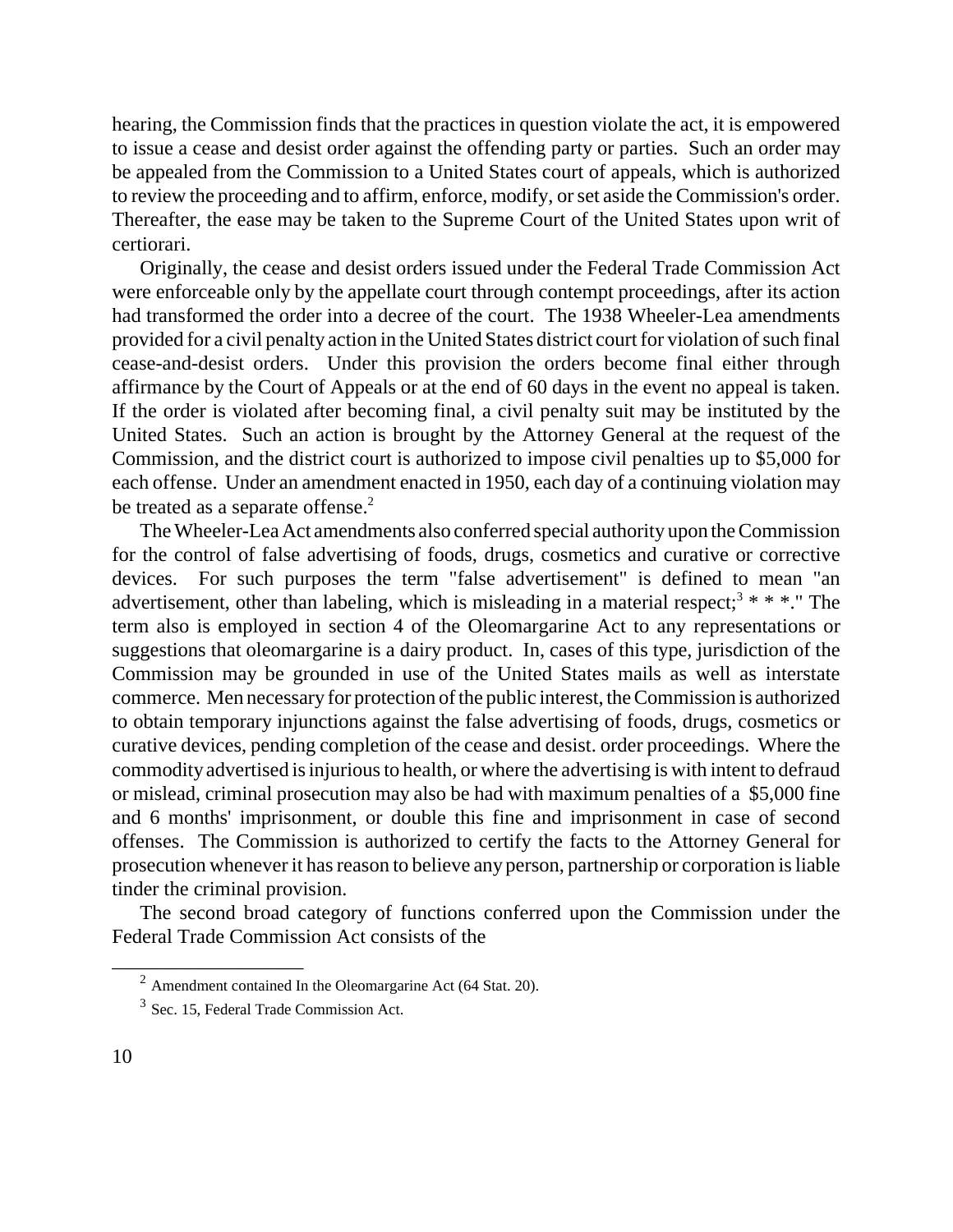hearing, the Commission finds that the practices in question violate the act, it is empowered to issue a cease and desist order against the offending party or parties. Such an order may be appealed from the Commission to a United States court of appeals, which is authorized to review the proceeding and to affirm, enforce, modify, or set aside the Commission's order. Thereafter, the ease may be taken to the Supreme Court of the United States upon writ of certiorari.

Originally, the cease and desist orders issued under the Federal Trade Commission Act were enforceable only by the appellate court through contempt proceedings, after its action had transformed the order into a decree of the court. The 1938 Wheeler-Lea amendments provided for a civil penalty action in the United States district court for violation of such final cease-and-desist orders. Under this provision the orders become final either through affirmance by the Court of Appeals or at the end of 60 days in the event no appeal is taken. If the order is violated after becoming final, a civil penalty suit may be instituted by the United States. Such an action is brought by the Attorney General at the request of the Commission, and the district court is authorized to impose civil penalties up to $5,000 for each offense. Under an amendment enacted in 1950, each day of a continuing violation may be treated as a separate offense.[2]

The Wheeler-Lea Act amendments also conferred special authority upon the Commission for the control of false advertising of foods, drugs, cosmetics and curative or corrective devices. For such purposes the term "false advertisement" is defined to mean "an advertisement, other than labeling, which is misleading in a material respect;[3] * * *." The term also is employed in section 4 of the Oleomargarine Act to any representations or suggestions that oleomargarine is a dairy product. In, cases of this type, jurisdiction of the Commission may be grounded in use of the United States mails as well as interstate commerce. Men necessary for protection of the public interest, the Commission is authorized to obtain temporary injunctions against the false advertising of foods, drugs, cosmetics or curative devices, pending completion of the cease and desist. order proceedings. Where the commodity advertised is injurious to health, or where the advertising is with intent to defraud or mislead, criminal prosecution may also be had with maximum penalties of a $5,000 fine and 6 months' imprisonment, or double this fine and imprisonment in case of second offenses. The Commission is authorized to certify the facts to the Attorney General for prosecution whenever it has reason to believe any person, partnership or corporation is liable tinder the criminal provision.

The second broad category of functions conferred upon the Commission under the Federal Trade Commission Act consists of the

---

[2] Amendment contained In the Oleomargarine Act (64 Stat. 20).

[3] Sec. 15, Federal Trade Commission Act.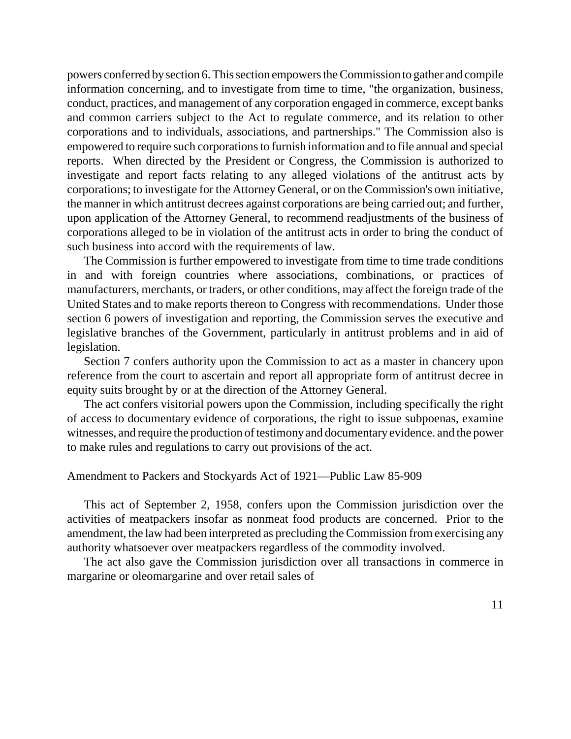powers conferred by section 6. This section empowers the Commission to gather and compile information concerning, and to investigate from time to time, "the organization, business, conduct, practices, and management of any corporation engaged in commerce, except banks and common carriers subject to the Act to regulate commerce, and its relation to other corporations and to individuals, associations, and partnerships." The Commission also is empowered to require such corporations to furnish information and to file annual and special reports. When directed by the President or Congress, the Commission is authorized to investigate and report facts relating to any alleged violations of the antitrust acts by corporations; to investigate for the Attorney General, or on the Commission's own initiative, the manner in which antitrust decrees against corporations are being carried out; and further, upon application of the Attorney General, to recommend readjustments of the business of corporations alleged to be in violation of the antitrust acts in order to bring the conduct of such business into accord with the requirements of law.

The Commission is further empowered to investigate from time to time trade conditions in and with foreign countries where associations, combinations, or practices of manufacturers, merchants, or traders, or other conditions, may affect the foreign trade of the United States and to make reports thereon to Congress with recommendations. Under those section 6 powers of investigation and reporting, the Commission serves the executive and legislative branches of the Government, particularly in antitrust problems and in aid of legislation.

Section 7 confers authority upon the Commission to act as a master in chancery upon reference from the court to ascertain and report all appropriate form of antitrust decree in equity suits brought by or at the direction of the Attorney General.

The act confers visitorial powers upon the Commission, including specifically the right of access to documentary evidence of corporations, the right to issue subpoenas, examine witnesses, and require the production of testimony and documentary evidence. and the power to make rules and regulations to carry out provisions of the act.

Amendment to Packers and Stockyards Act of 1921—Public Law 85-909

This act of September 2, 1958, confers upon the Commission jurisdiction over the activities of meatpackers insofar as nonmeat food products are concerned. Prior to the amendment, the law had been interpreted as precluding the Commission from exercising any authority whatsoever over meatpackers regardless of the commodity involved.

The act also gave the Commission jurisdiction over all transactions in commerce in margarine or oleomargarine and over retail sales of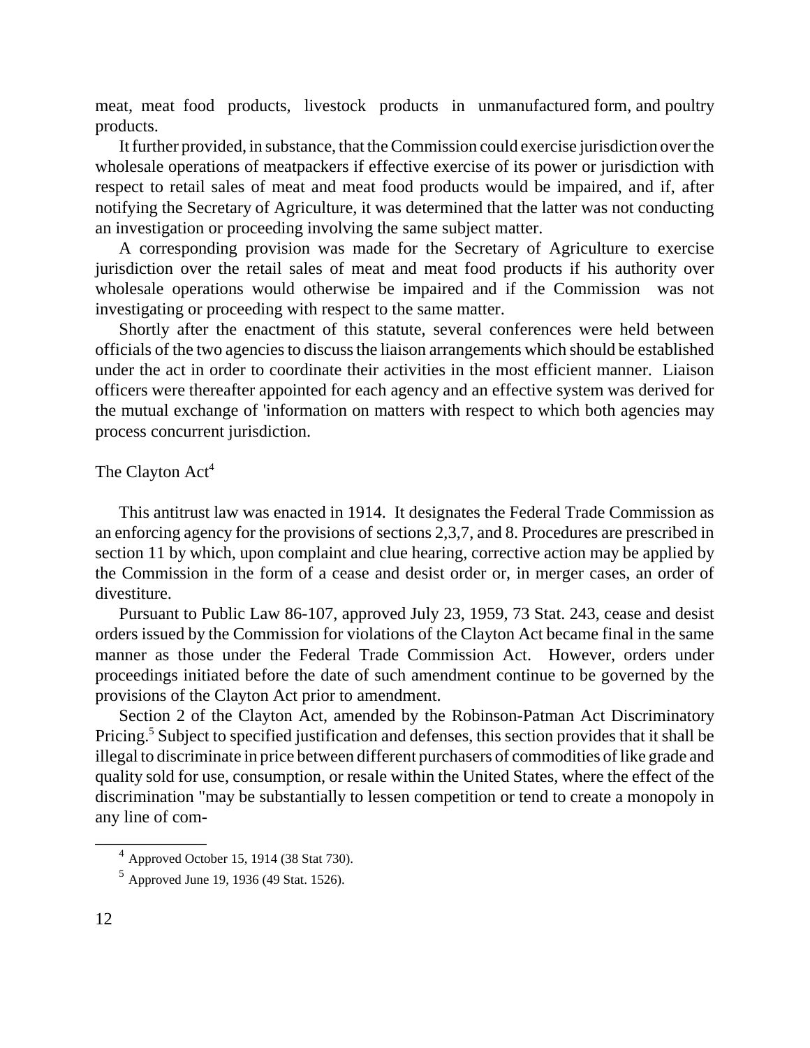meat, meat food products, livestock products in unmanufactured form, and poultry products.

It further provided, in substance, that the Commission could exercise jurisdiction over the wholesale operations of meatpackers if effective exercise of its power or jurisdiction with respect to retail sales of meat and meat food products would be impaired, and if, after notifying the Secretary of Agriculture, it was determined that the latter was not conducting an investigation or proceeding involving the same subject matter.

A corresponding provision was made for the Secretary of Agriculture to exercise jurisdiction over the retail sales of meat and meat food products if his authority over wholesale operations would otherwise be impaired and if the Commission was not investigating or proceeding with respect to the same matter.

Shortly after the enactment of this statute, several conferences were held between officials of the two agencies to discuss the liaison arrangements which should be established under the act in order to coordinate their activities in the most efficient manner. Liaison officers were thereafter appointed for each agency and an effective system was derived for the mutual exchange of 'information on matters with respect to which both agencies may process concurrent jurisdiction.

## The Clayton Act[4]

This antitrust law was enacted in 1914. It designates the Federal Trade Commission as an enforcing agency for the provisions of sections 2,3,7, and 8. Procedures are prescribed in section 11 by which, upon complaint and clue hearing, corrective action may be applied by the Commission in the form of a cease and desist order or, in merger cases, an order of divestiture.

Pursuant to Public Law 86-107, approved July 23, 1959, 73 Stat. 243, cease and desist orders issued by the Commission for violations of the Clayton Act became final in the same manner as those under the Federal Trade Commission Act. However, orders under proceedings initiated before the date of such amendment continue to be governed by the provisions of the Clayton Act prior to amendment.

Section 2 of the Clayton Act, amended by the Robinson-Patman Act Discriminatory Pricing.[5] Subject to specified justification and defenses, this section provides that it shall be illegal to discriminate in price between different purchasers of commodities of like grade and quality sold for use, consumption, or resale within the United States, where the effect of the discrimination "may be substantially to lessen competition or tend to create a monopoly in any line of com-

---

[4] Approved October 15, 1914 (38 Stat 730).

[5] Approved June 19, 1936 (49 Stat. 1526).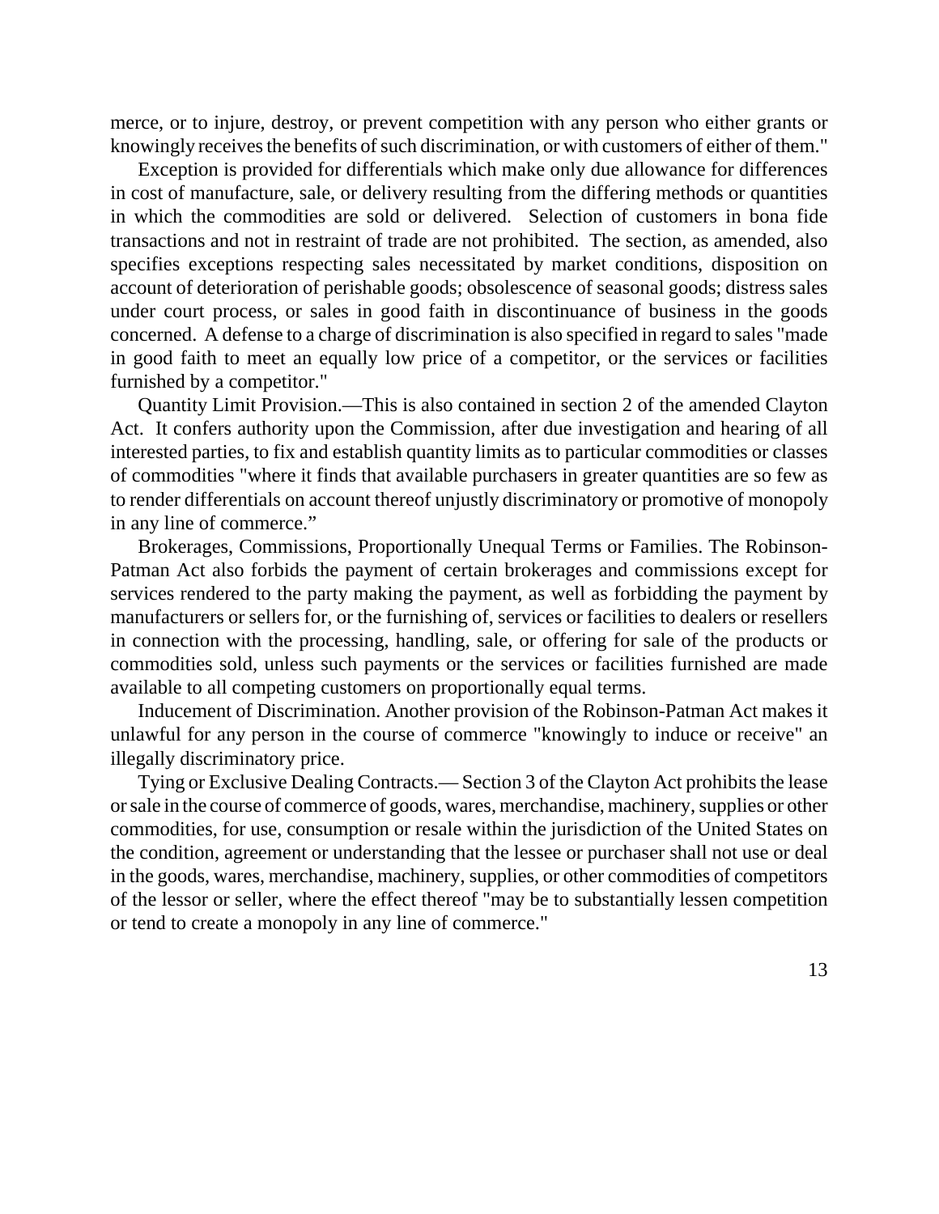merce, or to injure, destroy, or prevent competition with any person who either grants or knowingly receives the benefits of such discrimination, or with customers of either of them."

Exception is provided for differentials which make only due allowance for differences in cost of manufacture, sale, or delivery resulting from the differing methods or quantities in which the commodities are sold or delivered. Selection of customers in bona fide transactions and not in restraint of trade are not prohibited. The section, as amended, also specifies exceptions respecting sales necessitated by market conditions, disposition on account of deterioration of perishable goods; obsolescence of seasonal goods; distress sales under court process, or sales in good faith in discontinuance of business in the goods concerned. A defense to a charge of discrimination is also specified in regard to sales "made in good faith to meet an equally low price of a competitor, or the services or facilities furnished by a competitor."

Quantity Limit Provision.—This is also contained in section 2 of the amended Clayton Act. It confers authority upon the Commission, after due investigation and hearing of all interested parties, to fix and establish quantity limits as to particular commodities or classes of commodities "where it finds that available purchasers in greater quantities are so few as to render differentials on account thereof unjustly discriminatory or promotive of monopoly in any line of commerce."

Brokerages, Commissions, Proportionally Unequal Terms or Families. The Robinson-Patman Act also forbids the payment of certain brokerages and commissions except for services rendered to the party making the payment, as well as forbidding the payment by manufacturers or sellers for, or the furnishing of, services or facilities to dealers or resellers in connection with the processing, handling, sale, or offering for sale of the products or commodities sold, unless such payments or the services or facilities furnished are made available to all competing customers on proportionally equal terms.

Inducement of Discrimination. Another provision of the Robinson-Patman Act makes it unlawful for any person in the course of commerce "knowingly to induce or receive" an illegally discriminatory price.

Tying or Exclusive Dealing Contracts.— Section 3 of the Clayton Act prohibits the lease or sale in the course of commerce of goods, wares, merchandise, machinery, supplies or other commodities, for use, consumption or resale within the jurisdiction of the United States on the condition, agreement or understanding that the lessee or purchaser shall not use or deal in the goods, wares, merchandise, machinery, supplies, or other commodities of competitors of the lessor or seller, where the effect thereof "may be to substantially lessen competition or tend to create a monopoly in any line of commerce."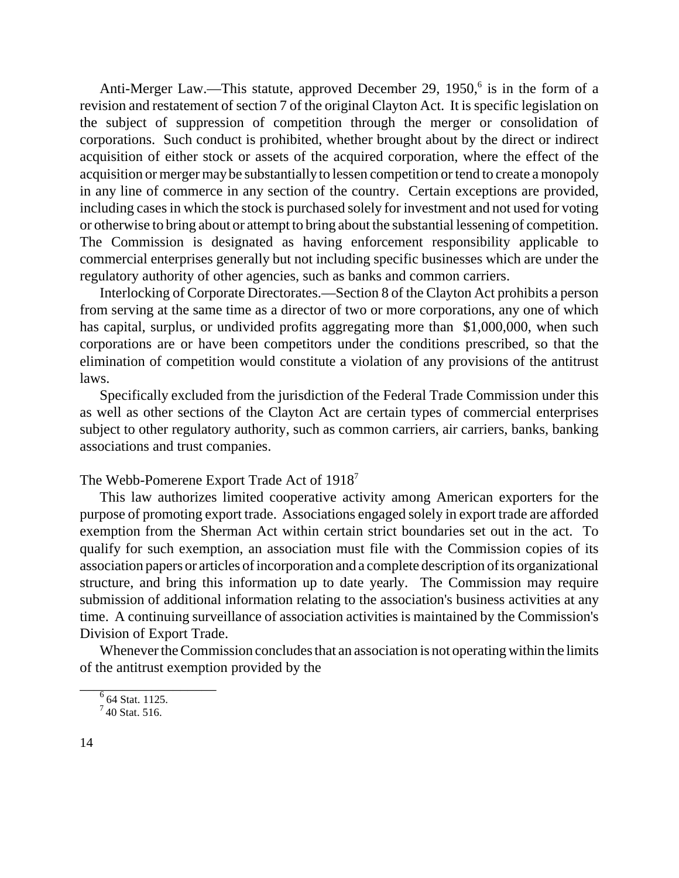Anti-Merger Law.—This statute, approved December 29, 1950,[6] is in the form of a revision and restatement of section 7 of the original Clayton Act. It is specific legislation on the subject of suppression of competition through the merger or consolidation of corporations. Such conduct is prohibited, whether brought about by the direct or indirect acquisition of either stock or assets of the acquired corporation, where the effect of the acquisition or merger may be substantially to lessen competition or tend to create a monopoly in any line of commerce in any section of the country. Certain exceptions are provided, including cases in which the stock is purchased solely for investment and not used for voting or otherwise to bring about or attempt to bring about the substantial lessening of competition. The Commission is designated as having enforcement responsibility applicable to commercial enterprises generally but not including specific businesses which are under the regulatory authority of other agencies, such as banks and common carriers.

Interlocking of Corporate Directorates.—Section 8 of the Clayton Act prohibits a person from serving at the same time as a director of two or more corporations, any one of which has capital, surplus, or undivided profits aggregating more than $1,000,000, when such corporations are or have been competitors under the conditions prescribed, so that the elimination of competition would constitute a violation of any provisions of the antitrust laws.

Specifically excluded from the jurisdiction of the Federal Trade Commission under this as well as other sections of the Clayton Act are certain types of commercial enterprises subject to other regulatory authority, such as common carriers, air carriers, banks, banking associations and trust companies.

## The Webb-Pomerene Export Trade Act of 1918[7]

This law authorizes limited cooperative activity among American exporters for the purpose of promoting export trade. Associations engaged solely in export trade are afforded exemption from the Sherman Act within certain strict boundaries set out in the act. To qualify for such exemption, an association must file with the Commission copies of its association papers or articles of incorporation and a complete description of its organizational structure, and bring this information up to date yearly. The Commission may require submission of additional information relating to the association's business activities at any time. A continuing surveillance of association activities is maintained by the Commission's Division of Export Trade.

Whenever the Commission concludes that an association is not operating within the limits of the antitrust exemption provided by the

---

[6] 64 Stat. 1125.

[7] 40 Stat. 516.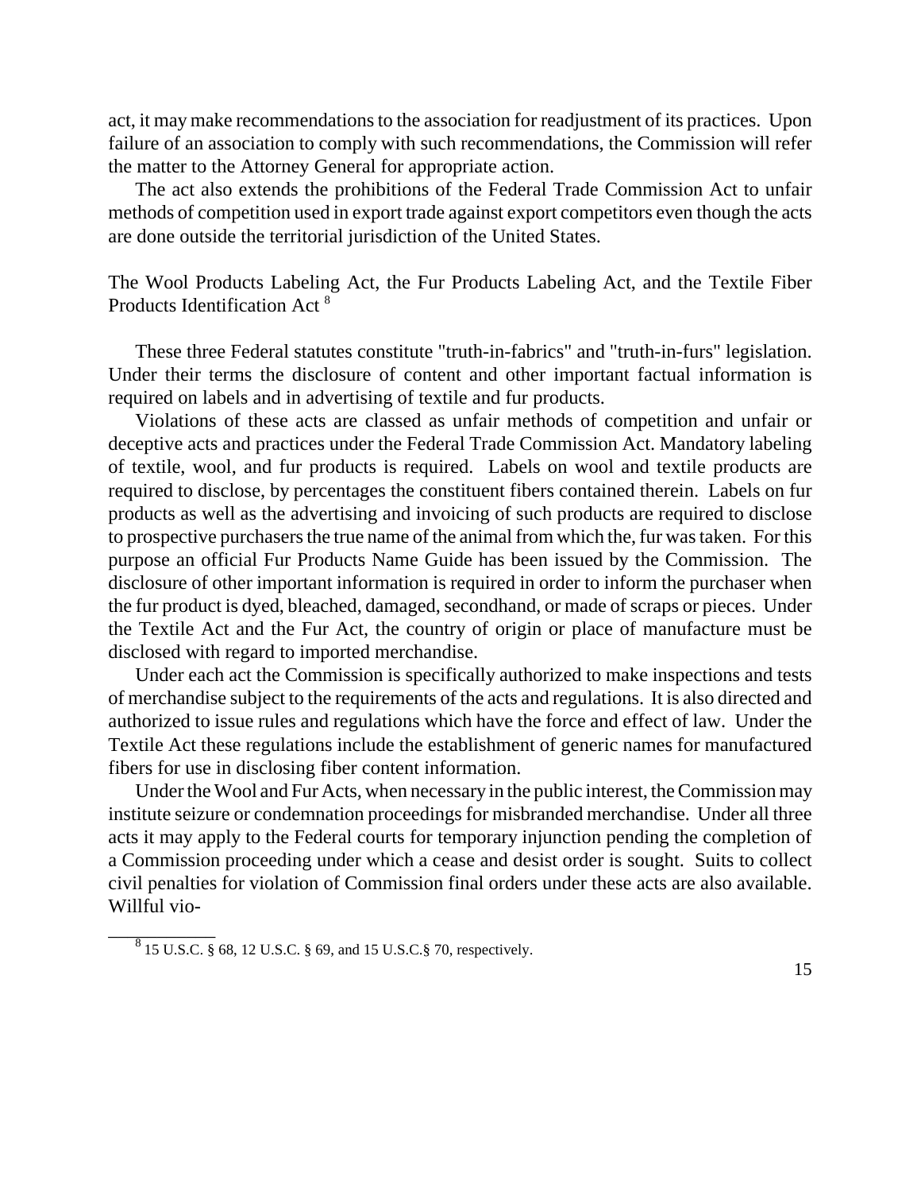act, it may make recommendations to the association for readjustment of its practices. Upon failure of an association to comply with such recommendations, the Commission will refer the matter to the Attorney General for appropriate action.

The act also extends the prohibitions of the Federal Trade Commission Act to unfair methods of competition used in export trade against export competitors even though the acts are done outside the territorial jurisdiction of the United States.

## The Wool Products Labeling Act, the Fur Products Labeling Act, and the Textile Fiber Products Identification Act [8]

These three Federal statutes constitute "truth-in-fabrics" and "truth-in-furs" legislation. Under their terms the disclosure of content and other important factual information is required on labels and in advertising of textile and fur products.

Violations of these acts are classed as unfair methods of competition and unfair or deceptive acts and practices under the Federal Trade Commission Act. Mandatory labeling of textile, wool, and fur products is required. Labels on wool and textile products are required to disclose, by percentages the constituent fibers contained therein. Labels on fur products as well as the advertising and invoicing of such products are required to disclose to prospective purchasers the true name of the animal from which the, fur was taken. For this purpose an official Fur Products Name Guide has been issued by the Commission. The disclosure of other important information is required in order to inform the purchaser when the fur product is dyed, bleached, damaged, secondhand, or made of scraps or pieces. Under the Textile Act and the Fur Act, the country of origin or place of manufacture must be disclosed with regard to imported merchandise.

Under each act the Commission is specifically authorized to make inspections and tests of merchandise subject to the requirements of the acts and regulations. It is also directed and authorized to issue rules and regulations which have the force and effect of law. Under the Textile Act these regulations include the establishment of generic names for manufactured fibers for use in disclosing fiber content information.

Under the Wool and Fur Acts, when necessary in the public interest, the Commission may institute seizure or condemnation proceedings for misbranded merchandise. Under all three acts it may apply to the Federal courts for temporary injunction pending the completion of a Commission proceeding under which a cease and desist order is sought. Suits to collect civil penalties for violation of Commission final orders under these acts are also available. Willful vio-

[8] 15 U.S.C. § 68, 12 U.S.C. § 69, and 15 U.S.C.§ 70, respectively.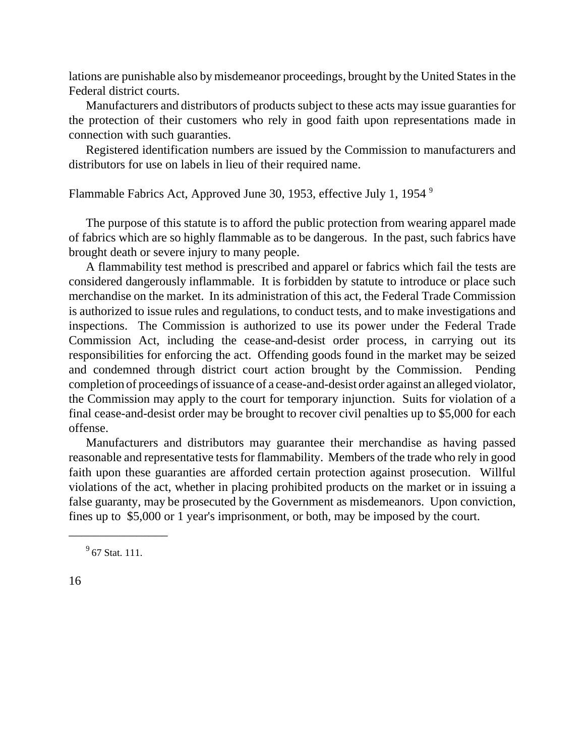lations are punishable also by misdemeanor proceedings, brought by the United States in the Federal district courts.

Manufacturers and distributors of products subject to these acts may issue guaranties for the protection of their customers who rely in good faith upon representations made in connection with such guaranties.

Registered identification numbers are issued by the Commission to manufacturers and distributors for use on labels in lieu of their required name.

Flammable Fabrics Act, Approved June 30, 1953, effective July 1, 1954 [9]

The purpose of this statute is to afford the public protection from wearing apparel made of fabrics which are so highly flammable as to be dangerous. In the past, such fabrics have brought death or severe injury to many people.

A flammability test method is prescribed and apparel or fabrics which fail the tests are considered dangerously inflammable. It is forbidden by statute to introduce or place such merchandise on the market. In its administration of this act, the Federal Trade Commission is authorized to issue rules and regulations, to conduct tests, and to make investigations and inspections. The Commission is authorized to use its power under the Federal Trade Commission Act, including the cease-and-desist order process, in carrying out its responsibilities for enforcing the act. Offending goods found in the market may be seized and condemned through district court action brought by the Commission. Pending completion of proceedings of issuance of a cease-and-desist order against an alleged violator, the Commission may apply to the court for temporary injunction. Suits for violation of a final cease-and-desist order may be brought to recover civil penalties up to $5,000 for each offense.

Manufacturers and distributors may guarantee their merchandise as having passed reasonable and representative tests for flammability. Members of the trade who rely in good faith upon these guaranties are afforded certain protection against prosecution. Willful violations of the act, whether in placing prohibited products on the market or in issuing a false guaranty, may be prosecuted by the Government as misdemeanors. Upon conviction, fines up to $5,000 or 1 year's imprisonment, or both, may be imposed by the court.

---

[9] 67 Stat. 111.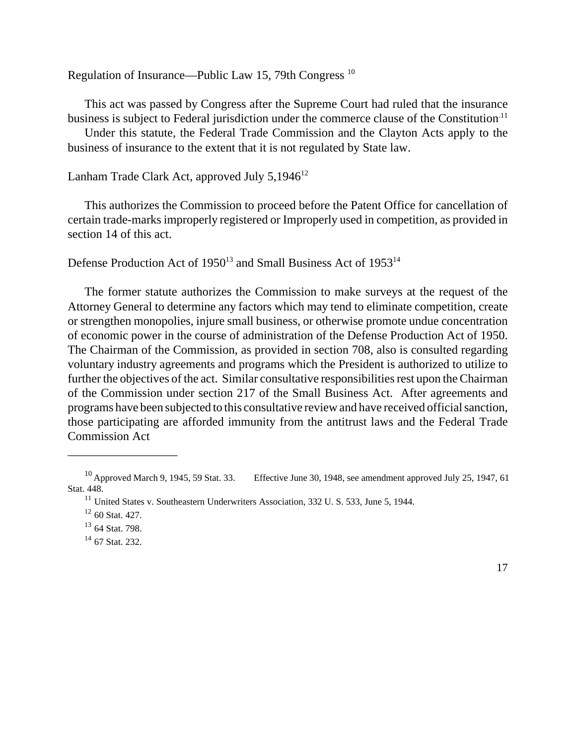Regulation of Insurance—Public Law 15, 79th Congress [10]

This act was passed by Congress after the Supreme Court had ruled that the insurance business is subject to Federal jurisdiction under the commerce clause of the Constitution.[11]

Under this statute, the Federal Trade Commission and the Clayton Acts apply to the business of insurance to the extent that it is not regulated by State law.

Lanham Trade Clark Act, approved July 5,1946[12]

This authorizes the Commission to proceed before the Patent Office for cancellation of certain trade-marks improperly registered or Improperly used in competition, as provided in section 14 of this act.

Defense Production Act of 1950[13] and Small Business Act of 1953[14]

The former statute authorizes the Commission to make surveys at the request of the Attorney General to determine any factors which may tend to eliminate competition, create or strengthen monopolies, injure small business, or otherwise promote undue concentration of economic power in the course of administration of the Defense Production Act of 1950. The Chairman of the Commission, as provided in section 708, also is consulted regarding voluntary industry agreements and programs which the President is authorized to utilize to further the objectives of the act. Similar consultative responsibilities rest upon the Chairman of the Commission under section 217 of the Small Business Act. After agreements and programs have been subjected to this consultative review and have received official sanction, those participating are afforded immunity from the antitrust laws and the Federal Trade Commission Act

---

[10] Approved March 9, 1945, 59 Stat. 33. Effective June 30, 1948, see amendment approved July 25, 1947, 61 Stat. 448.

[11] United States v. Southeastern Underwriters Association, 332 U. S. 533, June 5, 1944.

[12] 60 Stat. 427.

[13] 64 Stat. 798.

[14] 67 Stat. 232.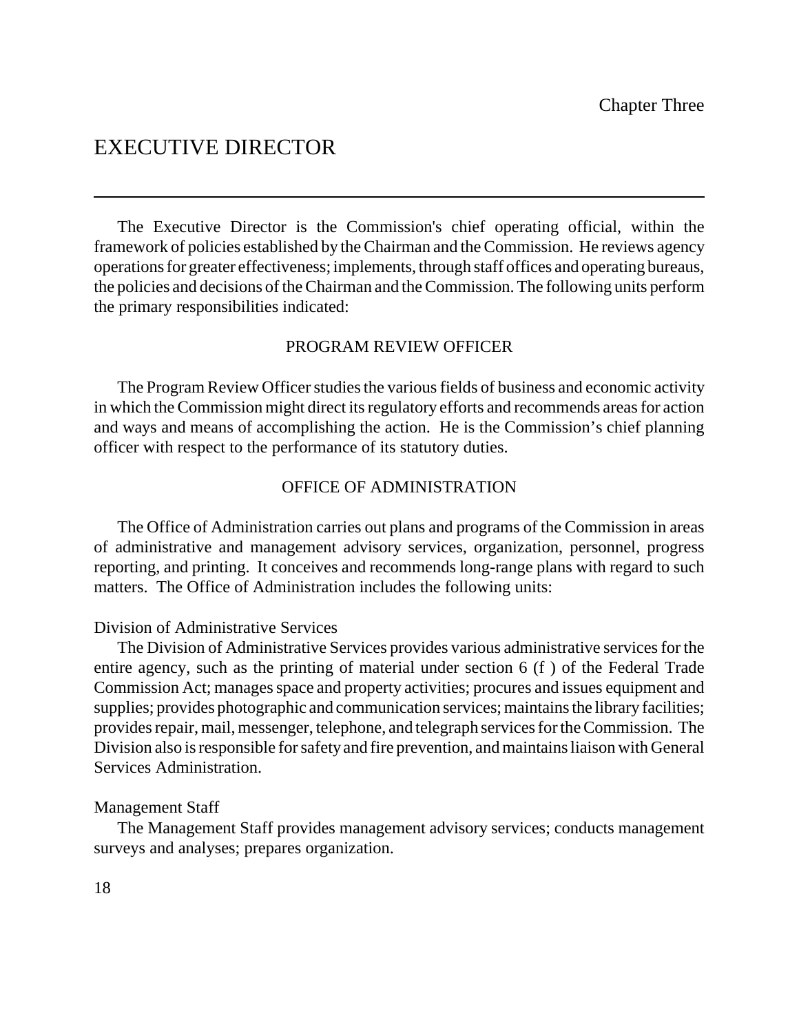Chapter Three

# EXECUTIVE DIRECTOR

The Executive Director is the Commission's chief operating official, within the framework of policies established by the Chairman and the Commission. He reviews agency operations for greater effectiveness; implements, through staff offices and operating bureaus, the policies and decisions of the Chairman and the Commission. The following units perform the primary responsibilities indicated:

## PROGRAM REVIEW OFFICER

The Program Review Officer studies the various fields of business and economic activity in which the Commission might direct its regulatory efforts and recommends areas for action and ways and means of accomplishing the action. He is the Commission's chief planning officer with respect to the performance of its statutory duties.

## OFFICE OF ADMINISTRATION

The Office of Administration carries out plans and programs of the Commission in areas of administrative and management advisory services, organization, personnel, progress reporting, and printing. It conceives and recommends long-range plans with regard to such matters. The Office of Administration includes the following units:

### Division of Administrative Services

The Division of Administrative Services provides various administrative services for the entire agency, such as the printing of material under section 6 (f ) of the Federal Trade Commission Act; manages space and property activities; procures and issues equipment and supplies; provides photographic and communication services; maintains the library facilities; provides repair, mail, messenger, telephone, and telegraph services for the Commission. The Division also is responsible for safety and fire prevention, and maintains liaison with General Services Administration.

### Management Staff

The Management Staff provides management advisory services; conducts management surveys and analyses; prepares organization.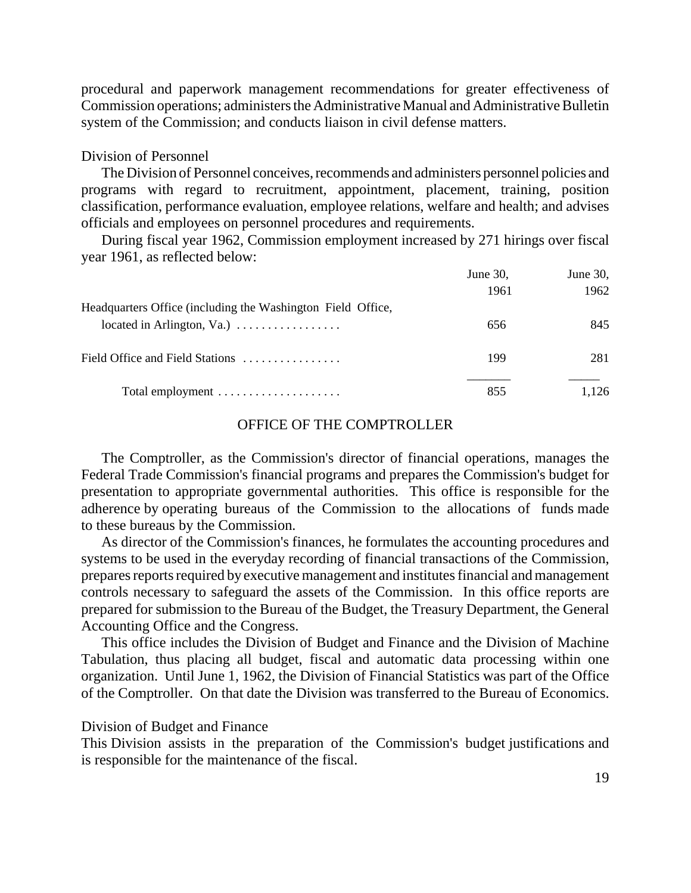procedural and paperwork management recommendations for greater effectiveness of Commission operations; administers the Administrative Manual and Administrative Bulletin system of the Commission; and conducts liaison in civil defense matters.

### Division of Personnel

The Division of Personnel conceives, recommends and administers personnel policies and programs with regard to recruitment, appointment, placement, training, position classification, performance evaluation, employee relations, welfare and health; and advises officials and employees on personnel procedures and requirements.

During fiscal year 1962, Commission employment increased by 271 hirings over fiscal year 1961, as reflected below:

| | June 30, 1961 | June 30, 1962 |
|---|---|---|
| Headquarters Office (including the Washington Field Office, located in Arlington, Va.) | 656 | 845 |
| Field Office and Field Stations | 199 | 281 |
| Total employment | 855 | 1,126 |

## OFFICE OF THE COMPTROLLER

The Comptroller, as the Commission's director of financial operations, manages the Federal Trade Commission's financial programs and prepares the Commission's budget for presentation to appropriate governmental authorities. This office is responsible for the adherence by operating bureaus of the Commission to the allocations of funds made to these bureaus by the Commission.

As director of the Commission's finances, he formulates the accounting procedures and systems to be used in the everyday recording of financial transactions of the Commission, prepares reports required by executive management and institutes financial and management controls necessary to safeguard the assets of the Commission. In this office reports are prepared for submission to the Bureau of the Budget, the Treasury Department, the General Accounting Office and the Congress.

This office includes the Division of Budget and Finance and the Division of Machine Tabulation, thus placing all budget, fiscal and automatic data processing within one organization. Until June 1, 1962, the Division of Financial Statistics was part of the Office of the Comptroller. On that date the Division was transferred to the Bureau of Economics.

### Division of Budget and Finance

This Division assists in the preparation of the Commission's budget justifications and is responsible for the maintenance of the fiscal.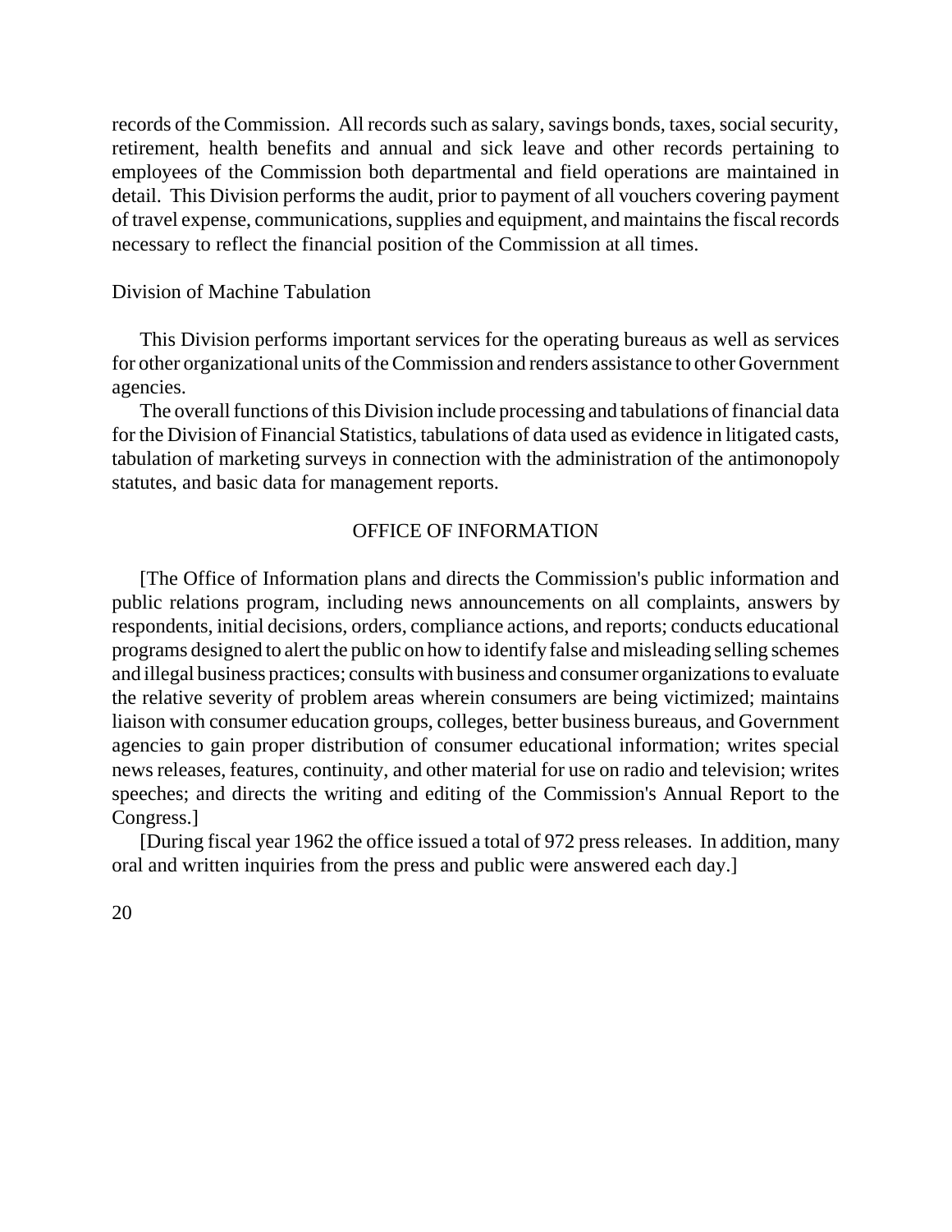records of the Commission. All records such as salary, savings bonds, taxes, social security, retirement, health benefits and annual and sick leave and other records pertaining to employees of the Commission both departmental and field operations are maintained in detail. This Division performs the audit, prior to payment of all vouchers covering payment of travel expense, communications, supplies and equipment, and maintains the fiscal records necessary to reflect the financial position of the Commission at all times.

Division of Machine Tabulation

This Division performs important services for the operating bureaus as well as services for other organizational units of the Commission and renders assistance to other Government agencies.

The overall functions of this Division include processing and tabulations of financial data for the Division of Financial Statistics, tabulations of data used as evidence in litigated casts, tabulation of marketing surveys in connection with the administration of the antimonopoly statutes, and basic data for management reports.

## OFFICE OF INFORMATION

[The Office of Information plans and directs the Commission's public information and public relations program, including news announcements on all complaints, answers by respondents, initial decisions, orders, compliance actions, and reports; conducts educational programs designed to alert the public on how to identify false and misleading selling schemes and illegal business practices; consults with business and consumer organizations to evaluate the relative severity of problem areas wherein consumers are being victimized; maintains liaison with consumer education groups, colleges, better business bureaus, and Government agencies to gain proper distribution of consumer educational information; writes special news releases, features, continuity, and other material for use on radio and television; writes speeches; and directs the writing and editing of the Commission's Annual Report to the Congress.]

[During fiscal year 1962 the office issued a total of 972 press releases. In addition, many oral and written inquiries from the press and public were answered each day.]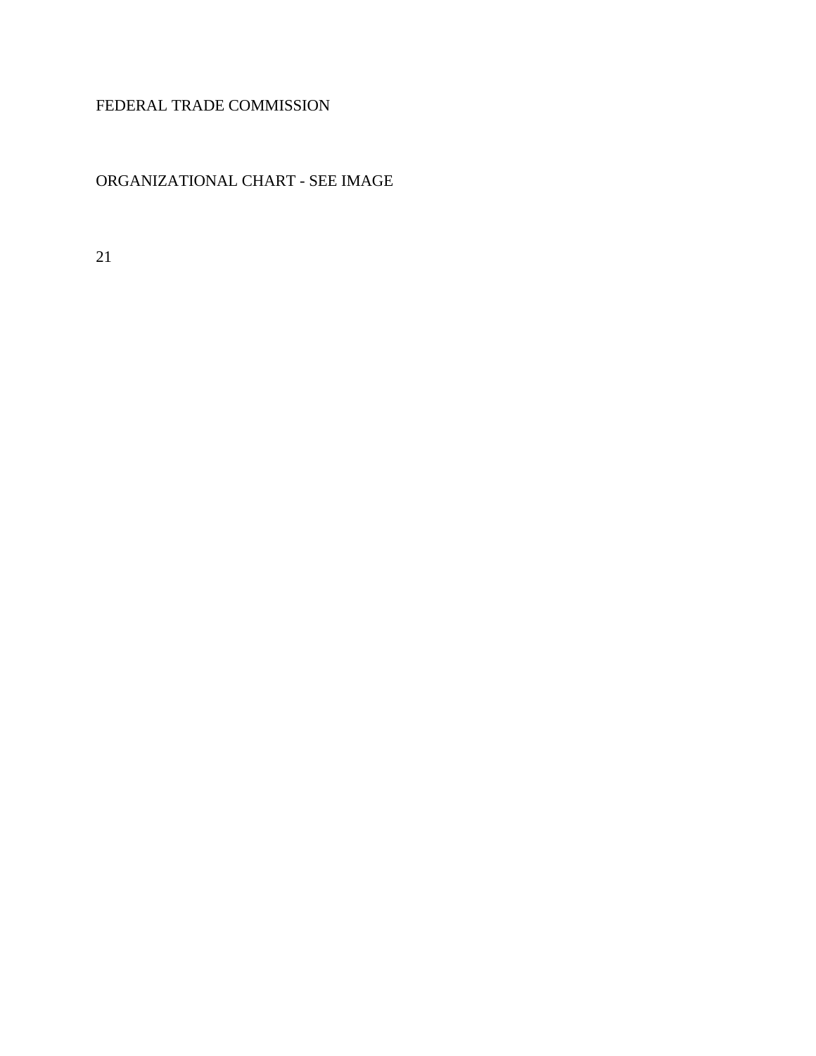FEDERAL TRADE COMMISSION

ORGANIZATIONAL CHART - SEE IMAGE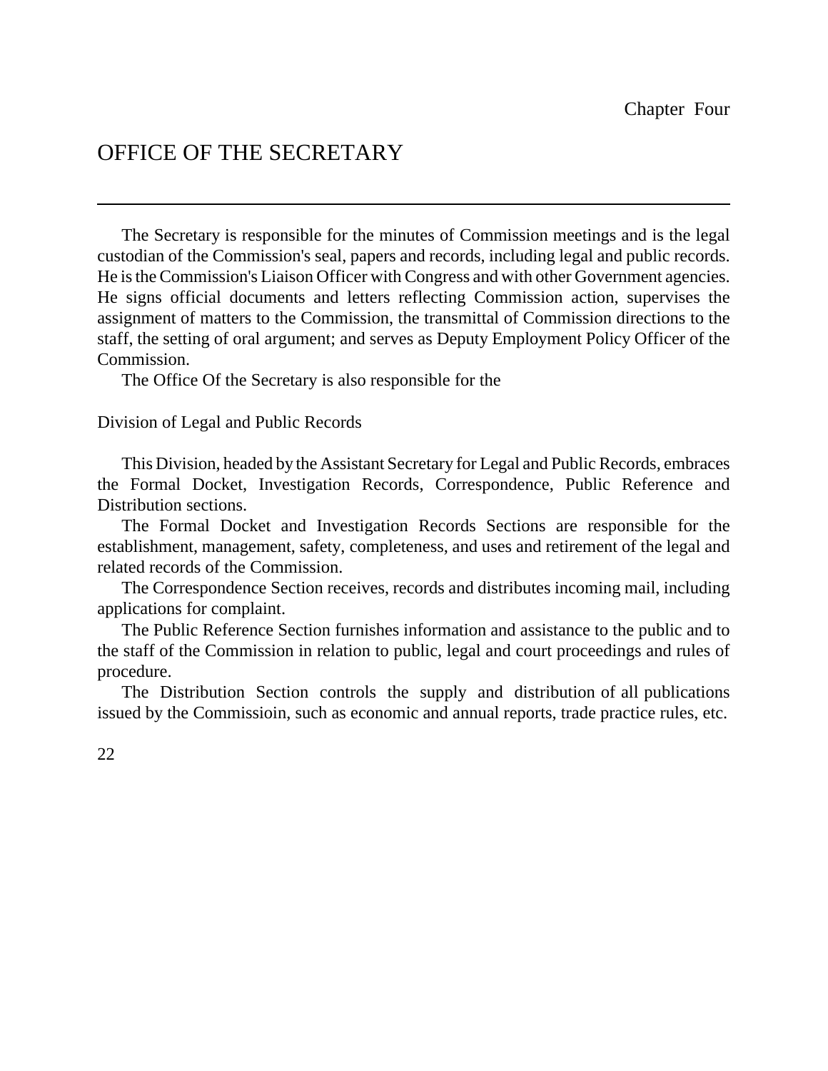Chapter Four

# OFFICE OF THE SECRETARY

The Secretary is responsible for the minutes of Commission meetings and is the legal custodian of the Commission's seal, papers and records, including legal and public records. He is the Commission's Liaison Officer with Congress and with other Government agencies. He signs official documents and letters reflecting Commission action, supervises the assignment of matters to the Commission, the transmittal of Commission directions to the staff, the setting of oral argument; and serves as Deputy Employment Policy Officer of the Commission.

The Office Of the Secretary is also responsible for the

## Division of Legal and Public Records

This Division, headed by the Assistant Secretary for Legal and Public Records, embraces the Formal Docket, Investigation Records, Correspondence, Public Reference and Distribution sections.

The Formal Docket and Investigation Records Sections are responsible for the establishment, management, safety, completeness, and uses and retirement of the legal and related records of the Commission.

The Correspondence Section receives, records and distributes incoming mail, including applications for complaint.

The Public Reference Section furnishes information and assistance to the public and to the staff of the Commission in relation to public, legal and court proceedings and rules of procedure.

The Distribution Section controls the supply and distribution of all publications issued by the Commissioin, such as economic and annual reports, trade practice rules, etc.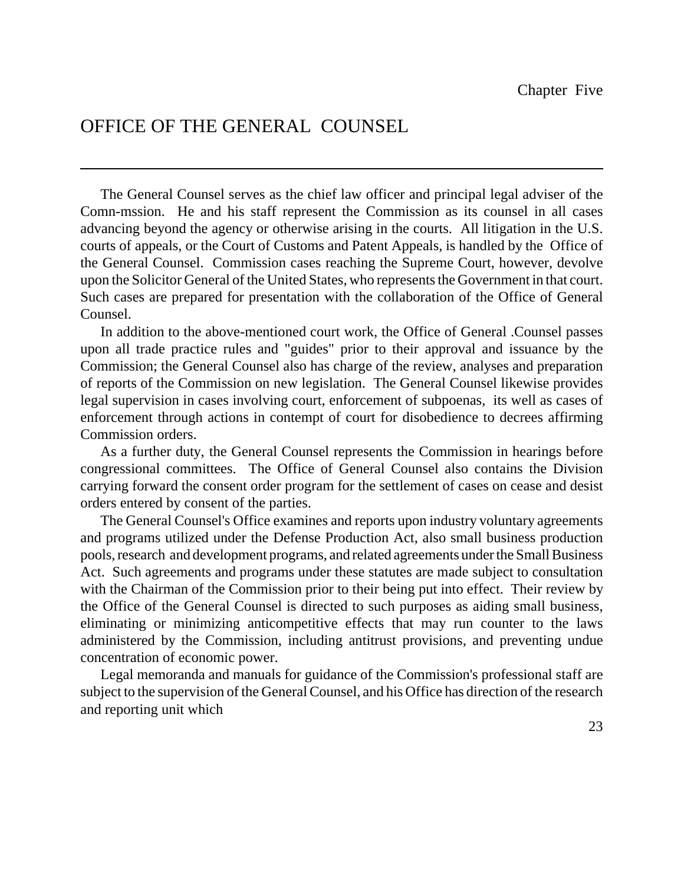Chapter Five

# OFFICE OF THE GENERAL COUNSEL

The General Counsel serves as the chief law officer and principal legal adviser of the Comn-mssion. He and his staff represent the Commission as its counsel in all cases advancing beyond the agency or otherwise arising in the courts. All litigation in the U.S. courts of appeals, or the Court of Customs and Patent Appeals, is handled by the Office of the General Counsel. Commission cases reaching the Supreme Court, however, devolve upon the Solicitor General of the United States, who represents the Government in that court. Such cases are prepared for presentation with the collaboration of the Office of General Counsel.

In addition to the above-mentioned court work, the Office of General .Counsel passes upon all trade practice rules and "guides" prior to their approval and issuance by the Commission; the General Counsel also has charge of the review, analyses and preparation of reports of the Commission on new legislation. The General Counsel likewise provides legal supervision in cases involving court, enforcement of subpoenas, its well as cases of enforcement through actions in contempt of court for disobedience to decrees affirming Commission orders.

As a further duty, the General Counsel represents the Commission in hearings before congressional committees. The Office of General Counsel also contains the Division carrying forward the consent order program for the settlement of cases on cease and desist orders entered by consent of the parties.

The General Counsel's Office examines and reports upon industry voluntary agreements and programs utilized under the Defense Production Act, also small business production pools, research and development programs, and related agreements under the Small Business Act. Such agreements and programs under these statutes are made subject to consultation with the Chairman of the Commission prior to their being put into effect. Their review by the Office of the General Counsel is directed to such purposes as aiding small business, eliminating or minimizing anticompetitive effects that may run counter to the laws administered by the Commission, including antitrust provisions, and preventing undue concentration of economic power.

Legal memoranda and manuals for guidance of the Commission's professional staff are subject to the supervision of the General Counsel, and his Office has direction of the research and reporting unit which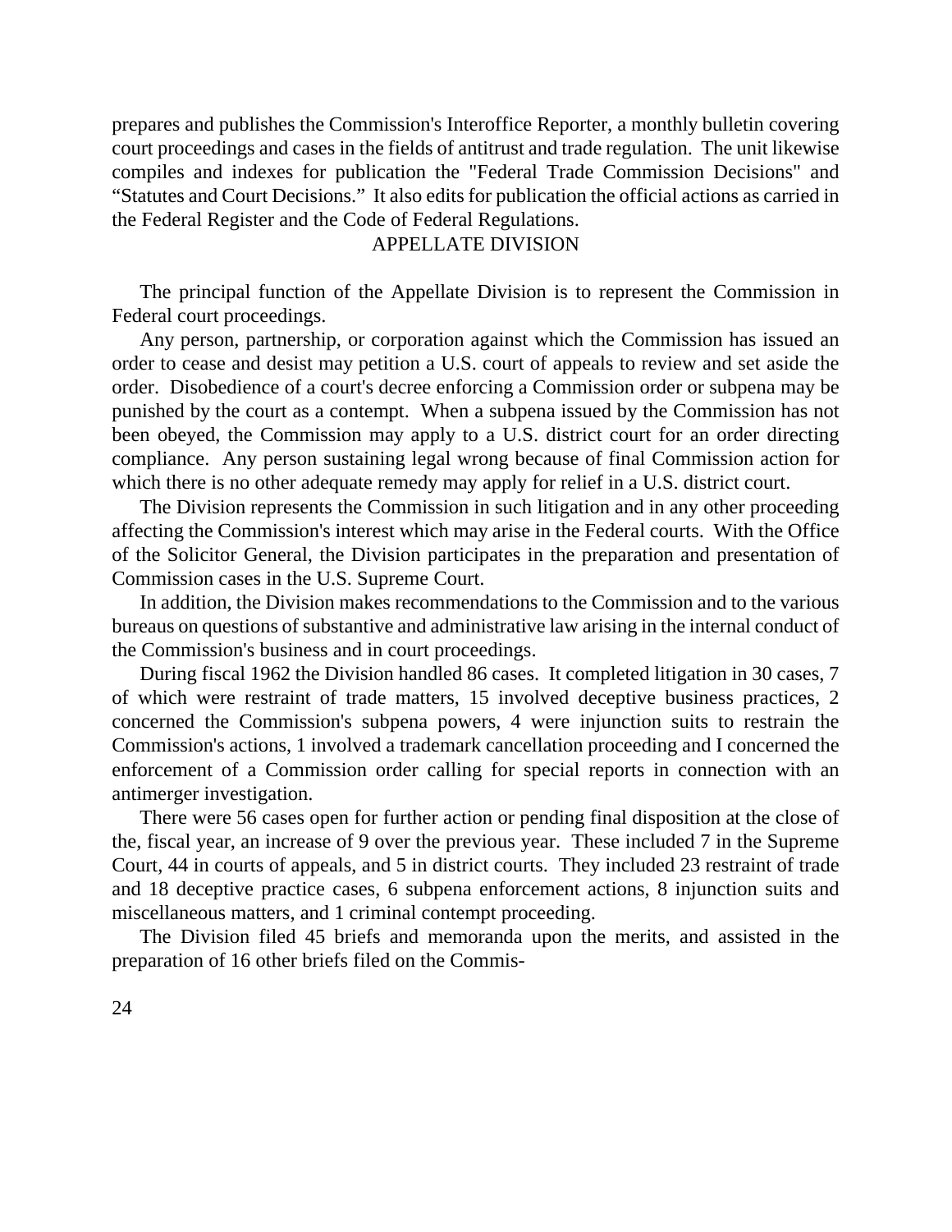prepares and publishes the Commission's Interoffice Reporter, a monthly bulletin covering court proceedings and cases in the fields of antitrust and trade regulation. The unit likewise compiles and indexes for publication the "Federal Trade Commission Decisions" and "Statutes and Court Decisions." It also edits for publication the official actions as carried in the Federal Register and the Code of Federal Regulations.

## APPELLATE DIVISION

The principal function of the Appellate Division is to represent the Commission in Federal court proceedings.

Any person, partnership, or corporation against which the Commission has issued an order to cease and desist may petition a U.S. court of appeals to review and set aside the order. Disobedience of a court's decree enforcing a Commission order or subpena may be punished by the court as a contempt. When a subpena issued by the Commission has not been obeyed, the Commission may apply to a U.S. district court for an order directing compliance. Any person sustaining legal wrong because of final Commission action for which there is no other adequate remedy may apply for relief in a U.S. district court.

The Division represents the Commission in such litigation and in any other proceeding affecting the Commission's interest which may arise in the Federal courts. With the Office of the Solicitor General, the Division participates in the preparation and presentation of Commission cases in the U.S. Supreme Court.

In addition, the Division makes recommendations to the Commission and to the various bureaus on questions of substantive and administrative law arising in the internal conduct of the Commission's business and in court proceedings.

During fiscal 1962 the Division handled 86 cases. It completed litigation in 30 cases, 7 of which were restraint of trade matters, 15 involved deceptive business practices, 2 concerned the Commission's subpena powers, 4 were injunction suits to restrain the Commission's actions, 1 involved a trademark cancellation proceeding and I concerned the enforcement of a Commission order calling for special reports in connection with an antimerger investigation.

There were 56 cases open for further action or pending final disposition at the close of the, fiscal year, an increase of 9 over the previous year. These included 7 in the Supreme Court, 44 in courts of appeals, and 5 in district courts. They included 23 restraint of trade and 18 deceptive practice cases, 6 subpena enforcement actions, 8 injunction suits and miscellaneous matters, and 1 criminal contempt proceeding.

The Division filed 45 briefs and memoranda upon the merits, and assisted in the preparation of 16 other briefs filed on the Commis-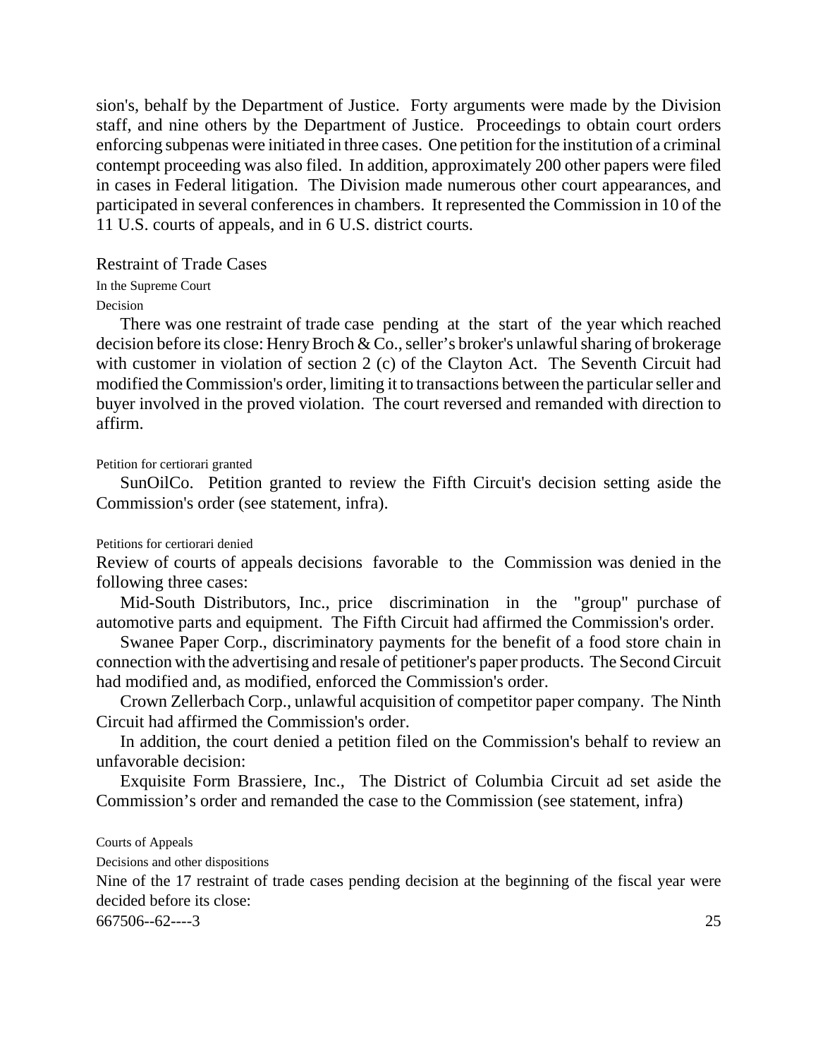sion's, behalf by the Department of Justice. Forty arguments were made by the Division staff, and nine others by the Department of Justice. Proceedings to obtain court orders enforcing subpenas were initiated in three cases. One petition for the institution of a criminal contempt proceeding was also filed. In addition, approximately 200 other papers were filed in cases in Federal litigation. The Division made numerous other court appearances, and participated in several conferences in chambers. It represented the Commission in 10 of the 11 U.S. courts of appeals, and in 6 U.S. district courts.

## Restraint of Trade Cases

### In the Supreme Court

#### Decision

There was one restraint of trade case pending at the start of the year which reached decision before its close: Henry Broch & Co., seller's broker's unlawful sharing of brokerage with customer in violation of section 2 (c) of the Clayton Act. The Seventh Circuit had modified the Commission's order, limiting it to transactions between the particular seller and buyer involved in the proved violation. The court reversed and remanded with direction to affirm.

#### Petition for certiorari granted

SunOilCo. Petition granted to review the Fifth Circuit's decision setting aside the Commission's order (see statement, infra).

#### Petitions for certiorari denied

Review of courts of appeals decisions favorable to the Commission was denied in the following three cases:

Mid-South Distributors, Inc., price discrimination in the "group" purchase of automotive parts and equipment. The Fifth Circuit had affirmed the Commission's order.

Swanee Paper Corp., discriminatory payments for the benefit of a food store chain in connection with the advertising and resale of petitioner's paper products. The Second Circuit had modified and, as modified, enforced the Commission's order.

Crown Zellerbach Corp., unlawful acquisition of competitor paper company. The Ninth Circuit had affirmed the Commission's order.

In addition, the court denied a petition filed on the Commission's behalf to review an unfavorable decision:

Exquisite Form Brassiere, Inc., The District of Columbia Circuit ad set aside the Commission's order and remanded the case to the Commission (see statement, infra)

### Courts of Appeals

#### Decisions and other dispositions

Nine of the 17 restraint of trade cases pending decision at the beginning of the fiscal year were decided before its close:

667506--62----3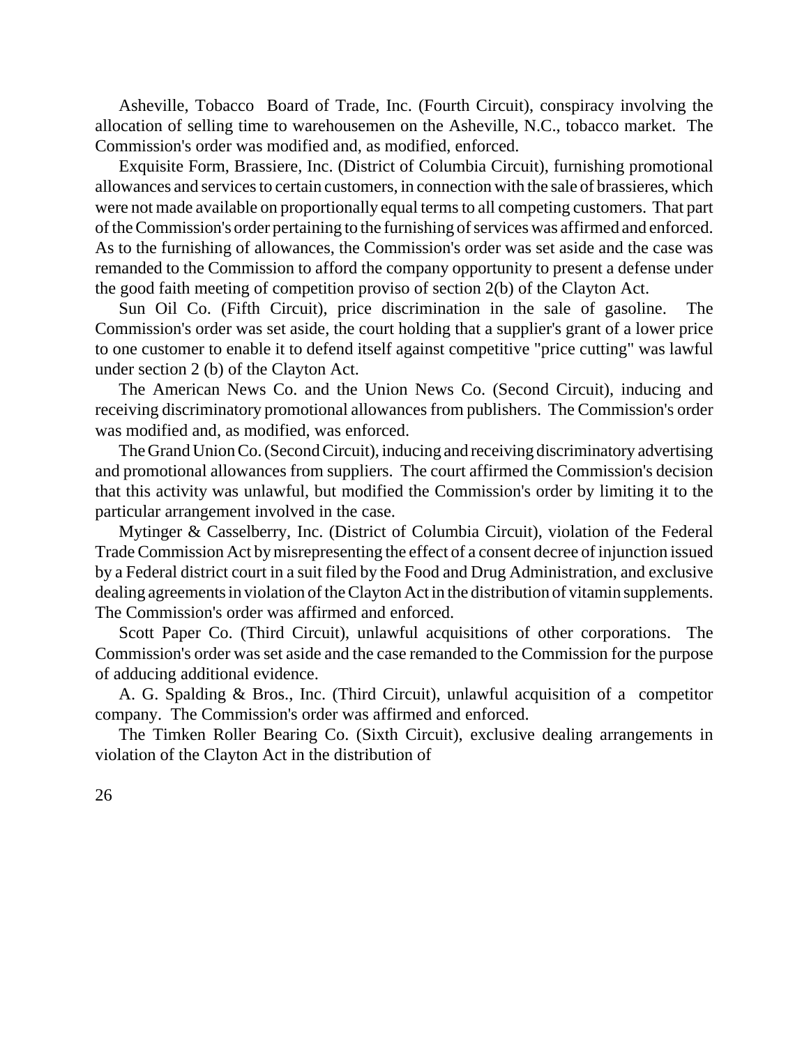Asheville, Tobacco Board of Trade, Inc. (Fourth Circuit), conspiracy involving the allocation of selling time to warehousemen on the Asheville, N.C., tobacco market. The Commission's order was modified and, as modified, enforced.

Exquisite Form, Brassiere, Inc. (District of Columbia Circuit), furnishing promotional allowances and services to certain customers, in connection with the sale of brassieres, which were not made available on proportionally equal terms to all competing customers. That part of the Commission's order pertaining to the furnishing of services was affirmed and enforced. As to the furnishing of allowances, the Commission's order was set aside and the case was remanded to the Commission to afford the company opportunity to present a defense under the good faith meeting of competition proviso of section 2(b) of the Clayton Act.

Sun Oil Co. (Fifth Circuit), price discrimination in the sale of gasoline. The Commission's order was set aside, the court holding that a supplier's grant of a lower price to one customer to enable it to defend itself against competitive "price cutting" was lawful under section 2 (b) of the Clayton Act.

The American News Co. and the Union News Co. (Second Circuit), inducing and receiving discriminatory promotional allowances from publishers. The Commission's order was modified and, as modified, was enforced.

The Grand Union Co. (Second Circuit), inducing and receiving discriminatory advertising and promotional allowances from suppliers. The court affirmed the Commission's decision that this activity was unlawful, but modified the Commission's order by limiting it to the particular arrangement involved in the case.

Mytinger & Casselberry, Inc. (District of Columbia Circuit), violation of the Federal Trade Commission Act by misrepresenting the effect of a consent decree of injunction issued by a Federal district court in a suit filed by the Food and Drug Administration, and exclusive dealing agreements in violation of the Clayton Act in the distribution of vitamin supplements. The Commission's order was affirmed and enforced.

Scott Paper Co. (Third Circuit), unlawful acquisitions of other corporations. The Commission's order was set aside and the case remanded to the Commission for the purpose of adducing additional evidence.

A. G. Spalding & Bros., Inc. (Third Circuit), unlawful acquisition of a competitor company. The Commission's order was affirmed and enforced.

The Timken Roller Bearing Co. (Sixth Circuit), exclusive dealing arrangements in violation of the Clayton Act in the distribution of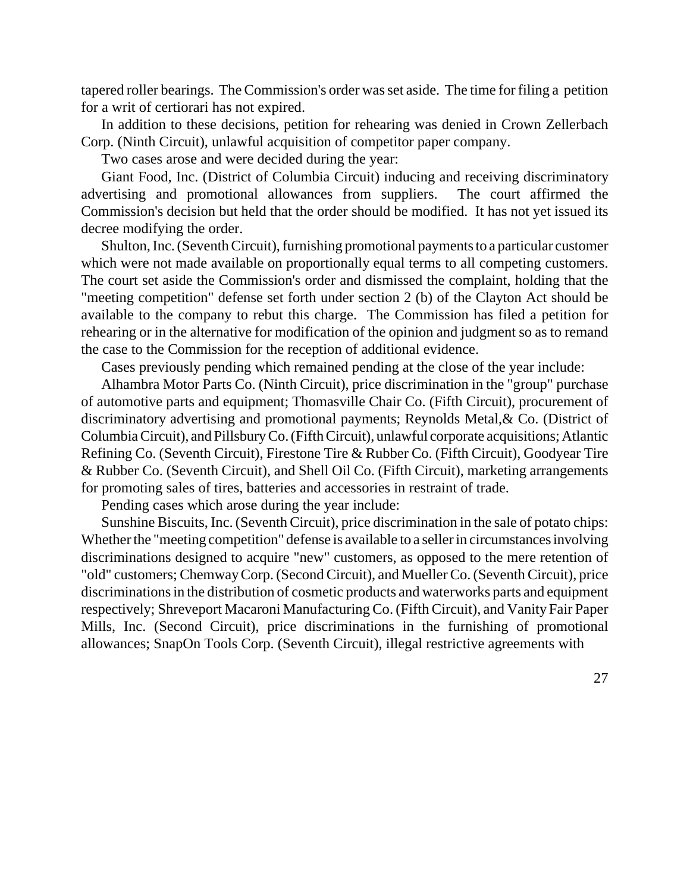tapered roller bearings. The Commission's order was set aside. The time for filing a petition for a writ of certiorari has not expired.

In addition to these decisions, petition for rehearing was denied in Crown Zellerbach Corp. (Ninth Circuit), unlawful acquisition of competitor paper company.

Two cases arose and were decided during the year:

Giant Food, Inc. (District of Columbia Circuit) inducing and receiving discriminatory advertising and promotional allowances from suppliers. The court affirmed the Commission's decision but held that the order should be modified. It has not yet issued its decree modifying the order.

Shulton, Inc. (Seventh Circuit), furnishing promotional payments to a particular customer which were not made available on proportionally equal terms to all competing customers. The court set aside the Commission's order and dismissed the complaint, holding that the "meeting competition" defense set forth under section 2 (b) of the Clayton Act should be available to the company to rebut this charge. The Commission has filed a petition for rehearing or in the alternative for modification of the opinion and judgment so as to remand the case to the Commission for the reception of additional evidence.

Cases previously pending which remained pending at the close of the year include:

Alhambra Motor Parts Co. (Ninth Circuit), price discrimination in the "group" purchase of automotive parts and equipment; Thomasville Chair Co. (Fifth Circuit), procurement of discriminatory advertising and promotional payments; Reynolds Metal,& Co. (District of Columbia Circuit), and Pillsbury Co. (Fifth Circuit), unlawful corporate acquisitions; Atlantic Refining Co. (Seventh Circuit), Firestone Tire & Rubber Co. (Fifth Circuit), Goodyear Tire & Rubber Co. (Seventh Circuit), and Shell Oil Co. (Fifth Circuit), marketing arrangements for promoting sales of tires, batteries and accessories in restraint of trade.

Pending cases which arose during the year include:

Sunshine Biscuits, Inc. (Seventh Circuit), price discrimination in the sale of potato chips: Whether the "meeting competition" defense is available to a seller in circumstances involving discriminations designed to acquire "new" customers, as opposed to the mere retention of "old" customers; Chemway Corp. (Second Circuit), and Mueller Co. (Seventh Circuit), price discriminations in the distribution of cosmetic products and waterworks parts and equipment respectively; Shreveport Macaroni Manufacturing Co. (Fifth Circuit), and Vanity Fair Paper Mills, Inc. (Second Circuit), price discriminations in the furnishing of promotional allowances; SnapOn Tools Corp. (Seventh Circuit), illegal restrictive agreements with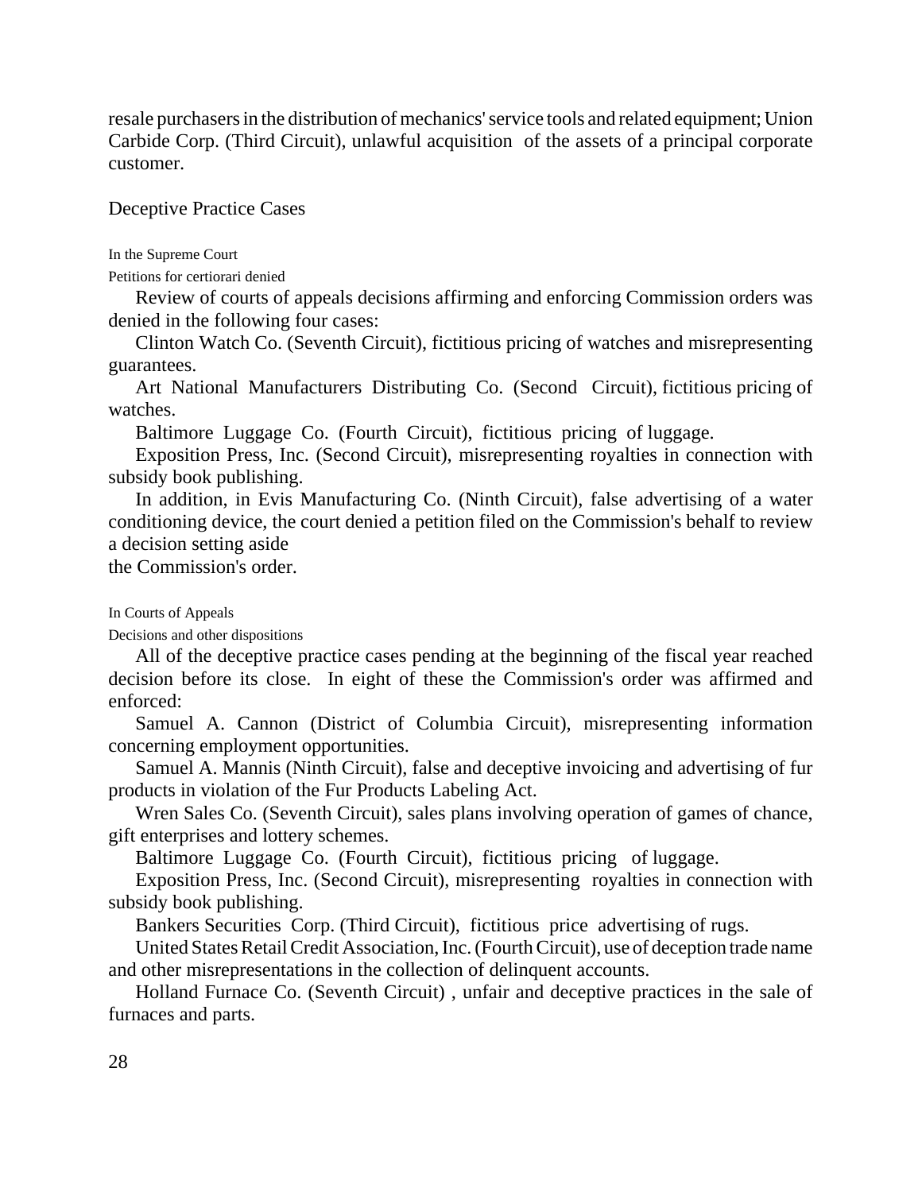resale purchasers in the distribution of mechanics' service tools and related equipment; Union Carbide Corp. (Third Circuit), unlawful acquisition of the assets of a principal corporate customer.

## Deceptive Practice Cases

### In the Supreme Court

#### Petitions for certiorari denied

Review of courts of appeals decisions affirming and enforcing Commission orders was denied in the following four cases:

Clinton Watch Co. (Seventh Circuit), fictitious pricing of watches and misrepresenting guarantees.

Art National Manufacturers Distributing Co. (Second Circuit), fictitious pricing of watches.

Baltimore Luggage Co. (Fourth Circuit), fictitious pricing of luggage.

Exposition Press, Inc. (Second Circuit), misrepresenting royalties in connection with subsidy book publishing.

In addition, in Evis Manufacturing Co. (Ninth Circuit), false advertising of a water conditioning device, the court denied a petition filed on the Commission's behalf to review a decision setting aside the Commission's order.

### In Courts of Appeals

#### Decisions and other dispositions

All of the deceptive practice cases pending at the beginning of the fiscal year reached decision before its close. In eight of these the Commission's order was affirmed and enforced:

Samuel A. Cannon (District of Columbia Circuit), misrepresenting information concerning employment opportunities.

Samuel A. Mannis (Ninth Circuit), false and deceptive invoicing and advertising of fur products in violation of the Fur Products Labeling Act.

Wren Sales Co. (Seventh Circuit), sales plans involving operation of games of chance, gift enterprises and lottery schemes.

Baltimore Luggage Co. (Fourth Circuit), fictitious pricing of luggage.

Exposition Press, Inc. (Second Circuit), misrepresenting royalties in connection with subsidy book publishing.

Bankers Securities Corp. (Third Circuit), fictitious price advertising of rugs.

United States Retail Credit Association, Inc. (Fourth Circuit), use of deception trade name and other misrepresentations in the collection of delinquent accounts.

Holland Furnace Co. (Seventh Circuit) , unfair and deceptive practices in the sale of furnaces and parts.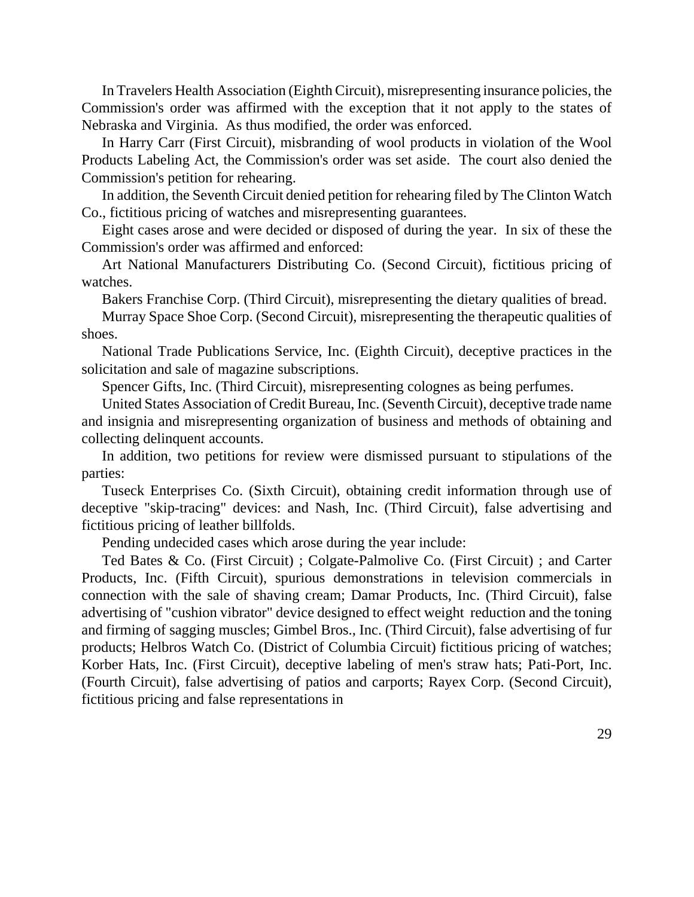In Travelers Health Association (Eighth Circuit), misrepresenting insurance policies, the Commission's order was affirmed with the exception that it not apply to the states of Nebraska and Virginia. As thus modified, the order was enforced.

In Harry Carr (First Circuit), misbranding of wool products in violation of the Wool Products Labeling Act, the Commission's order was set aside. The court also denied the Commission's petition for rehearing.

In addition, the Seventh Circuit denied petition for rehearing filed by The Clinton Watch Co., fictitious pricing of watches and misrepresenting guarantees.

Eight cases arose and were decided or disposed of during the year. In six of these the Commission's order was affirmed and enforced:

Art National Manufacturers Distributing Co. (Second Circuit), fictitious pricing of watches.

Bakers Franchise Corp. (Third Circuit), misrepresenting the dietary qualities of bread.

Murray Space Shoe Corp. (Second Circuit), misrepresenting the therapeutic qualities of shoes.

National Trade Publications Service, Inc. (Eighth Circuit), deceptive practices in the solicitation and sale of magazine subscriptions.

Spencer Gifts, Inc. (Third Circuit), misrepresenting colognes as being perfumes.

United States Association of Credit Bureau, Inc. (Seventh Circuit), deceptive trade name and insignia and misrepresenting organization of business and methods of obtaining and collecting delinquent accounts.

In addition, two petitions for review were dismissed pursuant to stipulations of the parties:

Tuseck Enterprises Co. (Sixth Circuit), obtaining credit information through use of deceptive "skip-tracing" devices: and Nash, Inc. (Third Circuit), false advertising and fictitious pricing of leather billfolds.

Pending undecided cases which arose during the year include:

Ted Bates & Co. (First Circuit) ; Colgate-Palmolive Co. (First Circuit) ; and Carter Products, Inc. (Fifth Circuit), spurious demonstrations in television commercials in connection with the sale of shaving cream; Damar Products, Inc. (Third Circuit), false advertising of "cushion vibrator" device designed to effect weight reduction and the toning and firming of sagging muscles; Gimbel Bros., Inc. (Third Circuit), false advertising of fur products; Helbros Watch Co. (District of Columbia Circuit) fictitious pricing of watches; Korber Hats, Inc. (First Circuit), deceptive labeling of men's straw hats; Pati-Port, Inc. (Fourth Circuit), false advertising of patios and carports; Rayex Corp. (Second Circuit), fictitious pricing and false representations in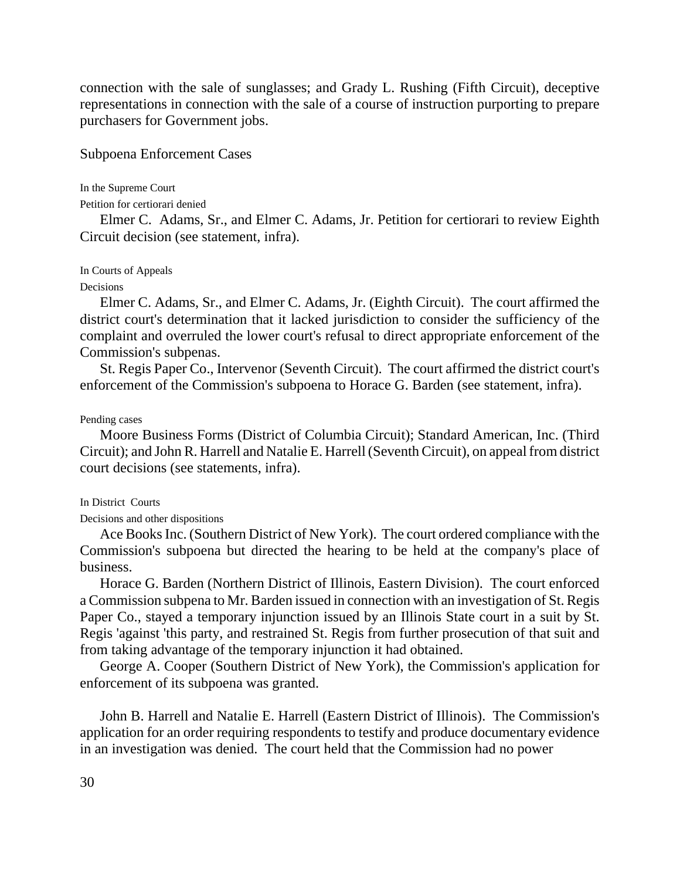connection with the sale of sunglasses; and Grady L. Rushing (Fifth Circuit), deceptive representations in connection with the sale of a course of instruction purporting to prepare purchasers for Government jobs.

## Subpoena Enforcement Cases

#### In the Supreme Court

##### Petition for certiorari denied

Elmer C. Adams, Sr., and Elmer C. Adams, Jr. Petition for certiorari to review Eighth Circuit decision (see statement, infra).

#### In Courts of Appeals

##### Decisions

Elmer C. Adams, Sr., and Elmer C. Adams, Jr. (Eighth Circuit). The court affirmed the district court's determination that it lacked jurisdiction to consider the sufficiency of the complaint and overruled the lower court's refusal to direct appropriate enforcement of the Commission's subpenas.

St. Regis Paper Co., Intervenor (Seventh Circuit). The court affirmed the district court's enforcement of the Commission's subpoena to Horace G. Barden (see statement, infra).

##### Pending cases

Moore Business Forms (District of Columbia Circuit); Standard American, Inc. (Third Circuit); and John R. Harrell and Natalie E. Harrell (Seventh Circuit), on appeal from district court decisions (see statements, infra).

#### In District Courts

##### Decisions and other dispositions

Ace Books Inc. (Southern District of New York). The court ordered compliance with the Commission's subpoena but directed the hearing to be held at the company's place of business.

Horace G. Barden (Northern District of Illinois, Eastern Division). The court enforced a Commission subpena to Mr. Barden issued in connection with an investigation of St. Regis Paper Co., stayed a temporary injunction issued by an Illinois State court in a suit by St. Regis 'against 'this party, and restrained St. Regis from further prosecution of that suit and from taking advantage of the temporary injunction it had obtained.

George A. Cooper (Southern District of New York), the Commission's application for enforcement of its subpoena was granted.

John B. Harrell and Natalie E. Harrell (Eastern District of Illinois). The Commission's application for an order requiring respondents to testify and produce documentary evidence in an investigation was denied. The court held that the Commission had no power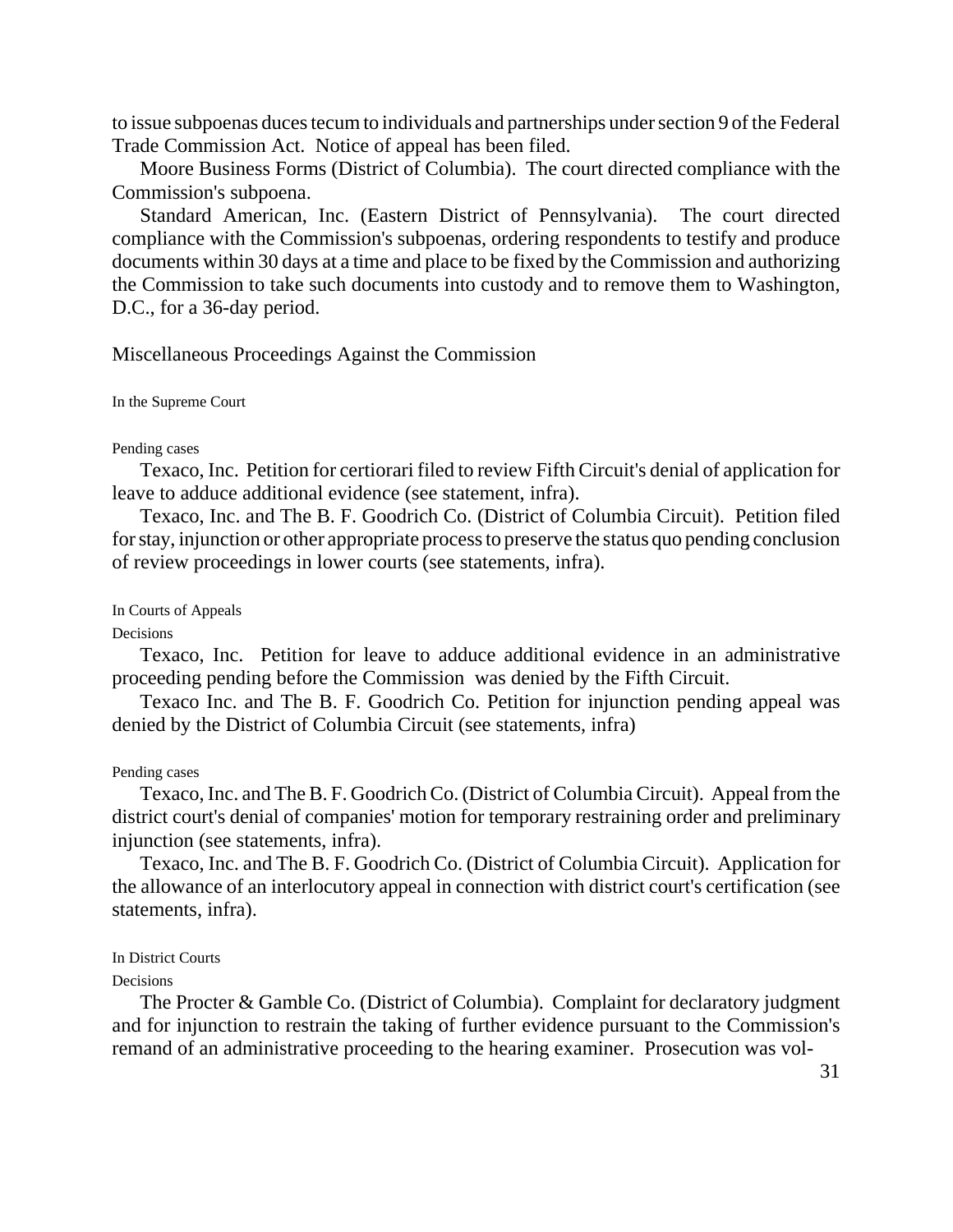to issue subpoenas duces tecum to individuals and partnerships under section 9 of the Federal Trade Commission Act. Notice of appeal has been filed.

Moore Business Forms (District of Columbia). The court directed compliance with the Commission's subpoena.

Standard American, Inc. (Eastern District of Pennsylvania). The court directed compliance with the Commission's subpoenas, ordering respondents to testify and produce documents within 30 days at a time and place to be fixed by the Commission and authorizing the Commission to take such documents into custody and to remove them to Washington, D.C., for a 36-day period.

## Miscellaneous Proceedings Against the Commission

### In the Supreme Court

#### Pending cases

Texaco, Inc. Petition for certiorari filed to review Fifth Circuit's denial of application for leave to adduce additional evidence (see statement, infra).

Texaco, Inc. and The B. F. Goodrich Co. (District of Columbia Circuit). Petition filed for stay, injunction or other appropriate process to preserve the status quo pending conclusion of review proceedings in lower courts (see statements, infra).

### In Courts of Appeals

#### Decisions

Texaco, Inc. Petition for leave to adduce additional evidence in an administrative proceeding pending before the Commission was denied by the Fifth Circuit.

Texaco Inc. and The B. F. Goodrich Co. Petition for injunction pending appeal was denied by the District of Columbia Circuit (see statements, infra)

#### Pending cases

Texaco, Inc. and The B. F. Goodrich Co. (District of Columbia Circuit). Appeal from the district court's denial of companies' motion for temporary restraining order and preliminary injunction (see statements, infra).

Texaco, Inc. and The B. F. Goodrich Co. (District of Columbia Circuit). Application for the allowance of an interlocutory appeal in connection with district court's certification (see statements, infra).

### In District Courts

#### Decisions

The Procter & Gamble Co. (District of Columbia). Complaint for declaratory judgment and for injunction to restrain the taking of further evidence pursuant to the Commission's remand of an administrative proceeding to the hearing examiner. Prosecution was vol-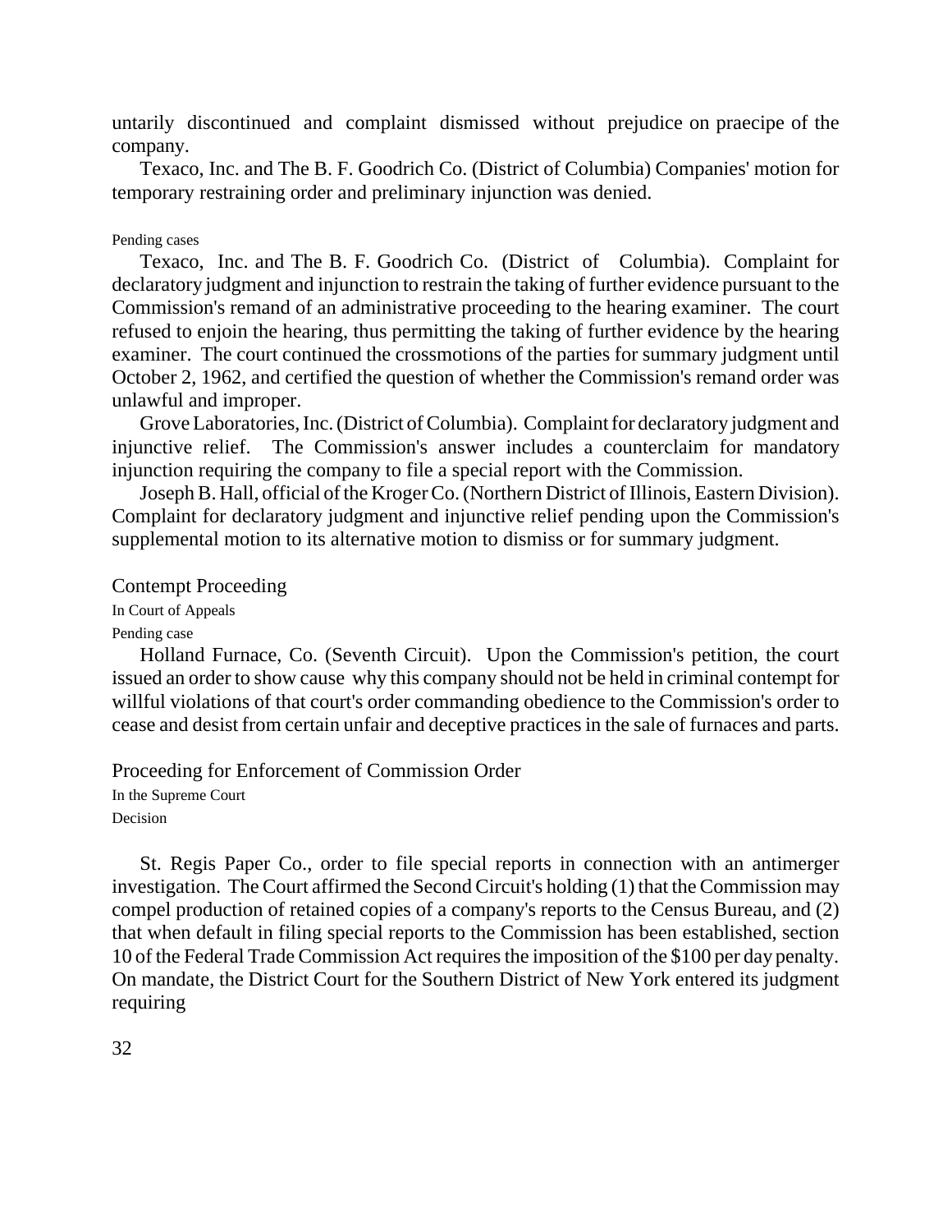untarily discontinued and complaint dismissed without prejudice on praecipe of the company.

Texaco, Inc. and The B. F. Goodrich Co. (District of Columbia) Companies' motion for temporary restraining order and preliminary injunction was denied.

Pending cases

Texaco, Inc. and The B. F. Goodrich Co. (District of Columbia). Complaint for declaratory judgment and injunction to restrain the taking of further evidence pursuant to the Commission's remand of an administrative proceeding to the hearing examiner. The court refused to enjoin the hearing, thus permitting the taking of further evidence by the hearing examiner. The court continued the crossmotions of the parties for summary judgment until October 2, 1962, and certified the question of whether the Commission's remand order was unlawful and improper.

Grove Laboratories, Inc. (District of Columbia). Complaint for declaratory judgment and injunctive relief. The Commission's answer includes a counterclaim for mandatory injunction requiring the company to file a special report with the Commission.

Joseph B. Hall, official of the Kroger Co. (Northern District of Illinois, Eastern Division). Complaint for declaratory judgment and injunctive relief pending upon the Commission's supplemental motion to its alternative motion to dismiss or for summary judgment.

## Contempt Proceeding

In Court of Appeals

Pending case

Holland Furnace, Co. (Seventh Circuit). Upon the Commission's petition, the court issued an order to show cause why this company should not be held in criminal contempt for willful violations of that court's order commanding obedience to the Commission's order to cease and desist from certain unfair and deceptive practices in the sale of furnaces and parts.

## Proceeding for Enforcement of Commission Order

In the Supreme Court

Decision

St. Regis Paper Co., order to file special reports in connection with an antimerger investigation. The Court affirmed the Second Circuit's holding (1) that the Commission may compel production of retained copies of a company's reports to the Census Bureau, and (2) that when default in filing special reports to the Commission has been established, section 10 of the Federal Trade Commission Act requires the imposition of the $100 per day penalty. On mandate, the District Court for the Southern District of New York entered its judgment requiring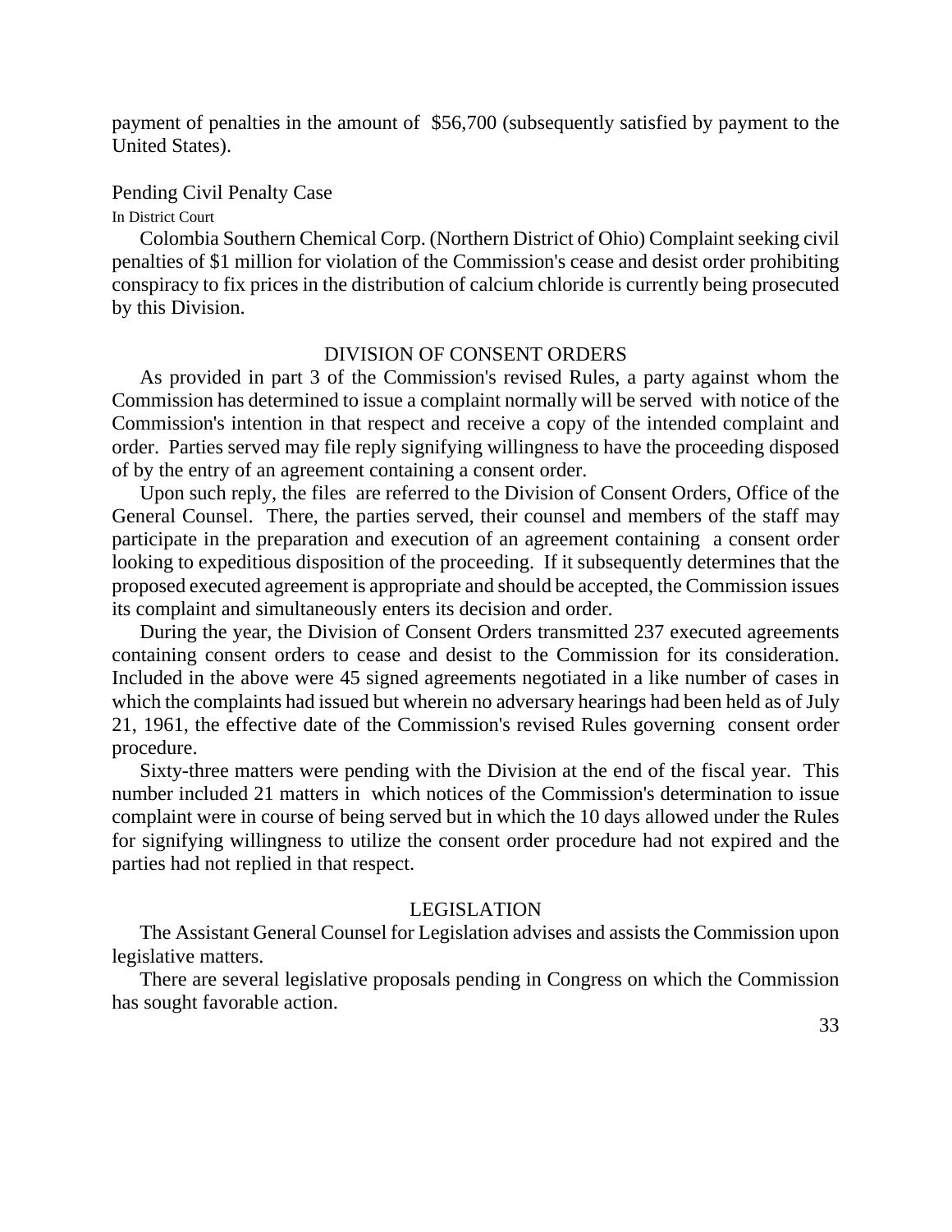payment of penalties in the amount of $56,700 (subsequently satisfied by payment to the United States).

### Pending Civil Penalty Case

#### In District Court

Colombia Southern Chemical Corp. (Northern District of Ohio) Complaint seeking civil penalties of $1 million for violation of the Commission's cease and desist order prohibiting conspiracy to fix prices in the distribution of calcium chloride is currently being prosecuted by this Division.

## DIVISION OF CONSENT ORDERS

As provided in part 3 of the Commission's revised Rules, a party against whom the Commission has determined to issue a complaint normally will be served with notice of the Commission's intention in that respect and receive a copy of the intended complaint and order. Parties served may file reply signifying willingness to have the proceeding disposed of by the entry of an agreement containing a consent order.

Upon such reply, the files are referred to the Division of Consent Orders, Office of the General Counsel. There, the parties served, their counsel and members of the staff may participate in the preparation and execution of an agreement containing a consent order looking to expeditious disposition of the proceeding. If it subsequently determines that the proposed executed agreement is appropriate and should be accepted, the Commission issues its complaint and simultaneously enters its decision and order.

During the year, the Division of Consent Orders transmitted 237 executed agreements containing consent orders to cease and desist to the Commission for its consideration. Included in the above were 45 signed agreements negotiated in a like number of cases in which the complaints had issued but wherein no adversary hearings had been held as of July 21, 1961, the effective date of the Commission's revised Rules governing consent order procedure.

Sixty-three matters were pending with the Division at the end of the fiscal year. This number included 21 matters in which notices of the Commission's determination to issue complaint were in course of being served but in which the 10 days allowed under the Rules for signifying willingness to utilize the consent order procedure had not expired and the parties had not replied in that respect.

## LEGISLATION

The Assistant General Counsel for Legislation advises and assists the Commission upon legislative matters.

There are several legislative proposals pending in Congress on which the Commission has sought favorable action.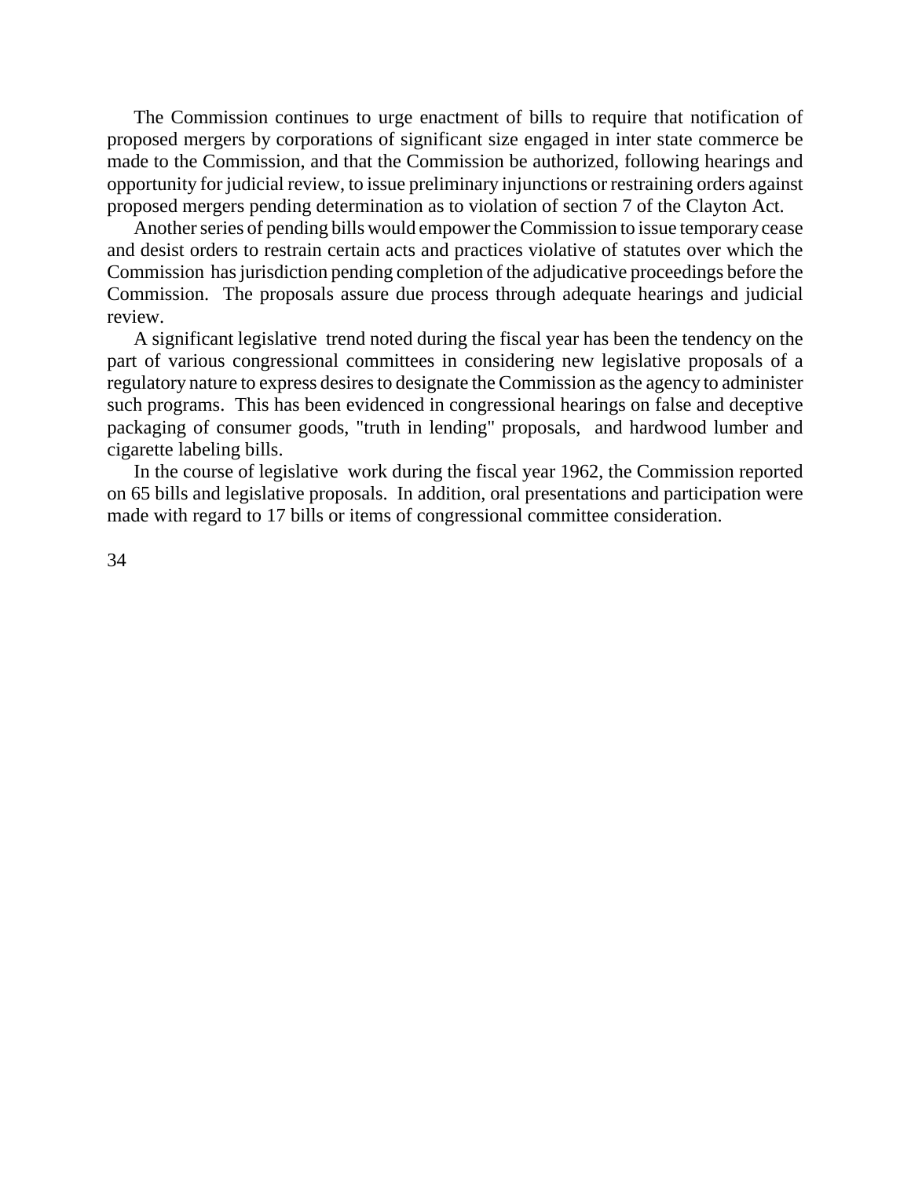The Commission continues to urge enactment of bills to require that notification of proposed mergers by corporations of significant size engaged in inter state commerce be made to the Commission, and that the Commission be authorized, following hearings and opportunity for judicial review, to issue preliminary injunctions or restraining orders against proposed mergers pending determination as to violation of section 7 of the Clayton Act.

Another series of pending bills would empower the Commission to issue temporary cease and desist orders to restrain certain acts and practices violative of statutes over which the Commission has jurisdiction pending completion of the adjudicative proceedings before the Commission. The proposals assure due process through adequate hearings and judicial review.

A significant legislative trend noted during the fiscal year has been the tendency on the part of various congressional committees in considering new legislative proposals of a regulatory nature to express desires to designate the Commission as the agency to administer such programs. This has been evidenced in congressional hearings on false and deceptive packaging of consumer goods, "truth in lending" proposals, and hardwood lumber and cigarette labeling bills.

In the course of legislative work during the fiscal year 1962, the Commission reported on 65 bills and legislative proposals. In addition, oral presentations and participation were made with regard to 17 bills or items of congressional committee consideration.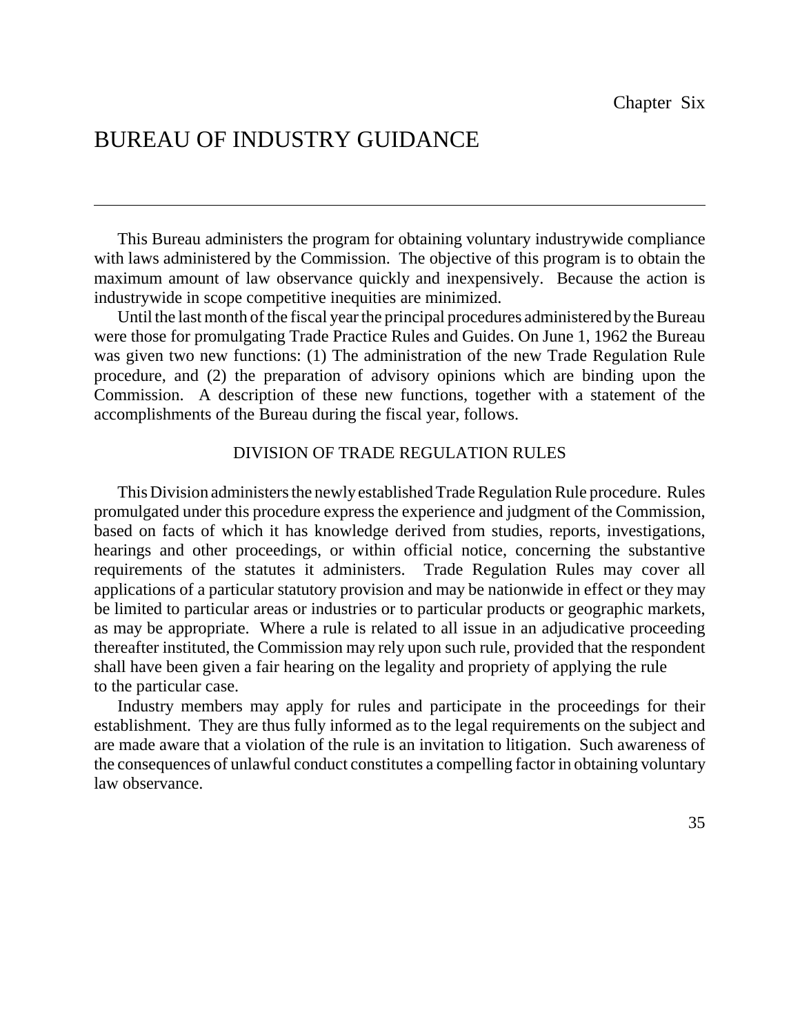Chapter Six

# BUREAU OF INDUSTRY GUIDANCE

This Bureau administers the program for obtaining voluntary industrywide compliance with laws administered by the Commission. The objective of this program is to obtain the maximum amount of law observance quickly and inexpensively. Because the action is industrywide in scope competitive inequities are minimized.

Until the last month of the fiscal year the principal procedures administered by the Bureau were those for promulgating Trade Practice Rules and Guides. On June 1, 1962 the Bureau was given two new functions: (1) The administration of the new Trade Regulation Rule procedure, and (2) the preparation of advisory opinions which are binding upon the Commission. A description of these new functions, together with a statement of the accomplishments of the Bureau during the fiscal year, follows.

## DIVISION OF TRADE REGULATION RULES

This Division administers the newly established Trade Regulation Rule procedure. Rules promulgated under this procedure express the experience and judgment of the Commission, based on facts of which it has knowledge derived from studies, reports, investigations, hearings and other proceedings, or within official notice, concerning the substantive requirements of the statutes it administers. Trade Regulation Rules may cover all applications of a particular statutory provision and may be nationwide in effect or they may be limited to particular areas or industries or to particular products or geographic markets, as may be appropriate. Where a rule is related to all issue in an adjudicative proceeding thereafter instituted, the Commission may rely upon such rule, provided that the respondent shall have been given a fair hearing on the legality and propriety of applying the rule to the particular case.

Industry members may apply for rules and participate in the proceedings for their establishment. They are thus fully informed as to the legal requirements on the subject and are made aware that a violation of the rule is an invitation to litigation. Such awareness of the consequences of unlawful conduct constitutes a compelling factor in obtaining voluntary law observance.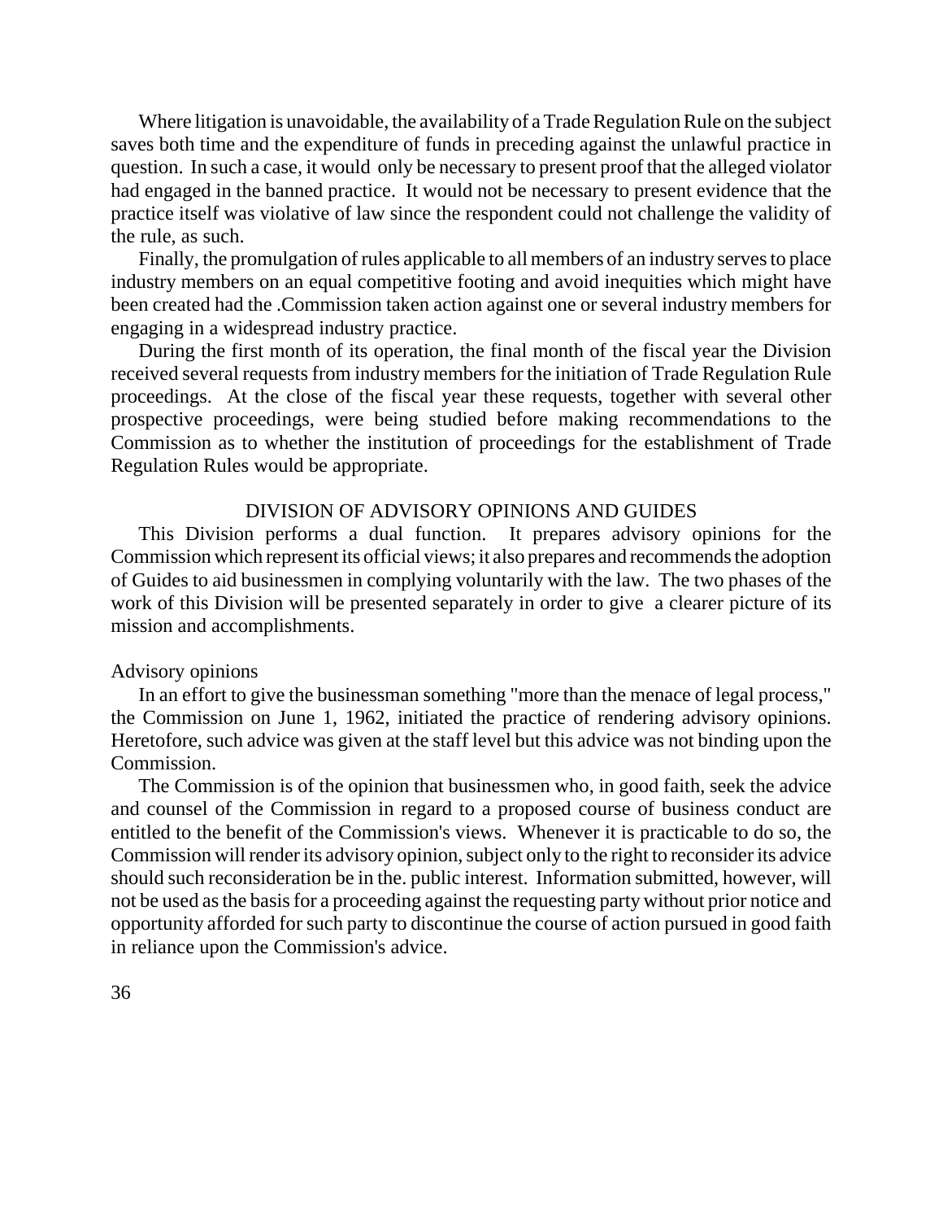Where litigation is unavoidable, the availability of a Trade Regulation Rule on the subject saves both time and the expenditure of funds in preceding against the unlawful practice in question. In such a case, it would only be necessary to present proof that the alleged violator had engaged in the banned practice. It would not be necessary to present evidence that the practice itself was violative of law since the respondent could not challenge the validity of the rule, as such.

Finally, the promulgation of rules applicable to all members of an industry serves to place industry members on an equal competitive footing and avoid inequities which might have been created had the .Commission taken action against one or several industry members for engaging in a widespread industry practice.

During the first month of its operation, the final month of the fiscal year the Division received several requests from industry members for the initiation of Trade Regulation Rule proceedings. At the close of the fiscal year these requests, together with several other prospective proceedings, were being studied before making recommendations to the Commission as to whether the institution of proceedings for the establishment of Trade Regulation Rules would be appropriate.

## DIVISION OF ADVISORY OPINIONS AND GUIDES

This Division performs a dual function. It prepares advisory opinions for the Commission which represent its official views; it also prepares and recommends the adoption of Guides to aid businessmen in complying voluntarily with the law. The two phases of the work of this Division will be presented separately in order to give a clearer picture of its mission and accomplishments.

### Advisory opinions

In an effort to give the businessman something "more than the menace of legal process," the Commission on June 1, 1962, initiated the practice of rendering advisory opinions. Heretofore, such advice was given at the staff level but this advice was not binding upon the Commission.

The Commission is of the opinion that businessmen who, in good faith, seek the advice and counsel of the Commission in regard to a proposed course of business conduct are entitled to the benefit of the Commission's views. Whenever it is practicable to do so, the Commission will render its advisory opinion, subject only to the right to reconsider its advice should such reconsideration be in the. public interest. Information submitted, however, will not be used as the basis for a proceeding against the requesting party without prior notice and opportunity afforded for such party to discontinue the course of action pursued in good faith in reliance upon the Commission's advice.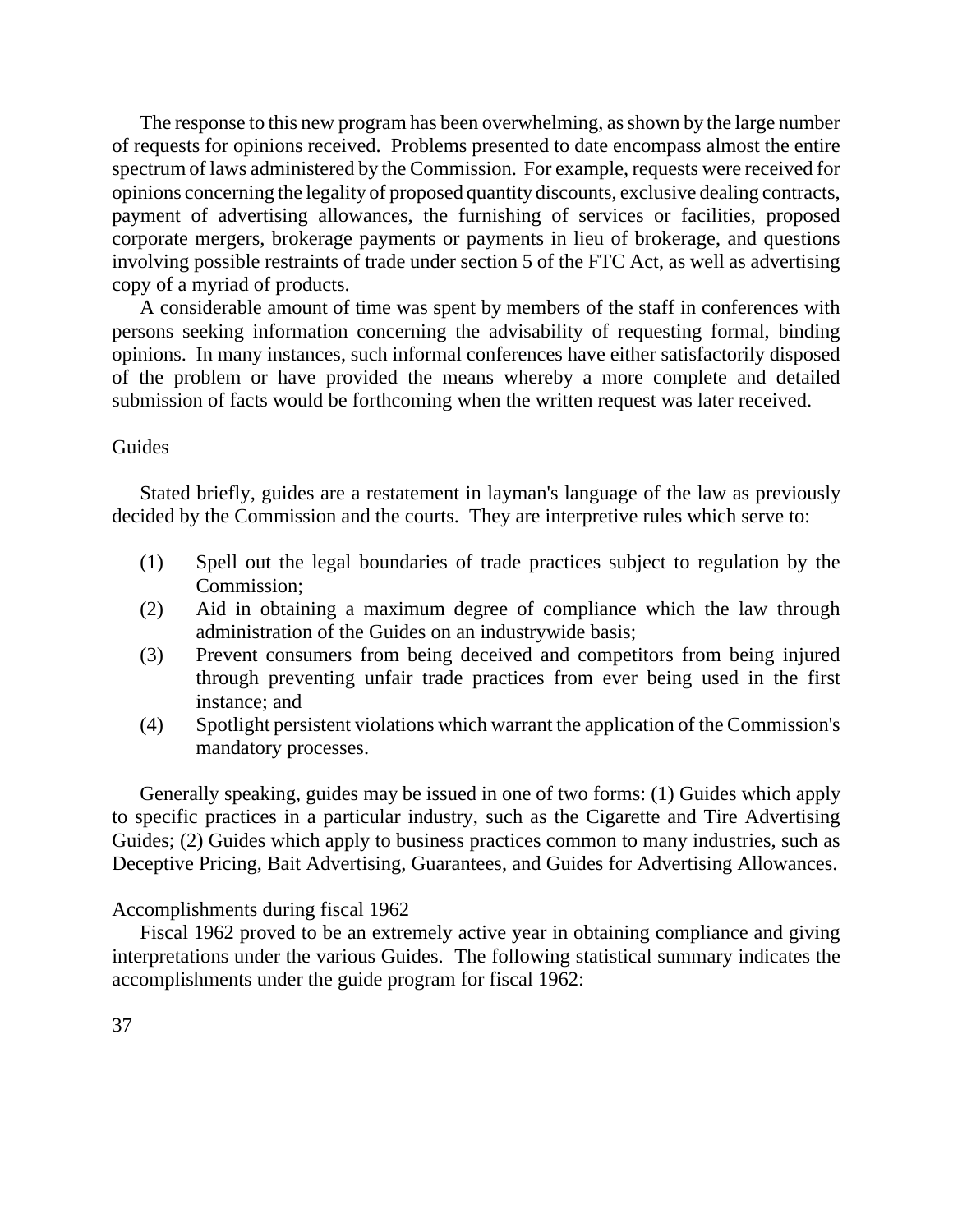The response to this new program has been overwhelming, as shown by the large number of requests for opinions received. Problems presented to date encompass almost the entire spectrum of laws administered by the Commission. For example, requests were received for opinions concerning the legality of proposed quantity discounts, exclusive dealing contracts, payment of advertising allowances, the furnishing of services or facilities, proposed corporate mergers, brokerage payments or payments in lieu of brokerage, and questions involving possible restraints of trade under section 5 of the FTC Act, as well as advertising copy of a myriad of products.

A considerable amount of time was spent by members of the staff in conferences with persons seeking information concerning the advisability of requesting formal, binding opinions. In many instances, such informal conferences have either satisfactorily disposed of the problem or have provided the means whereby a more complete and detailed submission of facts would be forthcoming when the written request was later received.

### Guides

Stated briefly, guides are a restatement in layman's language of the law as previously decided by the Commission and the courts. They are interpretive rules which serve to:

(1) Spell out the legal boundaries of trade practices subject to regulation by the Commission;
(2) Aid in obtaining a maximum degree of compliance which the law through administration of the Guides on an industrywide basis;
(3) Prevent consumers from being deceived and competitors from being injured through preventing unfair trade practices from ever being used in the first instance; and
(4) Spotlight persistent violations which warrant the application of the Commission's mandatory processes.

Generally speaking, guides may be issued in one of two forms: (1) Guides which apply to specific practices in a particular industry, such as the Cigarette and Tire Advertising Guides; (2) Guides which apply to business practices common to many industries, such as Deceptive Pricing, Bait Advertising, Guarantees, and Guides for Advertising Allowances.

### Accomplishments during fiscal 1962

Fiscal 1962 proved to be an extremely active year in obtaining compliance and giving interpretations under the various Guides. The following statistical summary indicates the accomplishments under the guide program for fiscal 1962: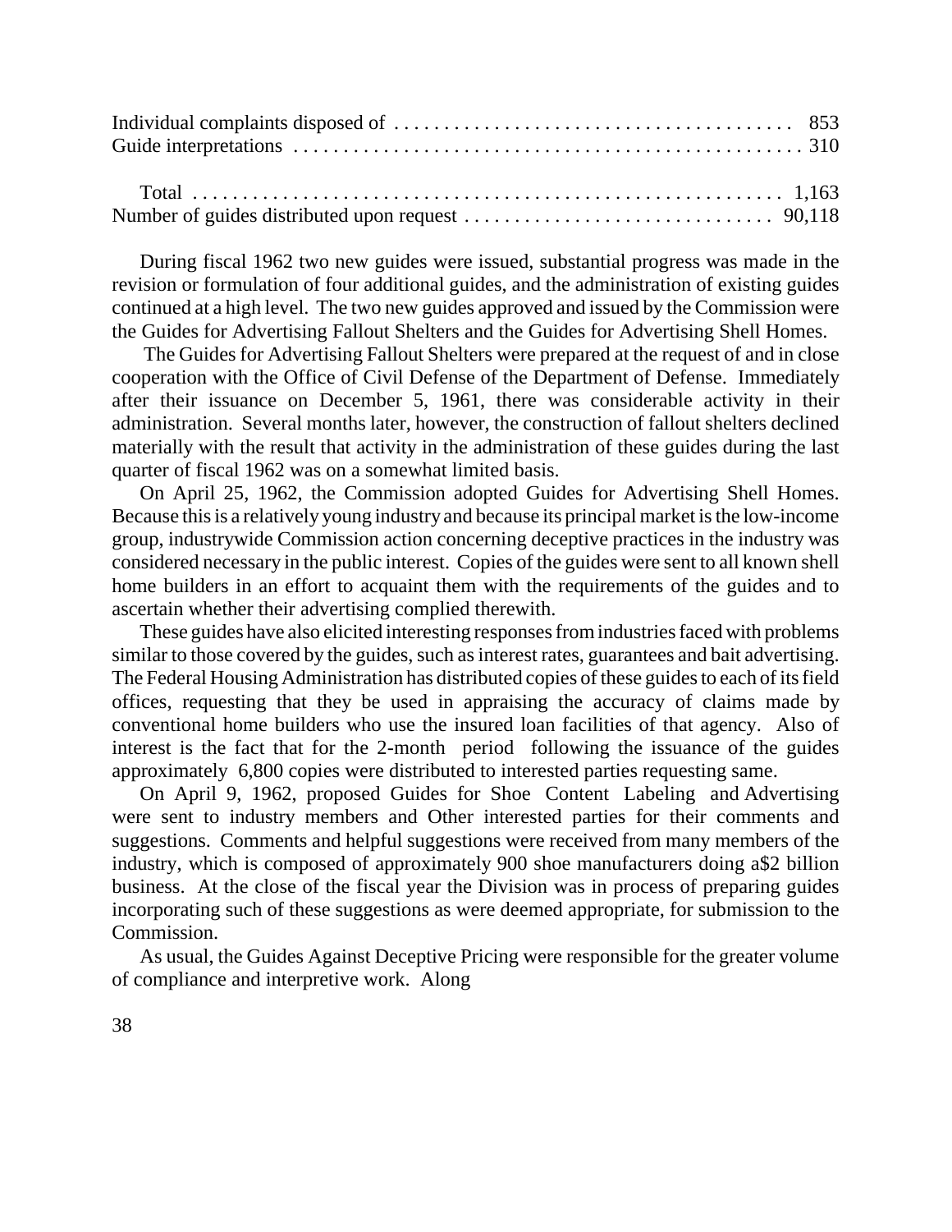| | |
|---|---|
| Individual complaints disposed of | 853 |
| Guide interpretations | 310 |
| Total | 1,163 |
| Number of guides distributed upon request | 90,118 |

During fiscal 1962 two new guides were issued, substantial progress was made in the revision or formulation of four additional guides, and the administration of existing guides continued at a high level. The two new guides approved and issued by the Commission were the Guides for Advertising Fallout Shelters and the Guides for Advertising Shell Homes.

The Guides for Advertising Fallout Shelters were prepared at the request of and in close cooperation with the Office of Civil Defense of the Department of Defense. Immediately after their issuance on December 5, 1961, there was considerable activity in their administration. Several months later, however, the construction of fallout shelters declined materially with the result that activity in the administration of these guides during the last quarter of fiscal 1962 was on a somewhat limited basis.

On April 25, 1962, the Commission adopted Guides for Advertising Shell Homes. Because this is a relatively young industry and because its principal market is the low-income group, industrywide Commission action concerning deceptive practices in the industry was considered necessary in the public interest. Copies of the guides were sent to all known shell home builders in an effort to acquaint them with the requirements of the guides and to ascertain whether their advertising complied therewith.

These guides have also elicited interesting responses from industries faced with problems similar to those covered by the guides, such as interest rates, guarantees and bait advertising. The Federal Housing Administration has distributed copies of these guides to each of its field offices, requesting that they be used in appraising the accuracy of claims made by conventional home builders who use the insured loan facilities of that agency. Also of interest is the fact that for the 2-month period following the issuance of the guides approximately 6,800 copies were distributed to interested parties requesting same.

On April 9, 1962, proposed Guides for Shoe Content Labeling and Advertising were sent to industry members and Other interested parties for their comments and suggestions. Comments and helpful suggestions were received from many members of the industry, which is composed of approximately 900 shoe manufacturers doing a$2 billion business. At the close of the fiscal year the Division was in process of preparing guides incorporating such of these suggestions as were deemed appropriate, for submission to the Commission.

As usual, the Guides Against Deceptive Pricing were responsible for the greater volume of compliance and interpretive work. Along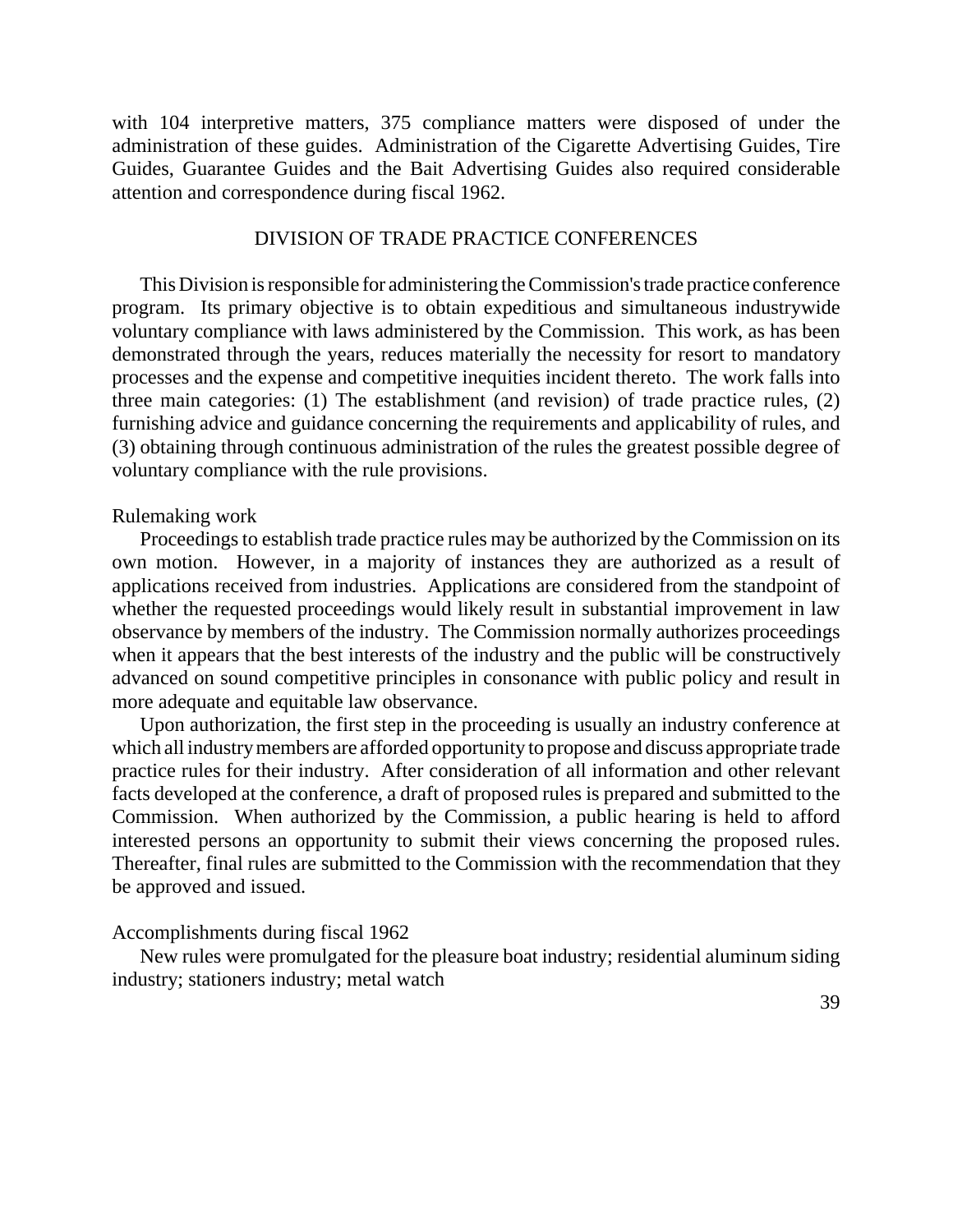with 104 interpretive matters, 375 compliance matters were disposed of under the administration of these guides. Administration of the Cigarette Advertising Guides, Tire Guides, Guarantee Guides and the Bait Advertising Guides also required considerable attention and correspondence during fiscal 1962.

## DIVISION OF TRADE PRACTICE CONFERENCES

This Division is responsible for administering the Commission's trade practice conference program. Its primary objective is to obtain expeditious and simultaneous industrywide voluntary compliance with laws administered by the Commission. This work, as has been demonstrated through the years, reduces materially the necessity for resort to mandatory processes and the expense and competitive inequities incident thereto. The work falls into three main categories: (1) The establishment (and revision) of trade practice rules, (2) furnishing advice and guidance concerning the requirements and applicability of rules, and (3) obtaining through continuous administration of the rules the greatest possible degree of voluntary compliance with the rule provisions.

### Rulemaking work

Proceedings to establish trade practice rules may be authorized by the Commission on its own motion. However, in a majority of instances they are authorized as a result of applications received from industries. Applications are considered from the standpoint of whether the requested proceedings would likely result in substantial improvement in law observance by members of the industry. The Commission normally authorizes proceedings when it appears that the best interests of the industry and the public will be constructively advanced on sound competitive principles in consonance with public policy and result in more adequate and equitable law observance.

Upon authorization, the first step in the proceeding is usually an industry conference at which all industry members are afforded opportunity to propose and discuss appropriate trade practice rules for their industry. After consideration of all information and other relevant facts developed at the conference, a draft of proposed rules is prepared and submitted to the Commission. When authorized by the Commission, a public hearing is held to afford interested persons an opportunity to submit their views concerning the proposed rules. Thereafter, final rules are submitted to the Commission with the recommendation that they be approved and issued.

### Accomplishments during fiscal 1962

New rules were promulgated for the pleasure boat industry; residential aluminum siding industry; stationers industry; metal watch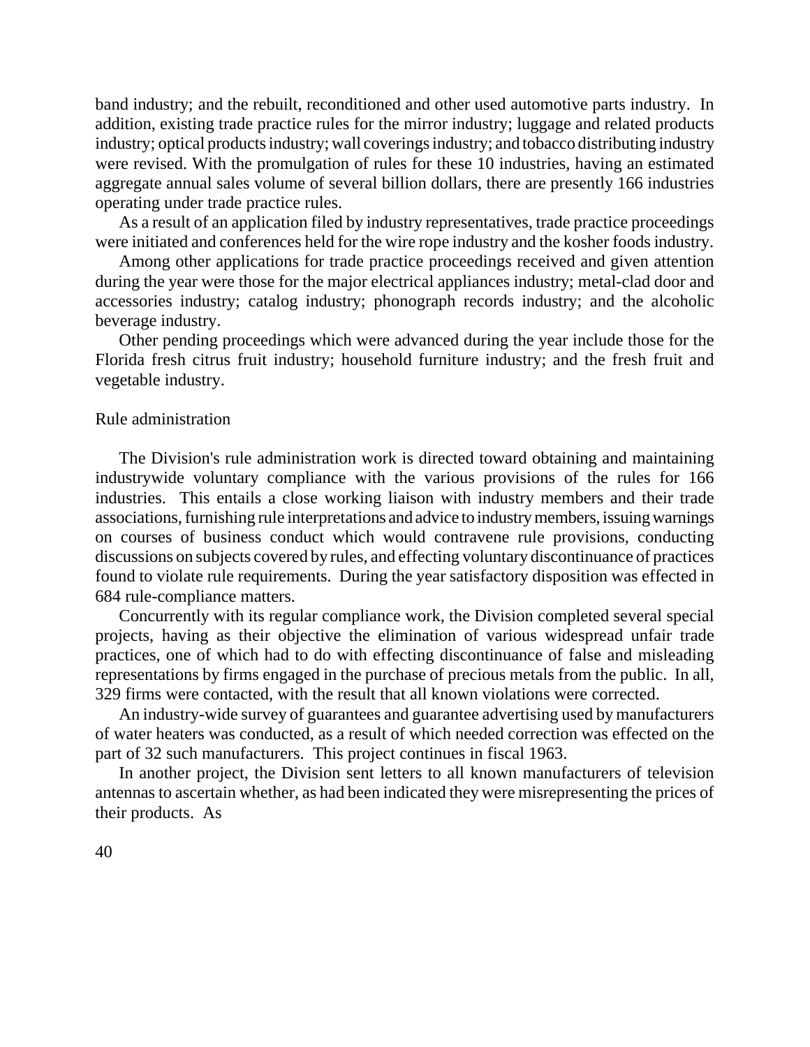band industry; and the rebuilt, reconditioned and other used automotive parts industry. In addition, existing trade practice rules for the mirror industry; luggage and related products industry; optical products industry; wall coverings industry; and tobacco distributing industry were revised. With the promulgation of rules for these 10 industries, having an estimated aggregate annual sales volume of several billion dollars, there are presently 166 industries operating under trade practice rules.

As a result of an application filed by industry representatives, trade practice proceedings were initiated and conferences held for the wire rope industry and the kosher foods industry.

Among other applications for trade practice proceedings received and given attention during the year were those for the major electrical appliances industry; metal-clad door and accessories industry; catalog industry; phonograph records industry; and the alcoholic beverage industry.

Other pending proceedings which were advanced during the year include those for the Florida fresh citrus fruit industry; household furniture industry; and the fresh fruit and vegetable industry.

## Rule administration

The Division's rule administration work is directed toward obtaining and maintaining industrywide voluntary compliance with the various provisions of the rules for 166 industries. This entails a close working liaison with industry members and their trade associations, furnishing rule interpretations and advice to industry members, issuing warnings on courses of business conduct which would contravene rule provisions, conducting discussions on subjects covered by rules, and effecting voluntary discontinuance of practices found to violate rule requirements. During the year satisfactory disposition was effected in 684 rule-compliance matters.

Concurrently with its regular compliance work, the Division completed several special projects, having as their objective the elimination of various widespread unfair trade practices, one of which had to do with effecting discontinuance of false and misleading representations by firms engaged in the purchase of precious metals from the public. In all, 329 firms were contacted, with the result that all known violations were corrected.

An industry-wide survey of guarantees and guarantee advertising used by manufacturers of water heaters was conducted, as a result of which needed correction was effected on the part of 32 such manufacturers. This project continues in fiscal 1963.

In another project, the Division sent letters to all known manufacturers of television antennas to ascertain whether, as had been indicated they were misrepresenting the prices of their products. As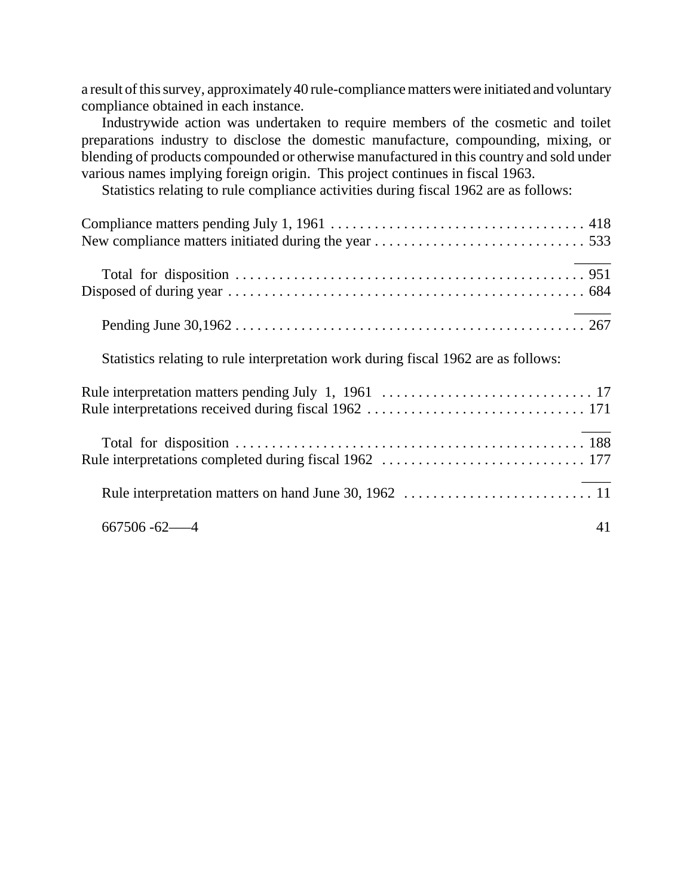a result of this survey, approximately 40 rule-compliance matters were initiated and voluntary compliance obtained in each instance.

Industrywide action was undertaken to require members of the cosmetic and toilet preparations industry to disclose the domestic manufacture, compounding, mixing, or blending of products compounded or otherwise manufactured in this country and sold under various names implying foreign origin. This project continues in fiscal 1963.

Statistics relating to rule compliance activities during fiscal 1962 are as follows:

| | |
|---|---|
| Compliance matters pending July 1, 1961 | 418 |
| New compliance matters initiated during the year | 533 |
| Total for disposition | 951 |
| Disposed of during year | 684 |
| Pending June 30,1962 | 267 |

Statistics relating to rule interpretation work during fiscal 1962 are as follows:

| | |
|---|---|
| Rule interpretation matters pending July 1, 1961 | 17 |
| Rule interpretations received during fiscal 1962 | 171 |
| Total for disposition | 188 |
| Rule interpretations completed during fiscal 1962 | 177 |
| Rule interpretation matters on hand June 30, 1962 | 11 |

667506 -62—–4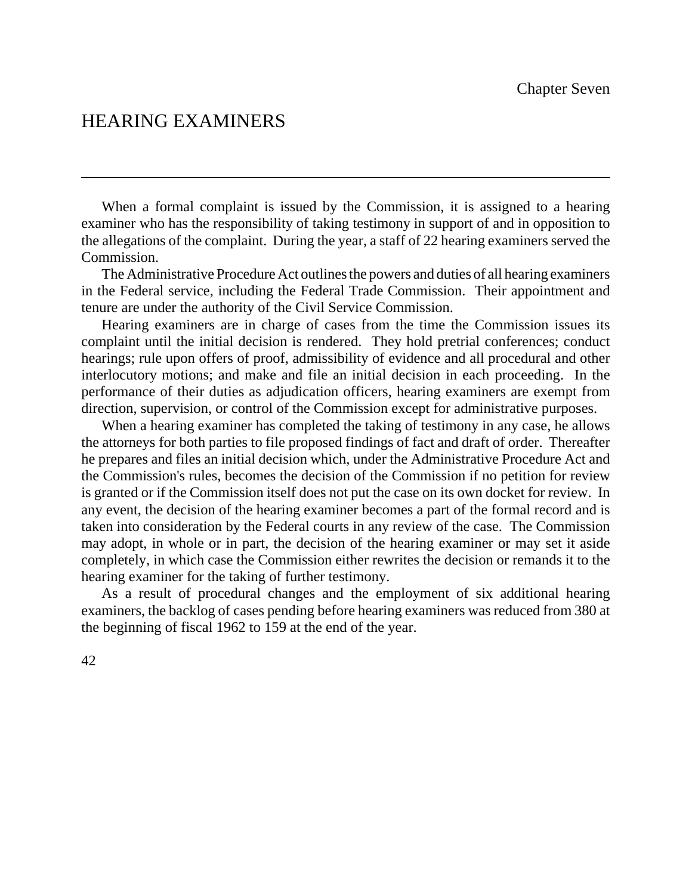Chapter Seven

# HEARING EXAMINERS

When a formal complaint is issued by the Commission, it is assigned to a hearing examiner who has the responsibility of taking testimony in support of and in opposition to the allegations of the complaint. During the year, a staff of 22 hearing examiners served the Commission.

The Administrative Procedure Act outlines the powers and duties of all hearing examiners in the Federal service, including the Federal Trade Commission. Their appointment and tenure are under the authority of the Civil Service Commission.

Hearing examiners are in charge of cases from the time the Commission issues its complaint until the initial decision is rendered. They hold pretrial conferences; conduct hearings; rule upon offers of proof, admissibility of evidence and all procedural and other interlocutory motions; and make and file an initial decision in each proceeding. In the performance of their duties as adjudication officers, hearing examiners are exempt from direction, supervision, or control of the Commission except for administrative purposes.

When a hearing examiner has completed the taking of testimony in any case, he allows the attorneys for both parties to file proposed findings of fact and draft of order. Thereafter he prepares and files an initial decision which, under the Administrative Procedure Act and the Commission's rules, becomes the decision of the Commission if no petition for review is granted or if the Commission itself does not put the case on its own docket for review. In any event, the decision of the hearing examiner becomes a part of the formal record and is taken into consideration by the Federal courts in any review of the case. The Commission may adopt, in whole or in part, the decision of the hearing examiner or may set it aside completely, in which case the Commission either rewrites the decision or remands it to the hearing examiner for the taking of further testimony.

As a result of procedural changes and the employment of six additional hearing examiners, the backlog of cases pending before hearing examiners was reduced from 380 at the beginning of fiscal 1962 to 159 at the end of the year.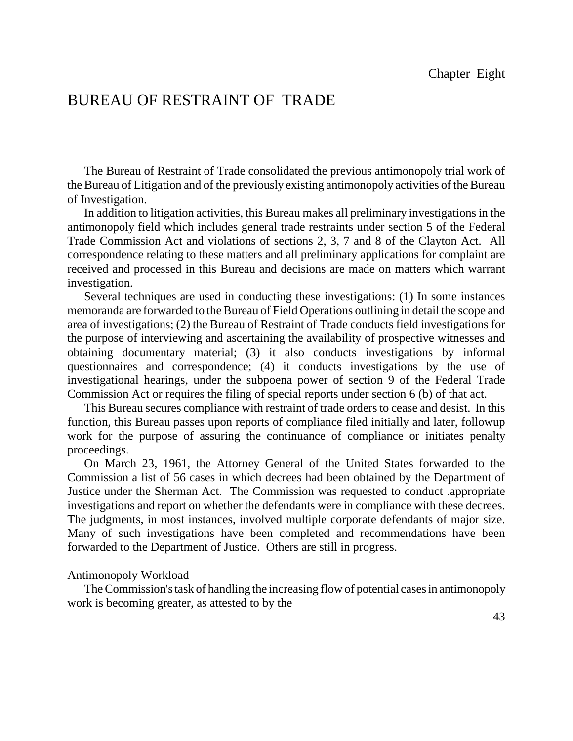Chapter Eight

# BUREAU OF RESTRAINT OF TRADE

---

The Bureau of Restraint of Trade consolidated the previous antimonopoly trial work of the Bureau of Litigation and of the previously existing antimonopoly activities of the Bureau of Investigation.

In addition to litigation activities, this Bureau makes all preliminary investigations in the antimonopoly field which includes general trade restraints under section 5 of the Federal Trade Commission Act and violations of sections 2, 3, 7 and 8 of the Clayton Act. All correspondence relating to these matters and all preliminary applications for complaint are received and processed in this Bureau and decisions are made on matters which warrant investigation.

Several techniques are used in conducting these investigations: (1) In some instances memoranda are forwarded to the Bureau of Field Operations outlining in detail the scope and area of investigations; (2) the Bureau of Restraint of Trade conducts field investigations for the purpose of interviewing and ascertaining the availability of prospective witnesses and obtaining documentary material; (3) it also conducts investigations by informal questionnaires and correspondence; (4) it conducts investigations by the use of investigational hearings, under the subpoena power of section 9 of the Federal Trade Commission Act or requires the filing of special reports under section 6 (b) of that act.

This Bureau secures compliance with restraint of trade orders to cease and desist. In this function, this Bureau passes upon reports of compliance filed initially and later, followup work for the purpose of assuring the continuance of compliance or initiates penalty proceedings.

On March 23, 1961, the Attorney General of the United States forwarded to the Commission a list of 56 cases in which decrees had been obtained by the Department of Justice under the Sherman Act. The Commission was requested to conduct .appropriate investigations and report on whether the defendants were in compliance with these decrees. The judgments, in most instances, involved multiple corporate defendants of major size. Many of such investigations have been completed and recommendations have been forwarded to the Department of Justice. Others are still in progress.

## Antimonopoly Workload

The Commission's task of handling the increasing flow of potential cases in antimonopoly work is becoming greater, as attested to by the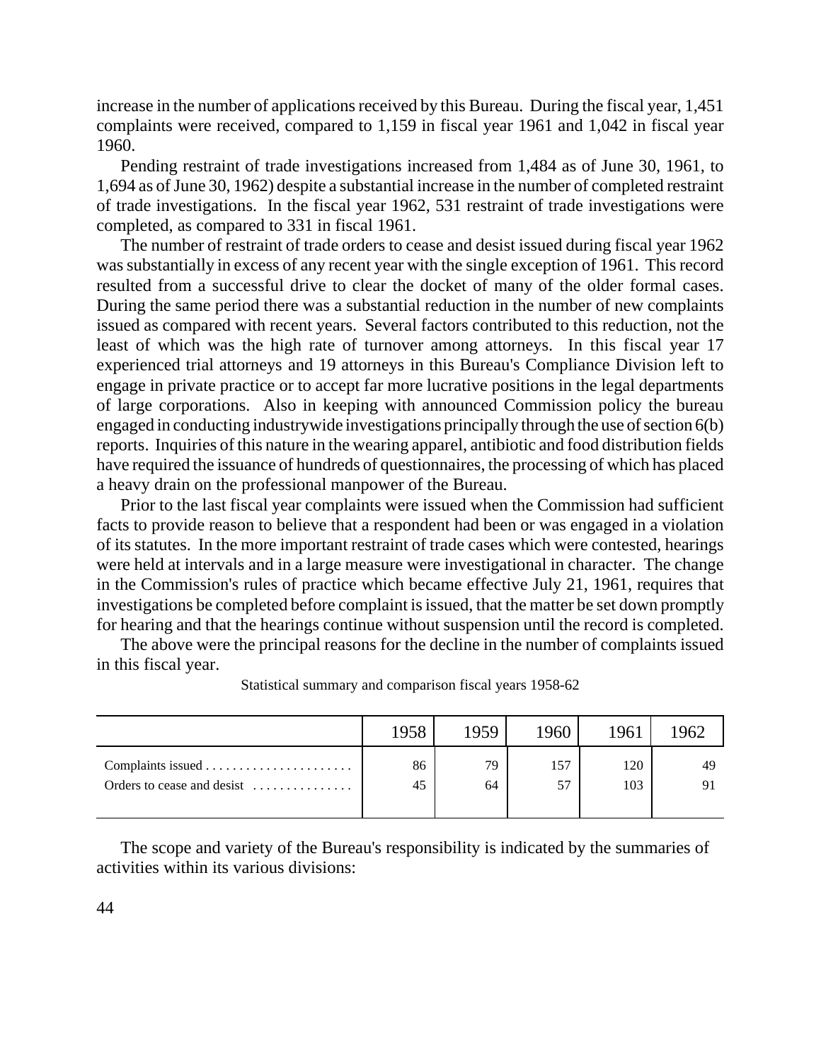increase in the number of applications received by this Bureau. During the fiscal year, 1,451 complaints were received, compared to 1,159 in fiscal year 1961 and 1,042 in fiscal year 1960.

Pending restraint of trade investigations increased from 1,484 as of June 30, 1961, to 1,694 as of June 30, 1962) despite a substantial increase in the number of completed restraint of trade investigations. In the fiscal year 1962, 531 restraint of trade investigations were completed, as compared to 331 in fiscal 1961.

The number of restraint of trade orders to cease and desist issued during fiscal year 1962 was substantially in excess of any recent year with the single exception of 1961. This record resulted from a successful drive to clear the docket of many of the older formal cases. During the same period there was a substantial reduction in the number of new complaints issued as compared with recent years. Several factors contributed to this reduction, not the least of which was the high rate of turnover among attorneys. In this fiscal year 17 experienced trial attorneys and 19 attorneys in this Bureau's Compliance Division left to engage in private practice or to accept far more lucrative positions in the legal departments of large corporations. Also in keeping with announced Commission policy the bureau engaged in conducting industrywide investigations principally through the use of section 6(b) reports. Inquiries of this nature in the wearing apparel, antibiotic and food distribution fields have required the issuance of hundreds of questionnaires, the processing of which has placed a heavy drain on the professional manpower of the Bureau.

Prior to the last fiscal year complaints were issued when the Commission had sufficient facts to provide reason to believe that a respondent had been or was engaged in a violation of its statutes. In the more important restraint of trade cases which were contested, hearings were held at intervals and in a large measure were investigational in character. The change in the Commission's rules of practice which became effective July 21, 1961, requires that investigations be completed before complaint is issued, that the matter be set down promptly for hearing and that the hearings continue without suspension until the record is completed.

The above were the principal reasons for the decline in the number of complaints issued in this fiscal year.

Statistical summary and comparison fiscal years 1958-62

| | 1958 | 1959 | 1960 | 1961 | 1962 |
|---|---|---|---|---|---|
| Complaints issued | 86 | 79 | 157 | 120 | 49 |
| Orders to cease and desist | 45 | 64 | 57 | 103 | 91 |

The scope and variety of the Bureau's responsibility is indicated by the summaries of activities within its various divisions: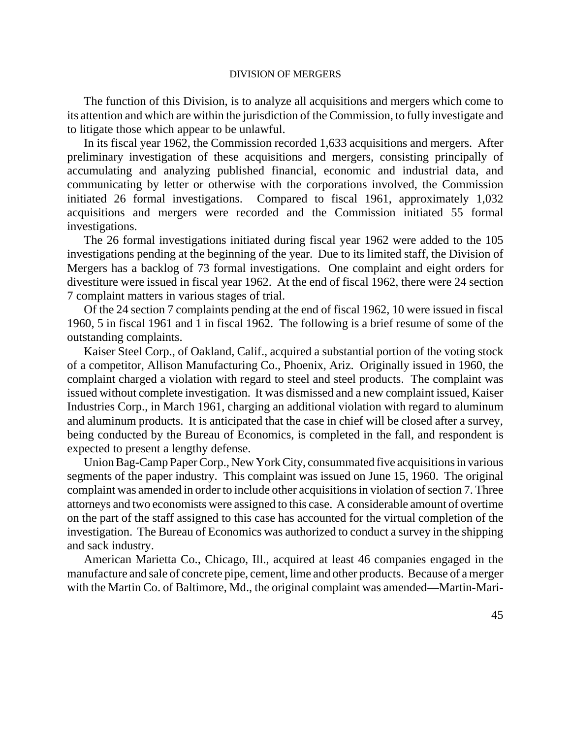## DIVISION OF MERGERS

The function of this Division, is to analyze all acquisitions and mergers which come to its attention and which are within the jurisdiction of the Commission, to fully investigate and to litigate those which appear to be unlawful.

In its fiscal year 1962, the Commission recorded 1,633 acquisitions and mergers. After preliminary investigation of these acquisitions and mergers, consisting principally of accumulating and analyzing published financial, economic and industrial data, and communicating by letter or otherwise with the corporations involved, the Commission initiated 26 formal investigations. Compared to fiscal 1961, approximately 1,032 acquisitions and mergers were recorded and the Commission initiated 55 formal investigations.

The 26 formal investigations initiated during fiscal year 1962 were added to the 105 investigations pending at the beginning of the year. Due to its limited staff, the Division of Mergers has a backlog of 73 formal investigations. One complaint and eight orders for divestiture were issued in fiscal year 1962. At the end of fiscal 1962, there were 24 section 7 complaint matters in various stages of trial.

Of the 24 section 7 complaints pending at the end of fiscal 1962, 10 were issued in fiscal 1960, 5 in fiscal 1961 and 1 in fiscal 1962. The following is a brief resume of some of the outstanding complaints.

Kaiser Steel Corp., of Oakland, Calif., acquired a substantial portion of the voting stock of a competitor, Allison Manufacturing Co., Phoenix, Ariz. Originally issued in 1960, the complaint charged a violation with regard to steel and steel products. The complaint was issued without complete investigation. It was dismissed and a new complaint issued, Kaiser Industries Corp., in March 1961, charging an additional violation with regard to aluminum and aluminum products. It is anticipated that the case in chief will be closed after a survey, being conducted by the Bureau of Economics, is completed in the fall, and respondent is expected to present a lengthy defense.

Union Bag-Camp Paper Corp., New York City, consummated five acquisitions in various segments of the paper industry. This complaint was issued on June 15, 1960. The original complaint was amended in order to include other acquisitions in violation of section 7. Three attorneys and two economists were assigned to this case. A considerable amount of overtime on the part of the staff assigned to this case has accounted for the virtual completion of the investigation. The Bureau of Economics was authorized to conduct a survey in the shipping and sack industry.

American Marietta Co., Chicago, Ill., acquired at least 46 companies engaged in the manufacture and sale of concrete pipe, cement, lime and other products. Because of a merger with the Martin Co. of Baltimore, Md., the original complaint was amended—Martin-Mari-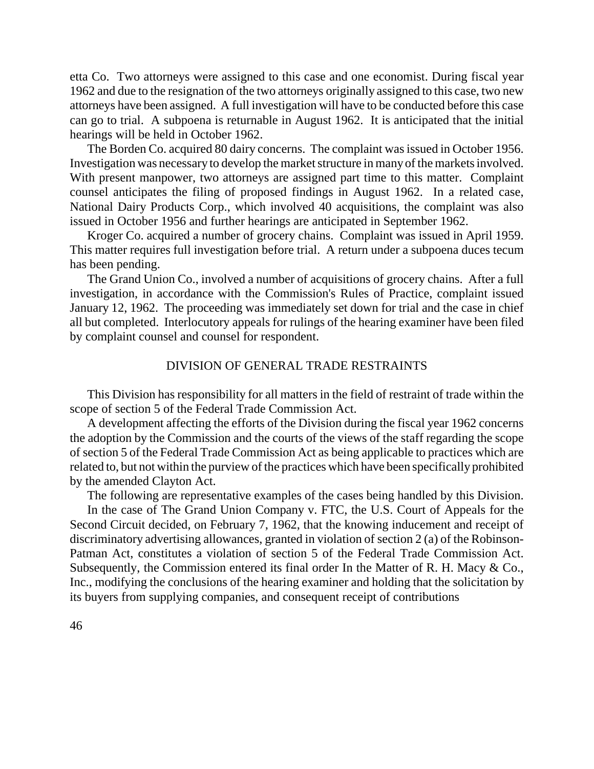etta Co. Two attorneys were assigned to this case and one economist. During fiscal year 1962 and due to the resignation of the two attorneys originally assigned to this case, two new attorneys have been assigned. A full investigation will have to be conducted before this case can go to trial. A subpoena is returnable in August 1962. It is anticipated that the initial hearings will be held in October 1962.

The Borden Co. acquired 80 dairy concerns. The complaint was issued in October 1956. Investigation was necessary to develop the market structure in many of the markets involved. With present manpower, two attorneys are assigned part time to this matter. Complaint counsel anticipates the filing of proposed findings in August 1962. In a related case, National Dairy Products Corp., which involved 40 acquisitions, the complaint was also issued in October 1956 and further hearings are anticipated in September 1962.

Kroger Co. acquired a number of grocery chains. Complaint was issued in April 1959. This matter requires full investigation before trial. A return under a subpoena duces tecum has been pending.

The Grand Union Co., involved a number of acquisitions of grocery chains. After a full investigation, in accordance with the Commission's Rules of Practice, complaint issued January 12, 1962. The proceeding was immediately set down for trial and the case in chief all but completed. Interlocutory appeals for rulings of the hearing examiner have been filed by complaint counsel and counsel for respondent.

## DIVISION OF GENERAL TRADE RESTRAINTS

This Division has responsibility for all matters in the field of restraint of trade within the scope of section 5 of the Federal Trade Commission Act.

A development affecting the efforts of the Division during the fiscal year 1962 concerns the adoption by the Commission and the courts of the views of the staff regarding the scope of section 5 of the Federal Trade Commission Act as being applicable to practices which are related to, but not within the purview of the practices which have been specifically prohibited by the amended Clayton Act.

The following are representative examples of the cases being handled by this Division.

In the case of The Grand Union Company v. FTC, the U.S. Court of Appeals for the Second Circuit decided, on February 7, 1962, that the knowing inducement and receipt of discriminatory advertising allowances, granted in violation of section 2 (a) of the Robinson-Patman Act, constitutes a violation of section 5 of the Federal Trade Commission Act. Subsequently, the Commission entered its final order In the Matter of R. H. Macy & Co., Inc., modifying the conclusions of the hearing examiner and holding that the solicitation by its buyers from supplying companies, and consequent receipt of contributions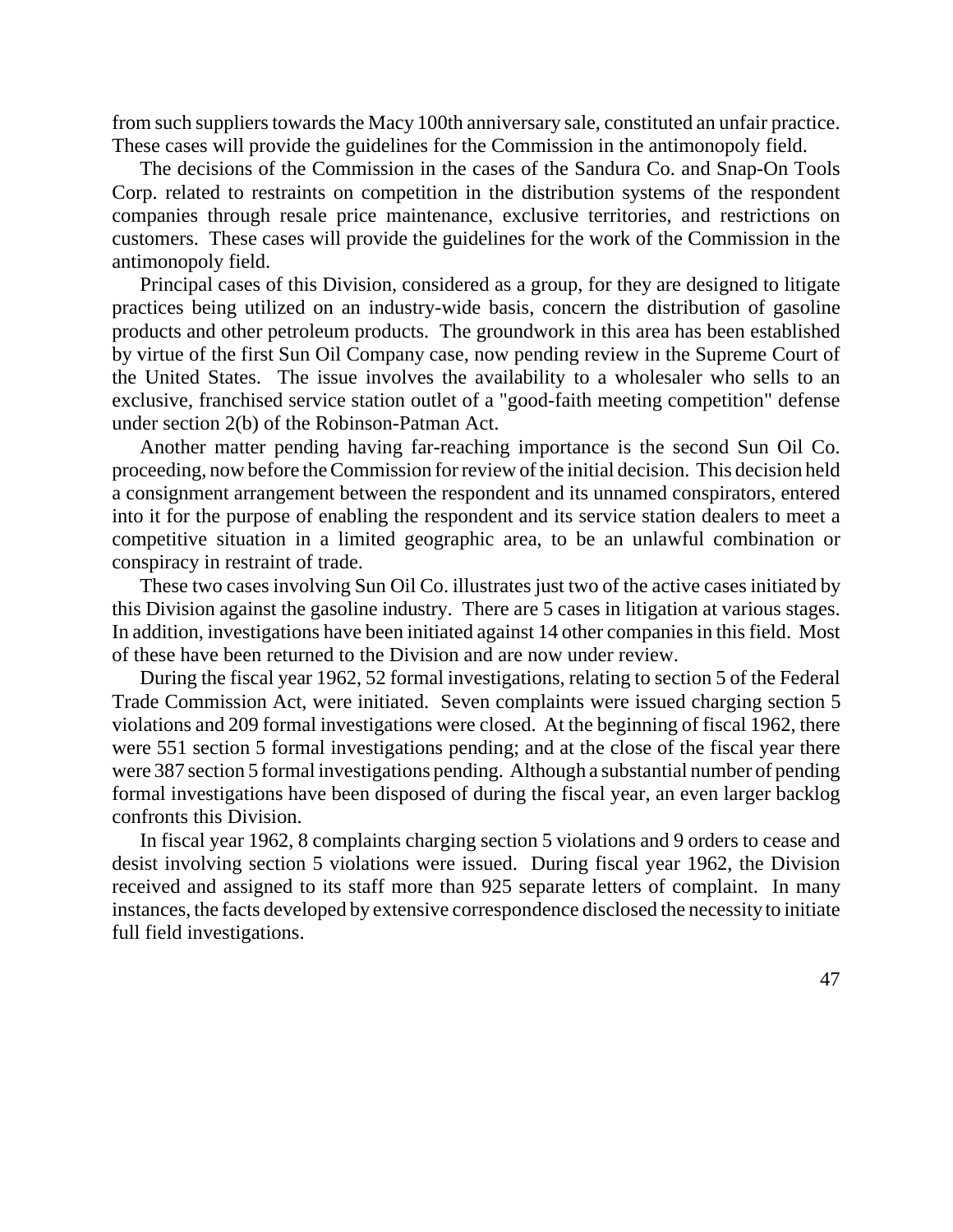from such suppliers towards the Macy 100th anniversary sale, constituted an unfair practice. These cases will provide the guidelines for the Commission in the antimonopoly field.

The decisions of the Commission in the cases of the Sandura Co. and Snap-On Tools Corp. related to restraints on competition in the distribution systems of the respondent companies through resale price maintenance, exclusive territories, and restrictions on customers. These cases will provide the guidelines for the work of the Commission in the antimonopoly field.

Principal cases of this Division, considered as a group, for they are designed to litigate practices being utilized on an industry-wide basis, concern the distribution of gasoline products and other petroleum products. The groundwork in this area has been established by virtue of the first Sun Oil Company case, now pending review in the Supreme Court of the United States. The issue involves the availability to a wholesaler who sells to an exclusive, franchised service station outlet of a "good-faith meeting competition" defense under section 2(b) of the Robinson-Patman Act.

Another matter pending having far-reaching importance is the second Sun Oil Co. proceeding, now before the Commission for review of the initial decision. This decision held a consignment arrangement between the respondent and its unnamed conspirators, entered into it for the purpose of enabling the respondent and its service station dealers to meet a competitive situation in a limited geographic area, to be an unlawful combination or conspiracy in restraint of trade.

These two cases involving Sun Oil Co. illustrates just two of the active cases initiated by this Division against the gasoline industry. There are 5 cases in litigation at various stages. In addition, investigations have been initiated against 14 other companies in this field. Most of these have been returned to the Division and are now under review.

During the fiscal year 1962, 52 formal investigations, relating to section 5 of the Federal Trade Commission Act, were initiated. Seven complaints were issued charging section 5 violations and 209 formal investigations were closed. At the beginning of fiscal 1962, there were 551 section 5 formal investigations pending; and at the close of the fiscal year there were 387 section 5 formal investigations pending. Although a substantial number of pending formal investigations have been disposed of during the fiscal year, an even larger backlog confronts this Division.

In fiscal year 1962, 8 complaints charging section 5 violations and 9 orders to cease and desist involving section 5 violations were issued. During fiscal year 1962, the Division received and assigned to its staff more than 925 separate letters of complaint. In many instances, the facts developed by extensive correspondence disclosed the necessity to initiate full field investigations.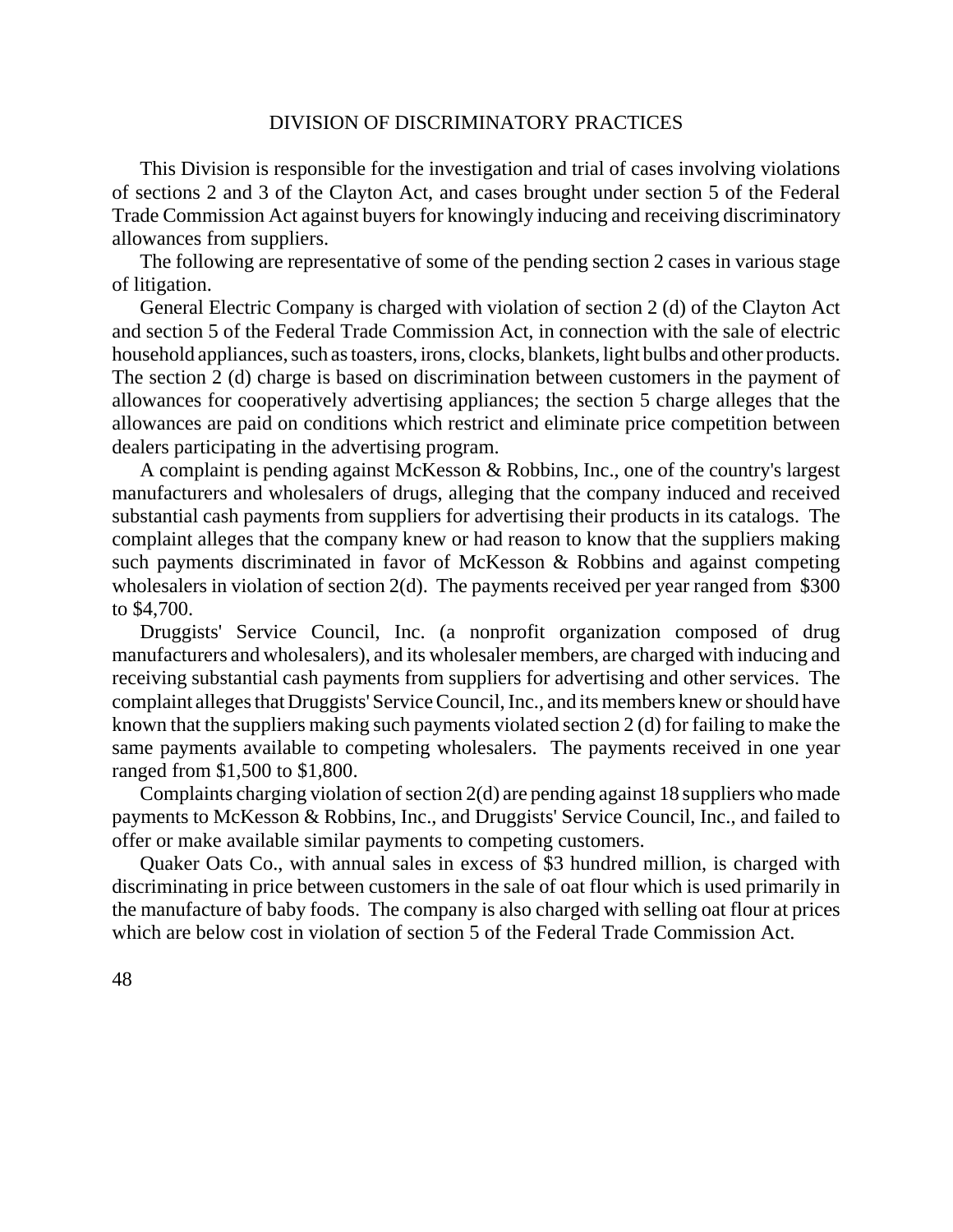## DIVISION OF DISCRIMINATORY PRACTICES

This Division is responsible for the investigation and trial of cases involving violations of sections 2 and 3 of the Clayton Act, and cases brought under section 5 of the Federal Trade Commission Act against buyers for knowingly inducing and receiving discriminatory allowances from suppliers.

The following are representative of some of the pending section 2 cases in various stage of litigation.

General Electric Company is charged with violation of section 2 (d) of the Clayton Act and section 5 of the Federal Trade Commission Act, in connection with the sale of electric household appliances, such as toasters, irons, clocks, blankets, light bulbs and other products. The section 2 (d) charge is based on discrimination between customers in the payment of allowances for cooperatively advertising appliances; the section 5 charge alleges that the allowances are paid on conditions which restrict and eliminate price competition between dealers participating in the advertising program.

A complaint is pending against McKesson & Robbins, Inc., one of the country's largest manufacturers and wholesalers of drugs, alleging that the company induced and received substantial cash payments from suppliers for advertising their products in its catalogs. The complaint alleges that the company knew or had reason to know that the suppliers making such payments discriminated in favor of McKesson & Robbins and against competing wholesalers in violation of section 2(d). The payments received per year ranged from $300 to $4,700.

Druggists' Service Council, Inc. (a nonprofit organization composed of drug manufacturers and wholesalers), and its wholesaler members, are charged with inducing and receiving substantial cash payments from suppliers for advertising and other services. The complaint alleges that Druggists' Service Council, Inc., and its members knew or should have known that the suppliers making such payments violated section 2 (d) for failing to make the same payments available to competing wholesalers. The payments received in one year ranged from $1,500 to $1,800.

Complaints charging violation of section 2(d) are pending against 18 suppliers who made payments to McKesson & Robbins, Inc., and Druggists' Service Council, Inc., and failed to offer or make available similar payments to competing customers.

Quaker Oats Co., with annual sales in excess of $3 hundred million, is charged with discriminating in price between customers in the sale of oat flour which is used primarily in the manufacture of baby foods. The company is also charged with selling oat flour at prices which are below cost in violation of section 5 of the Federal Trade Commission Act.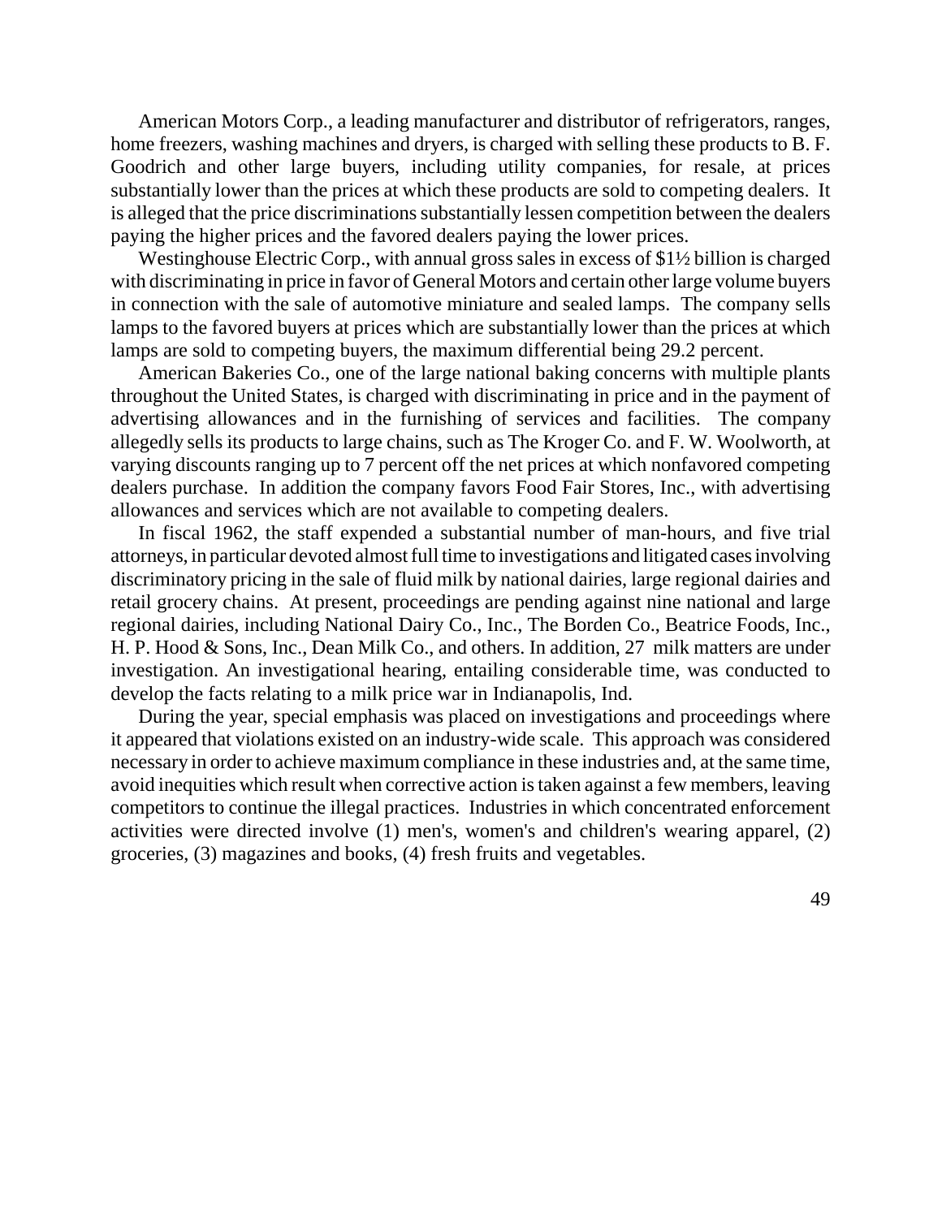American Motors Corp., a leading manufacturer and distributor of refrigerators, ranges, home freezers, washing machines and dryers, is charged with selling these products to B. F. Goodrich and other large buyers, including utility companies, for resale, at prices substantially lower than the prices at which these products are sold to competing dealers. It is alleged that the price discriminations substantially lessen competition between the dealers paying the higher prices and the favored dealers paying the lower prices.

Westinghouse Electric Corp., with annual gross sales in excess of $1½ billion is charged with discriminating in price in favor of General Motors and certain other large volume buyers in connection with the sale of automotive miniature and sealed lamps. The company sells lamps to the favored buyers at prices which are substantially lower than the prices at which lamps are sold to competing buyers, the maximum differential being 29.2 percent.

American Bakeries Co., one of the large national baking concerns with multiple plants throughout the United States, is charged with discriminating in price and in the payment of advertising allowances and in the furnishing of services and facilities. The company allegedly sells its products to large chains, such as The Kroger Co. and F. W. Woolworth, at varying discounts ranging up to 7 percent off the net prices at which nonfavored competing dealers purchase. In addition the company favors Food Fair Stores, Inc., with advertising allowances and services which are not available to competing dealers.

In fiscal 1962, the staff expended a substantial number of man-hours, and five trial attorneys, in particular devoted almost full time to investigations and litigated cases involving discriminatory pricing in the sale of fluid milk by national dairies, large regional dairies and retail grocery chains. At present, proceedings are pending against nine national and large regional dairies, including National Dairy Co., Inc., The Borden Co., Beatrice Foods, Inc., H. P. Hood & Sons, Inc., Dean Milk Co., and others. In addition, 27 milk matters are under investigation. An investigational hearing, entailing considerable time, was conducted to develop the facts relating to a milk price war in Indianapolis, Ind.

During the year, special emphasis was placed on investigations and proceedings where it appeared that violations existed on an industry-wide scale. This approach was considered necessary in order to achieve maximum compliance in these industries and, at the same time, avoid inequities which result when corrective action is taken against a few members, leaving competitors to continue the illegal practices. Industries in which concentrated enforcement activities were directed involve (1) men's, women's and children's wearing apparel, (2) groceries, (3) magazines and books, (4) fresh fruits and vegetables.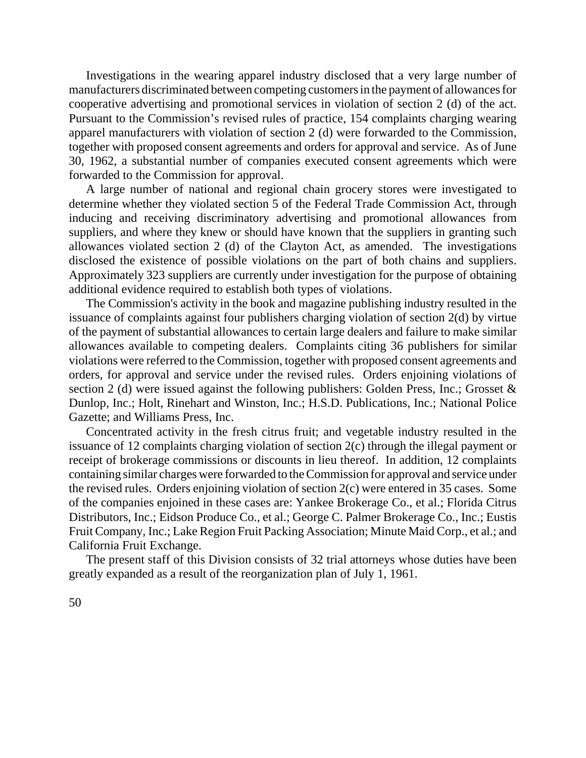Investigations in the wearing apparel industry disclosed that a very large number of manufacturers discriminated between competing customers in the payment of allowances for cooperative advertising and promotional services in violation of section 2 (d) of the act. Pursuant to the Commission's revised rules of practice, 154 complaints charging wearing apparel manufacturers with violation of section 2 (d) were forwarded to the Commission, together with proposed consent agreements and orders for approval and service. As of June 30, 1962, a substantial number of companies executed consent agreements which were forwarded to the Commission for approval.

A large number of national and regional chain grocery stores were investigated to determine whether they violated section 5 of the Federal Trade Commission Act, through inducing and receiving discriminatory advertising and promotional allowances from suppliers, and where they knew or should have known that the suppliers in granting such allowances violated section 2 (d) of the Clayton Act, as amended. The investigations disclosed the existence of possible violations on the part of both chains and suppliers. Approximately 323 suppliers are currently under investigation for the purpose of obtaining additional evidence required to establish both types of violations.

The Commission's activity in the book and magazine publishing industry resulted in the issuance of complaints against four publishers charging violation of section 2(d) by virtue of the payment of substantial allowances to certain large dealers and failure to make similar allowances available to competing dealers. Complaints citing 36 publishers for similar violations were referred to the Commission, together with proposed consent agreements and orders, for approval and service under the revised rules. Orders enjoining violations of section 2 (d) were issued against the following publishers: Golden Press, Inc.; Grosset & Dunlop, Inc.; Holt, Rinehart and Winston, Inc.; H.S.D. Publications, Inc.; National Police Gazette; and Williams Press, Inc.

Concentrated activity in the fresh citrus fruit; and vegetable industry resulted in the issuance of 12 complaints charging violation of section 2(c) through the illegal payment or receipt of brokerage commissions or discounts in lieu thereof. In addition, 12 complaints containing similar charges were forwarded to the Commission for approval and service under the revised rules. Orders enjoining violation of section 2(c) were entered in 35 cases. Some of the companies enjoined in these cases are: Yankee Brokerage Co., et al.; Florida Citrus Distributors, Inc.; Eidson Produce Co., et al.; George C. Palmer Brokerage Co., Inc.; Eustis Fruit Company, Inc.; Lake Region Fruit Packing Association; Minute Maid Corp., et al.; and California Fruit Exchange.

The present staff of this Division consists of 32 trial attorneys whose duties have been greatly expanded as a result of the reorganization plan of July 1, 1961.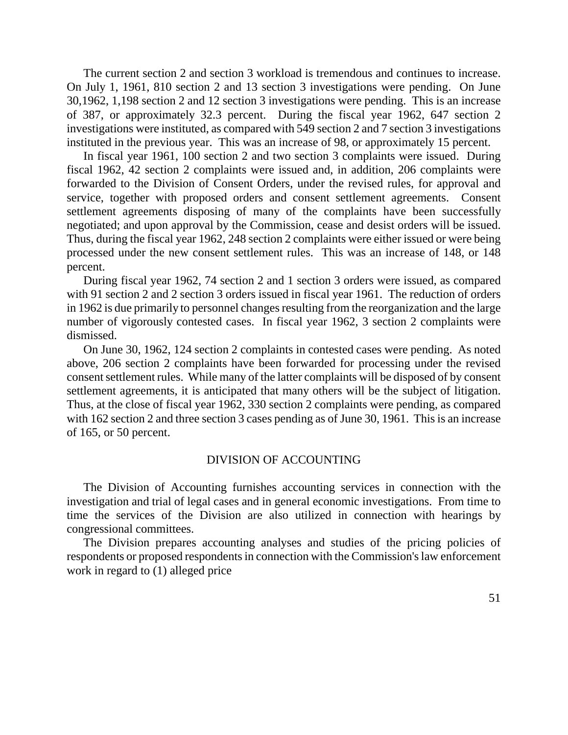The current section 2 and section 3 workload is tremendous and continues to increase. On July 1, 1961, 810 section 2 and 13 section 3 investigations were pending. On June 30,1962, 1,198 section 2 and 12 section 3 investigations were pending. This is an increase of 387, or approximately 32.3 percent. During the fiscal year 1962, 647 section 2 investigations were instituted, as compared with 549 section 2 and 7 section 3 investigations instituted in the previous year. This was an increase of 98, or approximately 15 percent.

In fiscal year 1961, 100 section 2 and two section 3 complaints were issued. During fiscal 1962, 42 section 2 complaints were issued and, in addition, 206 complaints were forwarded to the Division of Consent Orders, under the revised rules, for approval and service, together with proposed orders and consent settlement agreements. Consent settlement agreements disposing of many of the complaints have been successfully negotiated; and upon approval by the Commission, cease and desist orders will be issued. Thus, during the fiscal year 1962, 248 section 2 complaints were either issued or were being processed under the new consent settlement rules. This was an increase of 148, or 148 percent.

During fiscal year 1962, 74 section 2 and 1 section 3 orders were issued, as compared with 91 section 2 and 2 section 3 orders issued in fiscal year 1961. The reduction of orders in 1962 is due primarily to personnel changes resulting from the reorganization and the large number of vigorously contested cases. In fiscal year 1962, 3 section 2 complaints were dismissed.

On June 30, 1962, 124 section 2 complaints in contested cases were pending. As noted above, 206 section 2 complaints have been forwarded for processing under the revised consent settlement rules. While many of the latter complaints will be disposed of by consent settlement agreements, it is anticipated that many others will be the subject of litigation. Thus, at the close of fiscal year 1962, 330 section 2 complaints were pending, as compared with 162 section 2 and three section 3 cases pending as of June 30, 1961. This is an increase of 165, or 50 percent.

## DIVISION OF ACCOUNTING

The Division of Accounting furnishes accounting services in connection with the investigation and trial of legal cases and in general economic investigations. From time to time the services of the Division are also utilized in connection with hearings by congressional committees.

The Division prepares accounting analyses and studies of the pricing policies of respondents or proposed respondents in connection with the Commission's law enforcement work in regard to (1) alleged price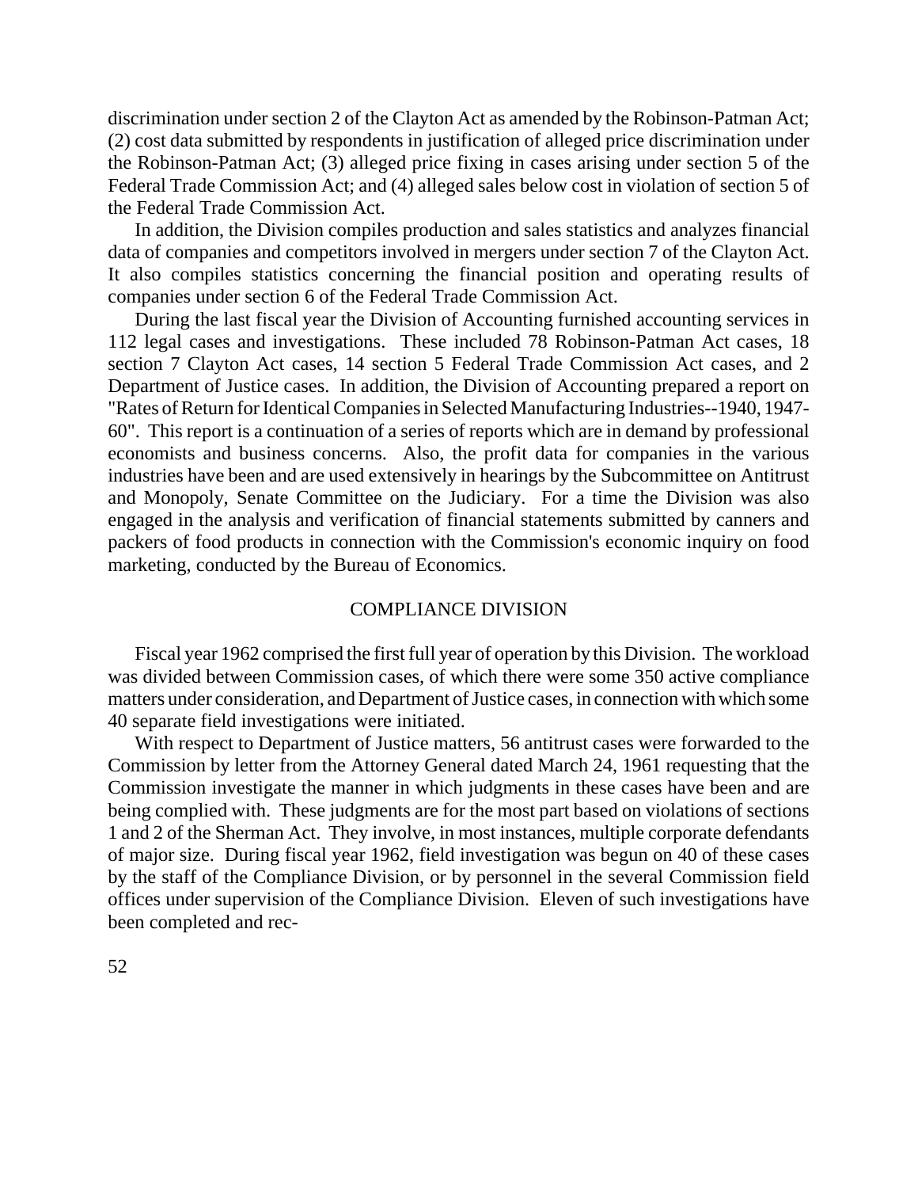discrimination under section 2 of the Clayton Act as amended by the Robinson-Patman Act; (2) cost data submitted by respondents in justification of alleged price discrimination under the Robinson-Patman Act; (3) alleged price fixing in cases arising under section 5 of the Federal Trade Commission Act; and (4) alleged sales below cost in violation of section 5 of the Federal Trade Commission Act.

In addition, the Division compiles production and sales statistics and analyzes financial data of companies and competitors involved in mergers under section 7 of the Clayton Act. It also compiles statistics concerning the financial position and operating results of companies under section 6 of the Federal Trade Commission Act.

During the last fiscal year the Division of Accounting furnished accounting services in 112 legal cases and investigations. These included 78 Robinson-Patman Act cases, 18 section 7 Clayton Act cases, 14 section 5 Federal Trade Commission Act cases, and 2 Department of Justice cases. In addition, the Division of Accounting prepared a report on "Rates of Return for Identical Companies in Selected Manufacturing Industries--1940, 1947-60". This report is a continuation of a series of reports which are in demand by professional economists and business concerns. Also, the profit data for companies in the various industries have been and are used extensively in hearings by the Subcommittee on Antitrust and Monopoly, Senate Committee on the Judiciary. For a time the Division was also engaged in the analysis and verification of financial statements submitted by canners and packers of food products in connection with the Commission's economic inquiry on food marketing, conducted by the Bureau of Economics.

## COMPLIANCE DIVISION

Fiscal year 1962 comprised the first full year of operation by this Division. The workload was divided between Commission cases, of which there were some 350 active compliance matters under consideration, and Department of Justice cases, in connection with which some 40 separate field investigations were initiated.

With respect to Department of Justice matters, 56 antitrust cases were forwarded to the Commission by letter from the Attorney General dated March 24, 1961 requesting that the Commission investigate the manner in which judgments in these cases have been and are being complied with. These judgments are for the most part based on violations of sections 1 and 2 of the Sherman Act. They involve, in most instances, multiple corporate defendants of major size. During fiscal year 1962, field investigation was begun on 40 of these cases by the staff of the Compliance Division, or by personnel in the several Commission field offices under supervision of the Compliance Division. Eleven of such investigations have been completed and rec-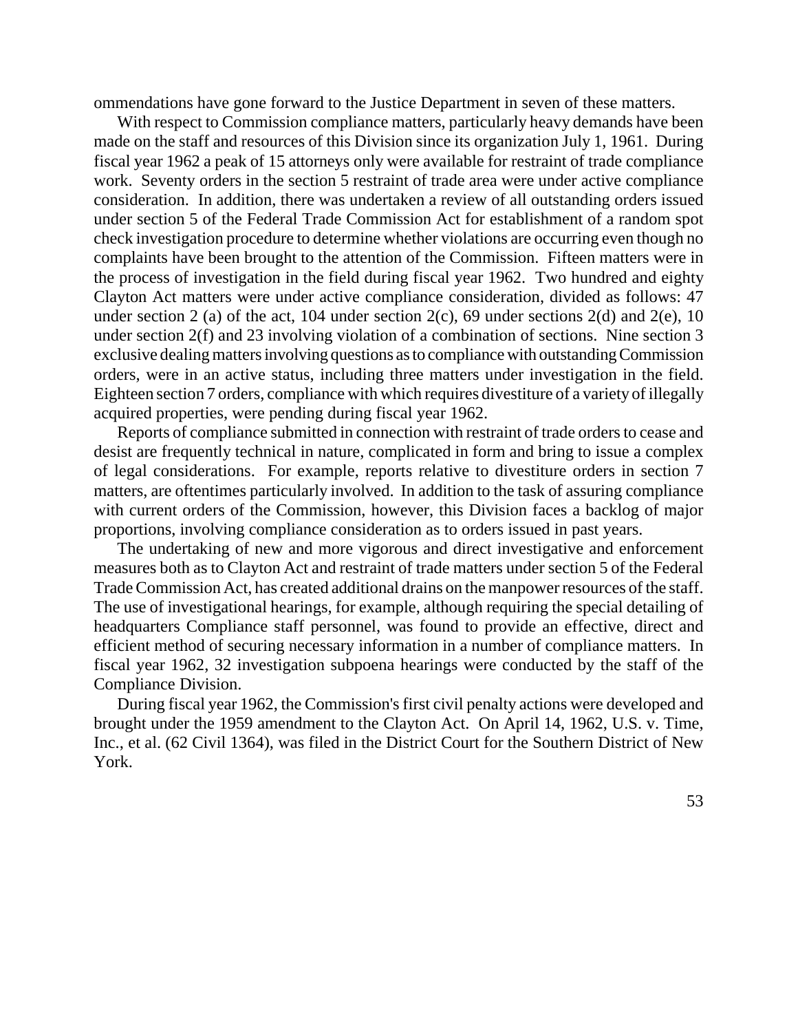ommendations have gone forward to the Justice Department in seven of these matters.

With respect to Commission compliance matters, particularly heavy demands have been made on the staff and resources of this Division since its organization July 1, 1961. During fiscal year 1962 a peak of 15 attorneys only were available for restraint of trade compliance work. Seventy orders in the section 5 restraint of trade area were under active compliance consideration. In addition, there was undertaken a review of all outstanding orders issued under section 5 of the Federal Trade Commission Act for establishment of a random spot check investigation procedure to determine whether violations are occurring even though no complaints have been brought to the attention of the Commission. Fifteen matters were in the process of investigation in the field during fiscal year 1962. Two hundred and eighty Clayton Act matters were under active compliance consideration, divided as follows: 47 under section 2 (a) of the act, 104 under section 2(c), 69 under sections 2(d) and 2(e), 10 under section 2(f) and 23 involving violation of a combination of sections. Nine section 3 exclusive dealing matters involving questions as to compliance with outstanding Commission orders, were in an active status, including three matters under investigation in the field. Eighteen section 7 orders, compliance with which requires divestiture of a variety of illegally acquired properties, were pending during fiscal year 1962.

Reports of compliance submitted in connection with restraint of trade orders to cease and desist are frequently technical in nature, complicated in form and bring to issue a complex of legal considerations. For example, reports relative to divestiture orders in section 7 matters, are oftentimes particularly involved. In addition to the task of assuring compliance with current orders of the Commission, however, this Division faces a backlog of major proportions, involving compliance consideration as to orders issued in past years.

The undertaking of new and more vigorous and direct investigative and enforcement measures both as to Clayton Act and restraint of trade matters under section 5 of the Federal Trade Commission Act, has created additional drains on the manpower resources of the staff. The use of investigational hearings, for example, although requiring the special detailing of headquarters Compliance staff personnel, was found to provide an effective, direct and efficient method of securing necessary information in a number of compliance matters. In fiscal year 1962, 32 investigation subpoena hearings were conducted by the staff of the Compliance Division.

During fiscal year 1962, the Commission's first civil penalty actions were developed and brought under the 1959 amendment to the Clayton Act. On April 14, 1962, U.S. v. Time, Inc., et al. (62 Civil 1364), was filed in the District Court for the Southern District of New York.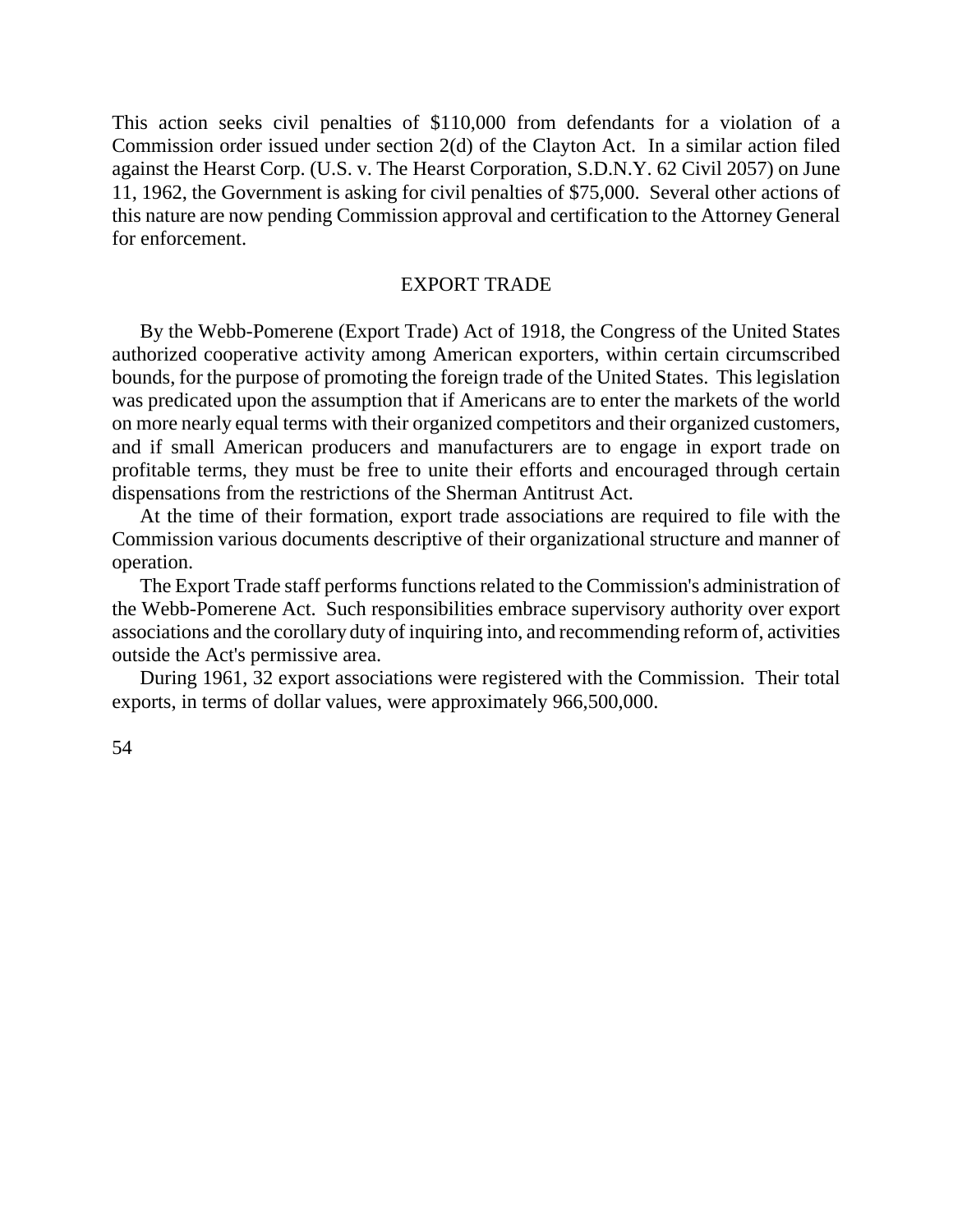This action seeks civil penalties of $110,000 from defendants for a violation of a Commission order issued under section 2(d) of the Clayton Act. In a similar action filed against the Hearst Corp. (U.S. v. The Hearst Corporation, S.D.N.Y. 62 Civil 2057) on June 11, 1962, the Government is asking for civil penalties of $75,000. Several other actions of this nature are now pending Commission approval and certification to the Attorney General for enforcement.

## EXPORT TRADE

By the Webb-Pomerene (Export Trade) Act of 1918, the Congress of the United States authorized cooperative activity among American exporters, within certain circumscribed bounds, for the purpose of promoting the foreign trade of the United States. This legislation was predicated upon the assumption that if Americans are to enter the markets of the world on more nearly equal terms with their organized competitors and their organized customers, and if small American producers and manufacturers are to engage in export trade on profitable terms, they must be free to unite their efforts and encouraged through certain dispensations from the restrictions of the Sherman Antitrust Act.

At the time of their formation, export trade associations are required to file with the Commission various documents descriptive of their organizational structure and manner of operation.

The Export Trade staff performs functions related to the Commission's administration of the Webb-Pomerene Act. Such responsibilities embrace supervisory authority over export associations and the corollary duty of inquiring into, and recommending reform of, activities outside the Act's permissive area.

During 1961, 32 export associations were registered with the Commission. Their total exports, in terms of dollar values, were approximately 966,500,000.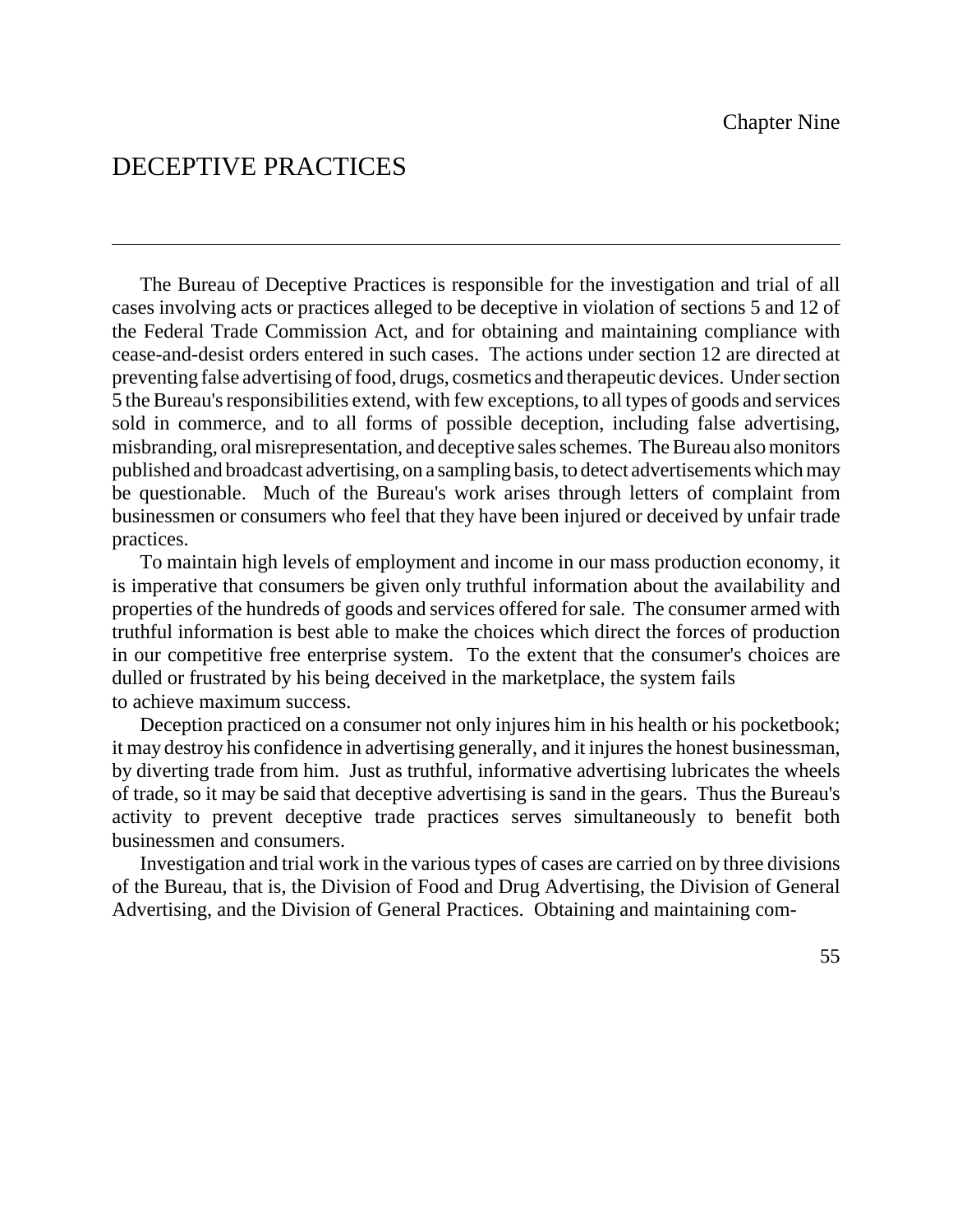Chapter Nine

# DECEPTIVE PRACTICES

The Bureau of Deceptive Practices is responsible for the investigation and trial of all cases involving acts or practices alleged to be deceptive in violation of sections 5 and 12 of the Federal Trade Commission Act, and for obtaining and maintaining compliance with cease-and-desist orders entered in such cases. The actions under section 12 are directed at preventing false advertising of food, drugs, cosmetics and therapeutic devices. Under section 5 the Bureau's responsibilities extend, with few exceptions, to all types of goods and services sold in commerce, and to all forms of possible deception, including false advertising, misbranding, oral misrepresentation, and deceptive sales schemes. The Bureau also monitors published and broadcast advertising, on a sampling basis, to detect advertisements which may be questionable. Much of the Bureau's work arises through letters of complaint from businessmen or consumers who feel that they have been injured or deceived by unfair trade practices.

To maintain high levels of employment and income in our mass production economy, it is imperative that consumers be given only truthful information about the availability and properties of the hundreds of goods and services offered for sale. The consumer armed with truthful information is best able to make the choices which direct the forces of production in our competitive free enterprise system. To the extent that the consumer's choices are dulled or frustrated by his being deceived in the marketplace, the system fails to achieve maximum success.

Deception practiced on a consumer not only injures him in his health or his pocketbook; it may destroy his confidence in advertising generally, and it injures the honest businessman, by diverting trade from him. Just as truthful, informative advertising lubricates the wheels of trade, so it may be said that deceptive advertising is sand in the gears. Thus the Bureau's activity to prevent deceptive trade practices serves simultaneously to benefit both businessmen and consumers.

Investigation and trial work in the various types of cases are carried on by three divisions of the Bureau, that is, the Division of Food and Drug Advertising, the Division of General Advertising, and the Division of General Practices. Obtaining and maintaining com-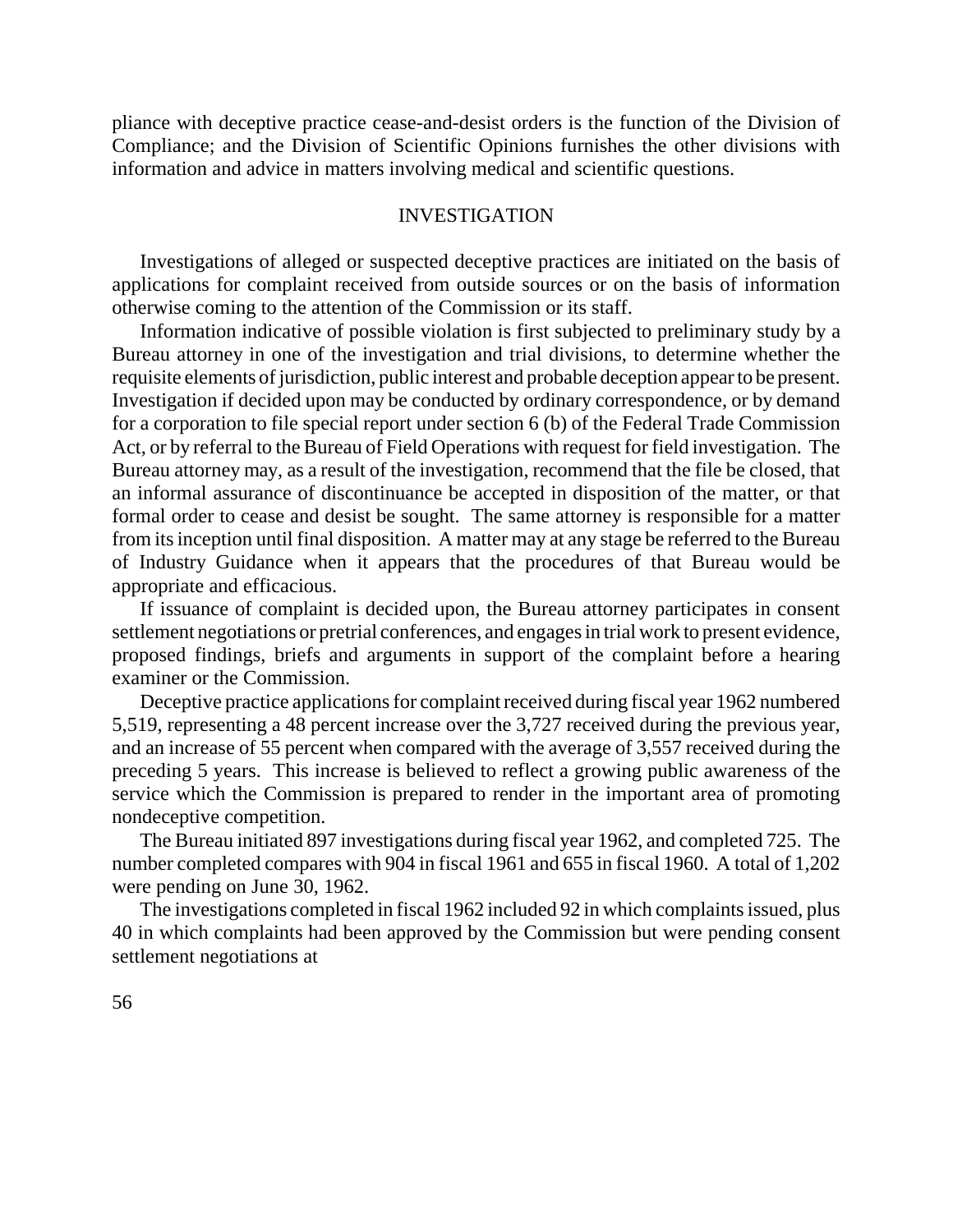pliance with deceptive practice cease-and-desist orders is the function of the Division of Compliance; and the Division of Scientific Opinions furnishes the other divisions with information and advice in matters involving medical and scientific questions.

## INVESTIGATION

Investigations of alleged or suspected deceptive practices are initiated on the basis of applications for complaint received from outside sources or on the basis of information otherwise coming to the attention of the Commission or its staff.

Information indicative of possible violation is first subjected to preliminary study by a Bureau attorney in one of the investigation and trial divisions, to determine whether the requisite elements of jurisdiction, public interest and probable deception appear to be present. Investigation if decided upon may be conducted by ordinary correspondence, or by demand for a corporation to file special report under section 6 (b) of the Federal Trade Commission Act, or by referral to the Bureau of Field Operations with request for field investigation. The Bureau attorney may, as a result of the investigation, recommend that the file be closed, that an informal assurance of discontinuance be accepted in disposition of the matter, or that formal order to cease and desist be sought. The same attorney is responsible for a matter from its inception until final disposition. A matter may at any stage be referred to the Bureau of Industry Guidance when it appears that the procedures of that Bureau would be appropriate and efficacious.

If issuance of complaint is decided upon, the Bureau attorney participates in consent settlement negotiations or pretrial conferences, and engages in trial work to present evidence, proposed findings, briefs and arguments in support of the complaint before a hearing examiner or the Commission.

Deceptive practice applications for complaint received during fiscal year 1962 numbered 5,519, representing a 48 percent increase over the 3,727 received during the previous year, and an increase of 55 percent when compared with the average of 3,557 received during the preceding 5 years. This increase is believed to reflect a growing public awareness of the service which the Commission is prepared to render in the important area of promoting nondeceptive competition.

The Bureau initiated 897 investigations during fiscal year 1962, and completed 725. The number completed compares with 904 in fiscal 1961 and 655 in fiscal 1960. A total of 1,202 were pending on June 30, 1962.

The investigations completed in fiscal 1962 included 92 in which complaints issued, plus 40 in which complaints had been approved by the Commission but were pending consent settlement negotiations at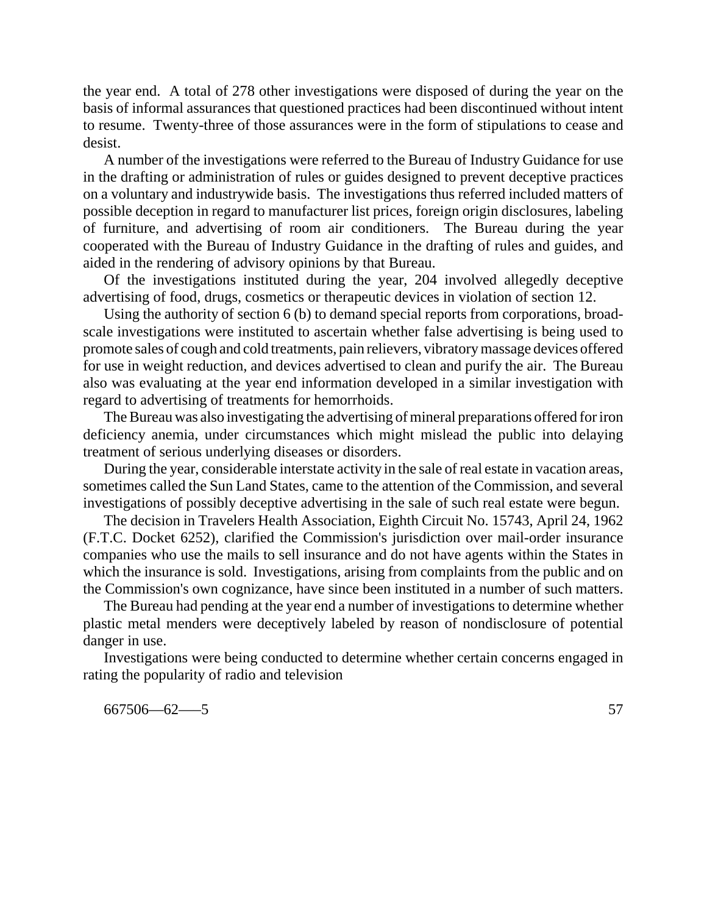the year end. A total of 278 other investigations were disposed of during the year on the basis of informal assurances that questioned practices had been discontinued without intent to resume. Twenty-three of those assurances were in the form of stipulations to cease and desist.

A number of the investigations were referred to the Bureau of Industry Guidance for use in the drafting or administration of rules or guides designed to prevent deceptive practices on a voluntary and industrywide basis. The investigations thus referred included matters of possible deception in regard to manufacturer list prices, foreign origin disclosures, labeling of furniture, and advertising of room air conditioners. The Bureau during the year cooperated with the Bureau of Industry Guidance in the drafting of rules and guides, and aided in the rendering of advisory opinions by that Bureau.

Of the investigations instituted during the year, 204 involved allegedly deceptive advertising of food, drugs, cosmetics or therapeutic devices in violation of section 12.

Using the authority of section 6 (b) to demand special reports from corporations, broad-scale investigations were instituted to ascertain whether false advertising is being used to promote sales of cough and cold treatments, pain relievers, vibratory massage devices offered for use in weight reduction, and devices advertised to clean and purify the air. The Bureau also was evaluating at the year end information developed in a similar investigation with regard to advertising of treatments for hemorrhoids.

The Bureau was also investigating the advertising of mineral preparations offered for iron deficiency anemia, under circumstances which might mislead the public into delaying treatment of serious underlying diseases or disorders.

During the year, considerable interstate activity in the sale of real estate in vacation areas, sometimes called the Sun Land States, came to the attention of the Commission, and several investigations of possibly deceptive advertising in the sale of such real estate were begun.

The decision in Travelers Health Association, Eighth Circuit No. 15743, April 24, 1962 (F.T.C. Docket 6252), clarified the Commission's jurisdiction over mail-order insurance companies who use the mails to sell insurance and do not have agents within the States in which the insurance is sold. Investigations, arising from complaints from the public and on the Commission's own cognizance, have since been instituted in a number of such matters.

The Bureau had pending at the year end a number of investigations to determine whether plastic metal menders were deceptively labeled by reason of nondisclosure of potential danger in use.

Investigations were being conducted to determine whether certain concerns engaged in rating the popularity of radio and television

667506—62——5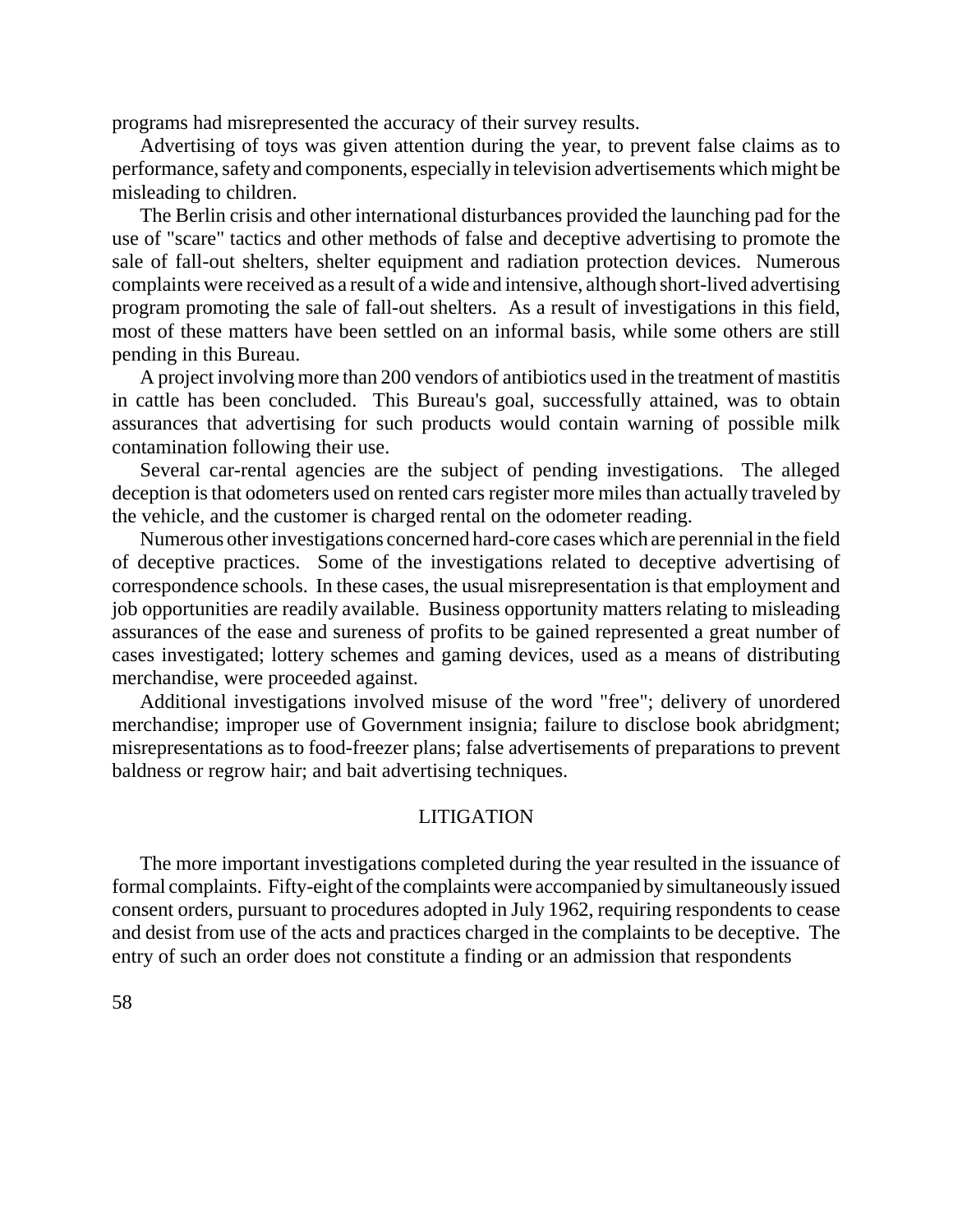programs had misrepresented the accuracy of their survey results.

Advertising of toys was given attention during the year, to prevent false claims as to performance, safety and components, especially in television advertisements which might be misleading to children.

The Berlin crisis and other international disturbances provided the launching pad for the use of "scare" tactics and other methods of false and deceptive advertising to promote the sale of fall-out shelters, shelter equipment and radiation protection devices. Numerous complaints were received as a result of a wide and intensive, although short-lived advertising program promoting the sale of fall-out shelters. As a result of investigations in this field, most of these matters have been settled on an informal basis, while some others are still pending in this Bureau.

A project involving more than 200 vendors of antibiotics used in the treatment of mastitis in cattle has been concluded. This Bureau's goal, successfully attained, was to obtain assurances that advertising for such products would contain warning of possible milk contamination following their use.

Several car-rental agencies are the subject of pending investigations. The alleged deception is that odometers used on rented cars register more miles than actually traveled by the vehicle, and the customer is charged rental on the odometer reading.

Numerous other investigations concerned hard-core cases which are perennial in the field of deceptive practices. Some of the investigations related to deceptive advertising of correspondence schools. In these cases, the usual misrepresentation is that employment and job opportunities are readily available. Business opportunity matters relating to misleading assurances of the ease and sureness of profits to be gained represented a great number of cases investigated; lottery schemes and gaming devices, used as a means of distributing merchandise, were proceeded against.

Additional investigations involved misuse of the word "free"; delivery of unordered merchandise; improper use of Government insignia; failure to disclose book abridgment; misrepresentations as to food-freezer plans; false advertisements of preparations to prevent baldness or regrow hair; and bait advertising techniques.

## LITIGATION

The more important investigations completed during the year resulted in the issuance of formal complaints. Fifty-eight of the complaints were accompanied by simultaneously issued consent orders, pursuant to procedures adopted in July 1962, requiring respondents to cease and desist from use of the acts and practices charged in the complaints to be deceptive. The entry of such an order does not constitute a finding or an admission that respondents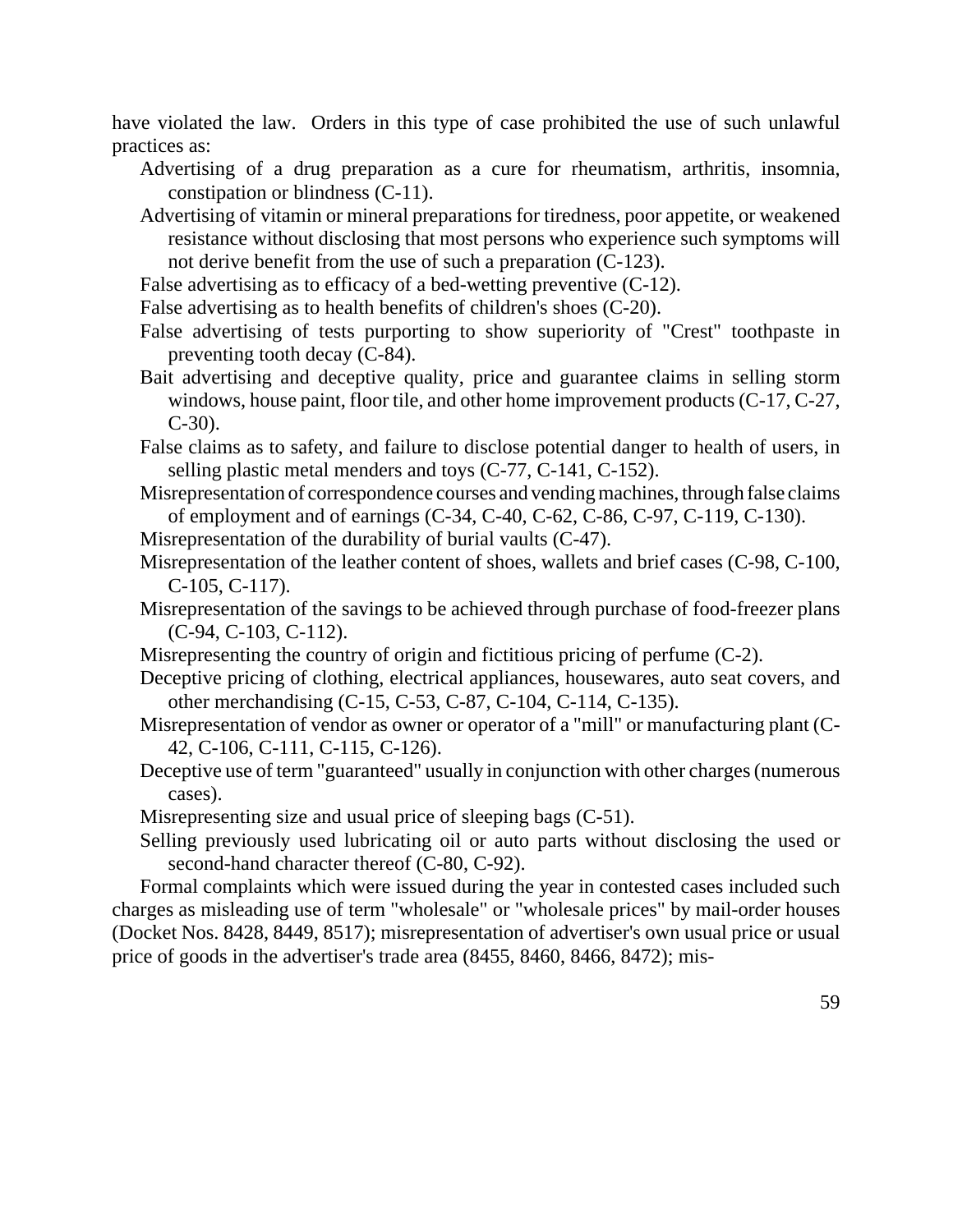have violated the law. Orders in this type of case prohibited the use of such unlawful practices as:

- Advertising of a drug preparation as a cure for rheumatism, arthritis, insomnia, constipation or blindness (C-11).
- Advertising of vitamin or mineral preparations for tiredness, poor appetite, or weakened resistance without disclosing that most persons who experience such symptoms will not derive benefit from the use of such a preparation (C-123).
- False advertising as to efficacy of a bed-wetting preventive (C-12).
- False advertising as to health benefits of children's shoes (C-20).
- False advertising of tests purporting to show superiority of "Crest" toothpaste in preventing tooth decay (C-84).
- Bait advertising and deceptive quality, price and guarantee claims in selling storm windows, house paint, floor tile, and other home improvement products (C-17, C-27, C-30).
- False claims as to safety, and failure to disclose potential danger to health of users, in selling plastic metal menders and toys (C-77, C-141, C-152).
- Misrepresentation of correspondence courses and vending machines, through false claims of employment and of earnings (C-34, C-40, C-62, C-86, C-97, C-119, C-130).
- Misrepresentation of the durability of burial vaults (C-47).
- Misrepresentation of the leather content of shoes, wallets and brief cases (C-98, C-100, C-105, C-117).
- Misrepresentation of the savings to be achieved through purchase of food-freezer plans (C-94, C-103, C-112).
- Misrepresenting the country of origin and fictitious pricing of perfume (C-2).
- Deceptive pricing of clothing, electrical appliances, housewares, auto seat covers, and other merchandising (C-15, C-53, C-87, C-104, C-114, C-135).
- Misrepresentation of vendor as owner or operator of a "mill" or manufacturing plant (C-42, C-106, C-111, C-115, C-126).
- Deceptive use of term "guaranteed" usually in conjunction with other charges (numerous cases).
- Misrepresenting size and usual price of sleeping bags (C-51).
- Selling previously used lubricating oil or auto parts without disclosing the used or second-hand character thereof (C-80, C-92).

Formal complaints which were issued during the year in contested cases included such charges as misleading use of term "wholesale" or "wholesale prices" by mail-order houses (Docket Nos. 8428, 8449, 8517); misrepresentation of advertiser's own usual price or usual price of goods in the advertiser's trade area (8455, 8460, 8466, 8472); mis-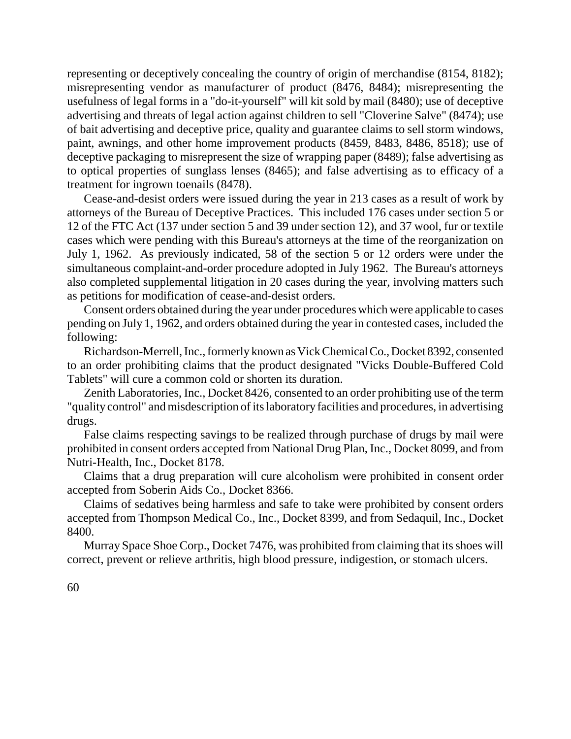representing or deceptively concealing the country of origin of merchandise (8154, 8182); misrepresenting vendor as manufacturer of product (8476, 8484); misrepresenting the usefulness of legal forms in a "do-it-yourself" will kit sold by mail (8480); use of deceptive advertising and threats of legal action against children to sell "Cloverine Salve" (8474); use of bait advertising and deceptive price, quality and guarantee claims to sell storm windows, paint, awnings, and other home improvement products (8459, 8483, 8486, 8518); use of deceptive packaging to misrepresent the size of wrapping paper (8489); false advertising as to optical properties of sunglass lenses (8465); and false advertising as to efficacy of a treatment for ingrown toenails (8478).

Cease-and-desist orders were issued during the year in 213 cases as a result of work by attorneys of the Bureau of Deceptive Practices. This included 176 cases under section 5 or 12 of the FTC Act (137 under section 5 and 39 under section 12), and 37 wool, fur or textile cases which were pending with this Bureau's attorneys at the time of the reorganization on July 1, 1962. As previously indicated, 58 of the section 5 or 12 orders were under the simultaneous complaint-and-order procedure adopted in July 1962. The Bureau's attorneys also completed supplemental litigation in 20 cases during the year, involving matters such as petitions for modification of cease-and-desist orders.

Consent orders obtained during the year under procedures which were applicable to cases pending on July 1, 1962, and orders obtained during the year in contested cases, included the following:

Richardson-Merrell, Inc., formerly known as Vick Chemical Co., Docket 8392, consented to an order prohibiting claims that the product designated "Vicks Double-Buffered Cold Tablets" will cure a common cold or shorten its duration.

Zenith Laboratories, Inc., Docket 8426, consented to an order prohibiting use of the term "quality control" and misdescription of its laboratory facilities and procedures, in advertising drugs.

False claims respecting savings to be realized through purchase of drugs by mail were prohibited in consent orders accepted from National Drug Plan, Inc., Docket 8099, and from Nutri-Health, Inc., Docket 8178.

Claims that a drug preparation will cure alcoholism were prohibited in consent order accepted from Soberin Aids Co., Docket 8366.

Claims of sedatives being harmless and safe to take were prohibited by consent orders accepted from Thompson Medical Co., Inc., Docket 8399, and from Sedaquil, Inc., Docket 8400.

Murray Space Shoe Corp., Docket 7476, was prohibited from claiming that its shoes will correct, prevent or relieve arthritis, high blood pressure, indigestion, or stomach ulcers.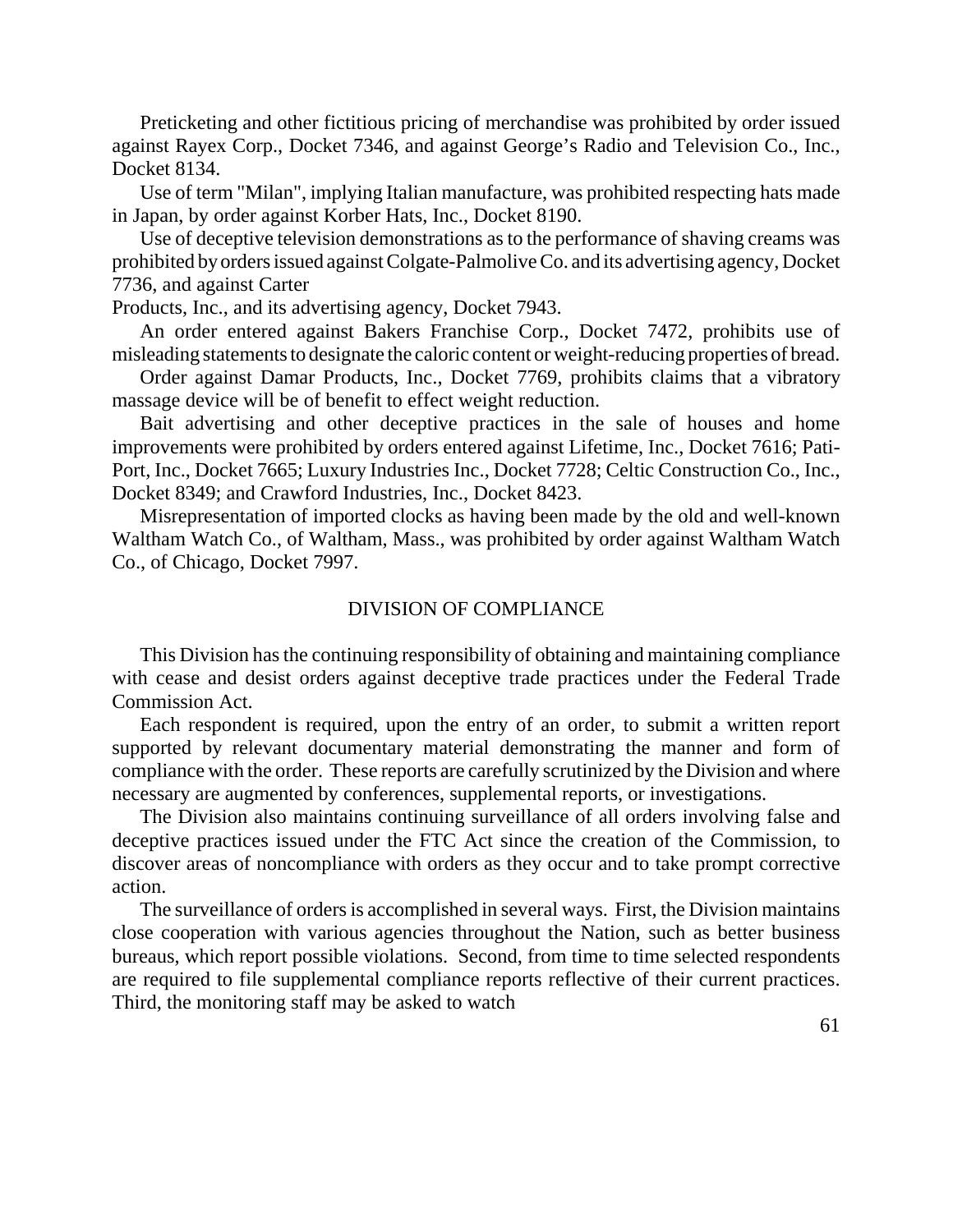Preticketing and other fictitious pricing of merchandise was prohibited by order issued against Rayex Corp., Docket 7346, and against George's Radio and Television Co., Inc., Docket 8134.

Use of term "Milan", implying Italian manufacture, was prohibited respecting hats made in Japan, by order against Korber Hats, Inc., Docket 8190.

Use of deceptive television demonstrations as to the performance of shaving creams was prohibited by orders issued against Colgate-Palmolive Co. and its advertising agency, Docket 7736, and against Carter Products, Inc., and its advertising agency, Docket 7943.

An order entered against Bakers Franchise Corp., Docket 7472, prohibits use of misleading statements to designate the caloric content or weight-reducing properties of bread.

Order against Damar Products, Inc., Docket 7769, prohibits claims that a vibratory massage device will be of benefit to effect weight reduction.

Bait advertising and other deceptive practices in the sale of houses and home improvements were prohibited by orders entered against Lifetime, Inc., Docket 7616; Pati-Port, Inc., Docket 7665; Luxury Industries Inc., Docket 7728; Celtic Construction Co., Inc., Docket 8349; and Crawford Industries, Inc., Docket 8423.

Misrepresentation of imported clocks as having been made by the old and well-known Waltham Watch Co., of Waltham, Mass., was prohibited by order against Waltham Watch Co., of Chicago, Docket 7997.

## DIVISION OF COMPLIANCE

This Division has the continuing responsibility of obtaining and maintaining compliance with cease and desist orders against deceptive trade practices under the Federal Trade Commission Act.

Each respondent is required, upon the entry of an order, to submit a written report supported by relevant documentary material demonstrating the manner and form of compliance with the order. These reports are carefully scrutinized by the Division and where necessary are augmented by conferences, supplemental reports, or investigations.

The Division also maintains continuing surveillance of all orders involving false and deceptive practices issued under the FTC Act since the creation of the Commission, to discover areas of noncompliance with orders as they occur and to take prompt corrective action.

The surveillance of orders is accomplished in several ways. First, the Division maintains close cooperation with various agencies throughout the Nation, such as better business bureaus, which report possible violations. Second, from time to time selected respondents are required to file supplemental compliance reports reflective of their current practices. Third, the monitoring staff may be asked to watch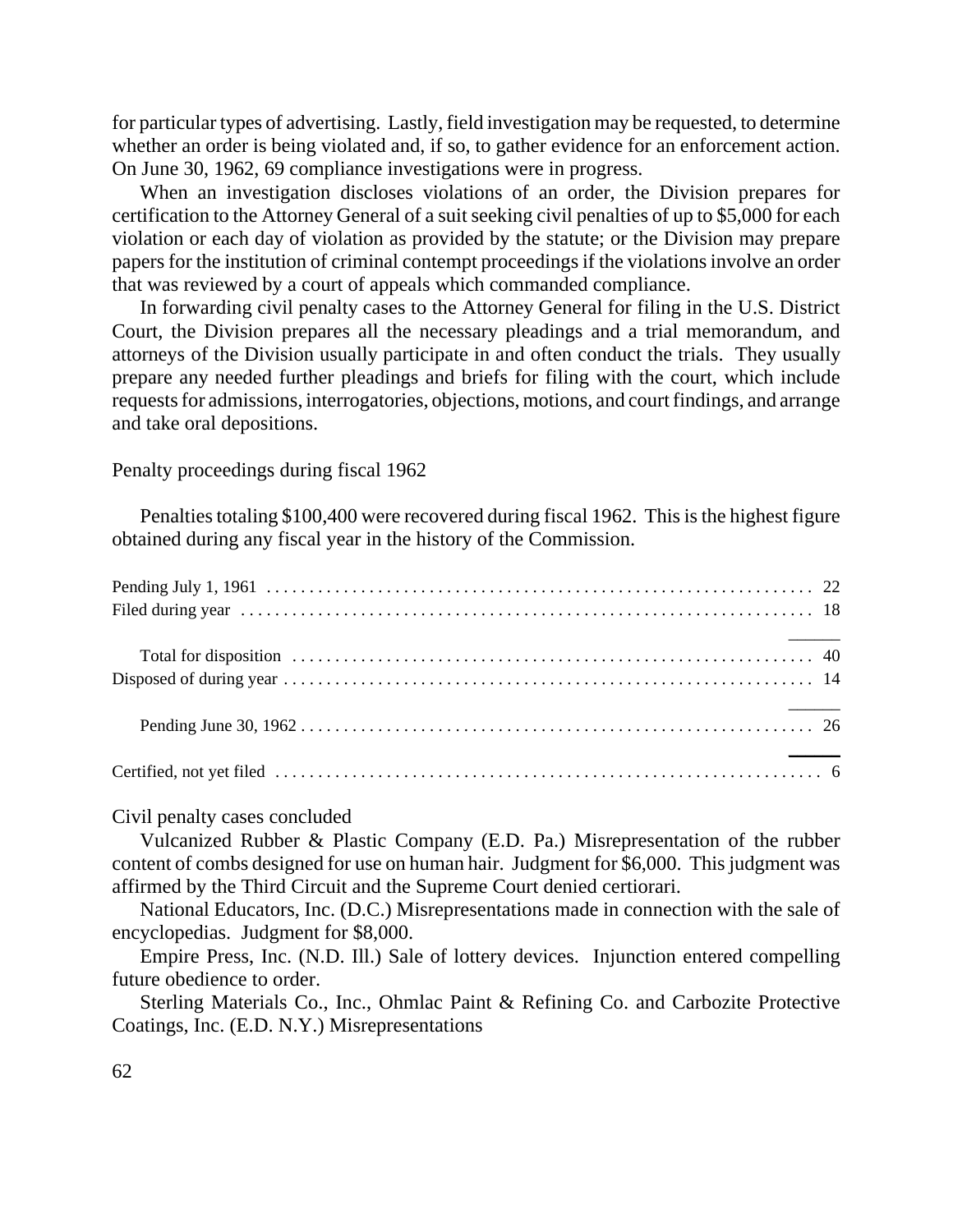for particular types of advertising. Lastly, field investigation may be requested, to determine whether an order is being violated and, if so, to gather evidence for an enforcement action. On June 30, 1962, 69 compliance investigations were in progress.

When an investigation discloses violations of an order, the Division prepares for certification to the Attorney General of a suit seeking civil penalties of up to $5,000 for each violation or each day of violation as provided by the statute; or the Division may prepare papers for the institution of criminal contempt proceedings if the violations involve an order that was reviewed by a court of appeals which commanded compliance.

In forwarding civil penalty cases to the Attorney General for filing in the U.S. District Court, the Division prepares all the necessary pleadings and a trial memorandum, and attorneys of the Division usually participate in and often conduct the trials. They usually prepare any needed further pleadings and briefs for filing with the court, which include requests for admissions, interrogatories, objections, motions, and court findings, and arrange and take oral depositions.

## Penalty proceedings during fiscal 1962

Penalties totaling $100,400 were recovered during fiscal 1962. This is the highest figure obtained during any fiscal year in the history of the Commission.

| | |
|---|---|
| Pending July 1, 1961 | 22 |
| Filed during year | 18 |
| Total for disposition | 40 |
| Disposed of during year | 14 |
| Pending June 30, 1962 | 26 |
| Certified, not yet filed | 6 |

## Civil penalty cases concluded

Vulcanized Rubber & Plastic Company (E.D. Pa.) Misrepresentation of the rubber content of combs designed for use on human hair. Judgment for $6,000. This judgment was affirmed by the Third Circuit and the Supreme Court denied certiorari.

National Educators, Inc. (D.C.) Misrepresentations made in connection with the sale of encyclopedias. Judgment for $8,000.

Empire Press, Inc. (N.D. Ill.) Sale of lottery devices. Injunction entered compelling future obedience to order.

Sterling Materials Co., Inc., Ohmlac Paint & Refining Co. and Carbozite Protective Coatings, Inc. (E.D. N.Y.) Misrepresentations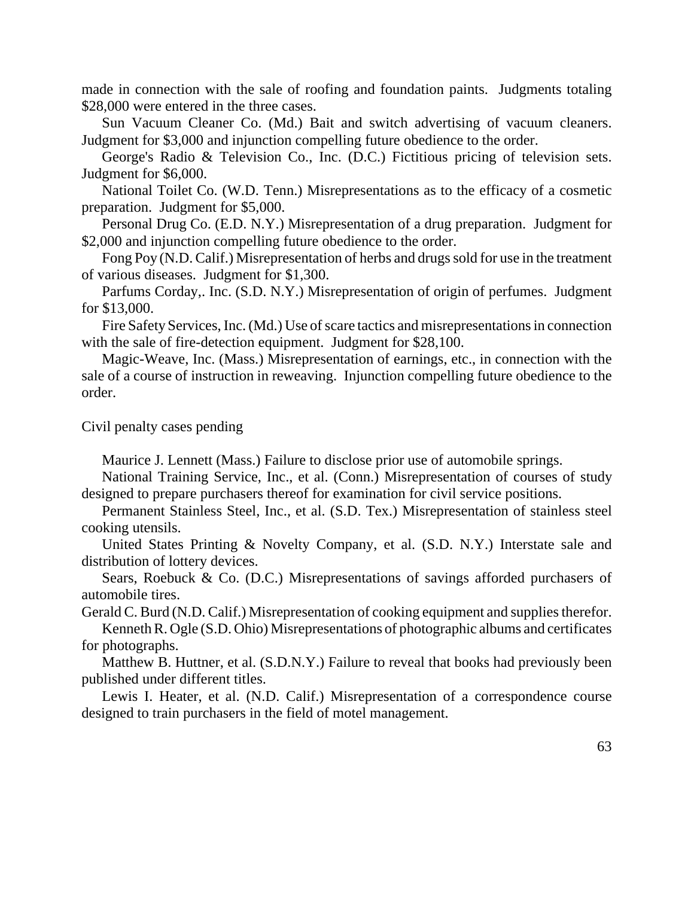made in connection with the sale of roofing and foundation paints. Judgments totaling $28,000 were entered in the three cases.

Sun Vacuum Cleaner Co. (Md.) Bait and switch advertising of vacuum cleaners. Judgment for $3,000 and injunction compelling future obedience to the order.

George's Radio & Television Co., Inc. (D.C.) Fictitious pricing of television sets. Judgment for $6,000.

National Toilet Co. (W.D. Tenn.) Misrepresentations as to the efficacy of a cosmetic preparation. Judgment for $5,000.

Personal Drug Co. (E.D. N.Y.) Misrepresentation of a drug preparation. Judgment for $2,000 and injunction compelling future obedience to the order.

Fong Poy (N.D. Calif.) Misrepresentation of herbs and drugs sold for use in the treatment of various diseases. Judgment for $1,300.

Parfums Corday,. Inc. (S.D. N.Y.) Misrepresentation of origin of perfumes. Judgment for $13,000.

Fire Safety Services, Inc. (Md.) Use of scare tactics and misrepresentations in connection with the sale of fire-detection equipment. Judgment for $28,100.

Magic-Weave, Inc. (Mass.) Misrepresentation of earnings, etc., in connection with the sale of a course of instruction in reweaving. Injunction compelling future obedience to the order.

Civil penalty cases pending

Maurice J. Lennett (Mass.) Failure to disclose prior use of automobile springs.

National Training Service, Inc., et al. (Conn.) Misrepresentation of courses of study designed to prepare purchasers thereof for examination for civil service positions.

Permanent Stainless Steel, Inc., et al. (S.D. Tex.) Misrepresentation of stainless steel cooking utensils.

United States Printing & Novelty Company, et al. (S.D. N.Y.) Interstate sale and distribution of lottery devices.

Sears, Roebuck & Co. (D.C.) Misrepresentations of savings afforded purchasers of automobile tires.

Gerald C. Burd (N.D. Calif.) Misrepresentation of cooking equipment and supplies therefor.

Kenneth R. Ogle (S.D. Ohio) Misrepresentations of photographic albums and certificates for photographs.

Matthew B. Huttner, et al. (S.D.N.Y.) Failure to reveal that books had previously been published under different titles.

Lewis I. Heater, et al. (N.D. Calif.) Misrepresentation of a correspondence course designed to train purchasers in the field of motel management.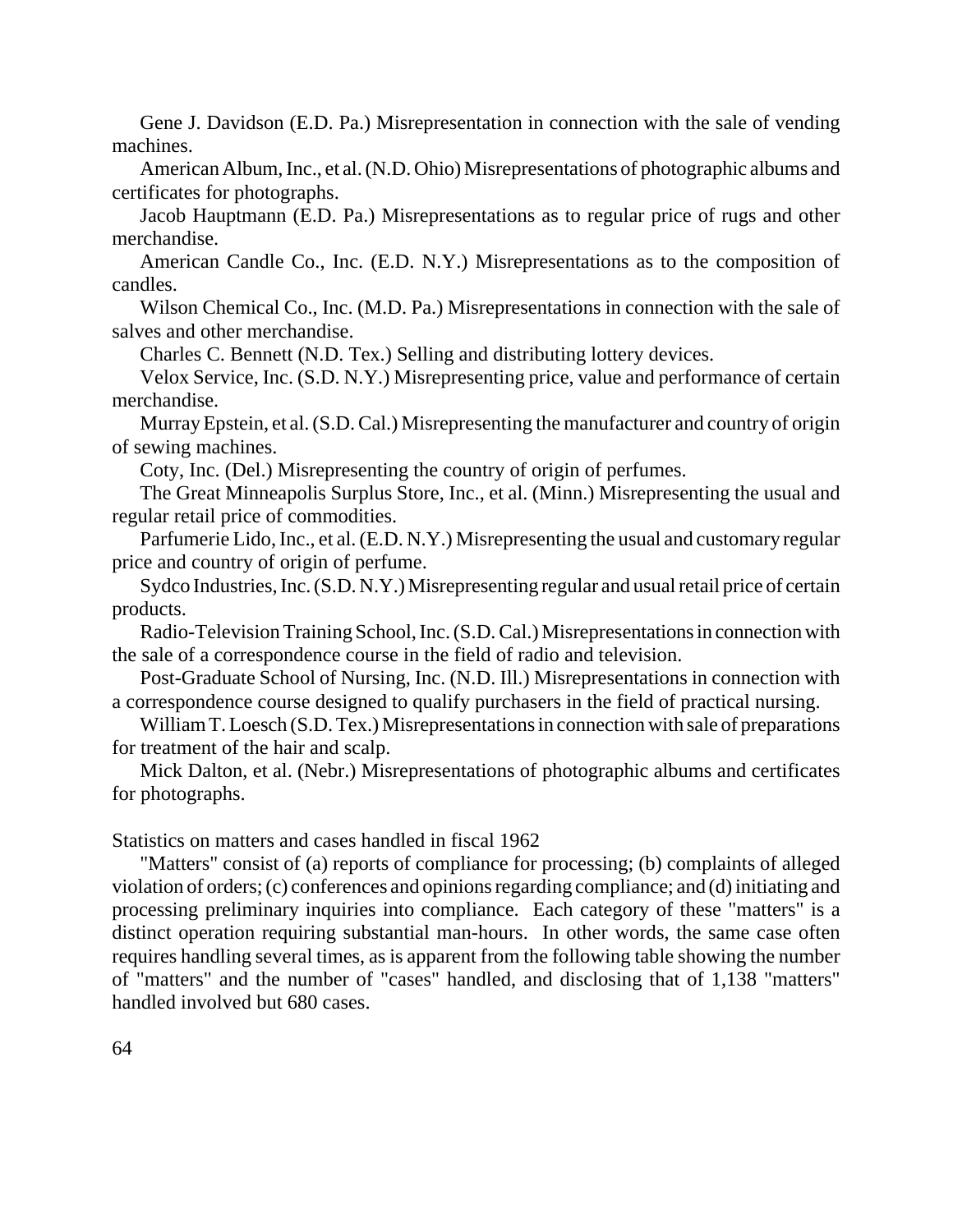Gene J. Davidson (E.D. Pa.) Misrepresentation in connection with the sale of vending machines.

American Album, Inc., et al. (N.D. Ohio) Misrepresentations of photographic albums and certificates for photographs.

Jacob Hauptmann (E.D. Pa.) Misrepresentations as to regular price of rugs and other merchandise.

American Candle Co., Inc. (E.D. N.Y.) Misrepresentations as to the composition of candles.

Wilson Chemical Co., Inc. (M.D. Pa.) Misrepresentations in connection with the sale of salves and other merchandise.

Charles C. Bennett (N.D. Tex.) Selling and distributing lottery devices.

Velox Service, Inc. (S.D. N.Y.) Misrepresenting price, value and performance of certain merchandise.

Murray Epstein, et al. (S.D. Cal.) Misrepresenting the manufacturer and country of origin of sewing machines.

Coty, Inc. (Del.) Misrepresenting the country of origin of perfumes.

The Great Minneapolis Surplus Store, Inc., et al. (Minn.) Misrepresenting the usual and regular retail price of commodities.

Parfumerie Lido, Inc., et al. (E.D. N.Y.) Misrepresenting the usual and customary regular price and country of origin of perfume.

Sydco Industries, Inc. (S.D. N.Y.) Misrepresenting regular and usual retail price of certain products.

Radio-Television Training School, Inc. (S.D. Cal.) Misrepresentations in connection with the sale of a correspondence course in the field of radio and television.

Post-Graduate School of Nursing, Inc. (N.D. Ill.) Misrepresentations in connection with a correspondence course designed to qualify purchasers in the field of practical nursing.

William T. Loesch (S.D. Tex.) Misrepresentations in connection with sale of preparations for treatment of the hair and scalp.

Mick Dalton, et al. (Nebr.) Misrepresentations of photographic albums and certificates for photographs.

Statistics on matters and cases handled in fiscal 1962

"Matters" consist of (a) reports of compliance for processing; (b) complaints of alleged violation of orders; (c) conferences and opinions regarding compliance; and (d) initiating and processing preliminary inquiries into compliance. Each category of these "matters" is a distinct operation requiring substantial man-hours. In other words, the same case often requires handling several times, as is apparent from the following table showing the number of "matters" and the number of "cases" handled, and disclosing that of 1,138 "matters" handled involved but 680 cases.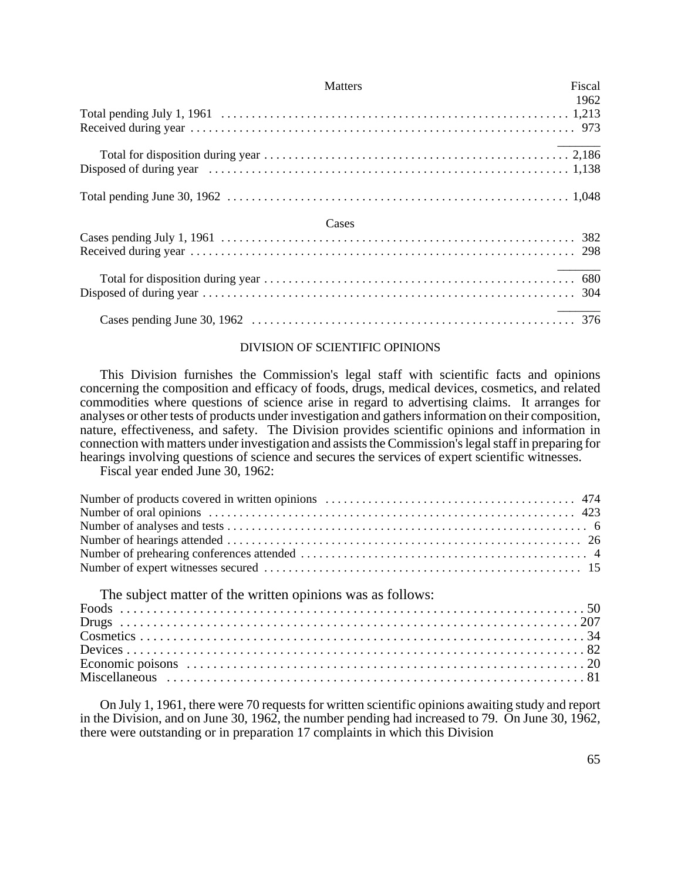| Matters | Fiscal 1962 |
| --- | --- |
| Total pending July 1, 1961 | 1,213 |
| Received during year | 973 |
| Total for disposition during year | 2,186 |
| Disposed of during year | 1,138 |
| Total pending June 30, 1962 | 1,048 |
| **Cases** | |
| Cases pending July 1, 1961 | 382 |
| Received during year | 298 |
| Total for disposition during year | 680 |
| Disposed of during year | 304 |
| Cases pending June 30, 1962 | 376 |

## DIVISION OF SCIENTIFIC OPINIONS

This Division furnishes the Commission's legal staff with scientific facts and opinions concerning the composition and efficacy of foods, drugs, medical devices, cosmetics, and related commodities where questions of science arise in regard to advertising claims. It arranges for analyses or other tests of products under investigation and gathers information on their composition, nature, effectiveness, and safety. The Division provides scientific opinions and information in connection with matters under investigation and assists the Commission's legal staff in preparing for hearings involving questions of science and secures the services of expert scientific witnesses.

Fiscal year ended June 30, 1962:

| | |
| --- | --- |
| Number of products covered in written opinions | 474 |
| Number of oral opinions | 423 |
| Number of analyses and tests | 6 |
| Number of hearings attended | 26 |
| Number of prehearing conferences attended | 4 |
| Number of expert witnesses secured | 15 |

The subject matter of the written opinions was as follows:

| | |
| --- | --- |
| Foods | 50 |
| Drugs | 207 |
| Cosmetics | 34 |
| Devices | 82 |
| Economic poisons | 20 |
| Miscellaneous | 81 |

On July 1, 1961, there were 70 requests for written scientific opinions awaiting study and report in the Division, and on June 30, 1962, the number pending had increased to 79. On June 30, 1962, there were outstanding or in preparation 17 complaints in which this Division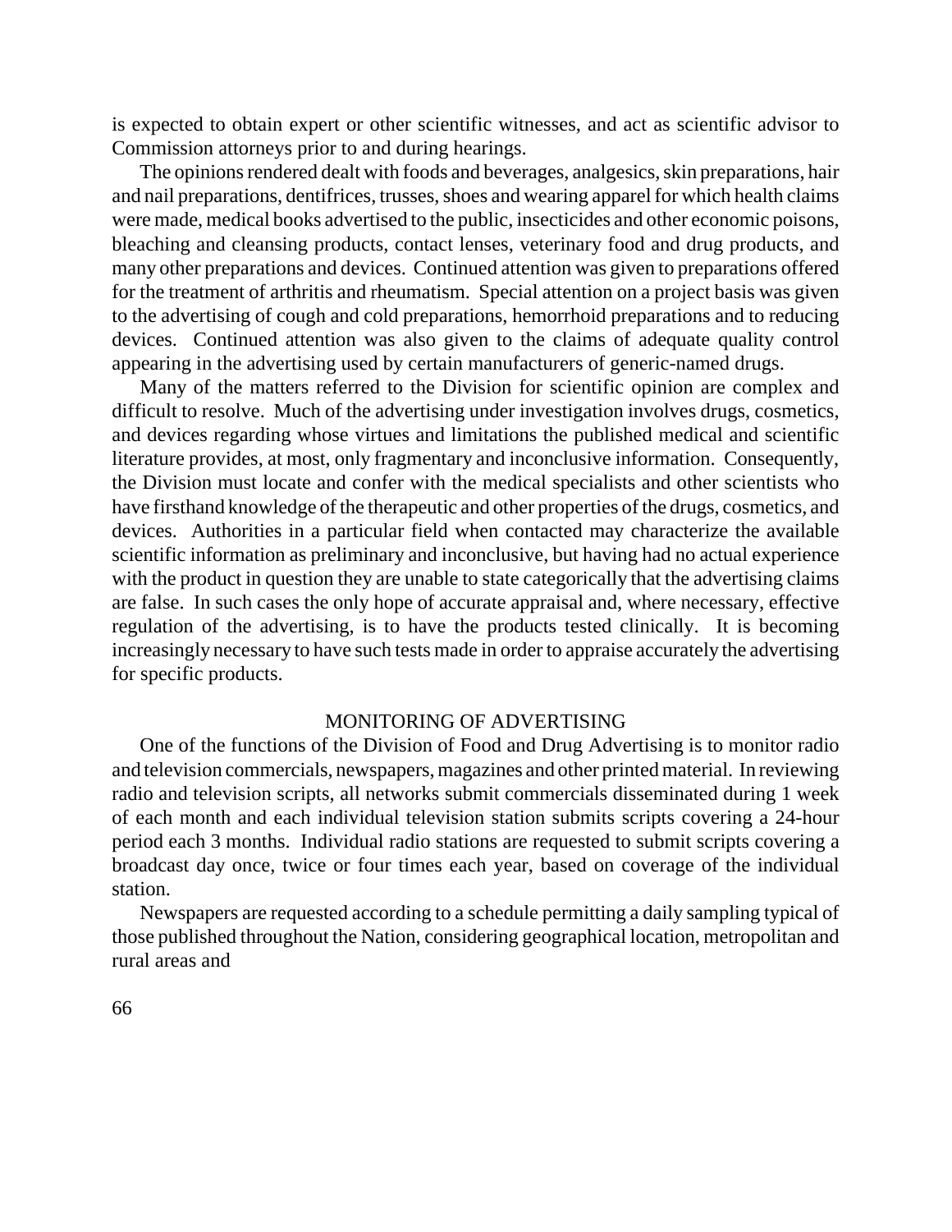is expected to obtain expert or other scientific witnesses, and act as scientific advisor to Commission attorneys prior to and during hearings.

The opinions rendered dealt with foods and beverages, analgesics, skin preparations, hair and nail preparations, dentifrices, trusses, shoes and wearing apparel for which health claims were made, medical books advertised to the public, insecticides and other economic poisons, bleaching and cleansing products, contact lenses, veterinary food and drug products, and many other preparations and devices. Continued attention was given to preparations offered for the treatment of arthritis and rheumatism. Special attention on a project basis was given to the advertising of cough and cold preparations, hemorrhoid preparations and to reducing devices. Continued attention was also given to the claims of adequate quality control appearing in the advertising used by certain manufacturers of generic-named drugs.

Many of the matters referred to the Division for scientific opinion are complex and difficult to resolve. Much of the advertising under investigation involves drugs, cosmetics, and devices regarding whose virtues and limitations the published medical and scientific literature provides, at most, only fragmentary and inconclusive information. Consequently, the Division must locate and confer with the medical specialists and other scientists who have firsthand knowledge of the therapeutic and other properties of the drugs, cosmetics, and devices. Authorities in a particular field when contacted may characterize the available scientific information as preliminary and inconclusive, but having had no actual experience with the product in question they are unable to state categorically that the advertising claims are false. In such cases the only hope of accurate appraisal and, where necessary, effective regulation of the advertising, is to have the products tested clinically. It is becoming increasingly necessary to have such tests made in order to appraise accurately the advertising for specific products.

## MONITORING OF ADVERTISING

One of the functions of the Division of Food and Drug Advertising is to monitor radio and television commercials, newspapers, magazines and other printed material. In reviewing radio and television scripts, all networks submit commercials disseminated during 1 week of each month and each individual television station submits scripts covering a 24-hour period each 3 months. Individual radio stations are requested to submit scripts covering a broadcast day once, twice or four times each year, based on coverage of the individual station.

Newspapers are requested according to a schedule permitting a daily sampling typical of those published throughout the Nation, considering geographical location, metropolitan and rural areas and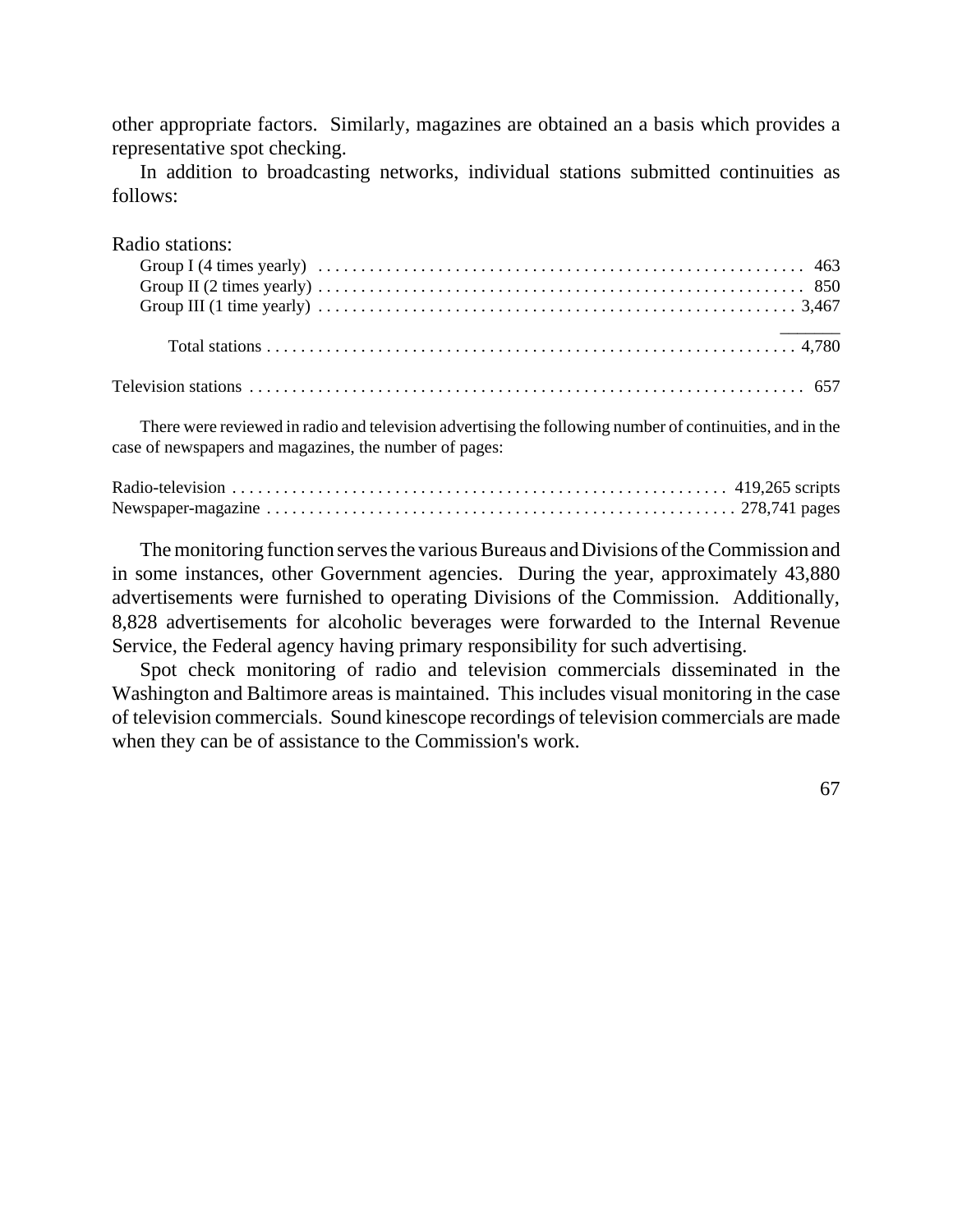other appropriate factors. Similarly, magazines are obtained an a basis which provides a representative spot checking.

In addition to broadcasting networks, individual stations submitted continuities as follows:

Radio stations:

| | |
|---|---|
| Group I (4 times yearly) | 463 |
| Group II (2 times yearly) | 850 |
| Group III (1 time yearly) | 3,467 |
| Total stations | 4,780 |
| Television stations | 657 |

There were reviewed in radio and television advertising the following number of continuities, and in the case of newspapers and magazines, the number of pages:

| | |
|---|---|
| Radio-television | 419,265 scripts |
| Newspaper-magazine | 278,741 pages |

The monitoring function serves the various Bureaus and Divisions of the Commission and in some instances, other Government agencies. During the year, approximately 43,880 advertisements were furnished to operating Divisions of the Commission. Additionally, 8,828 advertisements for alcoholic beverages were forwarded to the Internal Revenue Service, the Federal agency having primary responsibility for such advertising.

Spot check monitoring of radio and television commercials disseminated in the Washington and Baltimore areas is maintained. This includes visual monitoring in the case of television commercials. Sound kinescope recordings of television commercials are made when they can be of assistance to the Commission's work.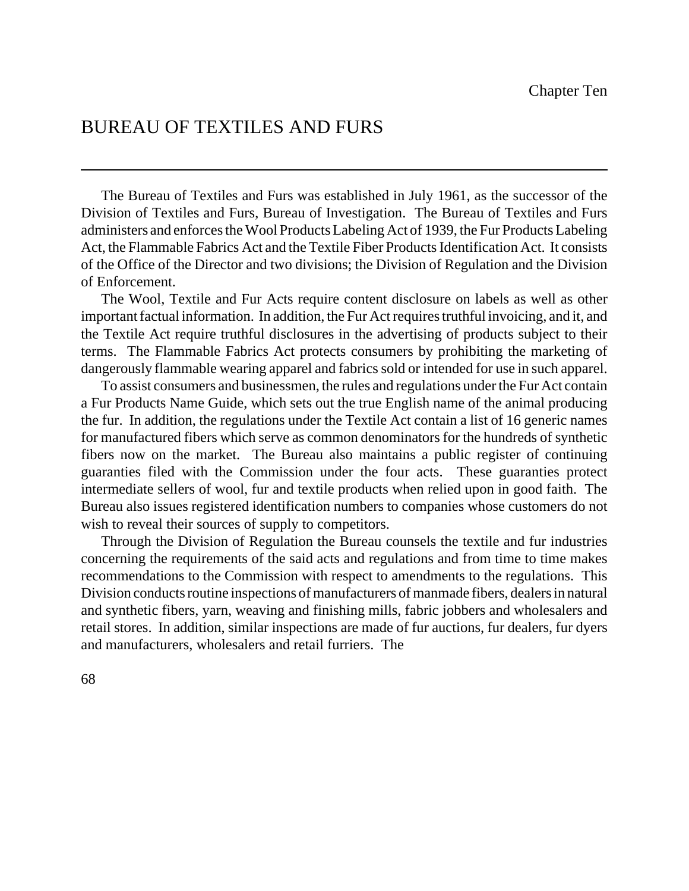Chapter Ten

# BUREAU OF TEXTILES AND FURS

The Bureau of Textiles and Furs was established in July 1961, as the successor of the Division of Textiles and Furs, Bureau of Investigation. The Bureau of Textiles and Furs administers and enforces the Wool Products Labeling Act of 1939, the Fur Products Labeling Act, the Flammable Fabrics Act and the Textile Fiber Products Identification Act. It consists of the Office of the Director and two divisions; the Division of Regulation and the Division of Enforcement.

The Wool, Textile and Fur Acts require content disclosure on labels as well as other important factual information. In addition, the Fur Act requires truthful invoicing, and it, and the Textile Act require truthful disclosures in the advertising of products subject to their terms. The Flammable Fabrics Act protects consumers by prohibiting the marketing of dangerously flammable wearing apparel and fabrics sold or intended for use in such apparel.

To assist consumers and businessmen, the rules and regulations under the Fur Act contain a Fur Products Name Guide, which sets out the true English name of the animal producing the fur. In addition, the regulations under the Textile Act contain a list of 16 generic names for manufactured fibers which serve as common denominators for the hundreds of synthetic fibers now on the market. The Bureau also maintains a public register of continuing guaranties filed with the Commission under the four acts. These guaranties protect intermediate sellers of wool, fur and textile products when relied upon in good faith. The Bureau also issues registered identification numbers to companies whose customers do not wish to reveal their sources of supply to competitors.

Through the Division of Regulation the Bureau counsels the textile and fur industries concerning the requirements of the said acts and regulations and from time to time makes recommendations to the Commission with respect to amendments to the regulations. This Division conducts routine inspections of manufacturers of manmade fibers, dealers in natural and synthetic fibers, yarn, weaving and finishing mills, fabric jobbers and wholesalers and retail stores. In addition, similar inspections are made of fur auctions, fur dealers, fur dyers and manufacturers, wholesalers and retail furriers. The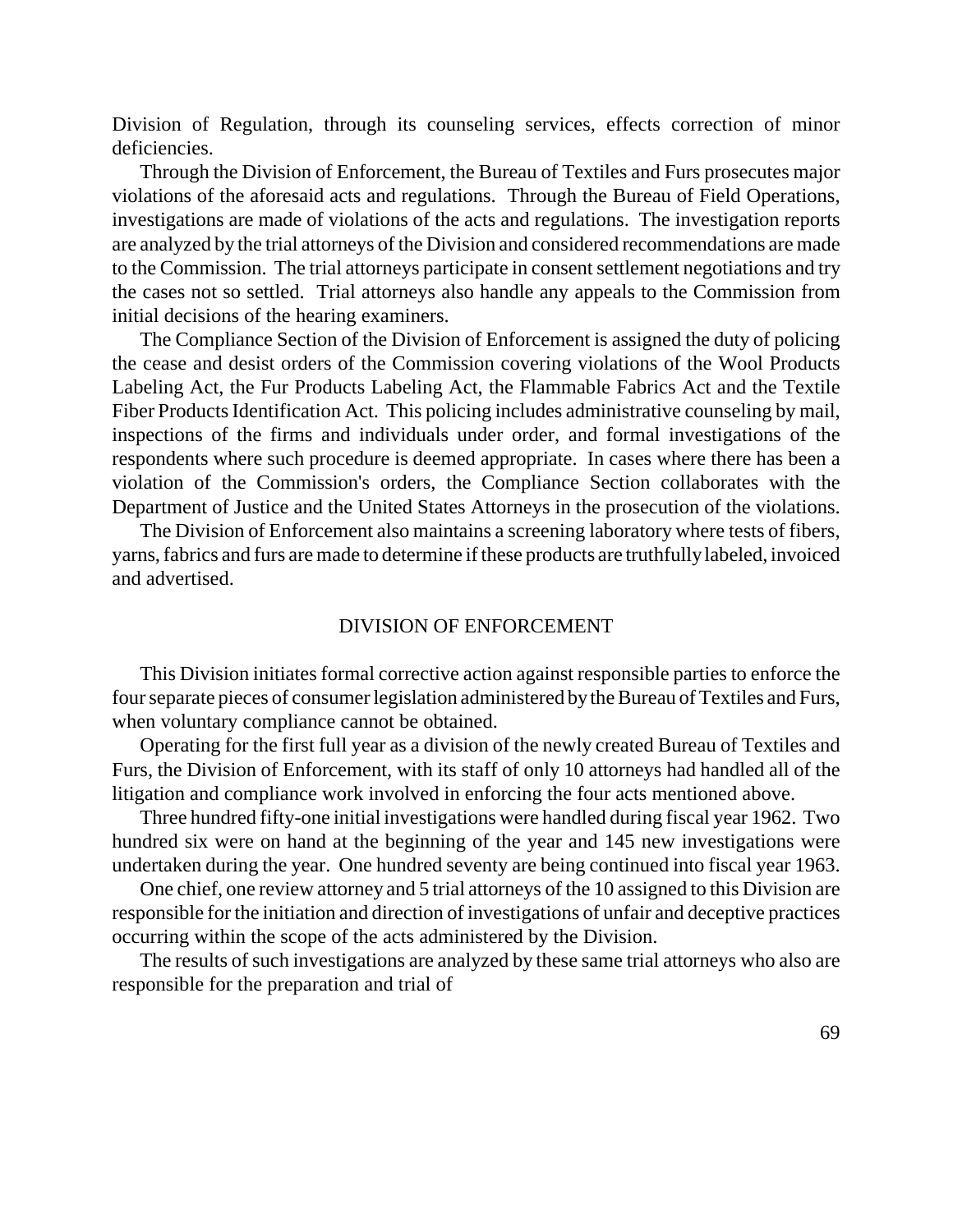Division of Regulation, through its counseling services, effects correction of minor deficiencies.

Through the Division of Enforcement, the Bureau of Textiles and Furs prosecutes major violations of the aforesaid acts and regulations. Through the Bureau of Field Operations, investigations are made of violations of the acts and regulations. The investigation reports are analyzed by the trial attorneys of the Division and considered recommendations are made to the Commission. The trial attorneys participate in consent settlement negotiations and try the cases not so settled. Trial attorneys also handle any appeals to the Commission from initial decisions of the hearing examiners.

The Compliance Section of the Division of Enforcement is assigned the duty of policing the cease and desist orders of the Commission covering violations of the Wool Products Labeling Act, the Fur Products Labeling Act, the Flammable Fabrics Act and the Textile Fiber Products Identification Act. This policing includes administrative counseling by mail, inspections of the firms and individuals under order, and formal investigations of the respondents where such procedure is deemed appropriate. In cases where there has been a violation of the Commission's orders, the Compliance Section collaborates with the Department of Justice and the United States Attorneys in the prosecution of the violations.

The Division of Enforcement also maintains a screening laboratory where tests of fibers, yarns, fabrics and furs are made to determine if these products are truthfully labeled, invoiced and advertised.

## DIVISION OF ENFORCEMENT

This Division initiates formal corrective action against responsible parties to enforce the four separate pieces of consumer legislation administered by the Bureau of Textiles and Furs, when voluntary compliance cannot be obtained.

Operating for the first full year as a division of the newly created Bureau of Textiles and Furs, the Division of Enforcement, with its staff of only 10 attorneys had handled all of the litigation and compliance work involved in enforcing the four acts mentioned above.

Three hundred fifty-one initial investigations were handled during fiscal year 1962. Two hundred six were on hand at the beginning of the year and 145 new investigations were undertaken during the year. One hundred seventy are being continued into fiscal year 1963.

One chief, one review attorney and 5 trial attorneys of the 10 assigned to this Division are responsible for the initiation and direction of investigations of unfair and deceptive practices occurring within the scope of the acts administered by the Division.

The results of such investigations are analyzed by these same trial attorneys who also are responsible for the preparation and trial of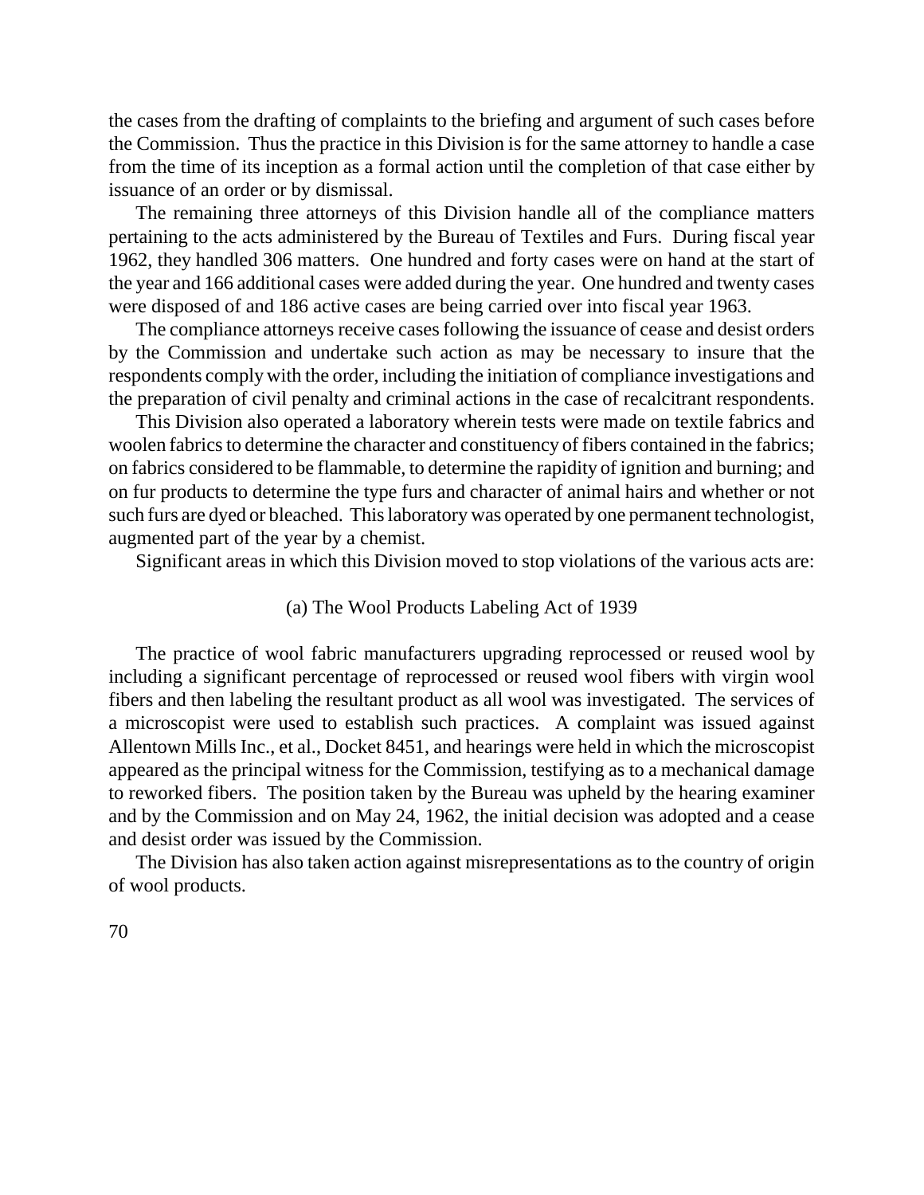the cases from the drafting of complaints to the briefing and argument of such cases before the Commission. Thus the practice in this Division is for the same attorney to handle a case from the time of its inception as a formal action until the completion of that case either by issuance of an order or by dismissal.

The remaining three attorneys of this Division handle all of the compliance matters pertaining to the acts administered by the Bureau of Textiles and Furs. During fiscal year 1962, they handled 306 matters. One hundred and forty cases were on hand at the start of the year and 166 additional cases were added during the year. One hundred and twenty cases were disposed of and 186 active cases are being carried over into fiscal year 1963.

The compliance attorneys receive cases following the issuance of cease and desist orders by the Commission and undertake such action as may be necessary to insure that the respondents comply with the order, including the initiation of compliance investigations and the preparation of civil penalty and criminal actions in the case of recalcitrant respondents.

This Division also operated a laboratory wherein tests were made on textile fabrics and woolen fabrics to determine the character and constituency of fibers contained in the fabrics; on fabrics considered to be flammable, to determine the rapidity of ignition and burning; and on fur products to determine the type furs and character of animal hairs and whether or not such furs are dyed or bleached. This laboratory was operated by one permanent technologist, augmented part of the year by a chemist.

Significant areas in which this Division moved to stop violations of the various acts are:

(a) The Wool Products Labeling Act of 1939

The practice of wool fabric manufacturers upgrading reprocessed or reused wool by including a significant percentage of reprocessed or reused wool fibers with virgin wool fibers and then labeling the resultant product as all wool was investigated. The services of a microscopist were used to establish such practices. A complaint was issued against Allentown Mills Inc., et al., Docket 8451, and hearings were held in which the microscopist appeared as the principal witness for the Commission, testifying as to a mechanical damage to reworked fibers. The position taken by the Bureau was upheld by the hearing examiner and by the Commission and on May 24, 1962, the initial decision was adopted and a cease and desist order was issued by the Commission.

The Division has also taken action against misrepresentations as to the country of origin of wool products.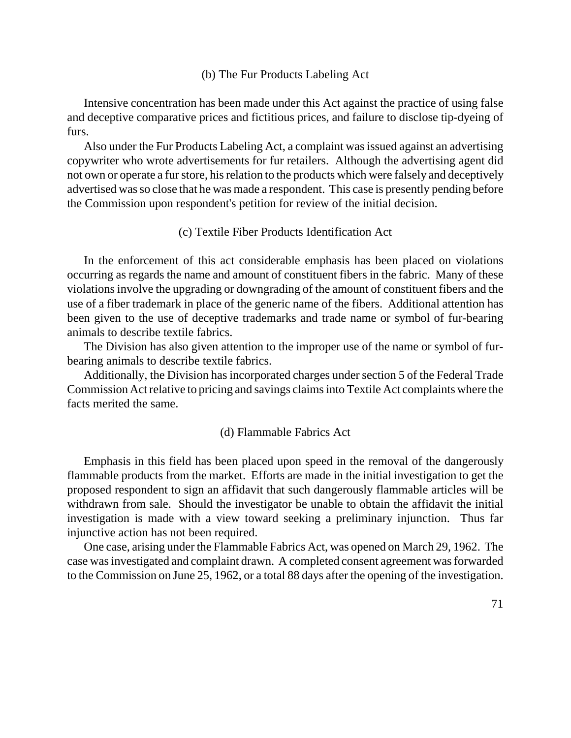### (b) The Fur Products Labeling Act

Intensive concentration has been made under this Act against the practice of using false and deceptive comparative prices and fictitious prices, and failure to disclose tip-dyeing of furs.

Also under the Fur Products Labeling Act, a complaint was issued against an advertising copywriter who wrote advertisements for fur retailers. Although the advertising agent did not own or operate a fur store, his relation to the products which were falsely and deceptively advertised was so close that he was made a respondent. This case is presently pending before the Commission upon respondent's petition for review of the initial decision.

### (c) Textile Fiber Products Identification Act

In the enforcement of this act considerable emphasis has been placed on violations occurring as regards the name and amount of constituent fibers in the fabric. Many of these violations involve the upgrading or downgrading of the amount of constituent fibers and the use of a fiber trademark in place of the generic name of the fibers. Additional attention has been given to the use of deceptive trademarks and trade name or symbol of fur-bearing animals to describe textile fabrics.

The Division has also given attention to the improper use of the name or symbol of fur-bearing animals to describe textile fabrics.

Additionally, the Division has incorporated charges under section 5 of the Federal Trade Commission Act relative to pricing and savings claims into Textile Act complaints where the facts merited the same.

### (d) Flammable Fabrics Act

Emphasis in this field has been placed upon speed in the removal of the dangerously flammable products from the market. Efforts are made in the initial investigation to get the proposed respondent to sign an affidavit that such dangerously flammable articles will be withdrawn from sale. Should the investigator be unable to obtain the affidavit the initial investigation is made with a view toward seeking a preliminary injunction. Thus far injunctive action has not been required.

One case, arising under the Flammable Fabrics Act, was opened on March 29, 1962. The case was investigated and complaint drawn. A completed consent agreement was forwarded to the Commission on June 25, 1962, or a total 88 days after the opening of the investigation.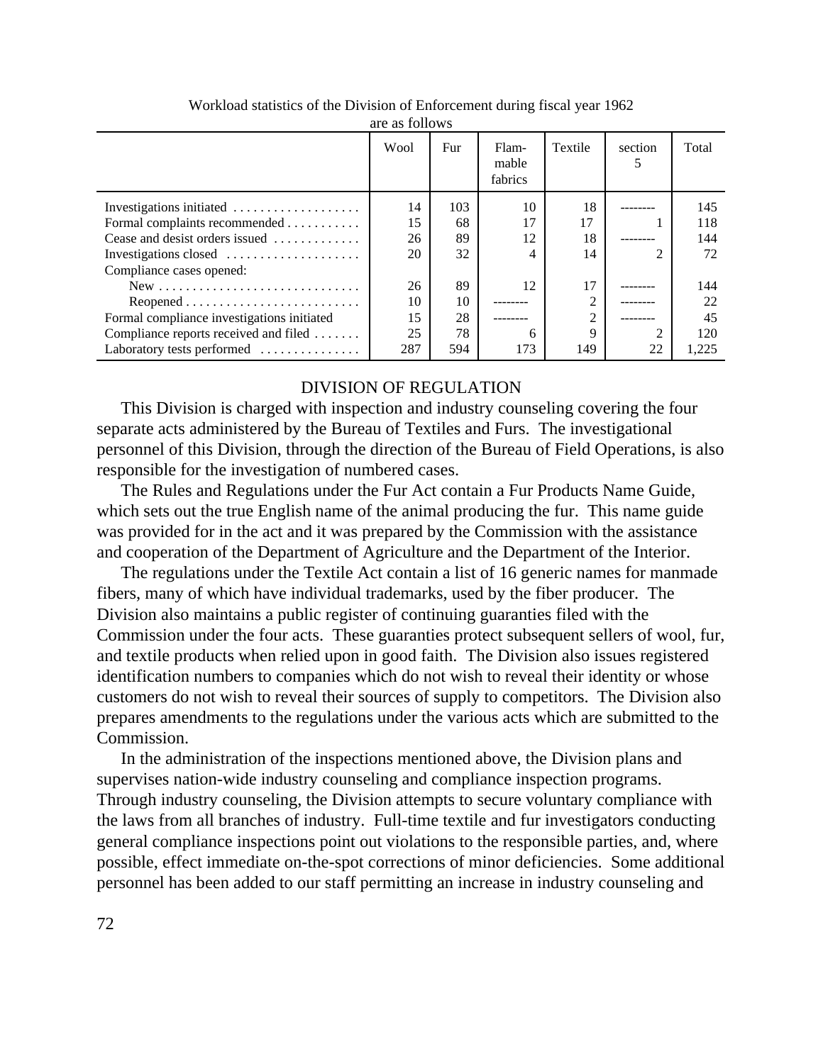Workload statistics of the Division of Enforcement during fiscal year 1962 are as follows

| | Wool | Fur | Flam-mable fabrics | Textile | section 5 | Total |
|---|---|---|---|---|---|---|
| Investigations initiated | 14 | 103 | 10 | 18 | -------- | 145 |
| Formal complaints recommended | 15 | 68 | 17 | 17 | 1 | 118 |
| Cease and desist orders issued | 26 | 89 | 12 | 18 | -------- | 144 |
| Investigations closed | 20 | 32 | 4 | 14 | 2 | 72 |
| Compliance cases opened: | | | | | | |
| New | 26 | 89 | 12 | 17 | -------- | 144 |
| Reopened | 10 | 10 | -------- | 2 | -------- | 22 |
| Formal compliance investigations initiated | 15 | 28 | -------- | 2 | -------- | 45 |
| Compliance reports received and filed | 25 | 78 | 6 | 9 | 2 | 120 |
| Laboratory tests performed | 287 | 594 | 173 | 149 | 22 | 1,225 |

## DIVISION OF REGULATION

This Division is charged with inspection and industry counseling covering the four separate acts administered by the Bureau of Textiles and Furs. The investigational personnel of this Division, through the direction of the Bureau of Field Operations, is also responsible for the investigation of numbered cases.

The Rules and Regulations under the Fur Act contain a Fur Products Name Guide, which sets out the true English name of the animal producing the fur. This name guide was provided for in the act and it was prepared by the Commission with the assistance and cooperation of the Department of Agriculture and the Department of the Interior.

The regulations under the Textile Act contain a list of 16 generic names for manmade fibers, many of which have individual trademarks, used by the fiber producer. The Division also maintains a public register of continuing guaranties filed with the Commission under the four acts. These guaranties protect subsequent sellers of wool, fur, and textile products when relied upon in good faith. The Division also issues registered identification numbers to companies which do not wish to reveal their identity or whose customers do not wish to reveal their sources of supply to competitors. The Division also prepares amendments to the regulations under the various acts which are submitted to the Commission.

In the administration of the inspections mentioned above, the Division plans and supervises nation-wide industry counseling and compliance inspection programs. Through industry counseling, the Division attempts to secure voluntary compliance with the laws from all branches of industry. Full-time textile and fur investigators conducting general compliance inspections point out violations to the responsible parties, and, where possible, effect immediate on-the-spot corrections of minor deficiencies. Some additional personnel has been added to our staff permitting an increase in industry counseling and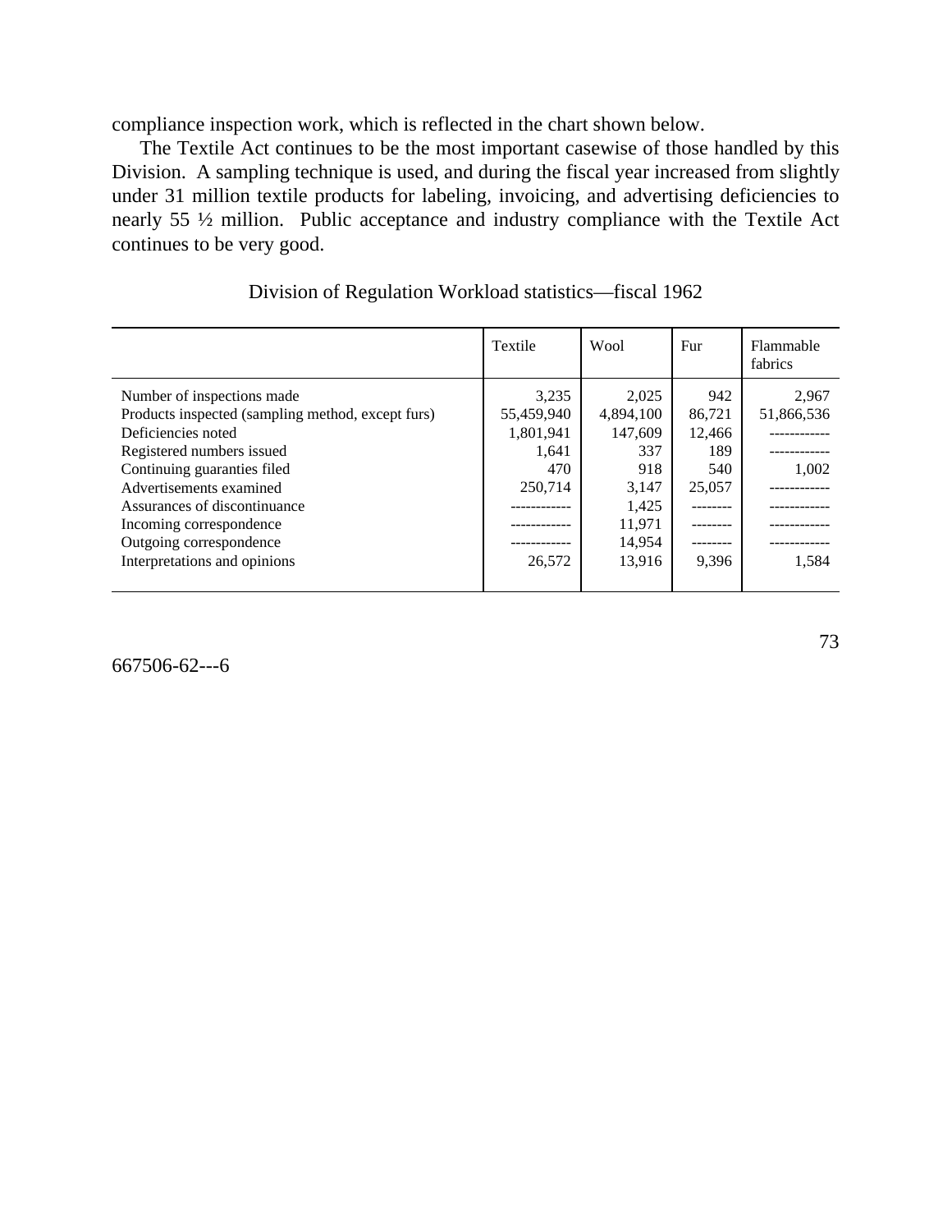compliance inspection work, which is reflected in the chart shown below.

The Textile Act continues to be the most important casewise of those handled by this Division. A sampling technique is used, and during the fiscal year increased from slightly under 31 million textile products for labeling, invoicing, and advertising deficiencies to nearly 55 ½ million. Public acceptance and industry compliance with the Textile Act continues to be very good.

Division of Regulation Workload statistics—fiscal 1962

| | Textile | Wool | Fur | Flammable fabrics |
|---|---|---|---|---|
| Number of inspections made | 3,235 | 2,025 | 942 | 2,967 |
| Products inspected (sampling method, except furs) | 55,459,940 | 4,894,100 | 86,721 | 51,866,536 |
| Deficiencies noted | 1,801,941 | 147,609 | 12,466 | ------------ |
| Registered numbers issued | 1,641 | 337 | 189 | ------------ |
| Continuing guaranties filed | 470 | 918 | 540 | 1,002 |
| Advertisements examined | 250,714 | 3,147 | 25,057 | ------------ |
| Assurances of discontinuance | ------------ | 1,425 | -------- | ------------ |
| Incoming correspondence | ------------ | 11,971 | -------- | ------------ |
| Outgoing correspondence | ------------ | 14,954 | -------- | ------------ |
| Interpretations and opinions | 26,572 | 13,916 | 9,396 | 1,584 |

667506-62---6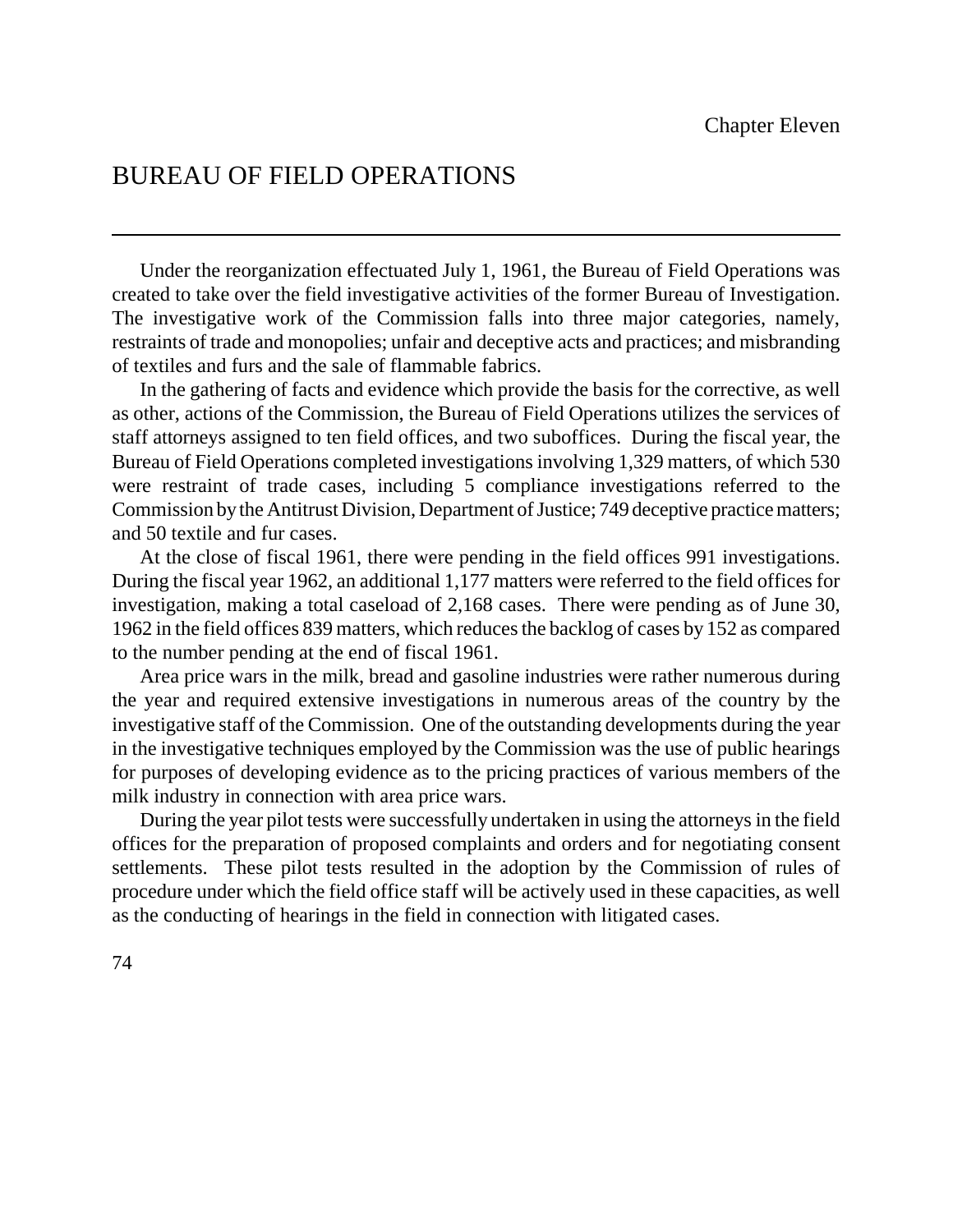Chapter Eleven

# BUREAU OF FIELD OPERATIONS

Under the reorganization effectuated July 1, 1961, the Bureau of Field Operations was created to take over the field investigative activities of the former Bureau of Investigation. The investigative work of the Commission falls into three major categories, namely, restraints of trade and monopolies; unfair and deceptive acts and practices; and misbranding of textiles and furs and the sale of flammable fabrics.

In the gathering of facts and evidence which provide the basis for the corrective, as well as other, actions of the Commission, the Bureau of Field Operations utilizes the services of staff attorneys assigned to ten field offices, and two suboffices. During the fiscal year, the Bureau of Field Operations completed investigations involving 1,329 matters, of which 530 were restraint of trade cases, including 5 compliance investigations referred to the Commission by the Antitrust Division, Department of Justice; 749 deceptive practice matters; and 50 textile and fur cases.

At the close of fiscal 1961, there were pending in the field offices 991 investigations. During the fiscal year 1962, an additional 1,177 matters were referred to the field offices for investigation, making a total caseload of 2,168 cases. There were pending as of June 30, 1962 in the field offices 839 matters, which reduces the backlog of cases by 152 as compared to the number pending at the end of fiscal 1961.

Area price wars in the milk, bread and gasoline industries were rather numerous during the year and required extensive investigations in numerous areas of the country by the investigative staff of the Commission. One of the outstanding developments during the year in the investigative techniques employed by the Commission was the use of public hearings for purposes of developing evidence as to the pricing practices of various members of the milk industry in connection with area price wars.

During the year pilot tests were successfully undertaken in using the attorneys in the field offices for the preparation of proposed complaints and orders and for negotiating consent settlements. These pilot tests resulted in the adoption by the Commission of rules of procedure under which the field office staff will be actively used in these capacities, as well as the conducting of hearings in the field in connection with litigated cases.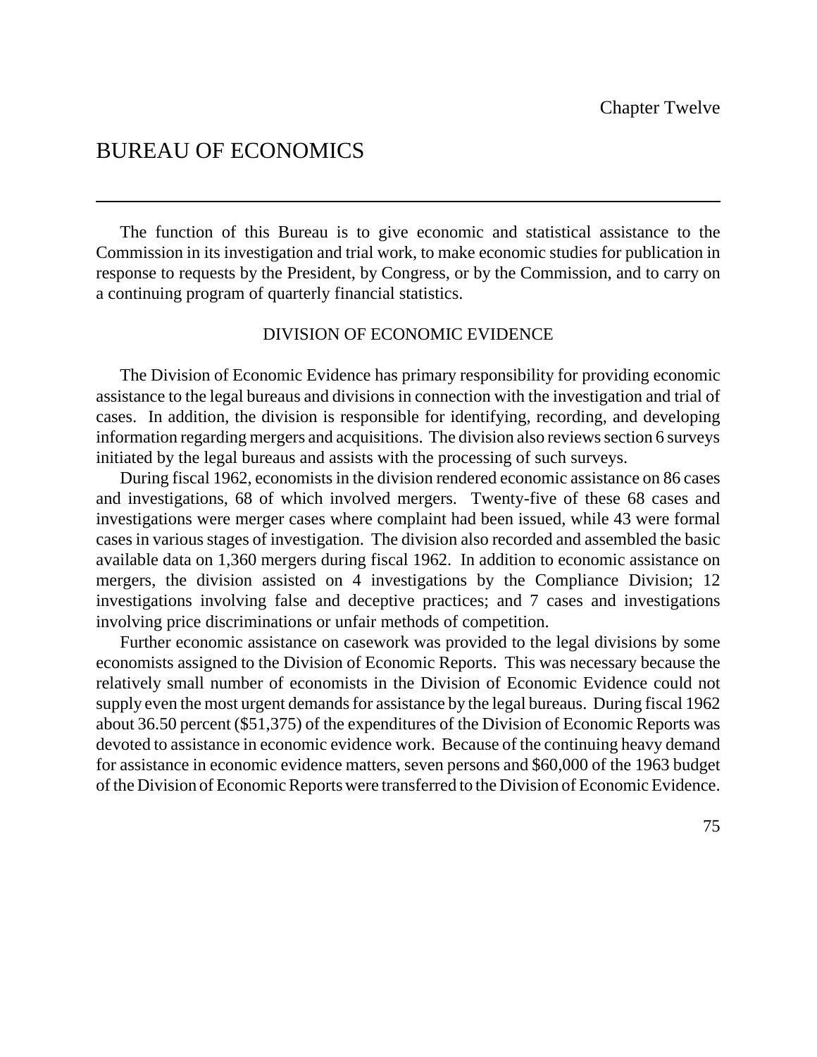Chapter Twelve

# BUREAU OF ECONOMICS

The function of this Bureau is to give economic and statistical assistance to the Commission in its investigation and trial work, to make economic studies for publication in response to requests by the President, by Congress, or by the Commission, and to carry on a continuing program of quarterly financial statistics.

## DIVISION OF ECONOMIC EVIDENCE

The Division of Economic Evidence has primary responsibility for providing economic assistance to the legal bureaus and divisions in connection with the investigation and trial of cases. In addition, the division is responsible for identifying, recording, and developing information regarding mergers and acquisitions. The division also reviews section 6 surveys initiated by the legal bureaus and assists with the processing of such surveys.

During fiscal 1962, economists in the division rendered economic assistance on 86 cases and investigations, 68 of which involved mergers. Twenty-five of these 68 cases and investigations were merger cases where complaint had been issued, while 43 were formal cases in various stages of investigation. The division also recorded and assembled the basic available data on 1,360 mergers during fiscal 1962. In addition to economic assistance on mergers, the division assisted on 4 investigations by the Compliance Division; 12 investigations involving false and deceptive practices; and 7 cases and investigations involving price discriminations or unfair methods of competition.

Further economic assistance on casework was provided to the legal divisions by some economists assigned to the Division of Economic Reports. This was necessary because the relatively small number of economists in the Division of Economic Evidence could not supply even the most urgent demands for assistance by the legal bureaus. During fiscal 1962 about 36.50 percent ($51,375) of the expenditures of the Division of Economic Reports was devoted to assistance in economic evidence work. Because of the continuing heavy demand for assistance in economic evidence matters, seven persons and $60,000 of the 1963 budget of the Division of Economic Reports were transferred to the Division of Economic Evidence.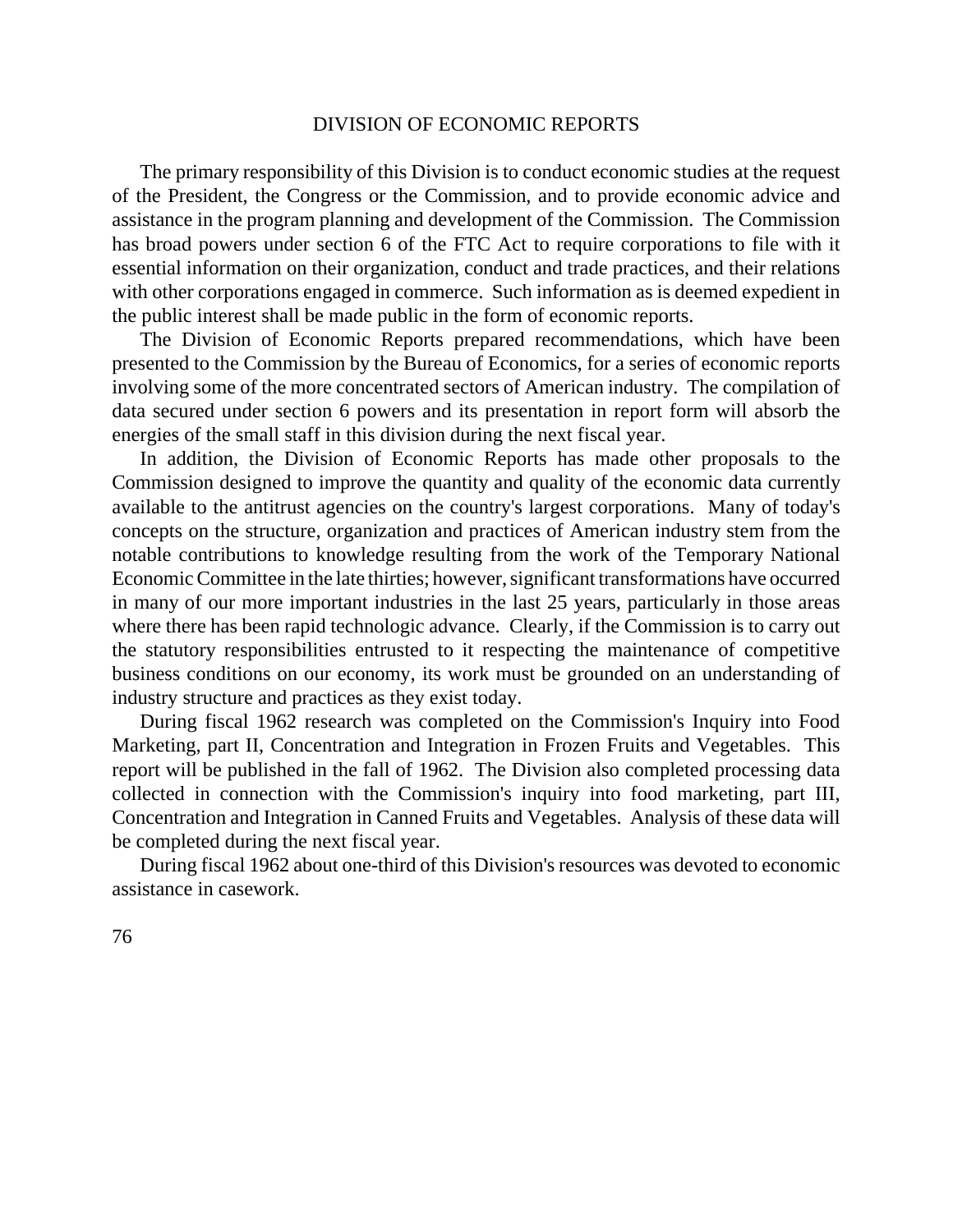## DIVISION OF ECONOMIC REPORTS

The primary responsibility of this Division is to conduct economic studies at the request of the President, the Congress or the Commission, and to provide economic advice and assistance in the program planning and development of the Commission. The Commission has broad powers under section 6 of the FTC Act to require corporations to file with it essential information on their organization, conduct and trade practices, and their relations with other corporations engaged in commerce. Such information as is deemed expedient in the public interest shall be made public in the form of economic reports.

The Division of Economic Reports prepared recommendations, which have been presented to the Commission by the Bureau of Economics, for a series of economic reports involving some of the more concentrated sectors of American industry. The compilation of data secured under section 6 powers and its presentation in report form will absorb the energies of the small staff in this division during the next fiscal year.

In addition, the Division of Economic Reports has made other proposals to the Commission designed to improve the quantity and quality of the economic data currently available to the antitrust agencies on the country's largest corporations. Many of today's concepts on the structure, organization and practices of American industry stem from the notable contributions to knowledge resulting from the work of the Temporary National Economic Committee in the late thirties; however, significant transformations have occurred in many of our more important industries in the last 25 years, particularly in those areas where there has been rapid technologic advance. Clearly, if the Commission is to carry out the statutory responsibilities entrusted to it respecting the maintenance of competitive business conditions on our economy, its work must be grounded on an understanding of industry structure and practices as they exist today.

During fiscal 1962 research was completed on the Commission's Inquiry into Food Marketing, part II, Concentration and Integration in Frozen Fruits and Vegetables. This report will be published in the fall of 1962. The Division also completed processing data collected in connection with the Commission's inquiry into food marketing, part III, Concentration and Integration in Canned Fruits and Vegetables. Analysis of these data will be completed during the next fiscal year.

During fiscal 1962 about one-third of this Division's resources was devoted to economic assistance in casework.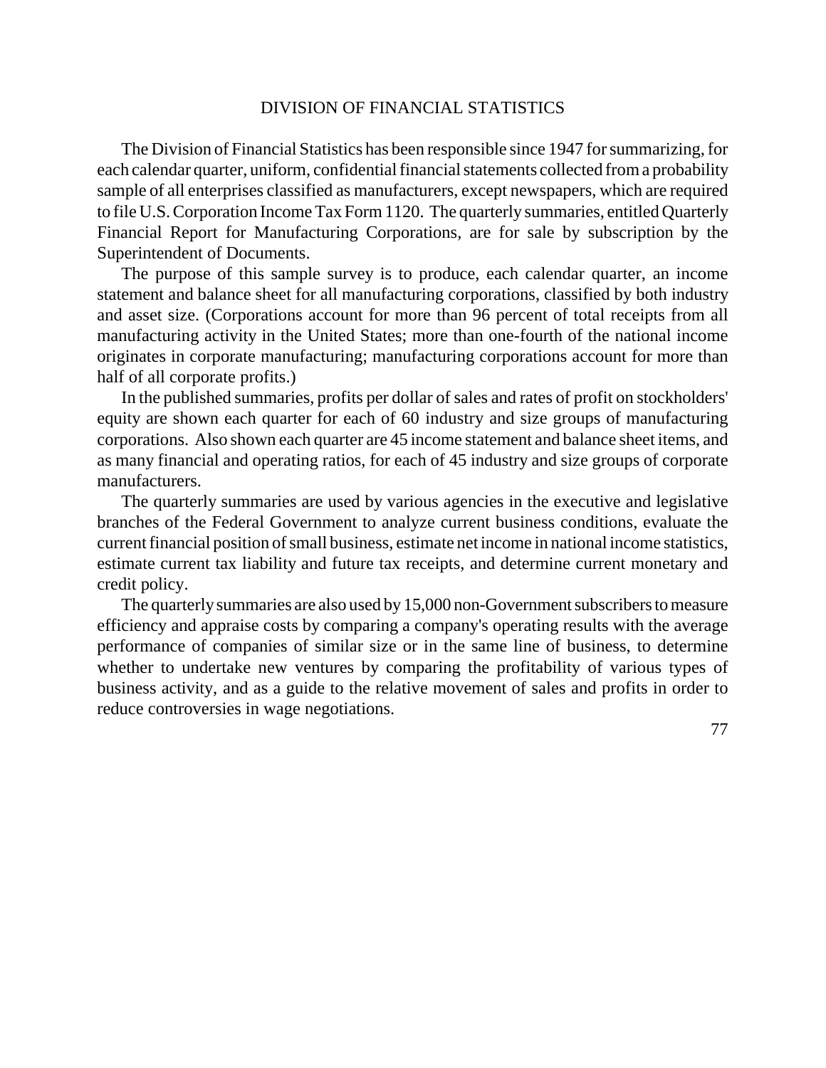## DIVISION OF FINANCIAL STATISTICS

The Division of Financial Statistics has been responsible since 1947 for summarizing, for each calendar quarter, uniform, confidential financial statements collected from a probability sample of all enterprises classified as manufacturers, except newspapers, which are required to file U.S. Corporation Income Tax Form 1120. The quarterly summaries, entitled Quarterly Financial Report for Manufacturing Corporations, are for sale by subscription by the Superintendent of Documents.

The purpose of this sample survey is to produce, each calendar quarter, an income statement and balance sheet for all manufacturing corporations, classified by both industry and asset size. (Corporations account for more than 96 percent of total receipts from all manufacturing activity in the United States; more than one-fourth of the national income originates in corporate manufacturing; manufacturing corporations account for more than half of all corporate profits.)

In the published summaries, profits per dollar of sales and rates of profit on stockholders' equity are shown each quarter for each of 60 industry and size groups of manufacturing corporations. Also shown each quarter are 45 income statement and balance sheet items, and as many financial and operating ratios, for each of 45 industry and size groups of corporate manufacturers.

The quarterly summaries are used by various agencies in the executive and legislative branches of the Federal Government to analyze current business conditions, evaluate the current financial position of small business, estimate net income in national income statistics, estimate current tax liability and future tax receipts, and determine current monetary and credit policy.

The quarterly summaries are also used by 15,000 non-Government subscribers to measure efficiency and appraise costs by comparing a company's operating results with the average performance of companies of similar size or in the same line of business, to determine whether to undertake new ventures by comparing the profitability of various types of business activity, and as a guide to the relative movement of sales and profits in order to reduce controversies in wage negotiations.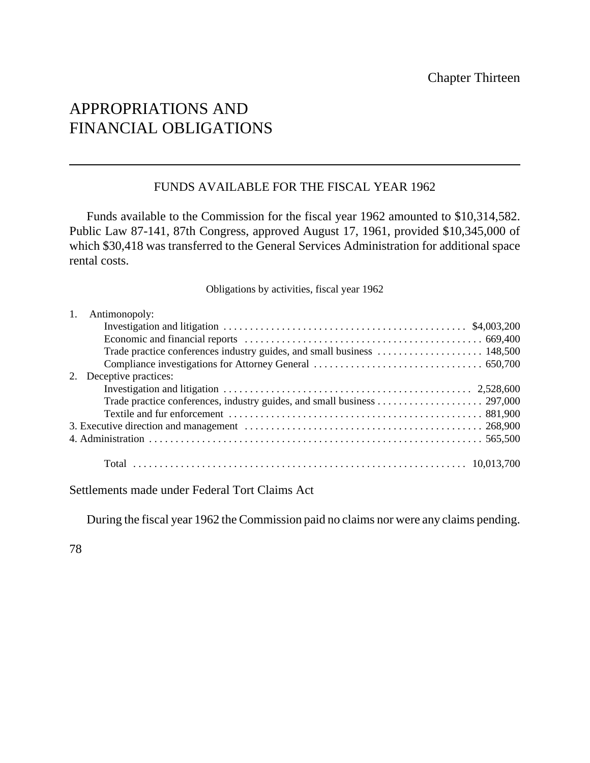Chapter Thirteen

# APPROPRIATIONS AND FINANCIAL OBLIGATIONS

## FUNDS AVAILABLE FOR THE FISCAL YEAR 1962

Funds available to the Commission for the fiscal year 1962 amounted to $10,314,582. Public Law 87-141, 87th Congress, approved August 17, 1961, provided $10,345,000 of which $30,418 was transferred to the General Services Administration for additional space rental costs.

Obligations by activities, fiscal year 1962

| | |
|---|---|
| 1. Antimonopoly: | |
| Investigation and litigation | $4,003,200 |
| Economic and financial reports | 669,400 |
| Trade practice conferences industry guides, and small business | 148,500 |
| Compliance investigations for Attorney General | 650,700 |
| 2. Deceptive practices: | |
| Investigation and litigation | 2,528,600 |
| Trade practice conferences, industry guides, and small business | 297,000 |
| Textile and fur enforcement | 881,900 |
| 3. Executive direction and management | 268,900 |
| 4. Administration | 565,500 |
| Total | 10,013,700 |

### Settlements made under Federal Tort Claims Act

During the fiscal year 1962 the Commission paid no claims nor were any claims pending.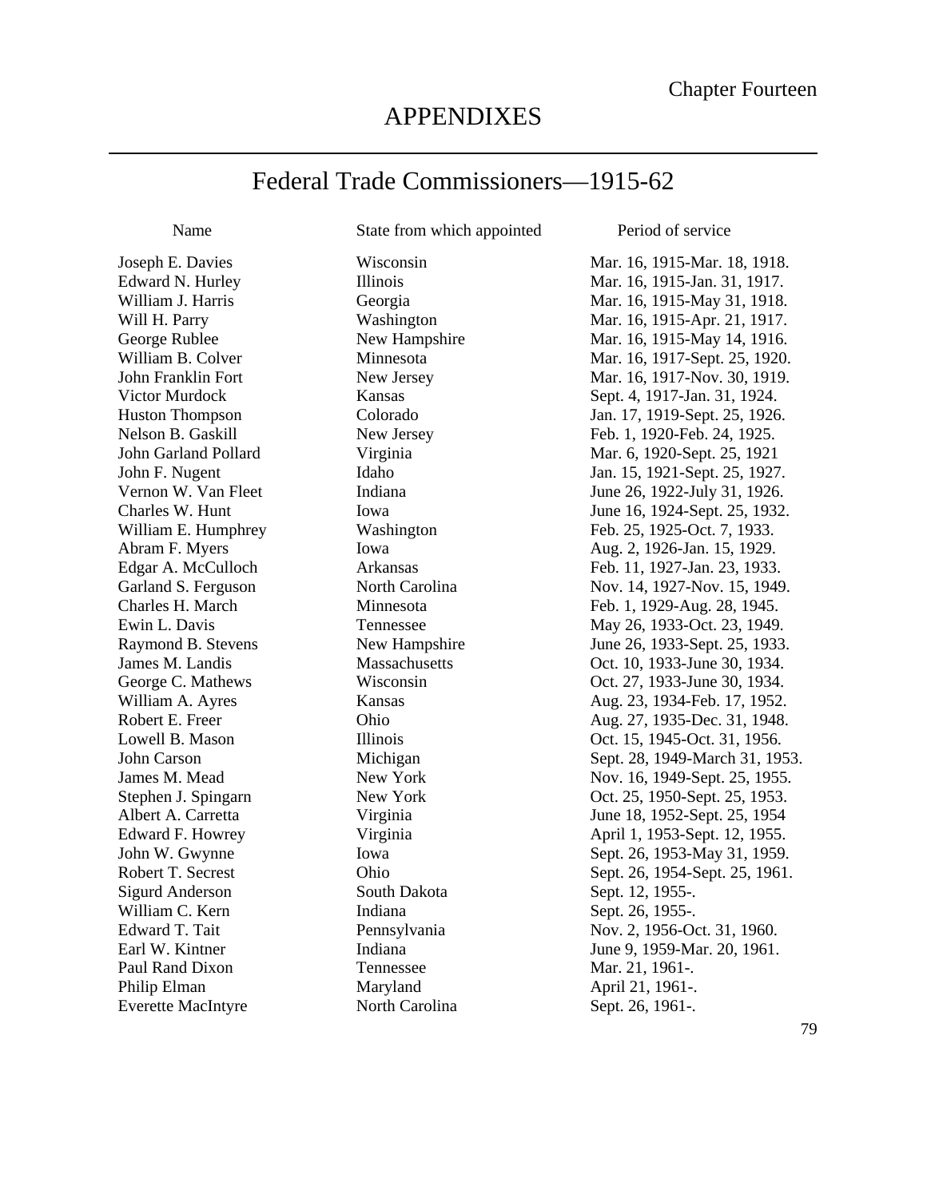# Chapter Fourteen

# APPENDIXES

## Federal Trade Commissioners—1915-62

| Name | State from which appointed | Period of service |
|---|---|---|
| Joseph E. Davies | Wisconsin | Mar. 16, 1915-Mar. 18, 1918. |
| Edward N. Hurley | Illinois | Mar. 16, 1915-Jan. 31, 1917. |
| William J. Harris | Georgia | Mar. 16, 1915-May 31, 1918. |
| Will H. Parry | Washington | Mar. 16, 1915-Apr. 21, 1917. |
| George Rublee | New Hampshire | Mar. 16, 1915-May 14, 1916. |
| William B. Colver | Minnesota | Mar. 16, 1917-Sept. 25, 1920. |
| John Franklin Fort | New Jersey | Mar. 16, 1917-Nov. 30, 1919. |
| Victor Murdock | Kansas | Sept. 4, 1917-Jan. 31, 1924. |
| Huston Thompson | Colorado | Jan. 17, 1919-Sept. 25, 1926. |
| Nelson B. Gaskill | New Jersey | Feb. 1, 1920-Feb. 24, 1925. |
| John Garland Pollard | Virginia | Mar. 6, 1920-Sept. 25, 1921 |
| John F. Nugent | Idaho | Jan. 15, 1921-Sept. 25, 1927. |
| Vernon W. Van Fleet | Indiana | June 26, 1922-July 31, 1926. |
| Charles W. Hunt | Iowa | June 16, 1924-Sept. 25, 1932. |
| William E. Humphrey | Washington | Feb. 25, 1925-Oct. 7, 1933. |
| Abram F. Myers | Iowa | Aug. 2, 1926-Jan. 15, 1929. |
| Edgar A. McCulloch | Arkansas | Feb. 11, 1927-Jan. 23, 1933. |
| Garland S. Ferguson | North Carolina | Nov. 14, 1927-Nov. 15, 1949. |
| Charles H. March | Minnesota | Feb. 1, 1929-Aug. 28, 1945. |
| Ewin L. Davis | Tennessee | May 26, 1933-Oct. 23, 1949. |
| Raymond B. Stevens | New Hampshire | June 26, 1933-Sept. 25, 1933. |
| James M. Landis | Massachusetts | Oct. 10, 1933-June 30, 1934. |
| George C. Mathews | Wisconsin | Oct. 27, 1933-June 30, 1934. |
| William A. Ayres | Kansas | Aug. 23, 1934-Feb. 17, 1952. |
| Robert E. Freer | Ohio | Aug. 27, 1935-Dec. 31, 1948. |
| Lowell B. Mason | Illinois | Oct. 15, 1945-Oct. 31, 1956. |
| John Carson | Michigan | Sept. 28, 1949-March 31, 1953. |
| James M. Mead | New York | Nov. 16, 1949-Sept. 25, 1955. |
| Stephen J. Spingarn | New York | Oct. 25, 1950-Sept. 25, 1953. |
| Albert A. Carretta | Virginia | June 18, 1952-Sept. 25, 1954 |
| Edward F. Howrey | Virginia | April 1, 1953-Sept. 12, 1955. |
| John W. Gwynne | Iowa | Sept. 26, 1953-May 31, 1959. |
| Robert T. Secrest | Ohio | Sept. 26, 1954-Sept. 25, 1961. |
| Sigurd Anderson | South Dakota | Sept. 12, 1955-. |
| William C. Kern | Indiana | Sept. 26, 1955-. |
| Edward T. Tait | Pennsylvania | Nov. 2, 1956-Oct. 31, 1960. |
| Earl W. Kintner | Indiana | June 9, 1959-Mar. 20, 1961. |
| Paul Rand Dixon | Tennessee | Mar. 21, 1961-. |
| Philip Elman | Maryland | April 21, 1961-. |
| Everette MacIntyre | North Carolina | Sept. 26, 1961-. |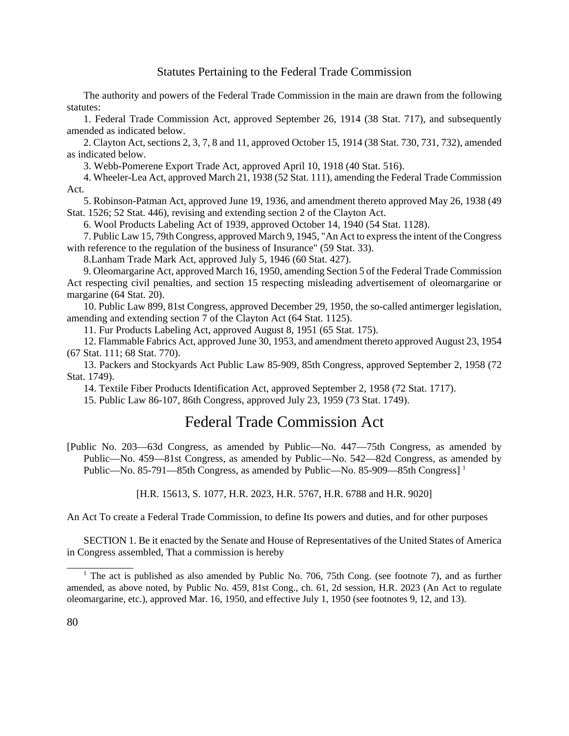## Statutes Pertaining to the Federal Trade Commission

The authority and powers of the Federal Trade Commission in the main are drawn from the following statutes:

1. Federal Trade Commission Act, approved September 26, 1914 (38 Stat. 717), and subsequently amended as indicated below.
2. Clayton Act, sections 2, 3, 7, 8 and 11, approved October 15, 1914 (38 Stat. 730, 731, 732), amended as indicated below.
3. Webb-Pomerene Export Trade Act, approved April 10, 1918 (40 Stat. 516).
4. Wheeler-Lea Act, approved March 21, 1938 (52 Stat. 111), amending the Federal Trade Commission Act.
5. Robinson-Patman Act, approved June 19, 1936, and amendment thereto approved May 26, 1938 (49 Stat. 1526; 52 Stat. 446), revising and extending section 2 of the Clayton Act.
6. Wool Products Labeling Act of 1939, approved October 14, 1940 (54 Stat. 1128).
7. Public Law 15, 79th Congress, approved March 9, 1945, "An Act to express the intent of the Congress with reference to the regulation of the business of Insurance" (59 Stat. 33).
8. Lanham Trade Mark Act, approved July 5, 1946 (60 Stat. 427).
9. Oleomargarine Act, approved March 16, 1950, amending Section 5 of the Federal Trade Commission Act respecting civil penalties, and section 15 respecting misleading advertisement of oleomargarine or margarine (64 Stat. 20).
10. Public Law 899, 81st Congress, approved December 29, 1950, the so-called antimerger legislation, amending and extending section 7 of the Clayton Act (64 Stat. 1125).
11. Fur Products Labeling Act, approved August 8, 1951 (65 Stat. 175).
12. Flammable Fabrics Act, approved June 30, 1953, and amendment thereto approved August 23, 1954 (67 Stat. 111; 68 Stat. 770).
13. Packers and Stockyards Act Public Law 85-909, 85th Congress, approved September 2, 1958 (72 Stat. 1749).
14. Textile Fiber Products Identification Act, approved September 2, 1958 (72 Stat. 1717).
15. Public Law 86-107, 86th Congress, approved July 23, 1959 (73 Stat. 1749).

# Federal Trade Commission Act

[Public No. 203—63d Congress, as amended by Public—No. 447—75th Congress, as amended by Public—No. 459—81st Congress, as amended by Public—No. 542—82d Congress, as amended by Public—No. 85-791—85th Congress, as amended by Public—No. 85-909—85th Congress] [1]

[H.R. 15613, S. 1077, H.R. 2023, H.R. 5767, H.R. 6788 and H.R. 9020]

An Act To create a Federal Trade Commission, to define Its powers and duties, and for other purposes

SECTION 1. Be it enacted by the Senate and House of Representatives of the United States of America in Congress assembled, That a commission is hereby

---

[1] The act is published as also amended by Public No. 706, 75th Cong. (see footnote 7), and as further amended, as above noted, by Public No. 459, 81st Cong., ch. 61, 2d session, H.R. 2023 (An Act to regulate oleomargarine, etc.), approved Mar. 16, 1950, and effective July 1, 1950 (see footnotes 9, 12, and 13).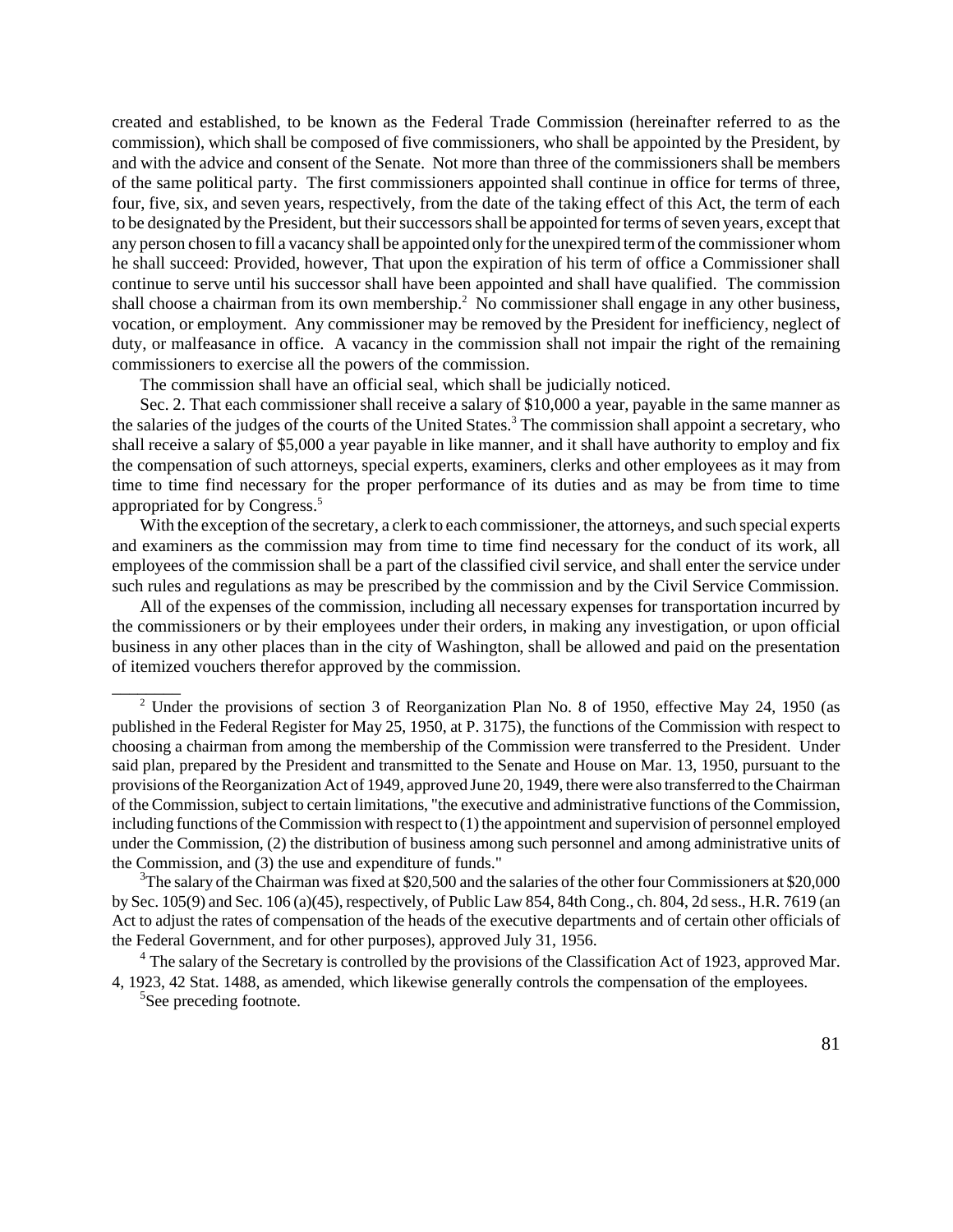created and established, to be known as the Federal Trade Commission (hereinafter referred to as the commission), which shall be composed of five commissioners, who shall be appointed by the President, by and with the advice and consent of the Senate. Not more than three of the commissioners shall be members of the same political party. The first commissioners appointed shall continue in office for terms of three, four, five, six, and seven years, respectively, from the date of the taking effect of this Act, the term of each to be designated by the President, but their successors shall be appointed for terms of seven years, except that any person chosen to fill a vacancy shall be appointed only for the unexpired term of the commissioner whom he shall succeed: Provided, however, That upon the expiration of his term of office a Commissioner shall continue to serve until his successor shall have been appointed and shall have qualified. The commission shall choose a chairman from its own membership.[2] No commissioner shall engage in any other business, vocation, or employment. Any commissioner may be removed by the President for inefficiency, neglect of duty, or malfeasance in office. A vacancy in the commission shall not impair the right of the remaining commissioners to exercise all the powers of the commission.

The commission shall have an official seal, which shall be judicially noticed.

Sec. 2. That each commissioner shall receive a salary of $10,000 a year, payable in the same manner as the salaries of the judges of the courts of the United States.[3] The commission shall appoint a secretary, who shall receive a salary of $5,000 a year payable in like manner, and it shall have authority to employ and fix the compensation of such attorneys, special experts, examiners, clerks and other employees as it may from time to time find necessary for the proper performance of its duties and as may be from time to time appropriated for by Congress.[5]

With the exception of the secretary, a clerk to each commissioner, the attorneys, and such special experts and examiners as the commission may from time to time find necessary for the conduct of its work, all employees of the commission shall be a part of the classified civil service, and shall enter the service under such rules and regulations as may be prescribed by the commission and by the Civil Service Commission.

All of the expenses of the commission, including all necessary expenses for transportation incurred by the commissioners or by their employees under their orders, in making any investigation, or upon official business in any other places than in the city of Washington, shall be allowed and paid on the presentation of itemized vouchers therefor approved by the commission.

---

[2] Under the provisions of section 3 of Reorganization Plan No. 8 of 1950, effective May 24, 1950 (as published in the Federal Register for May 25, 1950, at P. 3175), the functions of the Commission with respect to choosing a chairman from among the membership of the Commission were transferred to the President. Under said plan, prepared by the President and transmitted to the Senate and House on Mar. 13, 1950, pursuant to the provisions of the Reorganization Act of 1949, approved June 20, 1949, there were also transferred to the Chairman of the Commission, subject to certain limitations, "the executive and administrative functions of the Commission, including functions of the Commission with respect to (1) the appointment and supervision of personnel employed under the Commission, (2) the distribution of business among such personnel and among administrative units of the Commission, and (3) the use and expenditure of funds."

[3] The salary of the Chairman was fixed at $20,500 and the salaries of the other four Commissioners at $20,000 by Sec. 105(9) and Sec. 106 (a)(45), respectively, of Public Law 854, 84th Cong., ch. 804, 2d sess., H.R. 7619 (an Act to adjust the rates of compensation of the heads of the executive departments and of certain other officials of the Federal Government, and for other purposes), approved July 31, 1956.

[4] The salary of the Secretary is controlled by the provisions of the Classification Act of 1923, approved Mar. 4, 1923, 42 Stat. 1488, as amended, which likewise generally controls the compensation of the employees.

[5] See preceding footnote.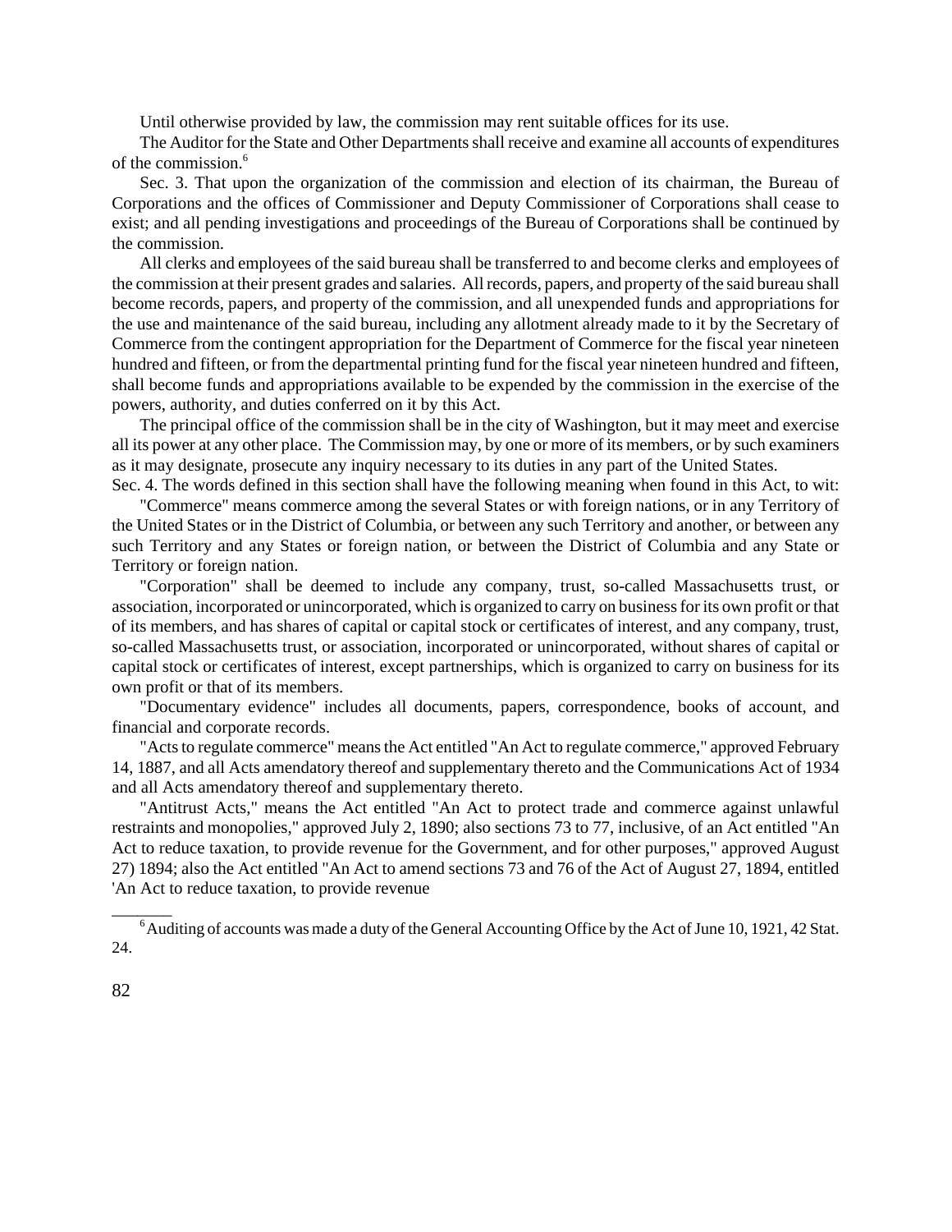Until otherwise provided by law, the commission may rent suitable offices for its use.

The Auditor for the State and Other Departments shall receive and examine all accounts of expenditures of the commission.[6]

Sec. 3. That upon the organization of the commission and election of its chairman, the Bureau of Corporations and the offices of Commissioner and Deputy Commissioner of Corporations shall cease to exist; and all pending investigations and proceedings of the Bureau of Corporations shall be continued by the commission.

All clerks and employees of the said bureau shall be transferred to and become clerks and employees of the commission at their present grades and salaries. All records, papers, and property of the said bureau shall become records, papers, and property of the commission, and all unexpended funds and appropriations for the use and maintenance of the said bureau, including any allotment already made to it by the Secretary of Commerce from the contingent appropriation for the Department of Commerce for the fiscal year nineteen hundred and fifteen, or from the departmental printing fund for the fiscal year nineteen hundred and fifteen, shall become funds and appropriations available to be expended by the commission in the exercise of the powers, authority, and duties conferred on it by this Act.

The principal office of the commission shall be in the city of Washington, but it may meet and exercise all its power at any other place. The Commission may, by one or more of its members, or by such examiners as it may designate, prosecute any inquiry necessary to its duties in any part of the United States.

Sec. 4. The words defined in this section shall have the following meaning when found in this Act, to wit:

"Commerce" means commerce among the several States or with foreign nations, or in any Territory of the United States or in the District of Columbia, or between any such Territory and another, or between any such Territory and any States or foreign nation, or between the District of Columbia and any State or Territory or foreign nation.

"Corporation" shall be deemed to include any company, trust, so-called Massachusetts trust, or association, incorporated or unincorporated, which is organized to carry on business for its own profit or that of its members, and has shares of capital or capital stock or certificates of interest, and any company, trust, so-called Massachusetts trust, or association, incorporated or unincorporated, without shares of capital or capital stock or certificates of interest, except partnerships, which is organized to carry on business for its own profit or that of its members.

"Documentary evidence" includes all documents, papers, correspondence, books of account, and financial and corporate records.

"Acts to regulate commerce" means the Act entitled "An Act to regulate commerce," approved February 14, 1887, and all Acts amendatory thereof and supplementary thereto and the Communications Act of 1934 and all Acts amendatory thereof and supplementary thereto.

"Antitrust Acts," means the Act entitled "An Act to protect trade and commerce against unlawful restraints and monopolies," approved July 2, 1890; also sections 73 to 77, inclusive, of an Act entitled "An Act to reduce taxation, to provide revenue for the Government, and for other purposes," approved August 27) 1894; also the Act entitled "An Act to amend sections 73 and 76 of the Act of August 27, 1894, entitled 'An Act to reduce taxation, to provide revenue

---

[6] Auditing of accounts was made a duty of the General Accounting Office by the Act of June 10, 1921, 42 Stat. 24.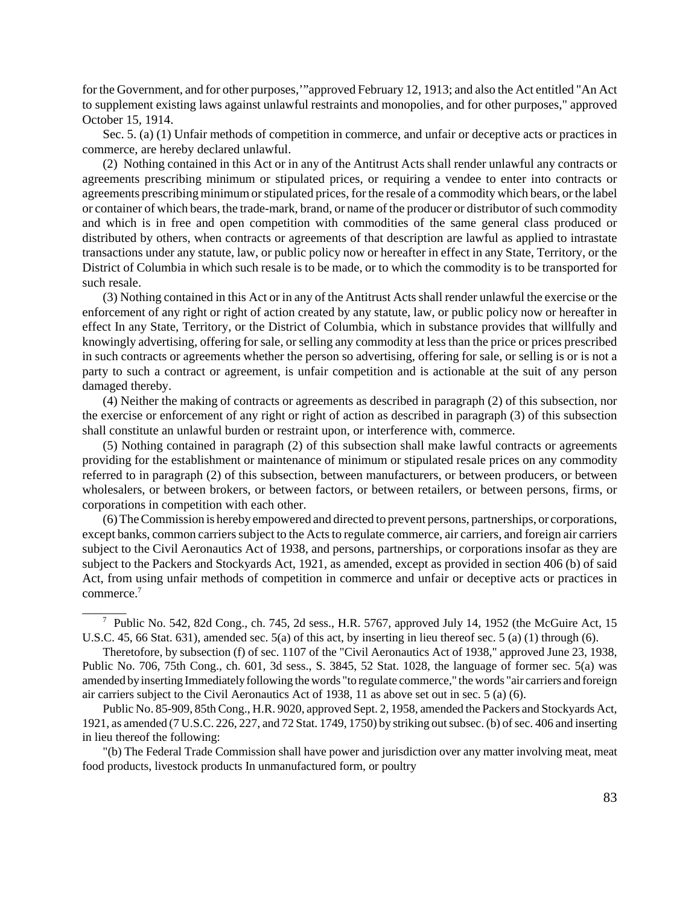for the Government, and for other purposes,'"approved February 12, 1913; and also the Act entitled "An Act to supplement existing laws against unlawful restraints and monopolies, and for other purposes," approved October 15, 1914.

Sec. 5. (a) (1) Unfair methods of competition in commerce, and unfair or deceptive acts or practices in commerce, are hereby declared unlawful.

(2) Nothing contained in this Act or in any of the Antitrust Acts shall render unlawful any contracts or agreements prescribing minimum or stipulated prices, or requiring a vendee to enter into contracts or agreements prescribing minimum or stipulated prices, for the resale of a commodity which bears, or the label or container of which bears, the trade-mark, brand, or name of the producer or distributor of such commodity and which is in free and open competition with commodities of the same general class produced or distributed by others, when contracts or agreements of that description are lawful as applied to intrastate transactions under any statute, law, or public policy now or hereafter in effect in any State, Territory, or the District of Columbia in which such resale is to be made, or to which the commodity is to be transported for such resale.

(3) Nothing contained in this Act or in any of the Antitrust Acts shall render unlawful the exercise or the enforcement of any right or right of action created by any statute, law, or public policy now or hereafter in effect In any State, Territory, or the District of Columbia, which in substance provides that willfully and knowingly advertising, offering for sale, or selling any commodity at less than the price or prices prescribed in such contracts or agreements whether the person so advertising, offering for sale, or selling is or is not a party to such a contract or agreement, is unfair competition and is actionable at the suit of any person damaged thereby.

(4) Neither the making of contracts or agreements as described in paragraph (2) of this subsection, nor the exercise or enforcement of any right or right of action as described in paragraph (3) of this subsection shall constitute an unlawful burden or restraint upon, or interference with, commerce.

(5) Nothing contained in paragraph (2) of this subsection shall make lawful contracts or agreements providing for the establishment or maintenance of minimum or stipulated resale prices on any commodity referred to in paragraph (2) of this subsection, between manufacturers, or between producers, or between wholesalers, or between brokers, or between factors, or between retailers, or between persons, firms, or corporations in competition with each other.

(6) The Commission is hereby empowered and directed to prevent persons, partnerships, or corporations, except banks, common carriers subject to the Acts to regulate commerce, air carriers, and foreign air carriers subject to the Civil Aeronautics Act of 1938, and persons, partnerships, or corporations insofar as they are subject to the Packers and Stockyards Act, 1921, as amended, except as provided in section 406 (b) of said Act, from using unfair methods of competition in commerce and unfair or deceptive acts or practices in commerce.[7]

---

[7] Public No. 542, 82d Cong., ch. 745, 2d sess., H.R. 5767, approved July 14, 1952 (the McGuire Act, 15 U.S.C. 45, 66 Stat. 631), amended sec. 5(a) of this act, by inserting in lieu thereof sec. 5 (a) (1) through (6).

Theretofore, by subsection (f) of sec. 1107 of the "Civil Aeronautics Act of 1938," approved June 23, 1938, Public No. 706, 75th Cong., ch. 601, 3d sess., S. 3845, 52 Stat. 1028, the language of former sec. 5(a) was amended by inserting Immediately following the words "to regulate commerce," the words "air carriers and foreign air carriers subject to the Civil Aeronautics Act of 1938, 11 as above set out in sec. 5 (a) (6).

Public No. 85-909, 85th Cong., H.R. 9020, approved Sept. 2, 1958, amended the Packers and Stockyards Act, 1921, as amended (7 U.S.C. 226, 227, and 72 Stat. 1749, 1750) by striking out subsec. (b) of sec. 406 and inserting in lieu thereof the following:

"(b) The Federal Trade Commission shall have power and jurisdiction over any matter involving meat, meat food products, livestock products In unmanufactured form, or poultry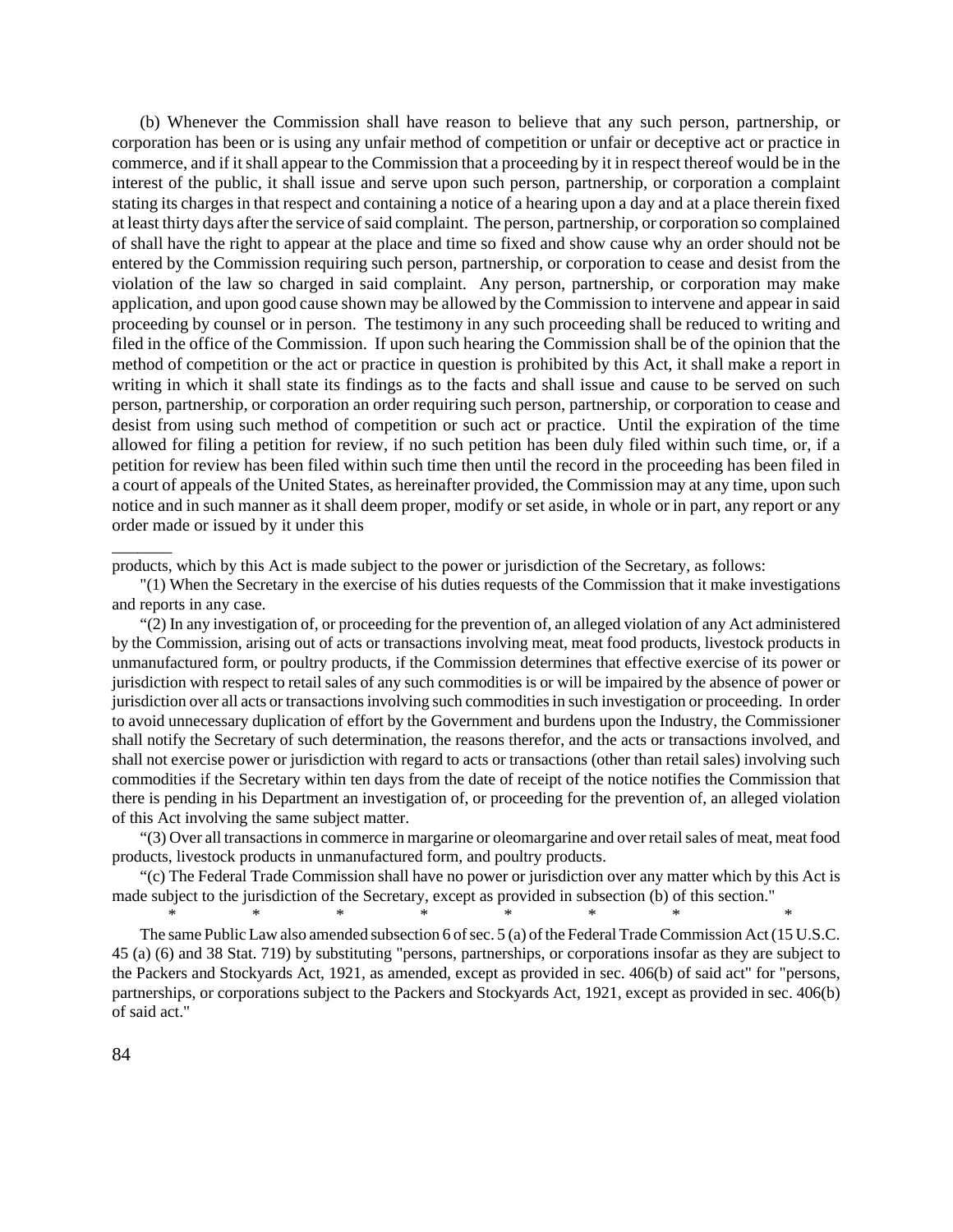(b) Whenever the Commission shall have reason to believe that any such person, partnership, or corporation has been or is using any unfair method of competition or unfair or deceptive act or practice in commerce, and if it shall appear to the Commission that a proceeding by it in respect thereof would be in the interest of the public, it shall issue and serve upon such person, partnership, or corporation a complaint stating its charges in that respect and containing a notice of a hearing upon a day and at a place therein fixed at least thirty days after the service of said complaint. The person, partnership, or corporation so complained of shall have the right to appear at the place and time so fixed and show cause why an order should not be entered by the Commission requiring such person, partnership, or corporation to cease and desist from the violation of the law so charged in said complaint. Any person, partnership, or corporation may make application, and upon good cause shown may be allowed by the Commission to intervene and appear in said proceeding by counsel or in person. The testimony in any such proceeding shall be reduced to writing and filed in the office of the Commission. If upon such hearing the Commission shall be of the opinion that the method of competition or the act or practice in question is prohibited by this Act, it shall make a report in writing in which it shall state its findings as to the facts and shall issue and cause to be served on such person, partnership, or corporation an order requiring such person, partnership, or corporation to cease and desist from using such method of competition or such act or practice. Until the expiration of the time allowed for filing a petition for review, if no such petition has been duly filed within such time, or, if a petition for review has been filed within such time then until the record in the proceeding has been filed in a court of appeals of the United States, as hereinafter provided, the Commission may at any time, upon such notice and in such manner as it shall deem proper, modify or set aside, in whole or in part, any report or any order made or issued by it under this

_______

products, which by this Act is made subject to the power or jurisdiction of the Secretary, as follows:

"(1) When the Secretary in the exercise of his duties requests of the Commission that it make investigations and reports in any case.

"(2) In any investigation of, or proceeding for the prevention of, an alleged violation of any Act administered by the Commission, arising out of acts or transactions involving meat, meat food products, livestock products in unmanufactured form, or poultry products, if the Commission determines that effective exercise of its power or jurisdiction with respect to retail sales of any such commodities is or will be impaired by the absence of power or jurisdiction over all acts or transactions involving such commodities in such investigation or proceeding. In order to avoid unnecessary duplication of effort by the Government and burdens upon the Industry, the Commissioner shall notify the Secretary of such determination, the reasons therefor, and the acts or transactions involved, and shall not exercise power or jurisdiction with regard to acts or transactions (other than retail sales) involving such commodities if the Secretary within ten days from the date of receipt of the notice notifies the Commission that there is pending in his Department an investigation of, or proceeding for the prevention of, an alleged violation of this Act involving the same subject matter.

"(3) Over all transactions in commerce in margarine or oleomargarine and over retail sales of meat, meat food products, livestock products in unmanufactured form, and poultry products.

"(c) The Federal Trade Commission shall have no power or jurisdiction over any matter which by this Act is made subject to the jurisdiction of the Secretary, except as provided in subsection (b) of this section."

\* \* \* \* \* \* \* \*

The same Public Law also amended subsection 6 of sec. 5 (a) of the Federal Trade Commission Act (15 U.S.C. 45 (a) (6) and 38 Stat. 719) by substituting "persons, partnerships, or corporations insofar as they are subject to the Packers and Stockyards Act, 1921, as amended, except as provided in sec. 406(b) of said act" for "persons, partnerships, or corporations subject to the Packers and Stockyards Act, 1921, except as provided in sec. 406(b) of said act."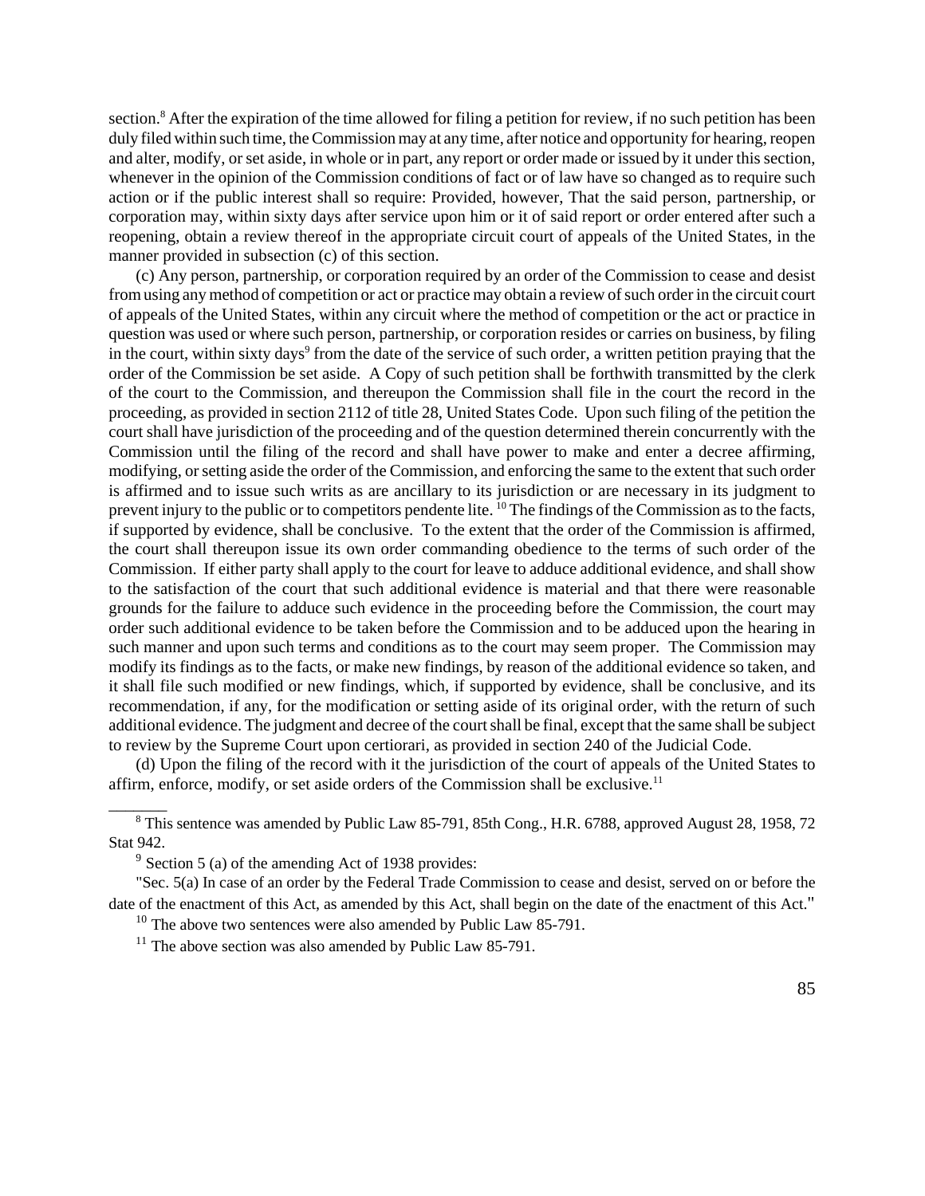section.[8] After the expiration of the time allowed for filing a petition for review, if no such petition has been duly filed within such time, the Commission may at any time, after notice and opportunity for hearing, reopen and alter, modify, or set aside, in whole or in part, any report or order made or issued by it under this section, whenever in the opinion of the Commission conditions of fact or of law have so changed as to require such action or if the public interest shall so require: Provided, however, That the said person, partnership, or corporation may, within sixty days after service upon him or it of said report or order entered after such a reopening, obtain a review thereof in the appropriate circuit court of appeals of the United States, in the manner provided in subsection (c) of this section.

(c) Any person, partnership, or corporation required by an order of the Commission to cease and desist from using any method of competition or act or practice may obtain a review of such order in the circuit court of appeals of the United States, within any circuit where the method of competition or the act or practice in question was used or where such person, partnership, or corporation resides or carries on business, by filing in the court, within sixty days[9] from the date of the service of such order, a written petition praying that the order of the Commission be set aside. A Copy of such petition shall be forthwith transmitted by the clerk of the court to the Commission, and thereupon the Commission shall file in the court the record in the proceeding, as provided in section 2112 of title 28, United States Code. Upon such filing of the petition the court shall have jurisdiction of the proceeding and of the question determined therein concurrently with the Commission until the filing of the record and shall have power to make and enter a decree affirming, modifying, or setting aside the order of the Commission, and enforcing the same to the extent that such order is affirmed and to issue such writs as are ancillary to its jurisdiction or are necessary in its judgment to prevent injury to the public or to competitors pendente lite. [10] The findings of the Commission as to the facts, if supported by evidence, shall be conclusive. To the extent that the order of the Commission is affirmed, the court shall thereupon issue its own order commanding obedience to the terms of such order of the Commission. If either party shall apply to the court for leave to adduce additional evidence, and shall show to the satisfaction of the court that such additional evidence is material and that there were reasonable grounds for the failure to adduce such evidence in the proceeding before the Commission, the court may order such additional evidence to be taken before the Commission and to be adduced upon the hearing in such manner and upon such terms and conditions as to the court may seem proper. The Commission may modify its findings as to the facts, or make new findings, by reason of the additional evidence so taken, and it shall file such modified or new findings, which, if supported by evidence, shall be conclusive, and its recommendation, if any, for the modification or setting aside of its original order, with the return of such additional evidence. The judgment and decree of the court shall be final, except that the same shall be subject to review by the Supreme Court upon certiorari, as provided in section 240 of the Judicial Code.

(d) Upon the filing of the record with it the jurisdiction of the court of appeals of the United States to affirm, enforce, modify, or set aside orders of the Commission shall be exclusive.[11]

---

[8] This sentence was amended by Public Law 85-791, 85th Cong., H.R. 6788, approved August 28, 1958, 72 Stat 942.

[9] Section 5 (a) of the amending Act of 1938 provides:

"Sec. 5(a) In case of an order by the Federal Trade Commission to cease and desist, served on or before the date of the enactment of this Act, as amended by this Act, shall begin on the date of the enactment of this Act."

[10] The above two sentences were also amended by Public Law 85-791.

[11] The above section was also amended by Public Law 85-791.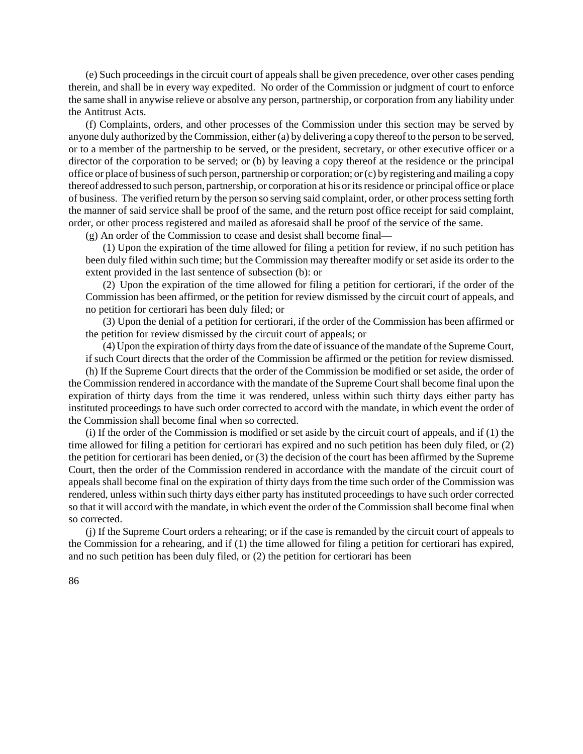(e) Such proceedings in the circuit court of appeals shall be given precedence, over other cases pending therein, and shall be in every way expedited. No order of the Commission or judgment of court to enforce the same shall in anywise relieve or absolve any person, partnership, or corporation from any liability under the Antitrust Acts.

(f) Complaints, orders, and other processes of the Commission under this section may be served by anyone duly authorized by the Commission, either (a) by delivering a copy thereof to the person to be served, or to a member of the partnership to be served, or the president, secretary, or other executive officer or a director of the corporation to be served; or (b) by leaving a copy thereof at the residence or the principal office or place of business of such person, partnership or corporation; or (c) by registering and mailing a copy thereof addressed to such person, partnership, or corporation at his or its residence or principal office or place of business. The verified return by the person so serving said complaint, order, or other process setting forth the manner of said service shall be proof of the same, and the return post office receipt for said complaint, order, or other process registered and mailed as aforesaid shall be proof of the service of the same.

(g) An order of the Commission to cease and desist shall become final—

(1) Upon the expiration of the time allowed for filing a petition for review, if no such petition has been duly filed within such time; but the Commission may thereafter modify or set aside its order to the extent provided in the last sentence of subsection (b): or

(2) Upon the expiration of the time allowed for filing a petition for certiorari, if the order of the Commission has been affirmed, or the petition for review dismissed by the circuit court of appeals, and no petition for certiorari has been duly filed; or

(3) Upon the denial of a petition for certiorari, if the order of the Commission has been affirmed or the petition for review dismissed by the circuit court of appeals; or

(4) Upon the expiration of thirty days from the date of issuance of the mandate of the Supreme Court, if such Court directs that the order of the Commission be affirmed or the petition for review dismissed.

(h) If the Supreme Court directs that the order of the Commission be modified or set aside, the order of the Commission rendered in accordance with the mandate of the Supreme Court shall become final upon the expiration of thirty days from the time it was rendered, unless within such thirty days either party has instituted proceedings to have such order corrected to accord with the mandate, in which event the order of the Commission shall become final when so corrected.

(i) If the order of the Commission is modified or set aside by the circuit court of appeals, and if (1) the time allowed for filing a petition for certiorari has expired and no such petition has been duly filed, or (2) the petition for certiorari has been denied, or (3) the decision of the court has been affirmed by the Supreme Court, then the order of the Commission rendered in accordance with the mandate of the circuit court of appeals shall become final on the expiration of thirty days from the time such order of the Commission was rendered, unless within such thirty days either party has instituted proceedings to have such order corrected so that it will accord with the mandate, in which event the order of the Commission shall become final when so corrected.

(j) If the Supreme Court orders a rehearing; or if the case is remanded by the circuit court of appeals to the Commission for a rehearing, and if (1) the time allowed for filing a petition for certiorari has expired, and no such petition has been duly filed, or (2) the petition for certiorari has been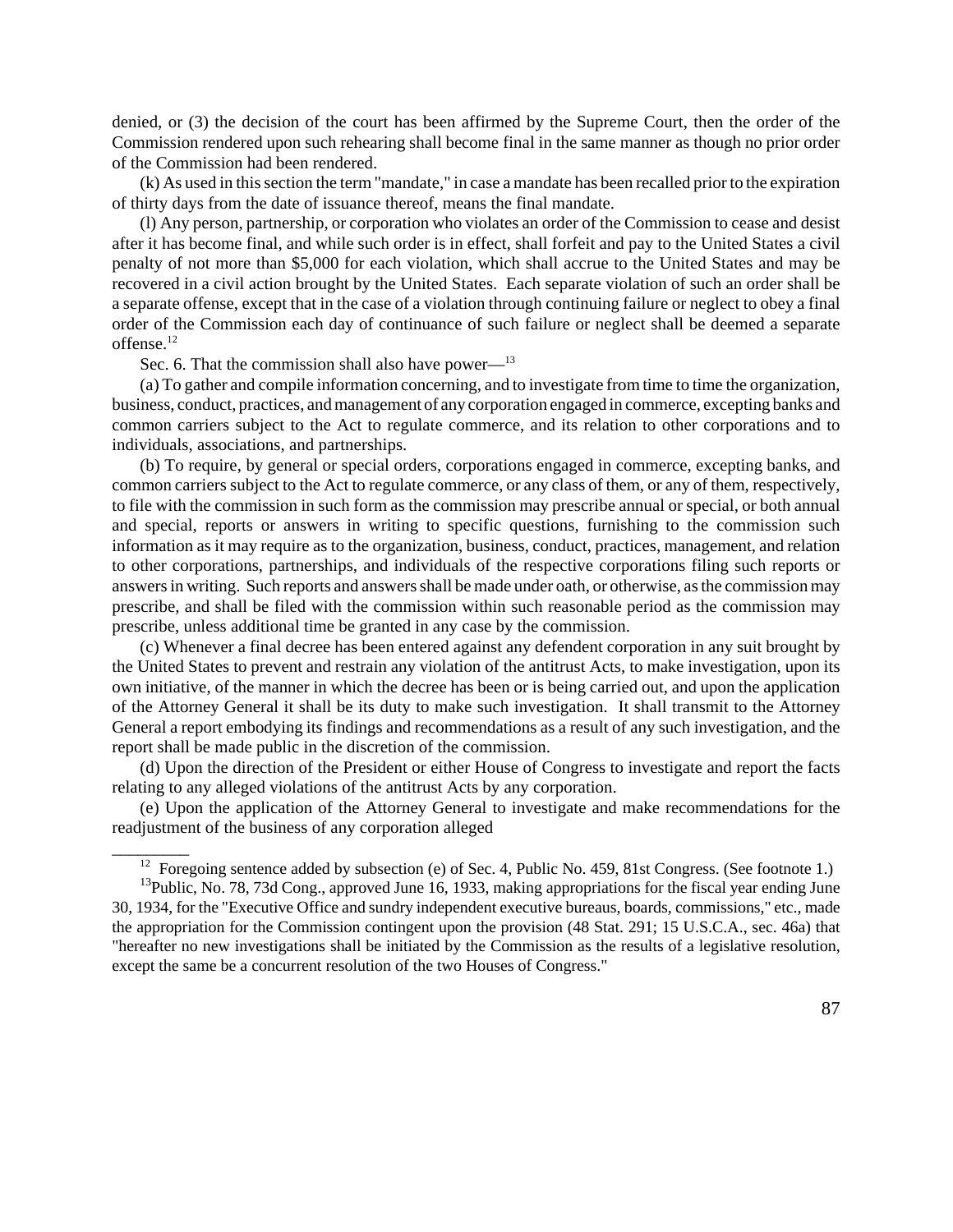denied, or (3) the decision of the court has been affirmed by the Supreme Court, then the order of the Commission rendered upon such rehearing shall become final in the same manner as though no prior order of the Commission had been rendered.

(k) As used in this section the term "mandate," in case a mandate has been recalled prior to the expiration of thirty days from the date of issuance thereof, means the final mandate.

(l) Any person, partnership, or corporation who violates an order of the Commission to cease and desist after it has become final, and while such order is in effect, shall forfeit and pay to the United States a civil penalty of not more than $5,000 for each violation, which shall accrue to the United States and may be recovered in a civil action brought by the United States. Each separate violation of such an order shall be a separate offense, except that in the case of a violation through continuing failure or neglect to obey a final order of the Commission each day of continuance of such failure or neglect shall be deemed a separate offense.[12]

Sec. 6. That the commission shall also have power—[13]

(a) To gather and compile information concerning, and to investigate from time to time the organization, business, conduct, practices, and management of any corporation engaged in commerce, excepting banks and common carriers subject to the Act to regulate commerce, and its relation to other corporations and to individuals, associations, and partnerships.

(b) To require, by general or special orders, corporations engaged in commerce, excepting banks, and common carriers subject to the Act to regulate commerce, or any class of them, or any of them, respectively, to file with the commission in such form as the commission may prescribe annual or special, or both annual and special, reports or answers in writing to specific questions, furnishing to the commission such information as it may require as to the organization, business, conduct, practices, management, and relation to other corporations, partnerships, and individuals of the respective corporations filing such reports or answers in writing. Such reports and answers shall be made under oath, or otherwise, as the commission may prescribe, and shall be filed with the commission within such reasonable period as the commission may prescribe, unless additional time be granted in any case by the commission.

(c) Whenever a final decree has been entered against any defendent corporation in any suit brought by the United States to prevent and restrain any violation of the antitrust Acts, to make investigation, upon its own initiative, of the manner in which the decree has been or is being carried out, and upon the application of the Attorney General it shall be its duty to make such investigation. It shall transmit to the Attorney General a report embodying its findings and recommendations as a result of any such investigation, and the report shall be made public in the discretion of the commission.

(d) Upon the direction of the President or either House of Congress to investigate and report the facts relating to any alleged violations of the antitrust Acts by any corporation.

(e) Upon the application of the Attorney General to investigate and make recommendations for the readjustment of the business of any corporation alleged

---

[12] Foregoing sentence added by subsection (e) of Sec. 4, Public No. 459, 81st Congress. (See footnote 1.)

[13] Public, No. 78, 73d Cong., approved June 16, 1933, making appropriations for the fiscal year ending June 30, 1934, for the "Executive Office and sundry independent executive bureaus, boards, commissions," etc., made the appropriation for the Commission contingent upon the provision (48 Stat. 291; 15 U.S.C.A., sec. 46a) that "hereafter no new investigations shall be initiated by the Commission as the results of a legislative resolution, except the same be a concurrent resolution of the two Houses of Congress."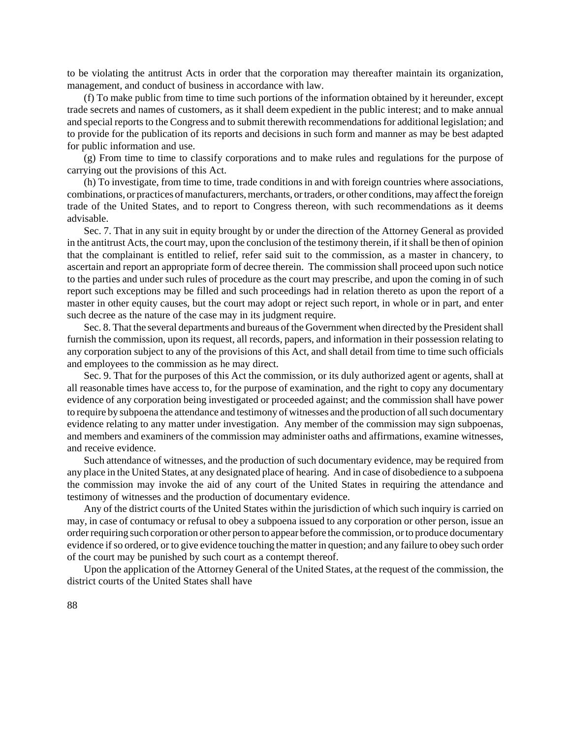to be violating the antitrust Acts in order that the corporation may thereafter maintain its organization, management, and conduct of business in accordance with law.

(f) To make public from time to time such portions of the information obtained by it hereunder, except trade secrets and names of customers, as it shall deem expedient in the public interest; and to make annual and special reports to the Congress and to submit therewith recommendations for additional legislation; and to provide for the publication of its reports and decisions in such form and manner as may be best adapted for public information and use.

(g) From time to time to classify corporations and to make rules and regulations for the purpose of carrying out the provisions of this Act.

(h) To investigate, from time to time, trade conditions in and with foreign countries where associations, combinations, or practices of manufacturers, merchants, or traders, or other conditions, may affect the foreign trade of the United States, and to report to Congress thereon, with such recommendations as it deems advisable.

Sec. 7. That in any suit in equity brought by or under the direction of the Attorney General as provided in the antitrust Acts, the court may, upon the conclusion of the testimony therein, if it shall be then of opinion that the complainant is entitled to relief, refer said suit to the commission, as a master in chancery, to ascertain and report an appropriate form of decree therein. The commission shall proceed upon such notice to the parties and under such rules of procedure as the court may prescribe, and upon the coming in of such report such exceptions may be filled and such proceedings had in relation thereto as upon the report of a master in other equity causes, but the court may adopt or reject such report, in whole or in part, and enter such decree as the nature of the case may in its judgment require.

Sec. 8. That the several departments and bureaus of the Government when directed by the President shall furnish the commission, upon its request, all records, papers, and information in their possession relating to any corporation subject to any of the provisions of this Act, and shall detail from time to time such officials and employees to the commission as he may direct.

Sec. 9. That for the purposes of this Act the commission, or its duly authorized agent or agents, shall at all reasonable times have access to, for the purpose of examination, and the right to copy any documentary evidence of any corporation being investigated or proceeded against; and the commission shall have power to require by subpoena the attendance and testimony of witnesses and the production of all such documentary evidence relating to any matter under investigation. Any member of the commission may sign subpoenas, and members and examiners of the commission may administer oaths and affirmations, examine witnesses, and receive evidence.

Such attendance of witnesses, and the production of such documentary evidence, may be required from any place in the United States, at any designated place of hearing. And in case of disobedience to a subpoena the commission may invoke the aid of any court of the United States in requiring the attendance and testimony of witnesses and the production of documentary evidence.

Any of the district courts of the United States within the jurisdiction of which such inquiry is carried on may, in case of contumacy or refusal to obey a subpoena issued to any corporation or other person, issue an order requiring such corporation or other person to appear before the commission, or to produce documentary evidence if so ordered, or to give evidence touching the matter in question; and any failure to obey such order of the court may be punished by such court as a contempt thereof.

Upon the application of the Attorney General of the United States, at the request of the commission, the district courts of the United States shall have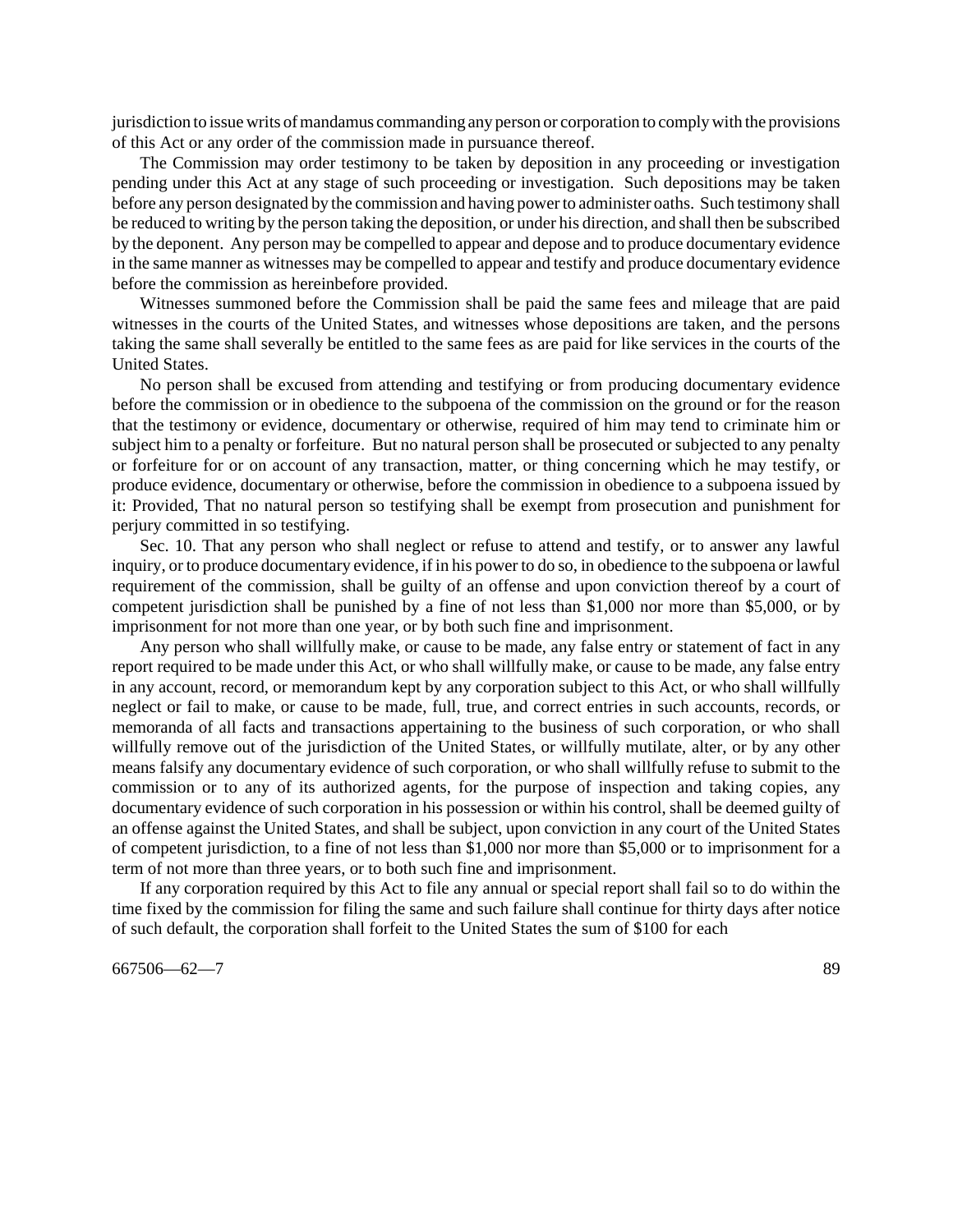jurisdiction to issue writs of mandamus commanding any person or corporation to comply with the provisions of this Act or any order of the commission made in pursuance thereof.

The Commission may order testimony to be taken by deposition in any proceeding or investigation pending under this Act at any stage of such proceeding or investigation. Such depositions may be taken before any person designated by the commission and having power to administer oaths. Such testimony shall be reduced to writing by the person taking the deposition, or under his direction, and shall then be subscribed by the deponent. Any person may be compelled to appear and depose and to produce documentary evidence in the same manner as witnesses may be compelled to appear and testify and produce documentary evidence before the commission as hereinbefore provided.

Witnesses summoned before the Commission shall be paid the same fees and mileage that are paid witnesses in the courts of the United States, and witnesses whose depositions are taken, and the persons taking the same shall severally be entitled to the same fees as are paid for like services in the courts of the United States.

No person shall be excused from attending and testifying or from producing documentary evidence before the commission or in obedience to the subpoena of the commission on the ground or for the reason that the testimony or evidence, documentary or otherwise, required of him may tend to criminate him or subject him to a penalty or forfeiture. But no natural person shall be prosecuted or subjected to any penalty or forfeiture for or on account of any transaction, matter, or thing concerning which he may testify, or produce evidence, documentary or otherwise, before the commission in obedience to a subpoena issued by it: Provided, That no natural person so testifying shall be exempt from prosecution and punishment for perjury committed in so testifying.

Sec. 10. That any person who shall neglect or refuse to attend and testify, or to answer any lawful inquiry, or to produce documentary evidence, if in his power to do so, in obedience to the subpoena or lawful requirement of the commission, shall be guilty of an offense and upon conviction thereof by a court of competent jurisdiction shall be punished by a fine of not less than $1,000 nor more than $5,000, or by imprisonment for not more than one year, or by both such fine and imprisonment.

Any person who shall willfully make, or cause to be made, any false entry or statement of fact in any report required to be made under this Act, or who shall willfully make, or cause to be made, any false entry in any account, record, or memorandum kept by any corporation subject to this Act, or who shall willfully neglect or fail to make, or cause to be made, full, true, and correct entries in such accounts, records, or memoranda of all facts and transactions appertaining to the business of such corporation, or who shall willfully remove out of the jurisdiction of the United States, or willfully mutilate, alter, or by any other means falsify any documentary evidence of such corporation, or who shall willfully refuse to submit to the commission or to any of its authorized agents, for the purpose of inspection and taking copies, any documentary evidence of such corporation in his possession or within his control, shall be deemed guilty of an offense against the United States, and shall be subject, upon conviction in any court of the United States of competent jurisdiction, to a fine of not less than $1,000 nor more than $5,000 or to imprisonment for a term of not more than three years, or to both such fine and imprisonment.

If any corporation required by this Act to file any annual or special report shall fail so to do within the time fixed by the commission for filing the same and such failure shall continue for thirty days after notice of such default, the corporation shall forfeit to the United States the sum of $100 for each

667506—62—7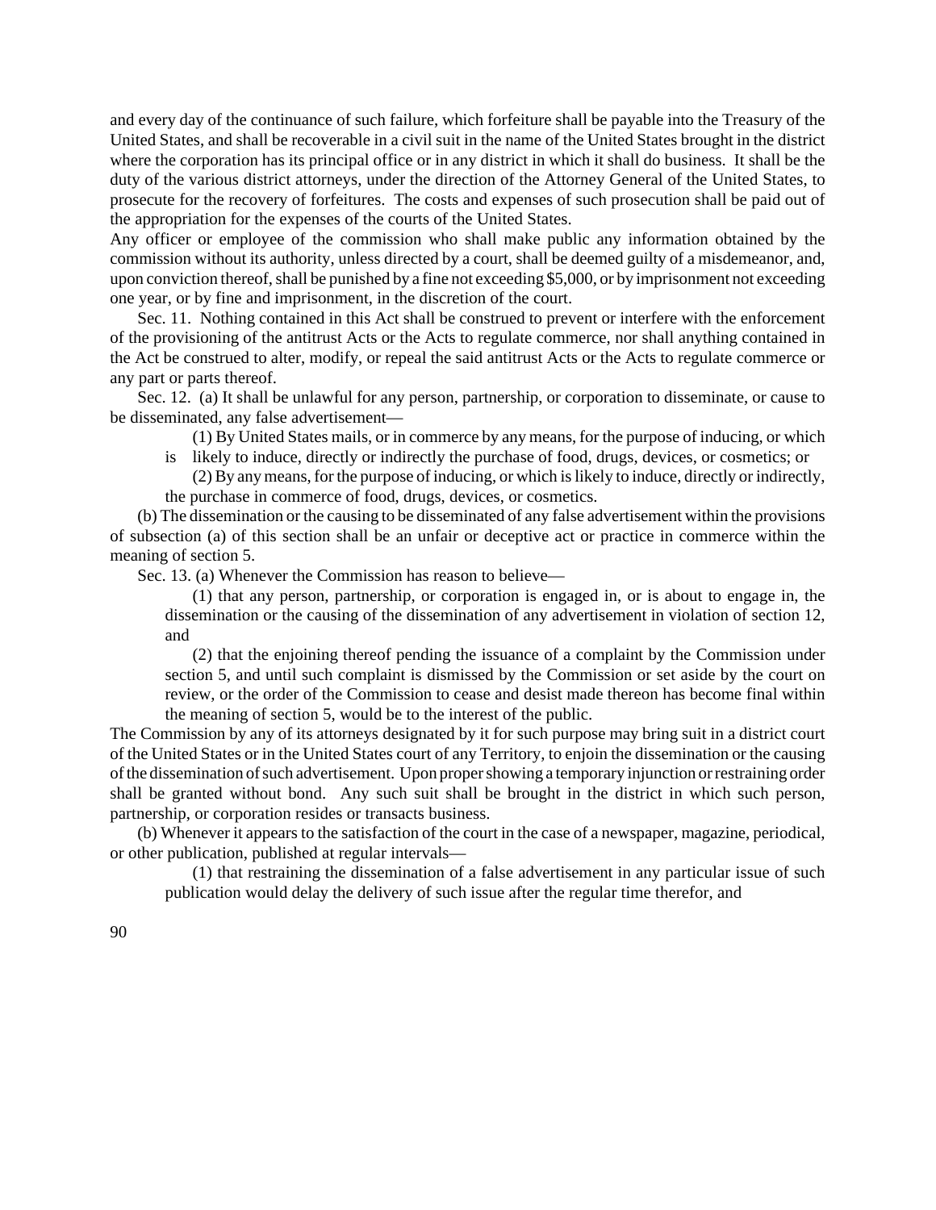and every day of the continuance of such failure, which forfeiture shall be payable into the Treasury of the United States, and shall be recoverable in a civil suit in the name of the United States brought in the district where the corporation has its principal office or in any district in which it shall do business. It shall be the duty of the various district attorneys, under the direction of the Attorney General of the United States, to prosecute for the recovery of forfeitures. The costs and expenses of such prosecution shall be paid out of the appropriation for the expenses of the courts of the United States.

Any officer or employee of the commission who shall make public any information obtained by the commission without its authority, unless directed by a court, shall be deemed guilty of a misdemeanor, and, upon conviction thereof, shall be punished by a fine not exceeding $5,000, or by imprisonment not exceeding one year, or by fine and imprisonment, in the discretion of the court.

Sec. 11. Nothing contained in this Act shall be construed to prevent or interfere with the enforcement of the provisioning of the antitrust Acts or the Acts to regulate commerce, nor shall anything contained in the Act be construed to alter, modify, or repeal the said antitrust Acts or the Acts to regulate commerce or any part or parts thereof.

Sec. 12. (a) It shall be unlawful for any person, partnership, or corporation to disseminate, or cause to be disseminated, any false advertisement—

(1) By United States mails, or in commerce by any means, for the purpose of inducing, or which is likely to induce, directly or indirectly the purchase of food, drugs, devices, or cosmetics; or

(2) By any means, for the purpose of inducing, or which is likely to induce, directly or indirectly, the purchase in commerce of food, drugs, devices, or cosmetics.

(b) The dissemination or the causing to be disseminated of any false advertisement within the provisions of subsection (a) of this section shall be an unfair or deceptive act or practice in commerce within the meaning of section 5.

Sec. 13. (a) Whenever the Commission has reason to believe—

(1) that any person, partnership, or corporation is engaged in, or is about to engage in, the dissemination or the causing of the dissemination of any advertisement in violation of section 12, and

(2) that the enjoining thereof pending the issuance of a complaint by the Commission under section 5, and until such complaint is dismissed by the Commission or set aside by the court on review, or the order of the Commission to cease and desist made thereon has become final within the meaning of section 5, would be to the interest of the public.

The Commission by any of its attorneys designated by it for such purpose may bring suit in a district court of the United States or in the United States court of any Territory, to enjoin the dissemination or the causing of the dissemination of such advertisement. Upon proper showing a temporary injunction or restraining order shall be granted without bond. Any such suit shall be brought in the district in which such person, partnership, or corporation resides or transacts business.

(b) Whenever it appears to the satisfaction of the court in the case of a newspaper, magazine, periodical, or other publication, published at regular intervals—

(1) that restraining the dissemination of a false advertisement in any particular issue of such publication would delay the delivery of such issue after the regular time therefor, and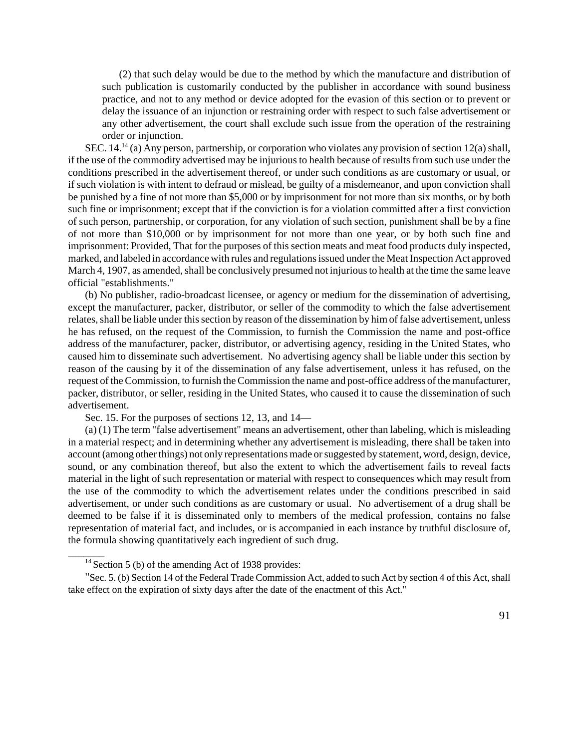(2) that such delay would be due to the method by which the manufacture and distribution of such publication is customarily conducted by the publisher in accordance with sound business practice, and not to any method or device adopted for the evasion of this section or to prevent or delay the issuance of an injunction or restraining order with respect to such false advertisement or any other advertisement, the court shall exclude such issue from the operation of the restraining order or injunction.

SEC. 14.[14] (a) Any person, partnership, or corporation who violates any provision of section 12(a) shall, if the use of the commodity advertised may be injurious to health because of results from such use under the conditions prescribed in the advertisement thereof, or under such conditions as are customary or usual, or if such violation is with intent to defraud or mislead, be guilty of a misdemeanor, and upon conviction shall be punished by a fine of not more than $5,000 or by imprisonment for not more than six months, or by both such fine or imprisonment; except that if the conviction is for a violation committed after a first conviction of such person, partnership, or corporation, for any violation of such section, punishment shall be by a fine of not more than $10,000 or by imprisonment for not more than one year, or by both such fine and imprisonment: Provided, That for the purposes of this section meats and meat food products duly inspected, marked, and labeled in accordance with rules and regulations issued under the Meat Inspection Act approved March 4, 1907, as amended, shall be conclusively presumed not injurious to health at the time the same leave official "establishments."

(b) No publisher, radio-broadcast licensee, or agency or medium for the dissemination of advertising, except the manufacturer, packer, distributor, or seller of the commodity to which the false advertisement relates, shall be liable under this section by reason of the dissemination by him of false advertisement, unless he has refused, on the request of the Commission, to furnish the Commission the name and post-office address of the manufacturer, packer, distributor, or advertising agency, residing in the United States, who caused him to disseminate such advertisement. No advertising agency shall be liable under this section by reason of the causing by it of the dissemination of any false advertisement, unless it has refused, on the request of the Commission, to furnish the Commission the name and post-office address of the manufacturer, packer, distributor, or seller, residing in the United States, who caused it to cause the dissemination of such advertisement.

Sec. 15. For the purposes of sections 12, 13, and 14—

(a) (1) The term "false advertisement" means an advertisement, other than labeling, which is misleading in a material respect; and in determining whether any advertisement is misleading, there shall be taken into account (among other things) not only representations made or suggested by statement, word, design, device, sound, or any combination thereof, but also the extent to which the advertisement fails to reveal facts material in the light of such representation or material with respect to consequences which may result from the use of the commodity to which the advertisement relates under the conditions prescribed in said advertisement, or under such conditions as are customary or usual. No advertisement of a drug shall be deemed to be false if it is disseminated only to members of the medical profession, contains no false representation of material fact, and includes, or is accompanied in each instance by truthful disclosure of, the formula showing quantitatively each ingredient of such drug.

---

[14] Section 5 (b) of the amending Act of 1938 provides:

"Sec. 5. (b) Section 14 of the Federal Trade Commission Act, added to such Act by section 4 of this Act, shall take effect on the expiration of sixty days after the date of the enactment of this Act."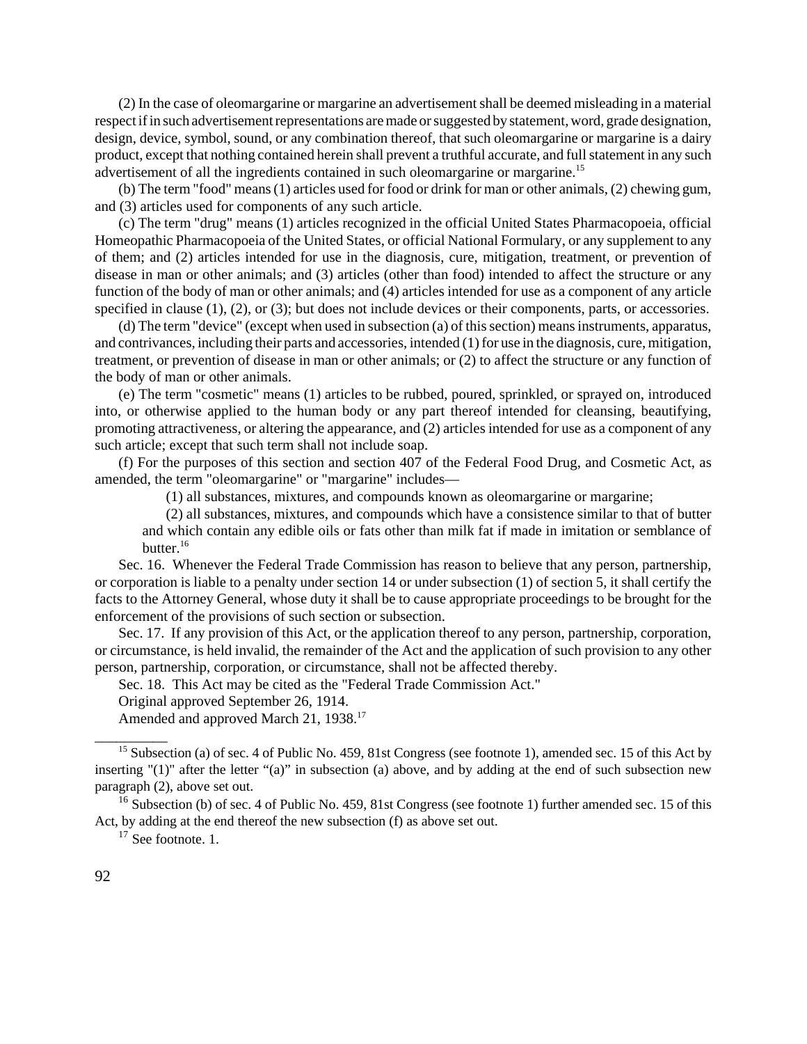(2) In the case of oleomargarine or margarine an advertisement shall be deemed misleading in a material respect if in such advertisement representations are made or suggested by statement, word, grade designation, design, device, symbol, sound, or any combination thereof, that such oleomargarine or margarine is a dairy product, except that nothing contained herein shall prevent a truthful accurate, and full statement in any such advertisement of all the ingredients contained in such oleomargarine or margarine.[15]

(b) The term "food" means (1) articles used for food or drink for man or other animals, (2) chewing gum, and (3) articles used for components of any such article.

(c) The term "drug" means (1) articles recognized in the official United States Pharmacopoeia, official Homeopathic Pharmacopoeia of the United States, or official National Formulary, or any supplement to any of them; and (2) articles intended for use in the diagnosis, cure, mitigation, treatment, or prevention of disease in man or other animals; and (3) articles (other than food) intended to affect the structure or any function of the body of man or other animals; and (4) articles intended for use as a component of any article specified in clause (1), (2), or (3); but does not include devices or their components, parts, or accessories.

(d) The term "device" (except when used in subsection (a) of this section) means instruments, apparatus, and contrivances, including their parts and accessories, intended (1) for use in the diagnosis, cure, mitigation, treatment, or prevention of disease in man or other animals; or (2) to affect the structure or any function of the body of man or other animals.

(e) The term "cosmetic" means (1) articles to be rubbed, poured, sprinkled, or sprayed on, introduced into, or otherwise applied to the human body or any part thereof intended for cleansing, beautifying, promoting attractiveness, or altering the appearance, and (2) articles intended for use as a component of any such article; except that such term shall not include soap.

(f) For the purposes of this section and section 407 of the Federal Food Drug, and Cosmetic Act, as amended, the term "oleomargarine" or "margarine" includes—

(1) all substances, mixtures, and compounds known as oleomargarine or margarine;

(2) all substances, mixtures, and compounds which have a consistence similar to that of butter and which contain any edible oils or fats other than milk fat if made in imitation or semblance of butter.[16]

Sec. 16. Whenever the Federal Trade Commission has reason to believe that any person, partnership, or corporation is liable to a penalty under section 14 or under subsection (1) of section 5, it shall certify the facts to the Attorney General, whose duty it shall be to cause appropriate proceedings to be brought for the enforcement of the provisions of such section or subsection.

Sec. 17. If any provision of this Act, or the application thereof to any person, partnership, corporation, or circumstance, is held invalid, the remainder of the Act and the application of such provision to any other person, partnership, corporation, or circumstance, shall not be affected thereby.

Sec. 18. This Act may be cited as the "Federal Trade Commission Act."

Original approved September 26, 1914.

Amended and approved March 21, 1938.[17]

---

[15] Subsection (a) of sec. 4 of Public No. 459, 81st Congress (see footnote 1), amended sec. 15 of this Act by inserting "(1)" after the letter "(a)" in subsection (a) above, and by adding at the end of such subsection new paragraph (2), above set out.

[16] Subsection (b) of sec. 4 of Public No. 459, 81st Congress (see footnote 1) further amended sec. 15 of this Act, by adding at the end thereof the new subsection (f) as above set out.

[17] See footnote. 1.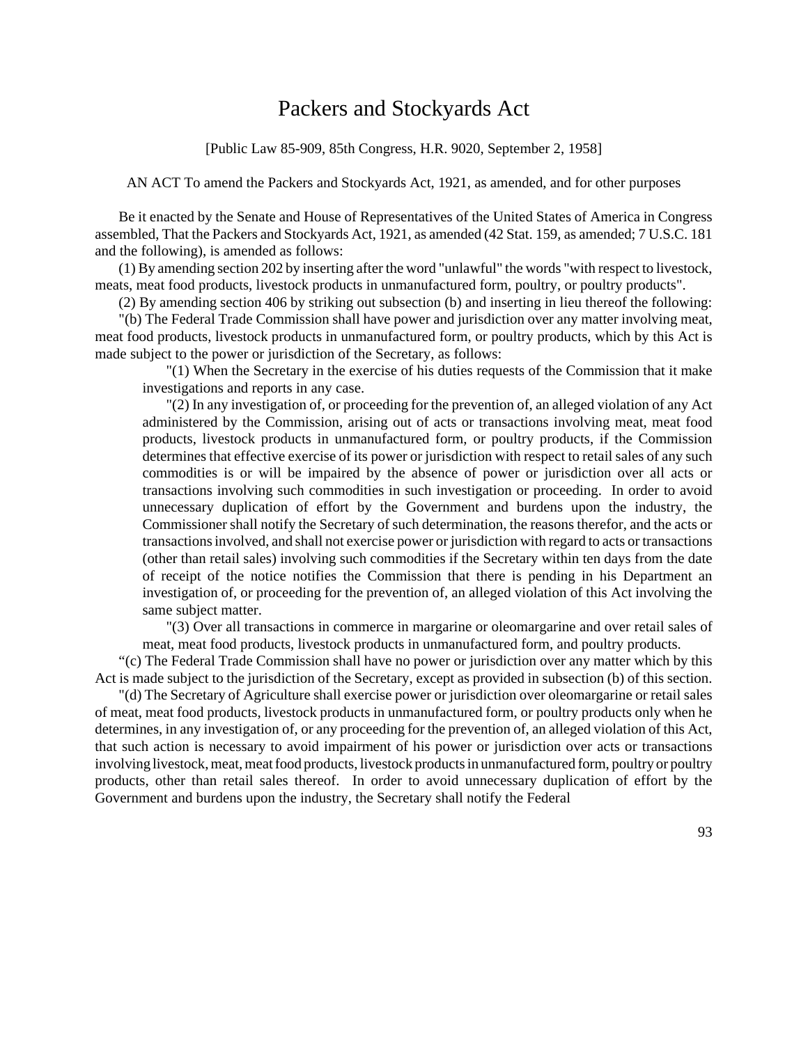# Packers and Stockyards Act

[Public Law 85-909, 85th Congress, H.R. 9020, September 2, 1958]

AN ACT To amend the Packers and Stockyards Act, 1921, as amended, and for other purposes

Be it enacted by the Senate and House of Representatives of the United States of America in Congress assembled, That the Packers and Stockyards Act, 1921, as amended (42 Stat. 159, as amended; 7 U.S.C. 181 and the following), is amended as follows:

(1) By amending section 202 by inserting after the word "unlawful" the words "with respect to livestock, meats, meat food products, livestock products in unmanufactured form, poultry, or poultry products".

(2) By amending section 406 by striking out subsection (b) and inserting in lieu thereof the following:

"(b) The Federal Trade Commission shall have power and jurisdiction over any matter involving meat, meat food products, livestock products in unmanufactured form, or poultry products, which by this Act is made subject to the power or jurisdiction of the Secretary, as follows:

> "(1) When the Secretary in the exercise of his duties requests of the Commission that it make investigations and reports in any case.
>
> "(2) In any investigation of, or proceeding for the prevention of, an alleged violation of any Act administered by the Commission, arising out of acts or transactions involving meat, meat food products, livestock products in unmanufactured form, or poultry products, if the Commission determines that effective exercise of its power or jurisdiction with respect to retail sales of any such commodities is or will be impaired by the absence of power or jurisdiction over all acts or transactions involving such commodities in such investigation or proceeding. In order to avoid unnecessary duplication of effort by the Government and burdens upon the industry, the Commissioner shall notify the Secretary of such determination, the reasons therefor, and the acts or transactions involved, and shall not exercise power or jurisdiction with regard to acts or transactions (other than retail sales) involving such commodities if the Secretary within ten days from the date of receipt of the notice notifies the Commission that there is pending in his Department an investigation of, or proceeding for the prevention of, an alleged violation of this Act involving the same subject matter.
>
> "(3) Over all transactions in commerce in margarine or oleomargarine and over retail sales of meat, meat food products, livestock products in unmanufactured form, and poultry products.

"(c) The Federal Trade Commission shall have no power or jurisdiction over any matter which by this Act is made subject to the jurisdiction of the Secretary, except as provided in subsection (b) of this section.

"(d) The Secretary of Agriculture shall exercise power or jurisdiction over oleomargarine or retail sales of meat, meat food products, livestock products in unmanufactured form, or poultry products only when he determines, in any investigation of, or any proceeding for the prevention of, an alleged violation of this Act, that such action is necessary to avoid impairment of his power or jurisdiction over acts or transactions involving livestock, meat, meat food products, livestock products in unmanufactured form, poultry or poultry products, other than retail sales thereof. In order to avoid unnecessary duplication of effort by the Government and burdens upon the industry, the Secretary shall notify the Federal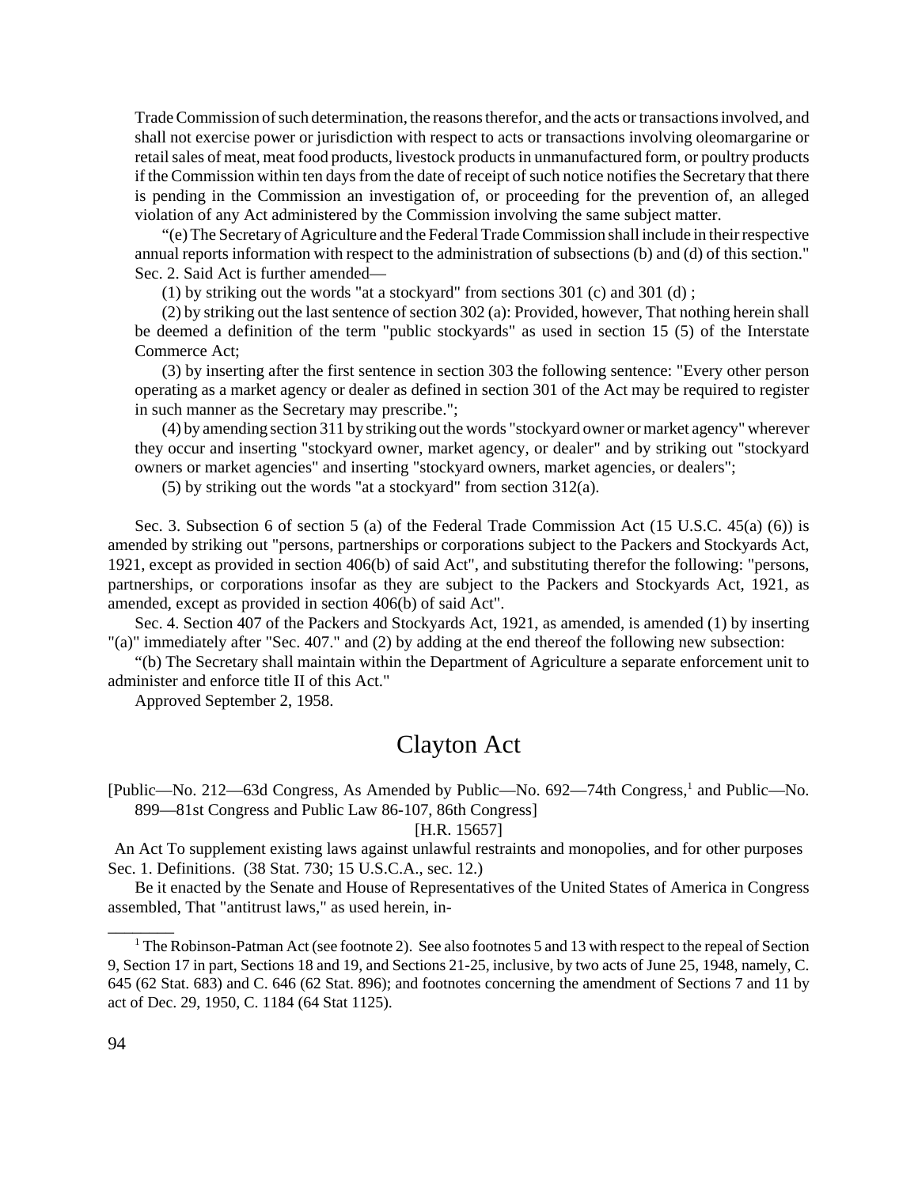Trade Commission of such determination, the reasons therefor, and the acts or transactions involved, and shall not exercise power or jurisdiction with respect to acts or transactions involving oleomargarine or retail sales of meat, meat food products, livestock products in unmanufactured form, or poultry products if the Commission within ten days from the date of receipt of such notice notifies the Secretary that there is pending in the Commission an investigation of, or proceeding for the prevention of, an alleged violation of any Act administered by the Commission involving the same subject matter.

"(e) The Secretary of Agriculture and the Federal Trade Commission shall include in their respective annual reports information with respect to the administration of subsections (b) and (d) of this section."

Sec. 2. Said Act is further amended—

(1) by striking out the words "at a stockyard" from sections 301 (c) and 301 (d) ;

(2) by striking out the last sentence of section 302 (a): Provided, however, That nothing herein shall be deemed a definition of the term "public stockyards" as used in section 15 (5) of the Interstate Commerce Act;

(3) by inserting after the first sentence in section 303 the following sentence: "Every other person operating as a market agency or dealer as defined in section 301 of the Act may be required to register in such manner as the Secretary may prescribe.";

(4) by amending section 311 by striking out the words "stockyard owner or market agency" wherever they occur and inserting "stockyard owner, market agency, or dealer" and by striking out "stockyard owners or market agencies" and inserting "stockyard owners, market agencies, or dealers";

(5) by striking out the words "at a stockyard" from section 312(a).

Sec. 3. Subsection 6 of section 5 (a) of the Federal Trade Commission Act (15 U.S.C. 45(a) (6)) is amended by striking out "persons, partnerships or corporations subject to the Packers and Stockyards Act, 1921, except as provided in section 406(b) of said Act", and substituting therefor the following: "persons, partnerships, or corporations insofar as they are subject to the Packers and Stockyards Act, 1921, as amended, except as provided in section 406(b) of said Act".

Sec. 4. Section 407 of the Packers and Stockyards Act, 1921, as amended, is amended (1) by inserting "(a)" immediately after "Sec. 407." and (2) by adding at the end thereof the following new subsection:

"(b) The Secretary shall maintain within the Department of Agriculture a separate enforcement unit to administer and enforce title II of this Act."

Approved September 2, 1958.

# Clayton Act

[Public—No. 212—63d Congress, As Amended by Public—No. 692—74th Congress,[1] and Public—No. 899—81st Congress and Public Law 86-107, 86th Congress]

[H.R. 15657]

An Act To supplement existing laws against unlawful restraints and monopolies, and for other purposes

Sec. 1. Definitions. (38 Stat. 730; 15 U.S.C.A., sec. 12.)

Be it enacted by the Senate and House of Representatives of the United States of America in Congress assembled, That "antitrust laws," as used herein, in-

---

[1] The Robinson-Patman Act (see footnote 2). See also footnotes 5 and 13 with respect to the repeal of Section 9, Section 17 in part, Sections 18 and 19, and Sections 21-25, inclusive, by two acts of June 25, 1948, namely, C. 645 (62 Stat. 683) and C. 646 (62 Stat. 896); and footnotes concerning the amendment of Sections 7 and 11 by act of Dec. 29, 1950, C. 1184 (64 Stat 1125).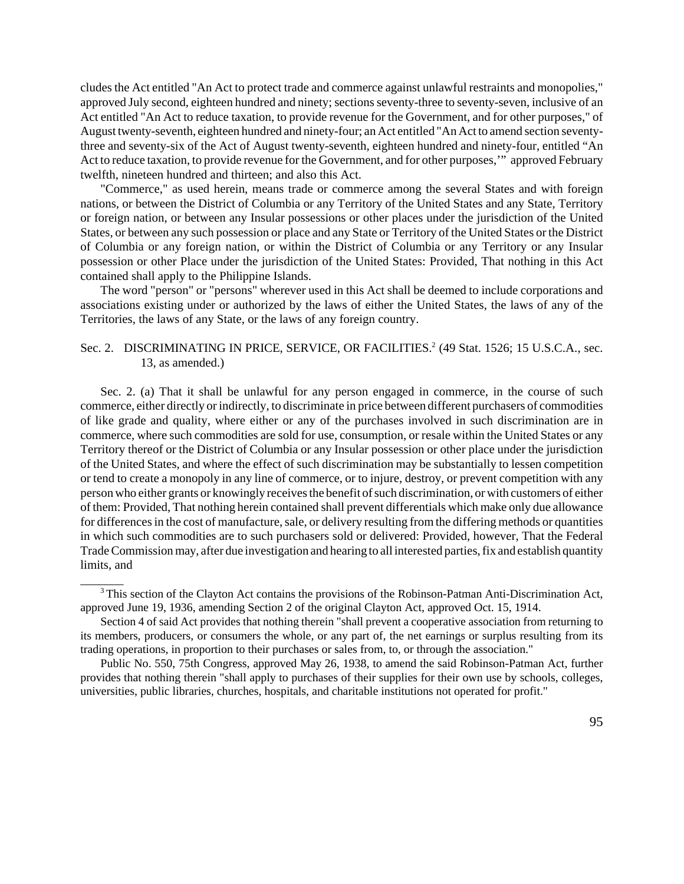cludes the Act entitled "An Act to protect trade and commerce against unlawful restraints and monopolies," approved July second, eighteen hundred and ninety; sections seventy-three to seventy-seven, inclusive of an Act entitled "An Act to reduce taxation, to provide revenue for the Government, and for other purposes," of August twenty-seventh, eighteen hundred and ninety-four; an Act entitled "An Act to amend section seventy-three and seventy-six of the Act of August twenty-seventh, eighteen hundred and ninety-four, entitled "An Act to reduce taxation, to provide revenue for the Government, and for other purposes,'" approved February twelfth, nineteen hundred and thirteen; and also this Act.

"Commerce," as used herein, means trade or commerce among the several States and with foreign nations, or between the District of Columbia or any Territory of the United States and any State, Territory or foreign nation, or between any Insular possessions or other places under the jurisdiction of the United States, or between any such possession or place and any State or Territory of the United States or the District of Columbia or any foreign nation, or within the District of Columbia or any Territory or any Insular possession or other Place under the jurisdiction of the United States: Provided, That nothing in this Act contained shall apply to the Philippine Islands.

The word "person" or "persons" wherever used in this Act shall be deemed to include corporations and associations existing under or authorized by the laws of either the United States, the laws of any of the Territories, the laws of any State, or the laws of any foreign country.

Sec. 2. DISCRIMINATING IN PRICE, SERVICE, OR FACILITIES.[2] (49 Stat. 1526; 15 U.S.C.A., sec. 13, as amended.)

Sec. 2. (a) That it shall be unlawful for any person engaged in commerce, in the course of such commerce, either directly or indirectly, to discriminate in price between different purchasers of commodities of like grade and quality, where either or any of the purchases involved in such discrimination are in commerce, where such commodities are sold for use, consumption, or resale within the United States or any Territory thereof or the District of Columbia or any Insular possession or other place under the jurisdiction of the United States, and where the effect of such discrimination may be substantially to lessen competition or tend to create a monopoly in any line of commerce, or to injure, destroy, or prevent competition with any person who either grants or knowingly receives the benefit of such discrimination, or with customers of either of them: Provided, That nothing herein contained shall prevent differentials which make only due allowance for differences in the cost of manufacture, sale, or delivery resulting from the differing methods or quantities in which such commodities are to such purchasers sold or delivered: Provided, however, That the Federal Trade Commission may, after due investigation and hearing to all interested parties, fix and establish quantity limits, and

---

[3] This section of the Clayton Act contains the provisions of the Robinson-Patman Anti-Discrimination Act, approved June 19, 1936, amending Section 2 of the original Clayton Act, approved Oct. 15, 1914.

Section 4 of said Act provides that nothing therein "shall prevent a cooperative association from returning to its members, producers, or consumers the whole, or any part of, the net earnings or surplus resulting from its trading operations, in proportion to their purchases or sales from, to, or through the association."

Public No. 550, 75th Congress, approved May 26, 1938, to amend the said Robinson-Patman Act, further provides that nothing therein "shall apply to purchases of their supplies for their own use by schools, colleges, universities, public libraries, churches, hospitals, and charitable institutions not operated for profit."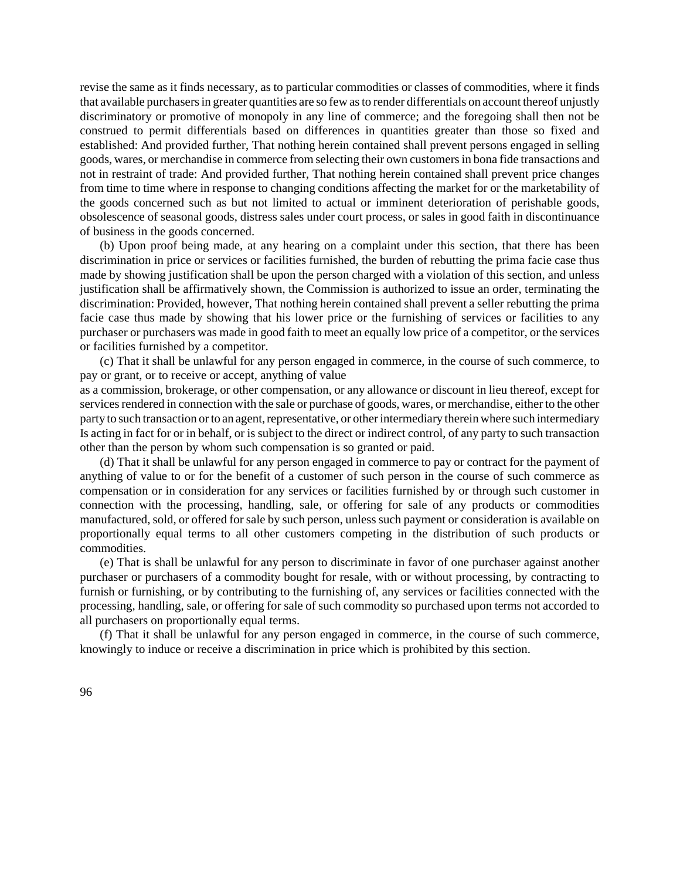revise the same as it finds necessary, as to particular commodities or classes of commodities, where it finds that available purchasers in greater quantities are so few as to render differentials on account thereof unjustly discriminatory or promotive of monopoly in any line of commerce; and the foregoing shall then not be construed to permit differentials based on differences in quantities greater than those so fixed and established: And provided further, That nothing herein contained shall prevent persons engaged in selling goods, wares, or merchandise in commerce from selecting their own customers in bona fide transactions and not in restraint of trade: And provided further, That nothing herein contained shall prevent price changes from time to time where in response to changing conditions affecting the market for or the marketability of the goods concerned such as but not limited to actual or imminent deterioration of perishable goods, obsolescence of seasonal goods, distress sales under court process, or sales in good faith in discontinuance of business in the goods concerned.

(b) Upon proof being made, at any hearing on a complaint under this section, that there has been discrimination in price or services or facilities furnished, the burden of rebutting the prima facie case thus made by showing justification shall be upon the person charged with a violation of this section, and unless justification shall be affirmatively shown, the Commission is authorized to issue an order, terminating the discrimination: Provided, however, That nothing herein contained shall prevent a seller rebutting the prima facie case thus made by showing that his lower price or the furnishing of services or facilities to any purchaser or purchasers was made in good faith to meet an equally low price of a competitor, or the services or facilities furnished by a competitor.

(c) That it shall be unlawful for any person engaged in commerce, in the course of such commerce, to pay or grant, or to receive or accept, anything of value as a commission, brokerage, or other compensation, or any allowance or discount in lieu thereof, except for services rendered in connection with the sale or purchase of goods, wares, or merchandise, either to the other party to such transaction or to an agent, representative, or other intermediary therein where such intermediary Is acting in fact for or in behalf, or is subject to the direct or indirect control, of any party to such transaction other than the person by whom such compensation is so granted or paid.

(d) That it shall be unlawful for any person engaged in commerce to pay or contract for the payment of anything of value to or for the benefit of a customer of such person in the course of such commerce as compensation or in consideration for any services or facilities furnished by or through such customer in connection with the processing, handling, sale, or offering for sale of any products or commodities manufactured, sold, or offered for sale by such person, unless such payment or consideration is available on proportionally equal terms to all other customers competing in the distribution of such products or commodities.

(e) That is shall be unlawful for any person to discriminate in favor of one purchaser against another purchaser or purchasers of a commodity bought for resale, with or without processing, by contracting to furnish or furnishing, or by contributing to the furnishing of, any services or facilities connected with the processing, handling, sale, or offering for sale of such commodity so purchased upon terms not accorded to all purchasers on proportionally equal terms.

(f) That it shall be unlawful for any person engaged in commerce, in the course of such commerce, knowingly to induce or receive a discrimination in price which is prohibited by this section.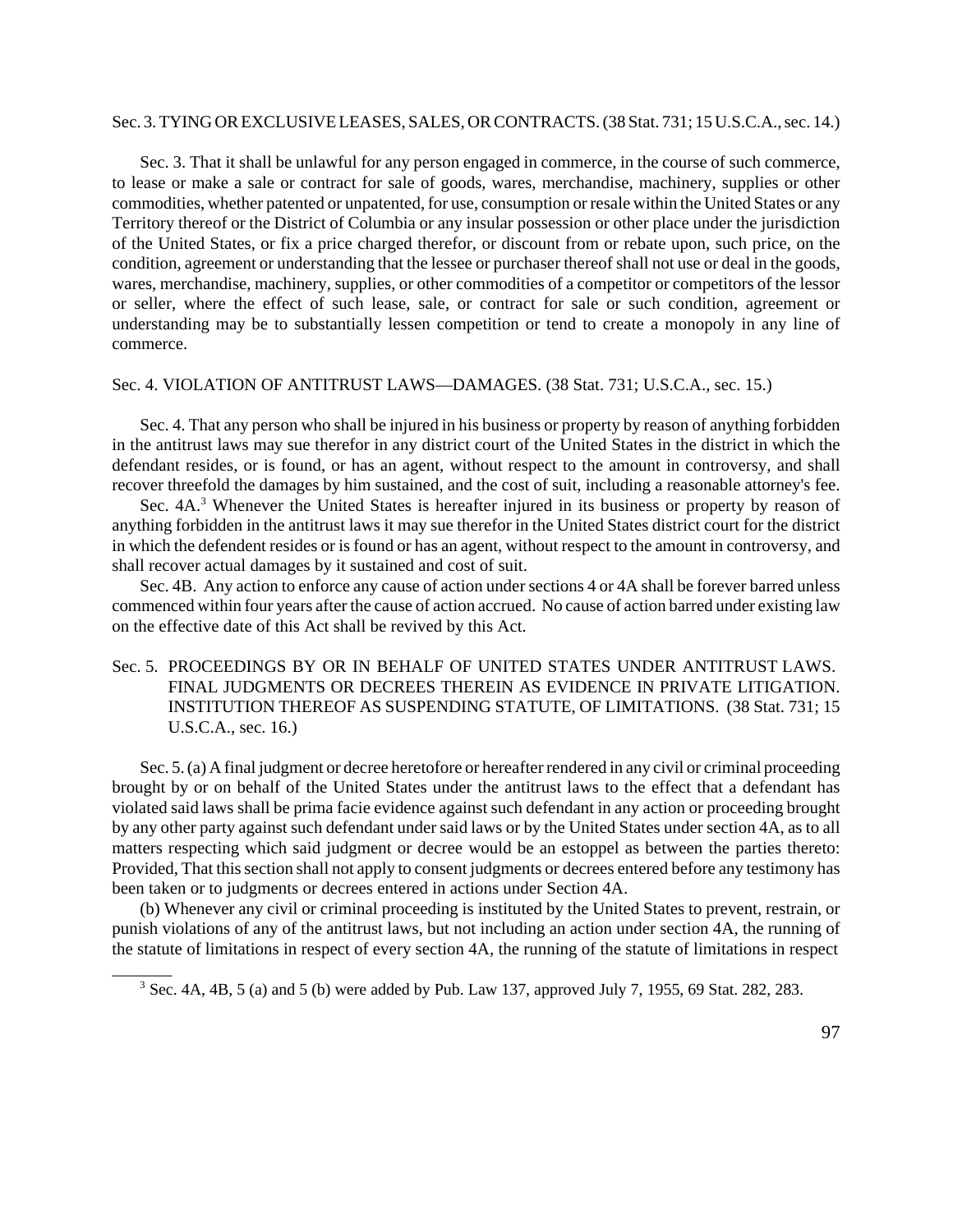Sec. 3. TYING OR EXCLUSIVE LEASES, SALES, OR CONTRACTS. (38 Stat. 731; 15 U.S.C.A., sec. 14.)

Sec. 3. That it shall be unlawful for any person engaged in commerce, in the course of such commerce, to lease or make a sale or contract for sale of goods, wares, merchandise, machinery, supplies or other commodities, whether patented or unpatented, for use, consumption or resale within the United States or any Territory thereof or the District of Columbia or any insular possession or other place under the jurisdiction of the United States, or fix a price charged therefor, or discount from or rebate upon, such price, on the condition, agreement or understanding that the lessee or purchaser thereof shall not use or deal in the goods, wares, merchandise, machinery, supplies, or other commodities of a competitor or competitors of the lessor or seller, where the effect of such lease, sale, or contract for sale or such condition, agreement or understanding may be to substantially lessen competition or tend to create a monopoly in any line of commerce.

Sec. 4. VIOLATION OF ANTITRUST LAWS—DAMAGES. (38 Stat. 731; U.S.C.A., sec. 15.)

Sec. 4. That any person who shall be injured in his business or property by reason of anything forbidden in the antitrust laws may sue therefor in any district court of the United States in the district in which the defendant resides, or is found, or has an agent, without respect to the amount in controversy, and shall recover threefold the damages by him sustained, and the cost of suit, including a reasonable attorney's fee.

Sec. 4A.[3] Whenever the United States is hereafter injured in its business or property by reason of anything forbidden in the antitrust laws it may sue therefor in the United States district court for the district in which the defendent resides or is found or has an agent, without respect to the amount in controversy, and shall recover actual damages by it sustained and cost of suit.

Sec. 4B. Any action to enforce any cause of action under sections 4 or 4A shall be forever barred unless commenced within four years after the cause of action accrued. No cause of action barred under existing law on the effective date of this Act shall be revived by this Act.

Sec. 5. PROCEEDINGS BY OR IN BEHALF OF UNITED STATES UNDER ANTITRUST LAWS. FINAL JUDGMENTS OR DECREES THEREIN AS EVIDENCE IN PRIVATE LITIGATION. INSTITUTION THEREOF AS SUSPENDING STATUTE, OF LIMITATIONS. (38 Stat. 731; 15 U.S.C.A., sec. 16.)

Sec. 5. (a) A final judgment or decree heretofore or hereafter rendered in any civil or criminal proceeding brought by or on behalf of the United States under the antitrust laws to the effect that a defendant has violated said laws shall be prima facie evidence against such defendant in any action or proceeding brought by any other party against such defendant under said laws or by the United States under section 4A, as to all matters respecting which said judgment or decree would be an estoppel as between the parties thereto: Provided, That this section shall not apply to consent judgments or decrees entered before any testimony has been taken or to judgments or decrees entered in actions under Section 4A.

(b) Whenever any civil or criminal proceeding is instituted by the United States to prevent, restrain, or punish violations of any of the antitrust laws, but not including an action under section 4A, the running of the statute of limitations in respect of every section 4A, the running of the statute of limitations in respect

---

[3] Sec. 4A, 4B, 5 (a) and 5 (b) were added by Pub. Law 137, approved July 7, 1955, 69 Stat. 282, 283.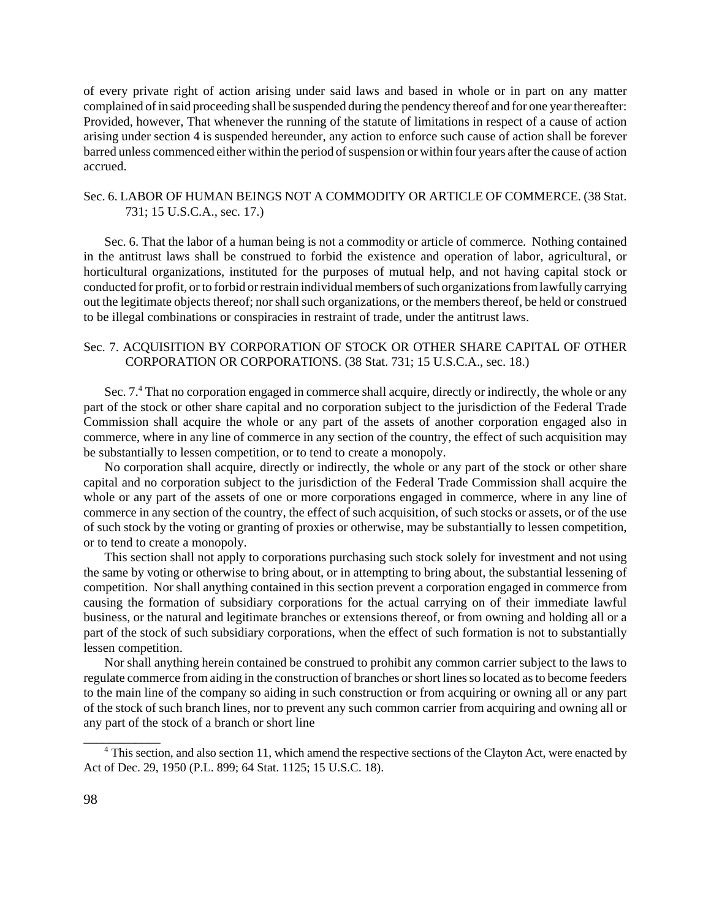of every private right of action arising under said laws and based in whole or in part on any matter complained of in said proceeding shall be suspended during the pendency thereof and for one year thereafter: Provided, however, That whenever the running of the statute of limitations in respect of a cause of action arising under section 4 is suspended hereunder, any action to enforce such cause of action shall be forever barred unless commenced either within the period of suspension or within four years after the cause of action accrued.

## Sec. 6. LABOR OF HUMAN BEINGS NOT A COMMODITY OR ARTICLE OF COMMERCE. (38 Stat. 731; 15 U.S.C.A., sec. 17.)

Sec. 6. That the labor of a human being is not a commodity or article of commerce. Nothing contained in the antitrust laws shall be construed to forbid the existence and operation of labor, agricultural, or horticultural organizations, instituted for the purposes of mutual help, and not having capital stock or conducted for profit, or to forbid or restrain individual members of such organizations from lawfully carrying out the legitimate objects thereof; nor shall such organizations, or the members thereof, be held or construed to be illegal combinations or conspiracies in restraint of trade, under the antitrust laws.

## Sec. 7. ACQUISITION BY CORPORATION OF STOCK OR OTHER SHARE CAPITAL OF OTHER CORPORATION OR CORPORATIONS. (38 Stat. 731; 15 U.S.C.A., sec. 18.)

Sec. 7.[4] That no corporation engaged in commerce shall acquire, directly or indirectly, the whole or any part of the stock or other share capital and no corporation subject to the jurisdiction of the Federal Trade Commission shall acquire the whole or any part of the assets of another corporation engaged also in commerce, where in any line of commerce in any section of the country, the effect of such acquisition may be substantially to lessen competition, or to tend to create a monopoly.

No corporation shall acquire, directly or indirectly, the whole or any part of the stock or other share capital and no corporation subject to the jurisdiction of the Federal Trade Commission shall acquire the whole or any part of the assets of one or more corporations engaged in commerce, where in any line of commerce in any section of the country, the effect of such acquisition, of such stocks or assets, or of the use of such stock by the voting or granting of proxies or otherwise, may be substantially to lessen competition, or to tend to create a monopoly.

This section shall not apply to corporations purchasing such stock solely for investment and not using the same by voting or otherwise to bring about, or in attempting to bring about, the substantial lessening of competition. Nor shall anything contained in this section prevent a corporation engaged in commerce from causing the formation of subsidiary corporations for the actual carrying on of their immediate lawful business, or the natural and legitimate branches or extensions thereof, or from owning and holding all or a part of the stock of such subsidiary corporations, when the effect of such formation is not to substantially lessen competition.

Nor shall anything herein contained be construed to prohibit any common carrier subject to the laws to regulate commerce from aiding in the construction of branches or short lines so located as to become feeders to the main line of the company so aiding in such construction or from acquiring or owning all or any part of the stock of such branch lines, nor to prevent any such common carrier from acquiring and owning all or any part of the stock of a branch or short line

---

[4] This section, and also section 11, which amend the respective sections of the Clayton Act, were enacted by Act of Dec. 29, 1950 (P.L. 899; 64 Stat. 1125; 15 U.S.C. 18).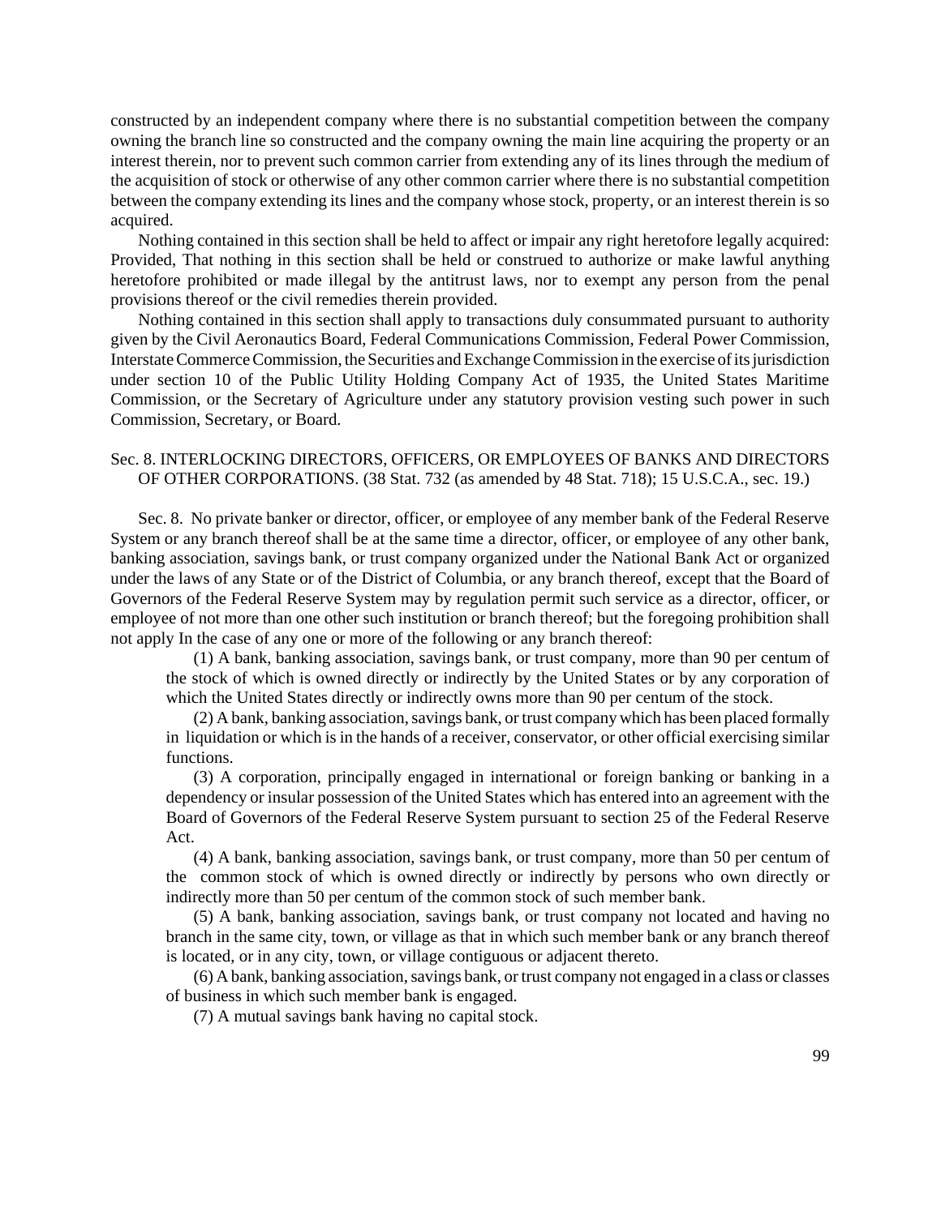constructed by an independent company where there is no substantial competition between the company owning the branch line so constructed and the company owning the main line acquiring the property or an interest therein, nor to prevent such common carrier from extending any of its lines through the medium of the acquisition of stock or otherwise of any other common carrier where there is no substantial competition between the company extending its lines and the company whose stock, property, or an interest therein is so acquired.

Nothing contained in this section shall be held to affect or impair any right heretofore legally acquired: Provided, That nothing in this section shall be held or construed to authorize or make lawful anything heretofore prohibited or made illegal by the antitrust laws, nor to exempt any person from the penal provisions thereof or the civil remedies therein provided.

Nothing contained in this section shall apply to transactions duly consummated pursuant to authority given by the Civil Aeronautics Board, Federal Communications Commission, Federal Power Commission, Interstate Commerce Commission, the Securities and Exchange Commission in the exercise of its jurisdiction under section 10 of the Public Utility Holding Company Act of 1935, the United States Maritime Commission, or the Secretary of Agriculture under any statutory provision vesting such power in such Commission, Secretary, or Board.

Sec. 8. INTERLOCKING DIRECTORS, OFFICERS, OR EMPLOYEES OF BANKS AND DIRECTORS OF OTHER CORPORATIONS. (38 Stat. 732 (as amended by 48 Stat. 718); 15 U.S.C.A., sec. 19.)

Sec. 8. No private banker or director, officer, or employee of any member bank of the Federal Reserve System or any branch thereof shall be at the same time a director, officer, or employee of any other bank, banking association, savings bank, or trust company organized under the National Bank Act or organized under the laws of any State or of the District of Columbia, or any branch thereof, except that the Board of Governors of the Federal Reserve System may by regulation permit such service as a director, officer, or employee of not more than one other such institution or branch thereof; but the foregoing prohibition shall not apply In the case of any one or more of the following or any branch thereof:

(1) A bank, banking association, savings bank, or trust company, more than 90 per centum of the stock of which is owned directly or indirectly by the United States or by any corporation of which the United States directly or indirectly owns more than 90 per centum of the stock.

(2) A bank, banking association, savings bank, or trust company which has been placed formally in liquidation or which is in the hands of a receiver, conservator, or other official exercising similar functions.

(3) A corporation, principally engaged in international or foreign banking or banking in a dependency or insular possession of the United States which has entered into an agreement with the Board of Governors of the Federal Reserve System pursuant to section 25 of the Federal Reserve Act.

(4) A bank, banking association, savings bank, or trust company, more than 50 per centum of the common stock of which is owned directly or indirectly by persons who own directly or indirectly more than 50 per centum of the common stock of such member bank.

(5) A bank, banking association, savings bank, or trust company not located and having no branch in the same city, town, or village as that in which such member bank or any branch thereof is located, or in any city, town, or village contiguous or adjacent thereto.

(6) A bank, banking association, savings bank, or trust company not engaged in a class or classes of business in which such member bank is engaged.

(7) A mutual savings bank having no capital stock.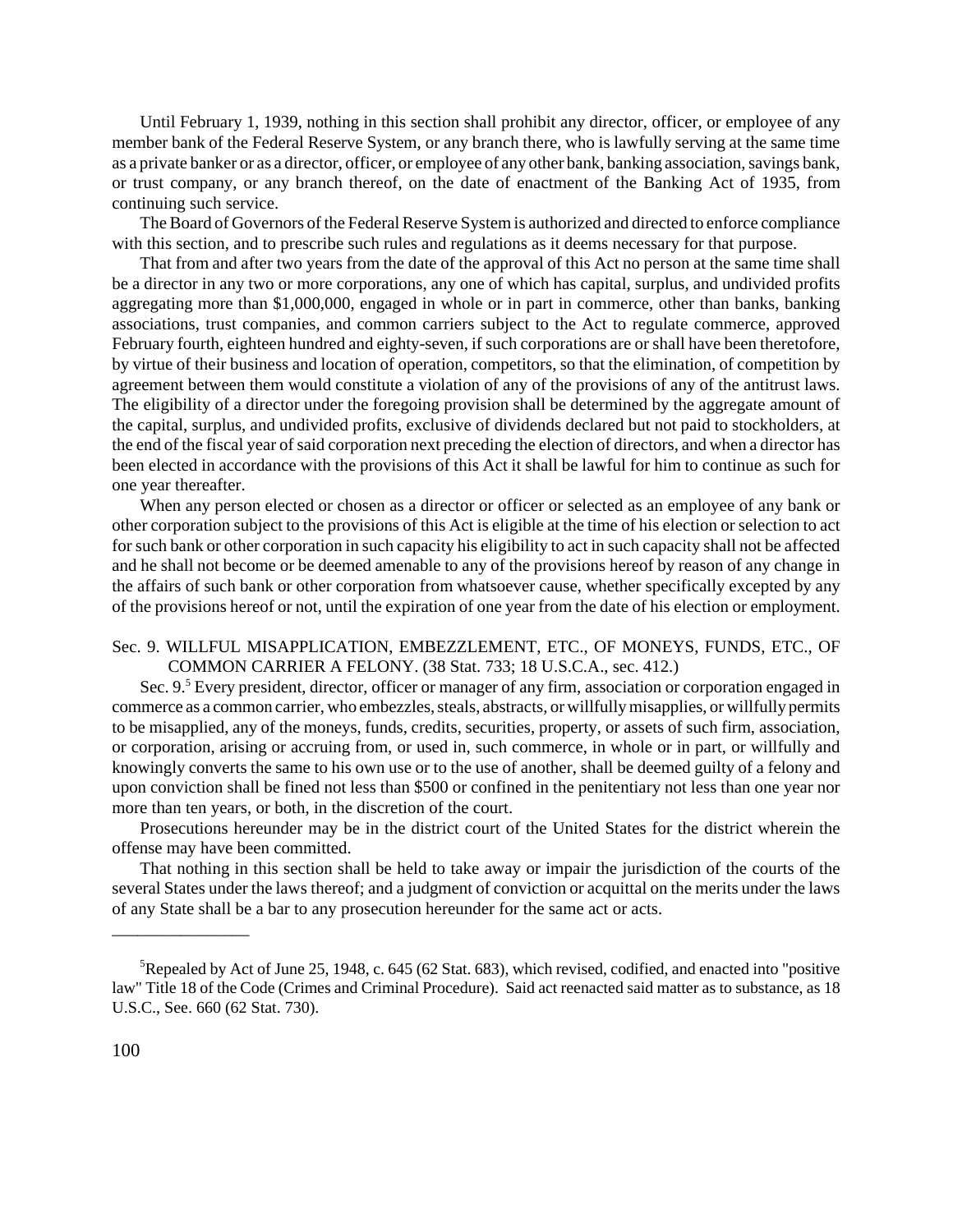Until February 1, 1939, nothing in this section shall prohibit any director, officer, or employee of any member bank of the Federal Reserve System, or any branch there, who is lawfully serving at the same time as a private banker or as a director, officer, or employee of any other bank, banking association, savings bank, or trust company, or any branch thereof, on the date of enactment of the Banking Act of 1935, from continuing such service.

The Board of Governors of the Federal Reserve System is authorized and directed to enforce compliance with this section, and to prescribe such rules and regulations as it deems necessary for that purpose.

That from and after two years from the date of the approval of this Act no person at the same time shall be a director in any two or more corporations, any one of which has capital, surplus, and undivided profits aggregating more than $1,000,000, engaged in whole or in part in commerce, other than banks, banking associations, trust companies, and common carriers subject to the Act to regulate commerce, approved February fourth, eighteen hundred and eighty-seven, if such corporations are or shall have been theretofore, by virtue of their business and location of operation, competitors, so that the elimination, of competition by agreement between them would constitute a violation of any of the provisions of any of the antitrust laws. The eligibility of a director under the foregoing provision shall be determined by the aggregate amount of the capital, surplus, and undivided profits, exclusive of dividends declared but not paid to stockholders, at the end of the fiscal year of said corporation next preceding the election of directors, and when a director has been elected in accordance with the provisions of this Act it shall be lawful for him to continue as such for one year thereafter.

When any person elected or chosen as a director or officer or selected as an employee of any bank or other corporation subject to the provisions of this Act is eligible at the time of his election or selection to act for such bank or other corporation in such capacity his eligibility to act in such capacity shall not be affected and he shall not become or be deemed amenable to any of the provisions hereof by reason of any change in the affairs of such bank or other corporation from whatsoever cause, whether specifically excepted by any of the provisions hereof or not, until the expiration of one year from the date of his election or employment.

Sec. 9. WILLFUL MISAPPLICATION, EMBEZZLEMENT, ETC., OF MONEYS, FUNDS, ETC., OF COMMON CARRIER A FELONY. (38 Stat. 733; 18 U.S.C.A., sec. 412.)

Sec. 9.[5] Every president, director, officer or manager of any firm, association or corporation engaged in commerce as a common carrier, who embezzles, steals, abstracts, or willfully misapplies, or willfully permits to be misapplied, any of the moneys, funds, credits, securities, property, or assets of such firm, association, or corporation, arising or accruing from, or used in, such commerce, in whole or in part, or willfully and knowingly converts the same to his own use or to the use of another, shall be deemed guilty of a felony and upon conviction shall be fined not less than $500 or confined in the penitentiary not less than one year nor more than ten years, or both, in the discretion of the court.

Prosecutions hereunder may be in the district court of the United States for the district wherein the offense may have been committed.

That nothing in this section shall be held to take away or impair the jurisdiction of the courts of the several States under the laws thereof; and a judgment of conviction or acquittal on the merits under the laws of any State shall be a bar to any prosecution hereunder for the same act or acts.

---

[5]Repealed by Act of June 25, 1948, c. 645 (62 Stat. 683), which revised, codified, and enacted into "positive law" Title 18 of the Code (Crimes and Criminal Procedure). Said act reenacted said matter as to substance, as 18 U.S.C., See. 660 (62 Stat. 730).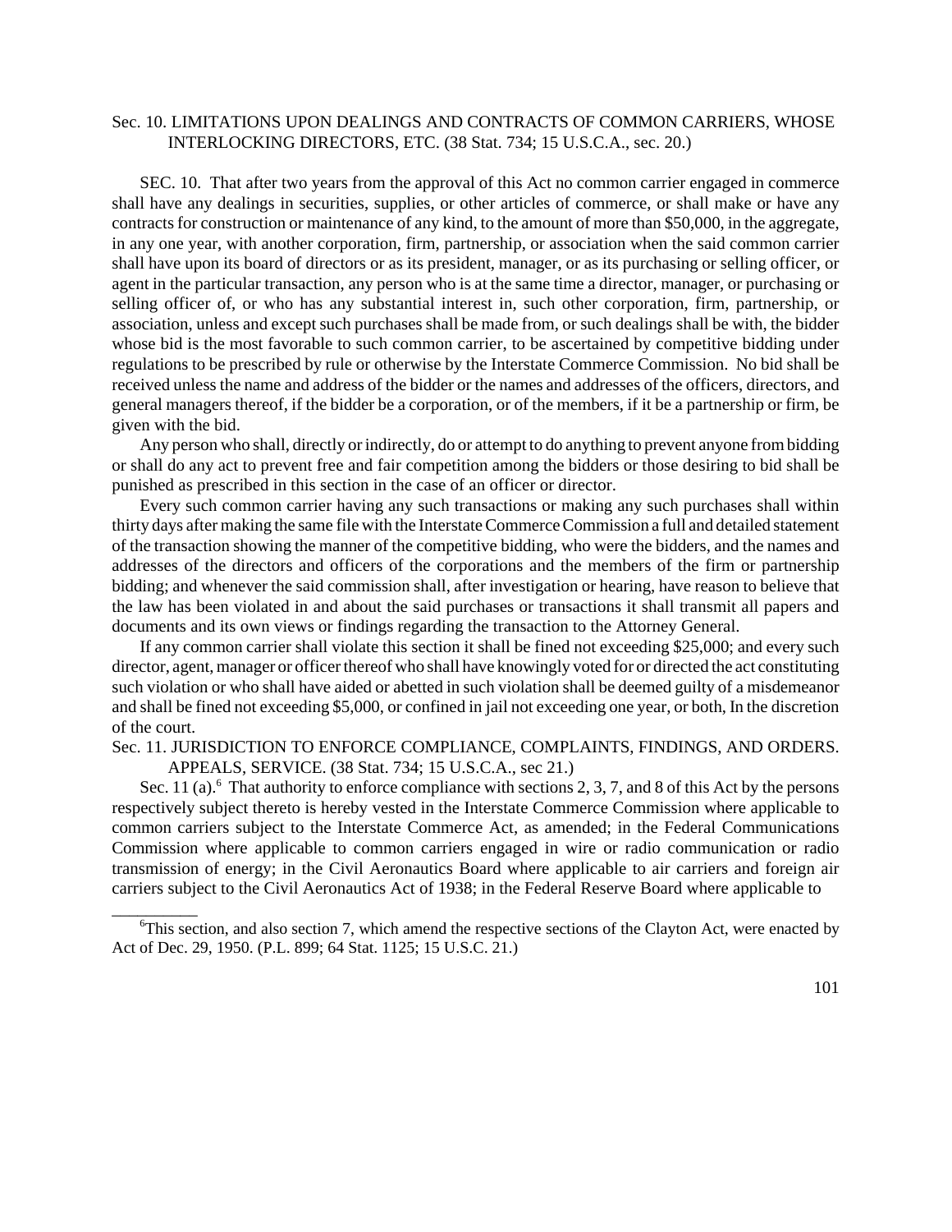Sec. 10. LIMITATIONS UPON DEALINGS AND CONTRACTS OF COMMON CARRIERS, WHOSE INTERLOCKING DIRECTORS, ETC. (38 Stat. 734; 15 U.S.C.A., sec. 20.)

SEC. 10. That after two years from the approval of this Act no common carrier engaged in commerce shall have any dealings in securities, supplies, or other articles of commerce, or shall make or have any contracts for construction or maintenance of any kind, to the amount of more than $50,000, in the aggregate, in any one year, with another corporation, firm, partnership, or association when the said common carrier shall have upon its board of directors or as its president, manager, or as its purchasing or selling officer, or agent in the particular transaction, any person who is at the same time a director, manager, or purchasing or selling officer of, or who has any substantial interest in, such other corporation, firm, partnership, or association, unless and except such purchases shall be made from, or such dealings shall be with, the bidder whose bid is the most favorable to such common carrier, to be ascertained by competitive bidding under regulations to be prescribed by rule or otherwise by the Interstate Commerce Commission. No bid shall be received unless the name and address of the bidder or the names and addresses of the officers, directors, and general managers thereof, if the bidder be a corporation, or of the members, if it be a partnership or firm, be given with the bid.

Any person who shall, directly or indirectly, do or attempt to do anything to prevent anyone from bidding or shall do any act to prevent free and fair competition among the bidders or those desiring to bid shall be punished as prescribed in this section in the case of an officer or director.

Every such common carrier having any such transactions or making any such purchases shall within thirty days after making the same file with the Interstate Commerce Commission a full and detailed statement of the transaction showing the manner of the competitive bidding, who were the bidders, and the names and addresses of the directors and officers of the corporations and the members of the firm or partnership bidding; and whenever the said commission shall, after investigation or hearing, have reason to believe that the law has been violated in and about the said purchases or transactions it shall transmit all papers and documents and its own views or findings regarding the transaction to the Attorney General.

If any common carrier shall violate this section it shall be fined not exceeding $25,000; and every such director, agent, manager or officer thereof who shall have knowingly voted for or directed the act constituting such violation or who shall have aided or abetted in such violation shall be deemed guilty of a misdemeanor and shall be fined not exceeding $5,000, or confined in jail not exceeding one year, or both, In the discretion of the court.

Sec. 11. JURISDICTION TO ENFORCE COMPLIANCE, COMPLAINTS, FINDINGS, AND ORDERS. APPEALS, SERVICE. (38 Stat. 734; 15 U.S.C.A., sec 21.)

Sec. 11 (a).[6] That authority to enforce compliance with sections 2, 3, 7, and 8 of this Act by the persons respectively subject thereto is hereby vested in the Interstate Commerce Commission where applicable to common carriers subject to the Interstate Commerce Act, as amended; in the Federal Communications Commission where applicable to common carriers engaged in wire or radio communication or radio transmission of energy; in the Civil Aeronautics Board where applicable to air carriers and foreign air carriers subject to the Civil Aeronautics Act of 1938; in the Federal Reserve Board where applicable to

---

[6]This section, and also section 7, which amend the respective sections of the Clayton Act, were enacted by Act of Dec. 29, 1950. (P.L. 899; 64 Stat. 1125; 15 U.S.C. 21.)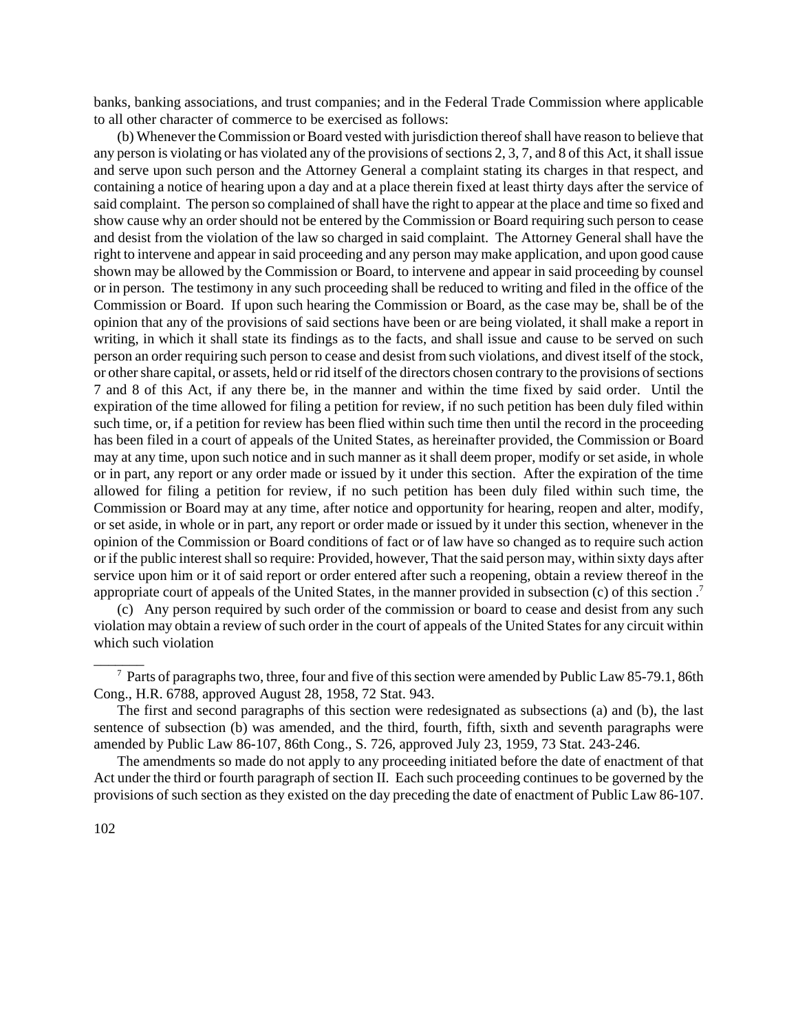banks, banking associations, and trust companies; and in the Federal Trade Commission where applicable to all other character of commerce to be exercised as follows:

(b) Whenever the Commission or Board vested with jurisdiction thereof shall have reason to believe that any person is violating or has violated any of the provisions of sections 2, 3, 7, and 8 of this Act, it shall issue and serve upon such person and the Attorney General a complaint stating its charges in that respect, and containing a notice of hearing upon a day and at a place therein fixed at least thirty days after the service of said complaint. The person so complained of shall have the right to appear at the place and time so fixed and show cause why an order should not be entered by the Commission or Board requiring such person to cease and desist from the violation of the law so charged in said complaint. The Attorney General shall have the right to intervene and appear in said proceeding and any person may make application, and upon good cause shown may be allowed by the Commission or Board, to intervene and appear in said proceeding by counsel or in person. The testimony in any such proceeding shall be reduced to writing and filed in the office of the Commission or Board. If upon such hearing the Commission or Board, as the case may be, shall be of the opinion that any of the provisions of said sections have been or are being violated, it shall make a report in writing, in which it shall state its findings as to the facts, and shall issue and cause to be served on such person an order requiring such person to cease and desist from such violations, and divest itself of the stock, or other share capital, or assets, held or rid itself of the directors chosen contrary to the provisions of sections 7 and 8 of this Act, if any there be, in the manner and within the time fixed by said order. Until the expiration of the time allowed for filing a petition for review, if no such petition has been duly filed within such time, or, if a petition for review has been flied within such time then until the record in the proceeding has been filed in a court of appeals of the United States, as hereinafter provided, the Commission or Board may at any time, upon such notice and in such manner as it shall deem proper, modify or set aside, in whole or in part, any report or any order made or issued by it under this section. After the expiration of the time allowed for filing a petition for review, if no such petition has been duly filed within such time, the Commission or Board may at any time, after notice and opportunity for hearing, reopen and alter, modify, or set aside, in whole or in part, any report or order made or issued by it under this section, whenever in the opinion of the Commission or Board conditions of fact or of law have so changed as to require such action or if the public interest shall so require: Provided, however, That the said person may, within sixty days after service upon him or it of said report or order entered after such a reopening, obtain a review thereof in the appropriate court of appeals of the United States, in the manner provided in subsection (c) of this section .[7]

(c) Any person required by such order of the commission or board to cease and desist from any such violation may obtain a review of such order in the court of appeals of the United States for any circuit within which such violation

---

[7] Parts of paragraphs two, three, four and five of this section were amended by Public Law 85-79.1, 86th Cong., H.R. 6788, approved August 28, 1958, 72 Stat. 943.

The first and second paragraphs of this section were redesignated as subsections (a) and (b), the last sentence of subsection (b) was amended, and the third, fourth, fifth, sixth and seventh paragraphs were amended by Public Law 86-107, 86th Cong., S. 726, approved July 23, 1959, 73 Stat. 243-246.

The amendments so made do not apply to any proceeding initiated before the date of enactment of that Act under the third or fourth paragraph of section II. Each such proceeding continues to be governed by the provisions of such section as they existed on the day preceding the date of enactment of Public Law 86-107.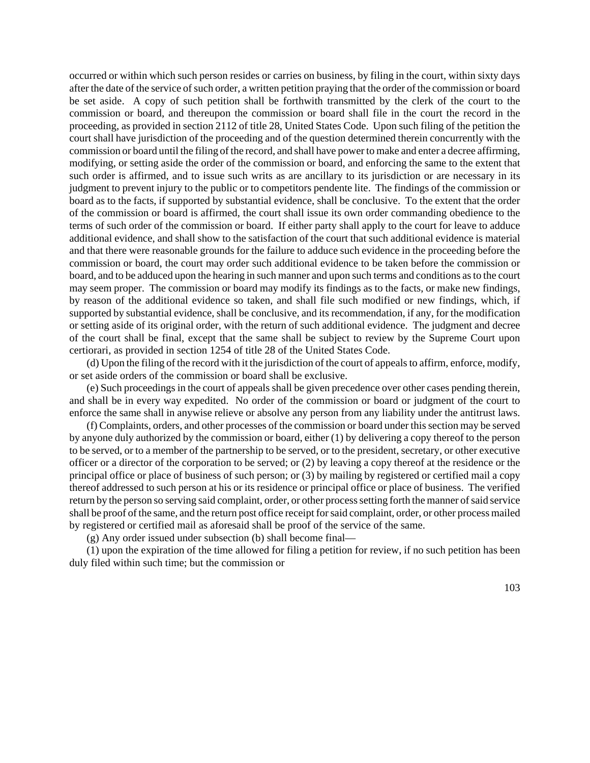occurred or within which such person resides or carries on business, by filing in the court, within sixty days after the date of the service of such order, a written petition praying that the order of the commission or board be set aside. A copy of such petition shall be forthwith transmitted by the clerk of the court to the commission or board, and thereupon the commission or board shall file in the court the record in the proceeding, as provided in section 2112 of title 28, United States Code. Upon such filing of the petition the court shall have jurisdiction of the proceeding and of the question determined therein concurrently with the commission or board until the filing of the record, and shall have power to make and enter a decree affirming, modifying, or setting aside the order of the commission or board, and enforcing the same to the extent that such order is affirmed, and to issue such writs as are ancillary to its jurisdiction or are necessary in its judgment to prevent injury to the public or to competitors pendente lite. The findings of the commission or board as to the facts, if supported by substantial evidence, shall be conclusive. To the extent that the order of the commission or board is affirmed, the court shall issue its own order commanding obedience to the terms of such order of the commission or board. If either party shall apply to the court for leave to adduce additional evidence, and shall show to the satisfaction of the court that such additional evidence is material and that there were reasonable grounds for the failure to adduce such evidence in the proceeding before the commission or board, the court may order such additional evidence to be taken before the commission or board, and to be adduced upon the hearing in such manner and upon such terms and conditions as to the court may seem proper. The commission or board may modify its findings as to the facts, or make new findings, by reason of the additional evidence so taken, and shall file such modified or new findings, which, if supported by substantial evidence, shall be conclusive, and its recommendation, if any, for the modification or setting aside of its original order, with the return of such additional evidence. The judgment and decree of the court shall be final, except that the same shall be subject to review by the Supreme Court upon certiorari, as provided in section 1254 of title 28 of the United States Code.

(d) Upon the filing of the record with it the jurisdiction of the court of appeals to affirm, enforce, modify, or set aside orders of the commission or board shall be exclusive.

(e) Such proceedings in the court of appeals shall be given precedence over other cases pending therein, and shall be in every way expedited. No order of the commission or board or judgment of the court to enforce the same shall in anywise relieve or absolve any person from any liability under the antitrust laws.

(f) Complaints, orders, and other processes of the commission or board under this section may be served by anyone duly authorized by the commission or board, either (1) by delivering a copy thereof to the person to be served, or to a member of the partnership to be served, or to the president, secretary, or other executive officer or a director of the corporation to be served; or (2) by leaving a copy thereof at the residence or the principal office or place of business of such person; or (3) by mailing by registered or certified mail a copy thereof addressed to such person at his or its residence or principal office or place of business. The verified return by the person so serving said complaint, order, or other process setting forth the manner of said service shall be proof of the same, and the return post office receipt for said complaint, order, or other process mailed by registered or certified mail as aforesaid shall be proof of the service of the same.

(g) Any order issued under subsection (b) shall become final—

(1) upon the expiration of the time allowed for filing a petition for review, if no such petition has been duly filed within such time; but the commission or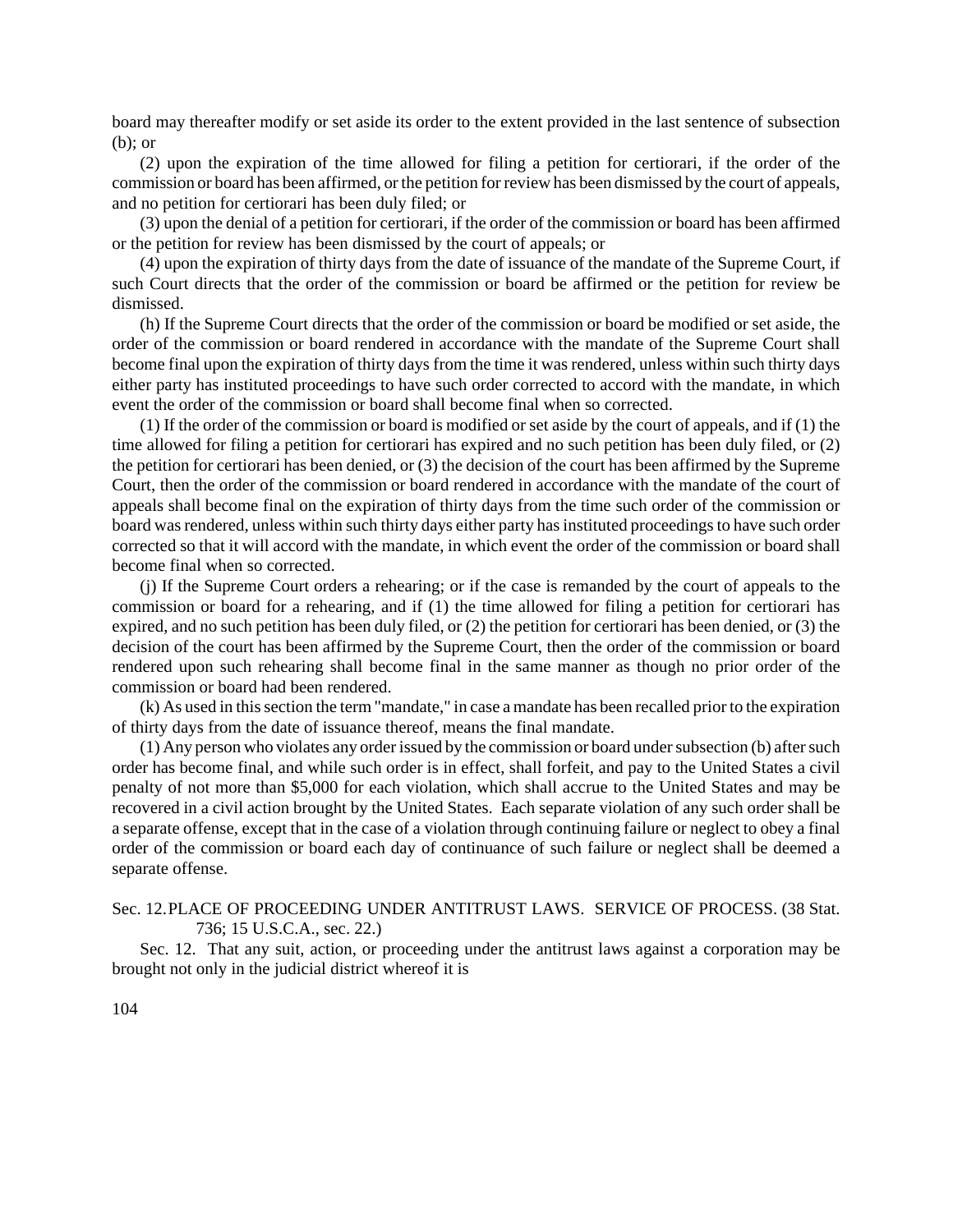board may thereafter modify or set aside its order to the extent provided in the last sentence of subsection (b); or

(2) upon the expiration of the time allowed for filing a petition for certiorari, if the order of the commission or board has been affirmed, or the petition for review has been dismissed by the court of appeals, and no petition for certiorari has been duly filed; or

(3) upon the denial of a petition for certiorari, if the order of the commission or board has been affirmed or the petition for review has been dismissed by the court of appeals; or

(4) upon the expiration of thirty days from the date of issuance of the mandate of the Supreme Court, if such Court directs that the order of the commission or board be affirmed or the petition for review be dismissed.

(h) If the Supreme Court directs that the order of the commission or board be modified or set aside, the order of the commission or board rendered in accordance with the mandate of the Supreme Court shall become final upon the expiration of thirty days from the time it was rendered, unless within such thirty days either party has instituted proceedings to have such order corrected to accord with the mandate, in which event the order of the commission or board shall become final when so corrected.

(1) If the order of the commission or board is modified or set aside by the court of appeals, and if (1) the time allowed for filing a petition for certiorari has expired and no such petition has been duly filed, or (2) the petition for certiorari has been denied, or (3) the decision of the court has been affirmed by the Supreme Court, then the order of the commission or board rendered in accordance with the mandate of the court of appeals shall become final on the expiration of thirty days from the time such order of the commission or board was rendered, unless within such thirty days either party has instituted proceedings to have such order corrected so that it will accord with the mandate, in which event the order of the commission or board shall become final when so corrected.

(j) If the Supreme Court orders a rehearing; or if the case is remanded by the court of appeals to the commission or board for a rehearing, and if (1) the time allowed for filing a petition for certiorari has expired, and no such petition has been duly filed, or (2) the petition for certiorari has been denied, or (3) the decision of the court has been affirmed by the Supreme Court, then the order of the commission or board rendered upon such rehearing shall become final in the same manner as though no prior order of the commission or board had been rendered.

(k) As used in this section the term "mandate," in case a mandate has been recalled prior to the expiration of thirty days from the date of issuance thereof, means the final mandate.

(1) Any person who violates any order issued by the commission or board under subsection (b) after such order has become final, and while such order is in effect, shall forfeit, and pay to the United States a civil penalty of not more than $5,000 for each violation, which shall accrue to the United States and may be recovered in a civil action brought by the United States. Each separate violation of any such order shall be a separate offense, except that in the case of a violation through continuing failure or neglect to obey a final order of the commission or board each day of continuance of such failure or neglect shall be deemed a separate offense.

Sec. 12. PLACE OF PROCEEDING UNDER ANTITRUST LAWS. SERVICE OF PROCESS. (38 Stat. 736; 15 U.S.C.A., sec. 22.)

Sec. 12. That any suit, action, or proceeding under the antitrust laws against a corporation may be brought not only in the judicial district whereof it is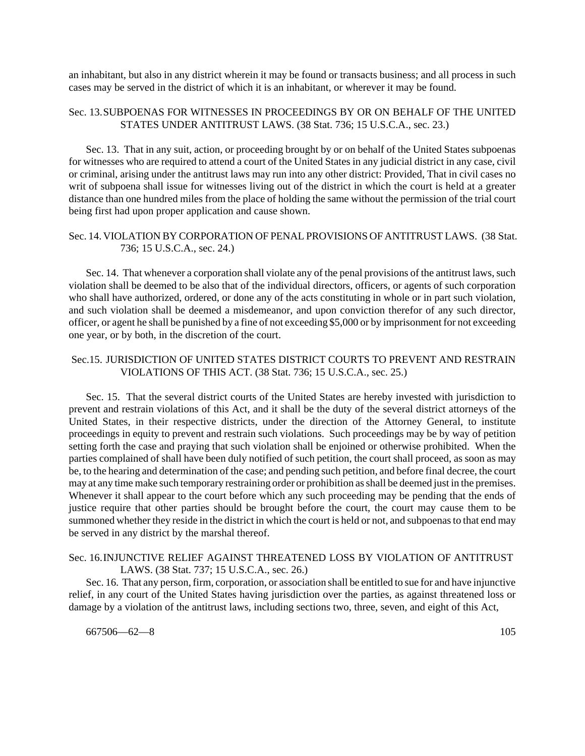an inhabitant, but also in any district wherein it may be found or transacts business; and all process in such cases may be served in the district of which it is an inhabitant, or wherever it may be found.

### Sec. 13. SUBPOENAS FOR WITNESSES IN PROCEEDINGS BY OR ON BEHALF OF THE UNITED STATES UNDER ANTITRUST LAWS. (38 Stat. 736; 15 U.S.C.A., sec. 23.)

Sec. 13. That in any suit, action, or proceeding brought by or on behalf of the United States subpoenas for witnesses who are required to attend a court of the United States in any judicial district in any case, civil or criminal, arising under the antitrust laws may run into any other district: Provided, That in civil cases no writ of subpoena shall issue for witnesses living out of the district in which the court is held at a greater distance than one hundred miles from the place of holding the same without the permission of the trial court being first had upon proper application and cause shown.

### Sec. 14. VIOLATION BY CORPORATION OF PENAL PROVISIONS OF ANTITRUST LAWS. (38 Stat. 736; 15 U.S.C.A., sec. 24.)

Sec. 14. That whenever a corporation shall violate any of the penal provisions of the antitrust laws, such violation shall be deemed to be also that of the individual directors, officers, or agents of such corporation who shall have authorized, ordered, or done any of the acts constituting in whole or in part such violation, and such violation shall be deemed a misdemeanor, and upon conviction therefor of any such director, officer, or agent he shall be punished by a fine of not exceeding $5,000 or by imprisonment for not exceeding one year, or by both, in the discretion of the court.

### Sec.15. JURISDICTION OF UNITED STATES DISTRICT COURTS TO PREVENT AND RESTRAIN VIOLATIONS OF THIS ACT. (38 Stat. 736; 15 U.S.C.A., sec. 25.)

Sec. 15. That the several district courts of the United States are hereby invested with jurisdiction to prevent and restrain violations of this Act, and it shall be the duty of the several district attorneys of the United States, in their respective districts, under the direction of the Attorney General, to institute proceedings in equity to prevent and restrain such violations. Such proceedings may be by way of petition setting forth the case and praying that such violation shall be enjoined or otherwise prohibited. When the parties complained of shall have been duly notified of such petition, the court shall proceed, as soon as may be, to the hearing and determination of the case; and pending such petition, and before final decree, the court may at any time make such temporary restraining order or prohibition as shall be deemed just in the premises. Whenever it shall appear to the court before which any such proceeding may be pending that the ends of justice require that other parties should be brought before the court, the court may cause them to be summoned whether they reside in the district in which the court is held or not, and subpoenas to that end may be served in any district by the marshal thereof.

### Sec. 16. INJUNCTIVE RELIEF AGAINST THREATENED LOSS BY VIOLATION OF ANTITRUST LAWS. (38 Stat. 737; 15 U.S.C.A., sec. 26.)

Sec. 16. That any person, firm, corporation, or association shall be entitled to sue for and have injunctive relief, in any court of the United States having jurisdiction over the parties, as against threatened loss or damage by a violation of the antitrust laws, including sections two, three, seven, and eight of this Act,

667506—62—8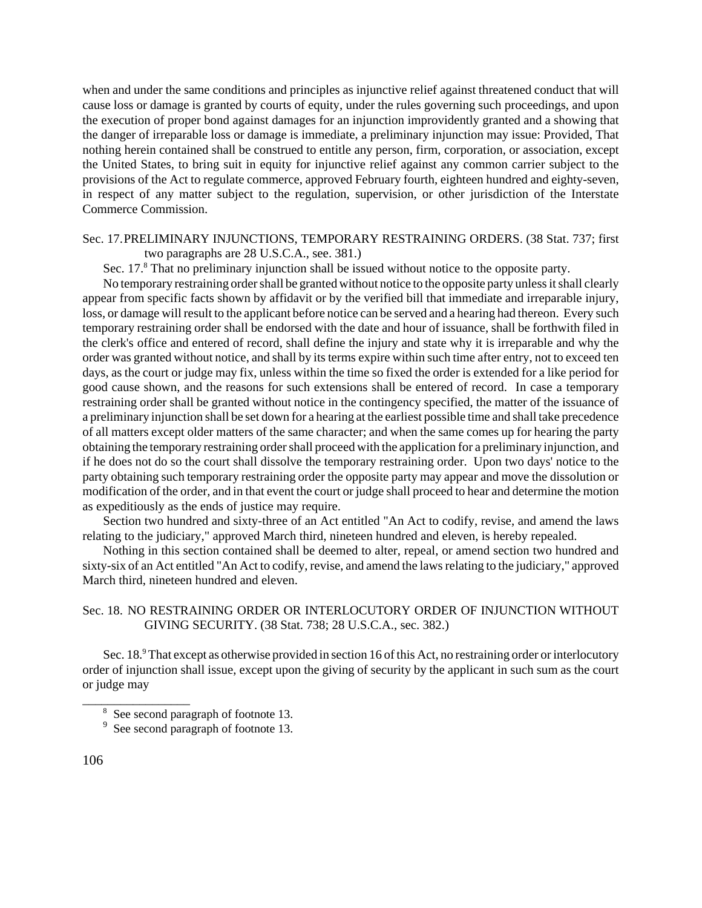when and under the same conditions and principles as injunctive relief against threatened conduct that will cause loss or damage is granted by courts of equity, under the rules governing such proceedings, and upon the execution of proper bond against damages for an injunction improvidently granted and a showing that the danger of irreparable loss or damage is immediate, a preliminary injunction may issue: Provided, That nothing herein contained shall be construed to entitle any person, firm, corporation, or association, except the United States, to bring suit in equity for injunctive relief against any common carrier subject to the provisions of the Act to regulate commerce, approved February fourth, eighteen hundred and eighty-seven, in respect of any matter subject to the regulation, supervision, or other jurisdiction of the Interstate Commerce Commission.

Sec. 17. PRELIMINARY INJUNCTIONS, TEMPORARY RESTRAINING ORDERS. (38 Stat. 737; first two paragraphs are 28 U.S.C.A., see. 381.)

Sec. 17.[8] That no preliminary injunction shall be issued without notice to the opposite party.

No temporary restraining order shall be granted without notice to the opposite party unless it shall clearly appear from specific facts shown by affidavit or by the verified bill that immediate and irreparable injury, loss, or damage will result to the applicant before notice can be served and a hearing had thereon. Every such temporary restraining order shall be endorsed with the date and hour of issuance, shall be forthwith filed in the clerk's office and entered of record, shall define the injury and state why it is irreparable and why the order was granted without notice, and shall by its terms expire within such time after entry, not to exceed ten days, as the court or judge may fix, unless within the time so fixed the order is extended for a like period for good cause shown, and the reasons for such extensions shall be entered of record. In case a temporary restraining order shall be granted without notice in the contingency specified, the matter of the issuance of a preliminary injunction shall be set down for a hearing at the earliest possible time and shall take precedence of all matters except older matters of the same character; and when the same comes up for hearing the party obtaining the temporary restraining order shall proceed with the application for a preliminary injunction, and if he does not do so the court shall dissolve the temporary restraining order. Upon two days' notice to the party obtaining such temporary restraining order the opposite party may appear and move the dissolution or modification of the order, and in that event the court or judge shall proceed to hear and determine the motion as expeditiously as the ends of justice may require.

Section two hundred and sixty-three of an Act entitled "An Act to codify, revise, and amend the laws relating to the judiciary," approved March third, nineteen hundred and eleven, is hereby repealed.

Nothing in this section contained shall be deemed to alter, repeal, or amend section two hundred and sixty-six of an Act entitled "An Act to codify, revise, and amend the laws relating to the judiciary," approved March third, nineteen hundred and eleven.

Sec. 18. NO RESTRAINING ORDER OR INTERLOCUTORY ORDER OF INJUNCTION WITHOUT GIVING SECURITY. (38 Stat. 738; 28 U.S.C.A., sec. 382.)

Sec. 18.[9] That except as otherwise provided in section 16 of this Act, no restraining order or interlocutory order of injunction shall issue, except upon the giving of security by the applicant in such sum as the court or judge may

---

[8] See second paragraph of footnote 13.

[9] See second paragraph of footnote 13.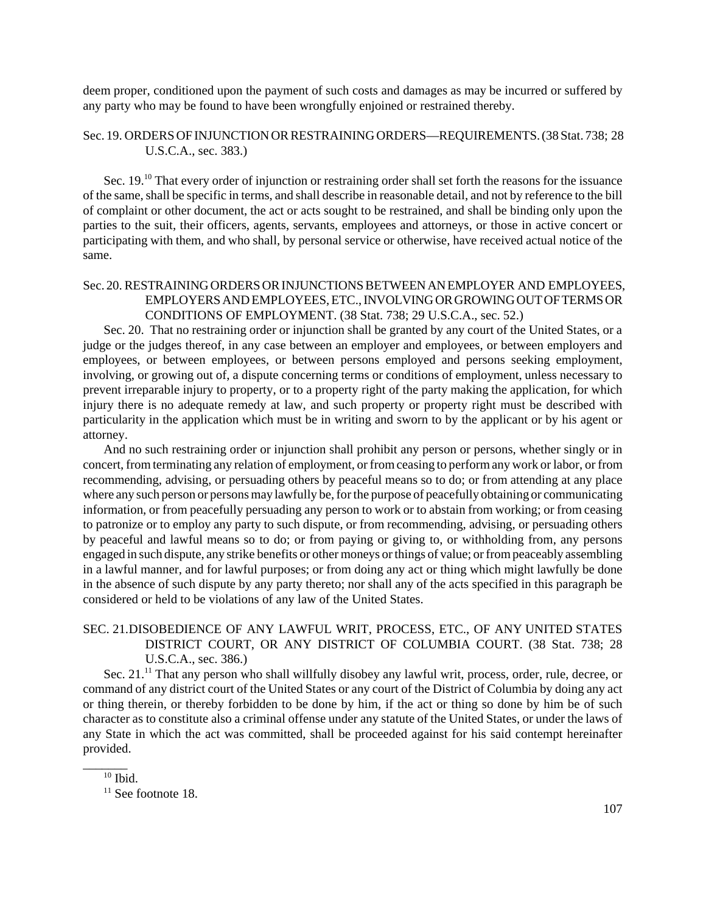deem proper, conditioned upon the payment of such costs and damages as may be incurred or suffered by any party who may be found to have been wrongfully enjoined or restrained thereby.

Sec. 19. ORDERS OF INJUNCTION OR RESTRAINING ORDERS—REQUIREMENTS. (38 Stat. 738; 28 U.S.C.A., sec. 383.)

Sec. 19.[10] That every order of injunction or restraining order shall set forth the reasons for the issuance of the same, shall be specific in terms, and shall describe in reasonable detail, and not by reference to the bill of complaint or other document, the act or acts sought to be restrained, and shall be binding only upon the parties to the suit, their officers, agents, servants, employees and attorneys, or those in active concert or participating with them, and who shall, by personal service or otherwise, have received actual notice of the same.

Sec. 20. RESTRAINING ORDERS OR INJUNCTIONS BETWEEN AN EMPLOYER AND EMPLOYEES, EMPLOYERS AND EMPLOYEES, ETC., INVOLVING OR GROWING OUT OF TERMS OR CONDITIONS OF EMPLOYMENT. (38 Stat. 738; 29 U.S.C.A., sec. 52.)

Sec. 20. That no restraining order or injunction shall be granted by any court of the United States, or a judge or the judges thereof, in any case between an employer and employees, or between employers and employees, or between employees, or between persons employed and persons seeking employment, involving, or growing out of, a dispute concerning terms or conditions of employment, unless necessary to prevent irreparable injury to property, or to a property right of the party making the application, for which injury there is no adequate remedy at law, and such property or property right must be described with particularity in the application which must be in writing and sworn to by the applicant or by his agent or attorney.

And no such restraining order or injunction shall prohibit any person or persons, whether singly or in concert, from terminating any relation of employment, or from ceasing to perform any work or labor, or from recommending, advising, or persuading others by peaceful means so to do; or from attending at any place where any such person or persons may lawfully be, for the purpose of peacefully obtaining or communicating information, or from peacefully persuading any person to work or to abstain from working; or from ceasing to patronize or to employ any party to such dispute, or from recommending, advising, or persuading others by peaceful and lawful means so to do; or from paying or giving to, or withholding from, any persons engaged in such dispute, any strike benefits or other moneys or things of value; or from peaceably assembling in a lawful manner, and for lawful purposes; or from doing any act or thing which might lawfully be done in the absence of such dispute by any party thereto; nor shall any of the acts specified in this paragraph be considered or held to be violations of any law of the United States.

SEC. 21. DISOBEDIENCE OF ANY LAWFUL WRIT, PROCESS, ETC., OF ANY UNITED STATES DISTRICT COURT, OR ANY DISTRICT OF COLUMBIA COURT. (38 Stat. 738; 28 U.S.C.A., sec. 386.)

Sec. 21.[11] That any person who shall willfully disobey any lawful writ, process, order, rule, decree, or command of any district court of the United States or any court of the District of Columbia by doing any act or thing therein, or thereby forbidden to be done by him, if the act or thing so done by him be of such character as to constitute also a criminal offense under any statute of the United States, or under the laws of any State in which the act was committed, shall be proceeded against for his said contempt hereinafter provided.

---

[10] Ibid.

[11] See footnote 18.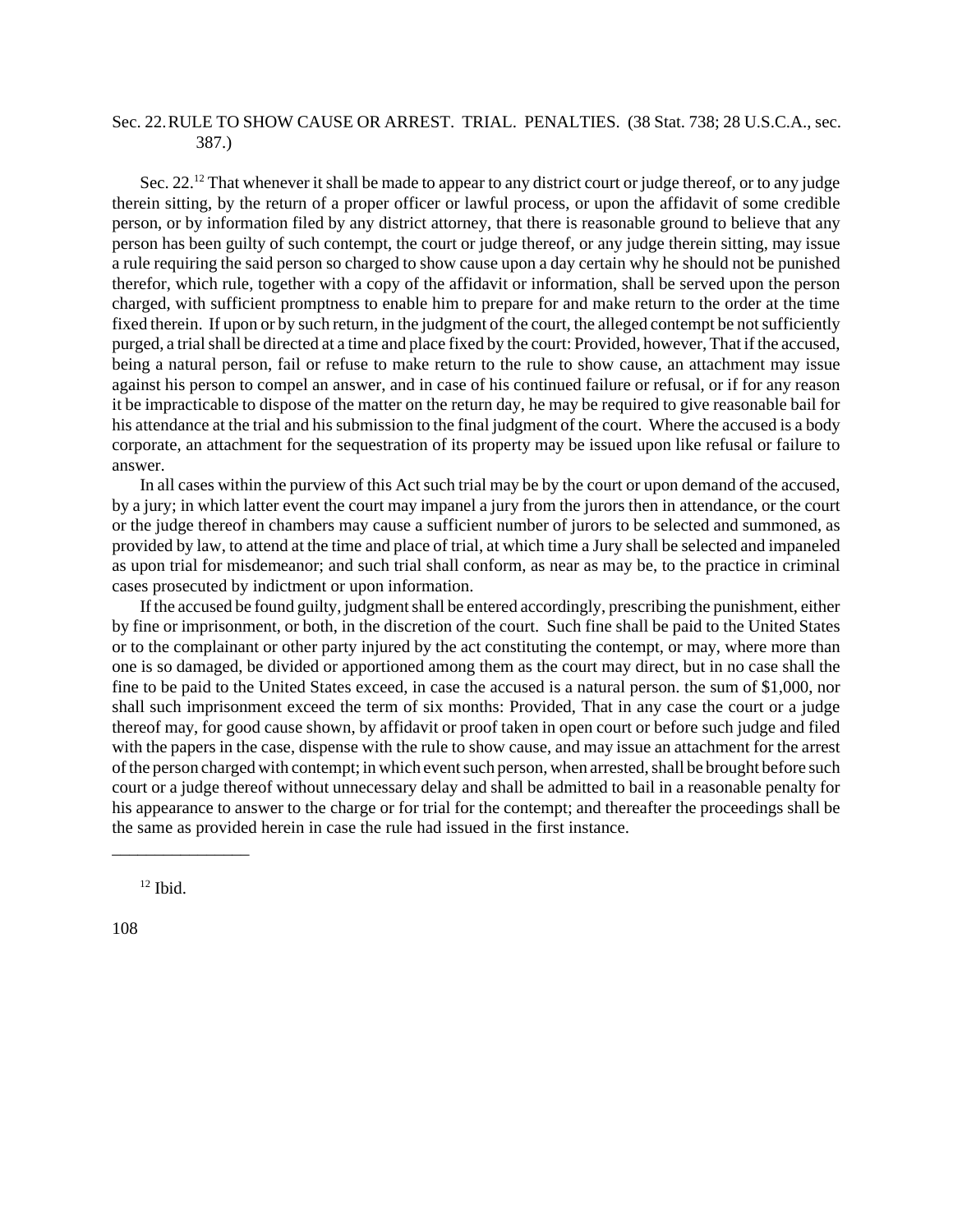Sec. 22. RULE TO SHOW CAUSE OR ARREST. TRIAL. PENALTIES. (38 Stat. 738; 28 U.S.C.A., sec. 387.)

Sec. 22.[12] That whenever it shall be made to appear to any district court or judge thereof, or to any judge therein sitting, by the return of a proper officer or lawful process, or upon the affidavit of some credible person, or by information filed by any district attorney, that there is reasonable ground to believe that any person has been guilty of such contempt, the court or judge thereof, or any judge therein sitting, may issue a rule requiring the said person so charged to show cause upon a day certain why he should not be punished therefor, which rule, together with a copy of the affidavit or information, shall be served upon the person charged, with sufficient promptness to enable him to prepare for and make return to the order at the time fixed therein. If upon or by such return, in the judgment of the court, the alleged contempt be not sufficiently purged, a trial shall be directed at a time and place fixed by the court: Provided, however, That if the accused, being a natural person, fail or refuse to make return to the rule to show cause, an attachment may issue against his person to compel an answer, and in case of his continued failure or refusal, or if for any reason it be impracticable to dispose of the matter on the return day, he may be required to give reasonable bail for his attendance at the trial and his submission to the final judgment of the court. Where the accused is a body corporate, an attachment for the sequestration of its property may be issued upon like refusal or failure to answer.

In all cases within the purview of this Act such trial may be by the court or upon demand of the accused, by a jury; in which latter event the court may impanel a jury from the jurors then in attendance, or the court or the judge thereof in chambers may cause a sufficient number of jurors to be selected and summoned, as provided by law, to attend at the time and place of trial, at which time a Jury shall be selected and impaneled as upon trial for misdemeanor; and such trial shall conform, as near as may be, to the practice in criminal cases prosecuted by indictment or upon information.

If the accused be found guilty, judgment shall be entered accordingly, prescribing the punishment, either by fine or imprisonment, or both, in the discretion of the court. Such fine shall be paid to the United States or to the complainant or other party injured by the act constituting the contempt, or may, where more than one is so damaged, be divided or apportioned among them as the court may direct, but in no case shall the fine to be paid to the United States exceed, in case the accused is a natural person. the sum of $1,000, nor shall such imprisonment exceed the term of six months: Provided, That in any case the court or a judge thereof may, for good cause shown, by affidavit or proof taken in open court or before such judge and filed with the papers in the case, dispense with the rule to show cause, and may issue an attachment for the arrest of the person charged with contempt; in which event such person, when arrested, shall be brought before such court or a judge thereof without unnecessary delay and shall be admitted to bail in a reasonable penalty for his appearance to answer to the charge or for trial for the contempt; and thereafter the proceedings shall be the same as provided herein in case the rule had issued in the first instance.

---

[12] Ibid.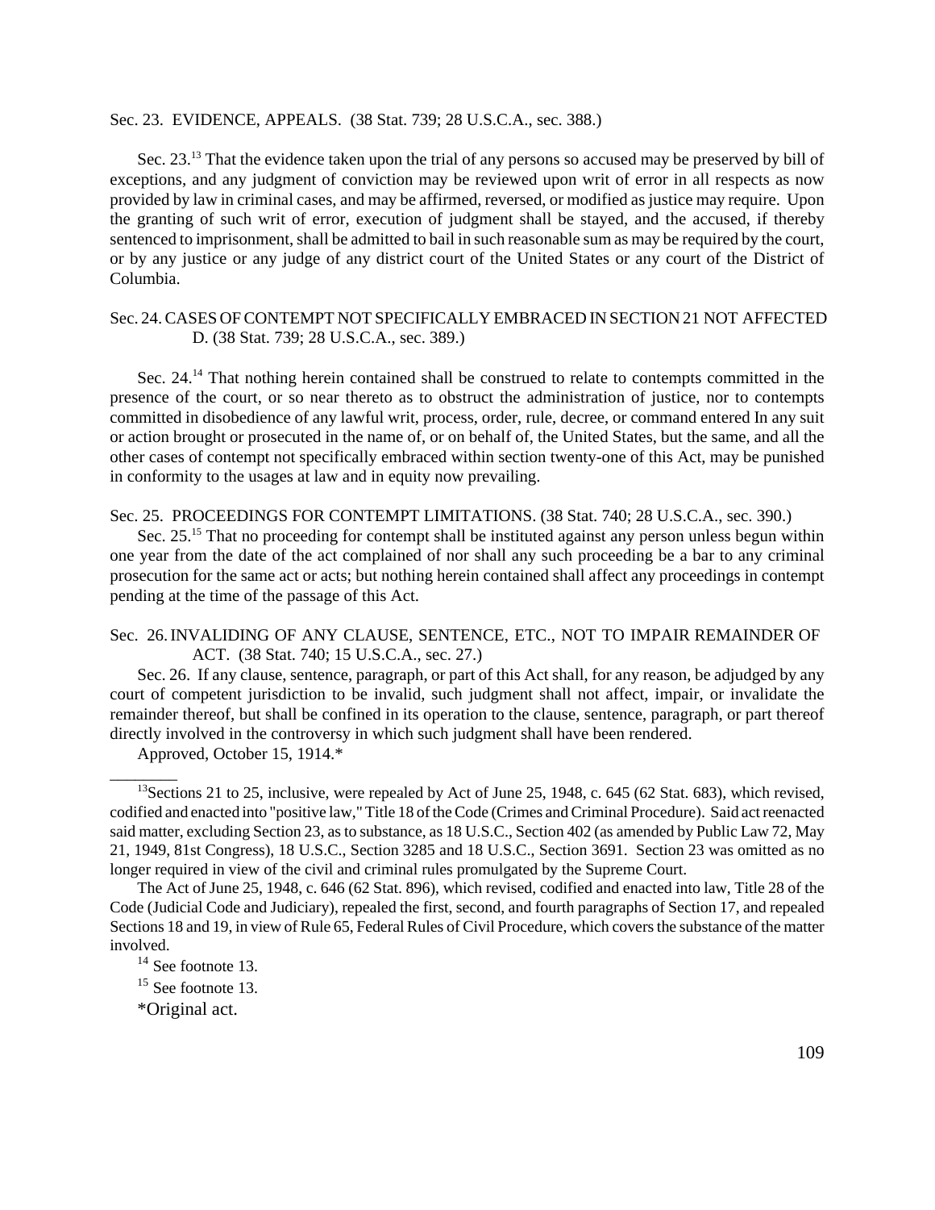Sec. 23. EVIDENCE, APPEALS. (38 Stat. 739; 28 U.S.C.A., sec. 388.)

Sec. 23.[13] That the evidence taken upon the trial of any persons so accused may be preserved by bill of exceptions, and any judgment of conviction may be reviewed upon writ of error in all respects as now provided by law in criminal cases, and may be affirmed, reversed, or modified as justice may require. Upon the granting of such writ of error, execution of judgment shall be stayed, and the accused, if thereby sentenced to imprisonment, shall be admitted to bail in such reasonable sum as may be required by the court, or by any justice or any judge of any district court of the United States or any court of the District of Columbia.

Sec. 24. CASES OF CONTEMPT NOT SPECIFICALLY EMBRACED IN SECTION 21 NOT AFFECTED D. (38 Stat. 739; 28 U.S.C.A., sec. 389.)

Sec. 24.[14] That nothing herein contained shall be construed to relate to contempts committed in the presence of the court, or so near thereto as to obstruct the administration of justice, nor to contempts committed in disobedience of any lawful writ, process, order, rule, decree, or command entered In any suit or action brought or prosecuted in the name of, or on behalf of, the United States, but the same, and all the other cases of contempt not specifically embraced within section twenty-one of this Act, may be punished in conformity to the usages at law and in equity now prevailing.

Sec. 25. PROCEEDINGS FOR CONTEMPT LIMITATIONS. (38 Stat. 740; 28 U.S.C.A., sec. 390.)

Sec. 25.[15] That no proceeding for contempt shall be instituted against any person unless begun within one year from the date of the act complained of nor shall any such proceeding be a bar to any criminal prosecution for the same act or acts; but nothing herein contained shall affect any proceedings in contempt pending at the time of the passage of this Act.

Sec. 26. INVALIDING OF ANY CLAUSE, SENTENCE, ETC., NOT TO IMPAIR REMAINDER OF ACT. (38 Stat. 740; 15 U.S.C.A., sec. 27.)

Sec. 26. If any clause, sentence, paragraph, or part of this Act shall, for any reason, be adjudged by any court of competent jurisdiction to be invalid, such judgment shall not affect, impair, or invalidate the remainder thereof, but shall be confined in its operation to the clause, sentence, paragraph, or part thereof directly involved in the controversy in which such judgment shall have been rendered.

Approved, October 15, 1914.*

---

[13]Sections 21 to 25, inclusive, were repealed by Act of June 25, 1948, c. 645 (62 Stat. 683), which revised, codified and enacted into "positive law," Title 18 of the Code (Crimes and Criminal Procedure). Said act reenacted said matter, excluding Section 23, as to substance, as 18 U.S.C., Section 402 (as amended by Public Law 72, May 21, 1949, 81st Congress), 18 U.S.C., Section 3285 and 18 U.S.C., Section 3691. Section 23 was omitted as no longer required in view of the civil and criminal rules promulgated by the Supreme Court.

The Act of June 25, 1948, c. 646 (62 Stat. 896), which revised, codified and enacted into law, Title 28 of the Code (Judicial Code and Judiciary), repealed the first, second, and fourth paragraphs of Section 17, and repealed Sections 18 and 19, in view of Rule 65, Federal Rules of Civil Procedure, which covers the substance of the matter involved.

[14] See footnote 13.

[15] See footnote 13.

*Original act.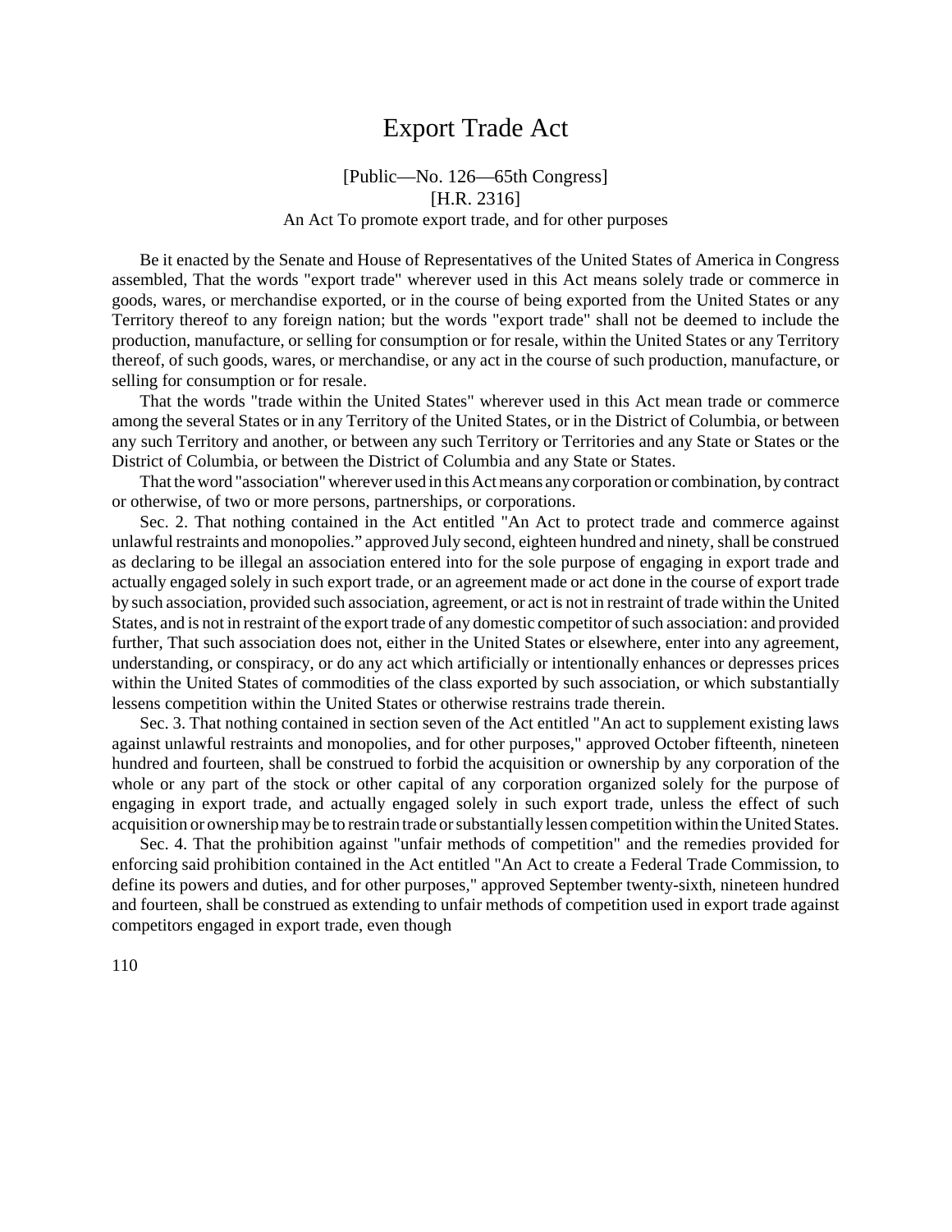# Export Trade Act

[Public—No. 126—65th Congress]
[H.R. 2316]
An Act To promote export trade, and for other purposes

Be it enacted by the Senate and House of Representatives of the United States of America in Congress assembled, That the words "export trade" wherever used in this Act means solely trade or commerce in goods, wares, or merchandise exported, or in the course of being exported from the United States or any Territory thereof to any foreign nation; but the words "export trade" shall not be deemed to include the production, manufacture, or selling for consumption or for resale, within the United States or any Territory thereof, of such goods, wares, or merchandise, or any act in the course of such production, manufacture, or selling for consumption or for resale.

That the words "trade within the United States" wherever used in this Act mean trade or commerce among the several States or in any Territory of the United States, or in the District of Columbia, or between any such Territory and another, or between any such Territory or Territories and any State or States or the District of Columbia, or between the District of Columbia and any State or States.

That the word "association" wherever used in this Act means any corporation or combination, by contract or otherwise, of two or more persons, partnerships, or corporations.

Sec. 2. That nothing contained in the Act entitled "An Act to protect trade and commerce against unlawful restraints and monopolies." approved July second, eighteen hundred and ninety, shall be construed as declaring to be illegal an association entered into for the sole purpose of engaging in export trade and actually engaged solely in such export trade, or an agreement made or act done in the course of export trade by such association, provided such association, agreement, or act is not in restraint of trade within the United States, and is not in restraint of the export trade of any domestic competitor of such association: and provided further, That such association does not, either in the United States or elsewhere, enter into any agreement, understanding, or conspiracy, or do any act which artificially or intentionally enhances or depresses prices within the United States of commodities of the class exported by such association, or which substantially lessens competition within the United States or otherwise restrains trade therein.

Sec. 3. That nothing contained in section seven of the Act entitled "An act to supplement existing laws against unlawful restraints and monopolies, and for other purposes," approved October fifteenth, nineteen hundred and fourteen, shall be construed to forbid the acquisition or ownership by any corporation of the whole or any part of the stock or other capital of any corporation organized solely for the purpose of engaging in export trade, and actually engaged solely in such export trade, unless the effect of such acquisition or ownership may be to restrain trade or substantially lessen competition within the United States.

Sec. 4. That the prohibition against "unfair methods of competition" and the remedies provided for enforcing said prohibition contained in the Act entitled "An Act to create a Federal Trade Commission, to define its powers and duties, and for other purposes," approved September twenty-sixth, nineteen hundred and fourteen, shall be construed as extending to unfair methods of competition used in export trade against competitors engaged in export trade, even though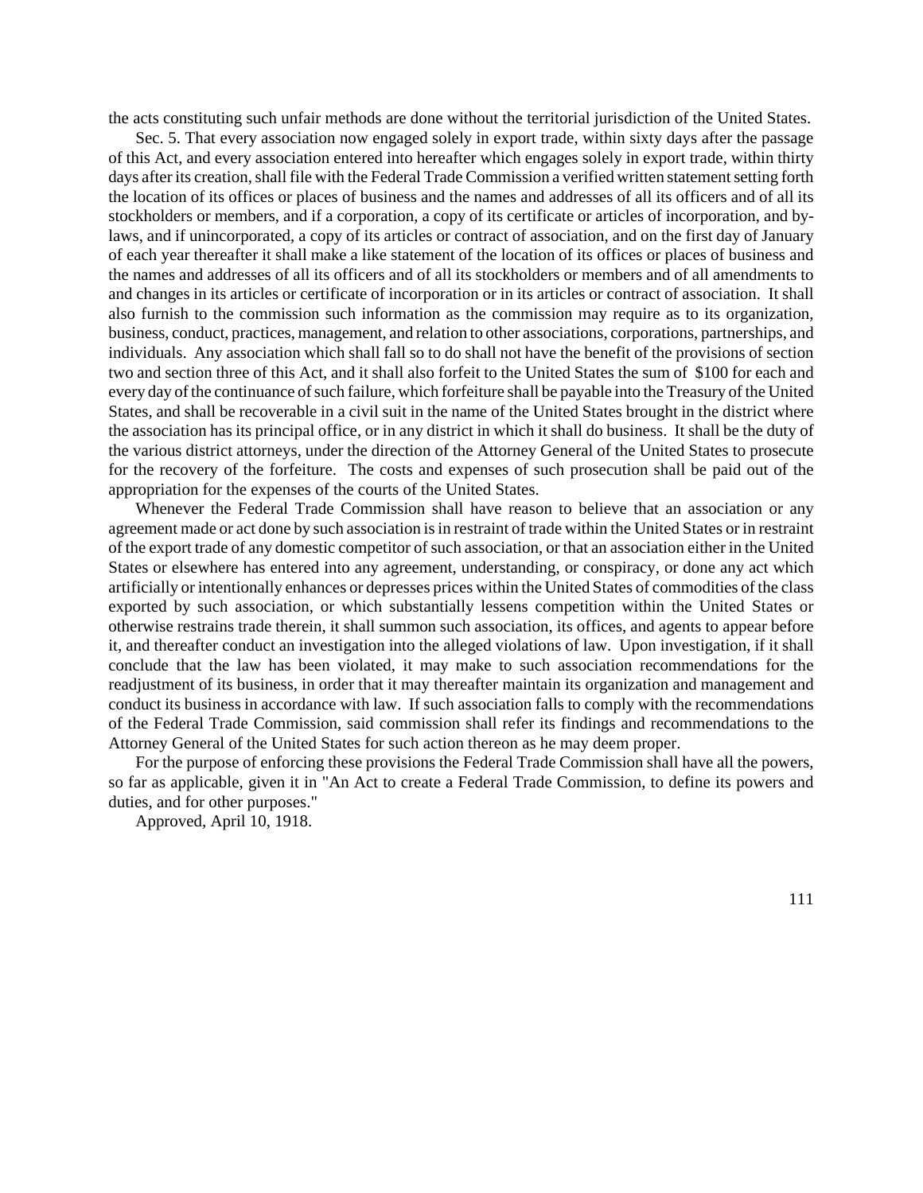the acts constituting such unfair methods are done without the territorial jurisdiction of the United States.

Sec. 5. That every association now engaged solely in export trade, within sixty days after the passage of this Act, and every association entered into hereafter which engages solely in export trade, within thirty days after its creation, shall file with the Federal Trade Commission a verified written statement setting forth the location of its offices or places of business and the names and addresses of all its officers and of all its stockholders or members, and if a corporation, a copy of its certificate or articles of incorporation, and by-laws, and if unincorporated, a copy of its articles or contract of association, and on the first day of January of each year thereafter it shall make a like statement of the location of its offices or places of business and the names and addresses of all its officers and of all its stockholders or members and of all amendments to and changes in its articles or certificate of incorporation or in its articles or contract of association. It shall also furnish to the commission such information as the commission may require as to its organization, business, conduct, practices, management, and relation to other associations, corporations, partnerships, and individuals. Any association which shall fall so to do shall not have the benefit of the provisions of section two and section three of this Act, and it shall also forfeit to the United States the sum of $100 for each and every day of the continuance of such failure, which forfeiture shall be payable into the Treasury of the United States, and shall be recoverable in a civil suit in the name of the United States brought in the district where the association has its principal office, or in any district in which it shall do business. It shall be the duty of the various district attorneys, under the direction of the Attorney General of the United States to prosecute for the recovery of the forfeiture. The costs and expenses of such prosecution shall be paid out of the appropriation for the expenses of the courts of the United States.

Whenever the Federal Trade Commission shall have reason to believe that an association or any agreement made or act done by such association is in restraint of trade within the United States or in restraint of the export trade of any domestic competitor of such association, or that an association either in the United States or elsewhere has entered into any agreement, understanding, or conspiracy, or done any act which artificially or intentionally enhances or depresses prices within the United States of commodities of the class exported by such association, or which substantially lessens competition within the United States or otherwise restrains trade therein, it shall summon such association, its offices, and agents to appear before it, and thereafter conduct an investigation into the alleged violations of law. Upon investigation, if it shall conclude that the law has been violated, it may make to such association recommendations for the readjustment of its business, in order that it may thereafter maintain its organization and management and conduct its business in accordance with law. If such association falls to comply with the recommendations of the Federal Trade Commission, said commission shall refer its findings and recommendations to the Attorney General of the United States for such action thereon as he may deem proper.

For the purpose of enforcing these provisions the Federal Trade Commission shall have all the powers, so far as applicable, given it in "An Act to create a Federal Trade Commission, to define its powers and duties, and for other purposes."

Approved, April 10, 1918.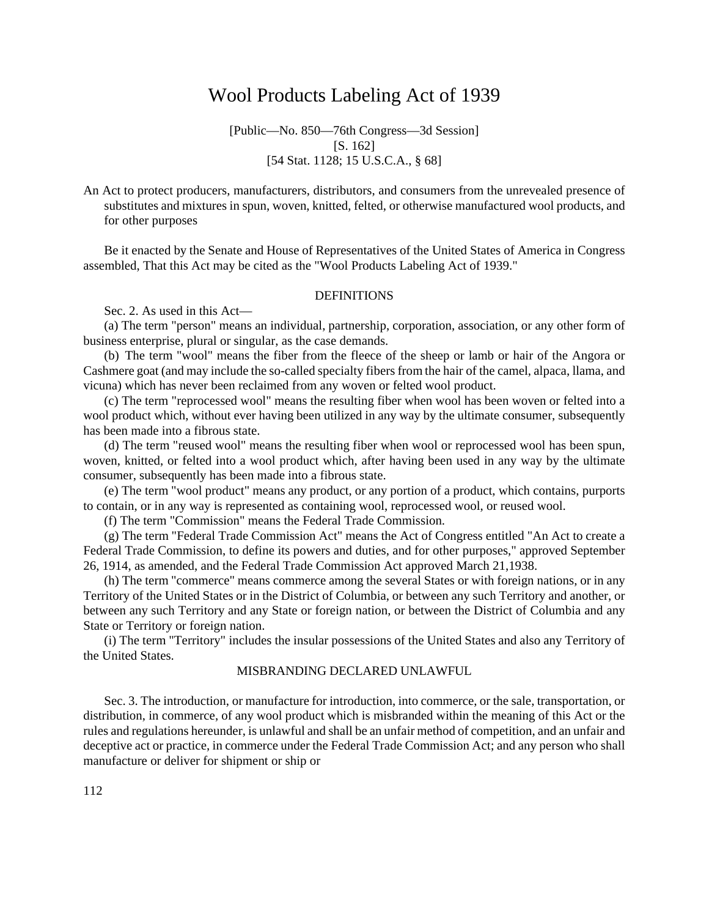# Wool Products Labeling Act of 1939

[Public—No. 850—76th Congress—3d Session]
[S. 162]
[54 Stat. 1128; 15 U.S.C.A., § 68]

An Act to protect producers, manufacturers, distributors, and consumers from the unrevealed presence of substitutes and mixtures in spun, woven, knitted, felted, or otherwise manufactured wool products, and for other purposes

Be it enacted by the Senate and House of Representatives of the United States of America in Congress assembled, That this Act may be cited as the "Wool Products Labeling Act of 1939."

## DEFINITIONS

Sec. 2. As used in this Act—

(a) The term "person" means an individual, partnership, corporation, association, or any other form of business enterprise, plural or singular, as the case demands.

(b) The term "wool" means the fiber from the fleece of the sheep or lamb or hair of the Angora or Cashmere goat (and may include the so-called specialty fibers from the hair of the camel, alpaca, llama, and vicuna) which has never been reclaimed from any woven or felted wool product.

(c) The term "reprocessed wool" means the resulting fiber when wool has been woven or felted into a wool product which, without ever having been utilized in any way by the ultimate consumer, subsequently has been made into a fibrous state.

(d) The term "reused wool" means the resulting fiber when wool or reprocessed wool has been spun, woven, knitted, or felted into a wool product which, after having been used in any way by the ultimate consumer, subsequently has been made into a fibrous state.

(e) The term "wool product" means any product, or any portion of a product, which contains, purports to contain, or in any way is represented as containing wool, reprocessed wool, or reused wool.

(f) The term "Commission" means the Federal Trade Commission.

(g) The term "Federal Trade Commission Act" means the Act of Congress entitled "An Act to create a Federal Trade Commission, to define its powers and duties, and for other purposes," approved September 26, 1914, as amended, and the Federal Trade Commission Act approved March 21,1938.

(h) The term "commerce" means commerce among the several States or with foreign nations, or in any Territory of the United States or in the District of Columbia, or between any such Territory and another, or between any such Territory and any State or foreign nation, or between the District of Columbia and any State or Territory or foreign nation.

(i) The term "Territory" includes the insular possessions of the United States and also any Territory of the United States.

## MISBRANDING DECLARED UNLAWFUL

Sec. 3. The introduction, or manufacture for introduction, into commerce, or the sale, transportation, or distribution, in commerce, of any wool product which is misbranded within the meaning of this Act or the rules and regulations hereunder, is unlawful and shall be an unfair method of competition, and an unfair and deceptive act or practice, in commerce under the Federal Trade Commission Act; and any person who shall manufacture or deliver for shipment or ship or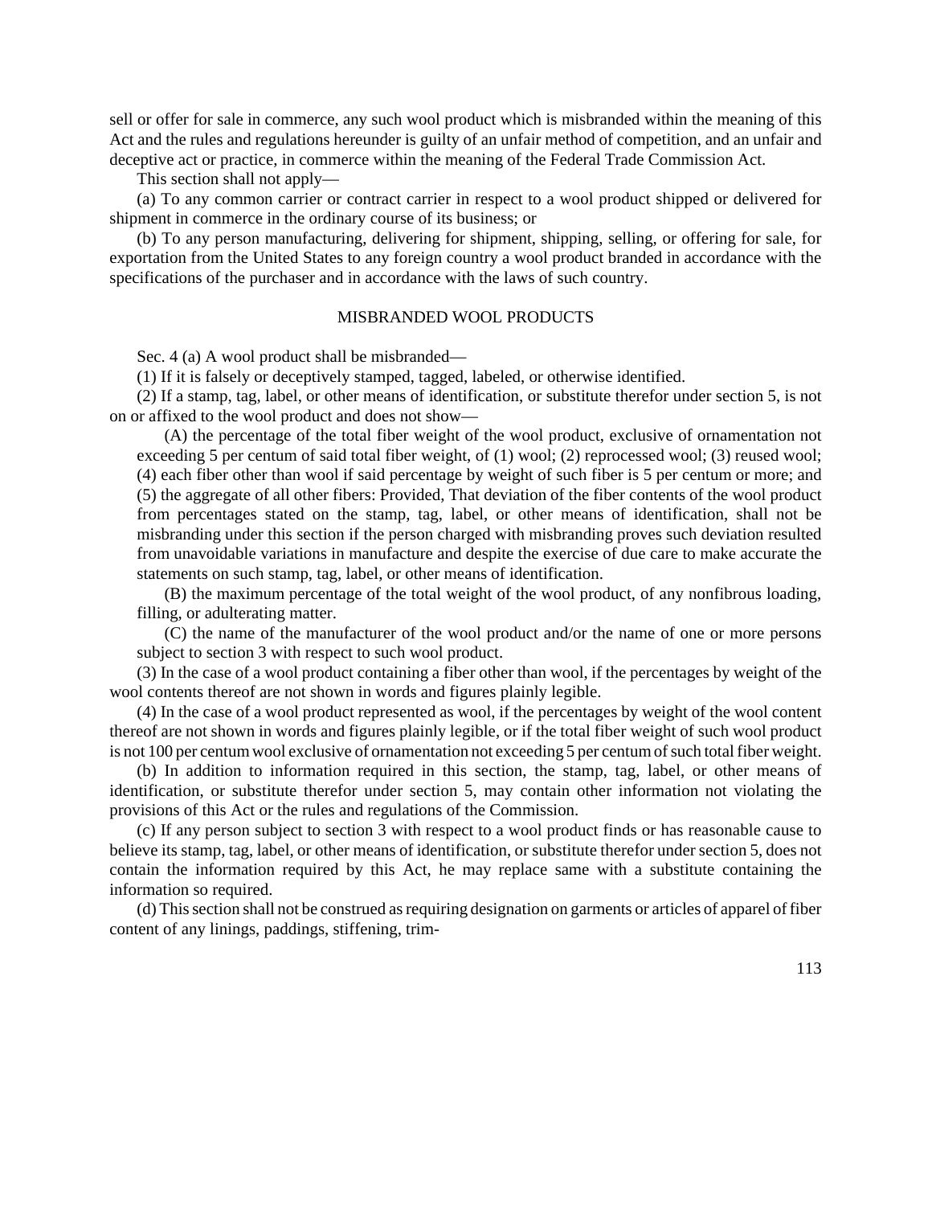sell or offer for sale in commerce, any such wool product which is misbranded within the meaning of this Act and the rules and regulations hereunder is guilty of an unfair method of competition, and an unfair and deceptive act or practice, in commerce within the meaning of the Federal Trade Commission Act.

This section shall not apply—

(a) To any common carrier or contract carrier in respect to a wool product shipped or delivered for shipment in commerce in the ordinary course of its business; or

(b) To any person manufacturing, delivering for shipment, shipping, selling, or offering for sale, for exportation from the United States to any foreign country a wool product branded in accordance with the specifications of the purchaser and in accordance with the laws of such country.

## MISBRANDED WOOL PRODUCTS

Sec. 4 (a) A wool product shall be misbranded—

(1) If it is falsely or deceptively stamped, tagged, labeled, or otherwise identified.

(2) If a stamp, tag, label, or other means of identification, or substitute therefor under section 5, is not on or affixed to the wool product and does not show—

(A) the percentage of the total fiber weight of the wool product, exclusive of ornamentation not exceeding 5 per centum of said total fiber weight, of (1) wool; (2) reprocessed wool; (3) reused wool; (4) each fiber other than wool if said percentage by weight of such fiber is 5 per centum or more; and (5) the aggregate of all other fibers: Provided, That deviation of the fiber contents of the wool product from percentages stated on the stamp, tag, label, or other means of identification, shall not be misbranding under this section if the person charged with misbranding proves such deviation resulted from unavoidable variations in manufacture and despite the exercise of due care to make accurate the statements on such stamp, tag, label, or other means of identification.

(B) the maximum percentage of the total weight of the wool product, of any nonfibrous loading, filling, or adulterating matter.

(C) the name of the manufacturer of the wool product and/or the name of one or more persons subject to section 3 with respect to such wool product.

(3) In the case of a wool product containing a fiber other than wool, if the percentages by weight of the wool contents thereof are not shown in words and figures plainly legible.

(4) In the case of a wool product represented as wool, if the percentages by weight of the wool content thereof are not shown in words and figures plainly legible, or if the total fiber weight of such wool product is not 100 per centum wool exclusive of ornamentation not exceeding 5 per centum of such total fiber weight.

(b) In addition to information required in this section, the stamp, tag, label, or other means of identification, or substitute therefor under section 5, may contain other information not violating the provisions of this Act or the rules and regulations of the Commission.

(c) If any person subject to section 3 with respect to a wool product finds or has reasonable cause to believe its stamp, tag, label, or other means of identification, or substitute therefor under section 5, does not contain the information required by this Act, he may replace same with a substitute containing the information so required.

(d) This section shall not be construed as requiring designation on garments or articles of apparel of fiber content of any linings, paddings, stiffening, trim-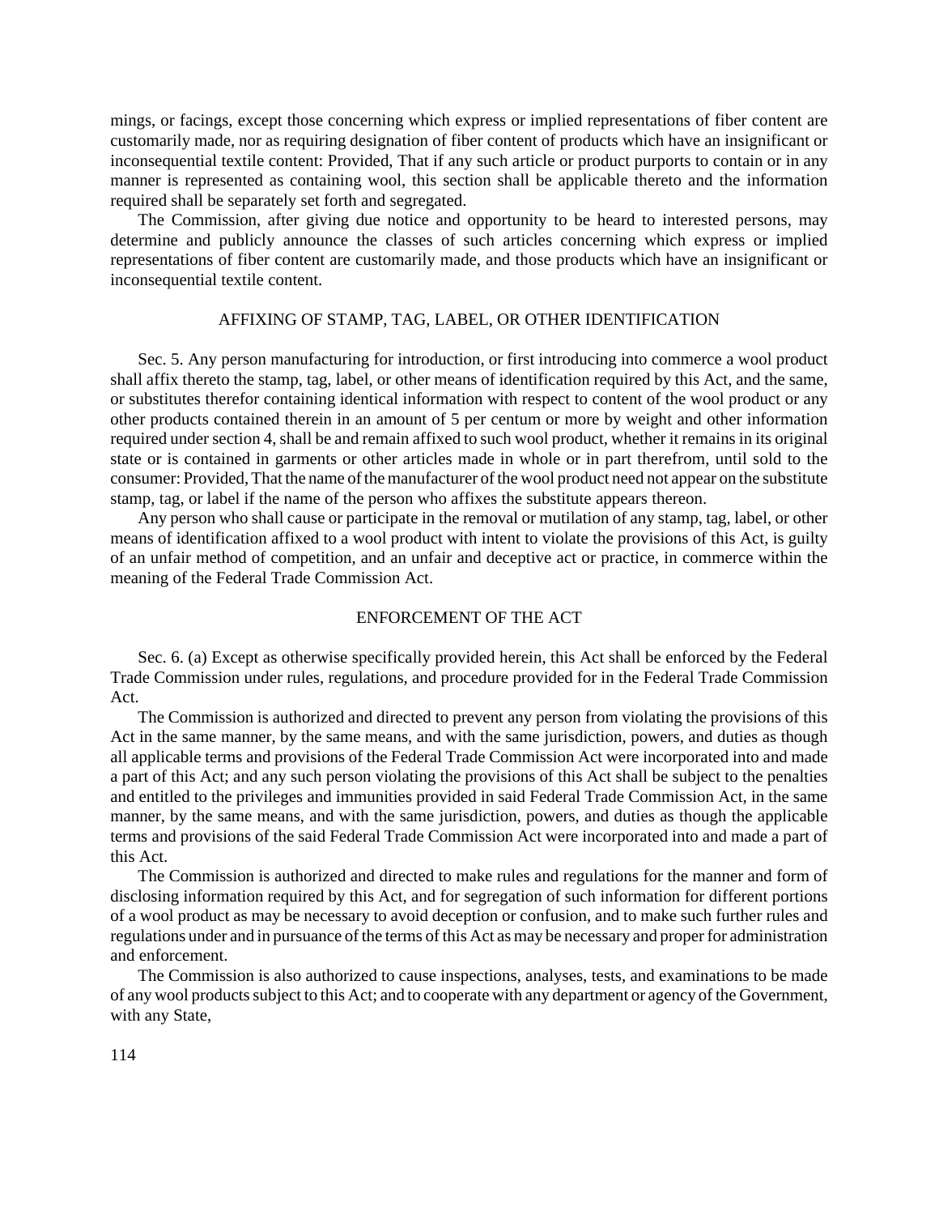mings, or facings, except those concerning which express or implied representations of fiber content are customarily made, nor as requiring designation of fiber content of products which have an insignificant or inconsequential textile content: Provided, That if any such article or product purports to contain or in any manner is represented as containing wool, this section shall be applicable thereto and the information required shall be separately set forth and segregated.

The Commission, after giving due notice and opportunity to be heard to interested persons, may determine and publicly announce the classes of such articles concerning which express or implied representations of fiber content are customarily made, and those products which have an insignificant or inconsequential textile content.

### AFFIXING OF STAMP, TAG, LABEL, OR OTHER IDENTIFICATION

Sec. 5. Any person manufacturing for introduction, or first introducing into commerce a wool product shall affix thereto the stamp, tag, label, or other means of identification required by this Act, and the same, or substitutes therefor containing identical information with respect to content of the wool product or any other products contained therein in an amount of 5 per centum or more by weight and other information required under section 4, shall be and remain affixed to such wool product, whether it remains in its original state or is contained in garments or other articles made in whole or in part therefrom, until sold to the consumer: Provided, That the name of the manufacturer of the wool product need not appear on the substitute stamp, tag, or label if the name of the person who affixes the substitute appears thereon.

Any person who shall cause or participate in the removal or mutilation of any stamp, tag, label, or other means of identification affixed to a wool product with intent to violate the provisions of this Act, is guilty of an unfair method of competition, and an unfair and deceptive act or practice, in commerce within the meaning of the Federal Trade Commission Act.

### ENFORCEMENT OF THE ACT

Sec. 6. (a) Except as otherwise specifically provided herein, this Act shall be enforced by the Federal Trade Commission under rules, regulations, and procedure provided for in the Federal Trade Commission Act.

The Commission is authorized and directed to prevent any person from violating the provisions of this Act in the same manner, by the same means, and with the same jurisdiction, powers, and duties as though all applicable terms and provisions of the Federal Trade Commission Act were incorporated into and made a part of this Act; and any such person violating the provisions of this Act shall be subject to the penalties and entitled to the privileges and immunities provided in said Federal Trade Commission Act, in the same manner, by the same means, and with the same jurisdiction, powers, and duties as though the applicable terms and provisions of the said Federal Trade Commission Act were incorporated into and made a part of this Act.

The Commission is authorized and directed to make rules and regulations for the manner and form of disclosing information required by this Act, and for segregation of such information for different portions of a wool product as may be necessary to avoid deception or confusion, and to make such further rules and regulations under and in pursuance of the terms of this Act as may be necessary and proper for administration and enforcement.

The Commission is also authorized to cause inspections, analyses, tests, and examinations to be made of any wool products subject to this Act; and to cooperate with any department or agency of the Government, with any State,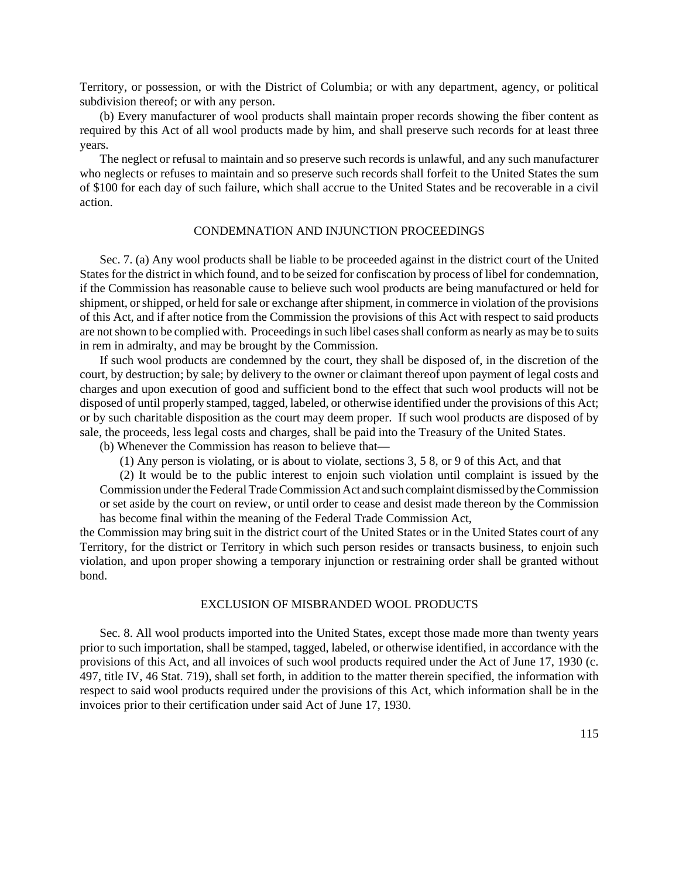Territory, or possession, or with the District of Columbia; or with any department, agency, or political subdivision thereof; or with any person.

(b) Every manufacturer of wool products shall maintain proper records showing the fiber content as required by this Act of all wool products made by him, and shall preserve such records for at least three years.

The neglect or refusal to maintain and so preserve such records is unlawful, and any such manufacturer who neglects or refuses to maintain and so preserve such records shall forfeit to the United States the sum of $100 for each day of such failure, which shall accrue to the United States and be recoverable in a civil action.

## CONDEMNATION AND INJUNCTION PROCEEDINGS

Sec. 7. (a) Any wool products shall be liable to be proceeded against in the district court of the United States for the district in which found, and to be seized for confiscation by process of libel for condemnation, if the Commission has reasonable cause to believe such wool products are being manufactured or held for shipment, or shipped, or held for sale or exchange after shipment, in commerce in violation of the provisions of this Act, and if after notice from the Commission the provisions of this Act with respect to said products are not shown to be complied with. Proceedings in such libel cases shall conform as nearly as may be to suits in rem in admiralty, and may be brought by the Commission.

If such wool products are condemned by the court, they shall be disposed of, in the discretion of the court, by destruction; by sale; by delivery to the owner or claimant thereof upon payment of legal costs and charges and upon execution of good and sufficient bond to the effect that such wool products will not be disposed of until properly stamped, tagged, labeled, or otherwise identified under the provisions of this Act; or by such charitable disposition as the court may deem proper. If such wool products are disposed of by sale, the proceeds, less legal costs and charges, shall be paid into the Treasury of the United States.

(b) Whenever the Commission has reason to believe that—

(1) Any person is violating, or is about to violate, sections 3, 5 8, or 9 of this Act, and that

(2) It would be to the public interest to enjoin such violation until complaint is issued by the Commission under the Federal Trade Commission Act and such complaint dismissed by the Commission or set aside by the court on review, or until order to cease and desist made thereon by the Commission has become final within the meaning of the Federal Trade Commission Act,

the Commission may bring suit in the district court of the United States or in the United States court of any Territory, for the district or Territory in which such person resides or transacts business, to enjoin such violation, and upon proper showing a temporary injunction or restraining order shall be granted without bond.

## EXCLUSION OF MISBRANDED WOOL PRODUCTS

Sec. 8. All wool products imported into the United States, except those made more than twenty years prior to such importation, shall be stamped, tagged, labeled, or otherwise identified, in accordance with the provisions of this Act, and all invoices of such wool products required under the Act of June 17, 1930 (c. 497, title IV, 46 Stat. 719), shall set forth, in addition to the matter therein specified, the information with respect to said wool products required under the provisions of this Act, which information shall be in the invoices prior to their certification under said Act of June 17, 1930.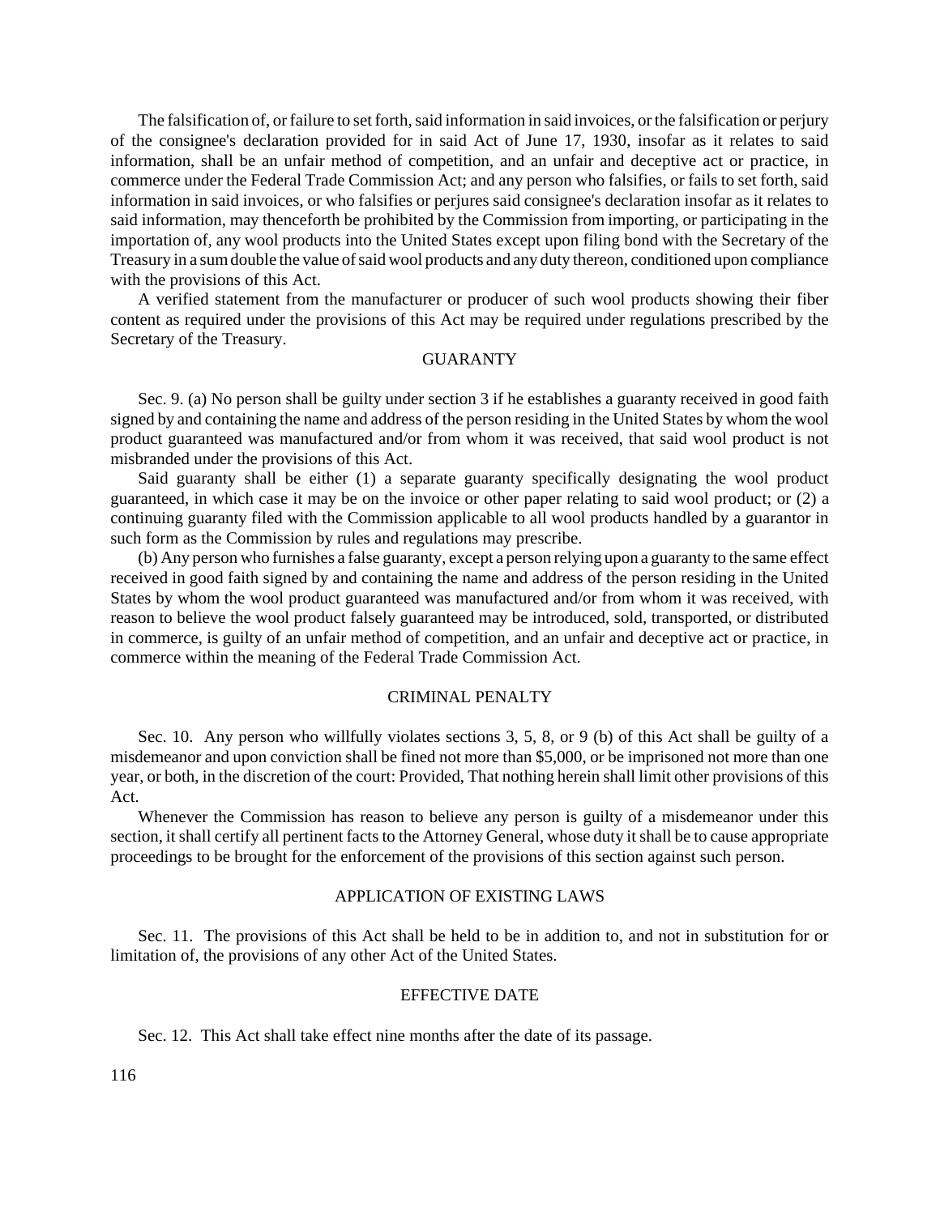The falsification of, or failure to set forth, said information in said invoices, or the falsification or perjury of the consignee's declaration provided for in said Act of June 17, 1930, insofar as it relates to said information, shall be an unfair method of competition, and an unfair and deceptive act or practice, in commerce under the Federal Trade Commission Act; and any person who falsifies, or fails to set forth, said information in said invoices, or who falsifies or perjures said consignee's declaration insofar as it relates to said information, may thenceforth be prohibited by the Commission from importing, or participating in the importation of, any wool products into the United States except upon filing bond with the Secretary of the Treasury in a sum double the value of said wool products and any duty thereon, conditioned upon compliance with the provisions of this Act.

A verified statement from the manufacturer or producer of such wool products showing their fiber content as required under the provisions of this Act may be required under regulations prescribed by the Secretary of the Treasury.

## GUARANTY

Sec. 9. (a) No person shall be guilty under section 3 if he establishes a guaranty received in good faith signed by and containing the name and address of the person residing in the United States by whom the wool product guaranteed was manufactured and/or from whom it was received, that said wool product is not misbranded under the provisions of this Act.

Said guaranty shall be either (1) a separate guaranty specifically designating the wool product guaranteed, in which case it may be on the invoice or other paper relating to said wool product; or (2) a continuing guaranty filed with the Commission applicable to all wool products handled by a guarantor in such form as the Commission by rules and regulations may prescribe.

(b) Any person who furnishes a false guaranty, except a person relying upon a guaranty to the same effect received in good faith signed by and containing the name and address of the person residing in the United States by whom the wool product guaranteed was manufactured and/or from whom it was received, with reason to believe the wool product falsely guaranteed may be introduced, sold, transported, or distributed in commerce, is guilty of an unfair method of competition, and an unfair and deceptive act or practice, in commerce within the meaning of the Federal Trade Commission Act.

## CRIMINAL PENALTY

Sec. 10. Any person who willfully violates sections 3, 5, 8, or 9 (b) of this Act shall be guilty of a misdemeanor and upon conviction shall be fined not more than $5,000, or be imprisoned not more than one year, or both, in the discretion of the court: Provided, That nothing herein shall limit other provisions of this Act.

Whenever the Commission has reason to believe any person is guilty of a misdemeanor under this section, it shall certify all pertinent facts to the Attorney General, whose duty it shall be to cause appropriate proceedings to be brought for the enforcement of the provisions of this section against such person.

## APPLICATION OF EXISTING LAWS

Sec. 11. The provisions of this Act shall be held to be in addition to, and not in substitution for or limitation of, the provisions of any other Act of the United States.

## EFFECTIVE DATE

Sec. 12. This Act shall take effect nine months after the date of its passage.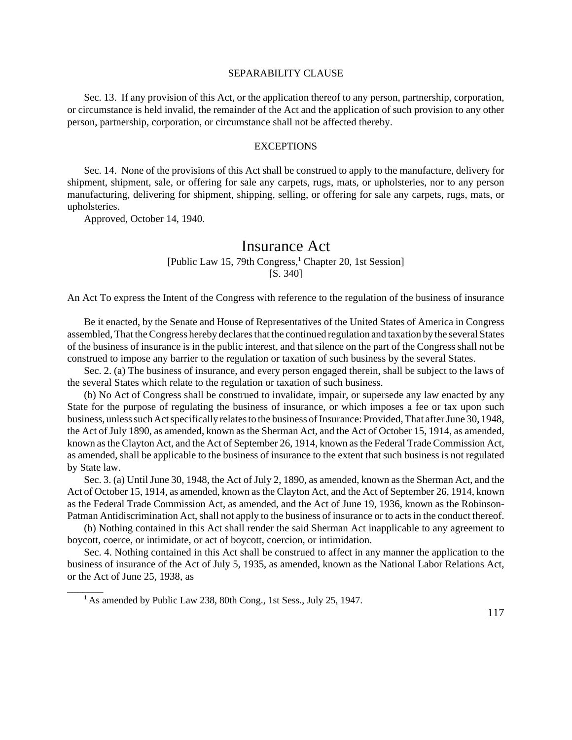SEPARABILITY CLAUSE

Sec. 13. If any provision of this Act, or the application thereof to any person, partnership, corporation, or circumstance is held invalid, the remainder of the Act and the application of such provision to any other person, partnership, corporation, or circumstance shall not be affected thereby.

EXCEPTIONS

Sec. 14. None of the provisions of this Act shall be construed to apply to the manufacture, delivery for shipment, shipment, sale, or offering for sale any carpets, rugs, mats, or upholsteries, nor to any person manufacturing, delivering for shipment, shipping, selling, or offering for sale any carpets, rugs, mats, or upholsteries.

Approved, October 14, 1940.

# Insurance Act

[Public Law 15, 79th Congress,[1] Chapter 20, 1st Session]
[S. 340]

An Act To express the Intent of the Congress with reference to the regulation of the business of insurance

Be it enacted, by the Senate and House of Representatives of the United States of America in Congress assembled, That the Congress hereby declares that the continued regulation and taxation by the several States of the business of insurance is in the public interest, and that silence on the part of the Congress shall not be construed to impose any barrier to the regulation or taxation of such business by the several States.

Sec. 2. (a) The business of insurance, and every person engaged therein, shall be subject to the laws of the several States which relate to the regulation or taxation of such business.

(b) No Act of Congress shall be construed to invalidate, impair, or supersede any law enacted by any State for the purpose of regulating the business of insurance, or which imposes a fee or tax upon such business, unless such Act specifically relates to the business of Insurance: Provided, That after June 30, 1948, the Act of July 1890, as amended, known as the Sherman Act, and the Act of October 15, 1914, as amended, known as the Clayton Act, and the Act of September 26, 1914, known as the Federal Trade Commission Act, as amended, shall be applicable to the business of insurance to the extent that such business is not regulated by State law.

Sec. 3. (a) Until June 30, 1948, the Act of July 2, 1890, as amended, known as the Sherman Act, and the Act of October 15, 1914, as amended, known as the Clayton Act, and the Act of September 26, 1914, known as the Federal Trade Commission Act, as amended, and the Act of June 19, 1936, known as the Robinson-Patman Antidiscrimination Act, shall not apply to the business of insurance or to acts in the conduct thereof.

(b) Nothing contained in this Act shall render the said Sherman Act inapplicable to any agreement to boycott, coerce, or intimidate, or act of boycott, coercion, or intimidation.

Sec. 4. Nothing contained in this Act shall be construed to affect in any manner the application to the business of insurance of the Act of July 5, 1935, as amended, known as the National Labor Relations Act, or the Act of June 25, 1938, as

---

[1] As amended by Public Law 238, 80th Cong., 1st Sess., July 25, 1947.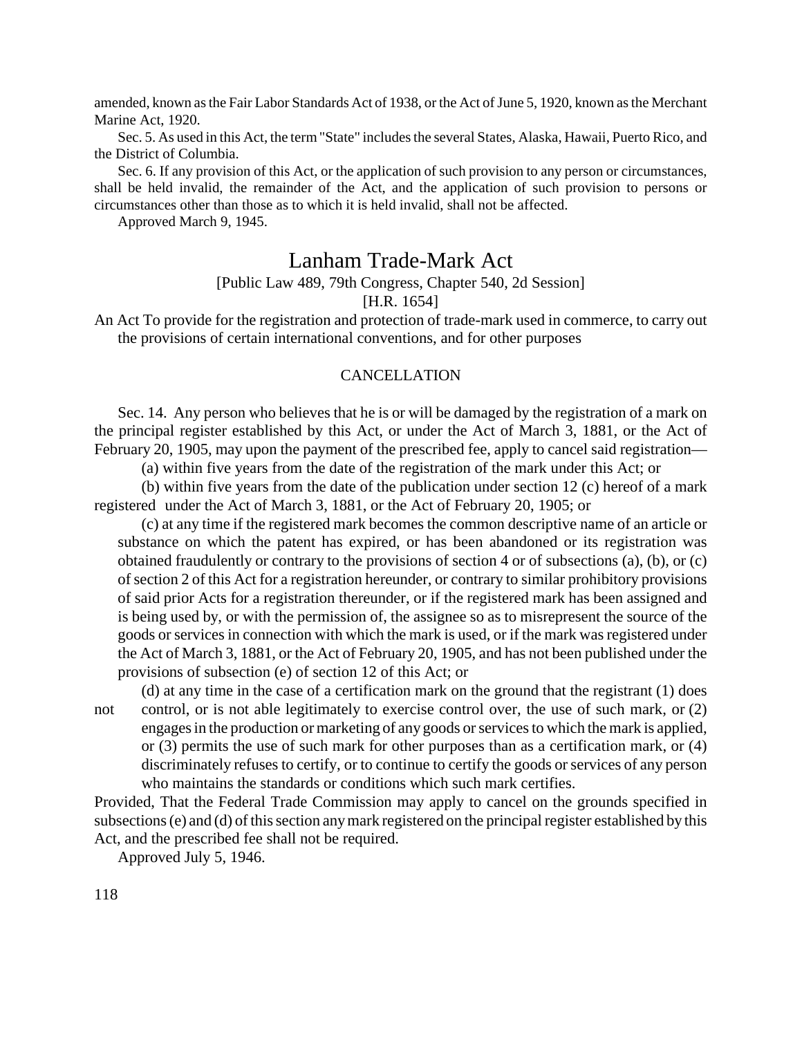amended, known as the Fair Labor Standards Act of 1938, or the Act of June 5, 1920, known as the Merchant Marine Act, 1920.

Sec. 5. As used in this Act, the term "State" includes the several States, Alaska, Hawaii, Puerto Rico, and the District of Columbia.

Sec. 6. If any provision of this Act, or the application of such provision to any person or circumstances, shall be held invalid, the remainder of the Act, and the application of such provision to persons or circumstances other than those as to which it is held invalid, shall not be affected.

Approved March 9, 1945.

# Lanham Trade-Mark Act

[Public Law 489, 79th Congress, Chapter 540, 2d Session]

[H.R. 1654]

An Act To provide for the registration and protection of trade-mark used in commerce, to carry out the provisions of certain international conventions, and for other purposes

## CANCELLATION

Sec. 14. Any person who believes that he is or will be damaged by the registration of a mark on the principal register established by this Act, or under the Act of March 3, 1881, or the Act of February 20, 1905, may upon the payment of the prescribed fee, apply to cancel said registration—

(a) within five years from the date of the registration of the mark under this Act; or

(b) within five years from the date of the publication under section 12 (c) hereof of a mark registered under the Act of March 3, 1881, or the Act of February 20, 1905; or

(c) at any time if the registered mark becomes the common descriptive name of an article or substance on which the patent has expired, or has been abandoned or its registration was obtained fraudulently or contrary to the provisions of section 4 or of subsections (a), (b), or (c) of section 2 of this Act for a registration hereunder, or contrary to similar prohibitory provisions of said prior Acts for a registration thereunder, or if the registered mark has been assigned and is being used by, or with the permission of, the assignee so as to misrepresent the source of the goods or services in connection with which the mark is used, or if the mark was registered under the Act of March 3, 1881, or the Act of February 20, 1905, and has not been published under the provisions of subsection (e) of section 12 of this Act; or

(d) at any time in the case of a certification mark on the ground that the registrant (1) does not control, or is not able legitimately to exercise control over, the use of such mark, or (2) engages in the production or marketing of any goods or services to which the mark is applied, or (3) permits the use of such mark for other purposes than as a certification mark, or (4) discriminately refuses to certify, or to continue to certify the goods or services of any person who maintains the standards or conditions which such mark certifies.

Provided, That the Federal Trade Commission may apply to cancel on the grounds specified in subsections (e) and (d) of this section any mark registered on the principal register established by this Act, and the prescribed fee shall not be required.

Approved July 5, 1946.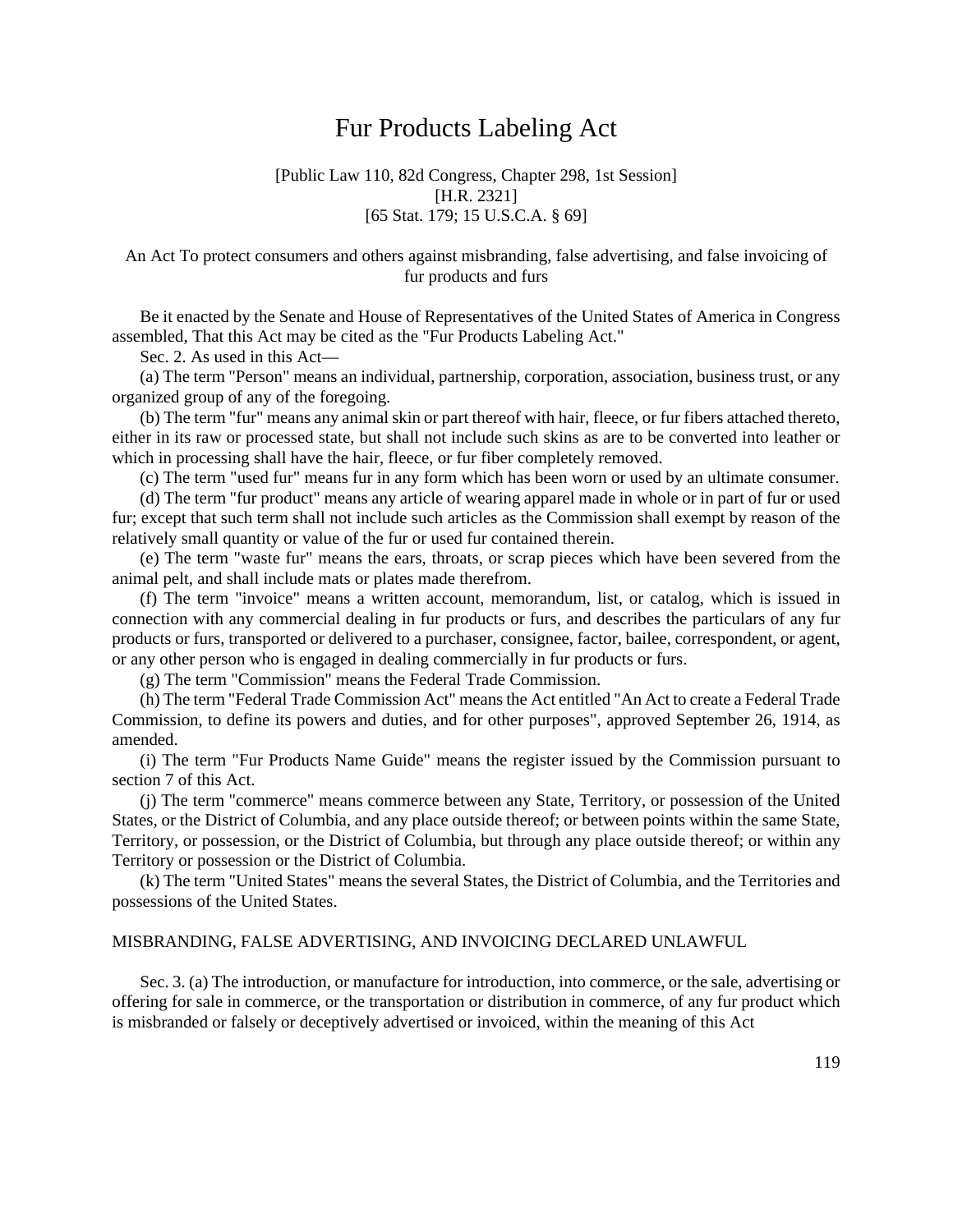# Fur Products Labeling Act

[Public Law 110, 82d Congress, Chapter 298, 1st Session]
[H.R. 2321]
[65 Stat. 179; 15 U.S.C.A. § 69]

An Act To protect consumers and others against misbranding, false advertising, and false invoicing of fur products and furs

Be it enacted by the Senate and House of Representatives of the United States of America in Congress assembled, That this Act may be cited as the "Fur Products Labeling Act."

Sec. 2. As used in this Act—

(a) The term "Person" means an individual, partnership, corporation, association, business trust, or any organized group of any of the foregoing.

(b) The term "fur" means any animal skin or part thereof with hair, fleece, or fur fibers attached thereto, either in its raw or processed state, but shall not include such skins as are to be converted into leather or which in processing shall have the hair, fleece, or fur fiber completely removed.

(c) The term "used fur" means fur in any form which has been worn or used by an ultimate consumer.

(d) The term "fur product" means any article of wearing apparel made in whole or in part of fur or used fur; except that such term shall not include such articles as the Commission shall exempt by reason of the relatively small quantity or value of the fur or used fur contained therein.

(e) The term "waste fur" means the ears, throats, or scrap pieces which have been severed from the animal pelt, and shall include mats or plates made therefrom.

(f) The term "invoice" means a written account, memorandum, list, or catalog, which is issued in connection with any commercial dealing in fur products or furs, and describes the particulars of any fur products or furs, transported or delivered to a purchaser, consignee, factor, bailee, correspondent, or agent, or any other person who is engaged in dealing commercially in fur products or furs.

(g) The term "Commission" means the Federal Trade Commission.

(h) The term "Federal Trade Commission Act" means the Act entitled "An Act to create a Federal Trade Commission, to define its powers and duties, and for other purposes", approved September 26, 1914, as amended.

(i) The term "Fur Products Name Guide" means the register issued by the Commission pursuant to section 7 of this Act.

(j) The term "commerce" means commerce between any State, Territory, or possession of the United States, or the District of Columbia, and any place outside thereof; or between points within the same State, Territory, or possession, or the District of Columbia, but through any place outside thereof; or within any Territory or possession or the District of Columbia.

(k) The term "United States" means the several States, the District of Columbia, and the Territories and possessions of the United States.

MISBRANDING, FALSE ADVERTISING, AND INVOICING DECLARED UNLAWFUL

Sec. 3. (a) The introduction, or manufacture for introduction, into commerce, or the sale, advertising or offering for sale in commerce, or the transportation or distribution in commerce, of any fur product which is misbranded or falsely or deceptively advertised or invoiced, within the meaning of this Act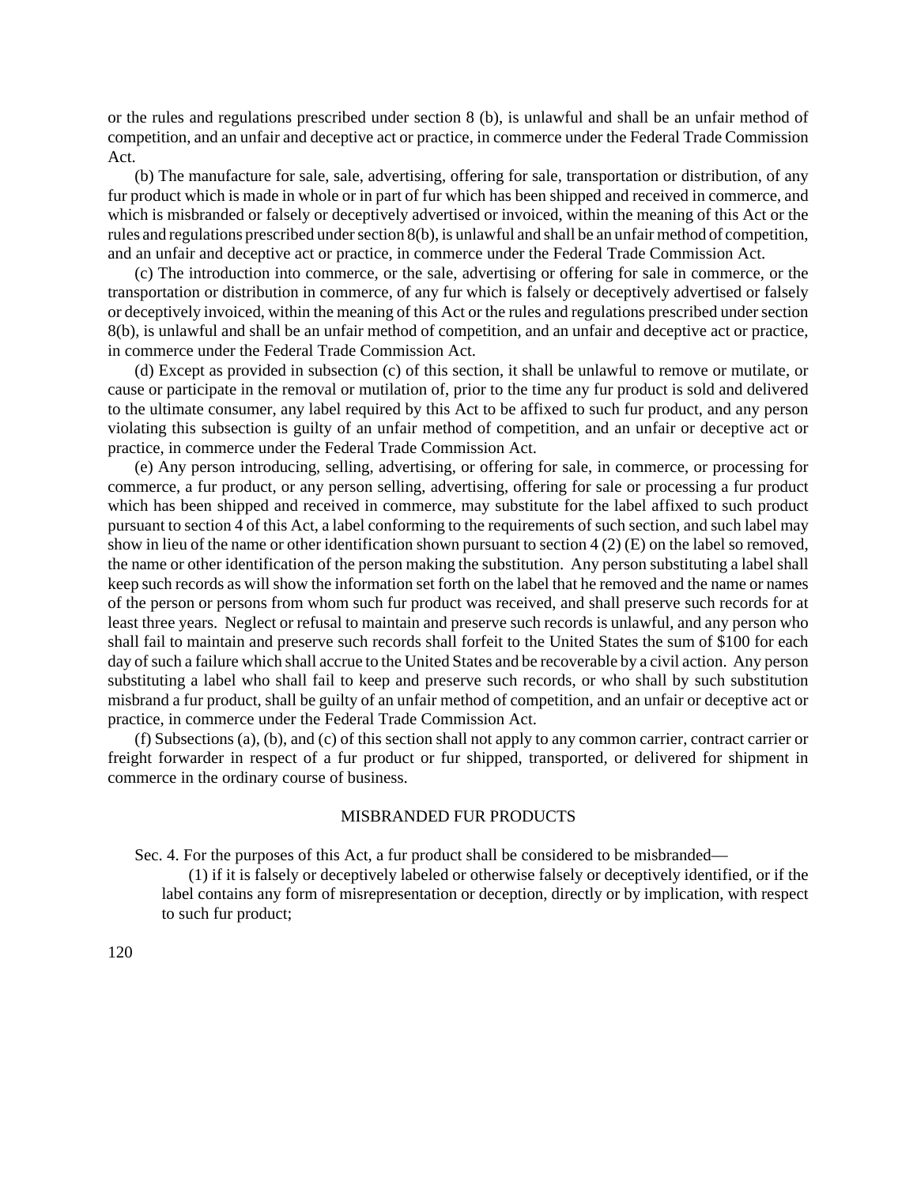or the rules and regulations prescribed under section 8 (b), is unlawful and shall be an unfair method of competition, and an unfair and deceptive act or practice, in commerce under the Federal Trade Commission Act.

(b) The manufacture for sale, sale, advertising, offering for sale, transportation or distribution, of any fur product which is made in whole or in part of fur which has been shipped and received in commerce, and which is misbranded or falsely or deceptively advertised or invoiced, within the meaning of this Act or the rules and regulations prescribed under section 8(b), is unlawful and shall be an unfair method of competition, and an unfair and deceptive act or practice, in commerce under the Federal Trade Commission Act.

(c) The introduction into commerce, or the sale, advertising or offering for sale in commerce, or the transportation or distribution in commerce, of any fur which is falsely or deceptively advertised or falsely or deceptively invoiced, within the meaning of this Act or the rules and regulations prescribed under section 8(b), is unlawful and shall be an unfair method of competition, and an unfair and deceptive act or practice, in commerce under the Federal Trade Commission Act.

(d) Except as provided in subsection (c) of this section, it shall be unlawful to remove or mutilate, or cause or participate in the removal or mutilation of, prior to the time any fur product is sold and delivered to the ultimate consumer, any label required by this Act to be affixed to such fur product, and any person violating this subsection is guilty of an unfair method of competition, and an unfair or deceptive act or practice, in commerce under the Federal Trade Commission Act.

(e) Any person introducing, selling, advertising, or offering for sale, in commerce, or processing for commerce, a fur product, or any person selling, advertising, offering for sale or processing a fur product which has been shipped and received in commerce, may substitute for the label affixed to such product pursuant to section 4 of this Act, a label conforming to the requirements of such section, and such label may show in lieu of the name or other identification shown pursuant to section 4 (2) (E) on the label so removed, the name or other identification of the person making the substitution. Any person substituting a label shall keep such records as will show the information set forth on the label that he removed and the name or names of the person or persons from whom such fur product was received, and shall preserve such records for at least three years. Neglect or refusal to maintain and preserve such records is unlawful, and any person who shall fail to maintain and preserve such records shall forfeit to the United States the sum of $100 for each day of such a failure which shall accrue to the United States and be recoverable by a civil action. Any person substituting a label who shall fail to keep and preserve such records, or who shall by such substitution misbrand a fur product, shall be guilty of an unfair method of competition, and an unfair or deceptive act or practice, in commerce under the Federal Trade Commission Act.

(f) Subsections (a), (b), and (c) of this section shall not apply to any common carrier, contract carrier or freight forwarder in respect of a fur product or fur shipped, transported, or delivered for shipment in commerce in the ordinary course of business.

## MISBRANDED FUR PRODUCTS

Sec. 4. For the purposes of this Act, a fur product shall be considered to be misbranded—

(1) if it is falsely or deceptively labeled or otherwise falsely or deceptively identified, or if the label contains any form of misrepresentation or deception, directly or by implication, with respect to such fur product;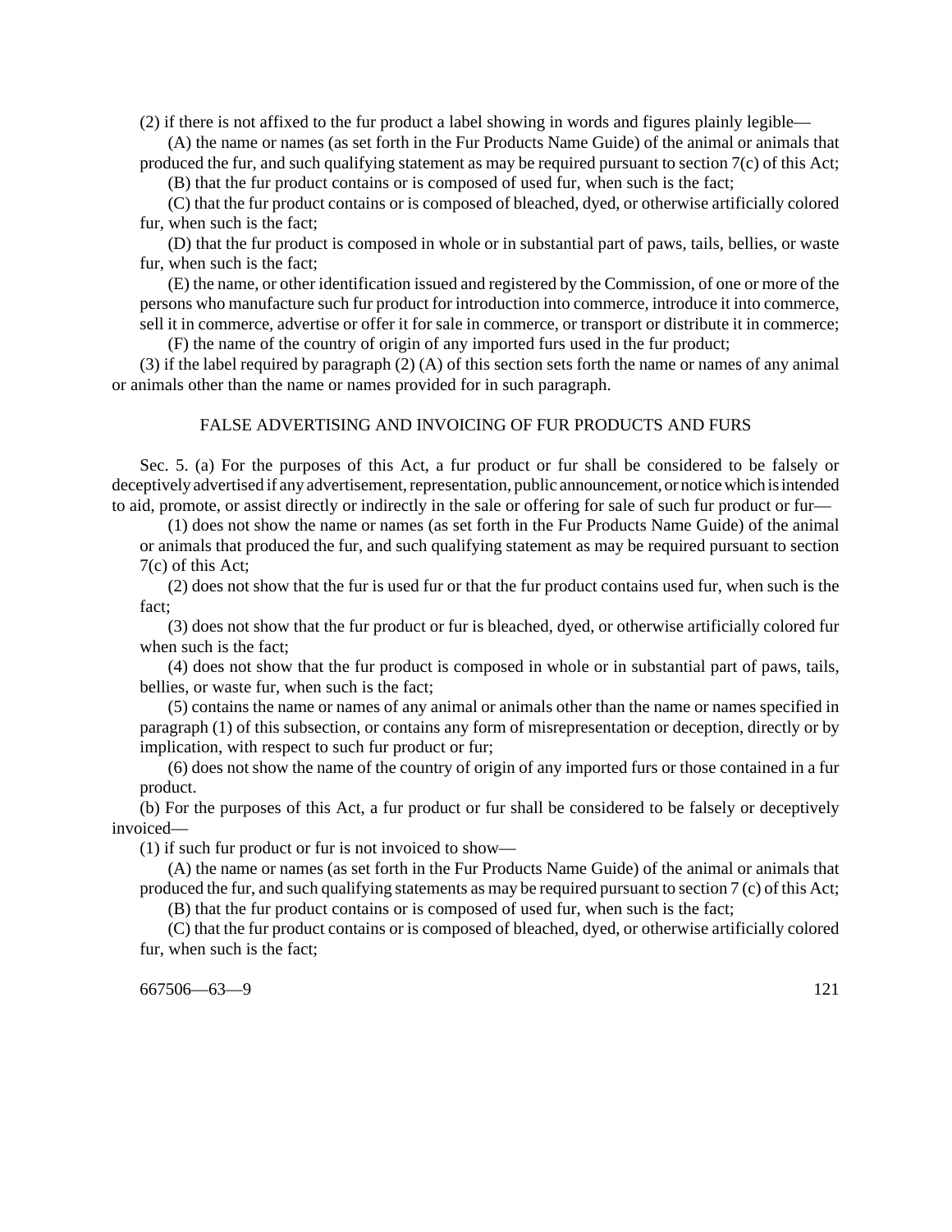(2) if there is not affixed to the fur product a label showing in words and figures plainly legible—

(A) the name or names (as set forth in the Fur Products Name Guide) of the animal or animals that produced the fur, and such qualifying statement as may be required pursuant to section 7(c) of this Act;

(B) that the fur product contains or is composed of used fur, when such is the fact;

(C) that the fur product contains or is composed of bleached, dyed, or otherwise artificially colored fur, when such is the fact;

(D) that the fur product is composed in whole or in substantial part of paws, tails, bellies, or waste fur, when such is the fact;

(E) the name, or other identification issued and registered by the Commission, of one or more of the persons who manufacture such fur product for introduction into commerce, introduce it into commerce, sell it in commerce, advertise or offer it for sale in commerce, or transport or distribute it in commerce;

(F) the name of the country of origin of any imported furs used in the fur product;

(3) if the label required by paragraph (2) (A) of this section sets forth the name or names of any animal or animals other than the name or names provided for in such paragraph.

## FALSE ADVERTISING AND INVOICING OF FUR PRODUCTS AND FURS

Sec. 5. (a) For the purposes of this Act, a fur product or fur shall be considered to be falsely or deceptively advertised if any advertisement, representation, public announcement, or notice which is intended to aid, promote, or assist directly or indirectly in the sale or offering for sale of such fur product or fur—

(1) does not show the name or names (as set forth in the Fur Products Name Guide) of the animal or animals that produced the fur, and such qualifying statement as may be required pursuant to section 7(c) of this Act;

(2) does not show that the fur is used fur or that the fur product contains used fur, when such is the fact;

(3) does not show that the fur product or fur is bleached, dyed, or otherwise artificially colored fur when such is the fact;

(4) does not show that the fur product is composed in whole or in substantial part of paws, tails, bellies, or waste fur, when such is the fact;

(5) contains the name or names of any animal or animals other than the name or names specified in paragraph (1) of this subsection, or contains any form of misrepresentation or deception, directly or by implication, with respect to such fur product or fur;

(6) does not show the name of the country of origin of any imported furs or those contained in a fur product.

(b) For the purposes of this Act, a fur product or fur shall be considered to be falsely or deceptively invoiced—

(1) if such fur product or fur is not invoiced to show—

(A) the name or names (as set forth in the Fur Products Name Guide) of the animal or animals that produced the fur, and such qualifying statements as may be required pursuant to section 7 (c) of this Act;

(B) that the fur product contains or is composed of used fur, when such is the fact;

(C) that the fur product contains or is composed of bleached, dyed, or otherwise artificially colored fur, when such is the fact;

667506—63—9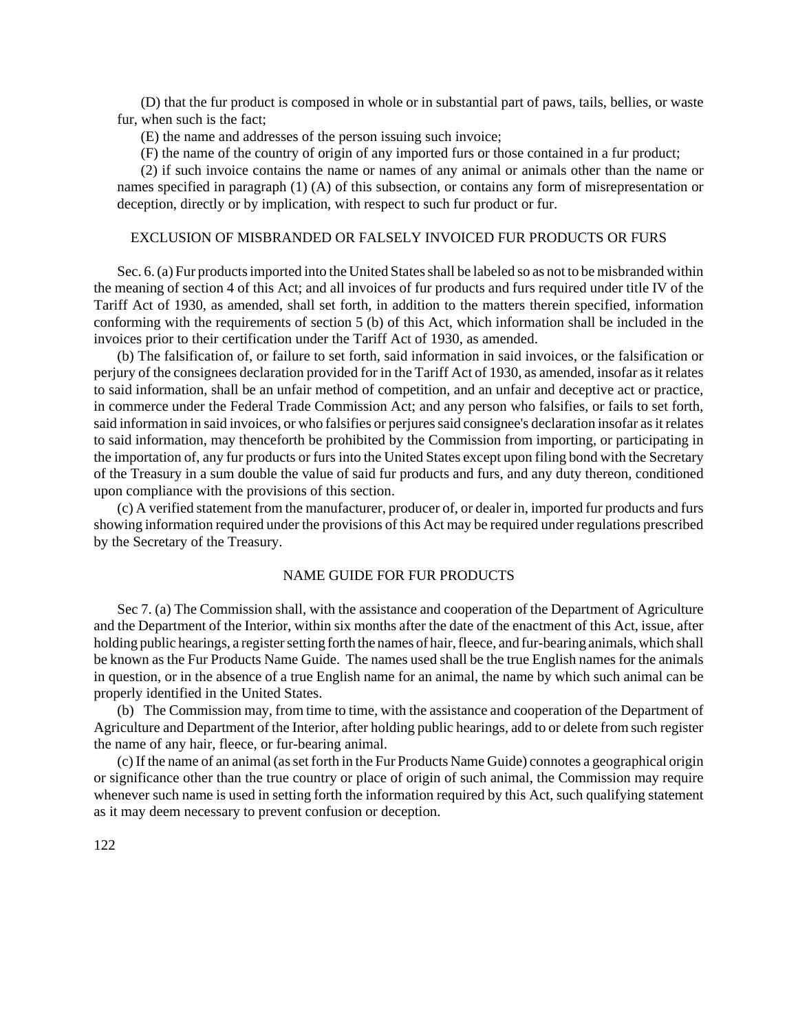(D) that the fur product is composed in whole or in substantial part of paws, tails, bellies, or waste fur, when such is the fact;

(E) the name and addresses of the person issuing such invoice;

(F) the name of the country of origin of any imported furs or those contained in a fur product;

(2) if such invoice contains the name or names of any animal or animals other than the name or names specified in paragraph (1) (A) of this subsection, or contains any form of misrepresentation or deception, directly or by implication, with respect to such fur product or fur.

## EXCLUSION OF MISBRANDED OR FALSELY INVOICED FUR PRODUCTS OR FURS

Sec. 6. (a) Fur products imported into the United States shall be labeled so as not to be misbranded within the meaning of section 4 of this Act; and all invoices of fur products and furs required under title IV of the Tariff Act of 1930, as amended, shall set forth, in addition to the matters therein specified, information conforming with the requirements of section 5 (b) of this Act, which information shall be included in the invoices prior to their certification under the Tariff Act of 1930, as amended.

(b) The falsification of, or failure to set forth, said information in said invoices, or the falsification or perjury of the consignees declaration provided for in the Tariff Act of 1930, as amended, insofar as it relates to said information, shall be an unfair method of competition, and an unfair and deceptive act or practice, in commerce under the Federal Trade Commission Act; and any person who falsifies, or fails to set forth, said information in said invoices, or who falsifies or perjures said consignee's declaration insofar as it relates to said information, may thenceforth be prohibited by the Commission from importing, or participating in the importation of, any fur products or furs into the United States except upon filing bond with the Secretary of the Treasury in a sum double the value of said fur products and furs, and any duty thereon, conditioned upon compliance with the provisions of this section.

(c) A verified statement from the manufacturer, producer of, or dealer in, imported fur products and furs showing information required under the provisions of this Act may be required under regulations prescribed by the Secretary of the Treasury.

## NAME GUIDE FOR FUR PRODUCTS

Sec 7. (a) The Commission shall, with the assistance and cooperation of the Department of Agriculture and the Department of the Interior, within six months after the date of the enactment of this Act, issue, after holding public hearings, a register setting forth the names of hair, fleece, and fur-bearing animals, which shall be known as the Fur Products Name Guide. The names used shall be the true English names for the animals in question, or in the absence of a true English name for an animal, the name by which such animal can be properly identified in the United States.

(b) The Commission may, from time to time, with the assistance and cooperation of the Department of Agriculture and Department of the Interior, after holding public hearings, add to or delete from such register the name of any hair, fleece, or fur-bearing animal.

(c) If the name of an animal (as set forth in the Fur Products Name Guide) connotes a geographical origin or significance other than the true country or place of origin of such animal, the Commission may require whenever such name is used in setting forth the information required by this Act, such qualifying statement as it may deem necessary to prevent confusion or deception.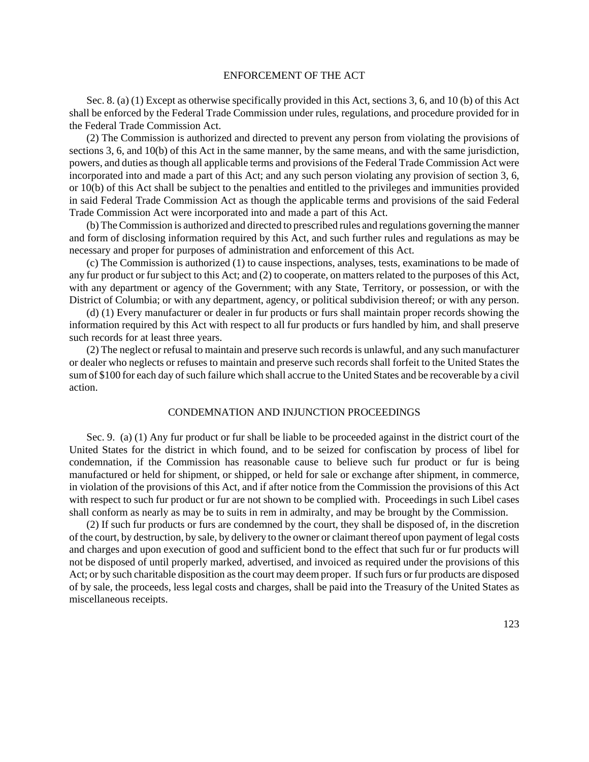## ENFORCEMENT OF THE ACT

Sec. 8. (a) (1) Except as otherwise specifically provided in this Act, sections 3, 6, and 10 (b) of this Act shall be enforced by the Federal Trade Commission under rules, regulations, and procedure provided for in the Federal Trade Commission Act.

(2) The Commission is authorized and directed to prevent any person from violating the provisions of sections 3, 6, and 10(b) of this Act in the same manner, by the same means, and with the same jurisdiction, powers, and duties as though all applicable terms and provisions of the Federal Trade Commission Act were incorporated into and made a part of this Act; and any such person violating any provision of section 3, 6, or 10(b) of this Act shall be subject to the penalties and entitled to the privileges and immunities provided in said Federal Trade Commission Act as though the applicable terms and provisions of the said Federal Trade Commission Act were incorporated into and made a part of this Act.

(b) The Commission is authorized and directed to prescribed rules and regulations governing the manner and form of disclosing information required by this Act, and such further rules and regulations as may be necessary and proper for purposes of administration and enforcement of this Act.

(c) The Commission is authorized (1) to cause inspections, analyses, tests, examinations to be made of any fur product or fur subject to this Act; and (2) to cooperate, on matters related to the purposes of this Act, with any department or agency of the Government; with any State, Territory, or possession, or with the District of Columbia; or with any department, agency, or political subdivision thereof; or with any person.

(d) (1) Every manufacturer or dealer in fur products or furs shall maintain proper records showing the information required by this Act with respect to all fur products or furs handled by him, and shall preserve such records for at least three years.

(2) The neglect or refusal to maintain and preserve such records is unlawful, and any such manufacturer or dealer who neglects or refuses to maintain and preserve such records shall forfeit to the United States the sum of $100 for each day of such failure which shall accrue to the United States and be recoverable by a civil action.

## CONDEMNATION AND INJUNCTION PROCEEDINGS

Sec. 9. (a) (1) Any fur product or fur shall be liable to be proceeded against in the district court of the United States for the district in which found, and to be seized for confiscation by process of libel for condemnation, if the Commission has reasonable cause to believe such fur product or fur is being manufactured or held for shipment, or shipped, or held for sale or exchange after shipment, in commerce, in violation of the provisions of this Act, and if after notice from the Commission the provisions of this Act with respect to such fur product or fur are not shown to be complied with. Proceedings in such Libel cases shall conform as nearly as may be to suits in rem in admiralty, and may be brought by the Commission.

(2) If such fur products or furs are condemned by the court, they shall be disposed of, in the discretion of the court, by destruction, by sale, by delivery to the owner or claimant thereof upon payment of legal costs and charges and upon execution of good and sufficient bond to the effect that such fur or fur products will not be disposed of until properly marked, advertised, and invoiced as required under the provisions of this Act; or by such charitable disposition as the court may deem proper. If such furs or fur products are disposed of by sale, the proceeds, less legal costs and charges, shall be paid into the Treasury of the United States as miscellaneous receipts.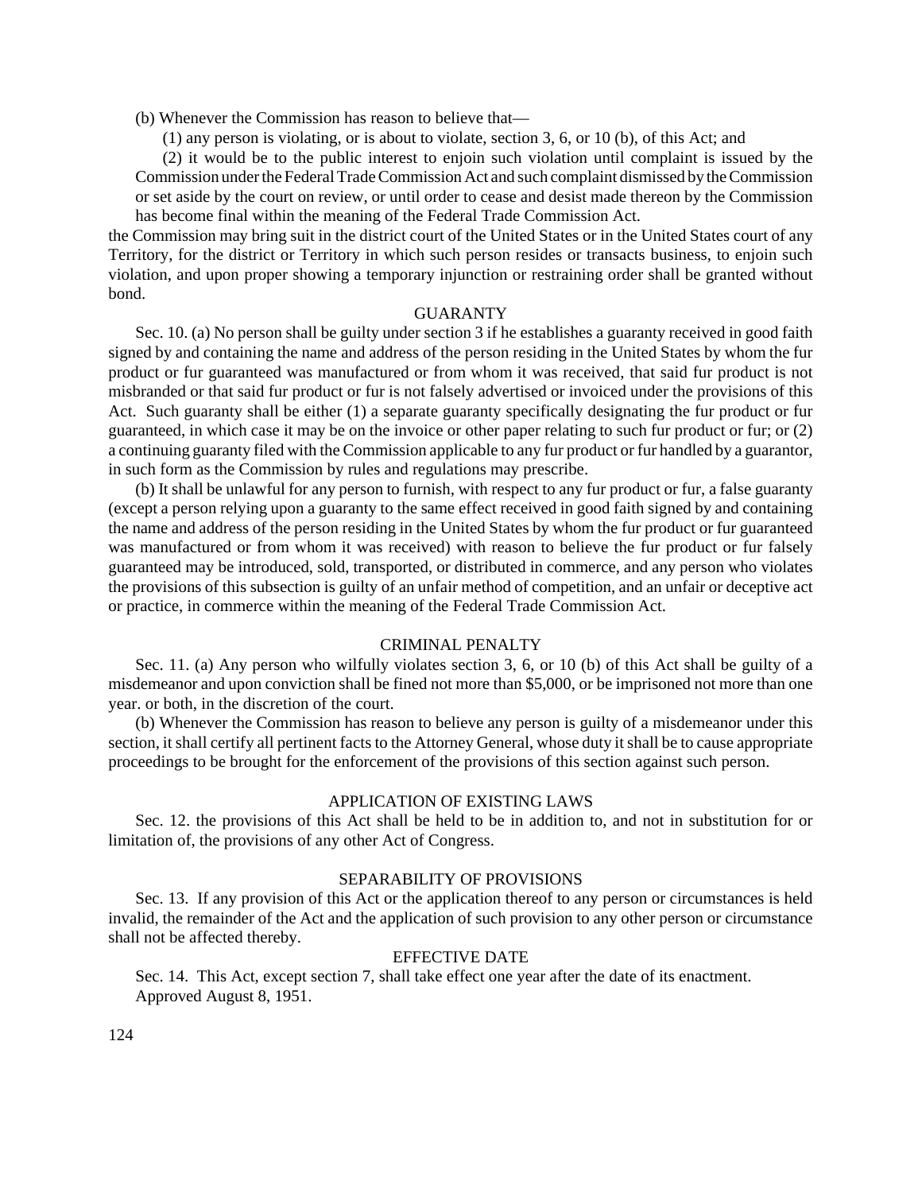(b) Whenever the Commission has reason to believe that—

(1) any person is violating, or is about to violate, section 3, 6, or 10 (b), of this Act; and

(2) it would be to the public interest to enjoin such violation until complaint is issued by the Commission under the Federal Trade Commission Act and such complaint dismissed by the Commission or set aside by the court on review, or until order to cease and desist made thereon by the Commission has become final within the meaning of the Federal Trade Commission Act.

the Commission may bring suit in the district court of the United States or in the United States court of any Territory, for the district or Territory in which such person resides or transacts business, to enjoin such violation, and upon proper showing a temporary injunction or restraining order shall be granted without bond.

GUARANTY

Sec. 10. (a) No person shall be guilty under section 3 if he establishes a guaranty received in good faith signed by and containing the name and address of the person residing in the United States by whom the fur product or fur guaranteed was manufactured or from whom it was received, that said fur product is not misbranded or that said fur product or fur is not falsely advertised or invoiced under the provisions of this Act. Such guaranty shall be either (1) a separate guaranty specifically designating the fur product or fur guaranteed, in which case it may be on the invoice or other paper relating to such fur product or fur; or (2) a continuing guaranty filed with the Commission applicable to any fur product or fur handled by a guarantor, in such form as the Commission by rules and regulations may prescribe.

(b) It shall be unlawful for any person to furnish, with respect to any fur product or fur, a false guaranty (except a person relying upon a guaranty to the same effect received in good faith signed by and containing the name and address of the person residing in the United States by whom the fur product or fur guaranteed was manufactured or from whom it was received) with reason to believe the fur product or fur falsely guaranteed may be introduced, sold, transported, or distributed in commerce, and any person who violates the provisions of this subsection is guilty of an unfair method of competition, and an unfair or deceptive act or practice, in commerce within the meaning of the Federal Trade Commission Act.

CRIMINAL PENALTY

Sec. 11. (a) Any person who wilfully violates section 3, 6, or 10 (b) of this Act shall be guilty of a misdemeanor and upon conviction shall be fined not more than $5,000, or be imprisoned not more than one year. or both, in the discretion of the court.

(b) Whenever the Commission has reason to believe any person is guilty of a misdemeanor under this section, it shall certify all pertinent facts to the Attorney General, whose duty it shall be to cause appropriate proceedings to be brought for the enforcement of the provisions of this section against such person.

APPLICATION OF EXISTING LAWS

Sec. 12. the provisions of this Act shall be held to be in addition to, and not in substitution for or limitation of, the provisions of any other Act of Congress.

SEPARABILITY OF PROVISIONS

Sec. 13. If any provision of this Act or the application thereof to any person or circumstances is held invalid, the remainder of the Act and the application of such provision to any other person or circumstance shall not be affected thereby.

EFFECTIVE DATE

Sec. 14. This Act, except section 7, shall take effect one year after the date of its enactment.

Approved August 8, 1951.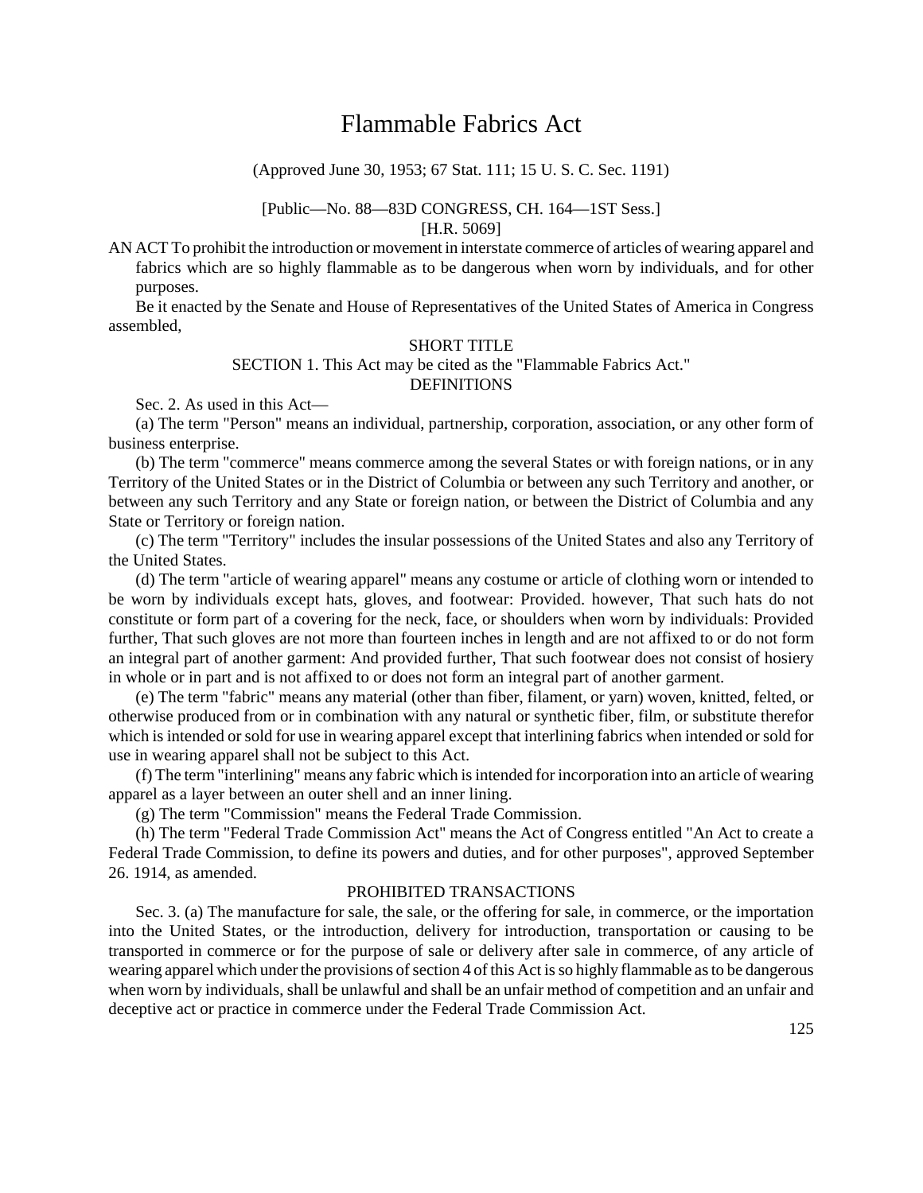# Flammable Fabrics Act

(Approved June 30, 1953; 67 Stat. 111; 15 U. S. C. Sec. 1191)

[Public—No. 88—83D CONGRESS, CH. 164—1ST Sess.]
[H.R. 5069]

AN ACT To prohibit the introduction or movement in interstate commerce of articles of wearing apparel and fabrics which are so highly flammable as to be dangerous when worn by individuals, and for other purposes.

Be it enacted by the Senate and House of Representatives of the United States of America in Congress assembled,

SHORT TITLE

SECTION 1. This Act may be cited as the "Flammable Fabrics Act."

DEFINITIONS

Sec. 2. As used in this Act—

(a) The term "Person" means an individual, partnership, corporation, association, or any other form of business enterprise.

(b) The term "commerce" means commerce among the several States or with foreign nations, or in any Territory of the United States or in the District of Columbia or between any such Territory and another, or between any such Territory and any State or foreign nation, or between the District of Columbia and any State or Territory or foreign nation.

(c) The term "Territory" includes the insular possessions of the United States and also any Territory of the United States.

(d) The term "article of wearing apparel" means any costume or article of clothing worn or intended to be worn by individuals except hats, gloves, and footwear: Provided. however, That such hats do not constitute or form part of a covering for the neck, face, or shoulders when worn by individuals: Provided further, That such gloves are not more than fourteen inches in length and are not affixed to or do not form an integral part of another garment: And provided further, That such footwear does not consist of hosiery in whole or in part and is not affixed to or does not form an integral part of another garment.

(e) The term "fabric" means any material (other than fiber, filament, or yarn) woven, knitted, felted, or otherwise produced from or in combination with any natural or synthetic fiber, film, or substitute therefor which is intended or sold for use in wearing apparel except that interlining fabrics when intended or sold for use in wearing apparel shall not be subject to this Act.

(f) The term "interlining" means any fabric which is intended for incorporation into an article of wearing apparel as a layer between an outer shell and an inner lining.

(g) The term "Commission" means the Federal Trade Commission.

(h) The term "Federal Trade Commission Act" means the Act of Congress entitled "An Act to create a Federal Trade Commission, to define its powers and duties, and for other purposes", approved September 26. 1914, as amended.

PROHIBITED TRANSACTIONS

Sec. 3. (a) The manufacture for sale, the sale, or the offering for sale, in commerce, or the importation into the United States, or the introduction, delivery for introduction, transportation or causing to be transported in commerce or for the purpose of sale or delivery after sale in commerce, of any article of wearing apparel which under the provisions of section 4 of this Act is so highly flammable as to be dangerous when worn by individuals, shall be unlawful and shall be an unfair method of competition and an unfair and deceptive act or practice in commerce under the Federal Trade Commission Act.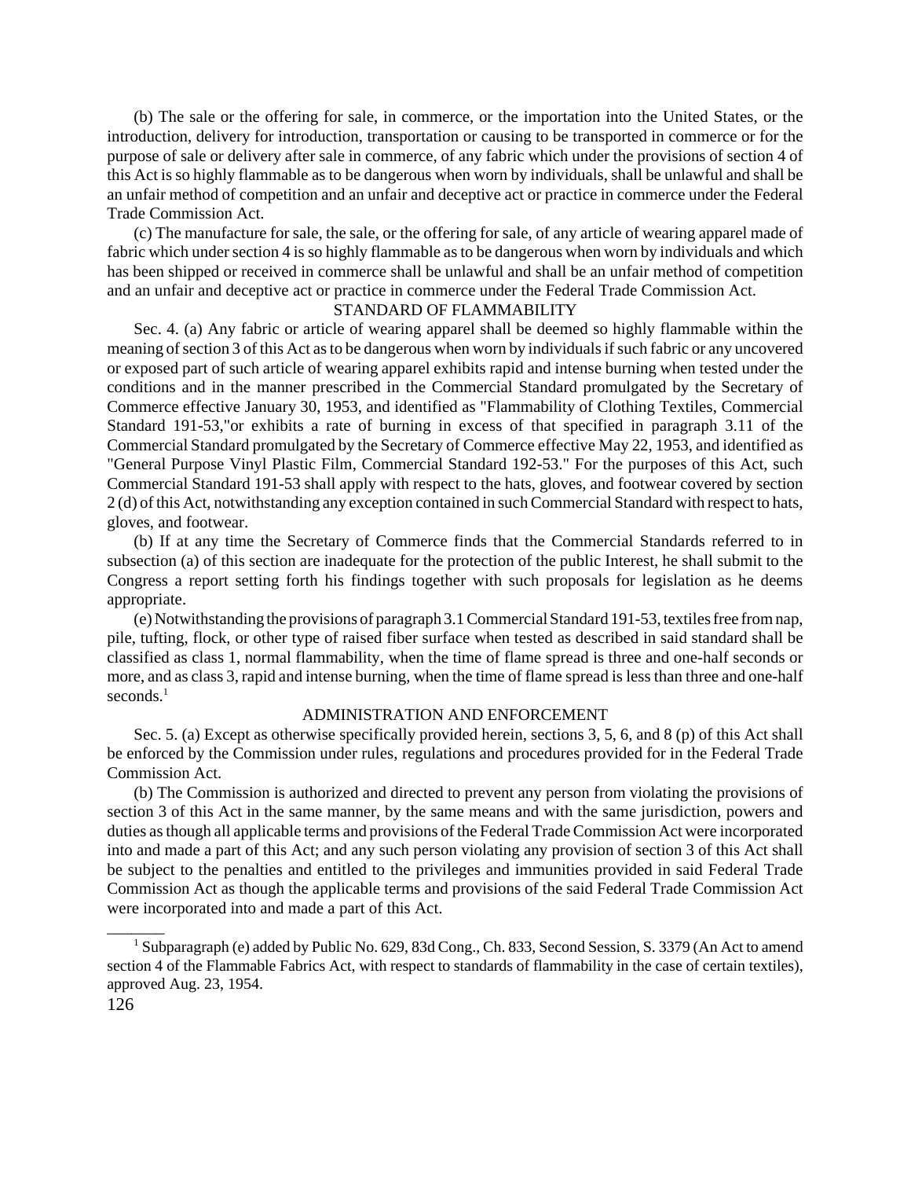(b) The sale or the offering for sale, in commerce, or the importation into the United States, or the introduction, delivery for introduction, transportation or causing to be transported in commerce or for the purpose of sale or delivery after sale in commerce, of any fabric which under the provisions of section 4 of this Act is so highly flammable as to be dangerous when worn by individuals, shall be unlawful and shall be an unfair method of competition and an unfair and deceptive act or practice in commerce under the Federal Trade Commission Act.

(c) The manufacture for sale, the sale, or the offering for sale, of any article of wearing apparel made of fabric which under section 4 is so highly flammable as to be dangerous when worn by individuals and which has been shipped or received in commerce shall be unlawful and shall be an unfair method of competition and an unfair and deceptive act or practice in commerce under the Federal Trade Commission Act.

STANDARD OF FLAMMABILITY

Sec. 4. (a) Any fabric or article of wearing apparel shall be deemed so highly flammable within the meaning of section 3 of this Act as to be dangerous when worn by individuals if such fabric or any uncovered or exposed part of such article of wearing apparel exhibits rapid and intense burning when tested under the conditions and in the manner prescribed in the Commercial Standard promulgated by the Secretary of Commerce effective January 30, 1953, and identified as "Flammability of Clothing Textiles, Commercial Standard 191-53,"or exhibits a rate of burning in excess of that specified in paragraph 3.11 of the Commercial Standard promulgated by the Secretary of Commerce effective May 22, 1953, and identified as "General Purpose Vinyl Plastic Film, Commercial Standard 192-53." For the purposes of this Act, such Commercial Standard 191-53 shall apply with respect to the hats, gloves, and footwear covered by section 2 (d) of this Act, notwithstanding any exception contained in such Commercial Standard with respect to hats, gloves, and footwear.

(b) If at any time the Secretary of Commerce finds that the Commercial Standards referred to in subsection (a) of this section are inadequate for the protection of the public Interest, he shall submit to the Congress a report setting forth his findings together with such proposals for legislation as he deems appropriate.

(e) Notwithstanding the provisions of paragraph 3.1 Commercial Standard 191-53, textiles free from nap, pile, tufting, flock, or other type of raised fiber surface when tested as described in said standard shall be classified as class 1, normal flammability, when the time of flame spread is three and one-half seconds or more, and as class 3, rapid and intense burning, when the time of flame spread is less than three and one-half seconds.[1]

ADMINISTRATION AND ENFORCEMENT

Sec. 5. (a) Except as otherwise specifically provided herein, sections 3, 5, 6, and 8 (p) of this Act shall be enforced by the Commission under rules, regulations and procedures provided for in the Federal Trade Commission Act.

(b) The Commission is authorized and directed to prevent any person from violating the provisions of section 3 of this Act in the same manner, by the same means and with the same jurisdiction, powers and duties as though all applicable terms and provisions of the Federal Trade Commission Act were incorporated into and made a part of this Act; and any such person violating any provision of section 3 of this Act shall be subject to the penalties and entitled to the privileges and immunities provided in said Federal Trade Commission Act as though the applicable terms and provisions of the said Federal Trade Commission Act were incorporated into and made a part of this Act.

---

[1] Subparagraph (e) added by Public No. 629, 83d Cong., Ch. 833, Second Session, S. 3379 (An Act to amend section 4 of the Flammable Fabrics Act, with respect to standards of flammability in the case of certain textiles), approved Aug. 23, 1954.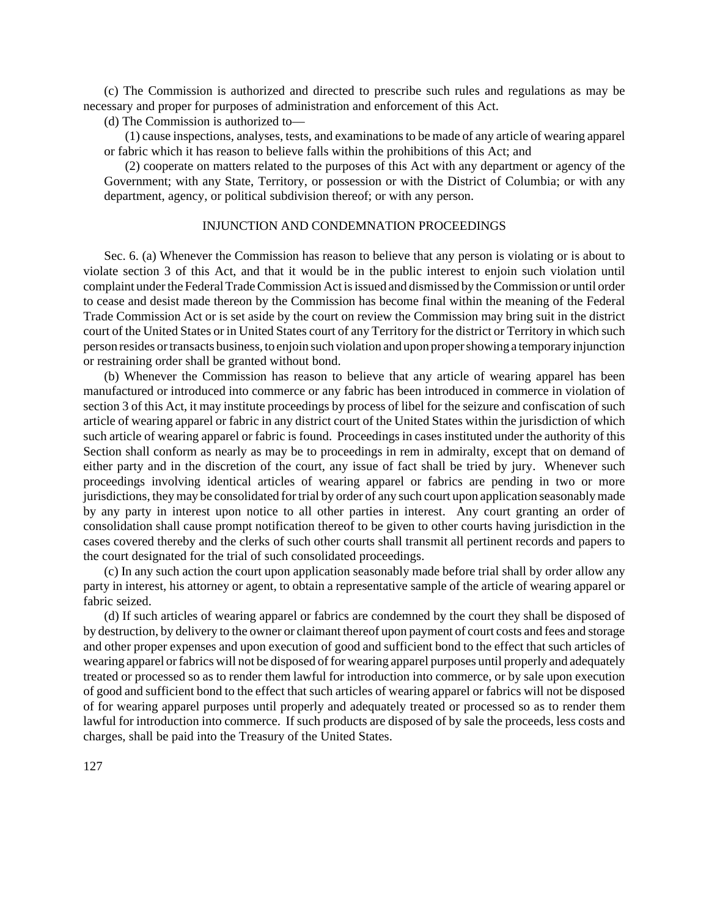(c) The Commission is authorized and directed to prescribe such rules and regulations as may be necessary and proper for purposes of administration and enforcement of this Act.

(d) The Commission is authorized to—

(1) cause inspections, analyses, tests, and examinations to be made of any article of wearing apparel or fabric which it has reason to believe falls within the prohibitions of this Act; and

(2) cooperate on matters related to the purposes of this Act with any department or agency of the Government; with any State, Territory, or possession or with the District of Columbia; or with any department, agency, or political subdivision thereof; or with any person.

### INJUNCTION AND CONDEMNATION PROCEEDINGS

Sec. 6. (a) Whenever the Commission has reason to believe that any person is violating or is about to violate section 3 of this Act, and that it would be in the public interest to enjoin such violation until complaint under the Federal Trade Commission Act is issued and dismissed by the Commission or until order to cease and desist made thereon by the Commission has become final within the meaning of the Federal Trade Commission Act or is set aside by the court on review the Commission may bring suit in the district court of the United States or in United States court of any Territory for the district or Territory in which such person resides or transacts business, to enjoin such violation and upon proper showing a temporary injunction or restraining order shall be granted without bond.

(b) Whenever the Commission has reason to believe that any article of wearing apparel has been manufactured or introduced into commerce or any fabric has been introduced in commerce in violation of section 3 of this Act, it may institute proceedings by process of libel for the seizure and confiscation of such article of wearing apparel or fabric in any district court of the United States within the jurisdiction of which such article of wearing apparel or fabric is found. Proceedings in cases instituted under the authority of this Section shall conform as nearly as may be to proceedings in rem in admiralty, except that on demand of either party and in the discretion of the court, any issue of fact shall be tried by jury. Whenever such proceedings involving identical articles of wearing apparel or fabrics are pending in two or more jurisdictions, they may be consolidated for trial by order of any such court upon application seasonably made by any party in interest upon notice to all other parties in interest. Any court granting an order of consolidation shall cause prompt notification thereof to be given to other courts having jurisdiction in the cases covered thereby and the clerks of such other courts shall transmit all pertinent records and papers to the court designated for the trial of such consolidated proceedings.

(c) In any such action the court upon application seasonably made before trial shall by order allow any party in interest, his attorney or agent, to obtain a representative sample of the article of wearing apparel or fabric seized.

(d) If such articles of wearing apparel or fabrics are condemned by the court they shall be disposed of by destruction, by delivery to the owner or claimant thereof upon payment of court costs and fees and storage and other proper expenses and upon execution of good and sufficient bond to the effect that such articles of wearing apparel or fabrics will not be disposed of for wearing apparel purposes until properly and adequately treated or processed so as to render them lawful for introduction into commerce, or by sale upon execution of good and sufficient bond to the effect that such articles of wearing apparel or fabrics will not be disposed of for wearing apparel purposes until properly and adequately treated or processed so as to render them lawful for introduction into commerce. If such products are disposed of by sale the proceeds, less costs and charges, shall be paid into the Treasury of the United States.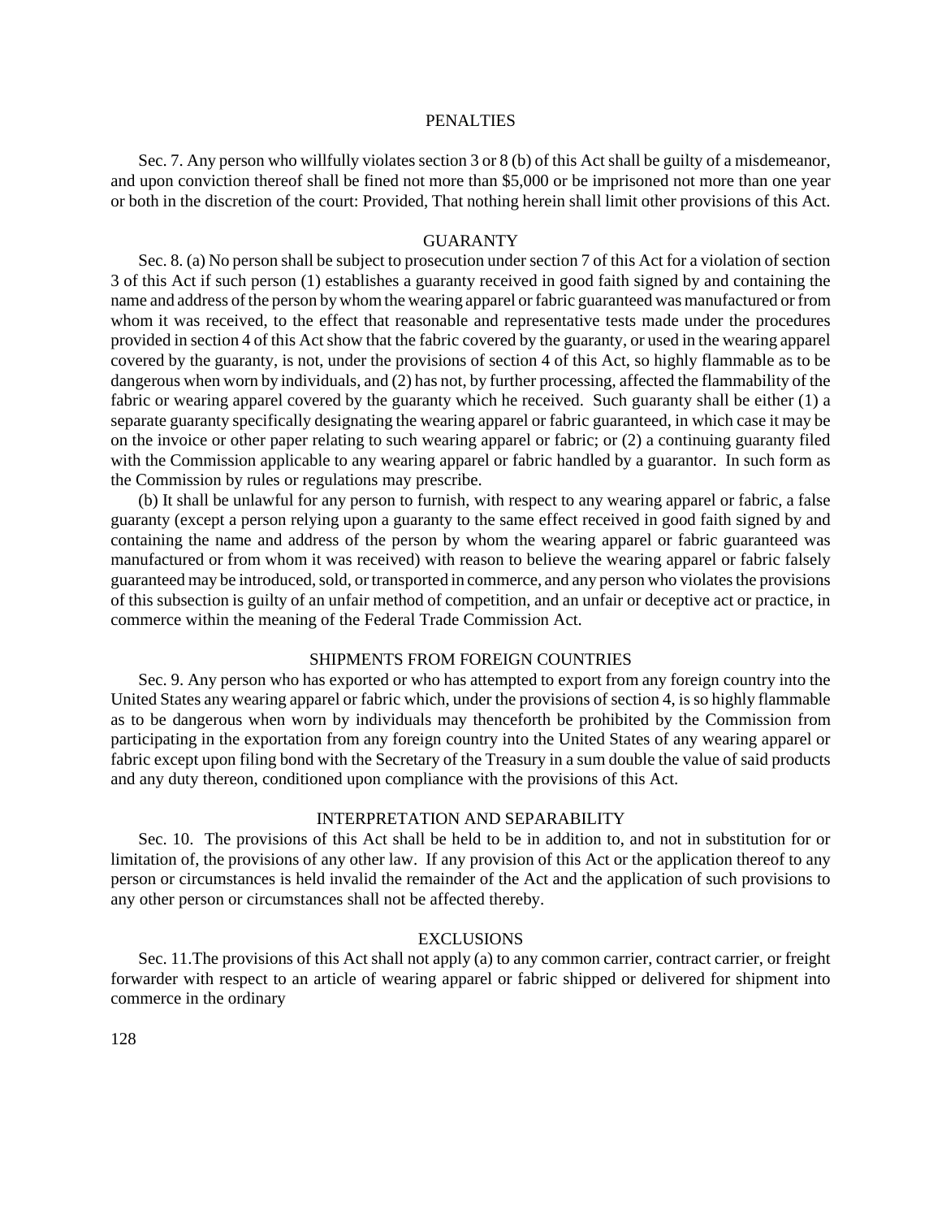## PENALTIES

Sec. 7. Any person who willfully violates section 3 or 8 (b) of this Act shall be guilty of a misdemeanor, and upon conviction thereof shall be fined not more than $5,000 or be imprisoned not more than one year or both in the discretion of the court: Provided, That nothing herein shall limit other provisions of this Act.

## GUARANTY

Sec. 8. (a) No person shall be subject to prosecution under section 7 of this Act for a violation of section 3 of this Act if such person (1) establishes a guaranty received in good faith signed by and containing the name and address of the person by whom the wearing apparel or fabric guaranteed was manufactured or from whom it was received, to the effect that reasonable and representative tests made under the procedures provided in section 4 of this Act show that the fabric covered by the guaranty, or used in the wearing apparel covered by the guaranty, is not, under the provisions of section 4 of this Act, so highly flammable as to be dangerous when worn by individuals, and (2) has not, by further processing, affected the flammability of the fabric or wearing apparel covered by the guaranty which he received. Such guaranty shall be either (1) a separate guaranty specifically designating the wearing apparel or fabric guaranteed, in which case it may be on the invoice or other paper relating to such wearing apparel or fabric; or (2) a continuing guaranty filed with the Commission applicable to any wearing apparel or fabric handled by a guarantor. In such form as the Commission by rules or regulations may prescribe.

(b) It shall be unlawful for any person to furnish, with respect to any wearing apparel or fabric, a false guaranty (except a person relying upon a guaranty to the same effect received in good faith signed by and containing the name and address of the person by whom the wearing apparel or fabric guaranteed was manufactured or from whom it was received) with reason to believe the wearing apparel or fabric falsely guaranteed may be introduced, sold, or transported in commerce, and any person who violates the provisions of this subsection is guilty of an unfair method of competition, and an unfair or deceptive act or practice, in commerce within the meaning of the Federal Trade Commission Act.

## SHIPMENTS FROM FOREIGN COUNTRIES

Sec. 9. Any person who has exported or who has attempted to export from any foreign country into the United States any wearing apparel or fabric which, under the provisions of section 4, is so highly flammable as to be dangerous when worn by individuals may thenceforth be prohibited by the Commission from participating in the exportation from any foreign country into the United States of any wearing apparel or fabric except upon filing bond with the Secretary of the Treasury in a sum double the value of said products and any duty thereon, conditioned upon compliance with the provisions of this Act.

## INTERPRETATION AND SEPARABILITY

Sec. 10. The provisions of this Act shall be held to be in addition to, and not in substitution for or limitation of, the provisions of any other law. If any provision of this Act or the application thereof to any person or circumstances is held invalid the remainder of the Act and the application of such provisions to any other person or circumstances shall not be affected thereby.

## EXCLUSIONS

Sec. 11.The provisions of this Act shall not apply (a) to any common carrier, contract carrier, or freight forwarder with respect to an article of wearing apparel or fabric shipped or delivered for shipment into commerce in the ordinary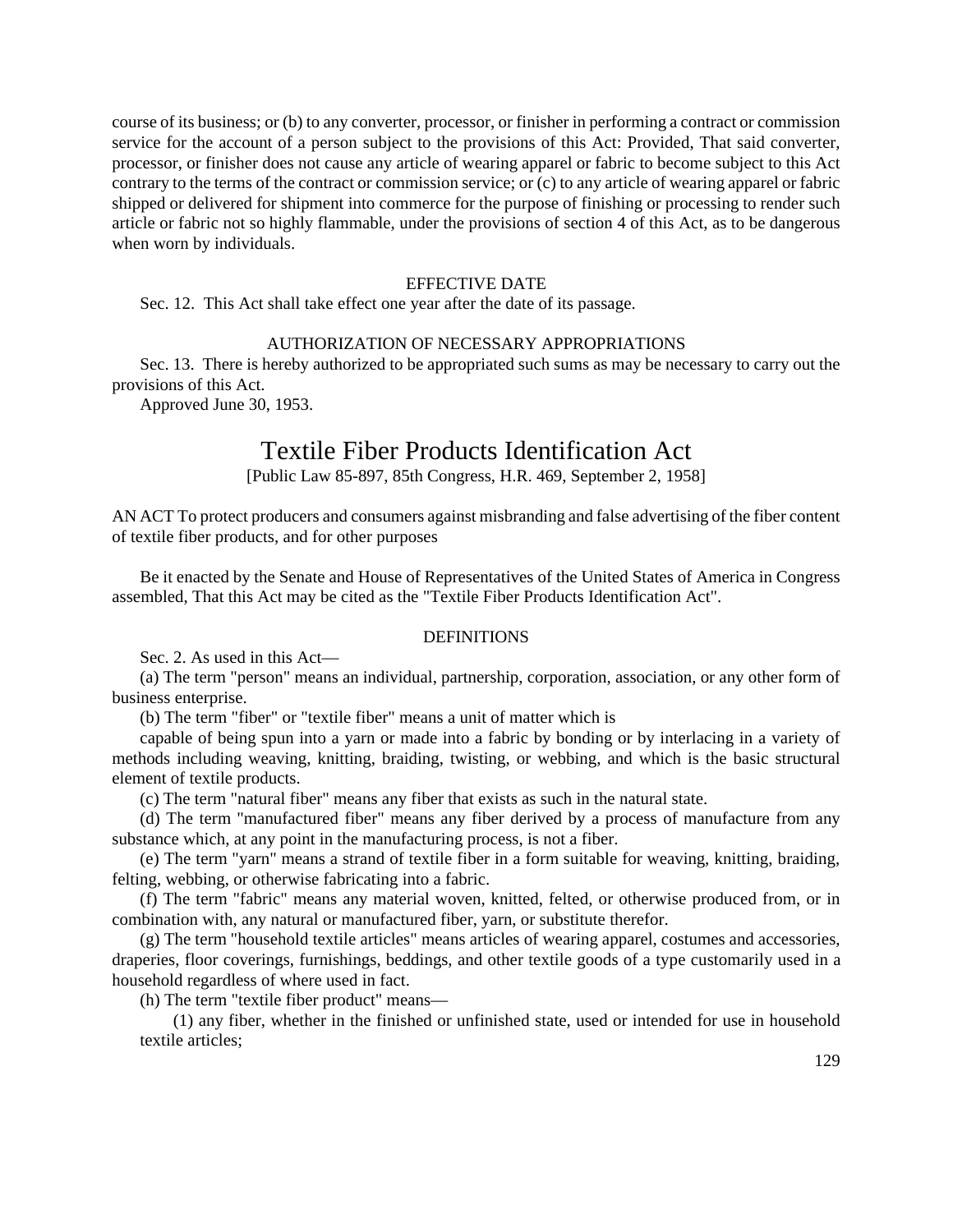course of its business; or (b) to any converter, processor, or finisher in performing a contract or commission service for the account of a person subject to the provisions of this Act: Provided, That said converter, processor, or finisher does not cause any article of wearing apparel or fabric to become subject to this Act contrary to the terms of the contract or commission service; or (c) to any article of wearing apparel or fabric shipped or delivered for shipment into commerce for the purpose of finishing or processing to render such article or fabric not so highly flammable, under the provisions of section 4 of this Act, as to be dangerous when worn by individuals.

EFFECTIVE DATE

Sec. 12. This Act shall take effect one year after the date of its passage.

AUTHORIZATION OF NECESSARY APPROPRIATIONS

Sec. 13. There is hereby authorized to be appropriated such sums as may be necessary to carry out the provisions of this Act.

Approved June 30, 1953.

# Textile Fiber Products Identification Act

[Public Law 85-897, 85th Congress, H.R. 469, September 2, 1958]

AN ACT To protect producers and consumers against misbranding and false advertising of the fiber content of textile fiber products, and for other purposes

Be it enacted by the Senate and House of Representatives of the United States of America in Congress assembled, That this Act may be cited as the "Textile Fiber Products Identification Act".

DEFINITIONS

Sec. 2. As used in this Act—

(a) The term "person" means an individual, partnership, corporation, association, or any other form of business enterprise.

(b) The term "fiber" or "textile fiber" means a unit of matter which is

capable of being spun into a yarn or made into a fabric by bonding or by interlacing in a variety of methods including weaving, knitting, braiding, twisting, or webbing, and which is the basic structural element of textile products.

(c) The term "natural fiber" means any fiber that exists as such in the natural state.

(d) The term "manufactured fiber" means any fiber derived by a process of manufacture from any substance which, at any point in the manufacturing process, is not a fiber.

(e) The term "yarn" means a strand of textile fiber in a form suitable for weaving, knitting, braiding, felting, webbing, or otherwise fabricating into a fabric.

(f) The term "fabric" means any material woven, knitted, felted, or otherwise produced from, or in combination with, any natural or manufactured fiber, yarn, or substitute therefor.

(g) The term "household textile articles" means articles of wearing apparel, costumes and accessories, draperies, floor coverings, furnishings, beddings, and other textile goods of a type customarily used in a household regardless of where used in fact.

(h) The term "textile fiber product" means—

(1) any fiber, whether in the finished or unfinished state, used or intended for use in household textile articles;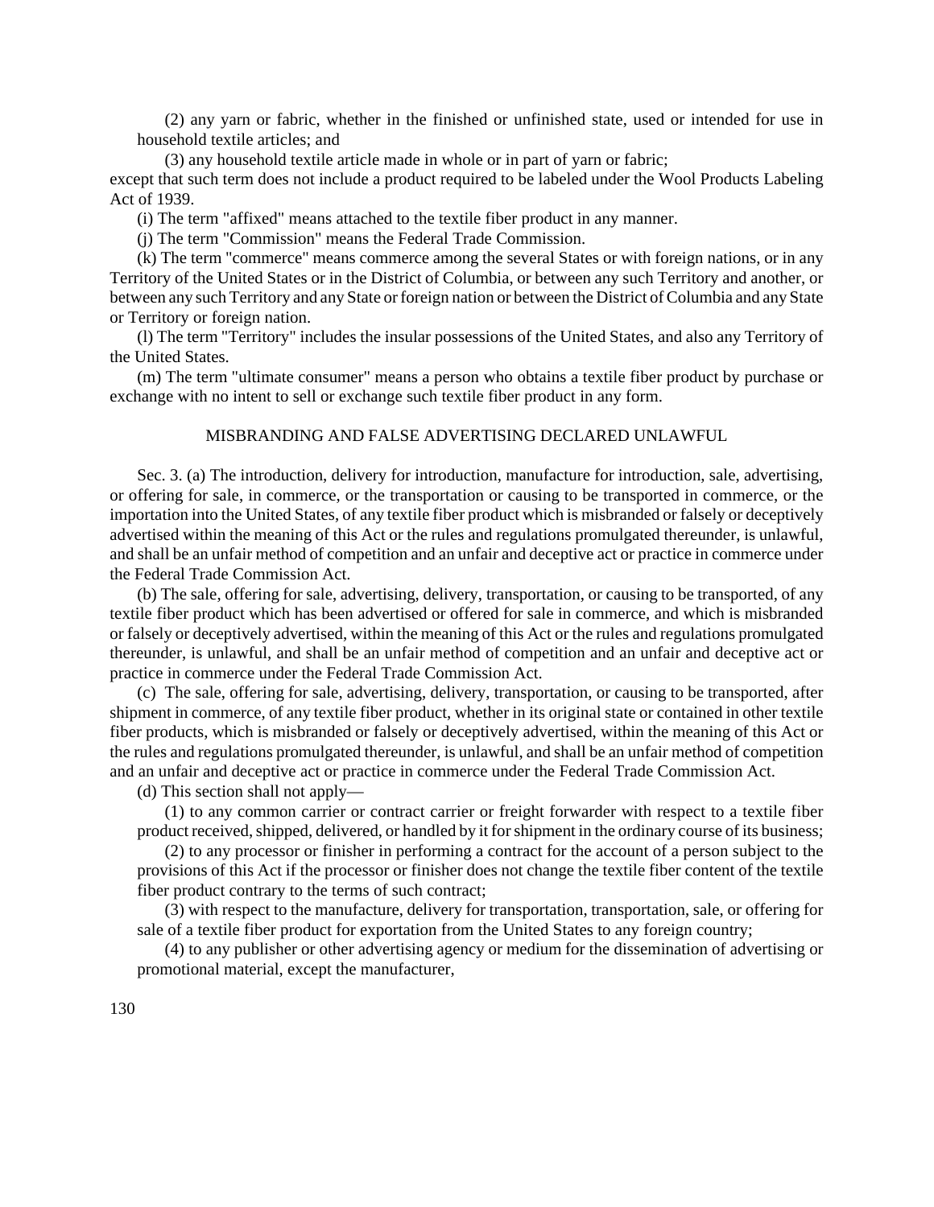(2) any yarn or fabric, whether in the finished or unfinished state, used or intended for use in household textile articles; and

(3) any household textile article made in whole or in part of yarn or fabric;

except that such term does not include a product required to be labeled under the Wool Products Labeling Act of 1939.

(i) The term "affixed" means attached to the textile fiber product in any manner.

(j) The term "Commission" means the Federal Trade Commission.

(k) The term "commerce" means commerce among the several States or with foreign nations, or in any Territory of the United States or in the District of Columbia, or between any such Territory and another, or between any such Territory and any State or foreign nation or between the District of Columbia and any State or Territory or foreign nation.

(l) The term "Territory" includes the insular possessions of the United States, and also any Territory of the United States.

(m) The term "ultimate consumer" means a person who obtains a textile fiber product by purchase or exchange with no intent to sell or exchange such textile fiber product in any form.

## MISBRANDING AND FALSE ADVERTISING DECLARED UNLAWFUL

Sec. 3. (a) The introduction, delivery for introduction, manufacture for introduction, sale, advertising, or offering for sale, in commerce, or the transportation or causing to be transported in commerce, or the importation into the United States, of any textile fiber product which is misbranded or falsely or deceptively advertised within the meaning of this Act or the rules and regulations promulgated thereunder, is unlawful, and shall be an unfair method of competition and an unfair and deceptive act or practice in commerce under the Federal Trade Commission Act.

(b) The sale, offering for sale, advertising, delivery, transportation, or causing to be transported, of any textile fiber product which has been advertised or offered for sale in commerce, and which is misbranded or falsely or deceptively advertised, within the meaning of this Act or the rules and regulations promulgated thereunder, is unlawful, and shall be an unfair method of competition and an unfair and deceptive act or practice in commerce under the Federal Trade Commission Act.

(c) The sale, offering for sale, advertising, delivery, transportation, or causing to be transported, after shipment in commerce, of any textile fiber product, whether in its original state or contained in other textile fiber products, which is misbranded or falsely or deceptively advertised, within the meaning of this Act or the rules and regulations promulgated thereunder, is unlawful, and shall be an unfair method of competition and an unfair and deceptive act or practice in commerce under the Federal Trade Commission Act.

(d) This section shall not apply—

(1) to any common carrier or contract carrier or freight forwarder with respect to a textile fiber product received, shipped, delivered, or handled by it for shipment in the ordinary course of its business;

(2) to any processor or finisher in performing a contract for the account of a person subject to the provisions of this Act if the processor or finisher does not change the textile fiber content of the textile fiber product contrary to the terms of such contract;

(3) with respect to the manufacture, delivery for transportation, transportation, sale, or offering for sale of a textile fiber product for exportation from the United States to any foreign country;

(4) to any publisher or other advertising agency or medium for the dissemination of advertising or promotional material, except the manufacturer,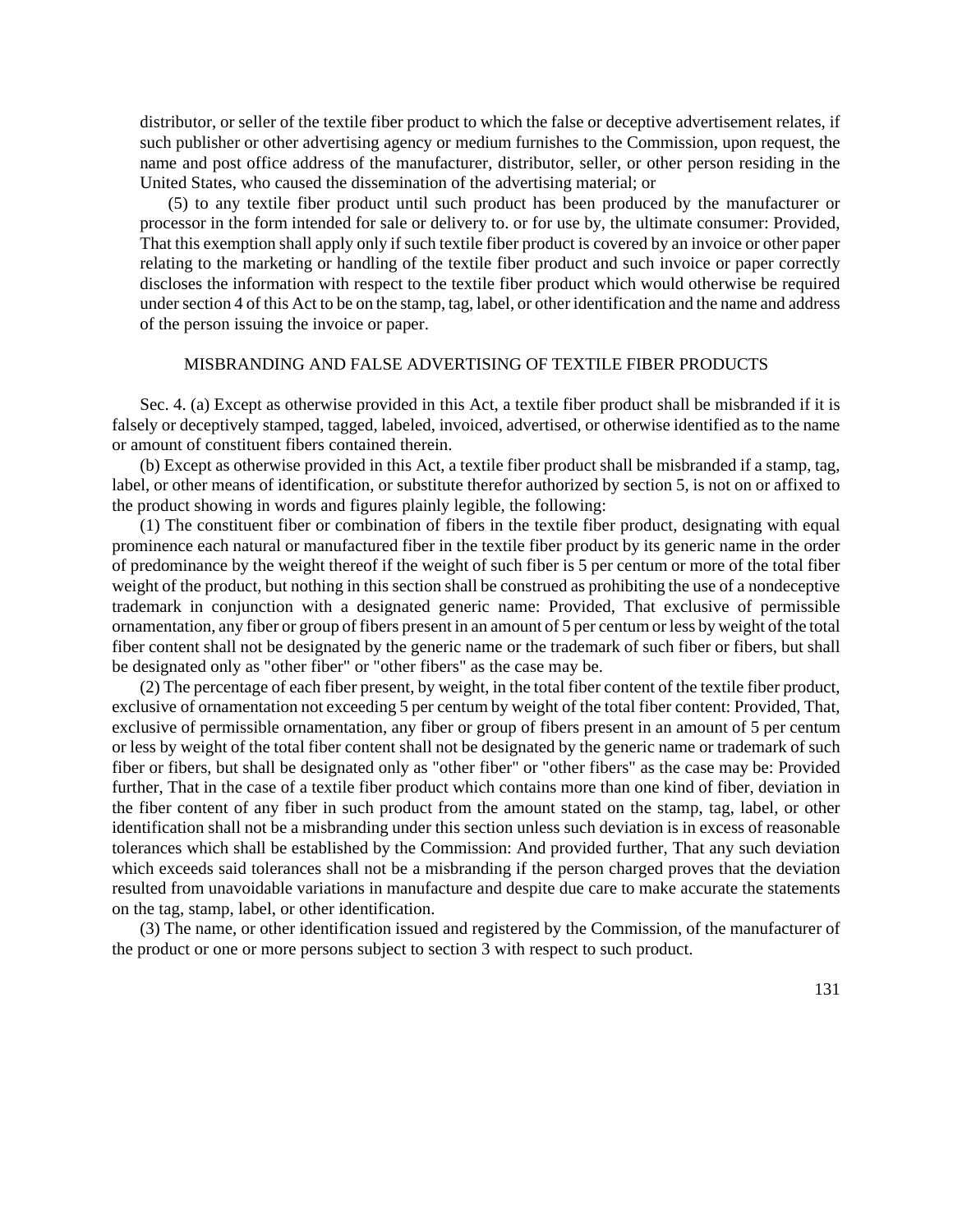distributor, or seller of the textile fiber product to which the false or deceptive advertisement relates, if such publisher or other advertising agency or medium furnishes to the Commission, upon request, the name and post office address of the manufacturer, distributor, seller, or other person residing in the United States, who caused the dissemination of the advertising material; or

(5) to any textile fiber product until such product has been produced by the manufacturer or processor in the form intended for sale or delivery to. or for use by, the ultimate consumer: Provided, That this exemption shall apply only if such textile fiber product is covered by an invoice or other paper relating to the marketing or handling of the textile fiber product and such invoice or paper correctly discloses the information with respect to the textile fiber product which would otherwise be required under section 4 of this Act to be on the stamp, tag, label, or other identification and the name and address of the person issuing the invoice or paper.

## MISBRANDING AND FALSE ADVERTISING OF TEXTILE FIBER PRODUCTS

Sec. 4. (a) Except as otherwise provided in this Act, a textile fiber product shall be misbranded if it is falsely or deceptively stamped, tagged, labeled, invoiced, advertised, or otherwise identified as to the name or amount of constituent fibers contained therein.

(b) Except as otherwise provided in this Act, a textile fiber product shall be misbranded if a stamp, tag, label, or other means of identification, or substitute therefor authorized by section 5, is not on or affixed to the product showing in words and figures plainly legible, the following:

(1) The constituent fiber or combination of fibers in the textile fiber product, designating with equal prominence each natural or manufactured fiber in the textile fiber product by its generic name in the order of predominance by the weight thereof if the weight of such fiber is 5 per centum or more of the total fiber weight of the product, but nothing in this section shall be construed as prohibiting the use of a nondeceptive trademark in conjunction with a designated generic name: Provided, That exclusive of permissible ornamentation, any fiber or group of fibers present in an amount of 5 per centum or less by weight of the total fiber content shall not be designated by the generic name or the trademark of such fiber or fibers, but shall be designated only as "other fiber" or "other fibers" as the case may be.

(2) The percentage of each fiber present, by weight, in the total fiber content of the textile fiber product, exclusive of ornamentation not exceeding 5 per centum by weight of the total fiber content: Provided, That, exclusive of permissible ornamentation, any fiber or group of fibers present in an amount of 5 per centum or less by weight of the total fiber content shall not be designated by the generic name or trademark of such fiber or fibers, but shall be designated only as "other fiber" or "other fibers" as the case may be: Provided further, That in the case of a textile fiber product which contains more than one kind of fiber, deviation in the fiber content of any fiber in such product from the amount stated on the stamp, tag, label, or other identification shall not be a misbranding under this section unless such deviation is in excess of reasonable tolerances which shall be established by the Commission: And provided further, That any such deviation which exceeds said tolerances shall not be a misbranding if the person charged proves that the deviation resulted from unavoidable variations in manufacture and despite due care to make accurate the statements on the tag, stamp, label, or other identification.

(3) The name, or other identification issued and registered by the Commission, of the manufacturer of the product or one or more persons subject to section 3 with respect to such product.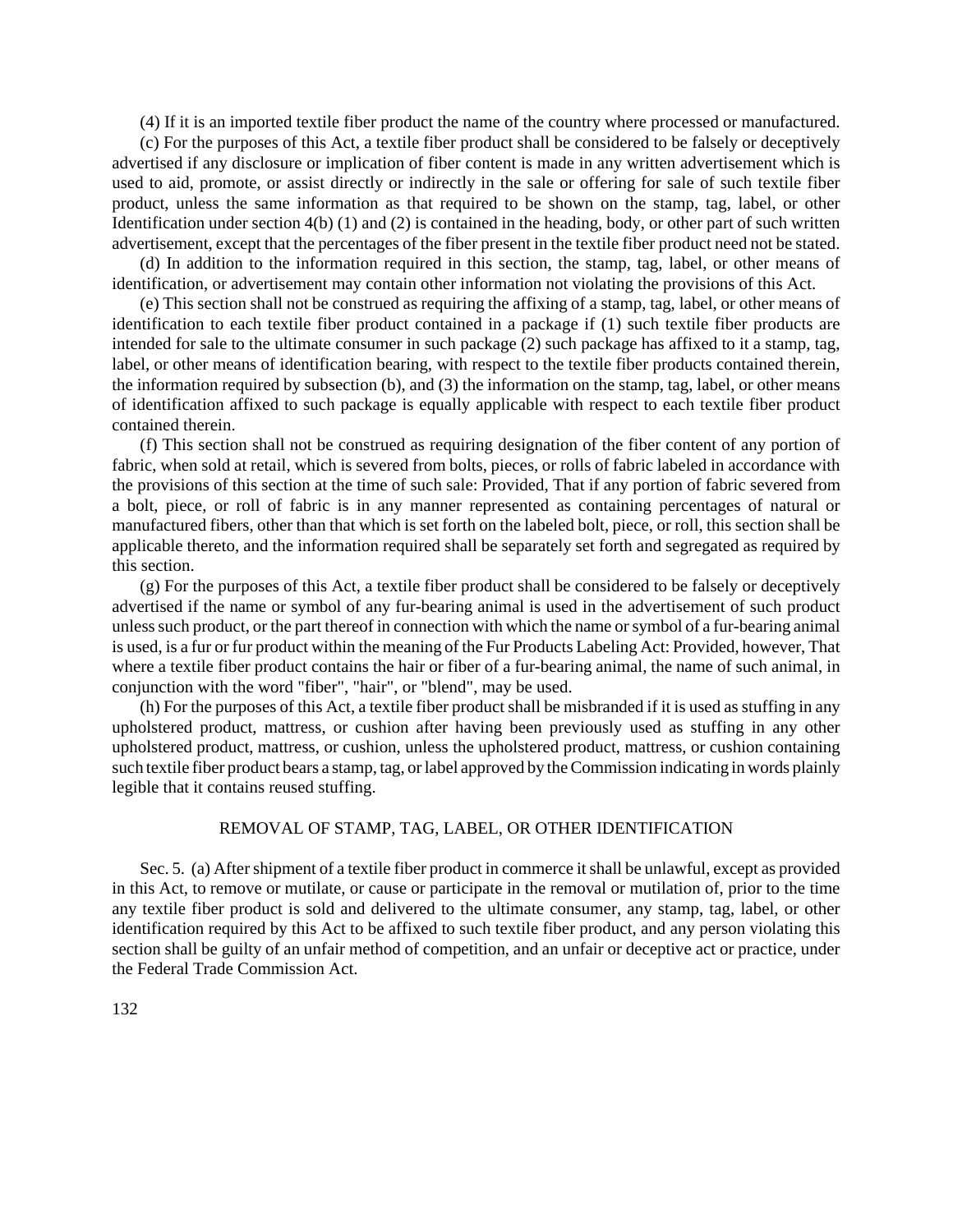(4) If it is an imported textile fiber product the name of the country where processed or manufactured.

(c) For the purposes of this Act, a textile fiber product shall be considered to be falsely or deceptively advertised if any disclosure or implication of fiber content is made in any written advertisement which is used to aid, promote, or assist directly or indirectly in the sale or offering for sale of such textile fiber product, unless the same information as that required to be shown on the stamp, tag, label, or other Identification under section 4(b) (1) and (2) is contained in the heading, body, or other part of such written advertisement, except that the percentages of the fiber present in the textile fiber product need not be stated.

(d) In addition to the information required in this section, the stamp, tag, label, or other means of identification, or advertisement may contain other information not violating the provisions of this Act.

(e) This section shall not be construed as requiring the affixing of a stamp, tag, label, or other means of identification to each textile fiber product contained in a package if (1) such textile fiber products are intended for sale to the ultimate consumer in such package (2) such package has affixed to it a stamp, tag, label, or other means of identification bearing, with respect to the textile fiber products contained therein, the information required by subsection (b), and (3) the information on the stamp, tag, label, or other means of identification affixed to such package is equally applicable with respect to each textile fiber product contained therein.

(f) This section shall not be construed as requiring designation of the fiber content of any portion of fabric, when sold at retail, which is severed from bolts, pieces, or rolls of fabric labeled in accordance with the provisions of this section at the time of such sale: Provided, That if any portion of fabric severed from a bolt, piece, or roll of fabric is in any manner represented as containing percentages of natural or manufactured fibers, other than that which is set forth on the labeled bolt, piece, or roll, this section shall be applicable thereto, and the information required shall be separately set forth and segregated as required by this section.

(g) For the purposes of this Act, a textile fiber product shall be considered to be falsely or deceptively advertised if the name or symbol of any fur-bearing animal is used in the advertisement of such product unless such product, or the part thereof in connection with which the name or symbol of a fur-bearing animal is used, is a fur or fur product within the meaning of the Fur Products Labeling Act: Provided, however, That where a textile fiber product contains the hair or fiber of a fur-bearing animal, the name of such animal, in conjunction with the word "fiber", "hair", or "blend", may be used.

(h) For the purposes of this Act, a textile fiber product shall be misbranded if it is used as stuffing in any upholstered product, mattress, or cushion after having been previously used as stuffing in any other upholstered product, mattress, or cushion, unless the upholstered product, mattress, or cushion containing such textile fiber product bears a stamp, tag, or label approved by the Commission indicating in words plainly legible that it contains reused stuffing.

## REMOVAL OF STAMP, TAG, LABEL, OR OTHER IDENTIFICATION

Sec. 5. (a) After shipment of a textile fiber product in commerce it shall be unlawful, except as provided in this Act, to remove or mutilate, or cause or participate in the removal or mutilation of, prior to the time any textile fiber product is sold and delivered to the ultimate consumer, any stamp, tag, label, or other identification required by this Act to be affixed to such textile fiber product, and any person violating this section shall be guilty of an unfair method of competition, and an unfair or deceptive act or practice, under the Federal Trade Commission Act.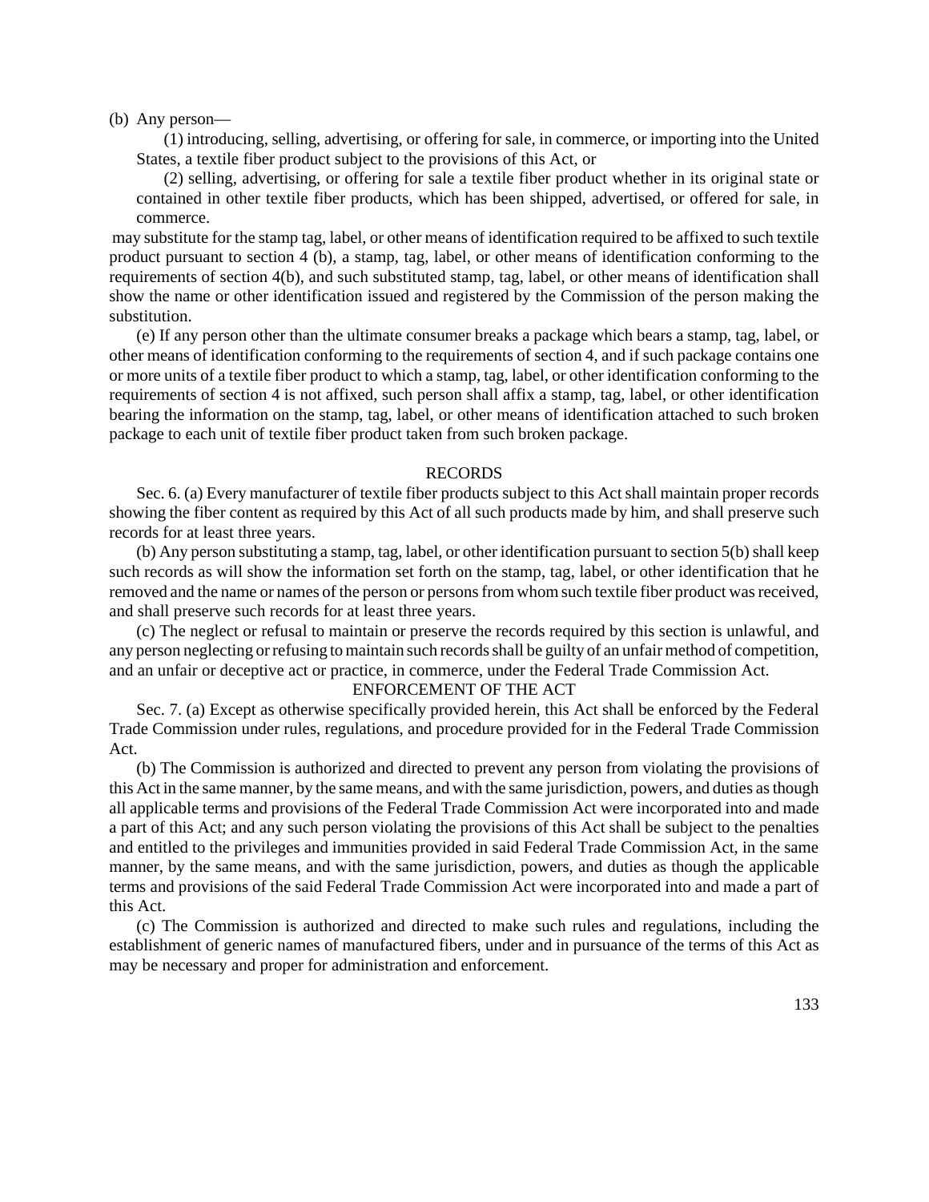(b) Any person—

(1) introducing, selling, advertising, or offering for sale, in commerce, or importing into the United States, a textile fiber product subject to the provisions of this Act, or

(2) selling, advertising, or offering for sale a textile fiber product whether in its original state or contained in other textile fiber products, which has been shipped, advertised, or offered for sale, in commerce.

may substitute for the stamp tag, label, or other means of identification required to be affixed to such textile product pursuant to section 4 (b), a stamp, tag, label, or other means of identification conforming to the requirements of section 4(b), and such substituted stamp, tag, label, or other means of identification shall show the name or other identification issued and registered by the Commission of the person making the substitution.

(e) If any person other than the ultimate consumer breaks a package which bears a stamp, tag, label, or other means of identification conforming to the requirements of section 4, and if such package contains one or more units of a textile fiber product to which a stamp, tag, label, or other identification conforming to the requirements of section 4 is not affixed, such person shall affix a stamp, tag, label, or other identification bearing the information on the stamp, tag, label, or other means of identification attached to such broken package to each unit of textile fiber product taken from such broken package.

RECORDS

Sec. 6. (a) Every manufacturer of textile fiber products subject to this Act shall maintain proper records showing the fiber content as required by this Act of all such products made by him, and shall preserve such records for at least three years.

(b) Any person substituting a stamp, tag, label, or other identification pursuant to section 5(b) shall keep such records as will show the information set forth on the stamp, tag, label, or other identification that he removed and the name or names of the person or persons from whom such textile fiber product was received, and shall preserve such records for at least three years.

(c) The neglect or refusal to maintain or preserve the records required by this section is unlawful, and any person neglecting or refusing to maintain such records shall be guilty of an unfair method of competition, and an unfair or deceptive act or practice, in commerce, under the Federal Trade Commission Act.

ENFORCEMENT OF THE ACT

Sec. 7. (a) Except as otherwise specifically provided herein, this Act shall be enforced by the Federal Trade Commission under rules, regulations, and procedure provided for in the Federal Trade Commission Act.

(b) The Commission is authorized and directed to prevent any person from violating the provisions of this Act in the same manner, by the same means, and with the same jurisdiction, powers, and duties as though all applicable terms and provisions of the Federal Trade Commission Act were incorporated into and made a part of this Act; and any such person violating the provisions of this Act shall be subject to the penalties and entitled to the privileges and immunities provided in said Federal Trade Commission Act, in the same manner, by the same means, and with the same jurisdiction, powers, and duties as though the applicable terms and provisions of the said Federal Trade Commission Act were incorporated into and made a part of this Act.

(c) The Commission is authorized and directed to make such rules and regulations, including the establishment of generic names of manufactured fibers, under and in pursuance of the terms of this Act as may be necessary and proper for administration and enforcement.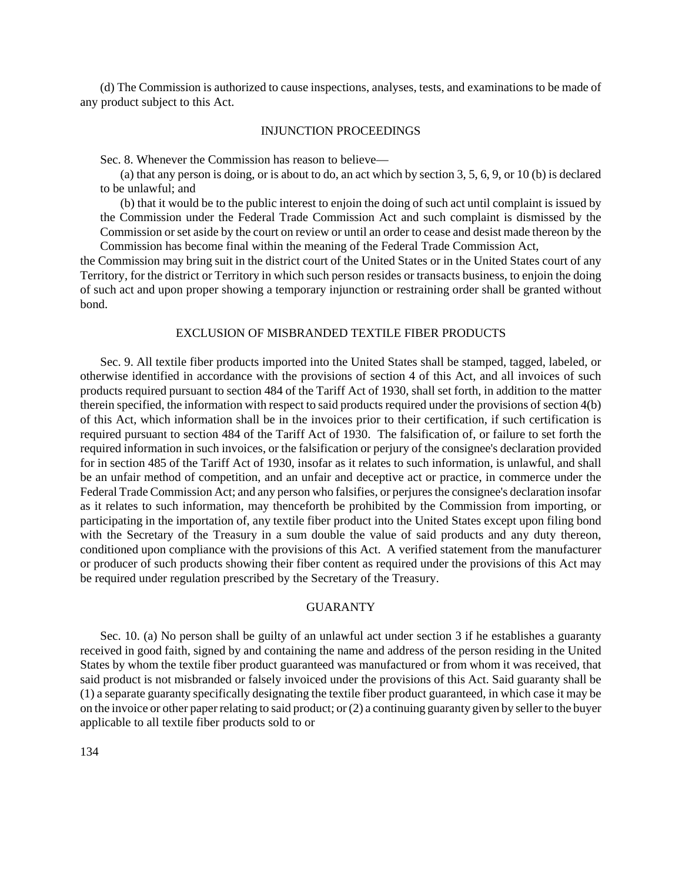(d) The Commission is authorized to cause inspections, analyses, tests, and examinations to be made of any product subject to this Act.

## INJUNCTION PROCEEDINGS

Sec. 8. Whenever the Commission has reason to believe—

(a) that any person is doing, or is about to do, an act which by section 3, 5, 6, 9, or 10 (b) is declared to be unlawful; and

(b) that it would be to the public interest to enjoin the doing of such act until complaint is issued by the Commission under the Federal Trade Commission Act and such complaint is dismissed by the Commission or set aside by the court on review or until an order to cease and desist made thereon by the Commission has become final within the meaning of the Federal Trade Commission Act,

the Commission may bring suit in the district court of the United States or in the United States court of any Territory, for the district or Territory in which such person resides or transacts business, to enjoin the doing of such act and upon proper showing a temporary injunction or restraining order shall be granted without bond.

## EXCLUSION OF MISBRANDED TEXTILE FIBER PRODUCTS

Sec. 9. All textile fiber products imported into the United States shall be stamped, tagged, labeled, or otherwise identified in accordance with the provisions of section 4 of this Act, and all invoices of such products required pursuant to section 484 of the Tariff Act of 1930, shall set forth, in addition to the matter therein specified, the information with respect to said products required under the provisions of section 4(b) of this Act, which information shall be in the invoices prior to their certification, if such certification is required pursuant to section 484 of the Tariff Act of 1930. The falsification of, or failure to set forth the required information in such invoices, or the falsification or perjury of the consignee's declaration provided for in section 485 of the Tariff Act of 1930, insofar as it relates to such information, is unlawful, and shall be an unfair method of competition, and an unfair and deceptive act or practice, in commerce under the Federal Trade Commission Act; and any person who falsifies, or perjures the consignee's declaration insofar as it relates to such information, may thenceforth be prohibited by the Commission from importing, or participating in the importation of, any textile fiber product into the United States except upon filing bond with the Secretary of the Treasury in a sum double the value of said products and any duty thereon, conditioned upon compliance with the provisions of this Act. A verified statement from the manufacturer or producer of such products showing their fiber content as required under the provisions of this Act may be required under regulation prescribed by the Secretary of the Treasury.

## GUARANTY

Sec. 10. (a) No person shall be guilty of an unlawful act under section 3 if he establishes a guaranty received in good faith, signed by and containing the name and address of the person residing in the United States by whom the textile fiber product guaranteed was manufactured or from whom it was received, that said product is not misbranded or falsely invoiced under the provisions of this Act. Said guaranty shall be (1) a separate guaranty specifically designating the textile fiber product guaranteed, in which case it may be on the invoice or other paper relating to said product; or (2) a continuing guaranty given by seller to the buyer applicable to all textile fiber products sold to or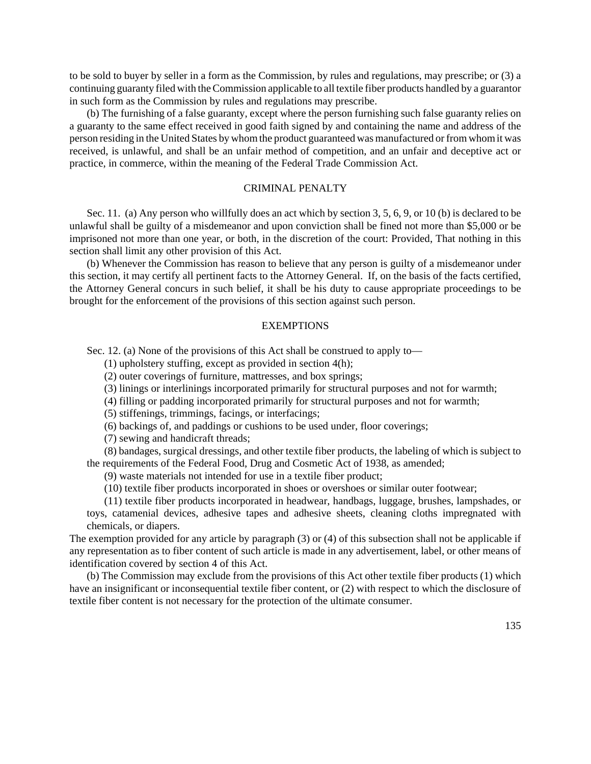to be sold to buyer by seller in a form as the Commission, by rules and regulations, may prescribe; or (3) a continuing guaranty filed with the Commission applicable to all textile fiber products handled by a guarantor in such form as the Commission by rules and regulations may prescribe.

(b) The furnishing of a false guaranty, except where the person furnishing such false guaranty relies on a guaranty to the same effect received in good faith signed by and containing the name and address of the person residing in the United States by whom the product guaranteed was manufactured or from whom it was received, is unlawful, and shall be an unfair method of competition, and an unfair and deceptive act or practice, in commerce, within the meaning of the Federal Trade Commission Act.

## CRIMINAL PENALTY

Sec. 11. (a) Any person who willfully does an act which by section 3, 5, 6, 9, or 10 (b) is declared to be unlawful shall be guilty of a misdemeanor and upon conviction shall be fined not more than $5,000 or be imprisoned not more than one year, or both, in the discretion of the court: Provided, That nothing in this section shall limit any other provision of this Act.

(b) Whenever the Commission has reason to believe that any person is guilty of a misdemeanor under this section, it may certify all pertinent facts to the Attorney General. If, on the basis of the facts certified, the Attorney General concurs in such belief, it shall be his duty to cause appropriate proceedings to be brought for the enforcement of the provisions of this section against such person.

## EXEMPTIONS

Sec. 12. (a) None of the provisions of this Act shall be construed to apply to—

(1) upholstery stuffing, except as provided in section 4(h);

(2) outer coverings of furniture, mattresses, and box springs;

(3) linings or interlinings incorporated primarily for structural purposes and not for warmth;

(4) filling or padding incorporated primarily for structural purposes and not for warmth;

(5) stiffenings, trimmings, facings, or interfacings;

(6) backings of, and paddings or cushions to be used under, floor coverings;

(7) sewing and handicraft threads;

(8) bandages, surgical dressings, and other textile fiber products, the labeling of which is subject to the requirements of the Federal Food, Drug and Cosmetic Act of 1938, as amended;

(9) waste materials not intended for use in a textile fiber product;

(10) textile fiber products incorporated in shoes or overshoes or similar outer footwear;

(11) textile fiber products incorporated in headwear, handbags, luggage, brushes, lampshades, or toys, catamenial devices, adhesive tapes and adhesive sheets, cleaning cloths impregnated with chemicals, or diapers.

The exemption provided for any article by paragraph (3) or (4) of this subsection shall not be applicable if any representation as to fiber content of such article is made in any advertisement, label, or other means of identification covered by section 4 of this Act.

(b) The Commission may exclude from the provisions of this Act other textile fiber products (1) which have an insignificant or inconsequential textile fiber content, or (2) with respect to which the disclosure of textile fiber content is not necessary for the protection of the ultimate consumer.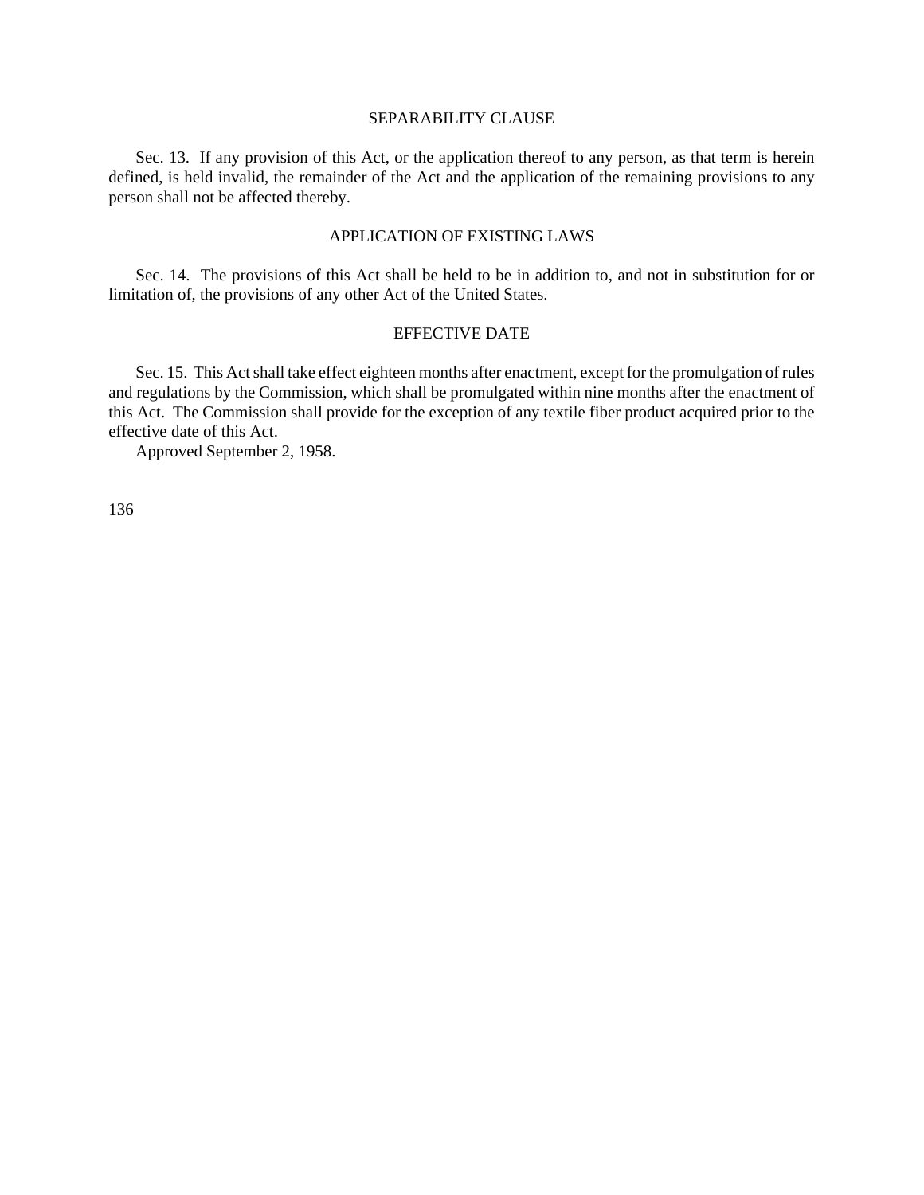## SEPARABILITY CLAUSE

Sec. 13. If any provision of this Act, or the application thereof to any person, as that term is herein defined, is held invalid, the remainder of the Act and the application of the remaining provisions to any person shall not be affected thereby.

## APPLICATION OF EXISTING LAWS

Sec. 14. The provisions of this Act shall be held to be in addition to, and not in substitution for or limitation of, the provisions of any other Act of the United States.

## EFFECTIVE DATE

Sec. 15. This Act shall take effect eighteen months after enactment, except for the promulgation of rules and regulations by the Commission, which shall be promulgated within nine months after the enactment of this Act. The Commission shall provide for the exception of any textile fiber product acquired prior to the effective date of this Act.

Approved September 2, 1958.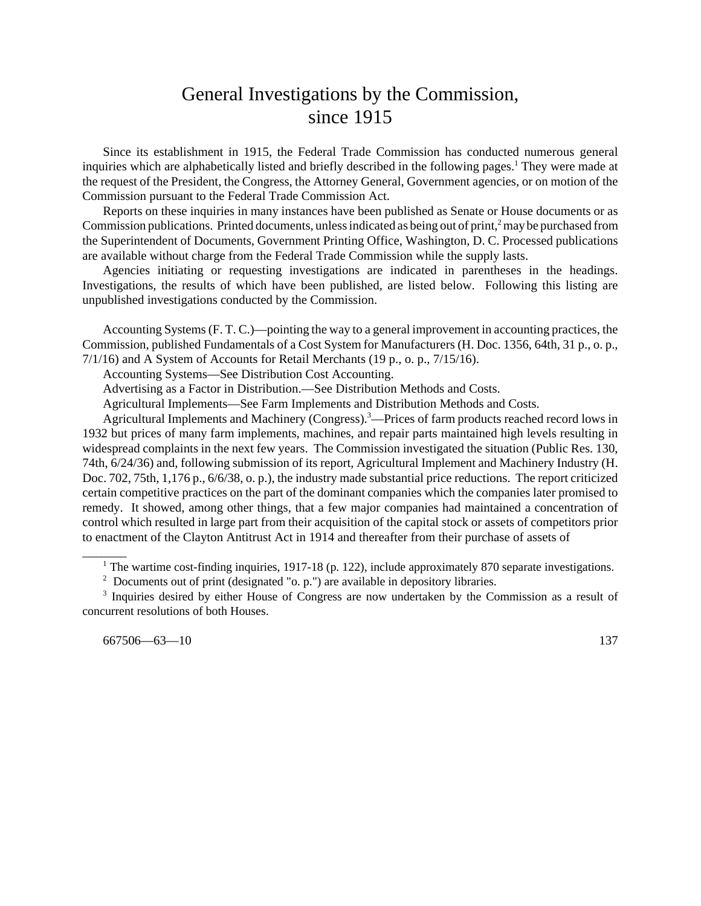# General Investigations by the Commission, since 1915

Since its establishment in 1915, the Federal Trade Commission has conducted numerous general inquiries which are alphabetically listed and briefly described in the following pages.[1] They were made at the request of the President, the Congress, the Attorney General, Government agencies, or on motion of the Commission pursuant to the Federal Trade Commission Act.

Reports on these inquiries in many instances have been published as Senate or House documents or as Commission publications. Printed documents, unless indicated as being out of print,[2] may be purchased from the Superintendent of Documents, Government Printing Office, Washington, D. C. Processed publications are available without charge from the Federal Trade Commission while the supply lasts.

Agencies initiating or requesting investigations are indicated in parentheses in the headings. Investigations, the results of which have been published, are listed below. Following this listing are unpublished investigations conducted by the Commission.

Accounting Systems (F. T. C.)—pointing the way to a general improvement in accounting practices, the Commission, published Fundamentals of a Cost System for Manufacturers (H. Doc. 1356, 64th, 31 p., o. p., 7/1/16) and A System of Accounts for Retail Merchants (19 p., o. p., 7/15/16).

Accounting Systems—See Distribution Cost Accounting.

Advertising as a Factor in Distribution.—See Distribution Methods and Costs.

Agricultural Implements—See Farm Implements and Distribution Methods and Costs.

Agricultural Implements and Machinery (Congress).[3]—Prices of farm products reached record lows in 1932 but prices of many farm implements, machines, and repair parts maintained high levels resulting in widespread complaints in the next few years. The Commission investigated the situation (Public Res. 130, 74th, 6/24/36) and, following submission of its report, Agricultural Implement and Machinery Industry (H. Doc. 702, 75th, 1,176 p., 6/6/38, o. p.), the industry made substantial price reductions. The report criticized certain competitive practices on the part of the dominant companies which the companies later promised to remedy. It showed, among other things, that a few major companies had maintained a concentration of control which resulted in large part from their acquisition of the capital stock or assets of competitors prior to enactment of the Clayton Antitrust Act in 1914 and thereafter from their purchase of assets of

---

[1] The wartime cost-finding inquiries, 1917-18 (p. 122), include approximately 870 separate investigations.

[2] Documents out of print (designated "o. p.") are available in depository libraries.

[3] Inquiries desired by either House of Congress are now undertaken by the Commission as a result of concurrent resolutions of both Houses.

667506—63—10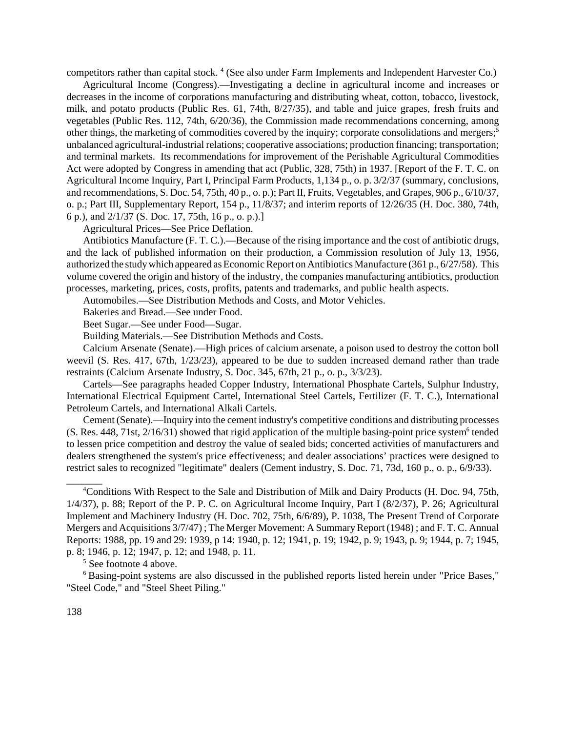competitors rather than capital stock. [4] (See also under Farm Implements and Independent Harvester Co.)

Agricultural Income (Congress).—Investigating a decline in agricultural income and increases or decreases in the income of corporations manufacturing and distributing wheat, cotton, tobacco, livestock, milk, and potato products (Public Res. 61, 74th, 8/27/35), and table and juice grapes, fresh fruits and vegetables (Public Res. 112, 74th, 6/20/36), the Commission made recommendations concerning, among other things, the marketing of commodities covered by the inquiry; corporate consolidations and mergers;[5] unbalanced agricultural-industrial relations; cooperative associations; production financing; transportation; and terminal markets. Its recommendations for improvement of the Perishable Agricultural Commodities Act were adopted by Congress in amending that act (Public, 328, 75th) in 1937. [Report of the F. T. C. on Agricultural Income Inquiry, Part I, Principal Farm Products, 1,134 p., o. p. 3/2/37 (summary, conclusions, and recommendations, S. Doc. 54, 75th, 40 p., o. p.); Part II, Fruits, Vegetables, and Grapes, 906 p., 6/10/37, o. p.; Part III, Supplementary Report, 154 p., 11/8/37; and interim reports of 12/26/35 (H. Doc. 380, 74th, 6 p.), and 2/1/37 (S. Doc. 17, 75th, 16 p., o. p.).]

Agricultural Prices—See Price Deflation.

Antibiotics Manufacture (F. T. C.).—Because of the rising importance and the cost of antibiotic drugs, and the lack of published information on their production, a Commission resolution of July 13, 1956, authorized the study which appeared as Economic Report on Antibiotics Manufacture (361 p., 6/27/58). This volume covered the origin and history of the industry, the companies manufacturing antibiotics, production processes, marketing, prices, costs, profits, patents and trademarks, and public health aspects.

Automobiles.—See Distribution Methods and Costs, and Motor Vehicles.

Bakeries and Bread.—See under Food.

Beet Sugar.—See under Food—Sugar.

Building Materials.—See Distribution Methods and Costs.

Calcium Arsenate (Senate).—High prices of calcium arsenate, a poison used to destroy the cotton boll weevil (S. Res. 417, 67th, 1/23/23), appeared to be due to sudden increased demand rather than trade restraints (Calcium Arsenate Industry, S. Doc. 345, 67th, 21 p., o. p., 3/3/23).

Cartels—See paragraphs headed Copper Industry, International Phosphate Cartels, Sulphur Industry, International Electrical Equipment Cartel, International Steel Cartels, Fertilizer (F. T. C.), International Petroleum Cartels, and International Alkali Cartels.

Cement (Senate).—Inquiry into the cement industry's competitive conditions and distributing processes (S. Res. 448, 71st, 2/16/31) showed that rigid application of the multiple basing-point price system[6] tended to lessen price competition and destroy the value of sealed bids; concerted activities of manufacturers and dealers strengthened the system's price effectiveness; and dealer associations' practices were designed to restrict sales to recognized "legitimate" dealers (Cement industry, S. Doc. 71, 73d, 160 p., o. p., 6/9/33).

---

[4] Conditions With Respect to the Sale and Distribution of Milk and Dairy Products (H. Doc. 94, 75th, 1/4/37), p. 88; Report of the P. P. C. on Agricultural Income Inquiry, Part I (8/2/37), P. 26; Agricultural Implement and Machinery Industry (H. Doc. 702, 75th, 6/6/89), P. 1038, The Present Trend of Corporate Mergers and Acquisitions 3/7/47) ; The Merger Movement: A Summary Report (1948) ; and F. T. C. Annual Reports: 1988, pp. 19 and 29: 1939, p 14: 1940, p. 12; 1941, p. 19; 1942, p. 9; 1943, p. 9; 1944, p. 7; 1945, p. 8; 1946, p. 12; 1947, p. 12; and 1948, p. 11.

[5] See footnote 4 above.

[6] Basing-point systems are also discussed in the published reports listed herein under "Price Bases," "Steel Code," and "Steel Sheet Piling."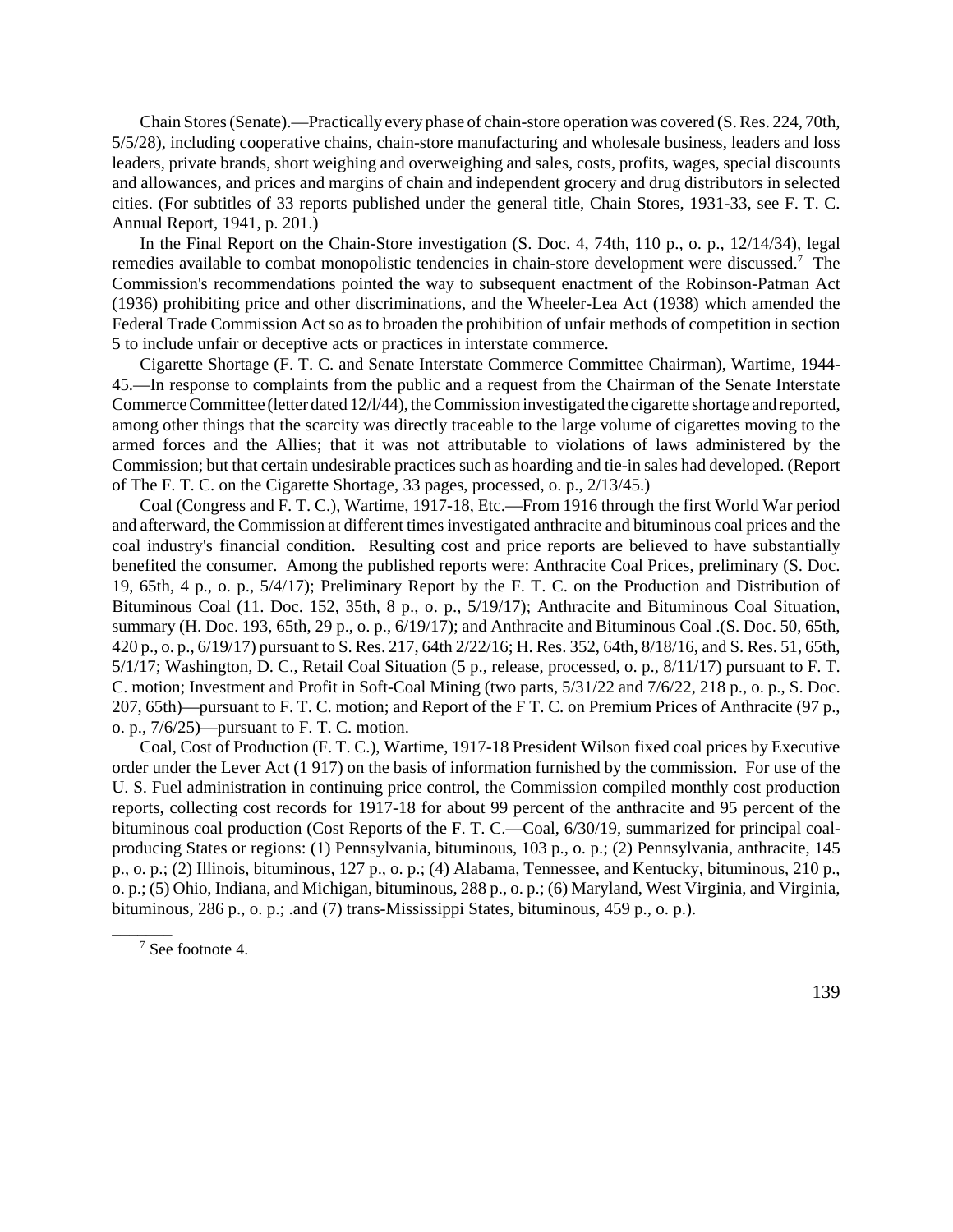Chain Stores (Senate).—Practically every phase of chain-store operation was covered (S. Res. 224, 70th, 5/5/28), including cooperative chains, chain-store manufacturing and wholesale business, leaders and loss leaders, private brands, short weighing and overweighing and sales, costs, profits, wages, special discounts and allowances, and prices and margins of chain and independent grocery and drug distributors in selected cities. (For subtitles of 33 reports published under the general title, Chain Stores, 1931-33, see F. T. C. Annual Report, 1941, p. 201.)

In the Final Report on the Chain-Store investigation (S. Doc. 4, 74th, 110 p., o. p., 12/14/34), legal remedies available to combat monopolistic tendencies in chain-store development were discussed.[7] The Commission's recommendations pointed the way to subsequent enactment of the Robinson-Patman Act (1936) prohibiting price and other discriminations, and the Wheeler-Lea Act (1938) which amended the Federal Trade Commission Act so as to broaden the prohibition of unfair methods of competition in section 5 to include unfair or deceptive acts or practices in interstate commerce.

Cigarette Shortage (F. T. C. and Senate Interstate Commerce Committee Chairman), Wartime, 1944-45.—In response to complaints from the public and a request from the Chairman of the Senate Interstate Commerce Committee (letter dated 12/l/44), the Commission investigated the cigarette shortage and reported, among other things that the scarcity was directly traceable to the large volume of cigarettes moving to the armed forces and the Allies; that it was not attributable to violations of laws administered by the Commission; but that certain undesirable practices such as hoarding and tie-in sales had developed. (Report of The F. T. C. on the Cigarette Shortage, 33 pages, processed, o. p., 2/13/45.)

Coal (Congress and F. T. C.), Wartime, 1917-18, Etc.—From 1916 through the first World War period and afterward, the Commission at different times investigated anthracite and bituminous coal prices and the coal industry's financial condition. Resulting cost and price reports are believed to have substantially benefited the consumer. Among the published reports were: Anthracite Coal Prices, preliminary (S. Doc. 19, 65th, 4 p., o. p., 5/4/17); Preliminary Report by the F. T. C. on the Production and Distribution of Bituminous Coal (11. Doc. 152, 35th, 8 p., o. p., 5/19/17); Anthracite and Bituminous Coal Situation, summary (H. Doc. 193, 65th, 29 p., o. p., 6/19/17); and Anthracite and Bituminous Coal .(S. Doc. 50, 65th, 420 p., o. p., 6/19/17) pursuant to S. Res. 217, 64th 2/22/16; H. Res. 352, 64th, 8/18/16, and S. Res. 51, 65th, 5/1/17; Washington, D. C., Retail Coal Situation (5 p., release, processed, o. p., 8/11/17) pursuant to F. T. C. motion; Investment and Profit in Soft-Coal Mining (two parts, 5/31/22 and 7/6/22, 218 p., o. p., S. Doc. 207, 65th)—pursuant to F. T. C. motion; and Report of the F T. C. on Premium Prices of Anthracite (97 p., o. p., 7/6/25)—pursuant to F. T. C. motion.

Coal, Cost of Production (F. T. C.), Wartime, 1917-18 President Wilson fixed coal prices by Executive order under the Lever Act (1 917) on the basis of information furnished by the commission. For use of the U. S. Fuel administration in continuing price control, the Commission compiled monthly cost production reports, collecting cost records for 1917-18 for about 99 percent of the anthracite and 95 percent of the bituminous coal production (Cost Reports of the F. T. C.—Coal, 6/30/19, summarized for principal coal-producing States or regions: (1) Pennsylvania, bituminous, 103 p., o. p.; (2) Pennsylvania, anthracite, 145 p., o. p.; (2) Illinois, bituminous, 127 p., o. p.; (4) Alabama, Tennessee, and Kentucky, bituminous, 210 p., o. p.; (5) Ohio, Indiana, and Michigan, bituminous, 288 p., o. p.; (6) Maryland, West Virginia, and Virginia, bituminous, 286 p., o. p.; .and (7) trans-Mississippi States, bituminous, 459 p., o. p.).

---

[7] See footnote 4.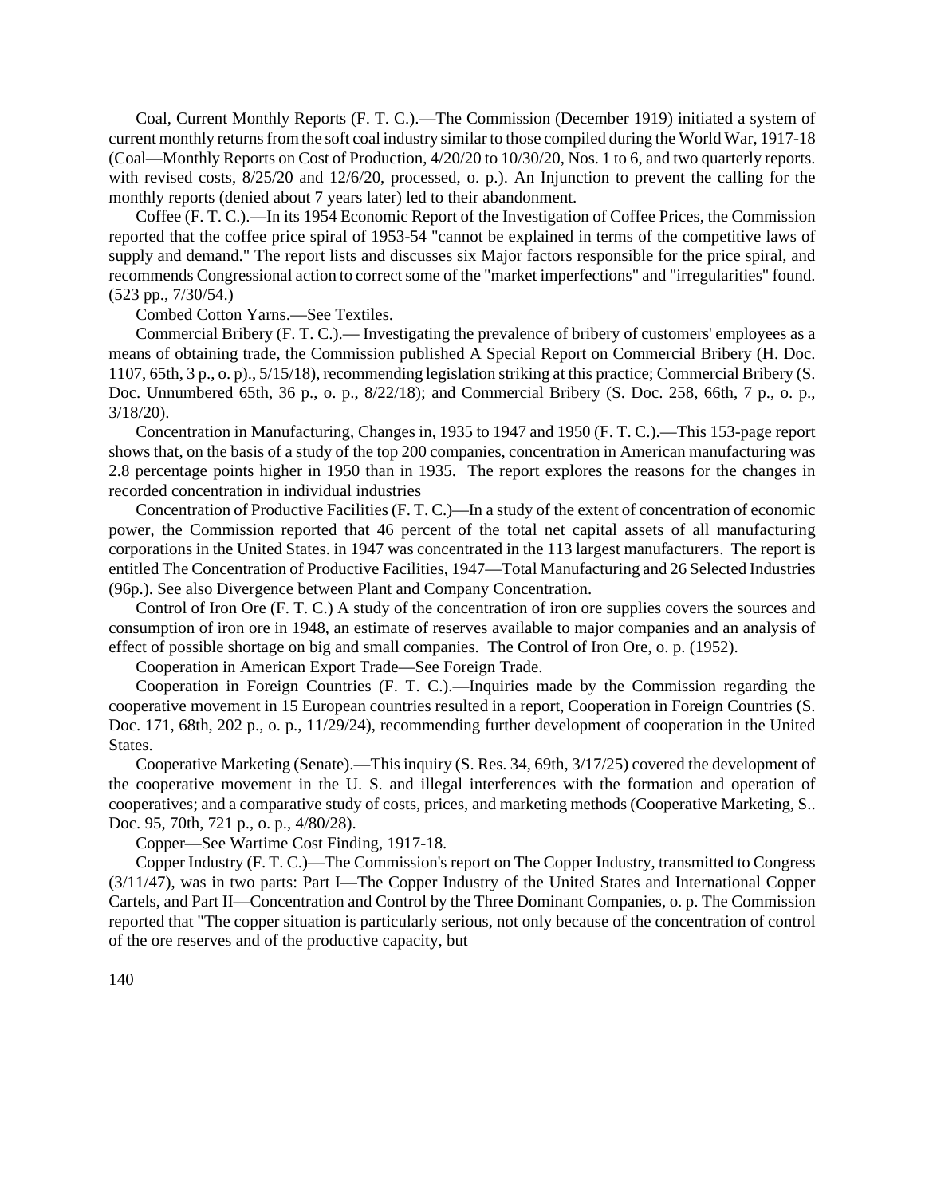Coal, Current Monthly Reports (F. T. C.).—The Commission (December 1919) initiated a system of current monthly returns from the soft coal industry similar to those compiled during the World War, 1917-18 (Coal—Monthly Reports on Cost of Production, 4/20/20 to 10/30/20, Nos. 1 to 6, and two quarterly reports. with revised costs, 8/25/20 and 12/6/20, processed, o. p.). An Injunction to prevent the calling for the monthly reports (denied about 7 years later) led to their abandonment.

Coffee (F. T. C.).—In its 1954 Economic Report of the Investigation of Coffee Prices, the Commission reported that the coffee price spiral of 1953-54 "cannot be explained in terms of the competitive laws of supply and demand." The report lists and discusses six Major factors responsible for the price spiral, and recommends Congressional action to correct some of the "market imperfections" and "irregularities" found. (523 pp., 7/30/54.)

Combed Cotton Yarns.—See Textiles.

Commercial Bribery (F. T. C.).— Investigating the prevalence of bribery of customers' employees as a means of obtaining trade, the Commission published A Special Report on Commercial Bribery (H. Doc. 1107, 65th, 3 p., o. p)., 5/15/18), recommending legislation striking at this practice; Commercial Bribery (S. Doc. Unnumbered 65th, 36 p., o. p., 8/22/18); and Commercial Bribery (S. Doc. 258, 66th, 7 p., o. p., 3/18/20).

Concentration in Manufacturing, Changes in, 1935 to 1947 and 1950 (F. T. C.).—This 153-page report shows that, on the basis of a study of the top 200 companies, concentration in American manufacturing was 2.8 percentage points higher in 1950 than in 1935. The report explores the reasons for the changes in recorded concentration in individual industries

Concentration of Productive Facilities (F. T. C.)—In a study of the extent of concentration of economic power, the Commission reported that 46 percent of the total net capital assets of all manufacturing corporations in the United States. in 1947 was concentrated in the 113 largest manufacturers. The report is entitled The Concentration of Productive Facilities, 1947—Total Manufacturing and 26 Selected Industries (96p.). See also Divergence between Plant and Company Concentration.

Control of Iron Ore (F. T. C.) A study of the concentration of iron ore supplies covers the sources and consumption of iron ore in 1948, an estimate of reserves available to major companies and an analysis of effect of possible shortage on big and small companies. The Control of Iron Ore, o. p. (1952).

Cooperation in American Export Trade—See Foreign Trade.

Cooperation in Foreign Countries (F. T. C.).—Inquiries made by the Commission regarding the cooperative movement in 15 European countries resulted in a report, Cooperation in Foreign Countries (S. Doc. 171, 68th, 202 p., o. p., 11/29/24), recommending further development of cooperation in the United States.

Cooperative Marketing (Senate).—This inquiry (S. Res. 34, 69th, 3/17/25) covered the development of the cooperative movement in the U. S. and illegal interferences with the formation and operation of cooperatives; and a comparative study of costs, prices, and marketing methods (Cooperative Marketing, S.. Doc. 95, 70th, 721 p., o. p., 4/80/28).

Copper—See Wartime Cost Finding, 1917-18.

Copper Industry (F. T. C.)—The Commission's report on The Copper Industry, transmitted to Congress (3/11/47), was in two parts: Part I—The Copper Industry of the United States and International Copper Cartels, and Part II—Concentration and Control by the Three Dominant Companies, o. p. The Commission reported that "The copper situation is particularly serious, not only because of the concentration of control of the ore reserves and of the productive capacity, but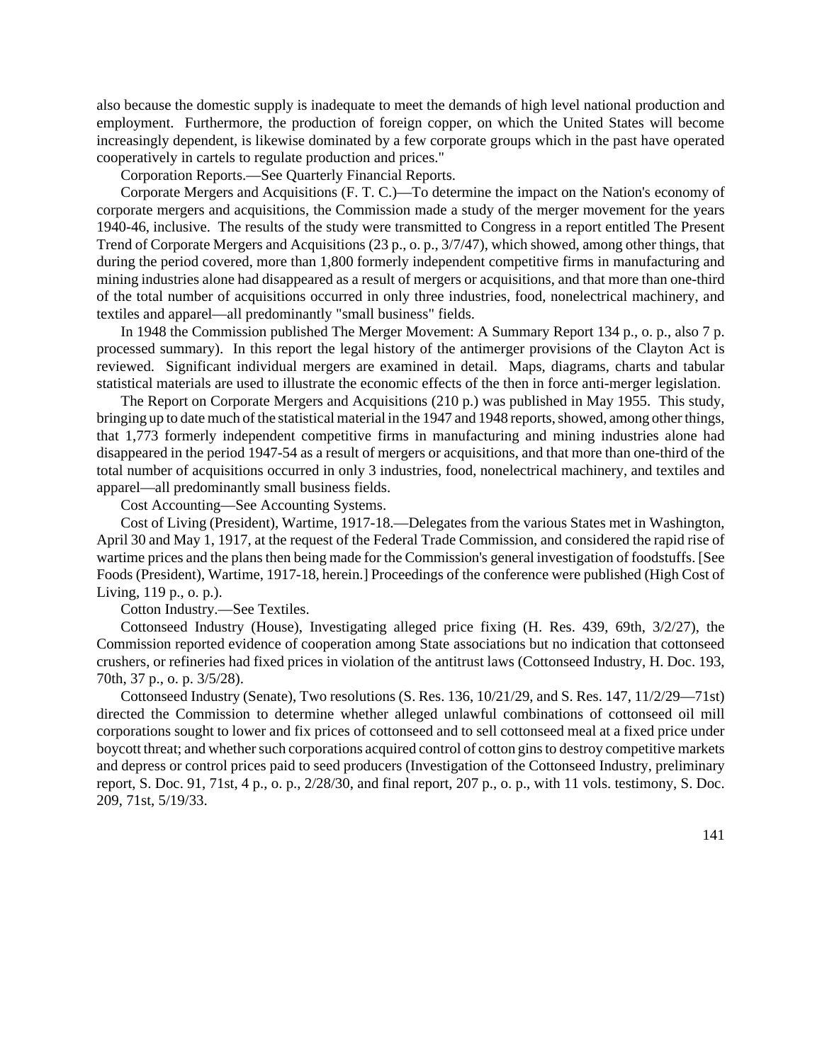also because the domestic supply is inadequate to meet the demands of high level national production and employment. Furthermore, the production of foreign copper, on which the United States will become increasingly dependent, is likewise dominated by a few corporate groups which in the past have operated cooperatively in cartels to regulate production and prices."

Corporation Reports.—See Quarterly Financial Reports.

Corporate Mergers and Acquisitions (F. T. C.)—To determine the impact on the Nation's economy of corporate mergers and acquisitions, the Commission made a study of the merger movement for the years 1940-46, inclusive. The results of the study were transmitted to Congress in a report entitled The Present Trend of Corporate Mergers and Acquisitions (23 p., o. p., 3/7/47), which showed, among other things, that during the period covered, more than 1,800 formerly independent competitive firms in manufacturing and mining industries alone had disappeared as a result of mergers or acquisitions, and that more than one-third of the total number of acquisitions occurred in only three industries, food, nonelectrical machinery, and textiles and apparel—all predominantly "small business" fields.

In 1948 the Commission published The Merger Movement: A Summary Report 134 p., o. p., also 7 p. processed summary). In this report the legal history of the antimerger provisions of the Clayton Act is reviewed. Significant individual mergers are examined in detail. Maps, diagrams, charts and tabular statistical materials are used to illustrate the economic effects of the then in force anti-merger legislation.

The Report on Corporate Mergers and Acquisitions (210 p.) was published in May 1955. This study, bringing up to date much of the statistical material in the 1947 and 1948 reports, showed, among other things, that 1,773 formerly independent competitive firms in manufacturing and mining industries alone had disappeared in the period 1947-54 as a result of mergers or acquisitions, and that more than one-third of the total number of acquisitions occurred in only 3 industries, food, nonelectrical machinery, and textiles and apparel—all predominantly small business fields.

Cost Accounting—See Accounting Systems.

Cost of Living (President), Wartime, 1917-18.—Delegates from the various States met in Washington, April 30 and May 1, 1917, at the request of the Federal Trade Commission, and considered the rapid rise of wartime prices and the plans then being made for the Commission's general investigation of foodstuffs. [See Foods (President), Wartime, 1917-18, herein.] Proceedings of the conference were published (High Cost of Living, 119 p., o. p.).

Cotton Industry.—See Textiles.

Cottonseed Industry (House), Investigating alleged price fixing (H. Res. 439, 69th, 3/2/27), the Commission reported evidence of cooperation among State associations but no indication that cottonseed crushers, or refineries had fixed prices in violation of the antitrust laws (Cottonseed Industry, H. Doc. 193, 70th, 37 p., o. p. 3/5/28).

Cottonseed Industry (Senate), Two resolutions (S. Res. 136, 10/21/29, and S. Res. 147, 11/2/29—71st) directed the Commission to determine whether alleged unlawful combinations of cottonseed oil mill corporations sought to lower and fix prices of cottonseed and to sell cottonseed meal at a fixed price under boycott threat; and whether such corporations acquired control of cotton gins to destroy competitive markets and depress or control prices paid to seed producers (Investigation of the Cottonseed Industry, preliminary report, S. Doc. 91, 71st, 4 p., o. p., 2/28/30, and final report, 207 p., o. p., with 11 vols. testimony, S. Doc. 209, 71st, 5/19/33.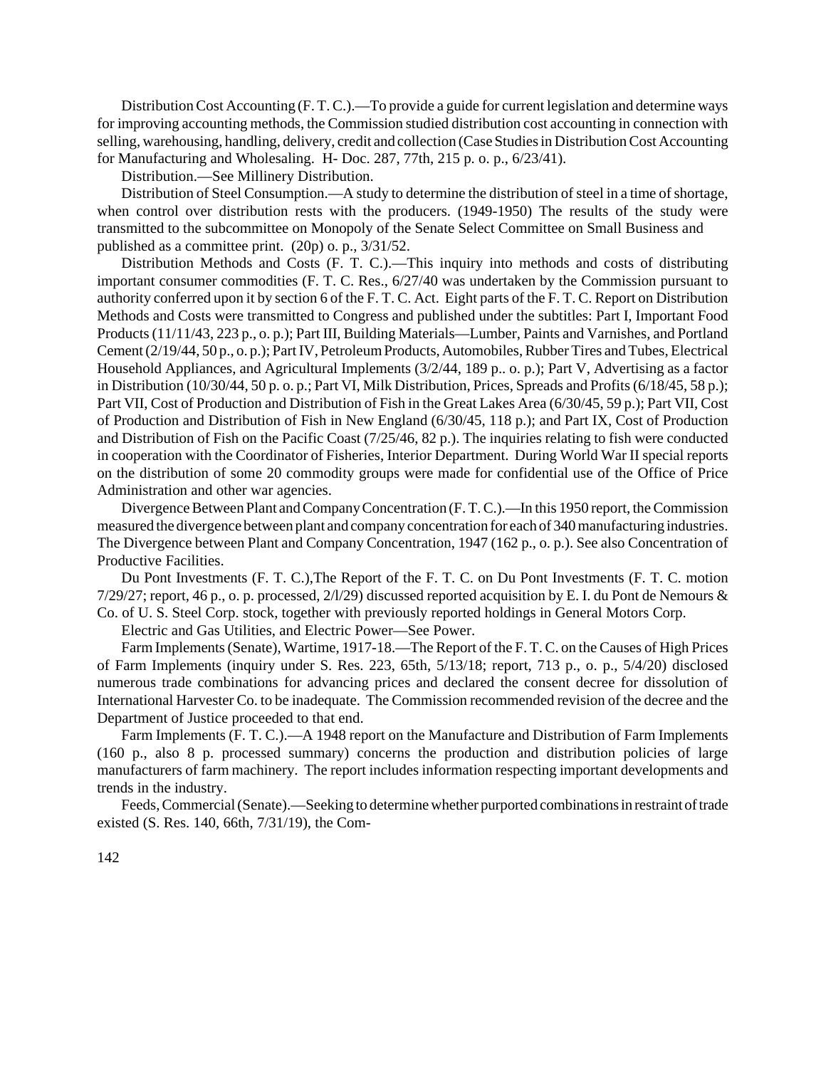Distribution Cost Accounting (F. T. C.).—To provide a guide for current legislation and determine ways for improving accounting methods, the Commission studied distribution cost accounting in connection with selling, warehousing, handling, delivery, credit and collection (Case Studies in Distribution Cost Accounting for Manufacturing and Wholesaling. H- Doc. 287, 77th, 215 p. o. p., 6/23/41).

Distribution.—See Millinery Distribution.

Distribution of Steel Consumption.—A study to determine the distribution of steel in a time of shortage, when control over distribution rests with the producers. (1949-1950) The results of the study were transmitted to the subcommittee on Monopoly of the Senate Select Committee on Small Business and published as a committee print. (20p) o. p., 3/31/52.

Distribution Methods and Costs (F. T. C.).—This inquiry into methods and costs of distributing important consumer commodities (F. T. C. Res., 6/27/40 was undertaken by the Commission pursuant to authority conferred upon it by section 6 of the F. T. C. Act. Eight parts of the F. T. C. Report on Distribution Methods and Costs were transmitted to Congress and published under the subtitles: Part I, Important Food Products (11/11/43, 223 p., o. p.); Part III, Building Materials—Lumber, Paints and Varnishes, and Portland Cement (2/19/44, 50 p., o. p.); Part IV, Petroleum Products, Automobiles, Rubber Tires and Tubes, Electrical Household Appliances, and Agricultural Implements (3/2/44, 189 p.. o. p.); Part V, Advertising as a factor in Distribution (10/30/44, 50 p. o. p.; Part VI, Milk Distribution, Prices, Spreads and Profits (6/18/45, 58 p.); Part VII, Cost of Production and Distribution of Fish in the Great Lakes Area (6/30/45, 59 p.); Part VII, Cost of Production and Distribution of Fish in New England (6/30/45, 118 p.); and Part IX, Cost of Production and Distribution of Fish on the Pacific Coast (7/25/46, 82 p.). The inquiries relating to fish were conducted in cooperation with the Coordinator of Fisheries, Interior Department. During World War II special reports on the distribution of some 20 commodity groups were made for confidential use of the Office of Price Administration and other war agencies.

Divergence Between Plant and Company Concentration (F. T. C.).—In this 1950 report, the Commission measured the divergence between plant and company concentration for each of 340 manufacturing industries. The Divergence between Plant and Company Concentration, 1947 (162 p., o. p.). See also Concentration of Productive Facilities.

Du Pont Investments (F. T. C.),The Report of the F. T. C. on Du Pont Investments (F. T. C. motion 7/29/27; report, 46 p., o. p. processed, 2/l/29) discussed reported acquisition by E. I. du Pont de Nemours & Co. of U. S. Steel Corp. stock, together with previously reported holdings in General Motors Corp.

Electric and Gas Utilities, and Electric Power—See Power.

Farm Implements (Senate), Wartime, 1917-18.—The Report of the F. T. C. on the Causes of High Prices of Farm Implements (inquiry under S. Res. 223, 65th, 5/13/18; report, 713 p., o. p., 5/4/20) disclosed numerous trade combinations for advancing prices and declared the consent decree for dissolution of International Harvester Co. to be inadequate. The Commission recommended revision of the decree and the Department of Justice proceeded to that end.

Farm Implements (F. T. C.).—A 1948 report on the Manufacture and Distribution of Farm Implements (160 p., also 8 p. processed summary) concerns the production and distribution policies of large manufacturers of farm machinery. The report includes information respecting important developments and trends in the industry.

Feeds, Commercial (Senate).—Seeking to determine whether purported combinations in restraint of trade existed (S. Res. 140, 66th, 7/31/19), the Com-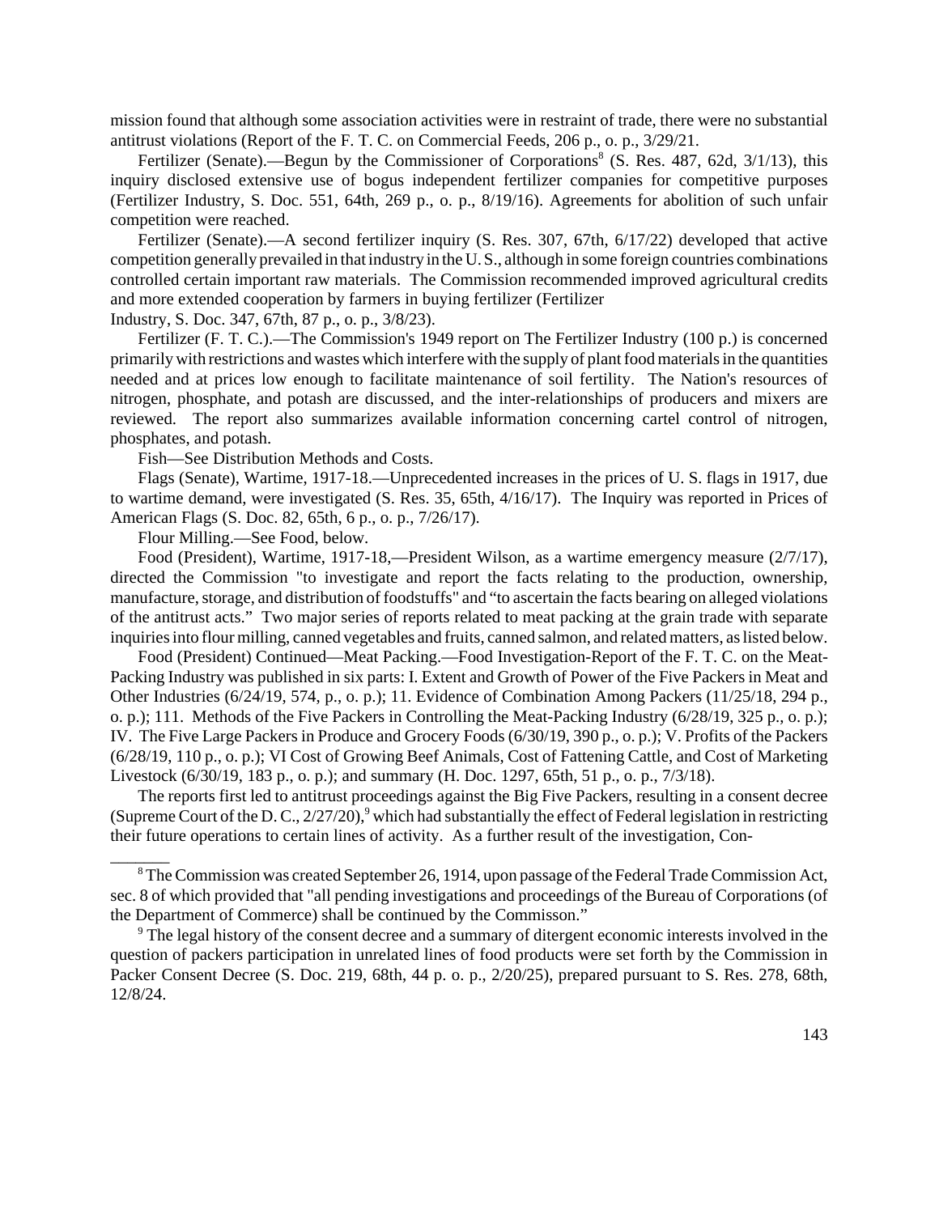mission found that although some association activities were in restraint of trade, there were no substantial antitrust violations (Report of the F. T. C. on Commercial Feeds, 206 p., o. p., 3/29/21.

Fertilizer (Senate).—Begun by the Commissioner of Corporations[8] (S. Res. 487, 62d, 3/1/13), this inquiry disclosed extensive use of bogus independent fertilizer companies for competitive purposes (Fertilizer Industry, S. Doc. 551, 64th, 269 p., o. p., 8/19/16). Agreements for abolition of such unfair competition were reached.

Fertilizer (Senate).—A second fertilizer inquiry (S. Res. 307, 67th, 6/17/22) developed that active competition generally prevailed in that industry in the U. S., although in some foreign countries combinations controlled certain important raw materials. The Commission recommended improved agricultural credits and more extended cooperation by farmers in buying fertilizer (Fertilizer Industry, S. Doc. 347, 67th, 87 p., o. p., 3/8/23).

Fertilizer (F. T. C.).—The Commission's 1949 report on The Fertilizer Industry (100 p.) is concerned primarily with restrictions and wastes which interfere with the supply of plant food materials in the quantities needed and at prices low enough to facilitate maintenance of soil fertility. The Nation's resources of nitrogen, phosphate, and potash are discussed, and the inter-relationships of producers and mixers are reviewed. The report also summarizes available information concerning cartel control of nitrogen, phosphates, and potash.

Fish—See Distribution Methods and Costs.

Flags (Senate), Wartime, 1917-18.—Unprecedented increases in the prices of U. S. flags in 1917, due to wartime demand, were investigated (S. Res. 35, 65th, 4/16/17). The Inquiry was reported in Prices of American Flags (S. Doc. 82, 65th, 6 p., o. p., 7/26/17).

Flour Milling.—See Food, below.

Food (President), Wartime, 1917-18,—President Wilson, as a wartime emergency measure (2/7/17), directed the Commission "to investigate and report the facts relating to the production, ownership, manufacture, storage, and distribution of foodstuffs" and "to ascertain the facts bearing on alleged violations of the antitrust acts." Two major series of reports related to meat packing at the grain trade with separate inquiries into flour milling, canned vegetables and fruits, canned salmon, and related matters, as listed below.

Food (President) Continued—Meat Packing.—Food Investigation-Report of the F. T. C. on the Meat-Packing Industry was published in six parts: I. Extent and Growth of Power of the Five Packers in Meat and Other Industries (6/24/19, 574, p., o. p.); 11. Evidence of Combination Among Packers (11/25/18, 294 p., o. p.); 111. Methods of the Five Packers in Controlling the Meat-Packing Industry (6/28/19, 325 p., o. p.); IV. The Five Large Packers in Produce and Grocery Foods (6/30/19, 390 p., o. p.); V. Profits of the Packers (6/28/19, 110 p., o. p.); VI Cost of Growing Beef Animals, Cost of Fattening Cattle, and Cost of Marketing Livestock (6/30/19, 183 p., o. p.); and summary (H. Doc. 1297, 65th, 51 p., o. p., 7/3/18).

The reports first led to antitrust proceedings against the Big Five Packers, resulting in a consent decree (Supreme Court of the D. C., 2/27/20),[9] which had substantially the effect of Federal legislation in restricting their future operations to certain lines of activity. As a further result of the investigation, Con-

[8] The Commission was created September 26, 1914, upon passage of the Federal Trade Commission Act, sec. 8 of which provided that "all pending investigations and proceedings of the Bureau of Corporations (of the Department of Commerce) shall be continued by the Commisson."

[9] The legal history of the consent decree and a summary of ditergent economic interests involved in the question of packers participation in unrelated lines of food products were set forth by the Commission in Packer Consent Decree (S. Doc. 219, 68th, 44 p. o. p., 2/20/25), prepared pursuant to S. Res. 278, 68th, 12/8/24.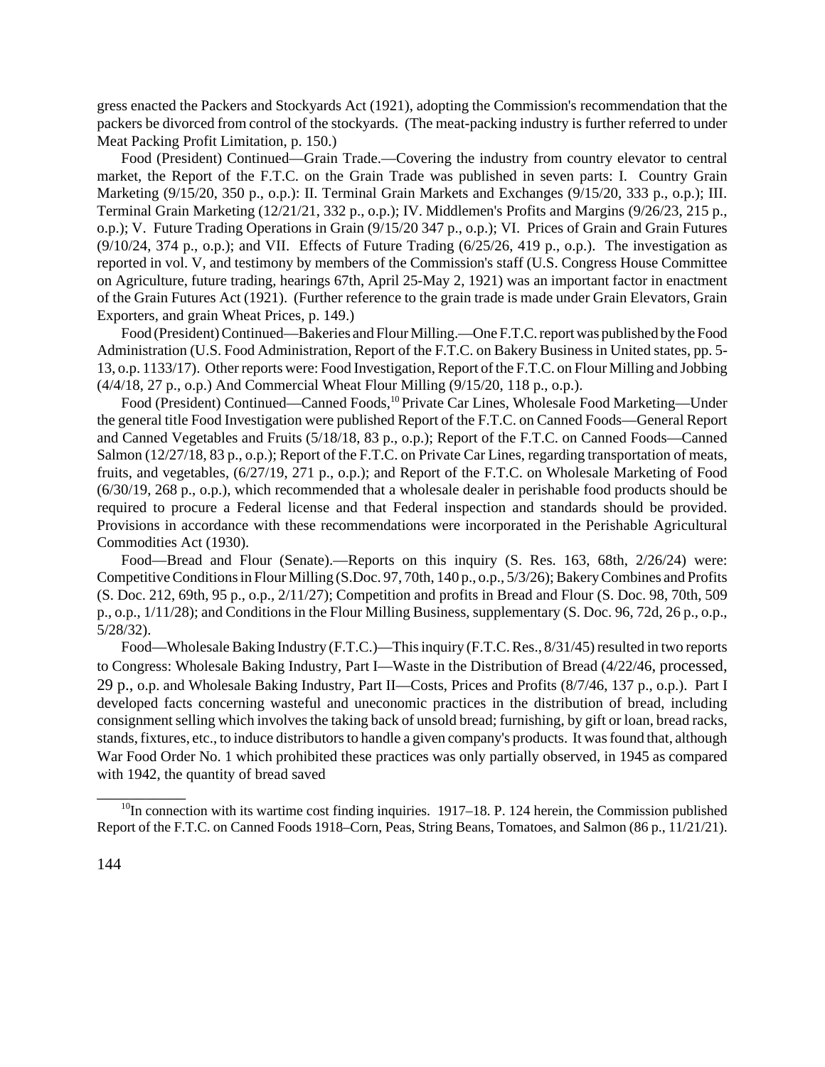gress enacted the Packers and Stockyards Act (1921), adopting the Commission's recommendation that the packers be divorced from control of the stockyards. (The meat-packing industry is further referred to under Meat Packing Profit Limitation, p. 150.)

Food (President) Continued—Grain Trade.—Covering the industry from country elevator to central market, the Report of the F.T.C. on the Grain Trade was published in seven parts: I. Country Grain Marketing (9/15/20, 350 p., o.p.): II. Terminal Grain Markets and Exchanges (9/15/20, 333 p., o.p.); III. Terminal Grain Marketing (12/21/21, 332 p., o.p.); IV. Middlemen's Profits and Margins (9/26/23, 215 p., o.p.); V. Future Trading Operations in Grain (9/15/20 347 p., o.p.); VI. Prices of Grain and Grain Futures (9/10/24, 374 p., o.p.); and VII. Effects of Future Trading (6/25/26, 419 p., o.p.). The investigation as reported in vol. V, and testimony by members of the Commission's staff (U.S. Congress House Committee on Agriculture, future trading, hearings 67th, April 25-May 2, 1921) was an important factor in enactment of the Grain Futures Act (1921). (Further reference to the grain trade is made under Grain Elevators, Grain Exporters, and grain Wheat Prices, p. 149.)

Food (President) Continued—Bakeries and Flour Milling.—One F.T.C. report was published by the Food Administration (U.S. Food Administration, Report of the F.T.C. on Bakery Business in United states, pp. 5-13, o.p. 1133/17). Other reports were: Food Investigation, Report of the F.T.C. on Flour Milling and Jobbing (4/4/18, 27 p., o.p.) And Commercial Wheat Flour Milling (9/15/20, 118 p., o.p.).

Food (President) Continued—Canned Foods,[10] Private Car Lines, Wholesale Food Marketing—Under the general title Food Investigation were published Report of the F.T.C. on Canned Foods—General Report and Canned Vegetables and Fruits (5/18/18, 83 p., o.p.); Report of the F.T.C. on Canned Foods—Canned Salmon (12/27/18, 83 p., o.p.); Report of the F.T.C. on Private Car Lines, regarding transportation of meats, fruits, and vegetables, (6/27/19, 271 p., o.p.); and Report of the F.T.C. on Wholesale Marketing of Food (6/30/19, 268 p., o.p.), which recommended that a wholesale dealer in perishable food products should be required to procure a Federal license and that Federal inspection and standards should be provided. Provisions in accordance with these recommendations were incorporated in the Perishable Agricultural Commodities Act (1930).

Food—Bread and Flour (Senate).—Reports on this inquiry (S. Res. 163, 68th, 2/26/24) were: Competitive Conditions in Flour Milling (S.Doc. 97, 70th, 140 p., o.p., 5/3/26); Bakery Combines and Profits (S. Doc. 212, 69th, 95 p., o.p., 2/11/27); Competition and profits in Bread and Flour (S. Doc. 98, 70th, 509 p., o.p., 1/11/28); and Conditions in the Flour Milling Business, supplementary (S. Doc. 96, 72d, 26 p., o.p., 5/28/32).

Food—Wholesale Baking Industry (F.T.C.)—This inquiry (F.T.C. Res., 8/31/45) resulted in two reports to Congress: Wholesale Baking Industry, Part I—Waste in the Distribution of Bread (4/22/46, processed, 29 p., o.p. and Wholesale Baking Industry, Part II—Costs, Prices and Profits (8/7/46, 137 p., o.p.). Part I developed facts concerning wasteful and uneconomic practices in the distribution of bread, including consignment selling which involves the taking back of unsold bread; furnishing, by gift or loan, bread racks, stands, fixtures, etc., to induce distributors to handle a given company's products. It was found that, although War Food Order No. 1 which prohibited these practices was only partially observed, in 1945 as compared with 1942, the quantity of bread saved

[10] In connection with its wartime cost finding inquiries. 1917–18. P. 124 herein, the Commission published Report of the F.T.C. on Canned Foods 1918–Corn, Peas, String Beans, Tomatoes, and Salmon (86 p., 11/21/21).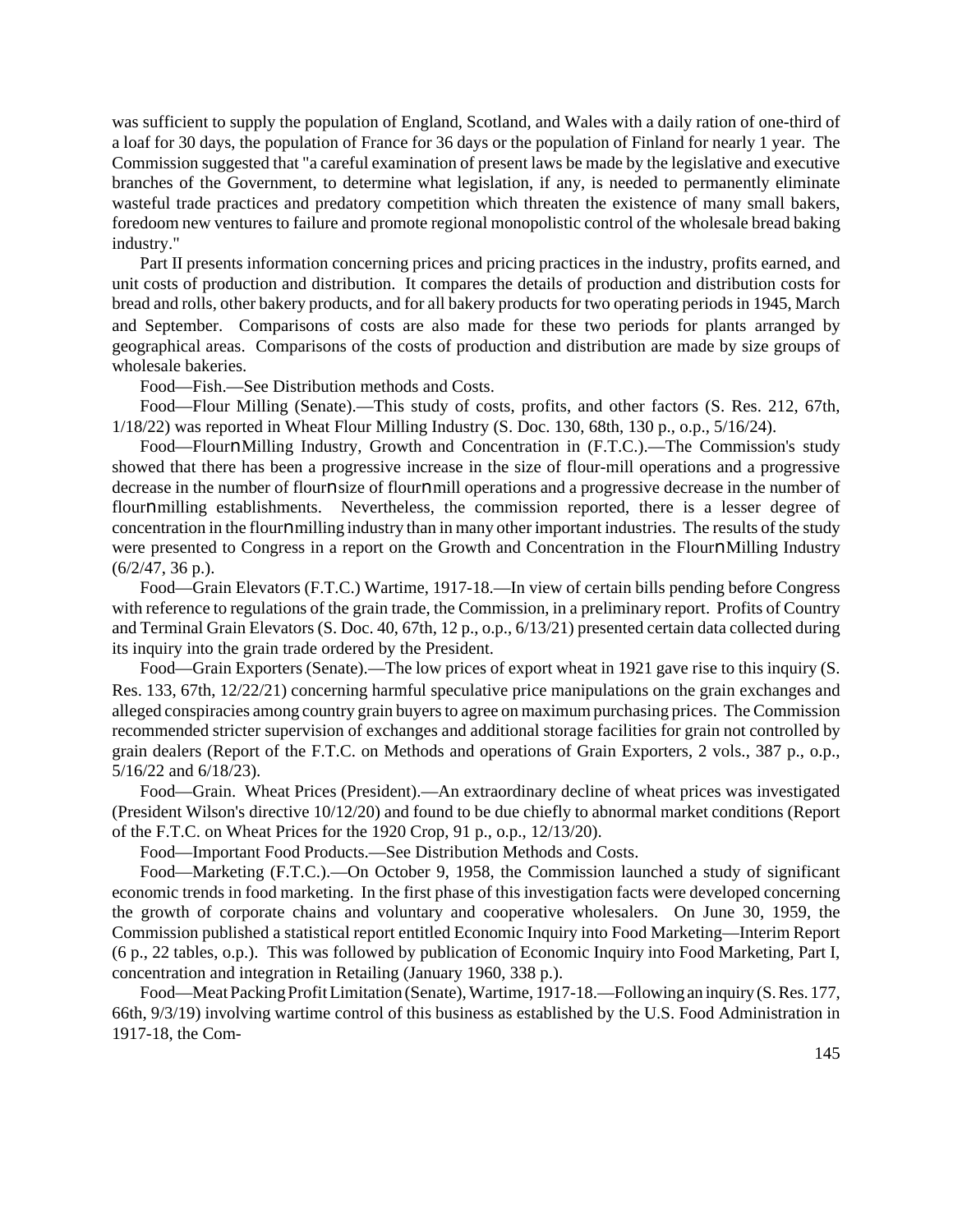was sufficient to supply the population of England, Scotland, and Wales with a daily ration of one-third of a loaf for 30 days, the population of France for 36 days or the population of Finland for nearly 1 year. The Commission suggested that "a careful examination of present laws be made by the legislative and executive branches of the Government, to determine what legislation, if any, is needed to permanently eliminate wasteful trade practices and predatory competition which threaten the existence of many small bakers, foredoom new ventures to failure and promote regional monopolistic control of the wholesale bread baking industry."

Part II presents information concerning prices and pricing practices in the industry, profits earned, and unit costs of production and distribution. It compares the details of production and distribution costs for bread and rolls, other bakery products, and for all bakery products for two operating periods in 1945, March and September. Comparisons of costs are also made for these two periods for plants arranged by geographical areas. Comparisons of the costs of production and distribution are made by size groups of wholesale bakeries.

Food—Fish.—See Distribution methods and Costs.

Food—Flour Milling (Senate).—This study of costs, profits, and other factors (S. Res. 212, 67th, 1/18/22) was reported in Wheat Flour Milling Industry (S. Doc. 130, 68th, 130 p., o.p., 5/16/24).

Food—FlournMilling Industry, Growth and Concentration in (F.T.C.).—The Commission's study showed that there has been a progressive increase in the size of flour-mill operations and a progressive decrease in the number of flournsize of flournmill operations and a progressive decrease in the number of flournmilling establishments. Nevertheless, the commission reported, there is a lesser degree of concentration in the flournmilling industry than in many other important industries. The results of the study were presented to Congress in a report on the Growth and Concentration in the FlournMilling Industry (6/2/47, 36 p.).

Food—Grain Elevators (F.T.C.) Wartime, 1917-18.—In view of certain bills pending before Congress with reference to regulations of the grain trade, the Commission, in a preliminary report. Profits of Country and Terminal Grain Elevators (S. Doc. 40, 67th, 12 p., o.p., 6/13/21) presented certain data collected during its inquiry into the grain trade ordered by the President.

Food—Grain Exporters (Senate).—The low prices of export wheat in 1921 gave rise to this inquiry (S. Res. 133, 67th, 12/22/21) concerning harmful speculative price manipulations on the grain exchanges and alleged conspiracies among country grain buyers to agree on maximum purchasing prices. The Commission recommended stricter supervision of exchanges and additional storage facilities for grain not controlled by grain dealers (Report of the F.T.C. on Methods and operations of Grain Exporters, 2 vols., 387 p., o.p., 5/16/22 and 6/18/23).

Food—Grain. Wheat Prices (President).—An extraordinary decline of wheat prices was investigated (President Wilson's directive 10/12/20) and found to be due chiefly to abnormal market conditions (Report of the F.T.C. on Wheat Prices for the 1920 Crop, 91 p., o.p., 12/13/20).

Food—Important Food Products.—See Distribution Methods and Costs.

Food—Marketing (F.T.C.).—On October 9, 1958, the Commission launched a study of significant economic trends in food marketing. In the first phase of this investigation facts were developed concerning the growth of corporate chains and voluntary and cooperative wholesalers. On June 30, 1959, the Commission published a statistical report entitled Economic Inquiry into Food Marketing—Interim Report (6 p., 22 tables, o.p.). This was followed by publication of Economic Inquiry into Food Marketing, Part I, concentration and integration in Retailing (January 1960, 338 p.).

Food—Meat Packing Profit Limitation (Senate), Wartime, 1917-18.—Following an inquiry (S. Res. 177, 66th, 9/3/19) involving wartime control of this business as established by the U.S. Food Administration in 1917-18, the Com-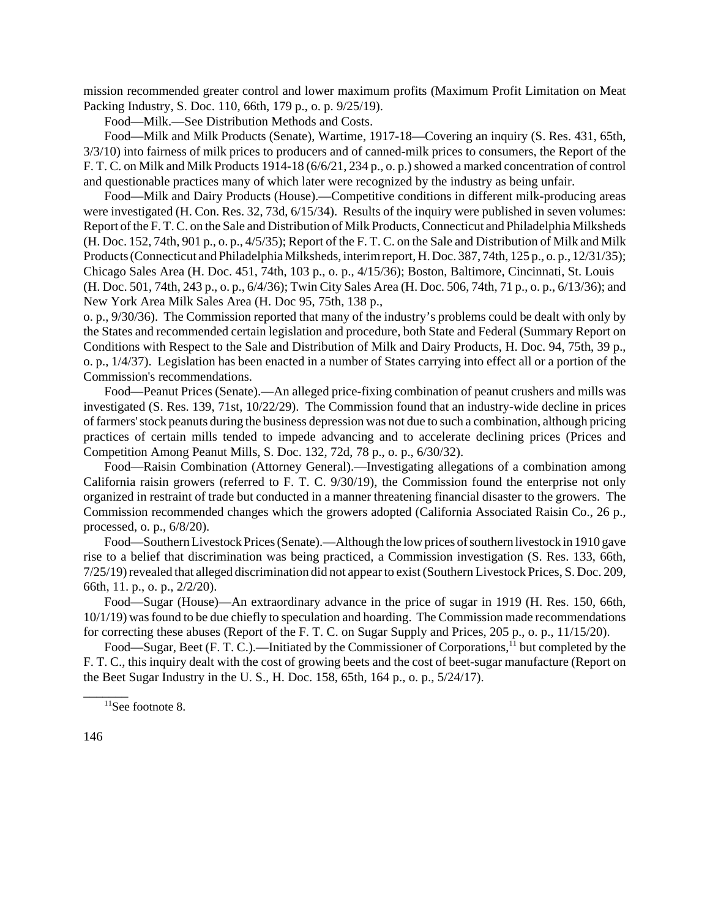mission recommended greater control and lower maximum profits (Maximum Profit Limitation on Meat Packing Industry, S. Doc. 110, 66th, 179 p., o. p. 9/25/19).

Food—Milk.—See Distribution Methods and Costs.

Food—Milk and Milk Products (Senate), Wartime, 1917-18—Covering an inquiry (S. Res. 431, 65th, 3/3/10) into fairness of milk prices to producers and of canned-milk prices to consumers, the Report of the F. T. C. on Milk and Milk Products 1914-18 (6/6/21, 234 p., o. p.) showed a marked concentration of control and questionable practices many of which later were recognized by the industry as being unfair.

Food—Milk and Dairy Products (House).—Competitive conditions in different milk-producing areas were investigated (H. Con. Res. 32, 73d, 6/15/34). Results of the inquiry were published in seven volumes: Report of the F. T. C. on the Sale and Distribution of Milk Products, Connecticut and Philadelphia Milksheds (H. Doc. 152, 74th, 901 p., o. p., 4/5/35); Report of the F. T. C. on the Sale and Distribution of Milk and Milk Products (Connecticut and Philadelphia Milksheds, interim report, H. Doc. 387, 74th, 125 p., o. p., 12/31/35); Chicago Sales Area (H. Doc. 451, 74th, 103 p., o. p., 4/15/36); Boston, Baltimore, Cincinnati, St. Louis (H. Doc. 501, 74th, 243 p., o. p., 6/4/36); Twin City Sales Area (H. Doc. 506, 74th, 71 p., o. p., 6/13/36); and New York Area Milk Sales Area (H. Doc 95, 75th, 138 p., o. p., 9/30/36). The Commission reported that many of the industry's problems could be dealt with only by the States and recommended certain legislation and procedure, both State and Federal (Summary Report on Conditions with Respect to the Sale and Distribution of Milk and Dairy Products, H. Doc. 94, 75th, 39 p., o. p., 1/4/37). Legislation has been enacted in a number of States carrying into effect all or a portion of the Commission's recommendations.

Food—Peanut Prices (Senate).—An alleged price-fixing combination of peanut crushers and mills was investigated (S. Res. 139, 71st, 10/22/29). The Commission found that an industry-wide decline in prices of farmers' stock peanuts during the business depression was not due to such a combination, although pricing practices of certain mills tended to impede advancing and to accelerate declining prices (Prices and Competition Among Peanut Mills, S. Doc. 132, 72d, 78 p., o. p., 6/30/32).

Food—Raisin Combination (Attorney General).—Investigating allegations of a combination among California raisin growers (referred to F. T. C. 9/30/19), the Commission found the enterprise not only organized in restraint of trade but conducted in a manner threatening financial disaster to the growers. The Commission recommended changes which the growers adopted (California Associated Raisin Co., 26 p., processed, o. p., 6/8/20).

Food—Southern Livestock Prices (Senate).—Although the low prices of southern livestock in 1910 gave rise to a belief that discrimination was being practiced, a Commission investigation (S. Res. 133, 66th, 7/25/19) revealed that alleged discrimination did not appear to exist (Southern Livestock Prices, S. Doc. 209, 66th, 11. p., o. p., 2/2/20).

Food—Sugar (House)—An extraordinary advance in the price of sugar in 1919 (H. Res. 150, 66th, 10/1/19) was found to be due chiefly to speculation and hoarding. The Commission made recommendations for correcting these abuses (Report of the F. T. C. on Sugar Supply and Prices, 205 p., o. p., 11/15/20).

Food—Sugar, Beet (F. T. C.).—Initiated by the Commissioner of Corporations,[11] but completed by the F. T. C., this inquiry dealt with the cost of growing beets and the cost of beet-sugar manufacture (Report on the Beet Sugar Industry in the U. S., H. Doc. 158, 65th, 164 p., o. p., 5/24/17).

---

[11] See footnote 8.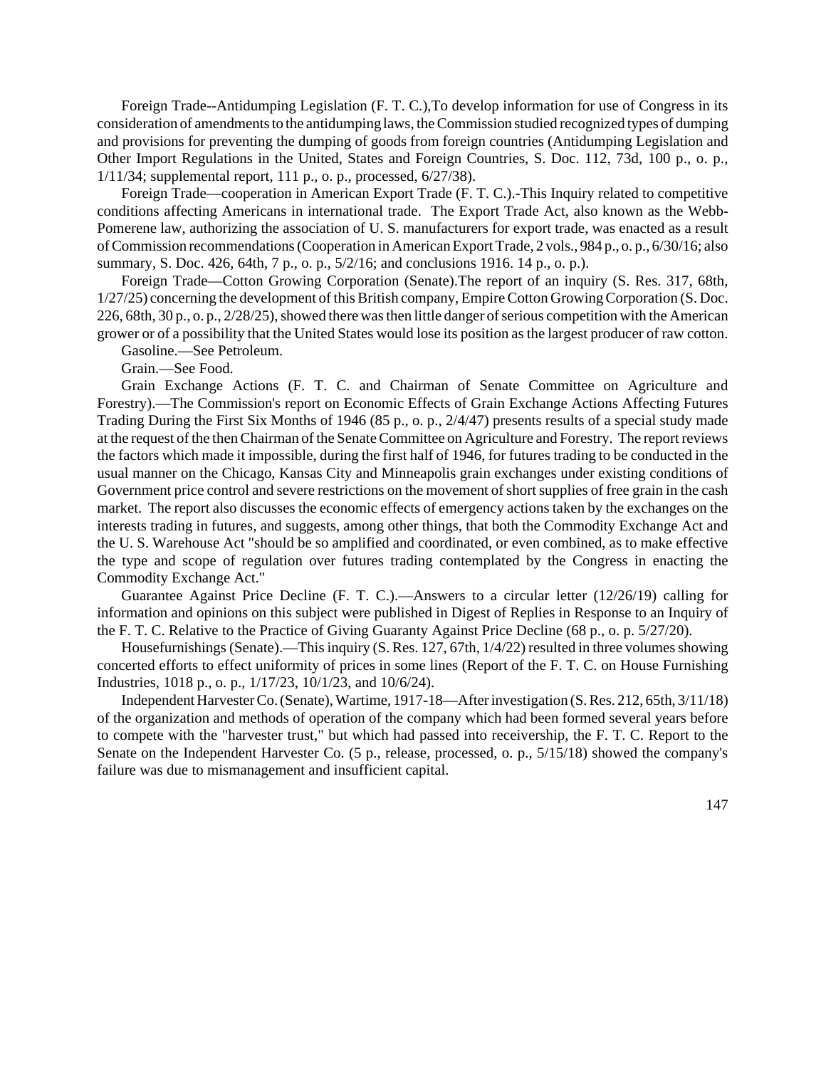Foreign Trade--Antidumping Legislation (F. T. C.),To develop information for use of Congress in its consideration of amendments to the antidumping laws, the Commission studied recognized types of dumping and provisions for preventing the dumping of goods from foreign countries (Antidumping Legislation and Other Import Regulations in the United, States and Foreign Countries, S. Doc. 112, 73d, 100 p., o. p., 1/11/34; supplemental report, 111 p., o. p., processed, 6/27/38).

Foreign Trade—cooperation in American Export Trade (F. T. C.).-This Inquiry related to competitive conditions affecting Americans in international trade. The Export Trade Act, also known as the Webb-Pomerene law, authorizing the association of U. S. manufacturers for export trade, was enacted as a result of Commission recommendations (Cooperation in American Export Trade, 2 vols., 984 p., o. p., 6/30/16; also summary, S. Doc. 426, 64th, 7 p., o. p., 5/2/16; and conclusions 1916. 14 p., o. p.).

Foreign Trade—Cotton Growing Corporation (Senate).The report of an inquiry (S. Res. 317, 68th, 1/27/25) concerning the development of this British company, Empire Cotton Growing Corporation (S. Doc. 226, 68th, 30 p., o. p., 2/28/25), showed there was then little danger of serious competition with the American grower or of a possibility that the United States would lose its position as the largest producer of raw cotton.

Gasoline.—See Petroleum.

Grain.—See Food.

Grain Exchange Actions (F. T. C. and Chairman of Senate Committee on Agriculture and Forestry).—The Commission's report on Economic Effects of Grain Exchange Actions Affecting Futures Trading During the First Six Months of 1946 (85 p., o. p., 2/4/47) presents results of a special study made at the request of the then Chairman of the Senate Committee on Agriculture and Forestry. The report reviews the factors which made it impossible, during the first half of 1946, for futures trading to be conducted in the usual manner on the Chicago, Kansas City and Minneapolis grain exchanges under existing conditions of Government price control and severe restrictions on the movement of short supplies of free grain in the cash market. The report also discusses the economic effects of emergency actions taken by the exchanges on the interests trading in futures, and suggests, among other things, that both the Commodity Exchange Act and the U. S. Warehouse Act "should be so amplified and coordinated, or even combined, as to make effective the type and scope of regulation over futures trading contemplated by the Congress in enacting the Commodity Exchange Act."

Guarantee Against Price Decline (F. T. C.).—Answers to a circular letter (12/26/19) calling for information and opinions on this subject were published in Digest of Replies in Response to an Inquiry of the F. T. C. Relative to the Practice of Giving Guaranty Against Price Decline (68 p., o. p. 5/27/20).

Housefurnishings (Senate).—This inquiry (S. Res. 127, 67th, 1/4/22) resulted in three volumes showing concerted efforts to effect uniformity of prices in some lines (Report of the F. T. C. on House Furnishing Industries, 1018 p., o. p., 1/17/23, 10/1/23, and 10/6/24).

Independent Harvester Co. (Senate), Wartime, 1917-18—After investigation (S. Res. 212, 65th, 3/11/18) of the organization and methods of operation of the company which had been formed several years before to compete with the "harvester trust," but which had passed into receivership, the F. T. C. Report to the Senate on the Independent Harvester Co. (5 p., release, processed, o. p., 5/15/18) showed the company's failure was due to mismanagement and insufficient capital.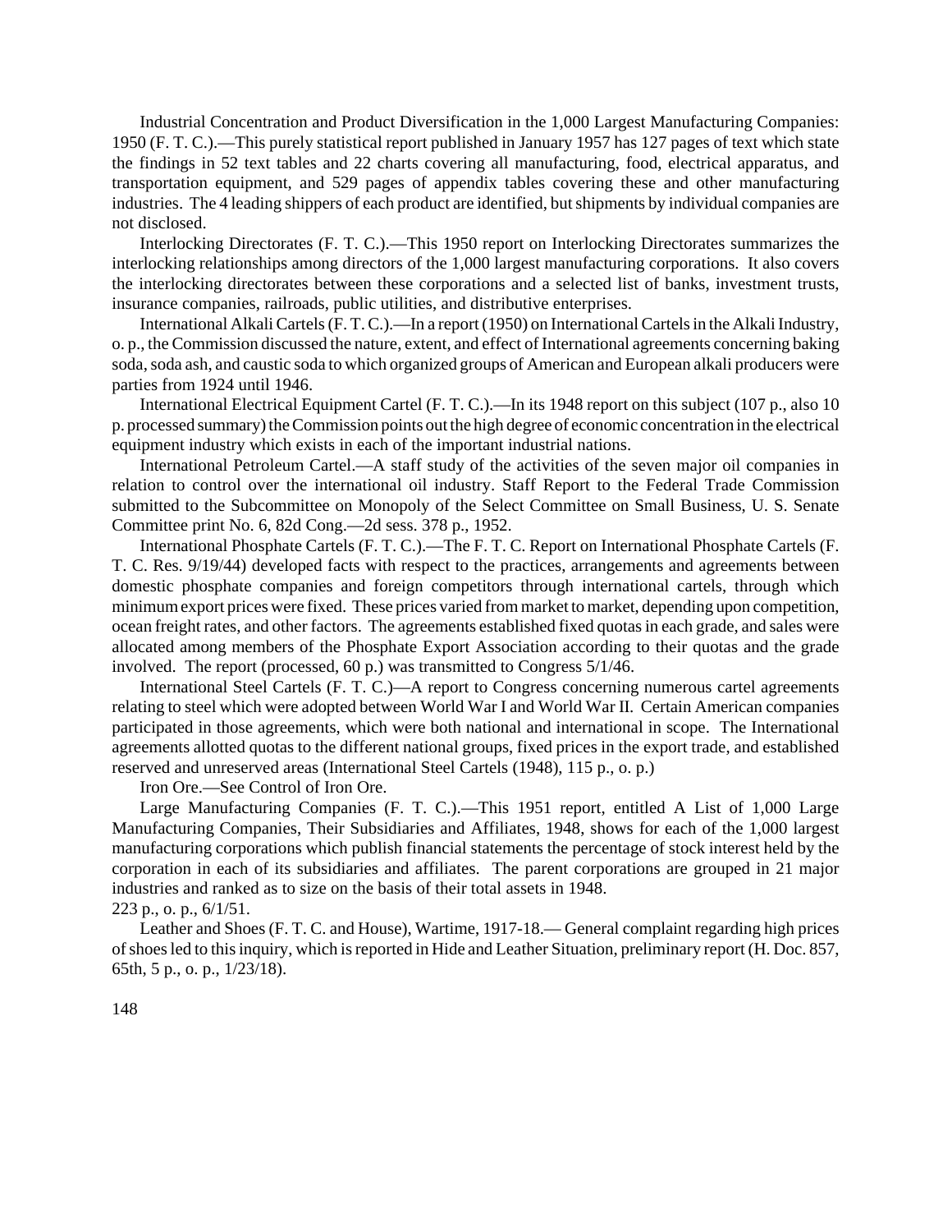Industrial Concentration and Product Diversification in the 1,000 Largest Manufacturing Companies: 1950 (F. T. C.).—This purely statistical report published in January 1957 has 127 pages of text which state the findings in 52 text tables and 22 charts covering all manufacturing, food, electrical apparatus, and transportation equipment, and 529 pages of appendix tables covering these and other manufacturing industries. The 4 leading shippers of each product are identified, but shipments by individual companies are not disclosed.

Interlocking Directorates (F. T. C.).—This 1950 report on Interlocking Directorates summarizes the interlocking relationships among directors of the 1,000 largest manufacturing corporations. It also covers the interlocking directorates between these corporations and a selected list of banks, investment trusts, insurance companies, railroads, public utilities, and distributive enterprises.

International Alkali Cartels (F. T. C.).—In a report (1950) on International Cartels in the Alkali Industry, o. p., the Commission discussed the nature, extent, and effect of International agreements concerning baking soda, soda ash, and caustic soda to which organized groups of American and European alkali producers were parties from 1924 until 1946.

International Electrical Equipment Cartel (F. T. C.).—In its 1948 report on this subject (107 p., also 10 p. processed summary) the Commission points out the high degree of economic concentration in the electrical equipment industry which exists in each of the important industrial nations.

International Petroleum Cartel.—A staff study of the activities of the seven major oil companies in relation to control over the international oil industry. Staff Report to the Federal Trade Commission submitted to the Subcommittee on Monopoly of the Select Committee on Small Business, U. S. Senate Committee print No. 6, 82d Cong.—2d sess. 378 p., 1952.

International Phosphate Cartels (F. T. C.).—The F. T. C. Report on International Phosphate Cartels (F. T. C. Res. 9/19/44) developed facts with respect to the practices, arrangements and agreements between domestic phosphate companies and foreign competitors through international cartels, through which minimum export prices were fixed. These prices varied from market to market, depending upon competition, ocean freight rates, and other factors. The agreements established fixed quotas in each grade, and sales were allocated among members of the Phosphate Export Association according to their quotas and the grade involved. The report (processed, 60 p.) was transmitted to Congress 5/1/46.

International Steel Cartels (F. T. C.)—A report to Congress concerning numerous cartel agreements relating to steel which were adopted between World War I and World War II. Certain American companies participated in those agreements, which were both national and international in scope. The International agreements allotted quotas to the different national groups, fixed prices in the export trade, and established reserved and unreserved areas (International Steel Cartels (1948), 115 p., o. p.)

Iron Ore.—See Control of Iron Ore.

Large Manufacturing Companies (F. T. C.).—This 1951 report, entitled A List of 1,000 Large Manufacturing Companies, Their Subsidiaries and Affiliates, 1948, shows for each of the 1,000 largest manufacturing corporations which publish financial statements the percentage of stock interest held by the corporation in each of its subsidiaries and affiliates. The parent corporations are grouped in 21 major industries and ranked as to size on the basis of their total assets in 1948.
223 p., o. p., 6/1/51.

Leather and Shoes (F. T. C. and House), Wartime, 1917-18.— General complaint regarding high prices of shoes led to this inquiry, which is reported in Hide and Leather Situation, preliminary report (H. Doc. 857, 65th, 5 p., o. p., 1/23/18).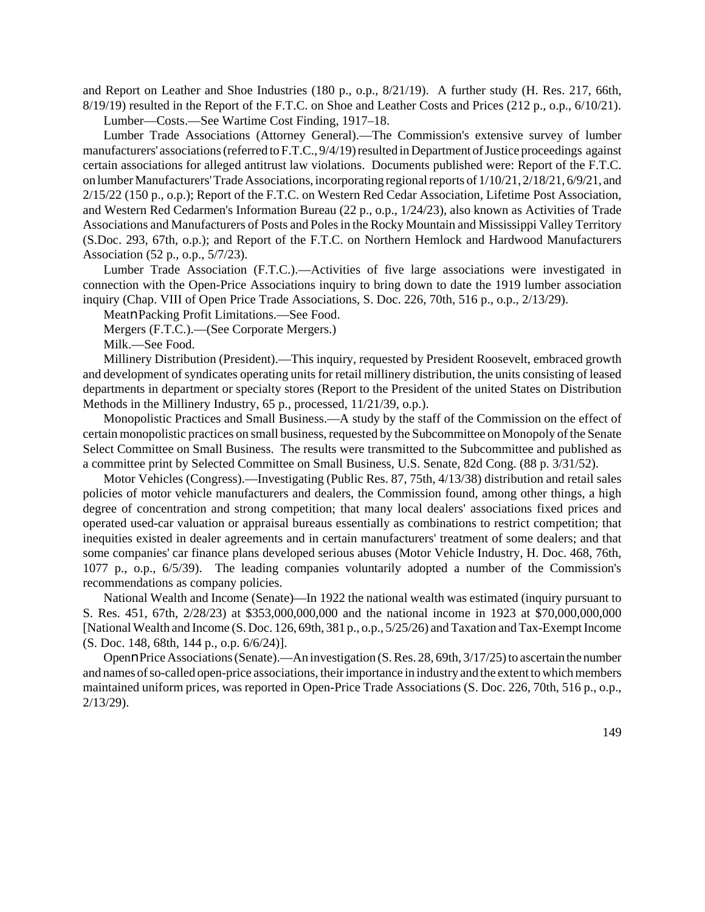and Report on Leather and Shoe Industries (180 p., o.p., 8/21/19). A further study (H. Res. 217, 66th, 8/19/19) resulted in the Report of the F.T.C. on Shoe and Leather Costs and Prices (212 p., o.p., 6/10/21).

Lumber—Costs.—See Wartime Cost Finding, 1917–18.

Lumber Trade Associations (Attorney General).—The Commission's extensive survey of lumber manufacturers' associations (referred to F.T.C., 9/4/19) resulted in Department of Justice proceedings against certain associations for alleged antitrust law violations. Documents published were: Report of the F.T.C. on lumber Manufacturers' Trade Associations, incorporating regional reports of 1/10/21, 2/18/21, 6/9/21, and 2/15/22 (150 p., o.p.); Report of the F.T.C. on Western Red Cedar Association, Lifetime Post Association, and Western Red Cedarmen's Information Bureau (22 p., o.p., 1/24/23), also known as Activities of Trade Associations and Manufacturers of Posts and Poles in the Rocky Mountain and Mississippi Valley Territory (S.Doc. 293, 67th, o.p.); and Report of the F.T.C. on Northern Hemlock and Hardwood Manufacturers Association (52 p., o.p., 5/7/23).

Lumber Trade Association (F.T.C.).—Activities of five large associations were investigated in connection with the Open-Price Associations inquiry to bring down to date the 1919 lumber association inquiry (Chap. VIII of Open Price Trade Associations, S. Doc. 226, 70th, 516 p., o.p., 2/13/29).

Meat-Packing Profit Limitations.—See Food.

Mergers (F.T.C.).—(See Corporate Mergers.)

Milk.—See Food.

Millinery Distribution (President).—This inquiry, requested by President Roosevelt, embraced growth and development of syndicates operating units for retail millinery distribution, the units consisting of leased departments in department or specialty stores (Report to the President of the united States on Distribution Methods in the Millinery Industry, 65 p., processed, 11/21/39, o.p.).

Monopolistic Practices and Small Business.—A study by the staff of the Commission on the effect of certain monopolistic practices on small business, requested by the Subcommittee on Monopoly of the Senate Select Committee on Small Business. The results were transmitted to the Subcommittee and published as a committee print by Selected Committee on Small Business, U.S. Senate, 82d Cong. (88 p. 3/31/52).

Motor Vehicles (Congress).—Investigating (Public Res. 87, 75th, 4/13/38) distribution and retail sales policies of motor vehicle manufacturers and dealers, the Commission found, among other things, a high degree of concentration and strong competition; that many local dealers' associations fixed prices and operated used-car valuation or appraisal bureaus essentially as combinations to restrict competition; that inequities existed in dealer agreements and in certain manufacturers' treatment of some dealers; and that some companies' car finance plans developed serious abuses (Motor Vehicle Industry, H. Doc. 468, 76th, 1077 p., o.p., 6/5/39). The leading companies voluntarily adopted a number of the Commission's recommendations as company policies.

National Wealth and Income (Senate)—In 1922 the national wealth was estimated (inquiry pursuant to S. Res. 451, 67th, 2/28/23) at $353,000,000,000 and the national income in 1923 at $70,000,000,000 [National Wealth and Income (S. Doc. 126, 69th, 381 p., o.p., 5/25/26) and Taxation and Tax-Exempt Income (S. Doc. 148, 68th, 144 p., o.p. 6/6/24)].

Open-Price Associations (Senate).—An investigation (S. Res. 28, 69th, 3/17/25) to ascertain the number and names of so-called open-price associations, their importance in industry and the extent to which members maintained uniform prices, was reported in Open-Price Trade Associations (S. Doc. 226, 70th, 516 p., o.p., 2/13/29).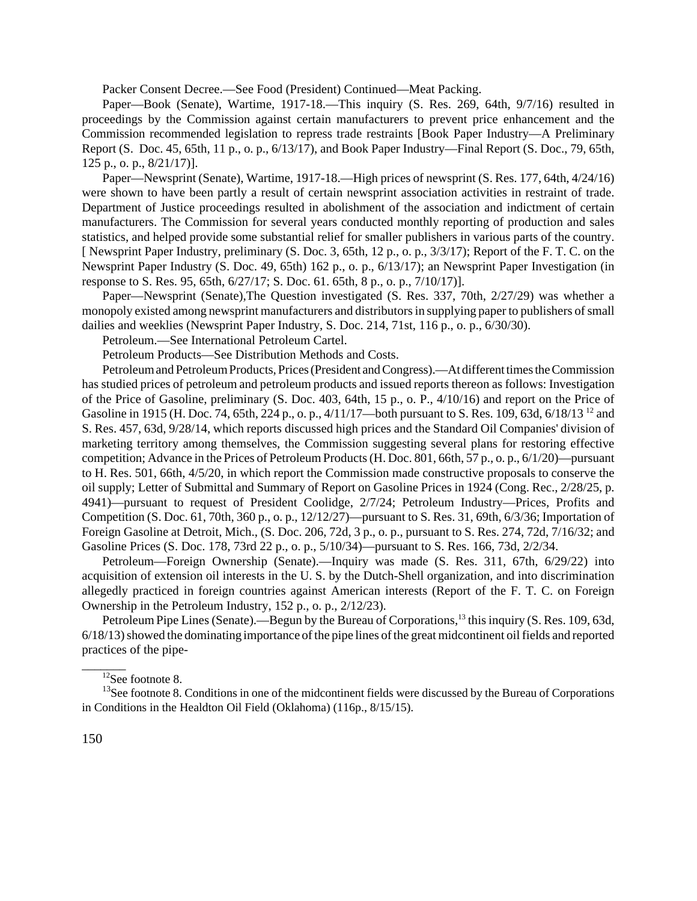Packer Consent Decree.—See Food (President) Continued—Meat Packing.

Paper—Book (Senate), Wartime, 1917-18.—This inquiry (S. Res. 269, 64th, 9/7/16) resulted in proceedings by the Commission against certain manufacturers to prevent price enhancement and the Commission recommended legislation to repress trade restraints [Book Paper Industry—A Preliminary Report (S. Doc. 45, 65th, 11 p., o. p., 6/13/17), and Book Paper Industry—Final Report (S. Doc., 79, 65th, 125 p., o. p., 8/21/17)].

Paper—Newsprint (Senate), Wartime, 1917-18.—High prices of newsprint (S. Res. 177, 64th, 4/24/16) were shown to have been partly a result of certain newsprint association activities in restraint of trade. Department of Justice proceedings resulted in abolishment of the association and indictment of certain manufacturers. The Commission for several years conducted monthly reporting of production and sales statistics, and helped provide some substantial relief for smaller publishers in various parts of the country. [ Newsprint Paper Industry, preliminary (S. Doc. 3, 65th, 12 p., o. p., 3/3/17); Report of the F. T. C. on the Newsprint Paper Industry (S. Doc. 49, 65th) 162 p., o. p., 6/13/17); an Newsprint Paper Investigation (in response to S. Res. 95, 65th, 6/27/17; S. Doc. 61. 65th, 8 p., o. p., 7/10/17)].

Paper—Newsprint (Senate),The Question investigated (S. Res. 337, 70th, 2/27/29) was whether a monopoly existed among newsprint manufacturers and distributors in supplying paper to publishers of small dailies and weeklies (Newsprint Paper Industry, S. Doc. 214, 71st, 116 p., o. p., 6/30/30).

Petroleum.—See International Petroleum Cartel.

Petroleum Products—See Distribution Methods and Costs.

Petroleum and Petroleum Products, Prices (President and Congress).—At different times the Commission has studied prices of petroleum and petroleum products and issued reports thereon as follows: Investigation of the Price of Gasoline, preliminary (S. Doc. 403, 64th, 15 p., o. P., 4/10/16) and report on the Price of Gasoline in 1915 (H. Doc. 74, 65th, 224 p., o. p., 4/11/17—both pursuant to S. Res. 109, 63d, 6/18/13 [12] and S. Res. 457, 63d, 9/28/14, which reports discussed high prices and the Standard Oil Companies' division of marketing territory among themselves, the Commission suggesting several plans for restoring effective competition; Advance in the Prices of Petroleum Products (H. Doc. 801, 66th, 57 p., o. p., 6/1/20)—pursuant to H. Res. 501, 66th, 4/5/20, in which report the Commission made constructive proposals to conserve the oil supply; Letter of Submittal and Summary of Report on Gasoline Prices in 1924 (Cong. Rec., 2/28/25, p. 4941)—pursuant to request of President Coolidge, 2/7/24; Petroleum Industry—Prices, Profits and Competition (S. Doc. 61, 70th, 360 p., o. p., 12/12/27)—pursuant to S. Res. 31, 69th, 6/3/36; Importation of Foreign Gasoline at Detroit, Mich., (S. Doc. 206, 72d, 3 p., o. p., pursuant to S. Res. 274, 72d, 7/16/32; and Gasoline Prices (S. Doc. 178, 73rd 22 p., o. p., 5/10/34)—pursuant to S. Res. 166, 73d, 2/2/34.

Petroleum—Foreign Ownership (Senate).—Inquiry was made (S. Res. 311, 67th, 6/29/22) into acquisition of extension oil interests in the U. S. by the Dutch-Shell organization, and into discrimination allegedly practiced in foreign countries against American interests (Report of the F. T. C. on Foreign Ownership in the Petroleum Industry, 152 p., o. p., 2/12/23).

Petroleum Pipe Lines (Senate).—Begun by the Bureau of Corporations,[13] this inquiry (S. Res. 109, 63d, 6/18/13) showed the dominating importance of the pipe lines of the great midcontinent oil fields and reported practices of the pipe-

---

[12] See footnote 8.

[13] See footnote 8. Conditions in one of the midcontinent fields were discussed by the Bureau of Corporations in Conditions in the Healdton Oil Field (Oklahoma) (116p., 8/15/15).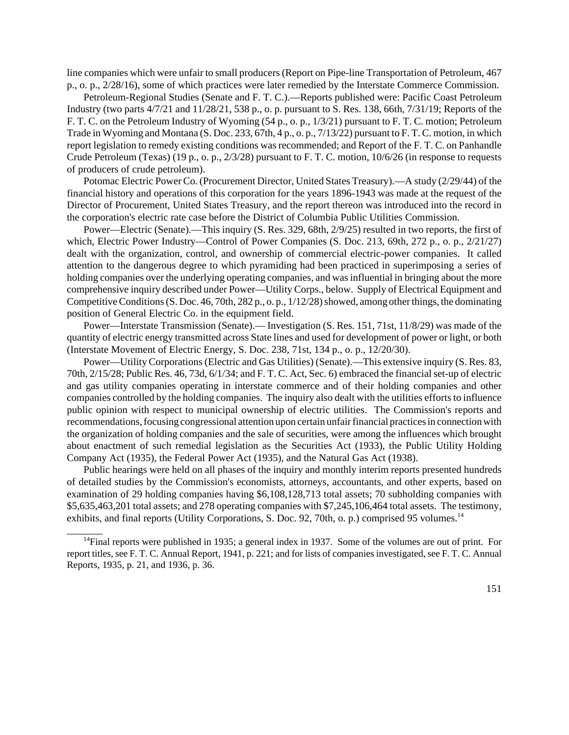line companies which were unfair to small producers (Report on Pipe-line Transportation of Petroleum, 467 p., o. p., 2/28/16), some of which practices were later remedied by the Interstate Commerce Commission.

Petroleum-Regional Studies (Senate and F. T. C.).—Reports published were: Pacific Coast Petroleum Industry (two parts 4/7/21 and 11/28/21, 538 p., o. p. pursuant to S. Res. 138, 66th, 7/31/19; Reports of the F. T. C. on the Petroleum Industry of Wyoming (54 p., o. p., 1/3/21) pursuant to F. T. C. motion; Petroleum Trade in Wyoming and Montana (S. Doc. 233, 67th, 4 p., o. p., 7/13/22) pursuant to F. T. C. motion, in which report legislation to remedy existing conditions was recommended; and Report of the F. T. C. on Panhandle Crude Petroleum (Texas) (19 p., o. p., 2/3/28) pursuant to F. T. C. motion, 10/6/26 (in response to requests of producers of crude petroleum).

Potomac Electric Power Co. (Procurement Director, United States Treasury).—A study (2/29/44) of the financial history and operations of this corporation for the years 1896-1943 was made at the request of the Director of Procurement, United States Treasury, and the report thereon was introduced into the record in the corporation's electric rate case before the District of Columbia Public Utilities Commission.

Power—Electric (Senate).—This inquiry (S. Res. 329, 68th, 2/9/25) resulted in two reports, the first of which, Electric Power Industry—Control of Power Companies (S. Doc. 213, 69th, 272 p., o. p., 2/21/27) dealt with the organization, control, and ownership of commercial electric-power companies. It called attention to the dangerous degree to which pyramiding had been practiced in superimposing a series of holding companies over the underlying operating companies, and was influential in bringing about the more comprehensive inquiry described under Power—Utility Corps., below. Supply of Electrical Equipment and Competitive Conditions (S. Doc. 46, 70th, 282 p., o. p., 1/12/28) showed, among other things, the dominating position of General Electric Co. in the equipment field.

Power—Interstate Transmission (Senate).— Investigation (S. Res. 151, 71st, 11/8/29) was made of the quantity of electric energy transmitted across State lines and used for development of power or light, or both (Interstate Movement of Electric Energy, S. Doc. 238, 71st, 134 p., o. p., 12/20/30).

Power—Utility Corporations (Electric and Gas Utilities) (Senate).—This extensive inquiry (S. Res. 83, 70th, 2/15/28; Public Res. 46, 73d, 6/1/34; and F. T. C. Act, Sec. 6) embraced the financial set-up of electric and gas utility companies operating in interstate commerce and of their holding companies and other companies controlled by the holding companies. The inquiry also dealt with the utilities efforts to influence public opinion with respect to municipal ownership of electric utilities. The Commission's reports and recommendations, focusing congressional attention upon certain unfair financial practices in connection with the organization of holding companies and the sale of securities, were among the influences which brought about enactment of such remedial legislation as the Securities Act (1933), the Public Utility Holding Company Act (1935), the Federal Power Act (1935), and the Natural Gas Act (1938).

Public hearings were held on all phases of the inquiry and monthly interim reports presented hundreds of detailed studies by the Commission's economists, attorneys, accountants, and other experts, based on examination of 29 holding companies having $6,108,128,713 total assets; 70 subholding companies with $5,635,463,201 total assets; and 278 operating companies with $7,245,106,464 total assets. The testimony, exhibits, and final reports (Utility Corporations, S. Doc. 92, 70th, o. p.) comprised 95 volumes.[14]

---

[14]Final reports were published in 1935; a general index in 1937. Some of the volumes are out of print. For report titles, see F. T. C. Annual Report, 1941, p. 221; and for lists of companies investigated, see F. T. C. Annual Reports, 1935, p. 21, and 1936, p. 36.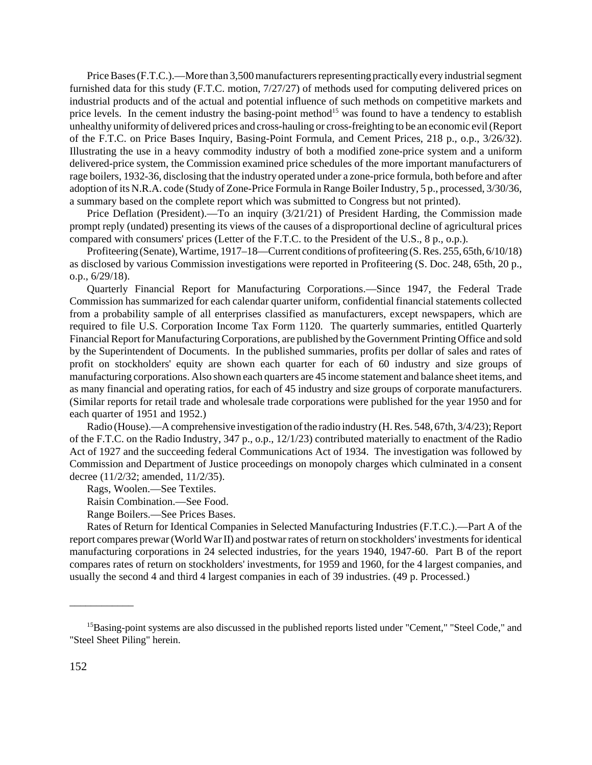Price Bases (F.T.C.).—More than 3,500 manufacturers representing practically every industrial segment furnished data for this study (F.T.C. motion, 7/27/27) of methods used for computing delivered prices on industrial products and of the actual and potential influence of such methods on competitive markets and price levels. In the cement industry the basing-point method[15] was found to have a tendency to establish unhealthy uniformity of delivered prices and cross-hauling or cross-freighting to be an economic evil (Report of the F.T.C. on Price Bases Inquiry, Basing-Point Formula, and Cement Prices, 218 p., o.p., 3/26/32). Illustrating the use in a heavy commodity industry of both a modified zone-price system and a uniform delivered-price system, the Commission examined price schedules of the more important manufacturers of rage boilers, 1932-36, disclosing that the industry operated under a zone-price formula, both before and after adoption of its N.R.A. code (Study of Zone-Price Formula in Range Boiler Industry, 5 p., processed, 3/30/36, a summary based on the complete report which was submitted to Congress but not printed).

Price Deflation (President).—To an inquiry (3/21/21) of President Harding, the Commission made prompt reply (undated) presenting its views of the causes of a disproportional decline of agricultural prices compared with consumers' prices (Letter of the F.T.C. to the President of the U.S., 8 p., o.p.).

Profiteering (Senate), Wartime, 1917–18—Current conditions of profiteering (S. Res. 255, 65th, 6/10/18) as disclosed by various Commission investigations were reported in Profiteering (S. Doc. 248, 65th, 20 p., o.p., 6/29/18).

Quarterly Financial Report for Manufacturing Corporations.—Since 1947, the Federal Trade Commission has summarized for each calendar quarter uniform, confidential financial statements collected from a probability sample of all enterprises classified as manufacturers, except newspapers, which are required to file U.S. Corporation Income Tax Form 1120. The quarterly summaries, entitled Quarterly Financial Report for Manufacturing Corporations, are published by the Government Printing Office and sold by the Superintendent of Documents. In the published summaries, profits per dollar of sales and rates of profit on stockholders' equity are shown each quarter for each of 60 industry and size groups of manufacturing corporations. Also shown each quarters are 45 income statement and balance sheet items, and as many financial and operating ratios, for each of 45 industry and size groups of corporate manufacturers. (Similar reports for retail trade and wholesale trade corporations were published for the year 1950 and for each quarter of 1951 and 1952.)

Radio (House).—A comprehensive investigation of the radio industry (H. Res. 548, 67th, 3/4/23); Report of the F.T.C. on the Radio Industry, 347 p., o.p., 12/1/23) contributed materially to enactment of the Radio Act of 1927 and the succeeding federal Communications Act of 1934. The investigation was followed by Commission and Department of Justice proceedings on monopoly charges which culminated in a consent decree (11/2/32; amended, 11/2/35).

Rags, Woolen.—See Textiles.

Raisin Combination.—See Food.

Range Boilers.—See Prices Bases.

Rates of Return for Identical Companies in Selected Manufacturing Industries (F.T.C.).—Part A of the report compares prewar (World War II) and postwar rates of return on stockholders' investments for identical manufacturing corporations in 24 selected industries, for the years 1940, 1947-60. Part B of the report compares rates of return on stockholders' investments, for 1959 and 1960, for the 4 largest companies, and usually the second 4 and third 4 largest companies in each of 39 industries. (49 p. Processed.)

---

[15]Basing-point systems are also discussed in the published reports listed under "Cement," "Steel Code," and "Steel Sheet Piling" herein.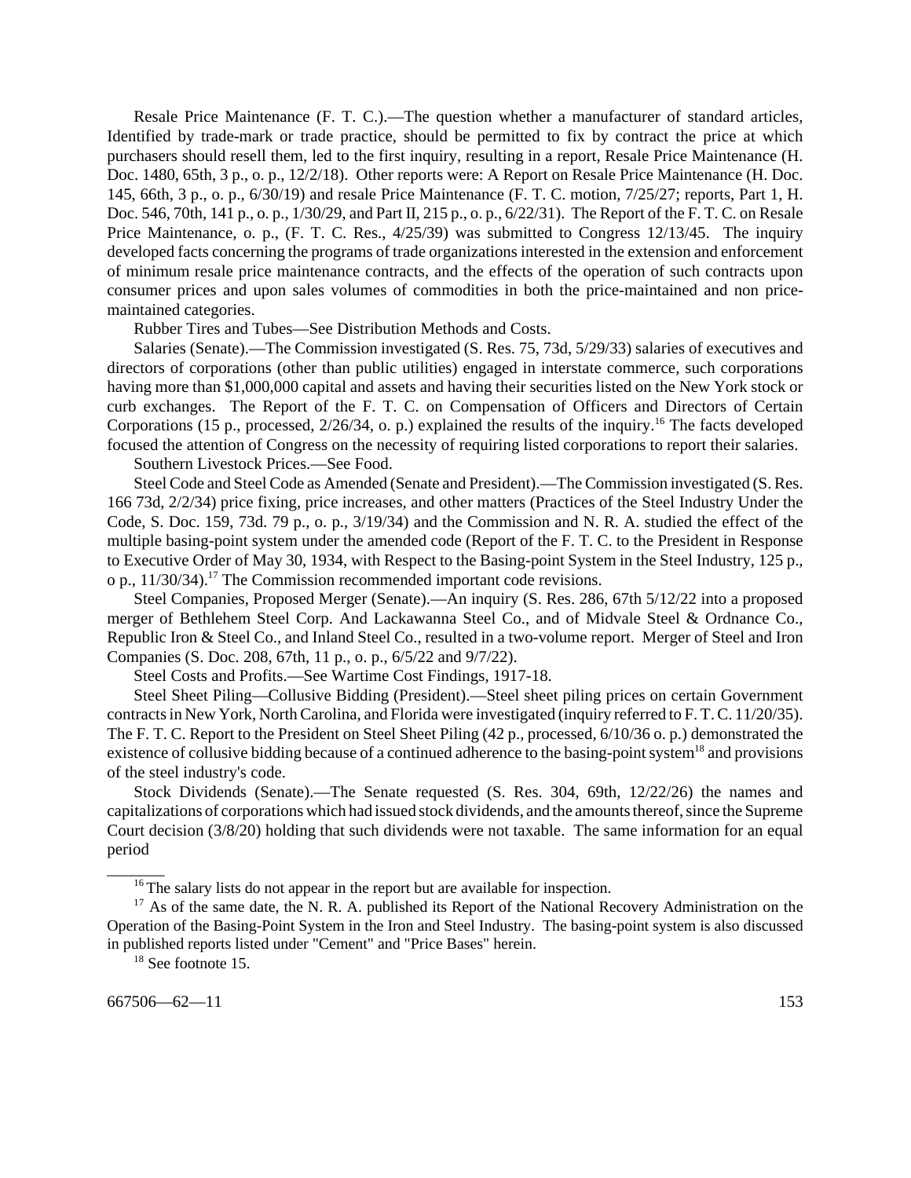Resale Price Maintenance (F. T. C.).—The question whether a manufacturer of standard articles, Identified by trade-mark or trade practice, should be permitted to fix by contract the price at which purchasers should resell them, led to the first inquiry, resulting in a report, Resale Price Maintenance (H. Doc. 1480, 65th, 3 p., o. p., 12/2/18). Other reports were: A Report on Resale Price Maintenance (H. Doc. 145, 66th, 3 p., o. p., 6/30/19) and resale Price Maintenance (F. T. C. motion, 7/25/27; reports, Part 1, H. Doc. 546, 70th, 141 p., o. p., 1/30/29, and Part II, 215 p., o. p., 6/22/31). The Report of the F. T. C. on Resale Price Maintenance, o. p., (F. T. C. Res., 4/25/39) was submitted to Congress 12/13/45. The inquiry developed facts concerning the programs of trade organizations interested in the extension and enforcement of minimum resale price maintenance contracts, and the effects of the operation of such contracts upon consumer prices and upon sales volumes of commodities in both the price-maintained and non price-maintained categories.

Rubber Tires and Tubes—See Distribution Methods and Costs.

Salaries (Senate).—The Commission investigated (S. Res. 75, 73d, 5/29/33) salaries of executives and directors of corporations (other than public utilities) engaged in interstate commerce, such corporations having more than $1,000,000 capital and assets and having their securities listed on the New York stock or curb exchanges. The Report of the F. T. C. on Compensation of Officers and Directors of Certain Corporations (15 p., processed, 2/26/34, o. p.) explained the results of the inquiry.[16] The facts developed focused the attention of Congress on the necessity of requiring listed corporations to report their salaries.

Southern Livestock Prices.—See Food.

Steel Code and Steel Code as Amended (Senate and President).—The Commission investigated (S. Res. 166 73d, 2/2/34) price fixing, price increases, and other matters (Practices of the Steel Industry Under the Code, S. Doc. 159, 73d. 79 p., o. p., 3/19/34) and the Commission and N. R. A. studied the effect of the multiple basing-point system under the amended code (Report of the F. T. C. to the President in Response to Executive Order of May 30, 1934, with Respect to the Basing-point System in the Steel Industry, 125 p., o p., 11/30/34).[17] The Commission recommended important code revisions.

Steel Companies, Proposed Merger (Senate).—An inquiry (S. Res. 286, 67th 5/12/22 into a proposed merger of Bethlehem Steel Corp. And Lackawanna Steel Co., and of Midvale Steel & Ordnance Co., Republic Iron & Steel Co., and Inland Steel Co., resulted in a two-volume report. Merger of Steel and Iron Companies (S. Doc. 208, 67th, 11 p., o. p., 6/5/22 and 9/7/22).

Steel Costs and Profits.—See Wartime Cost Findings, 1917-18.

Steel Sheet Piling—Collusive Bidding (President).—Steel sheet piling prices on certain Government contracts in New York, North Carolina, and Florida were investigated (inquiry referred to F. T. C. 11/20/35). The F. T. C. Report to the President on Steel Sheet Piling (42 p., processed, 6/10/36 o. p.) demonstrated the existence of collusive bidding because of a continued adherence to the basing-point system[18] and provisions of the steel industry's code.

Stock Dividends (Senate).—The Senate requested (S. Res. 304, 69th, 12/22/26) the names and capitalizations of corporations which had issued stock dividends, and the amounts thereof, since the Supreme Court decision (3/8/20) holding that such dividends were not taxable. The same information for an equal period

---

[16] The salary lists do not appear in the report but are available for inspection.

[17] As of the same date, the N. R. A. published its Report of the National Recovery Administration on the Operation of the Basing-Point System in the Iron and Steel Industry. The basing-point system is also discussed in published reports listed under "Cement" and "Price Bases" herein.

[18] See footnote 15.

667506—62—11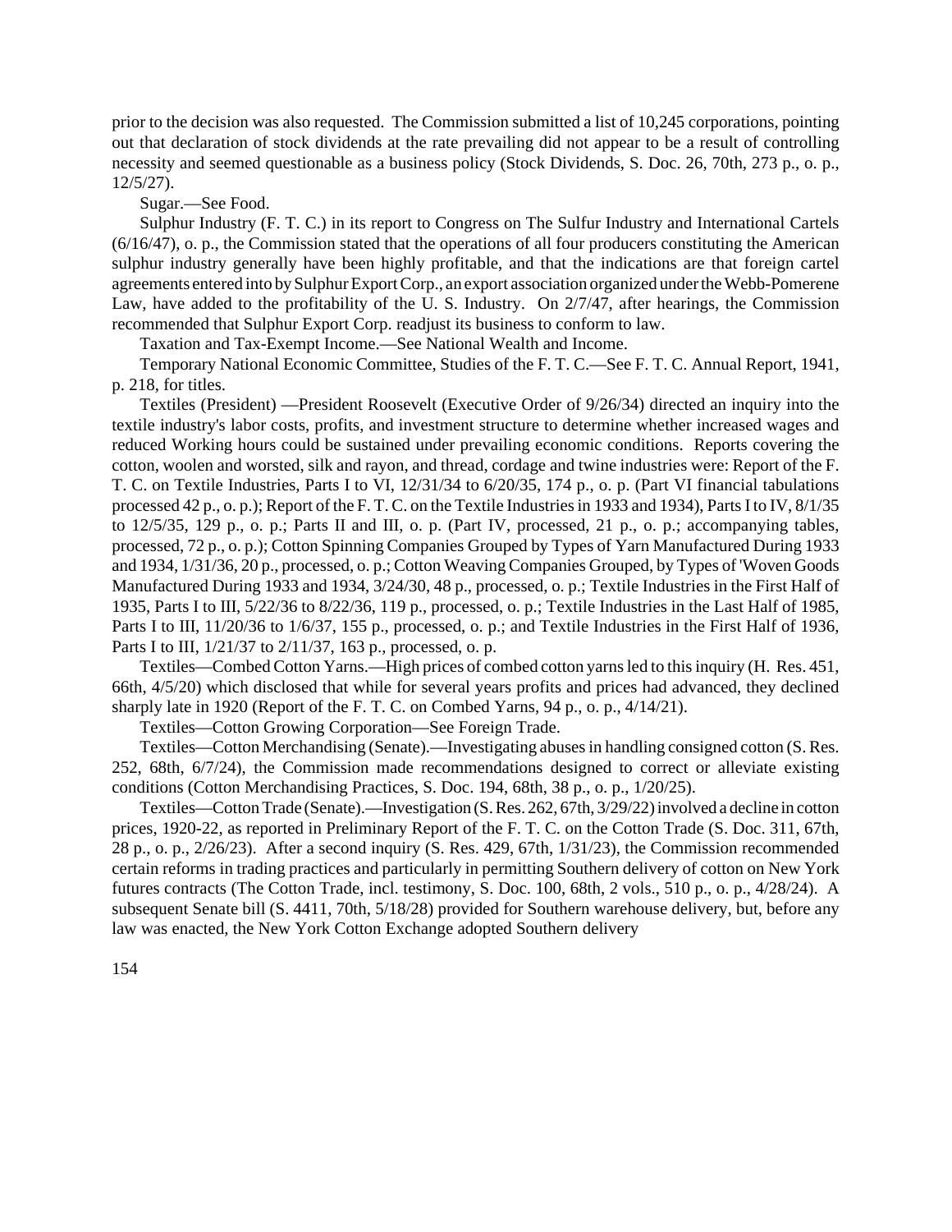prior to the decision was also requested. The Commission submitted a list of 10,245 corporations, pointing out that declaration of stock dividends at the rate prevailing did not appear to be a result of controlling necessity and seemed questionable as a business policy (Stock Dividends, S. Doc. 26, 70th, 273 p., o. p., 12/5/27).

Sugar.—See Food.

Sulphur Industry (F. T. C.) in its report to Congress on The Sulfur Industry and International Cartels (6/16/47), o. p., the Commission stated that the operations of all four producers constituting the American sulphur industry generally have been highly profitable, and that the indications are that foreign cartel agreements entered into by Sulphur Export Corp., an export association organized under the Webb-Pomerene Law, have added to the profitability of the U. S. Industry. On 2/7/47, after hearings, the Commission recommended that Sulphur Export Corp. readjust its business to conform to law.

Taxation and Tax-Exempt Income.—See National Wealth and Income.

Temporary National Economic Committee, Studies of the F. T. C.—See F. T. C. Annual Report, 1941, p. 218, for titles.

Textiles (President) —President Roosevelt (Executive Order of 9/26/34) directed an inquiry into the textile industry's labor costs, profits, and investment structure to determine whether increased wages and reduced Working hours could be sustained under prevailing economic conditions. Reports covering the cotton, woolen and worsted, silk and rayon, and thread, cordage and twine industries were: Report of the F. T. C. on Textile Industries, Parts I to VI, 12/31/34 to 6/20/35, 174 p., o. p. (Part VI financial tabulations processed 42 p., o. p.); Report of the F. T. C. on the Textile Industries in 1933 and 1934), Parts I to IV, 8/1/35 to 12/5/35, 129 p., o. p.; Parts II and III, o. p. (Part IV, processed, 21 p., o. p.; accompanying tables, processed, 72 p., o. p.); Cotton Spinning Companies Grouped by Types of Yarn Manufactured During 1933 and 1934, 1/31/36, 20 p., processed, o. p.; Cotton Weaving Companies Grouped, by Types of 'Woven Goods Manufactured During 1933 and 1934, 3/24/30, 48 p., processed, o. p.; Textile Industries in the First Half of 1935, Parts I to III, 5/22/36 to 8/22/36, 119 p., processed, o. p.; Textile Industries in the Last Half of 1985, Parts I to III, 11/20/36 to 1/6/37, 155 p., processed, o. p.; and Textile Industries in the First Half of 1936, Parts I to III, 1/21/37 to 2/11/37, 163 p., processed, o. p.

Textiles—Combed Cotton Yarns.—High prices of combed cotton yarns led to this inquiry (H. Res. 451, 66th, 4/5/20) which disclosed that while for several years profits and prices had advanced, they declined sharply late in 1920 (Report of the F. T. C. on Combed Yarns, 94 p., o. p., 4/14/21).

Textiles—Cotton Growing Corporation—See Foreign Trade.

Textiles—Cotton Merchandising (Senate).—Investigating abuses in handling consigned cotton (S. Res. 252, 68th, 6/7/24), the Commission made recommendations designed to correct or alleviate existing conditions (Cotton Merchandising Practices, S. Doc. 194, 68th, 38 p., o. p., 1/20/25).

Textiles—Cotton Trade (Senate).—Investigation (S. Res. 262, 67th, 3/29/22) involved a decline in cotton prices, 1920-22, as reported in Preliminary Report of the F. T. C. on the Cotton Trade (S. Doc. 311, 67th, 28 p., o. p., 2/26/23). After a second inquiry (S. Res. 429, 67th, 1/31/23), the Commission recommended certain reforms in trading practices and particularly in permitting Southern delivery of cotton on New York futures contracts (The Cotton Trade, incl. testimony, S. Doc. 100, 68th, 2 vols., 510 p., o. p., 4/28/24). A subsequent Senate bill (S. 4411, 70th, 5/18/28) provided for Southern warehouse delivery, but, before any law was enacted, the New York Cotton Exchange adopted Southern delivery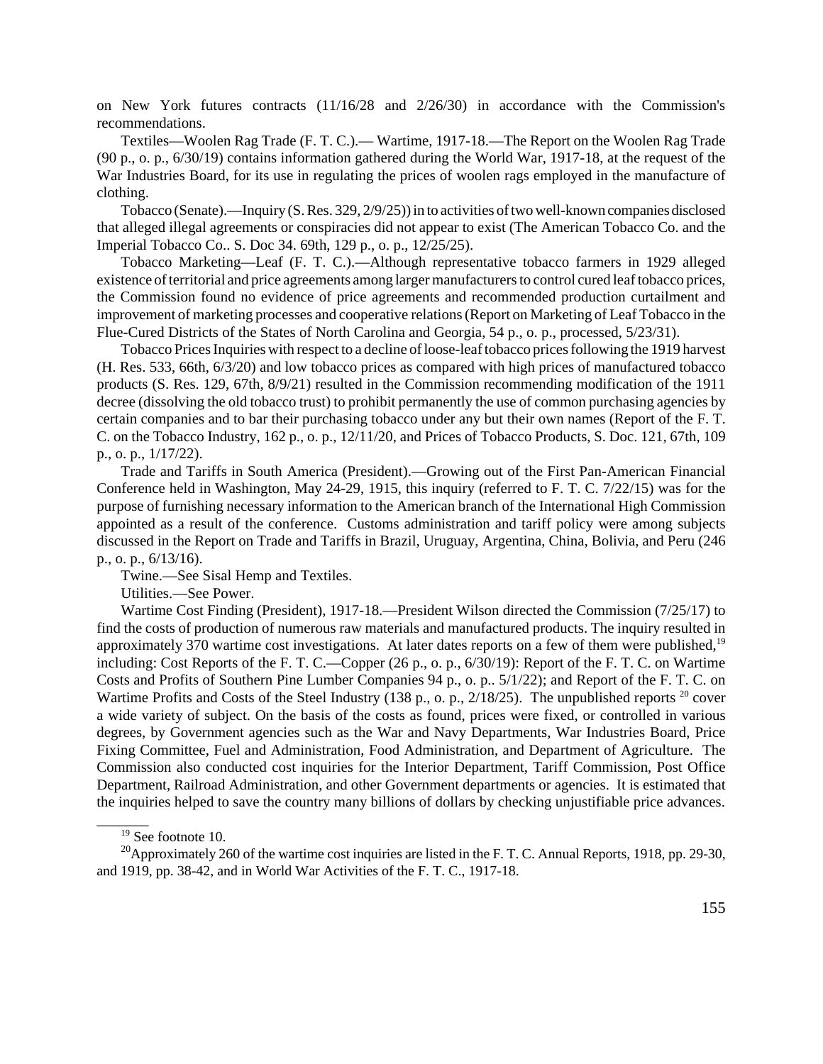on New York futures contracts (11/16/28 and 2/26/30) in accordance with the Commission's recommendations.

Textiles—Woolen Rag Trade (F. T. C.).— Wartime, 1917-18.—The Report on the Woolen Rag Trade (90 p., o. p., 6/30/19) contains information gathered during the World War, 1917-18, at the request of the War Industries Board, for its use in regulating the prices of woolen rags employed in the manufacture of clothing.

Tobacco (Senate).—Inquiry (S. Res. 329, 2/9/25)) in to activities of two well-known companies disclosed that alleged illegal agreements or conspiracies did not appear to exist (The American Tobacco Co. and the Imperial Tobacco Co.. S. Doc 34. 69th, 129 p., o. p., 12/25/25).

Tobacco Marketing—Leaf (F. T. C.).—Although representative tobacco farmers in 1929 alleged existence of territorial and price agreements among larger manufacturers to control cured leaf tobacco prices, the Commission found no evidence of price agreements and recommended production curtailment and improvement of marketing processes and cooperative relations (Report on Marketing of Leaf Tobacco in the Flue-Cured Districts of the States of North Carolina and Georgia, 54 p., o. p., processed, 5/23/31).

Tobacco Prices Inquiries with respect to a decline of loose-leaf tobacco prices following the 1919 harvest (H. Res. 533, 66th, 6/3/20) and low tobacco prices as compared with high prices of manufactured tobacco products (S. Res. 129, 67th, 8/9/21) resulted in the Commission recommending modification of the 1911 decree (dissolving the old tobacco trust) to prohibit permanently the use of common purchasing agencies by certain companies and to bar their purchasing tobacco under any but their own names (Report of the F. T. C. on the Tobacco Industry, 162 p., o. p., 12/11/20, and Prices of Tobacco Products, S. Doc. 121, 67th, 109 p., o. p., 1/17/22).

Trade and Tariffs in South America (President).—Growing out of the First Pan-American Financial Conference held in Washington, May 24-29, 1915, this inquiry (referred to F. T. C. 7/22/15) was for the purpose of furnishing necessary information to the American branch of the International High Commission appointed as a result of the conference. Customs administration and tariff policy were among subjects discussed in the Report on Trade and Tariffs in Brazil, Uruguay, Argentina, China, Bolivia, and Peru (246 p., o. p., 6/13/16).

Twine.—See Sisal Hemp and Textiles.

Utilities.—See Power.

Wartime Cost Finding (President), 1917-18.—President Wilson directed the Commission (7/25/17) to find the costs of production of numerous raw materials and manufactured products. The inquiry resulted in approximately 370 wartime cost investigations. At later dates reports on a few of them were published,[19] including: Cost Reports of the F. T. C.—Copper (26 p., o. p., 6/30/19): Report of the F. T. C. on Wartime Costs and Profits of Southern Pine Lumber Companies 94 p., o. p.. 5/1/22); and Report of the F. T. C. on Wartime Profits and Costs of the Steel Industry (138 p., o. p., 2/18/25). The unpublished reports [20] cover a wide variety of subject. On the basis of the costs as found, prices were fixed, or controlled in various degrees, by Government agencies such as the War and Navy Departments, War Industries Board, Price Fixing Committee, Fuel and Administration, Food Administration, and Department of Agriculture. The Commission also conducted cost inquiries for the Interior Department, Tariff Commission, Post Office Department, Railroad Administration, and other Government departments or agencies. It is estimated that the inquiries helped to save the country many billions of dollars by checking unjustifiable price advances.

---

[19] See footnote 10.

[20] Approximately 260 of the wartime cost inquiries are listed in the F. T. C. Annual Reports, 1918, pp. 29-30, and 1919, pp. 38-42, and in World War Activities of the F. T. C., 1917-18.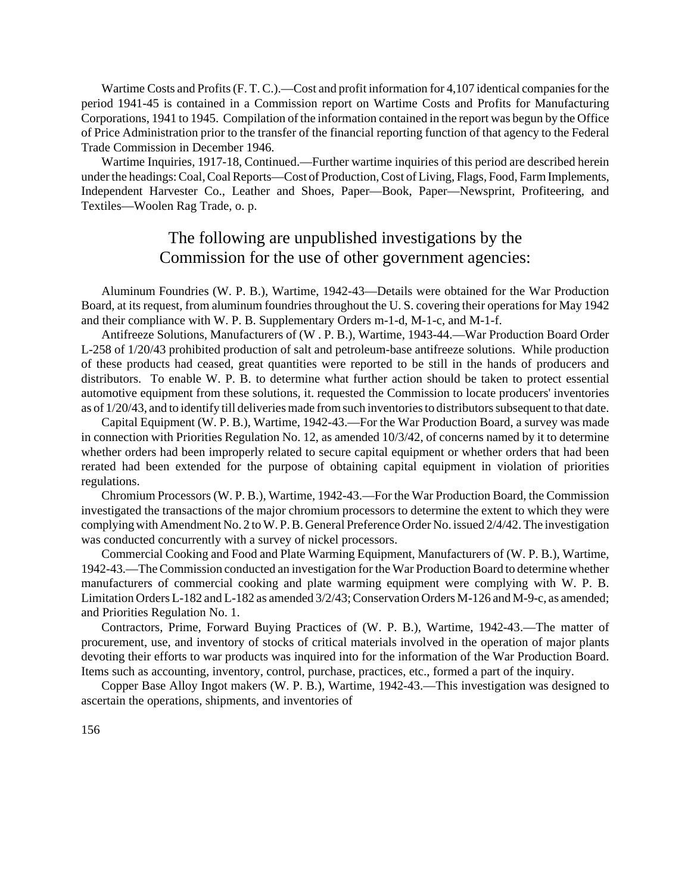Wartime Costs and Profits (F. T. C.).—Cost and profit information for 4,107 identical companies for the period 1941-45 is contained in a Commission report on Wartime Costs and Profits for Manufacturing Corporations, 1941 to 1945. Compilation of the information contained in the report was begun by the Office of Price Administration prior to the transfer of the financial reporting function of that agency to the Federal Trade Commission in December 1946.

Wartime Inquiries, 1917-18, Continued.—Further wartime inquiries of this period are described herein under the headings: Coal, Coal Reports—Cost of Production, Cost of Living, Flags, Food, Farm Implements, Independent Harvester Co., Leather and Shoes, Paper—Book, Paper—Newsprint, Profiteering, and Textiles—Woolen Rag Trade, o. p.

## The following are unpublished investigations by the Commission for the use of other government agencies:

Aluminum Foundries (W. P. B.), Wartime, 1942-43—Details were obtained for the War Production Board, at its request, from aluminum foundries throughout the U. S. covering their operations for May 1942 and their compliance with W. P. B. Supplementary Orders m-1-d, M-1-c, and M-1-f.

Antifreeze Solutions, Manufacturers of (W . P. B.), Wartime, 1943-44.—War Production Board Order L-258 of 1/20/43 prohibited production of salt and petroleum-base antifreeze solutions. While production of these products had ceased, great quantities were reported to be still in the hands of producers and distributors. To enable W. P. B. to determine what further action should be taken to protect essential automotive equipment from these solutions, it. requested the Commission to locate producers' inventories as of 1/20/43, and to identify till deliveries made from such inventories to distributors subsequent to that date.

Capital Equipment (W. P. B.), Wartime, 1942-43.—For the War Production Board, a survey was made in connection with Priorities Regulation No. 12, as amended 10/3/42, of concerns named by it to determine whether orders had been improperly related to secure capital equipment or whether orders that had been rerated had been extended for the purpose of obtaining capital equipment in violation of priorities regulations.

Chromium Processors (W. P. B.), Wartime, 1942-43.—For the War Production Board, the Commission investigated the transactions of the major chromium processors to determine the extent to which they were complying with Amendment No. 2 to W. P. B. General Preference Order No. issued 2/4/42. The investigation was conducted concurrently with a survey of nickel processors.

Commercial Cooking and Food and Plate Warming Equipment, Manufacturers of (W. P. B.), Wartime, 1942-43.—The Commission conducted an investigation for the War Production Board to determine whether manufacturers of commercial cooking and plate warming equipment were complying with W. P. B. Limitation Orders L-182 and L-182 as amended 3/2/43; Conservation Orders M-126 and M-9-c, as amended; and Priorities Regulation No. 1.

Contractors, Prime, Forward Buying Practices of (W. P. B.), Wartime, 1942-43.—The matter of procurement, use, and inventory of stocks of critical materials involved in the operation of major plants devoting their efforts to war products was inquired into for the information of the War Production Board. Items such as accounting, inventory, control, purchase, practices, etc., formed a part of the inquiry.

Copper Base Alloy Ingot makers (W. P. B.), Wartime, 1942-43.—This investigation was designed to ascertain the operations, shipments, and inventories of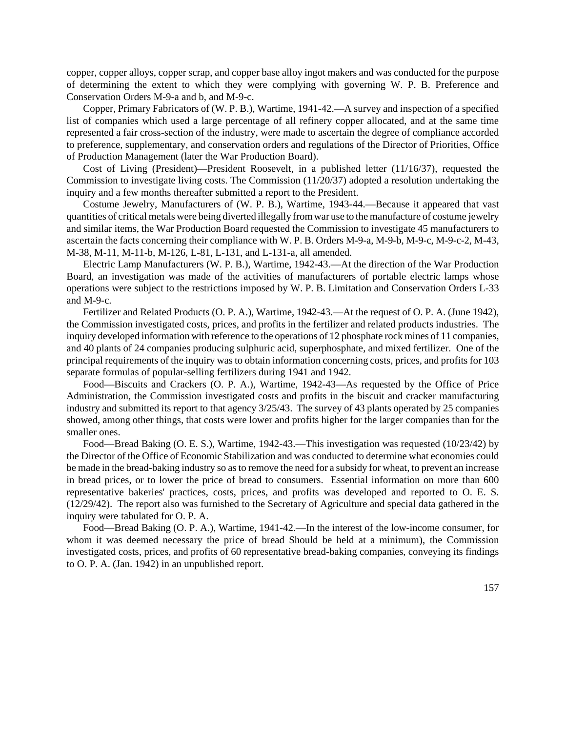copper, copper alloys, copper scrap, and copper base alloy ingot makers and was conducted for the purpose of determining the extent to which they were complying with governing W. P. B. Preference and Conservation Orders M-9-a and b, and M-9-c.

Copper, Primary Fabricators of (W. P. B.), Wartime, 1941-42.—A survey and inspection of a specified list of companies which used a large percentage of all refinery copper allocated, and at the same time represented a fair cross-section of the industry, were made to ascertain the degree of compliance accorded to preference, supplementary, and conservation orders and regulations of the Director of Priorities, Office of Production Management (later the War Production Board).

Cost of Living (President)—President Roosevelt, in a published letter (11/16/37), requested the Commission to investigate living costs. The Commission (11/20/37) adopted a resolution undertaking the inquiry and a few months thereafter submitted a report to the President.

Costume Jewelry, Manufacturers of (W. P. B.), Wartime, 1943-44.—Because it appeared that vast quantities of critical metals were being diverted illegally from war use to the manufacture of costume jewelry and similar items, the War Production Board requested the Commission to investigate 45 manufacturers to ascertain the facts concerning their compliance with W. P. B. Orders M-9-a, M-9-b, M-9-c, M-9-c-2, M-43, M-38, M-11, M-11-b, M-126, L-81, L-131, and L-131-a, all amended.

Electric Lamp Manufacturers (W. P. B.), Wartime, 1942-43.—At the direction of the War Production Board, an investigation was made of the activities of manufacturers of portable electric lamps whose operations were subject to the restrictions imposed by W. P. B. Limitation and Conservation Orders L-33 and M-9-c.

Fertilizer and Related Products (O. P. A.), Wartime, 1942-43.—At the request of O. P. A. (June 1942), the Commission investigated costs, prices, and profits in the fertilizer and related products industries. The inquiry developed information with reference to the operations of 12 phosphate rock mines of 11 companies, and 40 plants of 24 companies producing sulphuric acid, superphosphate, and mixed fertilizer. One of the principal requirements of the inquiry was to obtain information concerning costs, prices, and profits for 103 separate formulas of popular-selling fertilizers during 1941 and 1942.

Food—Biscuits and Crackers (O. P. A.), Wartime, 1942-43—As requested by the Office of Price Administration, the Commission investigated costs and profits in the biscuit and cracker manufacturing industry and submitted its report to that agency 3/25/43. The survey of 43 plants operated by 25 companies showed, among other things, that costs were lower and profits higher for the larger companies than for the smaller ones.

Food—Bread Baking (O. E. S.), Wartime, 1942-43.—This investigation was requested (10/23/42) by the Director of the Office of Economic Stabilization and was conducted to determine what economies could be made in the bread-baking industry so as to remove the need for a subsidy for wheat, to prevent an increase in bread prices, or to lower the price of bread to consumers. Essential information on more than 600 representative bakeries' practices, costs, prices, and profits was developed and reported to O. E. S. (12/29/42). The report also was furnished to the Secretary of Agriculture and special data gathered in the inquiry were tabulated for O. P. A.

Food—Bread Baking (O. P. A.), Wartime, 1941-42.—In the interest of the low-income consumer, for whom it was deemed necessary the price of bread Should be held at a minimum), the Commission investigated costs, prices, and profits of 60 representative bread-baking companies, conveying its findings to O. P. A. (Jan. 1942) in an unpublished report.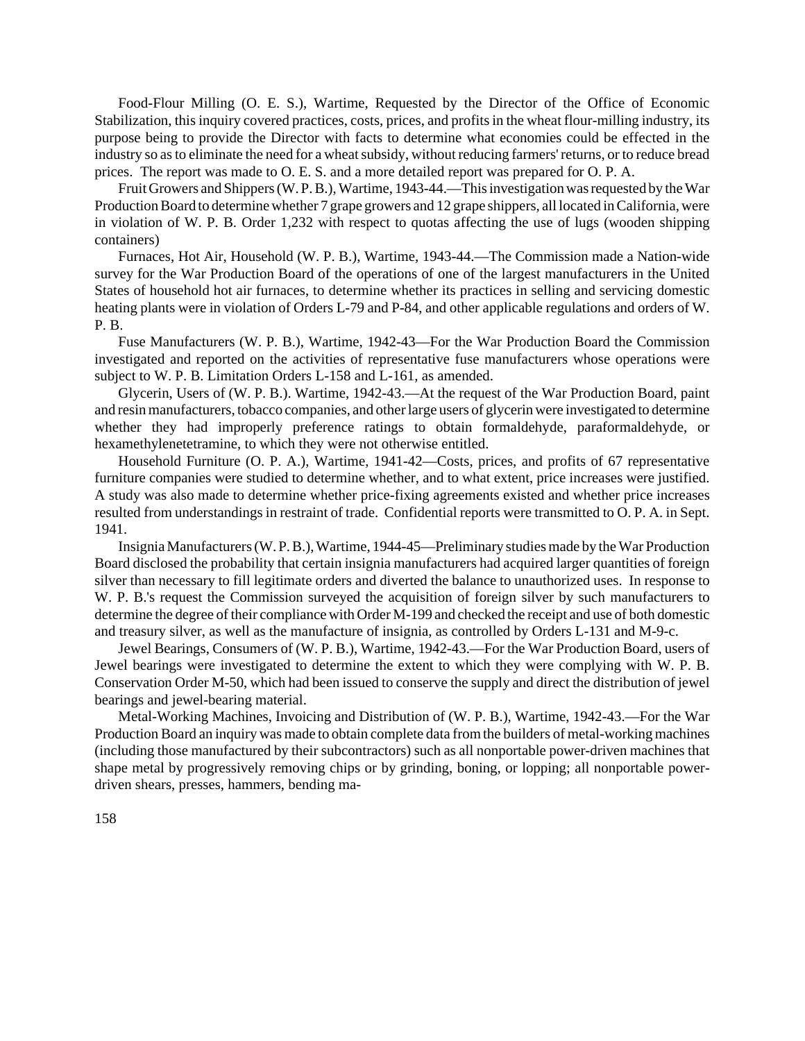Food-Flour Milling (O. E. S.), Wartime, Requested by the Director of the Office of Economic Stabilization, this inquiry covered practices, costs, prices, and profits in the wheat flour-milling industry, its purpose being to provide the Director with facts to determine what economies could be effected in the industry so as to eliminate the need for a wheat subsidy, without reducing farmers' returns, or to reduce bread prices. The report was made to O. E. S. and a more detailed report was prepared for O. P. A.

Fruit Growers and Shippers (W. P. B.), Wartime, 1943-44.—This investigation was requested by the War Production Board to determine whether 7 grape growers and 12 grape shippers, all located in California, were in violation of W. P. B. Order 1,232 with respect to quotas affecting the use of lugs (wooden shipping containers)

Furnaces, Hot Air, Household (W. P. B.), Wartime, 1943-44.—The Commission made a Nation-wide survey for the War Production Board of the operations of one of the largest manufacturers in the United States of household hot air furnaces, to determine whether its practices in selling and servicing domestic heating plants were in violation of Orders L-79 and P-84, and other applicable regulations and orders of W. P. B.

Fuse Manufacturers (W. P. B.), Wartime, 1942-43—For the War Production Board the Commission investigated and reported on the activities of representative fuse manufacturers whose operations were subject to W. P. B. Limitation Orders L-158 and L-161, as amended.

Glycerin, Users of (W. P. B.). Wartime, 1942-43.—At the request of the War Production Board, paint and resin manufacturers, tobacco companies, and other large users of glycerin were investigated to determine whether they had improperly preference ratings to obtain formaldehyde, paraformaldehyde, or hexamethylenetetramine, to which they were not otherwise entitled.

Household Furniture (O. P. A.), Wartime, 1941-42—Costs, prices, and profits of 67 representative furniture companies were studied to determine whether, and to what extent, price increases were justified. A study was also made to determine whether price-fixing agreements existed and whether price increases resulted from understandings in restraint of trade. Confidential reports were transmitted to O. P. A. in Sept. 1941.

Insignia Manufacturers (W. P. B.), Wartime, 1944-45—Preliminary studies made by the War Production Board disclosed the probability that certain insignia manufacturers had acquired larger quantities of foreign silver than necessary to fill legitimate orders and diverted the balance to unauthorized uses. In response to W. P. B.'s request the Commission surveyed the acquisition of foreign silver by such manufacturers to determine the degree of their compliance with Order M-199 and checked the receipt and use of both domestic and treasury silver, as well as the manufacture of insignia, as controlled by Orders L-131 and M-9-c.

Jewel Bearings, Consumers of (W. P. B.), Wartime, 1942-43.—For the War Production Board, users of Jewel bearings were investigated to determine the extent to which they were complying with W. P. B. Conservation Order M-50, which had been issued to conserve the supply and direct the distribution of jewel bearings and jewel-bearing material.

Metal-Working Machines, Invoicing and Distribution of (W. P. B.), Wartime, 1942-43.—For the War Production Board an inquiry was made to obtain complete data from the builders of metal-working machines (including those manufactured by their subcontractors) such as all nonportable power-driven machines that shape metal by progressively removing chips or by grinding, boning, or lopping; all nonportable power-driven shears, presses, hammers, bending ma-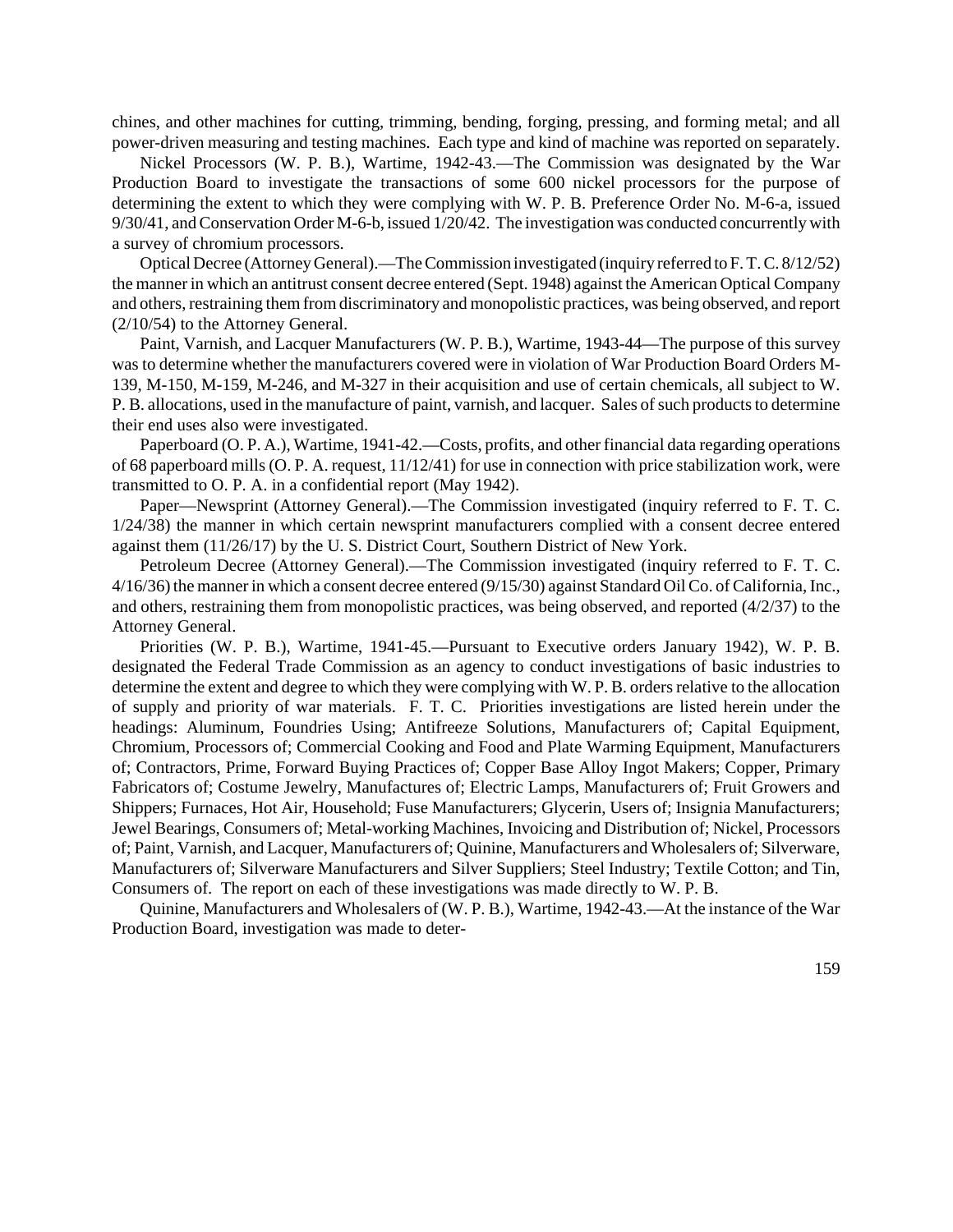chines, and other machines for cutting, trimming, bending, forging, pressing, and forming metal; and all power-driven measuring and testing machines. Each type and kind of machine was reported on separately.

Nickel Processors (W. P. B.), Wartime, 1942-43.—The Commission was designated by the War Production Board to investigate the transactions of some 600 nickel processors for the purpose of determining the extent to which they were complying with W. P. B. Preference Order No. M-6-a, issued 9/30/41, and Conservation Order M-6-b, issued 1/20/42. The investigation was conducted concurrently with a survey of chromium processors.

Optical Decree (Attorney General).—The Commission investigated (inquiry referred to F. T. C. 8/12/52) the manner in which an antitrust consent decree entered (Sept. 1948) against the American Optical Company and others, restraining them from discriminatory and monopolistic practices, was being observed, and report (2/10/54) to the Attorney General.

Paint, Varnish, and Lacquer Manufacturers (W. P. B.), Wartime, 1943-44—The purpose of this survey was to determine whether the manufacturers covered were in violation of War Production Board Orders M-139, M-150, M-159, M-246, and M-327 in their acquisition and use of certain chemicals, all subject to W. P. B. allocations, used in the manufacture of paint, varnish, and lacquer. Sales of such products to determine their end uses also were investigated.

Paperboard (O. P. A.), Wartime, 1941-42.—Costs, profits, and other financial data regarding operations of 68 paperboard mills (O. P. A. request, 11/12/41) for use in connection with price stabilization work, were transmitted to O. P. A. in a confidential report (May 1942).

Paper—Newsprint (Attorney General).—The Commission investigated (inquiry referred to F. T. C. 1/24/38) the manner in which certain newsprint manufacturers complied with a consent decree entered against them (11/26/17) by the U. S. District Court, Southern District of New York.

Petroleum Decree (Attorney General).—The Commission investigated (inquiry referred to F. T. C. 4/16/36) the manner in which a consent decree entered (9/15/30) against Standard Oil Co. of California, Inc., and others, restraining them from monopolistic practices, was being observed, and reported (4/2/37) to the Attorney General.

Priorities (W. P. B.), Wartime, 1941-45.—Pursuant to Executive orders January 1942), W. P. B. designated the Federal Trade Commission as an agency to conduct investigations of basic industries to determine the extent and degree to which they were complying with W. P. B. orders relative to the allocation of supply and priority of war materials. F. T. C. Priorities investigations are listed herein under the headings: Aluminum, Foundries Using; Antifreeze Solutions, Manufacturers of; Capital Equipment, Chromium, Processors of; Commercial Cooking and Food and Plate Warming Equipment, Manufacturers of; Contractors, Prime, Forward Buying Practices of; Copper Base Alloy Ingot Makers; Copper, Primary Fabricators of; Costume Jewelry, Manufactures of; Electric Lamps, Manufacturers of; Fruit Growers and Shippers; Furnaces, Hot Air, Household; Fuse Manufacturers; Glycerin, Users of; Insignia Manufacturers; Jewel Bearings, Consumers of; Metal-working Machines, Invoicing and Distribution of; Nickel, Processors of; Paint, Varnish, and Lacquer, Manufacturers of; Quinine, Manufacturers and Wholesalers of; Silverware, Manufacturers of; Silverware Manufacturers and Silver Suppliers; Steel Industry; Textile Cotton; and Tin, Consumers of. The report on each of these investigations was made directly to W. P. B.

Quinine, Manufacturers and Wholesalers of (W. P. B.), Wartime, 1942-43.—At the instance of the War Production Board, investigation was made to deter-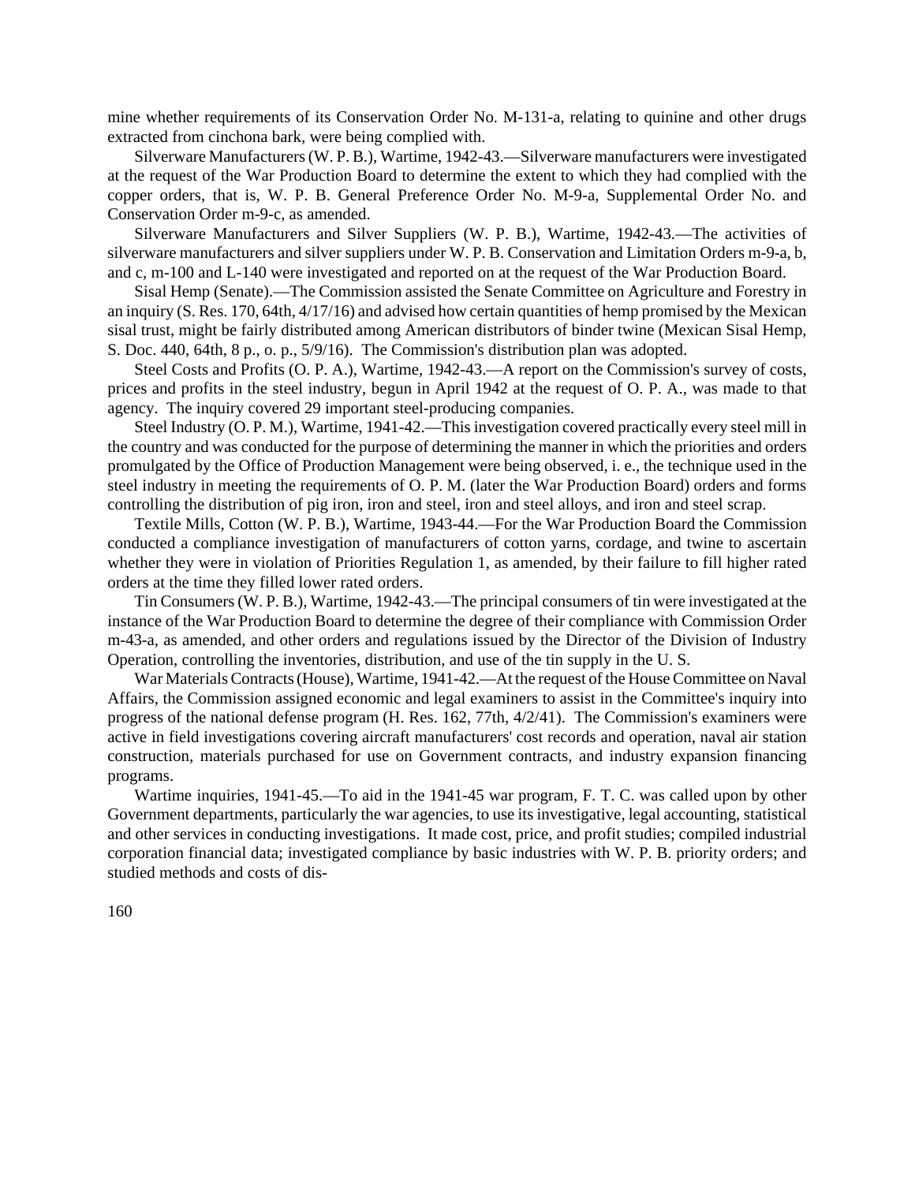mine whether requirements of its Conservation Order No. M-131-a, relating to quinine and other drugs extracted from cinchona bark, were being complied with.

Silverware Manufacturers (W. P. B.), Wartime, 1942-43.—Silverware manufacturers were investigated at the request of the War Production Board to determine the extent to which they had complied with the copper orders, that is, W. P. B. General Preference Order No. M-9-a, Supplemental Order No. and Conservation Order m-9-c, as amended.

Silverware Manufacturers and Silver Suppliers (W. P. B.), Wartime, 1942-43.—The activities of silverware manufacturers and silver suppliers under W. P. B. Conservation and Limitation Orders m-9-a, b, and c, m-100 and L-140 were investigated and reported on at the request of the War Production Board.

Sisal Hemp (Senate).—The Commission assisted the Senate Committee on Agriculture and Forestry in an inquiry (S. Res. 170, 64th, 4/17/16) and advised how certain quantities of hemp promised by the Mexican sisal trust, might be fairly distributed among American distributors of binder twine (Mexican Sisal Hemp, S. Doc. 440, 64th, 8 p., o. p., 5/9/16). The Commission's distribution plan was adopted.

Steel Costs and Profits (O. P. A.), Wartime, 1942-43.—A report on the Commission's survey of costs, prices and profits in the steel industry, begun in April 1942 at the request of O. P. A., was made to that agency. The inquiry covered 29 important steel-producing companies.

Steel Industry (O. P. M.), Wartime, 1941-42.—This investigation covered practically every steel mill in the country and was conducted for the purpose of determining the manner in which the priorities and orders promulgated by the Office of Production Management were being observed, i. e., the technique used in the steel industry in meeting the requirements of O. P. M. (later the War Production Board) orders and forms controlling the distribution of pig iron, iron and steel, iron and steel alloys, and iron and steel scrap.

Textile Mills, Cotton (W. P. B.), Wartime, 1943-44.—For the War Production Board the Commission conducted a compliance investigation of manufacturers of cotton yarns, cordage, and twine to ascertain whether they were in violation of Priorities Regulation 1, as amended, by their failure to fill higher rated orders at the time they filled lower rated orders.

Tin Consumers (W. P. B.), Wartime, 1942-43.—The principal consumers of tin were investigated at the instance of the War Production Board to determine the degree of their compliance with Commission Order m-43-a, as amended, and other orders and regulations issued by the Director of the Division of Industry Operation, controlling the inventories, distribution, and use of the tin supply in the U. S.

War Materials Contracts (House), Wartime, 1941-42.—At the request of the House Committee on Naval Affairs, the Commission assigned economic and legal examiners to assist in the Committee's inquiry into progress of the national defense program (H. Res. 162, 77th, 4/2/41). The Commission's examiners were active in field investigations covering aircraft manufacturers' cost records and operation, naval air station construction, materials purchased for use on Government contracts, and industry expansion financing programs.

Wartime inquiries, 1941-45.—To aid in the 1941-45 war program, F. T. C. was called upon by other Government departments, particularly the war agencies, to use its investigative, legal accounting, statistical and other services in conducting investigations. It made cost, price, and profit studies; compiled industrial corporation financial data; investigated compliance by basic industries with W. P. B. priority orders; and studied methods and costs of dis-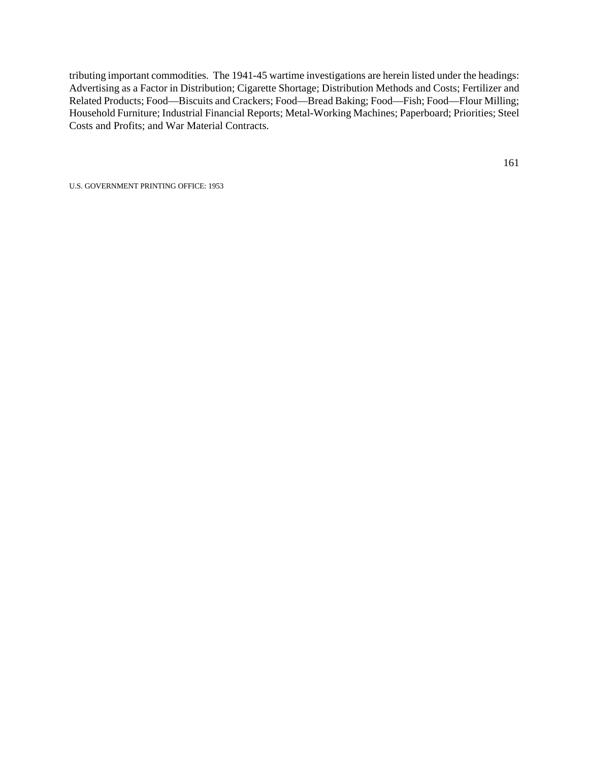tributing important commodities. The 1941-45 wartime investigations are herein listed under the headings: Advertising as a Factor in Distribution; Cigarette Shortage; Distribution Methods and Costs; Fertilizer and Related Products; Food—Biscuits and Crackers; Food—Bread Baking; Food—Fish; Food—Flour Milling; Household Furniture; Industrial Financial Reports; Metal-Working Machines; Paperboard; Priorities; Steel Costs and Profits; and War Material Contracts.

U.S. GOVERNMENT PRINTING OFFICE: 1953